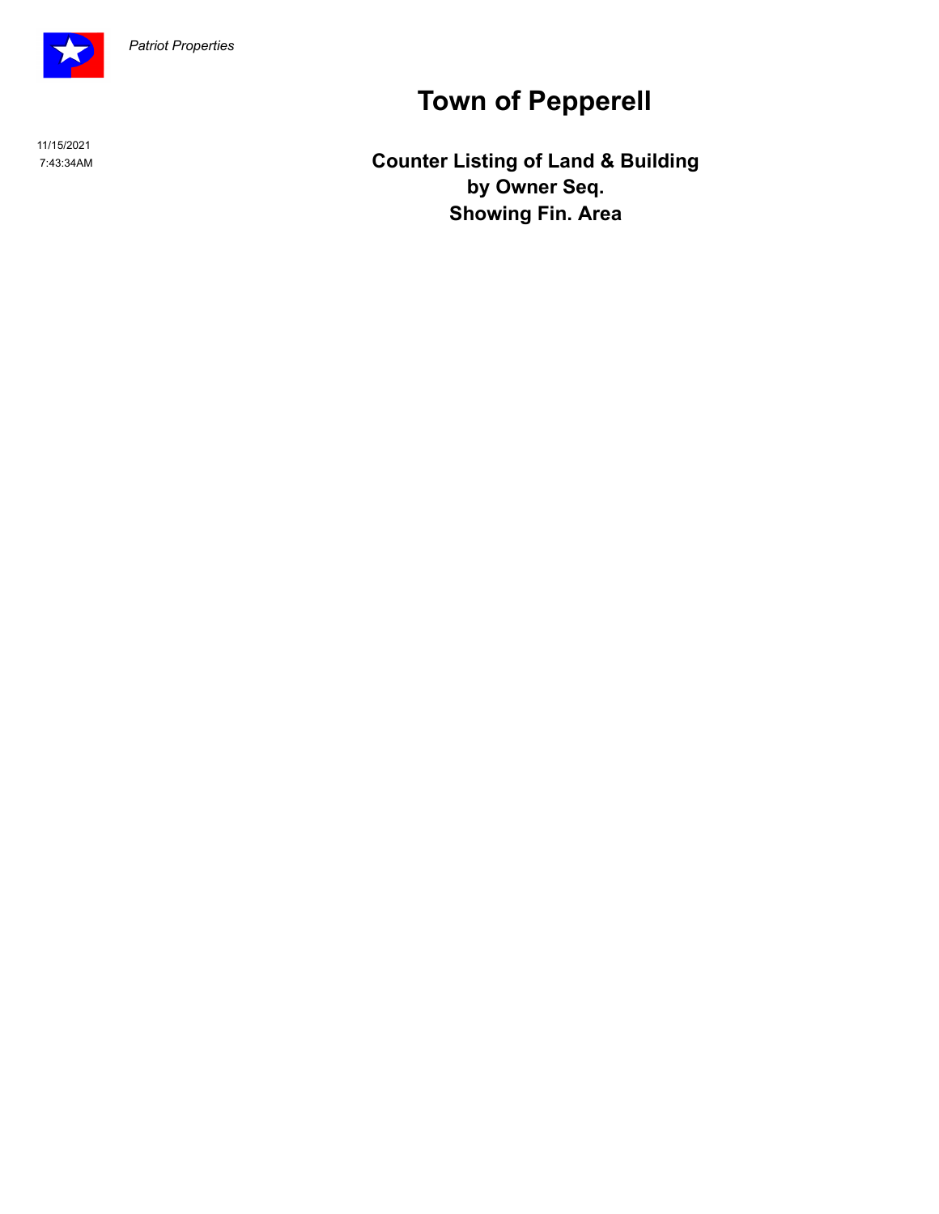*Patriot Properties*

# Town of Pepperell

11/15/2021
7:43:34AM

## Counter Listing of Land & Building
## by Owner Seq.
## Showing Fin. Area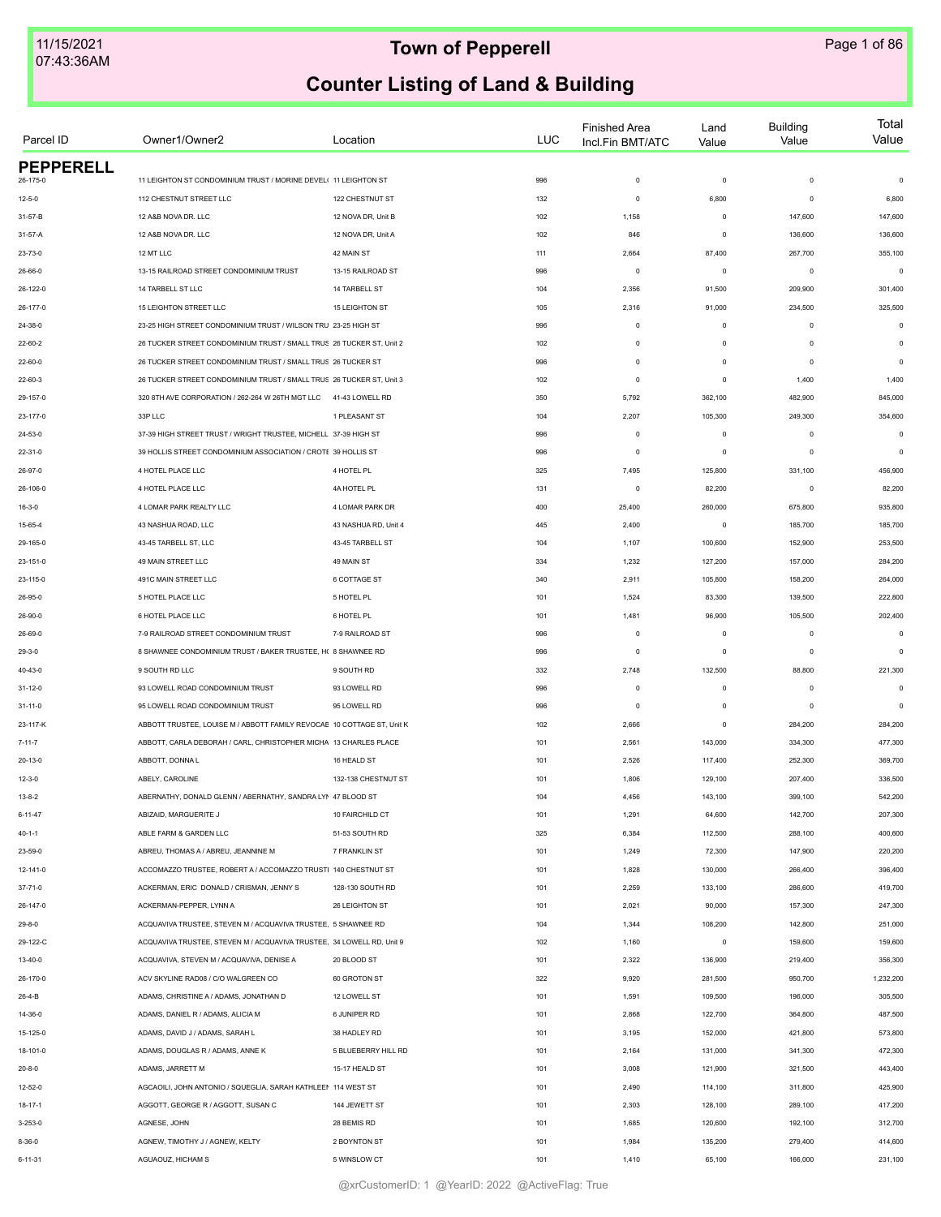# Town of Pepperell

## Counter Listing of Land & Building

| Parcel ID | Owner1/Owner2 | Location | LUC | Finished Area Incl.Fin BMT/ATC | Land Value | Building Value | Total Value |
|---|---|---|---|---|---|---|---|
| **PEPPERELL** | | | | | | | |
| 26-175-0 | 11 LEIGHTON ST CONDOMINIUM TRUST / MORINE DEVEL( | 11 LEIGHTON ST | 996 | 0 | 0 | 0 | 0 |
| 12-5-0 | 112 CHESTNUT STREET LLC | 122 CHESTNUT ST | 132 | 0 | 6,800 | 0 | 6,800 |
| 31-57-B | 12 A&B NOVA DR. LLC | 12 NOVA DR, Unit B | 102 | 1,158 | 0 | 147,600 | 147,600 |
| 31-57-A | 12 A&B NOVA DR. LLC | 12 NOVA DR, Unit A | 102 | 846 | 0 | 136,600 | 136,600 |
| 23-73-0 | 12 MT LLC | 42 MAIN ST | 111 | 2,664 | 87,400 | 267,700 | 355,100 |
| 26-66-0 | 13-15 RAILROAD STREET CONDOMINIUM TRUST | 13-15 RAILROAD ST | 996 | 0 | 0 | 0 | 0 |
| 26-122-0 | 14 TARBELL ST LLC | 14 TARBELL ST | 104 | 2,356 | 91,500 | 209,900 | 301,400 |
| 26-177-0 | 15 LEIGHTON STREET LLC | 15 LEIGHTON ST | 105 | 2,316 | 91,000 | 234,500 | 325,500 |
| 24-38-0 | 23-25 HIGH STREET CONDOMINIUM TRUST / WILSON TRU | 23-25 HIGH ST | 996 | 0 | 0 | 0 | 0 |
| 22-60-2 | 26 TUCKER STREET CONDOMINIUM TRUST / SMALL TRUS | 26 TUCKER ST, Unit 2 | 102 | 0 | 0 | 0 | 0 |
| 22-60-0 | 26 TUCKER STREET CONDOMINIUM TRUST / SMALL TRUS | 26 TUCKER ST | 996 | 0 | 0 | 0 | 0 |
| 22-60-3 | 26 TUCKER STREET CONDOMINIUM TRUST / SMALL TRUS | 26 TUCKER ST, Unit 3 | 102 | 0 | 0 | 1,400 | 1,400 |
| 29-157-0 | 320 8TH AVE CORPORATION / 262-264 W 26TH MGT LLC | 41-43 LOWELL RD | 350 | 5,792 | 362,100 | 482,900 | 845,000 |
| 23-177-0 | 33P LLC | 1 PLEASANT ST | 104 | 2,207 | 105,300 | 249,300 | 354,600 |
| 24-53-0 | 37-39 HIGH STREET TRUST / WRIGHT TRUSTEE, MICHELL | 37-39 HIGH ST | 996 | 0 | 0 | 0 | 0 |
| 22-31-0 | 39 HOLLIS STREET CONDOMINIUM ASSOCIATION / CROTE | 39 HOLLIS ST | 996 | 0 | 0 | 0 | 0 |
| 26-97-0 | 4 HOTEL PLACE LLC | 4 HOTEL PL | 325 | 7,495 | 125,800 | 331,100 | 456,900 |
| 26-106-0 | 4 HOTEL PLACE LLC | 4A HOTEL PL | 131 | 0 | 82,200 | 0 | 82,200 |
| 16-3-0 | 4 LOMAR PARK REALTY LLC | 4 LOMAR PARK DR | 400 | 25,400 | 260,000 | 675,800 | 935,800 |
| 15-65-4 | 43 NASHUA ROAD, LLC | 43 NASHUA RD, Unit 4 | 445 | 2,400 | 0 | 185,700 | 185,700 |
| 29-165-0 | 43-45 TARBELL ST, LLC | 43-45 TARBELL ST | 104 | 1,107 | 100,600 | 152,900 | 253,500 |
| 23-151-0 | 49 MAIN STREET LLC | 49 MAIN ST | 334 | 1,232 | 127,200 | 157,000 | 284,200 |
| 23-115-0 | 491C MAIN STREET LLC | 6 COTTAGE ST | 340 | 2,911 | 105,800 | 158,200 | 264,000 |
| 26-95-0 | 5 HOTEL PLACE LLC | 5 HOTEL PL | 101 | 1,524 | 83,300 | 139,500 | 222,800 |
| 26-90-0 | 6 HOTEL PLACE LLC | 6 HOTEL PL | 101 | 1,481 | 96,900 | 105,500 | 202,400 |
| 26-69-0 | 7-9 RAILROAD STREET CONDOMINIUM TRUST | 7-9 RAILROAD ST | 996 | 0 | 0 | 0 | 0 |
| 29-3-0 | 8 SHAWNEE CONDOMINIUM TRUST / BAKER TRUSTEE, H( | 8 SHAWNEE RD | 996 | 0 | 0 | 0 | 0 |
| 40-43-0 | 9 SOUTH RD LLC | 9 SOUTH RD | 332 | 2,748 | 132,500 | 88,800 | 221,300 |
| 31-12-0 | 93 LOWELL ROAD CONDOMINIUM TRUST | 93 LOWELL RD | 996 | 0 | 0 | 0 | 0 |
| 31-11-0 | 95 LOWELL ROAD CONDOMINIUM TRUST | 95 LOWELL RD | 996 | 0 | 0 | 0 | 0 |
| 23-117-K | ABBOTT TRUSTEE, LOUISE M / ABBOTT FAMILY REVOCAE | 10 COTTAGE ST, Unit K | 102 | 2,666 | 0 | 284,200 | 284,200 |
| 7-11-7 | ABBOTT, CARLA DEBORAH / CARL, CHRISTOPHER MICHA | 13 CHARLES PLACE | 101 | 2,561 | 143,000 | 334,300 | 477,300 |
| 20-13-0 | ABBOTT, DONNA L | 16 HEALD ST | 101 | 2,526 | 117,400 | 252,300 | 369,700 |
| 12-3-0 | ABELY, CAROLINE | 132-138 CHESTNUT ST | 101 | 1,806 | 129,100 | 207,400 | 336,500 |
| 13-8-2 | ABERNATHY, DONALD GLENN / ABERNATHY, SANDRA LYN | 47 BLOOD ST | 104 | 4,456 | 143,100 | 399,100 | 542,200 |
| 6-11-47 | ABIZAID, MARGUERITE J | 10 FAIRCHILD CT | 101 | 1,291 | 64,600 | 142,700 | 207,300 |
| 40-1-1 | ABLE FARM & GARDEN LLC | 51-53 SOUTH RD | 325 | 6,384 | 112,500 | 288,100 | 400,600 |
| 23-59-0 | ABREU, THOMAS A / ABREU, JEANNINE M | 7 FRANKLIN ST | 101 | 1,249 | 72,300 | 147,900 | 220,200 |
| 12-141-0 | ACCOMAZZO TRUSTEE, ROBERT A / ACCOMAZZO TRUSTI | 140 CHESTNUT ST | 101 | 1,828 | 130,000 | 266,400 | 396,400 |
| 37-71-0 | ACKERMAN, ERIC DONALD / CRISMAN, JENNY S | 128-130 SOUTH RD | 101 | 2,259 | 133,100 | 286,600 | 419,700 |
| 26-147-0 | ACKERMAN-PEPPER, LYNN A | 26 LEIGHTON ST | 101 | 2,021 | 90,000 | 157,300 | 247,300 |
| 29-8-0 | ACQUAVIVA TRUSTEE, STEVEN M / ACQUAVIVA TRUSTEE, | 5 SHAWNEE RD | 104 | 1,344 | 108,200 | 142,800 | 251,000 |
| 29-122-C | ACQUAVIVA TRUSTEE, STEVEN M / ACQUAVIVA TRUSTEE, | 34 LOWELL RD, Unit 9 | 102 | 1,160 | 0 | 159,600 | 159,600 |
| 13-40-0 | ACQUAVIVA, STEVEN M / ACQUAVIVA, DENISE A | 20 BLOOD ST | 101 | 2,322 | 136,900 | 219,400 | 356,300 |
| 26-170-0 | ACV SKYLINE RAD08 / C/O WALGREEN CO | 60 GROTON ST | 322 | 9,920 | 281,500 | 950,700 | 1,232,200 |
| 26-4-B | ADAMS, CHRISTINE A / ADAMS, JONATHAN D | 12 LOWELL ST | 101 | 1,591 | 109,500 | 196,000 | 305,500 |
| 14-36-0 | ADAMS, DANIEL R / ADAMS, ALICIA M | 6 JUNIPER RD | 101 | 2,868 | 122,700 | 364,800 | 487,500 |
| 15-125-0 | ADAMS, DAVID J / ADAMS, SARAH L | 38 HADLEY RD | 101 | 3,195 | 152,000 | 421,800 | 573,800 |
| 18-101-0 | ADAMS, DOUGLAS R / ADAMS, ANNE K | 5 BLUEBERRY HILL RD | 101 | 2,164 | 131,000 | 341,300 | 472,300 |
| 20-8-0 | ADAMS, JARRETT M | 15-17 HEALD ST | 101 | 3,008 | 121,900 | 321,500 | 443,400 |
| 12-52-0 | AGCAOILI, JOHN ANTONIO / SQUEGLIA, SARAH KATHLEEN | 114 WEST ST | 101 | 2,490 | 114,100 | 311,800 | 425,900 |
| 18-17-1 | AGGOTT, GEORGE R / AGGOTT, SUSAN C | 144 JEWETT ST | 101 | 2,303 | 128,100 | 289,100 | 417,200 |
| 3-253-0 | AGNESE, JOHN | 28 BEMIS RD | 101 | 1,685 | 120,600 | 192,100 | 312,700 |
| 8-36-0 | AGNEW, TIMOTHY J / AGNEW, KELTY | 2 BOYNTON ST | 101 | 1,984 | 135,200 | 279,400 | 414,600 |
| 6-11-31 | AGUAOUZ, HICHAM S | 5 WINSLOW CT | 101 | 1,410 | 65,100 | 166,000 | 231,100 |

@xrCustomerID: 1 @YearID: 2022 @ActiveFlag: True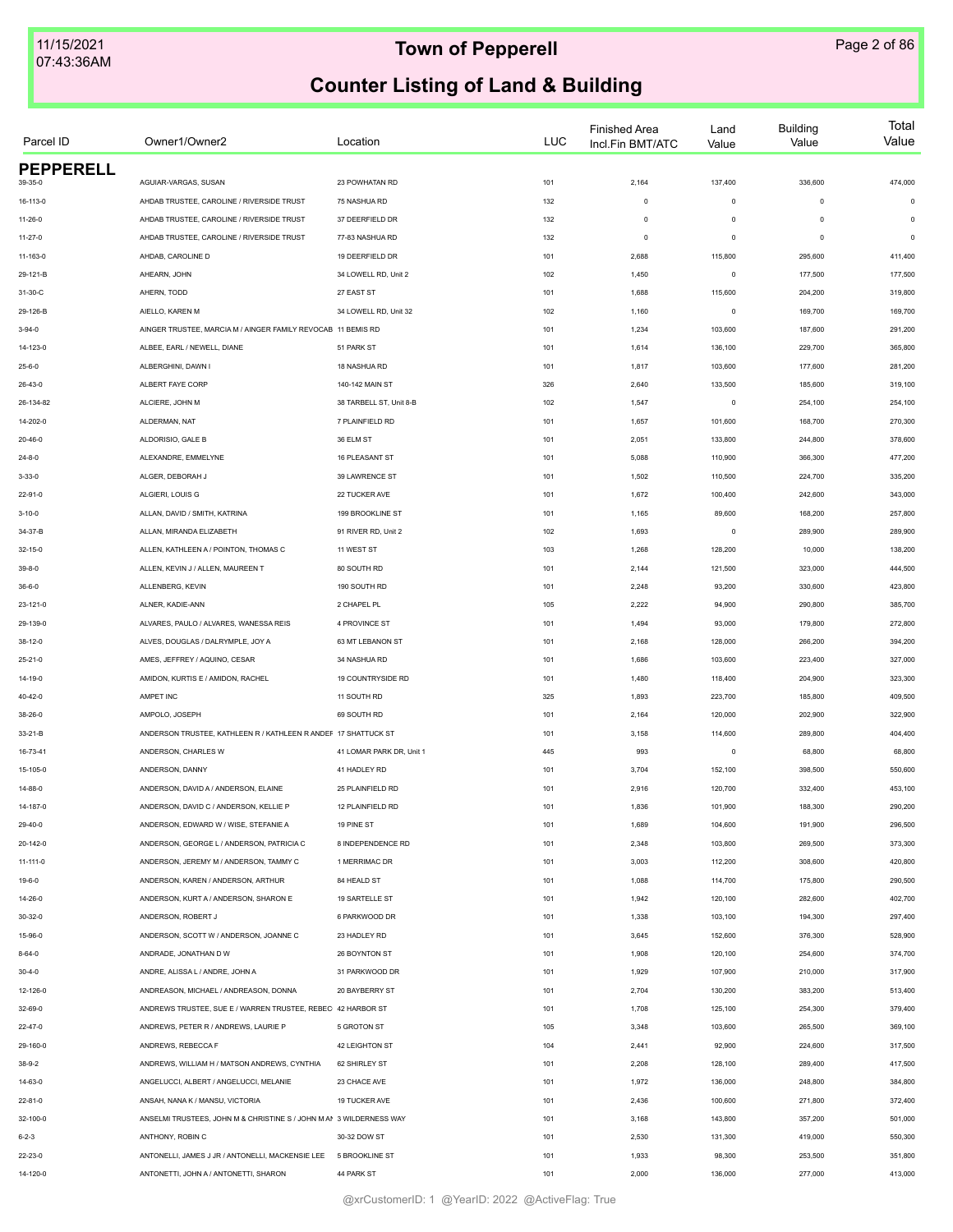# Town of Pepperell

## Counter Listing of Land & Building

| Parcel ID | Owner1/Owner2 | Location | LUC | Finished Area Incl.Fin BMT/ATC | Land Value | Building Value | Total Value |
|---|---|---|---|---|---|---|---|
| **PEPPERELL** | | | | | | | |
| 39-35-0 | AGUIAR-VARGAS, SUSAN | 23 POWHATAN RD | 101 | 2,164 | 137,400 | 336,600 | 474,000 |
| 16-113-0 | AHDAB TRUSTEE, CAROLINE / RIVERSIDE TRUST | 75 NASHUA RD | 132 | 0 | 0 | 0 | 0 |
| 11-26-0 | AHDAB TRUSTEE, CAROLINE / RIVERSIDE TRUST | 37 DEERFIELD DR | 132 | 0 | 0 | 0 | 0 |
| 11-27-0 | AHDAB TRUSTEE, CAROLINE / RIVERSIDE TRUST | 77-83 NASHUA RD | 132 | 0 | 0 | 0 | 0 |
| 11-163-0 | AHDAB, CAROLINE D | 19 DEERFIELD DR | 101 | 2,688 | 115,800 | 295,600 | 411,400 |
| 29-121-B | AHEARN, JOHN | 34 LOWELL RD, Unit 2 | 102 | 1,450 | 0 | 177,500 | 177,500 |
| 31-30-C | AHERN, TODD | 27 EAST ST | 101 | 1,688 | 115,600 | 204,200 | 319,800 |
| 29-126-B | AIELLO, KAREN M | 34 LOWELL RD, Unit 32 | 102 | 1,160 | 0 | 169,700 | 169,700 |
| 3-94-0 | AINGER TRUSTEE, MARCIA M / AINGER FAMILY REVOCAB | 11 BEMIS RD | 101 | 1,234 | 103,600 | 187,600 | 291,200 |
| 14-123-0 | ALBEE, EARL / NEWELL, DIANE | 51 PARK ST | 101 | 1,614 | 136,100 | 229,700 | 365,800 |
| 25-6-0 | ALBERGHINI, DAWN I | 18 NASHUA RD | 101 | 1,817 | 103,600 | 177,600 | 281,200 |
| 26-43-0 | ALBERT FAYE CORP | 140-142 MAIN ST | 326 | 2,640 | 133,500 | 185,600 | 319,100 |
| 26-134-82 | ALCIERE, JOHN M | 38 TARBELL ST, Unit 8-B | 102 | 1,547 | 0 | 254,100 | 254,100 |
| 14-202-0 | ALDERMAN, NAT | 7 PLAINFIELD RD | 101 | 1,657 | 101,600 | 168,700 | 270,300 |
| 20-46-0 | ALDORISIO, GALE B | 36 ELM ST | 101 | 2,051 | 133,800 | 244,800 | 378,600 |
| 24-8-0 | ALEXANDRE, EMMELYNE | 16 PLEASANT ST | 101 | 5,088 | 110,900 | 366,300 | 477,200 |
| 3-33-0 | ALGER, DEBORAH J | 39 LAWRENCE ST | 101 | 1,502 | 110,500 | 224,700 | 335,200 |
| 22-91-0 | ALGIERI, LOUIS G | 22 TUCKER AVE | 101 | 1,672 | 100,400 | 242,600 | 343,000 |
| 3-10-0 | ALLAN, DAVID / SMITH, KATRINA | 199 BROOKLINE ST | 101 | 1,165 | 89,600 | 168,200 | 257,800 |
| 34-37-B | ALLAN, MIRANDA ELIZABETH | 91 RIVER RD, Unit 2 | 102 | 1,693 | 0 | 289,900 | 289,900 |
| 32-15-0 | ALLEN, KATHLEEN A / POINTON, THOMAS C | 11 WEST ST | 103 | 1,268 | 128,200 | 10,000 | 138,200 |
| 39-8-0 | ALLEN, KEVIN J / ALLEN, MAUREEN T | 80 SOUTH RD | 101 | 2,144 | 121,500 | 323,000 | 444,500 |
| 36-6-0 | ALLENBERG, KEVIN | 190 SOUTH RD | 101 | 2,248 | 93,200 | 330,600 | 423,800 |
| 23-121-0 | ALNER, KADIE-ANN | 2 CHAPEL PL | 105 | 2,222 | 94,900 | 290,800 | 385,700 |
| 29-139-0 | ALVARES, PAULO / ALVARES, WANESSA REIS | 4 PROVINCE ST | 101 | 1,494 | 93,000 | 179,800 | 272,800 |
| 38-12-0 | ALVES, DOUGLAS / DALRYMPLE, JOY A | 63 MT LEBANON ST | 101 | 2,168 | 128,000 | 266,200 | 394,200 |
| 25-21-0 | AMES, JEFFREY / AQUINO, CESAR | 34 NASHUA RD | 101 | 1,686 | 103,600 | 223,400 | 327,000 |
| 14-19-0 | AMIDON, KURTIS E / AMIDON, RACHEL | 19 COUNTRYSIDE RD | 101 | 1,480 | 118,400 | 204,900 | 323,300 |
| 40-42-0 | AMPET INC | 11 SOUTH RD | 325 | 1,893 | 223,700 | 185,800 | 409,500 |
| 38-26-0 | AMPOLO, JOSEPH | 69 SOUTH RD | 101 | 2,164 | 120,000 | 202,900 | 322,900 |
| 33-21-B | ANDERSON TRUSTEE, KATHLEEN R / KATHLEEN R ANDEF | 17 SHATTUCK ST | 101 | 3,158 | 114,600 | 289,800 | 404,400 |
| 16-73-41 | ANDERSON, CHARLES W | 41 LOMAR PARK DR, Unit 1 | 445 | 993 | 0 | 68,800 | 68,800 |
| 15-105-0 | ANDERSON, DANNY | 41 HADLEY RD | 101 | 3,704 | 152,100 | 398,500 | 550,600 |
| 14-88-0 | ANDERSON, DAVID A / ANDERSON, ELAINE | 25 PLAINFIELD RD | 101 | 2,916 | 120,700 | 332,400 | 453,100 |
| 14-187-0 | ANDERSON, DAVID C / ANDERSON, KELLIE P | 12 PLAINFIELD RD | 101 | 1,836 | 101,900 | 188,300 | 290,200 |
| 29-40-0 | ANDERSON, EDWARD W / WISE, STEFANIE A | 19 PINE ST | 101 | 1,689 | 104,600 | 191,900 | 296,500 |
| 20-142-0 | ANDERSON, GEORGE L / ANDERSON, PATRICIA C | 8 INDEPENDENCE RD | 101 | 2,348 | 103,800 | 269,500 | 373,300 |
| 11-111-0 | ANDERSON, JEREMY M / ANDERSON, TAMMY C | 1 MERRIMAC DR | 101 | 3,003 | 112,200 | 308,600 | 420,800 |
| 19-6-0 | ANDERSON, KAREN / ANDERSON, ARTHUR | 84 HEALD ST | 101 | 1,088 | 114,700 | 175,800 | 290,500 |
| 14-26-0 | ANDERSON, KURT A / ANDERSON, SHARON E | 19 SARTELLE ST | 101 | 1,942 | 120,100 | 282,600 | 402,700 |
| 30-32-0 | ANDERSON, ROBERT J | 6 PARKWOOD DR | 101 | 1,338 | 103,100 | 194,300 | 297,400 |
| 15-96-0 | ANDERSON, SCOTT W / ANDERSON, JOANNE C | 23 HADLEY RD | 101 | 3,645 | 152,600 | 376,300 | 528,900 |
| 8-64-0 | ANDRADE, JONATHAN D W | 26 BOYNTON ST | 101 | 1,908 | 120,100 | 254,600 | 374,700 |
| 30-4-0 | ANDRE, ALISSA L / ANDRE, JOHN A | 31 PARKWOOD DR | 101 | 1,929 | 107,900 | 210,000 | 317,900 |
| 12-126-0 | ANDREASON, MICHAEL / ANDREASON, DONNA | 20 BAYBERRY ST | 101 | 2,704 | 130,200 | 383,200 | 513,400 |
| 32-69-0 | ANDREWS TRUSTEE, SUE E / WARREN TRUSTEE, REBEC | 42 HARBOR ST | 101 | 1,708 | 125,100 | 254,300 | 379,400 |
| 22-47-0 | ANDREWS, PETER R / ANDREWS, LAURIE P | 5 GROTON ST | 105 | 3,348 | 103,600 | 265,500 | 369,100 |
| 29-160-0 | ANDREWS, REBECCA F | 42 LEIGHTON ST | 104 | 2,441 | 92,900 | 224,600 | 317,500 |
| 38-9-2 | ANDREWS, WILLIAM H / MATSON ANDREWS, CYNTHIA | 62 SHIRLEY ST | 101 | 2,208 | 128,100 | 289,400 | 417,500 |
| 14-63-0 | ANGELUCCI, ALBERT / ANGELUCCI, MELANIE | 23 CHACE AVE | 101 | 1,972 | 136,000 | 248,800 | 384,800 |
| 22-81-0 | ANSAH, NANA K / MANSU, VICTORIA | 19 TUCKER AVE | 101 | 2,436 | 100,600 | 271,800 | 372,400 |
| 32-100-0 | ANSELMI TRUSTEES, JOHN M & CHRISTINE S / JOHN M AN | 3 WILDERNESS WAY | 101 | 3,168 | 143,800 | 357,200 | 501,000 |
| 6-2-3 | ANTHONY, ROBIN C | 30-32 DOW ST | 101 | 2,530 | 131,300 | 419,000 | 550,300 |
| 22-23-0 | ANTONELLI, JAMES J JR / ANTONELLI, MACKENSIE LEE | 5 BROOKLINE ST | 101 | 1,933 | 98,300 | 253,500 | 351,800 |
| 14-120-0 | ANTONETTI, JOHN A / ANTONETTI, SHARON | 44 PARK ST | 101 | 2,000 | 136,000 | 277,000 | 413,000 |

@xrCustomerID: 1 @YearID: 2022 @ActiveFlag: True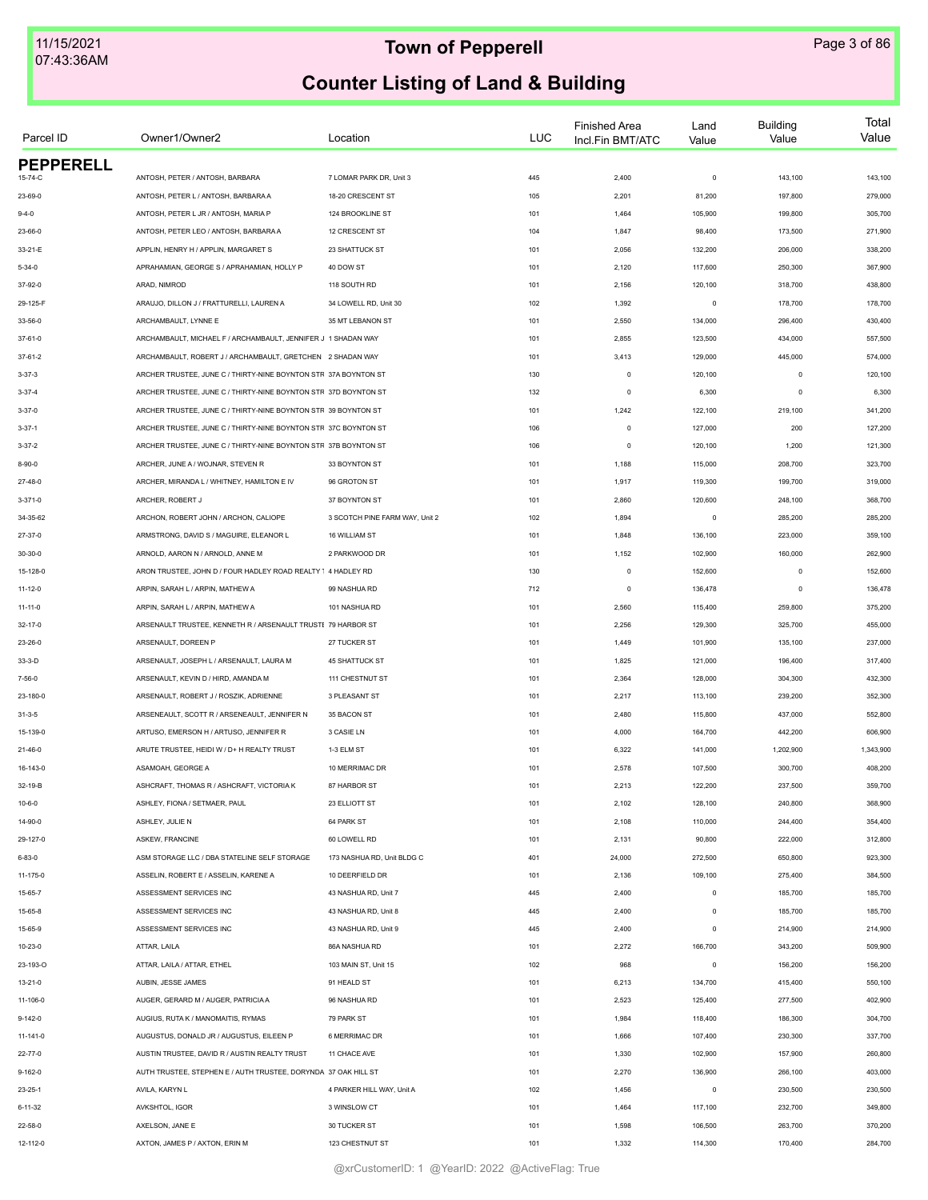# Town of Pepperell

## Counter Listing of Land & Building

| Parcel ID | Owner1/Owner2 | Location | LUC | Finished Area Incl.Fin BMT/ATC | Land Value | Building Value | Total Value |
|---|---|---|---|---|---|---|---|
| **PEPPERELL** | | | | | | | |
| 15-74-C | ANTOSH, PETER / ANTOSH, BARBARA | 7 LOMAR PARK DR, Unit 3 | 445 | 2,400 | 0 | 143,100 | 143,100 |
| 23-69-0 | ANTOSH, PETER L / ANTOSH, BARBARA A | 18-20 CRESCENT ST | 105 | 2,201 | 81,200 | 197,800 | 279,000 |
| 9-4-0 | ANTOSH, PETER L JR / ANTOSH, MARIA P | 124 BROOKLINE ST | 101 | 1,464 | 105,900 | 199,800 | 305,700 |
| 23-66-0 | ANTOSH, PETER LEO / ANTOSH, BARBARA A | 12 CRESCENT ST | 104 | 1,847 | 98,400 | 173,500 | 271,900 |
| 33-21-E | APPLIN, HENRY H / APPLIN, MARGARET S | 23 SHATTUCK ST | 101 | 2,056 | 132,200 | 206,000 | 338,200 |
| 5-34-0 | APRAHAMIAN, GEORGE S / APRAHAMIAN, HOLLY P | 40 DOW ST | 101 | 2,120 | 117,600 | 250,300 | 367,900 |
| 37-92-0 | ARAD, NIMROD | 118 SOUTH RD | 101 | 2,156 | 120,100 | 318,700 | 438,800 |
| 29-125-F | ARAUJO, DILLON J / FRATTURELLI, LAUREN A | 34 LOWELL RD, Unit 30 | 102 | 1,392 | 0 | 178,700 | 178,700 |
| 33-56-0 | ARCHAMBAULT, LYNNE E | 35 MT LEBANON ST | 101 | 2,550 | 134,000 | 296,400 | 430,400 |
| 37-61-0 | ARCHAMBAULT, MICHAEL F / ARCHAMBAULT, JENNIFER J | 1 SHADAN WAY | 101 | 2,855 | 123,500 | 434,000 | 557,500 |
| 37-61-2 | ARCHAMBAULT, ROBERT J / ARCHAMBAULT, GRETCHEN | 2 SHADAN WAY | 101 | 3,413 | 129,000 | 445,000 | 574,000 |
| 3-37-3 | ARCHER TRUSTEE, JUNE C / THIRTY-NINE BOYNTON STR | 37A BOYNTON ST | 130 | 0 | 120,100 | 0 | 120,100 |
| 3-37-4 | ARCHER TRUSTEE, JUNE C / THIRTY-NINE BOYNTON STR | 37D BOYNTON ST | 132 | 0 | 6,300 | 0 | 6,300 |
| 3-37-0 | ARCHER TRUSTEE, JUNE C / THIRTY-NINE BOYNTON STR | 39 BOYNTON ST | 101 | 1,242 | 122,100 | 219,100 | 341,200 |
| 3-37-1 | ARCHER TRUSTEE, JUNE C / THIRTY-NINE BOYNTON STR | 37C BOYNTON ST | 106 | 0 | 127,000 | 200 | 127,200 |
| 3-37-2 | ARCHER TRUSTEE, JUNE C / THIRTY-NINE BOYNTON STR | 37B BOYNTON ST | 106 | 0 | 120,100 | 1,200 | 121,300 |
| 8-90-0 | ARCHER, JUNE A / WOJNAR, STEVEN R | 33 BOYNTON ST | 101 | 1,188 | 115,000 | 208,700 | 323,700 |
| 27-48-0 | ARCHER, MIRANDA L / WHITNEY, HAMILTON E IV | 96 GROTON ST | 101 | 1,917 | 119,300 | 199,700 | 319,000 |
| 3-371-0 | ARCHER, ROBERT J | 37 BOYNTON ST | 101 | 2,860 | 120,600 | 248,100 | 368,700 |
| 34-35-62 | ARCHON, ROBERT JOHN / ARCHON, CALIOPE | 3 SCOTCH PINE FARM WAY, Unit 2 | 102 | 1,894 | 0 | 285,200 | 285,200 |
| 27-37-0 | ARMSTRONG, DAVID S / MAGUIRE, ELEANOR L | 16 WILLIAM ST | 101 | 1,848 | 136,100 | 223,000 | 359,100 |
| 30-30-0 | ARNOLD, AARON N / ARNOLD, ANNE M | 2 PARKWOOD DR | 101 | 1,152 | 102,900 | 160,000 | 262,900 |
| 15-128-0 | ARON TRUSTEE, JOHN D / FOUR HADLEY ROAD REALTY T | 4 HADLEY RD | 130 | 0 | 152,600 | 0 | 152,600 |
| 11-12-0 | ARPIN, SARAH L / ARPIN, MATHEW A | 99 NASHUA RD | 712 | 0 | 136,478 | 0 | 136,478 |
| 11-11-0 | ARPIN, SARAH L / ARPIN, MATHEW A | 101 NASHUA RD | 101 | 2,560 | 115,400 | 259,800 | 375,200 |
| 32-17-0 | ARSENAULT TRUSTEE, KENNETH R / ARSENAULT TRUSTE | 79 HARBOR ST | 101 | 2,256 | 129,300 | 325,700 | 455,000 |
| 23-26-0 | ARSENAULT, DOREEN P | 27 TUCKER ST | 101 | 1,449 | 101,900 | 135,100 | 237,000 |
| 33-3-D | ARSENAULT, JOSEPH L / ARSENAULT, LAURA M | 45 SHATTUCK ST | 101 | 1,825 | 121,000 | 196,400 | 317,400 |
| 7-56-0 | ARSENAULT, KEVIN D / HIRD, AMANDA M | 111 CHESTNUT ST | 101 | 2,364 | 128,000 | 304,300 | 432,300 |
| 23-180-0 | ARSENAULT, ROBERT J / ROSZIK, ADRIENNE | 3 PLEASANT ST | 101 | 2,217 | 113,100 | 239,200 | 352,300 |
| 31-3-5 | ARSENEAULT, SCOTT R / ARSENEAULT, JENNIFER N | 35 BACON ST | 101 | 2,480 | 115,800 | 437,000 | 552,800 |
| 15-139-0 | ARTUSO, EMERSON H / ARTUSO, JENNIFER R | 3 CASIE LN | 101 | 4,000 | 164,700 | 442,200 | 606,900 |
| 21-46-0 | ARUTE TRUSTEE, HEIDI W / D+ H REALTY TRUST | 1-3 ELM ST | 101 | 6,322 | 141,000 | 1,202,900 | 1,343,900 |
| 16-143-0 | ASAMOAH, GEORGE A | 10 MERRIMAC DR | 101 | 2,578 | 107,500 | 300,700 | 408,200 |
| 32-19-B | ASHCRAFT, THOMAS R / ASHCRAFT, VICTORIA K | 87 HARBOR ST | 101 | 2,213 | 122,200 | 237,500 | 359,700 |
| 10-6-0 | ASHLEY, FIONA / SETMAER, PAUL | 23 ELLIOTT ST | 101 | 2,102 | 128,100 | 240,800 | 368,900 |
| 14-90-0 | ASHLEY, JULIE N | 64 PARK ST | 101 | 2,108 | 110,000 | 244,400 | 354,400 |
| 29-127-0 | ASKEW, FRANCINE | 60 LOWELL RD | 101 | 2,131 | 90,800 | 222,000 | 312,800 |
| 6-83-0 | ASM STORAGE LLC / DBA STATELINE SELF STORAGE | 173 NASHUA RD, Unit BLDG C | 401 | 24,000 | 272,500 | 650,800 | 923,300 |
| 11-175-0 | ASSELIN, ROBERT E / ASSELIN, KARENE A | 10 DEERFIELD DR | 101 | 2,136 | 109,100 | 275,400 | 384,500 |
| 15-65-7 | ASSESSMENT SERVICES INC | 43 NASHUA RD, Unit 7 | 445 | 2,400 | 0 | 185,700 | 185,700 |
| 15-65-8 | ASSESSMENT SERVICES INC | 43 NASHUA RD, Unit 8 | 445 | 2,400 | 0 | 185,700 | 185,700 |
| 15-65-9 | ASSESSMENT SERVICES INC | 43 NASHUA RD, Unit 9 | 445 | 2,400 | 0 | 214,900 | 214,900 |
| 10-23-0 | ATTAR, LAILA | 86A NASHUA RD | 101 | 2,272 | 166,700 | 343,200 | 509,900 |
| 23-193-O | ATTAR, LAILA / ATTAR, ETHEL | 103 MAIN ST, Unit 15 | 102 | 968 | 0 | 156,200 | 156,200 |
| 13-21-0 | AUBIN, JESSE JAMES | 91 HEALD ST | 101 | 6,213 | 134,700 | 415,400 | 550,100 |
| 11-106-0 | AUGER, GERARD M / AUGER, PATRICIA A | 96 NASHUA RD | 101 | 2,523 | 125,400 | 277,500 | 402,900 |
| 9-142-0 | AUGIUS, RUTA K / MANOMAITIS, RYMAS | 79 PARK ST | 101 | 1,984 | 118,400 | 186,300 | 304,700 |
| 11-141-0 | AUGUSTUS, DONALD JR / AUGUSTUS, EILEEN P | 6 MERRIMAC DR | 101 | 1,666 | 107,400 | 230,300 | 337,700 |
| 22-77-0 | AUSTIN TRUSTEE, DAVID R / AUSTIN REALTY TRUST | 11 CHACE AVE | 101 | 1,330 | 102,900 | 157,900 | 260,800 |
| 9-162-0 | AUTH TRUSTEE, STEPHEN E / AUTH TRUSTEE, DORYNDA | 37 OAK HILL ST | 101 | 2,270 | 136,900 | 266,100 | 403,000 |
| 23-25-1 | AVILA, KARYN L | 4 PARKER HILL WAY, Unit A | 102 | 1,456 | 0 | 230,500 | 230,500 |
| 6-11-32 | AVKSHTOL, IGOR | 3 WINSLOW CT | 101 | 1,464 | 117,100 | 232,700 | 349,800 |
| 22-58-0 | AXELSON, JANE E | 30 TUCKER ST | 101 | 1,598 | 106,500 | 263,700 | 370,200 |
| 12-112-0 | AXTON, JAMES P / AXTON, ERIN M | 123 CHESTNUT ST | 101 | 1,332 | 114,300 | 170,400 | 284,700 |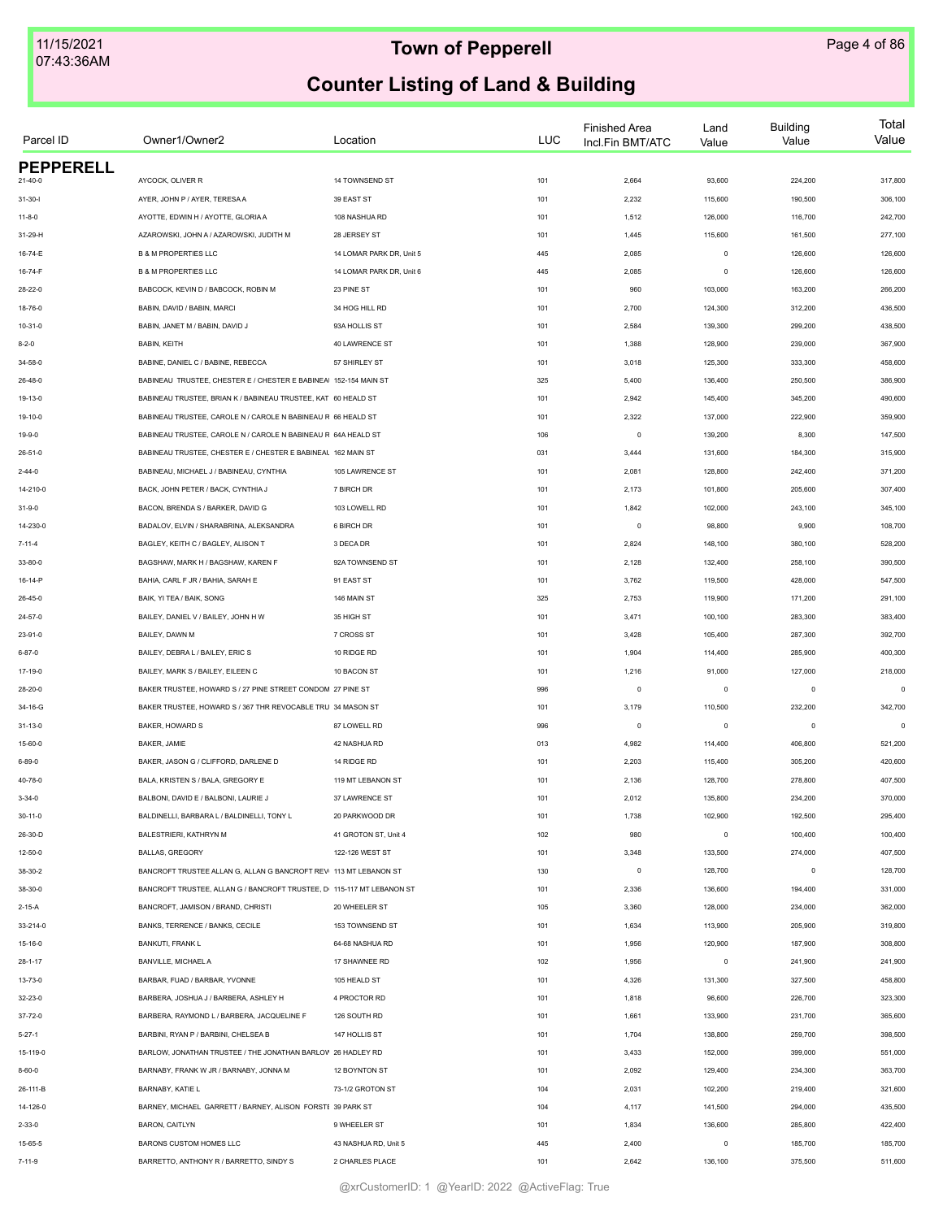# Town of Pepperell

## Counter Listing of Land & Building

| Parcel ID | Owner1/Owner2 | Location | LUC | Finished Area Incl.Fin BMT/ATC | Land Value | Building Value | Total Value |
|---|---|---|---|---|---|---|---|
| **PEPPERELL** | | | | | | | |
| 21-40-0 | AYCOCK, OLIVER R | 14 TOWNSEND ST | 101 | 2,664 | 93,600 | 224,200 | 317,800 |
| 31-30-I | AYER, JOHN P / AYER, TERESA A | 39 EAST ST | 101 | 2,232 | 115,600 | 190,500 | 306,100 |
| 11-8-0 | AYOTTE, EDWIN H / AYOTTE, GLORIA A | 108 NASHUA RD | 101 | 1,512 | 126,000 | 116,700 | 242,700 |
| 31-29-H | AZAROWSKI, JOHN A / AZAROWSKI, JUDITH M | 28 JERSEY ST | 101 | 1,445 | 115,600 | 161,500 | 277,100 |
| 16-74-E | B & M PROPERTIES LLC | 14 LOMAR PARK DR, Unit 5 | 445 | 2,085 | 0 | 126,600 | 126,600 |
| 16-74-F | B & M PROPERTIES LLC | 14 LOMAR PARK DR, Unit 6 | 445 | 2,085 | 0 | 126,600 | 126,600 |
| 28-22-0 | BABCOCK, KEVIN D / BABCOCK, ROBIN M | 23 PINE ST | 101 | 960 | 103,000 | 163,200 | 266,200 |
| 18-76-0 | BABIN, DAVID / BABIN, MARCI | 34 HOG HILL RD | 101 | 2,700 | 124,300 | 312,200 | 436,500 |
| 10-31-0 | BABIN, JANET M / BABIN, DAVID J | 93A HOLLIS ST | 101 | 2,584 | 139,300 | 299,200 | 438,500 |
| 8-2-0 | BABIN, KEITH | 40 LAWRENCE ST | 101 | 1,388 | 128,900 | 239,000 | 367,900 |
| 34-58-0 | BABINE, DANIEL C / BABINE, REBECCA | 57 SHIRLEY ST | 101 | 3,018 | 125,300 | 333,300 | 458,600 |
| 26-48-0 | BABINEAU TRUSTEE, CHESTER E / CHESTER E BABINEA | 152-154 MAIN ST | 325 | 5,400 | 136,400 | 250,500 | 386,900 |
| 19-13-0 | BABINEAU TRUSTEE, BRIAN K / BABINEAU TRUSTEE, KAT | 60 HEALD ST | 101 | 2,942 | 145,400 | 345,200 | 490,600 |
| 19-10-0 | BABINEAU TRUSTEE, CAROLE N / CAROLE N BABINEAU R | 66 HEALD ST | 101 | 2,322 | 137,000 | 222,900 | 359,900 |
| 19-9-0 | BABINEAU TRUSTEE, CAROLE N / CAROLE N BABINEAU R | 64A HEALD ST | 106 | 0 | 139,200 | 8,300 | 147,500 |
| 26-51-0 | BABINEAU TRUSTEE, CHESTER E / CHESTER E BABINEAU | 162 MAIN ST | 031 | 3,444 | 131,600 | 184,300 | 315,900 |
| 2-44-0 | BABINEAU, MICHAEL J / BABINEAU, CYNTHIA | 105 LAWRENCE ST | 101 | 2,081 | 128,800 | 242,400 | 371,200 |
| 14-210-0 | BACK, JOHN PETER / BACK, CYNTHIA J | 7 BIRCH DR | 101 | 2,173 | 101,800 | 205,600 | 307,400 |
| 31-9-0 | BACON, BRENDA S / BARKER, DAVID G | 103 LOWELL RD | 101 | 1,842 | 102,000 | 243,100 | 345,100 |
| 14-230-0 | BADALOV, ELVIN / SHARABRINA, ALEKSANDRA | 6 BIRCH DR | 101 | 0 | 98,800 | 9,900 | 108,700 |
| 7-11-4 | BAGLEY, KEITH C / BAGLEY, ALISON T | 3 DECA DR | 101 | 2,824 | 148,100 | 380,100 | 528,200 |
| 33-80-0 | BAGSHAW, MARK H / BAGSHAW, KAREN F | 92A TOWNSEND ST | 101 | 2,128 | 132,400 | 258,100 | 390,500 |
| 16-14-P | BAHIA, CARL F JR / BAHIA, SARAH E | 91 EAST ST | 101 | 3,762 | 119,500 | 428,000 | 547,500 |
| 26-45-0 | BAIK, YI TEA / BAIK, SONG | 146 MAIN ST | 325 | 2,753 | 119,900 | 171,200 | 291,100 |
| 24-57-0 | BAILEY, DANIEL V / BAILEY, JOHN H W | 35 HIGH ST | 101 | 3,471 | 100,100 | 283,300 | 383,400 |
| 23-91-0 | BAILEY, DAWN M | 7 CROSS ST | 101 | 3,428 | 105,400 | 287,300 | 392,700 |
| 6-87-0 | BAILEY, DEBRA L / BAILEY, ERIC S | 10 RIDGE RD | 101 | 1,904 | 114,400 | 285,900 | 400,300 |
| 17-19-0 | BAILEY, MARK S / BAILEY, EILEEN C | 10 BACON ST | 101 | 1,216 | 91,000 | 127,000 | 218,000 |
| 28-20-0 | BAKER TRUSTEE, HOWARD S / 27 PINE STREET CONDOM | 27 PINE ST | 996 | 0 | 0 | 0 | 0 |
| 34-16-G | BAKER TRUSTEE, HOWARD S / 367 THR REVOCABLE TRU | 34 MASON ST | 101 | 3,179 | 110,500 | 232,200 | 342,700 |
| 31-13-0 | BAKER, HOWARD S | 87 LOWELL RD | 996 | 0 | 0 | 0 | 0 |
| 15-60-0 | BAKER, JAMIE | 42 NASHUA RD | 013 | 4,982 | 114,400 | 406,800 | 521,200 |
| 6-89-0 | BAKER, JASON G / CLIFFORD, DARLENE D | 14 RIDGE RD | 101 | 2,203 | 115,400 | 305,200 | 420,600 |
| 40-78-0 | BALA, KRISTEN S / BALA, GREGORY E | 119 MT LEBANON ST | 101 | 2,136 | 128,700 | 278,800 | 407,500 |
| 3-34-0 | BALBONI, DAVID E / BALBONI, LAURIE J | 37 LAWRENCE ST | 101 | 2,012 | 135,800 | 234,200 | 370,000 |
| 30-11-0 | BALDINELLI, BARBARA L / BALDINELLI, TONY L | 20 PARKWOOD DR | 101 | 1,738 | 102,900 | 192,500 | 295,400 |
| 26-30-D | BALESTRIERI, KATHRYN M | 41 GROTON ST, Unit 4 | 102 | 980 | 0 | 100,400 | 100,400 |
| 12-50-0 | BALLAS, GREGORY | 122-126 WEST ST | 101 | 3,348 | 133,500 | 274,000 | 407,500 |
| 38-30-2 | BANCROFT TRUSTEE ALLAN G, ALLAN G BANCROFT REV | 113 MT LEBANON ST | 130 | 0 | 128,700 | 0 | 128,700 |
| 38-30-0 | BANCROFT TRUSTEE, ALLAN G / BANCROFT TRUSTEE, D | 115-117 MT LEBANON ST | 101 | 2,336 | 136,600 | 194,400 | 331,000 |
| 2-15-A | BANCROFT, JAMISON / BRAND, CHRISTI | 20 WHEELER ST | 105 | 3,360 | 128,000 | 234,000 | 362,000 |
| 33-214-0 | BANKS, TERRENCE / BANKS, CECILE | 153 TOWNSEND ST | 101 | 1,634 | 113,900 | 205,900 | 319,800 |
| 15-16-0 | BANKUTI, FRANK L | 64-68 NASHUA RD | 101 | 1,956 | 120,900 | 187,900 | 308,800 |
| 28-1-17 | BANVILLE, MICHAEL A | 17 SHAWNEE RD | 102 | 1,956 | 0 | 241,900 | 241,900 |
| 13-73-0 | BARBAR, FUAD / BARBAR, YVONNE | 105 HEALD ST | 101 | 4,326 | 131,300 | 327,500 | 458,800 |
| 32-23-0 | BARBERA, JOSHUA J / BARBERA, ASHLEY H | 4 PROCTOR RD | 101 | 1,818 | 96,600 | 226,700 | 323,300 |
| 37-72-0 | BARBERA, RAYMOND L / BARBERA, JACQUELINE F | 126 SOUTH RD | 101 | 1,661 | 133,900 | 231,700 | 365,600 |
| 5-27-1 | BARBINI, RYAN P / BARBINI, CHELSEA B | 147 HOLLIS ST | 101 | 1,704 | 138,800 | 259,700 | 398,500 |
| 15-119-0 | BARLOW, JONATHAN TRUSTEE / THE JONATHAN BARLOW | 26 HADLEY RD | 101 | 3,433 | 152,000 | 399,000 | 551,000 |
| 8-60-0 | BARNABY, FRANK W JR / BARNABY, JONNA M | 12 BOYNTON ST | 101 | 2,092 | 129,400 | 234,300 | 363,700 |
| 26-111-B | BARNABY, KATIE L | 73-1/2 GROTON ST | 104 | 2,031 | 102,200 | 219,400 | 321,600 |
| 14-126-0 | BARNEY, MICHAEL GARRETT / BARNEY, ALISON FORSTE | 39 PARK ST | 104 | 4,117 | 141,500 | 294,000 | 435,500 |
| 2-33-0 | BARON, CAITLYN | 9 WHEELER ST | 101 | 1,834 | 136,600 | 285,800 | 422,400 |
| 15-65-5 | BARONS CUSTOM HOMES LLC | 43 NASHUA RD, Unit 5 | 445 | 2,400 | 0 | 185,700 | 185,700 |
| 7-11-9 | BARRETTO, ANTHONY R / BARRETTO, SINDY S | 2 CHARLES PLACE | 101 | 2,642 | 136,100 | 375,500 | 511,600 |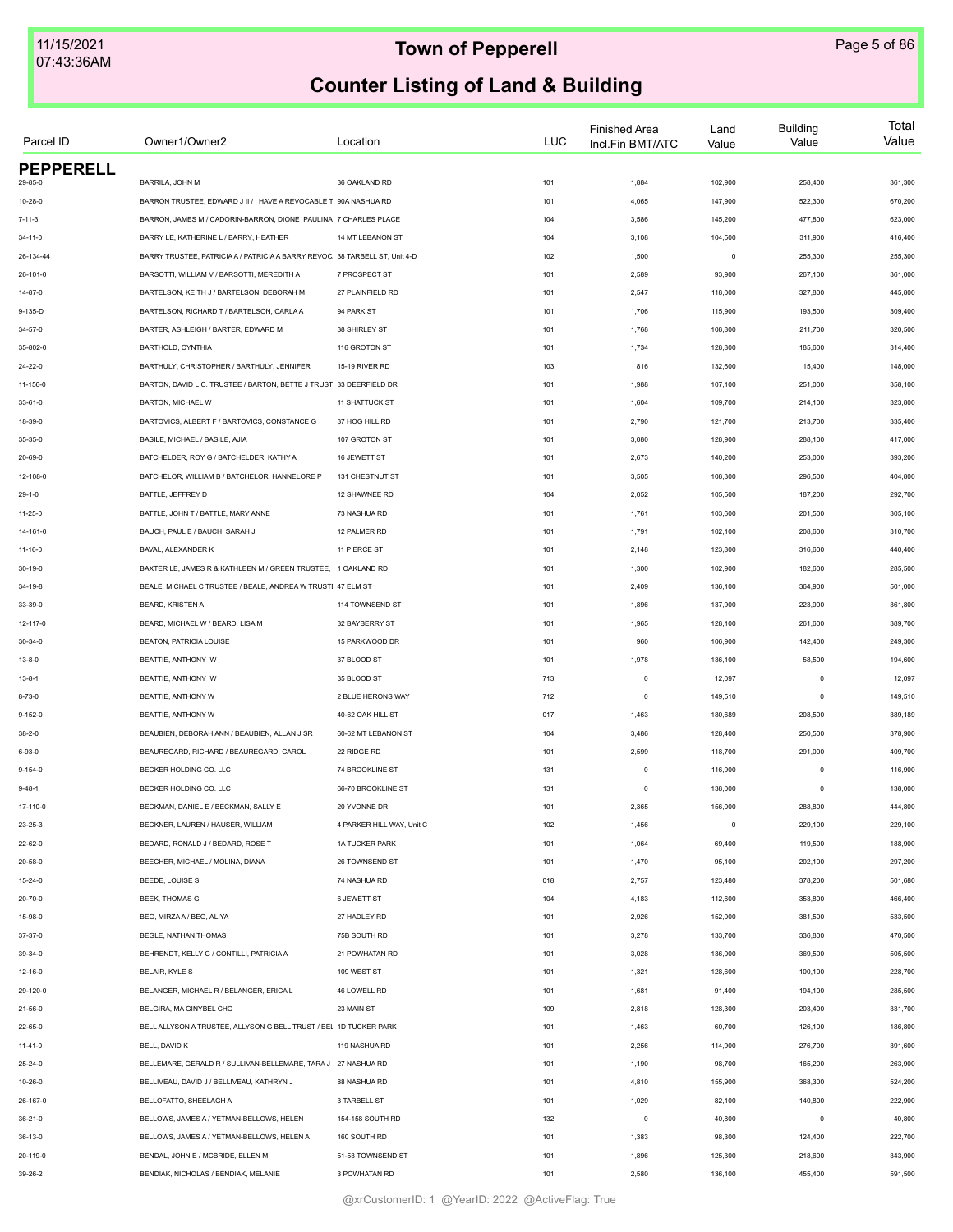# Town of Pepperell

## Counter Listing of Land & Building

| Parcel ID | Owner1/Owner2 | Location | LUC | Finished Area Incl.Fin BMT/ATC | Land Value | Building Value | Total Value |
|---|---|---|---|---|---|---|---|
| **PEPPERELL** | | | | | | | |
| 29-85-0 | BARRILA, JOHN M | 36 OAKLAND RD | 101 | 1,884 | 102,900 | 258,400 | 361,300 |
| 10-28-0 | BARRON TRUSTEE, EDWARD J II / I HAVE A REVOCABLE T | 90A NASHUA RD | 101 | 4,065 | 147,900 | 522,300 | 670,200 |
| 7-11-3 | BARRON, JAMES M / CADORIN-BARRON, DIONE PAULINA | 7 CHARLES PLACE | 104 | 3,586 | 145,200 | 477,800 | 623,000 |
| 34-11-0 | BARRY LE, KATHERINE L / BARRY, HEATHER | 14 MT LEBANON ST | 104 | 3,108 | 104,500 | 311,900 | 416,400 |
| 26-134-44 | BARRY TRUSTEE, PATRICIA A / PATRICIA A BARRY REVOC | 38 TARBELL ST, Unit 4-D | 102 | 1,500 | 0 | 255,300 | 255,300 |
| 26-101-0 | BARSOTTI, WILLIAM V / BARSOTTI, MEREDITH A | 7 PROSPECT ST | 101 | 2,589 | 93,900 | 267,100 | 361,000 |
| 14-87-0 | BARTELSON, KEITH J / BARTELSON, DEBORAH M | 27 PLAINFIELD RD | 101 | 2,547 | 118,000 | 327,800 | 445,800 |
| 9-135-D | BARTELSON, RICHARD T / BARTELSON, CARLA A | 94 PARK ST | 101 | 1,706 | 115,900 | 193,500 | 309,400 |
| 34-57-0 | BARTER, ASHLEIGH / BARTER, EDWARD M | 38 SHIRLEY ST | 101 | 1,768 | 108,800 | 211,700 | 320,500 |
| 35-802-0 | BARTHOLD, CYNTHIA | 116 GROTON ST | 101 | 1,734 | 128,800 | 185,600 | 314,400 |
| 24-22-0 | BARTHULY, CHRISTOPHER / BARTHULY, JENNIFER | 15-19 RIVER RD | 103 | 816 | 132,600 | 15,400 | 148,000 |
| 11-156-0 | BARTON, DAVID L.C. TRUSTEE / BARTON, BETTE J TRUST | 33 DEERFIELD DR | 101 | 1,988 | 107,100 | 251,000 | 358,100 |
| 33-61-0 | BARTON, MICHAEL W | 11 SHATTUCK ST | 101 | 1,604 | 109,700 | 214,100 | 323,800 |
| 18-39-0 | BARTOVICS, ALBERT F / BARTOVICS, CONSTANCE G | 37 HOG HILL RD | 101 | 2,790 | 121,700 | 213,700 | 335,400 |
| 35-35-0 | BASILE, MICHAEL / BASILE, AJIA | 107 GROTON ST | 101 | 3,080 | 128,900 | 288,100 | 417,000 |
| 20-69-0 | BATCHELDER, ROY G / BATCHELDER, KATHY A | 16 JEWETT ST | 101 | 2,673 | 140,200 | 253,000 | 393,200 |
| 12-108-0 | BATCHELOR, WILLIAM B / BATCHELOR, HANNELORE P | 131 CHESTNUT ST | 101 | 3,505 | 108,300 | 296,500 | 404,800 |
| 29-1-0 | BATTLE, JEFFREY D | 12 SHAWNEE RD | 104 | 2,052 | 105,500 | 187,200 | 292,700 |
| 11-25-0 | BATTLE, JOHN T / BATTLE, MARY ANNE | 73 NASHUA RD | 101 | 1,761 | 103,600 | 201,500 | 305,100 |
| 14-161-0 | BAUCH, PAUL E / BAUCH, SARAH J | 12 PALMER RD | 101 | 1,791 | 102,100 | 208,600 | 310,700 |
| 11-16-0 | BAVAL, ALEXANDER K | 11 PIERCE ST | 101 | 2,148 | 123,800 | 316,600 | 440,400 |
| 30-19-0 | BAXTER LE, JAMES R & KATHLEEN M / GREEN TRUSTEE, | 1 OAKLAND RD | 101 | 1,300 | 102,900 | 182,600 | 285,500 |
| 34-19-8 | BEALE, MICHAEL C TRUSTEE / BEALE, ANDREA W TRUSTI | 47 ELM ST | 101 | 2,409 | 136,100 | 364,900 | 501,000 |
| 33-39-0 | BEARD, KRISTEN A | 114 TOWNSEND ST | 101 | 1,896 | 137,900 | 223,900 | 361,800 |
| 12-117-0 | BEARD, MICHAEL W / BEARD, LISA M | 32 BAYBERRY ST | 101 | 1,965 | 128,100 | 261,600 | 389,700 |
| 30-34-0 | BEATON, PATRICIA LOUISE | 15 PARKWOOD DR | 101 | 960 | 106,900 | 142,400 | 249,300 |
| 13-8-0 | BEATTIE, ANTHONY W | 37 BLOOD ST | 101 | 1,978 | 136,100 | 58,500 | 194,600 |
| 13-8-1 | BEATTIE, ANTHONY W | 35 BLOOD ST | 713 | 0 | 12,097 | 0 | 12,097 |
| 8-73-0 | BEATTIE, ANTHONY W | 2 BLUE HERONS WAY | 712 | 0 | 149,510 | 0 | 149,510 |
| 9-152-0 | BEATTIE, ANTHONY W | 40-62 OAK HILL ST | 017 | 1,463 | 180,689 | 208,500 | 389,189 |
| 38-2-0 | BEAUBIEN, DEBORAH ANN / BEAUBIEN, ALLAN J SR | 60-62 MT LEBANON ST | 104 | 3,486 | 128,400 | 250,500 | 378,900 |
| 6-93-0 | BEAUREGARD, RICHARD / BEAUREGARD, CAROL | 22 RIDGE RD | 101 | 2,599 | 118,700 | 291,000 | 409,700 |
| 9-154-0 | BECKER HOLDING CO. LLC | 74 BROOKLINE ST | 131 | 0 | 116,900 | 0 | 116,900 |
| 9-48-1 | BECKER HOLDING CO. LLC | 66-70 BROOKLINE ST | 131 | 0 | 138,000 | 0 | 138,000 |
| 17-110-0 | BECKMAN, DANIEL E / BECKMAN, SALLY E | 20 YVONNE DR | 101 | 2,365 | 156,000 | 288,800 | 444,800 |
| 23-25-3 | BECKNER, LAUREN / HAUSER, WILLIAM | 4 PARKER HILL WAY, Unit C | 102 | 1,456 | 0 | 229,100 | 229,100 |
| 22-62-0 | BEDARD, RONALD J / BEDARD, ROSE T | 1A TUCKER PARK | 101 | 1,064 | 69,400 | 119,500 | 188,900 |
| 20-58-0 | BEECHER, MICHAEL / MOLINA, DIANA | 26 TOWNSEND ST | 101 | 1,470 | 95,100 | 202,100 | 297,200 |
| 15-24-0 | BEEDE, LOUISE S | 74 NASHUA RD | 018 | 2,757 | 123,480 | 378,200 | 501,680 |
| 20-70-0 | BEEK, THOMAS G | 6 JEWETT ST | 104 | 4,183 | 112,600 | 353,800 | 466,400 |
| 15-98-0 | BEG, MIRZA A / BEG, ALIYA | 27 HADLEY RD | 101 | 2,926 | 152,000 | 381,500 | 533,500 |
| 37-37-0 | BEGLE, NATHAN THOMAS | 75B SOUTH RD | 101 | 3,278 | 133,700 | 336,800 | 470,500 |
| 39-34-0 | BEHRENDT, KELLY G / CONTILLI, PATRICIA A | 21 POWHATAN RD | 101 | 3,028 | 136,000 | 369,500 | 505,500 |
| 12-16-0 | BELAIR, KYLE S | 109 WEST ST | 101 | 1,321 | 128,600 | 100,100 | 228,700 |
| 29-120-0 | BELANGER, MICHAEL R / BELANGER, ERICA L | 46 LOWELL RD | 101 | 1,681 | 91,400 | 194,100 | 285,500 |
| 21-56-0 | BELGIRA, MA GINYBEL CHO | 23 MAIN ST | 109 | 2,818 | 128,300 | 203,400 | 331,700 |
| 22-65-0 | BELL ALLYSON A TRUSTEE, ALLYSON G BELL TRUST / BEL | 1D TUCKER PARK | 101 | 1,463 | 60,700 | 126,100 | 186,800 |
| 11-41-0 | BELL, DAVID K | 119 NASHUA RD | 101 | 2,256 | 114,900 | 276,700 | 391,600 |
| 25-24-0 | BELLEMARE, GERALD R / SULLIVAN-BELLEMARE, TARA J | 27 NASHUA RD | 101 | 1,190 | 98,700 | 165,200 | 263,900 |
| 10-26-0 | BELLIVEAU, DAVID J / BELLIVEAU, KATHRYN J | 88 NASHUA RD | 101 | 4,810 | 155,900 | 368,300 | 524,200 |
| 26-167-0 | BELLOFATTO, SHEELAGH A | 3 TARBELL ST | 101 | 1,029 | 82,100 | 140,800 | 222,900 |
| 36-21-0 | BELLOWS, JAMES A / YETMAN-BELLOWS, HELEN | 154-158 SOUTH RD | 132 | 0 | 40,800 | 0 | 40,800 |
| 36-13-0 | BELLOWS, JAMES A / YETMAN-BELLOWS, HELEN A | 160 SOUTH RD | 101 | 1,383 | 98,300 | 124,400 | 222,700 |
| 20-119-0 | BENDAL, JOHN E / MCBRIDE, ELLEN M | 51-53 TOWNSEND ST | 101 | 1,896 | 125,300 | 218,600 | 343,900 |
| 39-26-2 | BENDIAK, NICHOLAS / BENDIAK, MELANIE | 3 POWHATAN RD | 101 | 2,580 | 136,100 | 455,400 | 591,500 |

@xrCustomerID: 1 @YearID: 2022 @ActiveFlag: True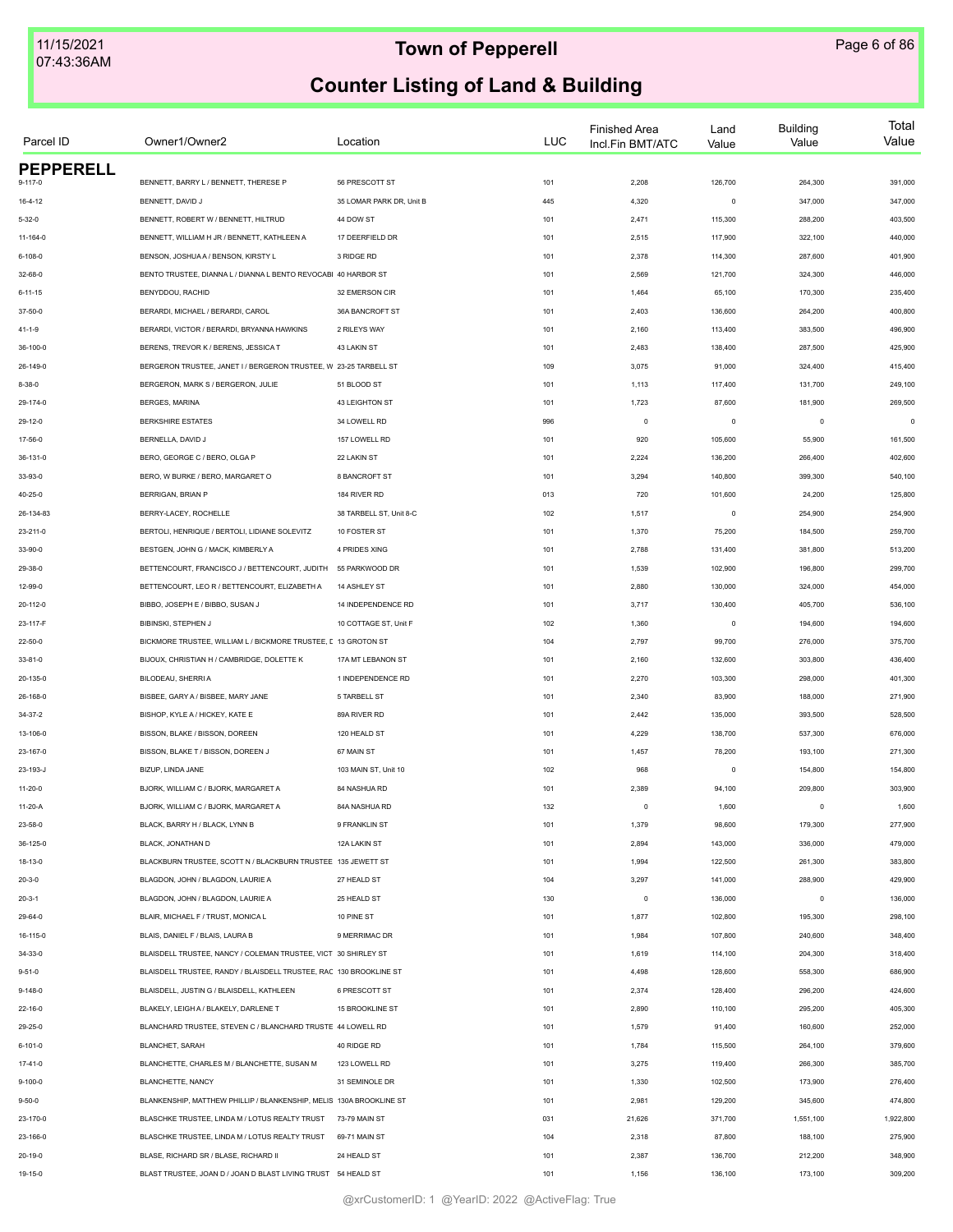# Town of Pepperell

## Counter Listing of Land & Building

| Parcel ID | Owner1/Owner2 | Location | LUC | Finished Area Incl.Fin BMT/ATC | Land Value | Building Value | Total Value |
|---|---|---|---|---|---|---|---|
| **PEPPERELL** | | | | | | | |
| 9-117-0 | BENNETT, BARRY L / BENNETT, THERESE P | 56 PRESCOTT ST | 101 | 2,208 | 126,700 | 264,300 | 391,000 |
| 16-4-12 | BENNETT, DAVID J | 35 LOMAR PARK DR, Unit B | 445 | 4,320 | 0 | 347,000 | 347,000 |
| 5-32-0 | BENNETT, ROBERT W / BENNETT, HILTRUD | 44 DOW ST | 101 | 2,471 | 115,300 | 288,200 | 403,500 |
| 11-164-0 | BENNETT, WILLIAM H JR / BENNETT, KATHLEEN A | 17 DEERFIELD DR | 101 | 2,515 | 117,900 | 322,100 | 440,000 |
| 6-108-0 | BENSON, JOSHUA A / BENSON, KIRSTY L | 3 RIDGE RD | 101 | 2,378 | 114,300 | 287,600 | 401,900 |
| 32-68-0 | BENTO TRUSTEE, DIANNA L / DIANNA L BENTO REVOCABI | 40 HARBOR ST | 101 | 2,569 | 121,700 | 324,300 | 446,000 |
| 6-11-15 | BENYDDOU, RACHID | 32 EMERSON CIR | 101 | 1,464 | 65,100 | 170,300 | 235,400 |
| 37-50-0 | BERARDI, MICHAEL / BERARDI, CAROL | 36A BANCROFT ST | 101 | 2,403 | 136,600 | 264,200 | 400,800 |
| 41-1-9 | BERARDI, VICTOR / BERARDI, BRYANNA HAWKINS | 2 RILEYS WAY | 101 | 2,160 | 113,400 | 383,500 | 496,900 |
| 36-100-0 | BERENS, TREVOR K / BERENS, JESSICA T | 43 LAKIN ST | 101 | 2,483 | 138,400 | 287,500 | 425,900 |
| 26-149-0 | BERGERON TRUSTEE, JANET I / BERGERON TRUSTEE, W | 23-25 TARBELL ST | 109 | 3,075 | 91,000 | 324,400 | 415,400 |
| 8-38-0 | BERGERON, MARK S / BERGERON, JULIE | 51 BLOOD ST | 101 | 1,113 | 117,400 | 131,700 | 249,100 |
| 29-174-0 | BERGES, MARINA | 43 LEIGHTON ST | 101 | 1,723 | 87,600 | 181,900 | 269,500 |
| 29-12-0 | BERKSHIRE ESTATES | 34 LOWELL RD | 996 | 0 | 0 | 0 | 0 |
| 17-56-0 | BERNELLA, DAVID J | 157 LOWELL RD | 101 | 920 | 105,600 | 55,900 | 161,500 |
| 36-131-0 | BERO, GEORGE C / BERO, OLGA P | 22 LAKIN ST | 101 | 2,224 | 136,200 | 266,400 | 402,600 |
| 33-93-0 | BERO, W BURKE / BERO, MARGARET O | 8 BANCROFT ST | 101 | 3,294 | 140,800 | 399,300 | 540,100 |
| 40-25-0 | BERRIGAN, BRIAN P | 184 RIVER RD | 013 | 720 | 101,600 | 24,200 | 125,800 |
| 26-134-83 | BERRY-LACEY, ROCHELLE | 38 TARBELL ST, Unit 8-C | 102 | 1,517 | 0 | 254,900 | 254,900 |
| 23-211-0 | BERTOLI, HENRIQUE / BERTOLI, LIDIANE SOLEVITZ | 10 FOSTER ST | 101 | 1,370 | 75,200 | 184,500 | 259,700 |
| 33-90-0 | BESTGEN, JOHN G / MACK, KIMBERLY A | 4 PRIDES XING | 101 | 2,788 | 131,400 | 381,800 | 513,200 |
| 29-38-0 | BETTENCOURT, FRANCISCO J / BETTENCOURT, JUDITH | 55 PARKWOOD DR | 101 | 1,539 | 102,900 | 196,800 | 299,700 |
| 12-99-0 | BETTENCOURT, LEO R / BETTENCOURT, ELIZABETH A | 14 ASHLEY ST | 101 | 2,880 | 130,000 | 324,000 | 454,000 |
| 20-112-0 | BIBBO, JOSEPH E / BIBBO, SUSAN J | 14 INDEPENDENCE RD | 101 | 3,717 | 130,400 | 405,700 | 536,100 |
| 23-117-F | BIBINSKI, STEPHEN J | 10 COTTAGE ST, Unit F | 102 | 1,360 | 0 | 194,600 | 194,600 |
| 22-50-0 | BICKMORE TRUSTEE, WILLIAM L / BICKMORE TRUSTEE, [ | 13 GROTON ST | 104 | 2,797 | 99,700 | 276,000 | 375,700 |
| 33-81-0 | BIJOUX, CHRISTIAN H / CAMBRIDGE, DOLETTE K | 17A MT LEBANON ST | 101 | 2,160 | 132,600 | 303,800 | 436,400 |
| 20-135-0 | BILODEAU, SHERRI A | 1 INDEPENDENCE RD | 101 | 2,270 | 103,300 | 298,000 | 401,300 |
| 26-168-0 | BISBEE, GARY A / BISBEE, MARY JANE | 5 TARBELL ST | 101 | 2,340 | 83,900 | 188,000 | 271,900 |
| 34-37-2 | BISHOP, KYLE A / HICKEY, KATE E | 89A RIVER RD | 101 | 2,442 | 135,000 | 393,500 | 528,500 |
| 13-106-0 | BISSON, BLAKE / BISSON, DOREEN | 120 HEALD ST | 101 | 4,229 | 138,700 | 537,300 | 676,000 |
| 23-167-0 | BISSON, BLAKE T / BISSON, DOREEN J | 67 MAIN ST | 101 | 1,457 | 78,200 | 193,100 | 271,300 |
| 23-193-J | BIZUP, LINDA JANE | 103 MAIN ST, Unit 10 | 102 | 968 | 0 | 154,800 | 154,800 |
| 11-20-0 | BJORK, WILLIAM C / BJORK, MARGARET A | 84 NASHUA RD | 101 | 2,389 | 94,100 | 209,800 | 303,900 |
| 11-20-A | BJORK, WILLIAM C / BJORK, MARGARET A | 84A NASHUA RD | 132 | 0 | 1,600 | 0 | 1,600 |
| 23-58-0 | BLACK, BARRY H / BLACK, LYNN B | 9 FRANKLIN ST | 101 | 1,379 | 98,600 | 179,300 | 277,900 |
| 36-125-0 | BLACK, JONATHAN D | 12A LAKIN ST | 101 | 2,894 | 143,000 | 336,000 | 479,000 |
| 18-13-0 | BLACKBURN TRUSTEE, SCOTT N / BLACKBURN TRUSTEE | 135 JEWETT ST | 101 | 1,994 | 122,500 | 261,300 | 383,800 |
| 20-3-0 | BLAGDON, JOHN / BLAGDON, LAURIE A | 27 HEALD ST | 104 | 3,297 | 141,000 | 288,900 | 429,900 |
| 20-3-1 | BLAGDON, JOHN / BLAGDON, LAURIE A | 25 HEALD ST | 130 | 0 | 136,000 | 0 | 136,000 |
| 29-64-0 | BLAIR, MICHAEL F / TRUST, MONICA L | 10 PINE ST | 101 | 1,877 | 102,800 | 195,300 | 298,100 |
| 16-115-0 | BLAIS, DANIEL F / BLAIS, LAURA B | 9 MERRIMAC DR | 101 | 1,984 | 107,800 | 240,600 | 348,400 |
| 34-33-0 | BLAISDELL TRUSTEE, NANCY / COLEMAN TRUSTEE, VICT | 30 SHIRLEY ST | 101 | 1,619 | 114,100 | 204,300 | 318,400 |
| 9-51-0 | BLAISDELL TRUSTEE, RANDY / BLAISDELL TRUSTEE, RAC | 130 BROOKLINE ST | 101 | 4,498 | 128,600 | 558,300 | 686,900 |
| 9-148-0 | BLAISDELL, JUSTIN G / BLAISDELL, KATHLEEN | 6 PRESCOTT ST | 101 | 2,374 | 128,400 | 296,200 | 424,600 |
| 22-16-0 | BLAKELY, LEIGH A / BLAKELY, DARLENE T | 15 BROOKLINE ST | 101 | 2,890 | 110,100 | 295,200 | 405,300 |
| 29-25-0 | BLANCHARD TRUSTEE, STEVEN C / BLANCHARD TRUSTE | 44 LOWELL RD | 101 | 1,579 | 91,400 | 160,600 | 252,000 |
| 6-101-0 | BLANCHET, SARAH | 40 RIDGE RD | 101 | 1,784 | 115,500 | 264,100 | 379,600 |
| 17-41-0 | BLANCHETTE, CHARLES M / BLANCHETTE, SUSAN M | 123 LOWELL RD | 101 | 3,275 | 119,400 | 266,300 | 385,700 |
| 9-100-0 | BLANCHETTE, NANCY | 31 SEMINOLE DR | 101 | 1,330 | 102,500 | 173,900 | 276,400 |
| 9-50-0 | BLANKENSHIP, MATTHEW PHILLIP / BLANKENSHIP, MELIS | 130A BROOKLINE ST | 101 | 2,981 | 129,200 | 345,600 | 474,800 |
| 23-170-0 | BLASCHKE TRUSTEE, LINDA M / LOTUS REALTY TRUST | 73-79 MAIN ST | 031 | 21,626 | 371,700 | 1,551,100 | 1,922,800 |
| 23-166-0 | BLASCHKE TRUSTEE, LINDA M / LOTUS REALTY TRUST | 69-71 MAIN ST | 104 | 2,318 | 87,800 | 188,100 | 275,900 |
| 20-19-0 | BLASE, RICHARD SR / BLASE, RICHARD II | 24 HEALD ST | 101 | 2,387 | 136,700 | 212,200 | 348,900 |
| 19-15-0 | BLAST TRUSTEE, JOAN D / JOAN D BLAST LIVING TRUST | 54 HEALD ST | 101 | 1,156 | 136,100 | 173,100 | 309,200 |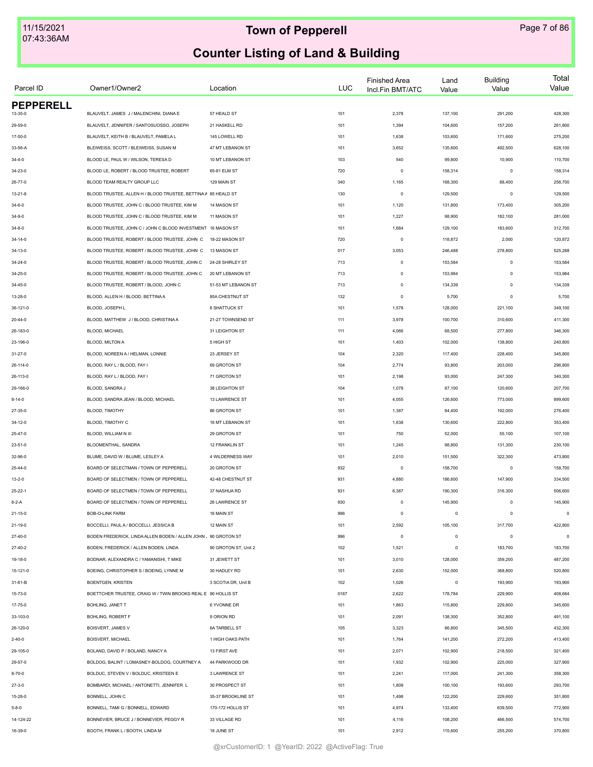# Town of Pepperell

## Counter Listing of Land & Building

| Parcel ID | Owner1/Owner2 | Location | LUC | Finished Area Incl.Fin BMT/ATC | Land Value | Building Value | Total Value |
|---|---|---|---|---|---|---|---|
| **PEPPERELL** | | | | | | | |
| 13-35-0 | BLAUVELT, JAMES J / MALENCHINI, DIANA E | 57 HEALD ST | 101 | 2,378 | 137,100 | 291,200 | 428,300 |
| 29-59-0 | BLAUVELT, JENNIFER / SANTOSUOSSO, JOSEPH | 21 HASKELL RD | 101 | 1,394 | 104,600 | 157,200 | 261,800 |
| 17-50-0 | BLAUVELT, KEITH B / BLAUVELT, PAMELA L | 145 LOWELL RD | 101 | 1,638 | 103,600 | 171,600 | 275,200 |
| 33-56-A | BLEIWEISS, SCOTT / BLEIWEISS, SUSAN M | 47 MT LEBANON ST | 101 | 3,652 | 135,600 | 492,500 | 628,100 |
| 34-4-0 | BLOOD LE, PAUL W / WILSON, TERESA D | 10 MT LEBANON ST | 103 | 540 | 99,800 | 10,900 | 110,700 |
| 34-23-0 | BLOOD LE, ROBERT / BLOOD TRUSTEE, ROBERT | 65-81 ELM ST | 720 | 0 | 158,314 | 0 | 158,314 |
| 26-77-0 | BLOOD TEAM REALTY GROUP LLC | 129 MAIN ST | 340 | 1,165 | 168,300 | 88,400 | 256,700 |
| 13-21-8 | BLOOD TRUSTEE, ALLEN H / BLOOD TRUSTEE, BETTINA A | 85 HEALD ST | 130 | 0 | 129,500 | 0 | 129,500 |
| 34-6-0 | BLOOD TRUSTEE, JOHN C / BLOOD TRUSTEE, KIM M | 14 MASON ST | 101 | 1,120 | 131,800 | 173,400 | 305,200 |
| 34-9-0 | BLOOD TRUSTEE, JOHN C / BLOOD TRUSTEE, KIM M | 11 MASON ST | 101 | 1,227 | 98,900 | 182,100 | 281,000 |
| 34-8-0 | BLOOD TRUSTEE, JOHN C / JOHN C BLOOD INVESTMENT | 16 MASON ST | 101 | 1,684 | 129,100 | 183,600 | 312,700 |
| 34-14-0 | BLOOD TRUSTEE, ROBERT / BLOOD TRUSTEE, JOHN C | 18-22 MASON ST | 720 | 0 | 118,872 | 2,000 | 120,872 |
| 34-13-0 | BLOOD TRUSTEE, ROBERT / BLOOD TRUSTEE, JOHN C | 13 MASON ST | 017 | 3,053 | 246,488 | 278,800 | 525,288 |
| 34-24-0 | BLOOD TRUSTEE, ROBERT / BLOOD TRUSTEE, JOHN C | 24-28 SHIRLEY ST | 713 | 0 | 153,584 | 0 | 153,584 |
| 34-25-0 | BLOOD TRUSTEE, ROBERT / BLOOD TRUSTEE, JOHN C | 20 MT LEBANON ST | 713 | 0 | 153,984 | 0 | 153,984 |
| 34-45-0 | BLOOD TRUSTEE, ROBERT / BLOOD, JOHN C | 51-53 MT LEBANON ST | 713 | 0 | 134,339 | 0 | 134,339 |
| 13-28-0 | BLOOD, ALLEN H / BLOOD, BETTINA A | 85A CHESTNUT ST | 132 | 0 | 5,700 | 0 | 5,700 |
| 36-121-0 | BLOOD, JOSEPH L | 6 SHATTUCK ST | 101 | 1,578 | 128,000 | 221,100 | 349,100 |
| 20-44-0 | BLOOD, MATTHEW J / BLOOD, CHRISTINA A | 21-27 TOWNSEND ST | 111 | 3,978 | 100,700 | 310,600 | 411,300 |
| 26-183-0 | BLOOD, MICHAEL | 31 LEIGHTON ST | 111 | 4,066 | 68,500 | 277,800 | 346,300 |
| 23-196-0 | BLOOD, MILTON A | 5 HIGH ST | 101 | 1,403 | 102,000 | 138,800 | 240,800 |
| 31-27-0 | BLOOD, NOREEN A / HELMAN, LONNIE | 23 JERSEY ST | 104 | 2,320 | 117,400 | 228,400 | 345,800 |
| 26-114-0 | BLOOD, RAY L / BLOOD, FAY I | 69 GROTON ST | 104 | 2,774 | 93,800 | 203,000 | 296,800 |
| 26-113-0 | BLOOD, RAY L / BLOOD, FAY I | 71 GROTON ST | 101 | 2,198 | 93,000 | 247,300 | 340,300 |
| 29-166-0 | BLOOD, SANDRA J | 38 LEIGHTON ST | 104 | 1,078 | 87,100 | 120,600 | 207,700 |
| 8-14-0 | BLOOD, SANDRA JEAN / BLOOD, MICHAEL | 13 LAWRENCE ST | 101 | 4,055 | 126,600 | 773,000 | 899,600 |
| 27-35-0 | BLOOD, TIMOTHY | 86 GROTON ST | 101 | 1,387 | 84,400 | 192,000 | 276,400 |
| 34-12-0 | BLOOD, TIMOTHY C | 16 MT LEBANON ST | 101 | 1,638 | 130,600 | 222,800 | 353,400 |
| 25-47-0 | BLOOD, WILLIAM N III | 29 GROTON ST | 101 | 750 | 52,000 | 55,100 | 107,100 |
| 23-51-0 | BLOOMENTHAL, SANDRA | 12 FRANKLIN ST | 101 | 1,245 | 98,800 | 131,300 | 230,100 |
| 32-96-0 | BLUME, DAVID W / BLUME, LESLEY A | 4 WILDERNESS WAY | 101 | 2,010 | 151,500 | 322,300 | 473,800 |
| 25-44-0 | BOARD OF SELECTMAN / TOWN OF PEPPERELL | 20 GROTON ST | 932 | 0 | 158,700 | 0 | 158,700 |
| 13-2-0 | BOARD OF SELECTMEN / TOWN OF PEPPERELL | 42-48 CHESTNUT ST | 931 | 4,880 | 186,600 | 147,900 | 334,500 |
| 25-22-1 | BOARD OF SELECTMEN / TOWN OF PEPPERELL | 37 NASHUA RD | 931 | 6,387 | 190,300 | 316,300 | 506,600 |
| 8-2-A | BOARD OF SELECTMEN / TOWN OF PEPPERELL | 26 LAWRENCE ST | 930 | 0 | 145,900 | 0 | 145,900 |
| 21-15-0 | BOB-O-LINK FARM | 16 MAIN ST | 996 | 0 | 0 | 0 | 0 |
| 21-19-0 | BOCCELLI, PAUL A / BOCCELLI, JESSICA B | 12 MAIN ST | 101 | 2,592 | 105,100 | 317,700 | 422,800 |
| 27-40-0 | BODEN FREDERICK, LINDA ALLEN BODEN / ALLEN JOHN | 90 GROTON ST | 996 | 0 | 0 | 0 | 0 |
| 27-40-2 | BODEN, FREDERICK / ALLEN BODEN, LINDA | 90 GROTON ST, Unit 2 | 102 | 1,521 | 0 | 183,700 | 183,700 |
| 19-18-0 | BODNAR, ALEXANDRA C / YAMANISHI, T MIKE | 31 JEWETT ST | 101 | 3,010 | 128,000 | 359,200 | 487,200 |
| 15-121-0 | BOEING, CHRISTOPHER S / BOEING, LYNNE M | 30 HADLEY RD | 101 | 2,630 | 152,000 | 368,800 | 520,800 |
| 31-61-B | BOENTGEN, KRISTEN | 3 SCOTIA DR, Unit B | 102 | 1,026 | 0 | 193,900 | 193,900 |
| 15-73-0 | BOETTCHER TRUSTEE, CRAIG W / TWIN BROOKS REAL E | 90 HOLLIS ST | 0187 | 2,622 | 178,784 | 229,900 | 408,684 |
| 17-75-0 | BOHLING, JANET T | 6 YVONNE DR | 101 | 1,863 | 115,800 | 229,800 | 345,600 |
| 33-103-0 | BOHLING, ROBERT F | 9 ORION RD | 101 | 2,091 | 138,300 | 352,800 | 491,100 |
| 26-120-0 | BOISVERT, JAMES V | 6A TARBELL ST | 105 | 3,323 | 86,800 | 345,500 | 432,300 |
| 2-40-0 | BOISVERT, MICHAEL | 1 HIGH OAKS PATH | 101 | 1,764 | 141,200 | 272,200 | 413,400 |
| 29-105-0 | BOLAND, DAVID P / BOLAND, NANCY A | 13 FIRST AVE | 101 | 2,071 | 102,900 | 218,500 | 321,400 |
| 29-57-0 | BOLDOG, BALINT / LOMASNEY-BOLDOG, COURTNEY A | 44 PARKWOOD DR | 101 | 1,932 | 102,900 | 225,000 | 327,900 |
| 8-70-0 | BOLDUC, STEVEN V / BOLDUC, KRISTEEN E | 3 LAWRENCE ST | 101 | 2,241 | 117,000 | 241,300 | 358,300 |
| 27-3-0 | BOMBARDI, MICHAEL / ANTONETTI, JENNIFER L | 30 PROSPECT ST | 101 | 1,809 | 100,100 | 193,600 | 293,700 |
| 15-28-0 | BONNELL, JOHN C | 35-37 BROOKLINE ST | 101 | 1,498 | 122,200 | 229,600 | 351,800 |
| 5-8-0 | BONNELL, TAMI G / BONNELL, EDWARD | 170-172 HOLLIS ST | 101 | 4,974 | 133,400 | 639,500 | 772,900 |
| 14-124-22 | BONNEVIER, BRUCE J / BONNEVIER, PEGGY R | 33 VILLAGE RD | 101 | 4,116 | 108,200 | 466,500 | 574,700 |
| 16-39-0 | BOOTH, FRANK L / BOOTH, LINDA M | 18 JUNE ST | 101 | 2,912 | 115,600 | 255,200 | 370,800 |

@xrCustomerID: 1 @YearID: 2022 @ActiveFlag: True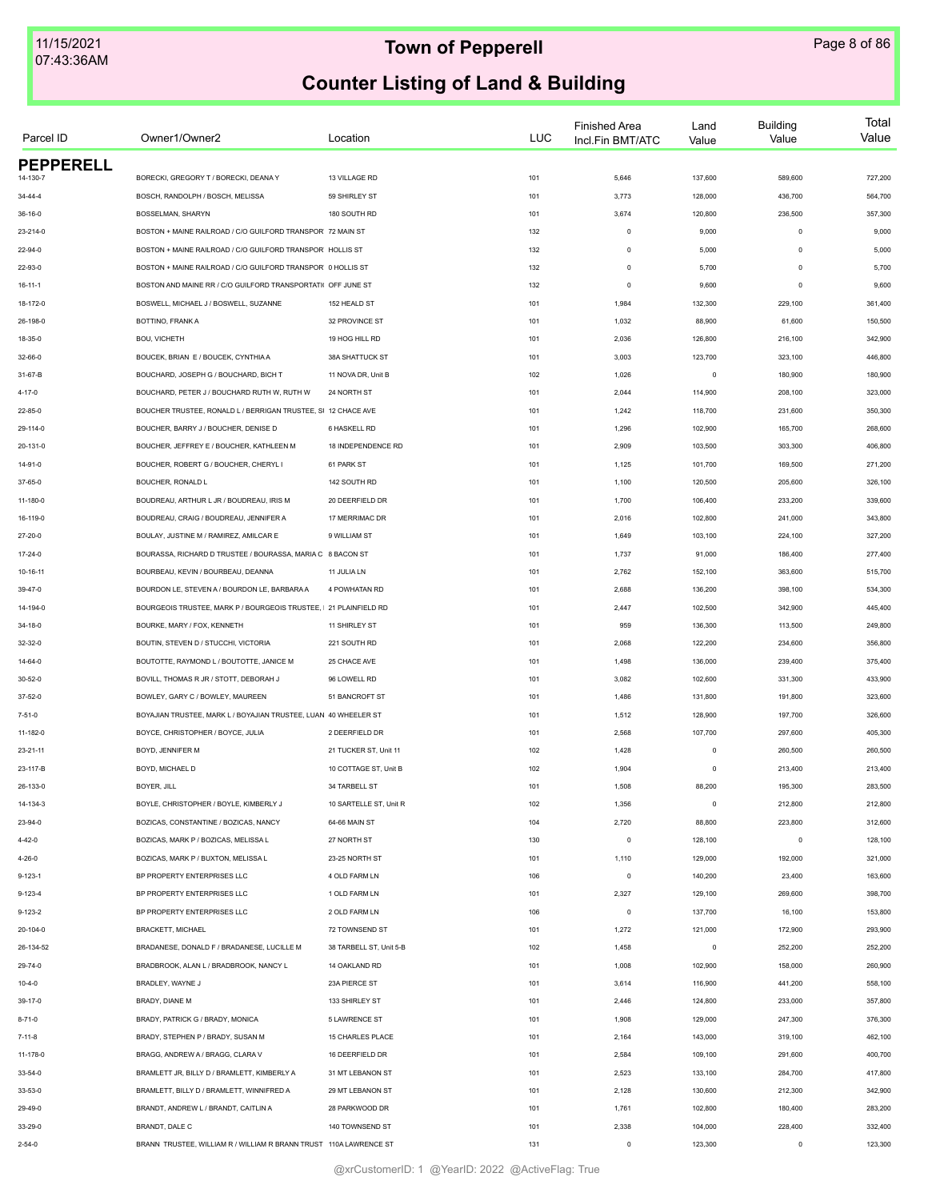# Town of Pepperell

## Counter Listing of Land & Building

| Parcel ID | Owner1/Owner2 | Location | LUC | Finished Area Incl.Fin BMT/ATC | Land Value | Building Value | Total Value |
|---|---|---|---|---|---|---|---|
| **PEPPERELL** | | | | | | | |
| 14-130-7 | BORECKI, GREGORY T / BORECKI, DEANA Y | 13 VILLAGE RD | 101 | 5,646 | 137,600 | 589,600 | 727,200 |
| 34-44-4 | BOSCH, RANDOLPH / BOSCH, MELISSA | 59 SHIRLEY ST | 101 | 3,773 | 128,000 | 436,700 | 564,700 |
| 36-16-0 | BOSSELMAN, SHARYN | 180 SOUTH RD | 101 | 3,674 | 120,800 | 236,500 | 357,300 |
| 23-214-0 | BOSTON + MAINE RAILROAD / C/O GUILFORD TRANSPOR | 72 MAIN ST | 132 | 0 | 9,000 | 0 | 9,000 |
| 22-94-0 | BOSTON + MAINE RAILROAD / C/O GUILFORD TRANSPOR | HOLLIS ST | 132 | 0 | 5,000 | 0 | 5,000 |
| 22-93-0 | BOSTON + MAINE RAILROAD / C/O GUILFORD TRANSPOR | 0 HOLLIS ST | 132 | 0 | 5,700 | 0 | 5,700 |
| 16-11-1 | BOSTON AND MAINE RR / C/O GUILFORD TRANSPORTATI | OFF JUNE ST | 132 | 0 | 9,600 | 0 | 9,600 |
| 18-172-0 | BOSWELL, MICHAEL J / BOSWELL, SUZANNE | 152 HEALD ST | 101 | 1,984 | 132,300 | 229,100 | 361,400 |
| 26-198-0 | BOTTINO, FRANK A | 32 PROVINCE ST | 101 | 1,032 | 88,900 | 61,600 | 150,500 |
| 18-35-0 | BOU, VICHETH | 19 HOG HILL RD | 101 | 2,036 | 126,800 | 216,100 | 342,900 |
| 32-66-0 | BOUCEK, BRIAN E / BOUCEK, CYNTHIA A | 38A SHATTUCK ST | 101 | 3,003 | 123,700 | 323,100 | 446,800 |
| 31-67-B | BOUCHARD, JOSEPH G / BOUCHARD, BICH T | 11 NOVA DR, Unit B | 102 | 1,026 | 0 | 180,900 | 180,900 |
| 4-17-0 | BOUCHARD, PETER J / BOUCHARD RUTH W, RUTH W | 24 NORTH ST | 101 | 2,044 | 114,900 | 208,100 | 323,000 |
| 22-85-0 | BOUCHER TRUSTEE, RONALD L / BERRIGAN TRUSTEE, SI | 12 CHACE AVE | 101 | 1,242 | 118,700 | 231,600 | 350,300 |
| 29-114-0 | BOUCHER, BARRY J / BOUCHER, DENISE D | 6 HASKELL RD | 101 | 1,296 | 102,900 | 165,700 | 268,600 |
| 20-131-0 | BOUCHER, JEFFREY E / BOUCHER, KATHLEEN M | 18 INDEPENDENCE RD | 101 | 2,909 | 103,500 | 303,300 | 406,800 |
| 14-91-0 | BOUCHER, ROBERT G / BOUCHER, CHERYL I | 61 PARK ST | 101 | 1,125 | 101,700 | 169,500 | 271,200 |
| 37-65-0 | BOUCHER, RONALD L | 142 SOUTH RD | 101 | 1,100 | 120,500 | 205,600 | 326,100 |
| 11-180-0 | BOUDREAU, ARTHUR L JR / BOUDREAU, IRIS M | 20 DEERFIELD DR | 101 | 1,700 | 106,400 | 233,200 | 339,600 |
| 16-119-0 | BOUDREAU, CRAIG / BOUDREAU, JENNIFER A | 17 MERRIMAC DR | 101 | 2,016 | 102,800 | 241,000 | 343,800 |
| 27-20-0 | BOULAY, JUSTINE M / RAMIREZ, AMILCAR E | 9 WILLIAM ST | 101 | 1,649 | 103,100 | 224,100 | 327,200 |
| 17-24-0 | BOURASSA, RICHARD D TRUSTEE / BOURASSA, MARIA C | 8 BACON ST | 101 | 1,737 | 91,000 | 186,400 | 277,400 |
| 10-16-11 | BOURBEAU, KEVIN / BOURBEAU, DEANNA | 11 JULIA LN | 101 | 2,762 | 152,100 | 363,600 | 515,700 |
| 39-47-0 | BOURDON LE, STEVEN A / BOURDON LE, BARBARA A | 4 POWHATAN RD | 101 | 2,688 | 136,200 | 398,100 | 534,300 |
| 14-194-0 | BOURGEOIS TRUSTEE, MARK P / BOURGEOIS TRUSTEE, | 21 PLAINFIELD RD | 101 | 2,447 | 102,500 | 342,900 | 445,400 |
| 34-18-0 | BOURKE, MARY / FOX, KENNETH | 11 SHIRLEY ST | 101 | 959 | 136,300 | 113,500 | 249,800 |
| 32-32-0 | BOUTIN, STEVEN D / STUCCHI, VICTORIA | 221 SOUTH RD | 101 | 2,068 | 122,200 | 234,600 | 356,800 |
| 14-64-0 | BOUTOTTE, RAYMOND L / BOUTOTTE, JANICE M | 25 CHACE AVE | 101 | 1,498 | 136,000 | 239,400 | 375,400 |
| 30-52-0 | BOVILL, THOMAS R JR / STOTT, DEBORAH J | 96 LOWELL RD | 101 | 3,082 | 102,600 | 331,300 | 433,900 |
| 37-52-0 | BOWLEY, GARY C / BOWLEY, MAUREEN | 51 BANCROFT ST | 101 | 1,486 | 131,800 | 191,800 | 323,600 |
| 7-51-0 | BOYAJIAN TRUSTEE, MARK L / BOYAJIAN TRUSTEE, LUAN | 40 WHEELER ST | 101 | 1,512 | 128,900 | 197,700 | 326,600 |
| 11-182-0 | BOYCE, CHRISTOPHER / BOYCE, JULIA | 2 DEERFIELD DR | 101 | 2,568 | 107,700 | 297,600 | 405,300 |
| 23-21-11 | BOYD, JENNIFER M | 21 TUCKER ST, Unit 11 | 102 | 1,428 | 0 | 260,500 | 260,500 |
| 23-117-B | BOYD, MICHAEL D | 10 COTTAGE ST, Unit B | 102 | 1,904 | 0 | 213,400 | 213,400 |
| 26-133-0 | BOYER, JILL | 34 TARBELL ST | 101 | 1,508 | 88,200 | 195,300 | 283,500 |
| 14-134-3 | BOYLE, CHRISTOPHER / BOYLE, KIMBERLY J | 10 SARTELLE ST, Unit R | 102 | 1,356 | 0 | 212,800 | 212,800 |
| 23-94-0 | BOZICAS, CONSTANTINE / BOZICAS, NANCY | 64-66 MAIN ST | 104 | 2,720 | 88,800 | 223,800 | 312,600 |
| 4-42-0 | BOZICAS, MARK P / BOZICAS, MELISSA L | 27 NORTH ST | 130 | 0 | 128,100 | 0 | 128,100 |
| 4-26-0 | BOZICAS, MARK P / BUXTON, MELISSA L | 23-25 NORTH ST | 101 | 1,110 | 129,000 | 192,000 | 321,000 |
| 9-123-1 | BP PROPERTY ENTERPRISES LLC | 4 OLD FARM LN | 106 | 0 | 140,200 | 23,400 | 163,600 |
| 9-123-4 | BP PROPERTY ENTERPRISES LLC | 1 OLD FARM LN | 101 | 2,327 | 129,100 | 269,600 | 398,700 |
| 9-123-2 | BP PROPERTY ENTERPRISES LLC | 2 OLD FARM LN | 106 | 0 | 137,700 | 16,100 | 153,800 |
| 20-104-0 | BRACKETT, MICHAEL | 72 TOWNSEND ST | 101 | 1,272 | 121,000 | 172,900 | 293,900 |
| 26-134-52 | BRADANESE, DONALD F / BRADANESE, LUCILLE M | 38 TARBELL ST, Unit 5-B | 102 | 1,458 | 0 | 252,200 | 252,200 |
| 29-74-0 | BRADBROOK, ALAN L / BRADBROOK, NANCY L | 14 OAKLAND RD | 101 | 1,008 | 102,900 | 158,000 | 260,900 |
| 10-4-0 | BRADLEY, WAYNE J | 23A PIERCE ST | 101 | 3,614 | 116,900 | 441,200 | 558,100 |
| 39-17-0 | BRADY, DIANE M | 133 SHIRLEY ST | 101 | 2,446 | 124,800 | 233,000 | 357,800 |
| 8-71-0 | BRADY, PATRICK G / BRADY, MONICA | 5 LAWRENCE ST | 101 | 1,908 | 129,000 | 247,300 | 376,300 |
| 7-11-8 | BRADY, STEPHEN P / BRADY, SUSAN M | 15 CHARLES PLACE | 101 | 2,164 | 143,000 | 319,100 | 462,100 |
| 11-178-0 | BRAGG, ANDREW A / BRAGG, CLARA V | 16 DEERFIELD DR | 101 | 2,584 | 109,100 | 291,600 | 400,700 |
| 33-54-0 | BRAMLETT JR, BILLY D / BRAMLETT, KIMBERLY A | 31 MT LEBANON ST | 101 | 2,523 | 133,100 | 284,700 | 417,800 |
| 33-53-0 | BRAMLETT, BILLY D / BRAMLETT, WINNIFRED A | 29 MT LEBANON ST | 101 | 2,128 | 130,600 | 212,300 | 342,900 |
| 29-49-0 | BRANDT, ANDREW L / BRANDT, CAITLIN A | 28 PARKWOOD DR | 101 | 1,761 | 102,800 | 180,400 | 283,200 |
| 33-29-0 | BRANDT, DALE C | 140 TOWNSEND ST | 101 | 2,338 | 104,000 | 228,400 | 332,400 |
| 2-54-0 | BRANN TRUSTEE, WILLIAM R / WILLIAM R BRANN TRUST | 110A LAWRENCE ST | 131 | 0 | 123,300 | 0 | 123,300 |

@xrCustomerID: 1 @YearID: 2022 @ActiveFlag: True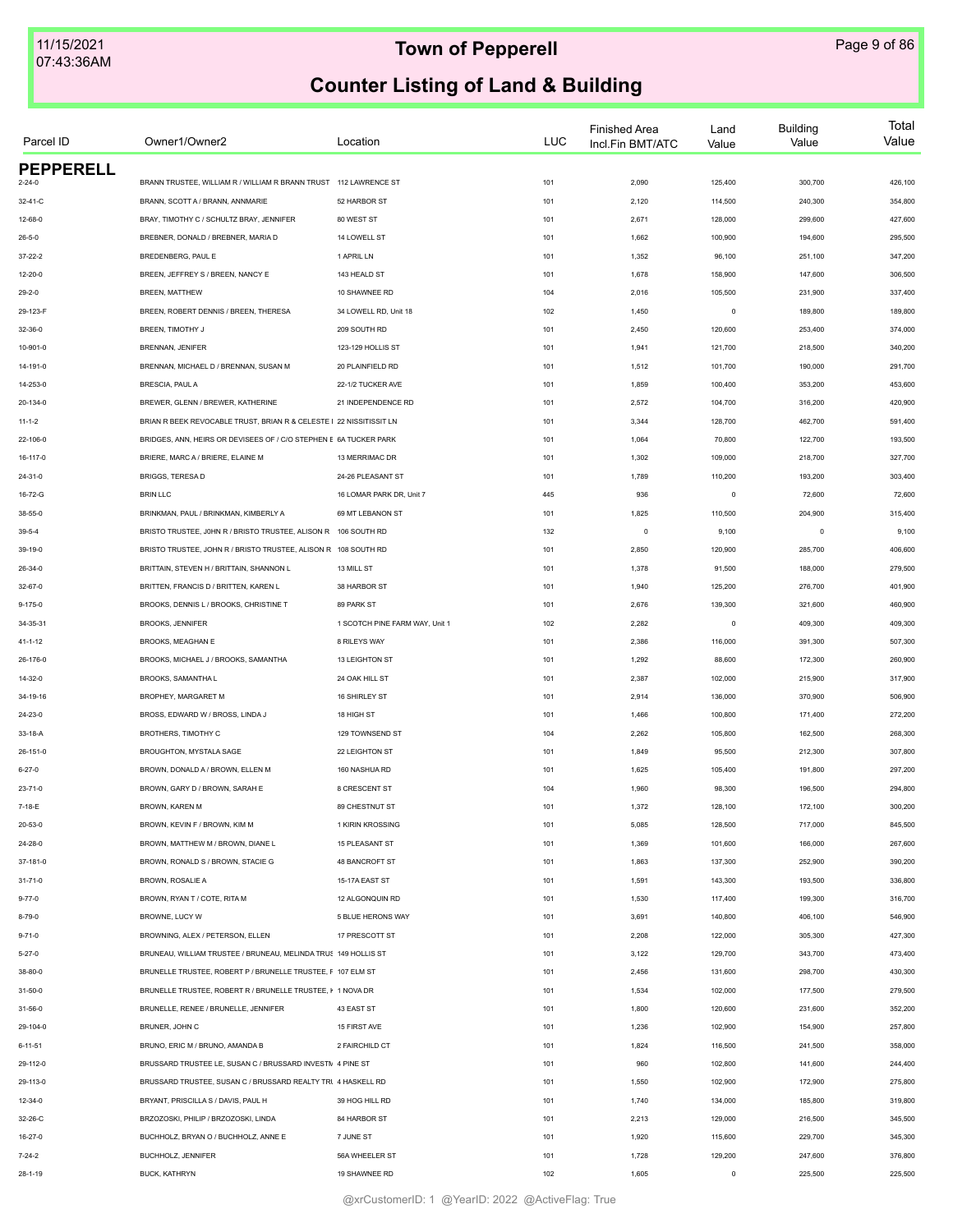# Town of Pepperell

## Counter Listing of Land & Building

| Parcel ID | Owner1/Owner2 | Location | LUC | Finished Area Incl.Fin BMT/ATC | Land Value | Building Value | Total Value |
|---|---|---|---|---|---|---|---|
| **PEPPERELL** | | | | | | | |
| 2-24-0 | BRANN TRUSTEE, WILLIAM R / WILLIAM R BRANN TRUST | 112 LAWRENCE ST | 101 | 2,090 | 125,400 | 300,700 | 426,100 |
| 32-41-C | BRANN, SCOTT A / BRANN, ANNMARIE | 52 HARBOR ST | 101 | 2,120 | 114,500 | 240,300 | 354,800 |
| 12-68-0 | BRAY, TIMOTHY C / SCHULTZ BRAY, JENNIFER | 80 WEST ST | 101 | 2,671 | 128,000 | 299,600 | 427,600 |
| 26-5-0 | BREBNER, DONALD / BREBNER, MARIA D | 14 LOWELL ST | 101 | 1,662 | 100,900 | 194,600 | 295,500 |
| 37-22-2 | BREDENBERG, PAUL E | 1 APRIL LN | 101 | 1,352 | 96,100 | 251,100 | 347,200 |
| 12-20-0 | BREEN, JEFFREY S / BREEN, NANCY E | 143 HEALD ST | 101 | 1,678 | 158,900 | 147,600 | 306,500 |
| 29-2-0 | BREEN, MATTHEW | 10 SHAWNEE RD | 104 | 2,016 | 105,500 | 231,900 | 337,400 |
| 29-123-F | BREEN, ROBERT DENNIS / BREEN, THERESA | 34 LOWELL RD, Unit 18 | 102 | 1,450 | 0 | 189,800 | 189,800 |
| 32-36-0 | BREEN, TIMOTHY J | 209 SOUTH RD | 101 | 2,450 | 120,600 | 253,400 | 374,000 |
| 10-901-0 | BRENNAN, JENIFER | 123-129 HOLLIS ST | 101 | 1,941 | 121,700 | 218,500 | 340,200 |
| 14-191-0 | BRENNAN, MICHAEL D / BRENNAN, SUSAN M | 20 PLAINFIELD RD | 101 | 1,512 | 101,700 | 190,000 | 291,700 |
| 14-253-0 | BRESCIA, PAUL A | 22-1/2 TUCKER AVE | 101 | 1,859 | 100,400 | 353,200 | 453,600 |
| 20-134-0 | BREWER, GLENN / BREWER, KATHERINE | 21 INDEPENDENCE RD | 101 | 2,572 | 104,700 | 316,200 | 420,900 |
| 11-1-2 | BRIAN R BEEK REVOCABLE TRUST, BRIAN R & CELESTE I | 22 NISSITISSIT LN | 101 | 3,344 | 128,700 | 462,700 | 591,400 |
| 22-106-0 | BRIDGES, ANN, HEIRS OR DEVISEES OF / C/O STEPHEN E | 6A TUCKER PARK | 101 | 1,064 | 70,800 | 122,700 | 193,500 |
| 16-117-0 | BRIERE, MARC A / BRIERE, ELAINE M | 13 MERRIMAC DR | 101 | 1,302 | 109,000 | 218,700 | 327,700 |
| 24-31-0 | BRIGGS, TERESA D | 24-26 PLEASANT ST | 101 | 1,789 | 110,200 | 193,200 | 303,400 |
| 16-72-G | BRIN LLC | 16 LOMAR PARK DR, Unit 7 | 445 | 936 | 0 | 72,600 | 72,600 |
| 38-55-0 | BRINKMAN, PAUL / BRINKMAN, KIMBERLY A | 69 MT LEBANON ST | 101 | 1,825 | 110,500 | 204,900 | 315,400 |
| 39-5-4 | BRISTO TRUSTEE, J0HN R / BRISTO TRUSTEE, ALISON R | 106 SOUTH RD | 132 | 0 | 9,100 | 0 | 9,100 |
| 39-19-0 | BRISTO TRUSTEE, JOHN R / BRISTO TRUSTEE, ALISON R | 108 SOUTH RD | 101 | 2,850 | 120,900 | 285,700 | 406,600 |
| 26-34-0 | BRITTAIN, STEVEN H / BRITTAIN, SHANNON L | 13 MILL ST | 101 | 1,378 | 91,500 | 188,000 | 279,500 |
| 32-67-0 | BRITTEN, FRANCIS D / BRITTEN, KAREN L | 38 HARBOR ST | 101 | 1,940 | 125,200 | 276,700 | 401,900 |
| 9-175-0 | BROOKS, DENNIS L / BROOKS, CHRISTINE T | 89 PARK ST | 101 | 2,676 | 139,300 | 321,600 | 460,900 |
| 34-35-31 | BROOKS, JENNIFER | 1 SCOTCH PINE FARM WAY, Unit 1 | 102 | 2,282 | 0 | 409,300 | 409,300 |
| 41-1-12 | BROOKS, MEAGHAN E | 8 RILEYS WAY | 101 | 2,386 | 116,000 | 391,300 | 507,300 |
| 26-176-0 | BROOKS, MICHAEL J / BROOKS, SAMANTHA | 13 LEIGHTON ST | 101 | 1,292 | 88,600 | 172,300 | 260,900 |
| 14-32-0 | BROOKS, SAMANTHA L | 24 OAK HILL ST | 101 | 2,387 | 102,000 | 215,900 | 317,900 |
| 34-19-16 | BROPHEY, MARGARET M | 16 SHIRLEY ST | 101 | 2,914 | 136,000 | 370,900 | 506,900 |
| 24-23-0 | BROSS, EDWARD W / BROSS, LINDA J | 18 HIGH ST | 101 | 1,466 | 100,800 | 171,400 | 272,200 |
| 33-18-A | BROTHERS, TIMOTHY C | 129 TOWNSEND ST | 104 | 2,262 | 105,800 | 162,500 | 268,300 |
| 26-151-0 | BROUGHTON, MYSTALA SAGE | 22 LEIGHTON ST | 101 | 1,849 | 95,500 | 212,300 | 307,800 |
| 6-27-0 | BROWN, DONALD A / BROWN, ELLEN M | 160 NASHUA RD | 101 | 1,625 | 105,400 | 191,800 | 297,200 |
| 23-71-0 | BROWN, GARY D / BROWN, SARAH E | 8 CRESCENT ST | 104 | 1,960 | 98,300 | 196,500 | 294,800 |
| 7-18-E | BROWN, KAREN M | 89 CHESTNUT ST | 101 | 1,372 | 128,100 | 172,100 | 300,200 |
| 20-53-0 | BROWN, KEVIN F / BROWN, KIM M | 1 KIRIN KROSSING | 101 | 5,085 | 128,500 | 717,000 | 845,500 |
| 24-28-0 | BROWN, MATTHEW M / BROWN, DIANE L | 15 PLEASANT ST | 101 | 1,369 | 101,600 | 166,000 | 267,600 |
| 37-181-0 | BROWN, RONALD S / BROWN, STACIE G | 48 BANCROFT ST | 101 | 1,863 | 137,300 | 252,900 | 390,200 |
| 31-71-0 | BROWN, ROSALIE A | 15-17A EAST ST | 101 | 1,591 | 143,300 | 193,500 | 336,800 |
| 9-77-0 | BROWN, RYAN T / COTE, RITA M | 12 ALGONQUIN RD | 101 | 1,530 | 117,400 | 199,300 | 316,700 |
| 8-79-0 | BROWNE, LUCY W | 5 BLUE HERONS WAY | 101 | 3,691 | 140,800 | 406,100 | 546,900 |
| 9-71-0 | BROWNING, ALEX / PETERSON, ELLEN | 17 PRESCOTT ST | 101 | 2,208 | 122,000 | 305,300 | 427,300 |
| 5-27-0 | BRUNEAU, WILLIAM TRUSTEE / BRUNEAU, MELINDA TRUS | 149 HOLLIS ST | 101 | 3,122 | 129,700 | 343,700 | 473,400 |
| 38-80-0 | BRUNELLE TRUSTEE, ROBERT P / BRUNELLE TRUSTEE, F | 107 ELM ST | 101 | 2,456 | 131,600 | 298,700 | 430,300 |
| 31-50-0 | BRUNELLE TRUSTEE, ROBERT R / BRUNELLE TRUSTEE, K | 1 NOVA DR | 101 | 1,534 | 102,000 | 177,500 | 279,500 |
| 31-56-0 | BRUNELLE, RENEE / BRUNELLE, JENNIFER | 43 EAST ST | 101 | 1,800 | 120,600 | 231,600 | 352,200 |
| 29-104-0 | BRUNER, JOHN C | 15 FIRST AVE | 101 | 1,236 | 102,900 | 154,900 | 257,800 |
| 6-11-51 | BRUNO, ERIC M / BRUNO, AMANDA B | 2 FAIRCHILD CT | 101 | 1,824 | 116,500 | 241,500 | 358,000 |
| 29-112-0 | BRUSSARD TRUSTEE LE, SUSAN C / BRUSSARD INVESTM | 4 PINE ST | 101 | 960 | 102,800 | 141,600 | 244,400 |
| 29-113-0 | BRUSSARD TRUSTEE, SUSAN C / BRUSSARD REALTY TRU | 4 HASKELL RD | 101 | 1,550 | 102,900 | 172,900 | 275,800 |
| 12-34-0 | BRYANT, PRISCILLA S / DAVIS, PAUL H | 39 HOG HILL RD | 101 | 1,740 | 134,000 | 185,800 | 319,800 |
| 32-26-C | BRZOZOSKI, PHILIP / BRZOZOSKI, LINDA | 84 HARBOR ST | 101 | 2,213 | 129,000 | 216,500 | 345,500 |
| 16-27-0 | BUCHHOLZ, BRYAN O / BUCHHOLZ, ANNE E | 7 JUNE ST | 101 | 1,920 | 115,600 | 229,700 | 345,300 |
| 7-24-2 | BUCHHOLZ, JENNIFER | 56A WHEELER ST | 101 | 1,728 | 129,200 | 247,600 | 376,800 |
| 28-1-19 | BUCK, KATHRYN | 19 SHAWNEE RD | 102 | 1,605 | 0 | 225,500 | 225,500 |

@xrCustomerID: 1 @YearID: 2022 @ActiveFlag: True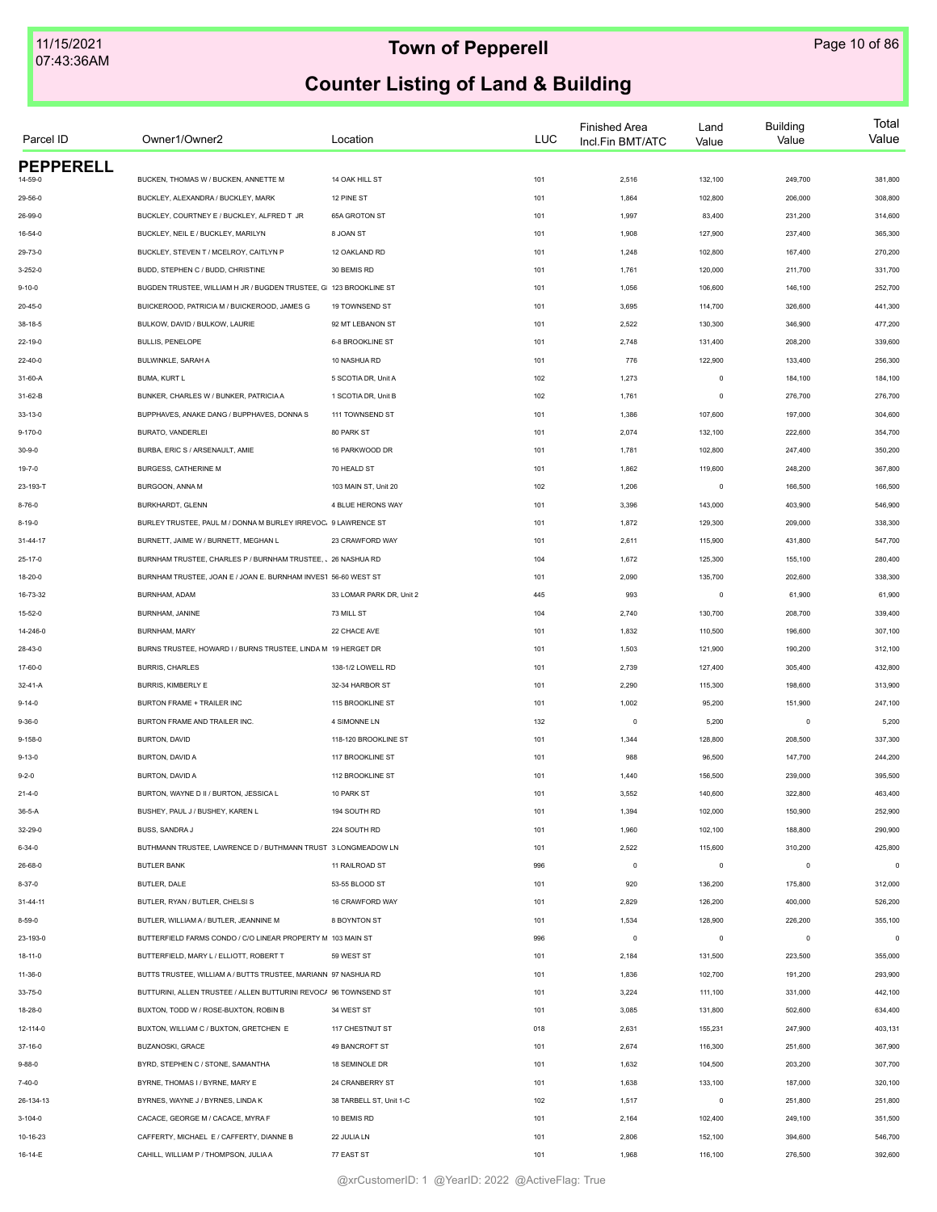# Town of Pepperell

## Counter Listing of Land & Building

| Parcel ID | Owner1/Owner2 | Location | LUC | Finished Area Incl.Fin BMT/ATC | Land Value | Building Value | Total Value |
|---|---|---|---|---|---|---|---|
| **PEPPERELL** | | | | | | | |
| 14-59-0 | BUCKEN, THOMAS W / BUCKEN, ANNETTE M | 14 OAK HILL ST | 101 | 2,516 | 132,100 | 249,700 | 381,800 |
| 29-56-0 | BUCKLEY, ALEXANDRA / BUCKLEY, MARK | 12 PINE ST | 101 | 1,864 | 102,800 | 206,000 | 308,800 |
| 26-99-0 | BUCKLEY, COURTNEY E / BUCKLEY, ALFRED T JR | 65A GROTON ST | 101 | 1,997 | 83,400 | 231,200 | 314,600 |
| 16-54-0 | BUCKLEY, NEIL E / BUCKLEY, MARILYN | 8 JOAN ST | 101 | 1,908 | 127,900 | 237,400 | 365,300 |
| 29-73-0 | BUCKLEY, STEVEN T / MCELROY, CAITLYN P | 12 OAKLAND RD | 101 | 1,248 | 102,800 | 167,400 | 270,200 |
| 3-252-0 | BUDD, STEPHEN C / BUDD, CHRISTINE | 30 BEMIS RD | 101 | 1,761 | 120,000 | 211,700 | 331,700 |
| 9-10-0 | BUGDEN TRUSTEE, WILLIAM H JR / BUGDEN TRUSTEE, GI | 123 BROOKLINE ST | 101 | 1,056 | 106,600 | 146,100 | 252,700 |
| 20-45-0 | BUICKEROOD, PATRICIA M / BUICKEROOD, JAMES G | 19 TOWNSEND ST | 101 | 3,695 | 114,700 | 326,600 | 441,300 |
| 38-18-5 | BULKOW, DAVID / BULKOW, LAURIE | 92 MT LEBANON ST | 101 | 2,522 | 130,300 | 346,900 | 477,200 |
| 22-19-0 | BULLIS, PENELOPE | 6-8 BROOKLINE ST | 101 | 2,748 | 131,400 | 208,200 | 339,600 |
| 22-40-0 | BULWINKLE, SARAH A | 10 NASHUA RD | 101 | 776 | 122,900 | 133,400 | 256,300 |
| 31-60-A | BUMA, KURT L | 5 SCOTIA DR, Unit A | 102 | 1,273 | 0 | 184,100 | 184,100 |
| 31-62-B | BUNKER, CHARLES W / BUNKER, PATRICIA A | 1 SCOTIA DR, Unit B | 102 | 1,761 | 0 | 276,700 | 276,700 |
| 33-13-0 | BUPPHAVES, ANAKE DANG / BUPPHAVES, DONNA S | 111 TOWNSEND ST | 101 | 1,386 | 107,600 | 197,000 | 304,600 |
| 9-170-0 | BURATO, VANDERLEI | 80 PARK ST | 101 | 2,074 | 132,100 | 222,600 | 354,700 |
| 30-9-0 | BURBA, ERIC S / ARSENAULT, AMIE | 16 PARKWOOD DR | 101 | 1,781 | 102,800 | 247,400 | 350,200 |
| 19-7-0 | BURGESS, CATHERINE M | 70 HEALD ST | 101 | 1,862 | 119,600 | 248,200 | 367,800 |
| 23-193-T | BURGOON, ANNA M | 103 MAIN ST, Unit 20 | 102 | 1,206 | 0 | 166,500 | 166,500 |
| 8-76-0 | BURKHARDT, GLENN | 4 BLUE HERONS WAY | 101 | 3,396 | 143,000 | 403,900 | 546,900 |
| 8-19-0 | BURLEY TRUSTEE, PAUL M / DONNA M BURLEY IRREVOC/ | 9 LAWRENCE ST | 101 | 1,872 | 129,300 | 209,000 | 338,300 |
| 31-44-17 | BURNETT, JAIME W / BURNETT, MEGHAN L | 23 CRAWFORD WAY | 101 | 2,611 | 115,900 | 431,800 | 547,700 |
| 25-17-0 | BURNHAM TRUSTEE, CHARLES P / BURNHAM TRUSTEE, . | 26 NASHUA RD | 104 | 1,672 | 125,300 | 155,100 | 280,400 |
| 18-20-0 | BURNHAM TRUSTEE, JOAN E / JOAN E. BURNHAM INVEST | 56-60 WEST ST | 101 | 2,090 | 135,700 | 202,600 | 338,300 |
| 16-73-32 | BURNHAM, ADAM | 33 LOMAR PARK DR, Unit 2 | 445 | 993 | 0 | 61,900 | 61,900 |
| 15-52-0 | BURNHAM, JANINE | 73 MILL ST | 104 | 2,740 | 130,700 | 208,700 | 339,400 |
| 14-246-0 | BURNHAM, MARY | 22 CHACE AVE | 101 | 1,832 | 110,500 | 196,600 | 307,100 |
| 28-43-0 | BURNS TRUSTEE, HOWARD I / BURNS TRUSTEE, LINDA M | 19 HERGET DR | 101 | 1,503 | 121,900 | 190,200 | 312,100 |
| 17-60-0 | BURRIS, CHARLES | 138-1/2 LOWELL RD | 101 | 2,739 | 127,400 | 305,400 | 432,800 |
| 32-41-A | BURRIS, KIMBERLY E | 32-34 HARBOR ST | 101 | 2,290 | 115,300 | 198,600 | 313,900 |
| 9-14-0 | BURTON FRAME + TRAILER INC | 115 BROOKLINE ST | 101 | 1,002 | 95,200 | 151,900 | 247,100 |
| 9-36-0 | BURTON FRAME AND TRAILER INC. | 4 SIMONNE LN | 132 | 0 | 5,200 | 0 | 5,200 |
| 9-158-0 | BURTON, DAVID | 118-120 BROOKLINE ST | 101 | 1,344 | 128,800 | 208,500 | 337,300 |
| 9-13-0 | BURTON, DAVID A | 117 BROOKLINE ST | 101 | 988 | 96,500 | 147,700 | 244,200 |
| 9-2-0 | BURTON, DAVID A | 112 BROOKLINE ST | 101 | 1,440 | 156,500 | 239,000 | 395,500 |
| 21-4-0 | BURTON, WAYNE D II / BURTON, JESSICA L | 10 PARK ST | 101 | 3,552 | 140,600 | 322,800 | 463,400 |
| 36-5-A | BUSHEY, PAUL J / BUSHEY, KAREN L | 194 SOUTH RD | 101 | 1,394 | 102,000 | 150,900 | 252,900 |
| 32-29-0 | BUSS, SANDRA J | 224 SOUTH RD | 101 | 1,960 | 102,100 | 188,800 | 290,900 |
| 6-34-0 | BUTHMANN TRUSTEE, LAWRENCE D / BUTHMANN TRUST | 3 LONGMEADOW LN | 101 | 2,522 | 115,600 | 310,200 | 425,800 |
| 26-68-0 | BUTLER BANK | 11 RAILROAD ST | 996 | 0 | 0 | 0 | 0 |
| 8-37-0 | BUTLER, DALE | 53-55 BLOOD ST | 101 | 920 | 136,200 | 175,800 | 312,000 |
| 31-44-11 | BUTLER, RYAN / BUTLER, CHELSI S | 16 CRAWFORD WAY | 101 | 2,829 | 126,200 | 400,000 | 526,200 |
| 8-59-0 | BUTLER, WILLIAM A / BUTLER, JEANNINE M | 8 BOYNTON ST | 101 | 1,534 | 128,900 | 226,200 | 355,100 |
| 23-193-0 | BUTTERFIELD FARMS CONDO / C/O LINEAR PROPERTY M | 103 MAIN ST | 996 | 0 | 0 | 0 | 0 |
| 18-11-0 | BUTTERFIELD, MARY L / ELLIOTT, ROBERT T | 59 WEST ST | 101 | 2,184 | 131,500 | 223,500 | 355,000 |
| 11-36-0 | BUTTS TRUSTEE, WILLIAM A / BUTTS TRUSTEE, MARIANN | 97 NASHUA RD | 101 | 1,836 | 102,700 | 191,200 | 293,900 |
| 33-75-0 | BUTTURINI, ALLEN TRUSTEE / ALLEN BUTTURINI REVOCA | 96 TOWNSEND ST | 101 | 3,224 | 111,100 | 331,000 | 442,100 |
| 18-28-0 | BUXTON, TODD W / ROSE-BUXTON, ROBIN B | 34 WEST ST | 101 | 3,085 | 131,800 | 502,600 | 634,400 |
| 12-114-0 | BUXTON, WILLIAM C / BUXTON, GRETCHEN E | 117 CHESTNUT ST | 018 | 2,631 | 155,231 | 247,900 | 403,131 |
| 37-16-0 | BUZANOSKI, GRACE | 49 BANCROFT ST | 101 | 2,674 | 116,300 | 251,600 | 367,900 |
| 9-88-0 | BYRD, STEPHEN C / STONE, SAMANTHA | 18 SEMINOLE DR | 101 | 1,632 | 104,500 | 203,200 | 307,700 |
| 7-40-0 | BYRNE, THOMAS I / BYRNE, MARY E | 24 CRANBERRY ST | 101 | 1,638 | 133,100 | 187,000 | 320,100 |
| 26-134-13 | BYRNES, WAYNE J / BYRNES, LINDA K | 38 TARBELL ST, Unit 1-C | 102 | 1,517 | 0 | 251,800 | 251,800 |
| 3-104-0 | CACACE, GEORGE M / CACACE, MYRA F | 10 BEMIS RD | 101 | 2,164 | 102,400 | 249,100 | 351,500 |
| 10-16-23 | CAFFERTY, MICHAEL E / CAFFERTY, DIANNE B | 22 JULIA LN | 101 | 2,806 | 152,100 | 394,600 | 546,700 |
| 16-14-E | CAHILL, WILLIAM P / THOMPSON, JULIA A | 77 EAST ST | 101 | 1,968 | 116,100 | 276,500 | 392,600 |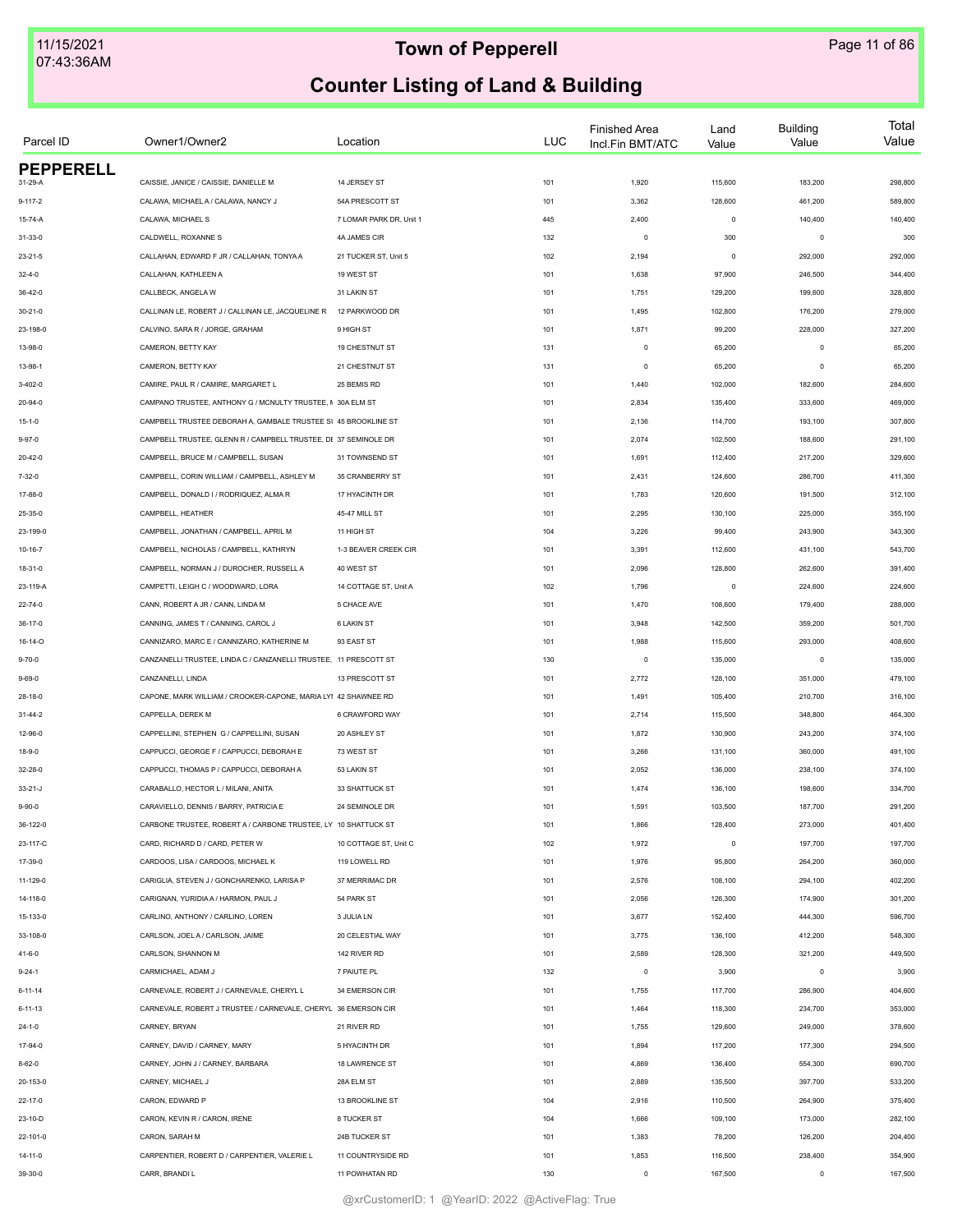# Town of Pepperell

## Counter Listing of Land & Building

| Parcel ID | Owner1/Owner2 | Location | LUC | Finished Area Incl.Fin BMT/ATC | Land Value | Building Value | Total Value |
|---|---|---|---|---|---|---|---|
| **PEPPERELL** | | | | | | | |
| 31-29-A | CAISSIE, JANICE / CAISSIE, DANIELLE M | 14 JERSEY ST | 101 | 1,920 | 115,600 | 183,200 | 298,800 |
| 9-117-2 | CALAWA, MICHAEL A / CALAWA, NANCY J | 54A PRESCOTT ST | 101 | 3,362 | 128,600 | 461,200 | 589,800 |
| 15-74-A | CALAWA, MICHAEL S | 7 LOMAR PARK DR, Unit 1 | 445 | 2,400 | 0 | 140,400 | 140,400 |
| 31-33-0 | CALDWELL, ROXANNE S | 4A JAMES CIR | 132 | 0 | 300 | 0 | 300 |
| 23-21-5 | CALLAHAN, EDWARD F JR / CALLAHAN, TONYA A | 21 TUCKER ST, Unit 5 | 102 | 2,194 | 0 | 292,000 | 292,000 |
| 32-4-0 | CALLAHAN, KATHLEEN A | 19 WEST ST | 101 | 1,638 | 97,900 | 246,500 | 344,400 |
| 36-42-0 | CALLBECK, ANGELA W | 31 LAKIN ST | 101 | 1,751 | 129,200 | 199,600 | 328,800 |
| 30-21-0 | CALLINAN LE, ROBERT J / CALLINAN LE, JACQUELINE R | 12 PARKWOOD DR | 101 | 1,495 | 102,800 | 176,200 | 279,000 |
| 23-198-0 | CALVINO, SARA R / JORGE, GRAHAM | 9 HIGH ST | 101 | 1,871 | 99,200 | 228,000 | 327,200 |
| 13-98-0 | CAMERON, BETTY KAY | 19 CHESTNUT ST | 131 | 0 | 65,200 | 0 | 65,200 |
| 13-98-1 | CAMERON, BETTY KAY | 21 CHESTNUT ST | 131 | 0 | 65,200 | 0 | 65,200 |
| 3-402-0 | CAMIRE, PAUL R / CAMIRE, MARGARET L | 25 BEMIS RD | 101 | 1,440 | 102,000 | 182,600 | 284,600 |
| 20-94-0 | CAMPANO TRUSTEE, ANTHONY G / MCNULTY TRUSTEE, M | 30A ELM ST | 101 | 2,834 | 135,400 | 333,600 | 469,000 |
| 15-1-0 | CAMPBELL TRUSTEE DEBORAH A, GAMBALE TRUSTEE SI | 45 BROOKLINE ST | 101 | 2,136 | 114,700 | 193,100 | 307,800 |
| 9-97-0 | CAMPBELL TRUSTEE, GLENN R / CAMPBELL TRUSTEE, DE | 37 SEMINOLE DR | 101 | 2,074 | 102,500 | 188,600 | 291,100 |
| 20-42-0 | CAMPBELL, BRUCE M / CAMPBELL, SUSAN | 31 TOWNSEND ST | 101 | 1,691 | 112,400 | 217,200 | 329,600 |
| 7-32-0 | CAMPBELL, CORIN WILLIAM / CAMPBELL, ASHLEY M | 35 CRANBERRY ST | 101 | 2,431 | 124,600 | 286,700 | 411,300 |
| 17-88-0 | CAMPBELL, DONALD I / RODRIQUEZ, ALMA R | 17 HYACINTH DR | 101 | 1,783 | 120,600 | 191,500 | 312,100 |
| 25-35-0 | CAMPBELL, HEATHER | 45-47 MILL ST | 101 | 2,295 | 130,100 | 225,000 | 355,100 |
| 23-199-0 | CAMPBELL, JONATHAN / CAMPBELL, APRIL M | 11 HIGH ST | 104 | 3,226 | 99,400 | 243,900 | 343,300 |
| 10-16-7 | CAMPBELL, NICHOLAS / CAMPBELL, KATHRYN | 1-3 BEAVER CREEK CIR | 101 | 3,391 | 112,600 | 431,100 | 543,700 |
| 18-31-0 | CAMPBELL, NORMAN J / DUROCHER, RUSSELL A | 40 WEST ST | 101 | 2,096 | 128,800 | 262,600 | 391,400 |
| 23-119-A | CAMPETTI, LEIGH C / WOODWARD, LORA | 14 COTTAGE ST, Unit A | 102 | 1,796 | 0 | 224,600 | 224,600 |
| 22-74-0 | CANN, ROBERT A JR / CANN, LINDA M | 5 CHACE AVE | 101 | 1,470 | 108,600 | 179,400 | 288,000 |
| 36-17-0 | CANNING, JAMES T / CANNING, CAROL J | 6 LAKIN ST | 101 | 3,948 | 142,500 | 359,200 | 501,700 |
| 16-14-O | CANNIZARO, MARC E / CANNIZARO, KATHERINE M | 93 EAST ST | 101 | 1,988 | 115,600 | 293,000 | 408,600 |
| 9-70-0 | CANZANELLI TRUSTEE, LINDA C / CANZANELLI TRUSTEE, | 11 PRESCOTT ST | 130 | 0 | 135,000 | 0 | 135,000 |
| 9-69-0 | CANZANELLI, LINDA | 13 PRESCOTT ST | 101 | 2,772 | 128,100 | 351,000 | 479,100 |
| 28-18-0 | CAPONE, MARK WILLIAM / CROOKER-CAPONE, MARIA LYI | 42 SHAWNEE RD | 101 | 1,491 | 105,400 | 210,700 | 316,100 |
| 31-44-2 | CAPPELLA, DEREK M | 6 CRAWFORD WAY | 101 | 2,714 | 115,500 | 348,800 | 464,300 |
| 12-96-0 | CAPPELLINI, STEPHEN G / CAPPELLINI, SUSAN | 20 ASHLEY ST | 101 | 1,872 | 130,900 | 243,200 | 374,100 |
| 18-9-0 | CAPPUCCI, GEORGE F / CAPPUCCI, DEBORAH E | 73 WEST ST | 101 | 3,266 | 131,100 | 360,000 | 491,100 |
| 32-28-0 | CAPPUCCI, THOMAS P / CAPPUCCI, DEBORAH A | 53 LAKIN ST | 101 | 2,052 | 136,000 | 238,100 | 374,100 |
| 33-21-J | CARABALLO, HECTOR L / MILANI, ANITA | 33 SHATTUCK ST | 101 | 1,474 | 136,100 | 198,600 | 334,700 |
| 9-90-0 | CARAVIELLO, DENNIS / BARRY, PATRICIA E | 24 SEMINOLE DR | 101 | 1,591 | 103,500 | 187,700 | 291,200 |
| 36-122-0 | CARBONE TRUSTEE, ROBERT A / CARBONE TRUSTEE, LY | 10 SHATTUCK ST | 101 | 1,866 | 128,400 | 273,000 | 401,400 |
| 23-117-C | CARD, RICHARD D / CARD, PETER W | 10 COTTAGE ST, Unit C | 102 | 1,972 | 0 | 197,700 | 197,700 |
| 17-39-0 | CARDOOS, LISA / CARDOOS, MICHAEL K | 119 LOWELL RD | 101 | 1,976 | 95,800 | 264,200 | 360,000 |
| 11-129-0 | CARIGLIA, STEVEN J / GONCHARENKO, LARISA P | 37 MERRIMAC DR | 101 | 2,576 | 108,100 | 294,100 | 402,200 |
| 14-118-0 | CARIGNAN, YURIDIA A / HARMON, PAUL J | 54 PARK ST | 101 | 2,056 | 126,300 | 174,900 | 301,200 |
| 15-133-0 | CARLINO, ANTHONY / CARLINO, LOREN | 3 JULIA LN | 101 | 3,677 | 152,400 | 444,300 | 596,700 |
| 33-108-0 | CARLSON, JOEL A / CARLSON, JAIME | 20 CELESTIAL WAY | 101 | 3,775 | 136,100 | 412,200 | 548,300 |
| 41-6-0 | CARLSON, SHANNON M | 142 RIVER RD | 101 | 2,589 | 128,300 | 321,200 | 449,500 |
| 9-24-1 | CARMICHAEL, ADAM J | 7 PAIUTE PL | 132 | 0 | 3,900 | 0 | 3,900 |
| 6-11-14 | CARNEVALE, ROBERT J / CARNEVALE, CHERYL L | 34 EMERSON CIR | 101 | 1,755 | 117,700 | 286,900 | 404,600 |
| 6-11-13 | CARNEVALE, ROBERT J TRUSTEE / CARNEVALE, CHERYL | 36 EMERSON CIR | 101 | 1,464 | 118,300 | 234,700 | 353,000 |
| 24-1-0 | CARNEY, BRYAN | 21 RIVER RD | 101 | 1,755 | 129,600 | 249,000 | 378,600 |
| 17-94-0 | CARNEY, DAVID / CARNEY, MARY | 5 HYACINTH DR | 101 | 1,894 | 117,200 | 177,300 | 294,500 |
| 8-62-0 | CARNEY, JOHN J / CARNEY, BARBARA | 18 LAWRENCE ST | 101 | 4,869 | 136,400 | 554,300 | 690,700 |
| 20-153-0 | CARNEY, MICHAEL J | 28A ELM ST | 101 | 2,889 | 135,500 | 397,700 | 533,200 |
| 22-17-0 | CARON, EDWARD P | 13 BROOKLINE ST | 104 | 2,916 | 110,500 | 264,900 | 375,400 |
| 23-10-D | CARON, KEVIN R / CARON, IRENE | 8 TUCKER ST | 104 | 1,666 | 109,100 | 173,000 | 282,100 |
| 22-101-0 | CARON, SARAH M | 24B TUCKER ST | 101 | 1,383 | 78,200 | 126,200 | 204,400 |
| 14-11-0 | CARPENTIER, ROBERT D / CARPENTIER, VALERIE L | 11 COUNTRYSIDE RD | 101 | 1,853 | 116,500 | 238,400 | 354,900 |
| 39-30-0 | CARR, BRANDI L | 11 POWHATAN RD | 130 | 0 | 167,500 | 0 | 167,500 |

@xrCustomerID: 1 @YearID: 2022 @ActiveFlag: True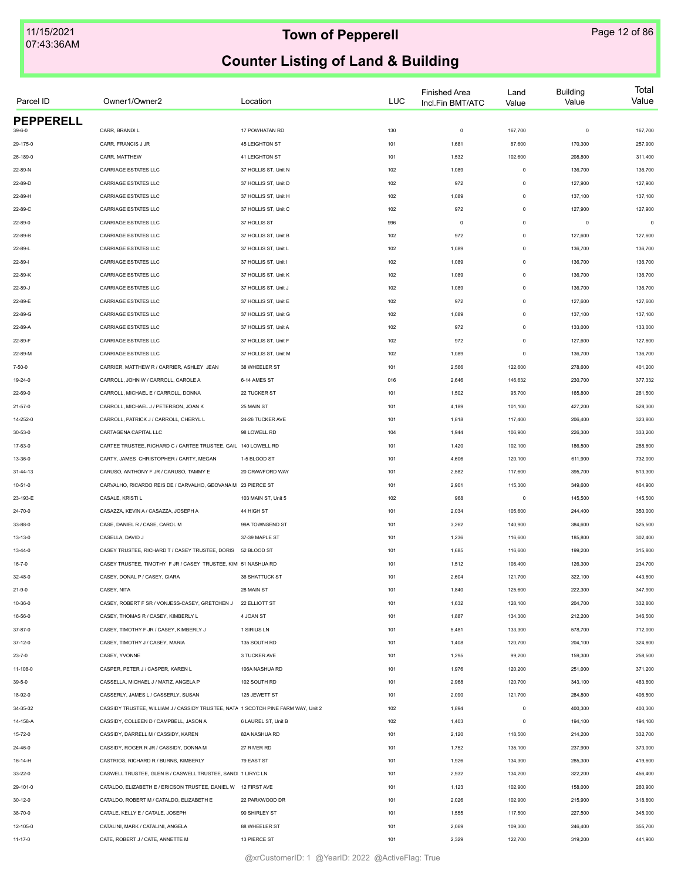# Town of Pepperell

## Counter Listing of Land & Building

| Parcel ID | Owner1/Owner2 | Location | LUC | Finished Area Incl.Fin BMT/ATC | Land Value | Building Value | Total Value |
|---|---|---|---|---|---|---|---|
| **PEPPERELL** | | | | | | | |
| 39-6-0 | CARR, BRANDI L | 17 POWHATAN RD | 130 | 0 | 167,700 | 0 | 167,700 |
| 29-175-0 | CARR, FRANCIS J JR | 45 LEIGHTON ST | 101 | 1,681 | 87,600 | 170,300 | 257,900 |
| 26-189-0 | CARR, MATTHEW | 41 LEIGHTON ST | 101 | 1,532 | 102,600 | 208,800 | 311,400 |
| 22-89-N | CARRIAGE ESTATES LLC | 37 HOLLIS ST, Unit N | 102 | 1,089 | 0 | 136,700 | 136,700 |
| 22-89-D | CARRIAGE ESTATES LLC | 37 HOLLIS ST, Unit D | 102 | 972 | 0 | 127,900 | 127,900 |
| 22-89-H | CARRIAGE ESTATES LLC | 37 HOLLIS ST, Unit H | 102 | 1,089 | 0 | 137,100 | 137,100 |
| 22-89-C | CARRIAGE ESTATES LLC | 37 HOLLIS ST, Unit C | 102 | 972 | 0 | 127,900 | 127,900 |
| 22-89-0 | CARRIAGE ESTATES LLC | 37 HOLLIS ST | 996 | 0 | 0 | 0 | 0 |
| 22-89-B | CARRIAGE ESTATES LLC | 37 HOLLIS ST, Unit B | 102 | 972 | 0 | 127,600 | 127,600 |
| 22-89-L | CARRIAGE ESTATES LLC | 37 HOLLIS ST, Unit L | 102 | 1,089 | 0 | 136,700 | 136,700 |
| 22-89-I | CARRIAGE ESTATES LLC | 37 HOLLIS ST, Unit I | 102 | 1,089 | 0 | 136,700 | 136,700 |
| 22-89-K | CARRIAGE ESTATES LLC | 37 HOLLIS ST, Unit K | 102 | 1,089 | 0 | 136,700 | 136,700 |
| 22-89-J | CARRIAGE ESTATES LLC | 37 HOLLIS ST, Unit J | 102 | 1,089 | 0 | 136,700 | 136,700 |
| 22-89-E | CARRIAGE ESTATES LLC | 37 HOLLIS ST, Unit E | 102 | 972 | 0 | 127,600 | 127,600 |
| 22-89-G | CARRIAGE ESTATES LLC | 37 HOLLIS ST, Unit G | 102 | 1,089 | 0 | 137,100 | 137,100 |
| 22-89-A | CARRIAGE ESTATES LLC | 37 HOLLIS ST, Unit A | 102 | 972 | 0 | 133,000 | 133,000 |
| 22-89-F | CARRIAGE ESTATES LLC | 37 HOLLIS ST, Unit F | 102 | 972 | 0 | 127,600 | 127,600 |
| 22-89-M | CARRIAGE ESTATES LLC | 37 HOLLIS ST, Unit M | 102 | 1,089 | 0 | 136,700 | 136,700 |
| 7-50-0 | CARRIER, MATTHEW R / CARRIER, ASHLEY JEAN | 38 WHEELER ST | 101 | 2,566 | 122,600 | 278,600 | 401,200 |
| 19-24-0 | CARROLL, JOHN W / CARROLL, CAROLE A | 6-14 AMES ST | 016 | 2,646 | 146,632 | 230,700 | 377,332 |
| 22-69-0 | CARROLL, MICHAEL E / CARROLL, DONNA | 22 TUCKER ST | 101 | 1,502 | 95,700 | 165,800 | 261,500 |
| 21-57-0 | CARROLL, MICHAEL J / PETERSON, JOAN K | 25 MAIN ST | 101 | 4,189 | 101,100 | 427,200 | 528,300 |
| 14-252-0 | CARROLL, PATRICK J / CARROLL, CHERYL L | 24-26 TUCKER AVE | 101 | 1,818 | 117,400 | 206,400 | 323,800 |
| 30-53-0 | CARTAGENA CAPITAL LLC | 98 LOWELL RD | 104 | 1,944 | 106,900 | 226,300 | 333,200 |
| 17-63-0 | CARTEE TRUSTEE, RICHARD C / CARTEE TRUSTEE, GAIL | 140 LOWELL RD | 101 | 1,420 | 102,100 | 186,500 | 288,600 |
| 13-36-0 | CARTY, JAMES CHRISTOPHER / CARTY, MEGAN | 1-5 BLOOD ST | 101 | 4,606 | 120,100 | 611,900 | 732,000 |
| 31-44-13 | CARUSO, ANTHONY F JR / CARUSO, TAMMY E | 20 CRAWFORD WAY | 101 | 2,582 | 117,600 | 395,700 | 513,300 |
| 10-51-0 | CARVALHO, RICARDO REIS DE / CARVALHO, GEOVANA M | 23 PIERCE ST | 101 | 2,901 | 115,300 | 349,600 | 464,900 |
| 23-193-E | CASALE, KRISTI L | 103 MAIN ST, Unit 5 | 102 | 968 | 0 | 145,500 | 145,500 |
| 24-70-0 | CASAZZA, KEVIN A / CASAZZA, JOSEPH A | 44 HIGH ST | 101 | 2,034 | 105,600 | 244,400 | 350,000 |
| 33-88-0 | CASE, DANIEL R / CASE, CAROL M | 99A TOWNSEND ST | 101 | 3,262 | 140,900 | 384,600 | 525,500 |
| 13-13-0 | CASELLA, DAVID J | 37-39 MAPLE ST | 101 | 1,236 | 116,600 | 185,800 | 302,400 |
| 13-44-0 | CASEY TRUSTEE, RICHARD T / CASEY TRUSTEE, DORIS | 52 BLOOD ST | 101 | 1,685 | 116,600 | 199,200 | 315,800 |
| 16-7-0 | CASEY TRUSTEE, TIMOTHY F JR / CASEY TRUSTEE, KIM | 51 NASHUA RD | 101 | 1,512 | 108,400 | 126,300 | 234,700 |
| 32-48-0 | CASEY, DONAL P / CASEY, CIARA | 36 SHATTUCK ST | 101 | 2,604 | 121,700 | 322,100 | 443,800 |
| 21-9-0 | CASEY, NITA | 28 MAIN ST | 101 | 1,840 | 125,600 | 222,300 | 347,900 |
| 10-36-0 | CASEY, ROBERT F SR / VONJESS-CASEY, GRETCHEN J | 22 ELLIOTT ST | 101 | 1,632 | 128,100 | 204,700 | 332,800 |
| 16-56-0 | CASEY, THOMAS R / CASEY, KIMBERLY L | 4 JOAN ST | 101 | 1,887 | 134,300 | 212,200 | 346,500 |
| 37-87-0 | CASEY, TIMOTHY F JR / CASEY, KIMBERLY J | 1 SIRIUS LN | 101 | 5,481 | 133,300 | 578,700 | 712,000 |
| 37-12-0 | CASEY, TIMOTHY J / CASEY, MARIA | 135 SOUTH RD | 101 | 1,408 | 120,700 | 204,100 | 324,800 |
| 23-7-0 | CASEY, YVONNE | 3 TUCKER AVE | 101 | 1,295 | 99,200 | 159,300 | 258,500 |
| 11-108-0 | CASPER, PETER J / CASPER, KAREN L | 106A NASHUA RD | 101 | 1,976 | 120,200 | 251,000 | 371,200 |
| 39-5-0 | CASSELLA, MICHAEL J / MATIZ, ANGELA P | 102 SOUTH RD | 101 | 2,968 | 120,700 | 343,100 | 463,800 |
| 18-92-0 | CASSERLY, JAMES L / CASSERLY, SUSAN | 125 JEWETT ST | 101 | 2,090 | 121,700 | 284,800 | 406,500 |
| 34-35-32 | CASSIDY TRUSTEE, WILLIAM J / CASSIDY TRUSTEE, NATA | 1 SCOTCH PINE FARM WAY, Unit 2 | 102 | 1,894 | 0 | 400,300 | 400,300 |
| 14-158-A | CASSIDY, COLLEEN D / CAMPBELL, JASON A | 6 LAUREL ST, Unit B | 102 | 1,403 | 0 | 194,100 | 194,100 |
| 15-72-0 | CASSIDY, DARRELL M / CASSIDY, KAREN | 82A NASHUA RD | 101 | 2,120 | 118,500 | 214,200 | 332,700 |
| 24-46-0 | CASSIDY, ROGER R JR / CASSIDY, DONNA M | 27 RIVER RD | 101 | 1,752 | 135,100 | 237,900 | 373,000 |
| 16-14-H | CASTRIOS, RICHARD R / BURNS, KIMBERLY | 79 EAST ST | 101 | 1,926 | 134,300 | 285,300 | 419,600 |
| 33-22-0 | CASWELL TRUSTEE, GLEN B / CASWELL TRUSTEE, SANDI | 1 LIRYC LN | 101 | 2,932 | 134,200 | 322,200 | 456,400 |
| 29-101-0 | CATALDO, ELIZABETH E / ERICSON TRUSTEE, DANIEL W | 12 FIRST AVE | 101 | 1,123 | 102,900 | 158,000 | 260,900 |
| 30-12-0 | CATALDO, ROBERT M / CATALDO, ELIZABETH E | 22 PARKWOOD DR | 101 | 2,026 | 102,900 | 215,900 | 318,800 |
| 38-70-0 | CATALE, KELLY E / CATALE, JOSEPH | 90 SHIRLEY ST | 101 | 1,555 | 117,500 | 227,500 | 345,000 |
| 12-105-0 | CATALINI, MARK / CATALINI, ANGELA | 88 WHEELER ST | 101 | 2,069 | 109,300 | 246,400 | 355,700 |
| 11-17-0 | CATE, ROBERT J / CATE, ANNETTE M | 13 PIERCE ST | 101 | 2,329 | 122,700 | 319,200 | 441,900 |

@xrCustomerID: 1 @YearID: 2022 @ActiveFlag: True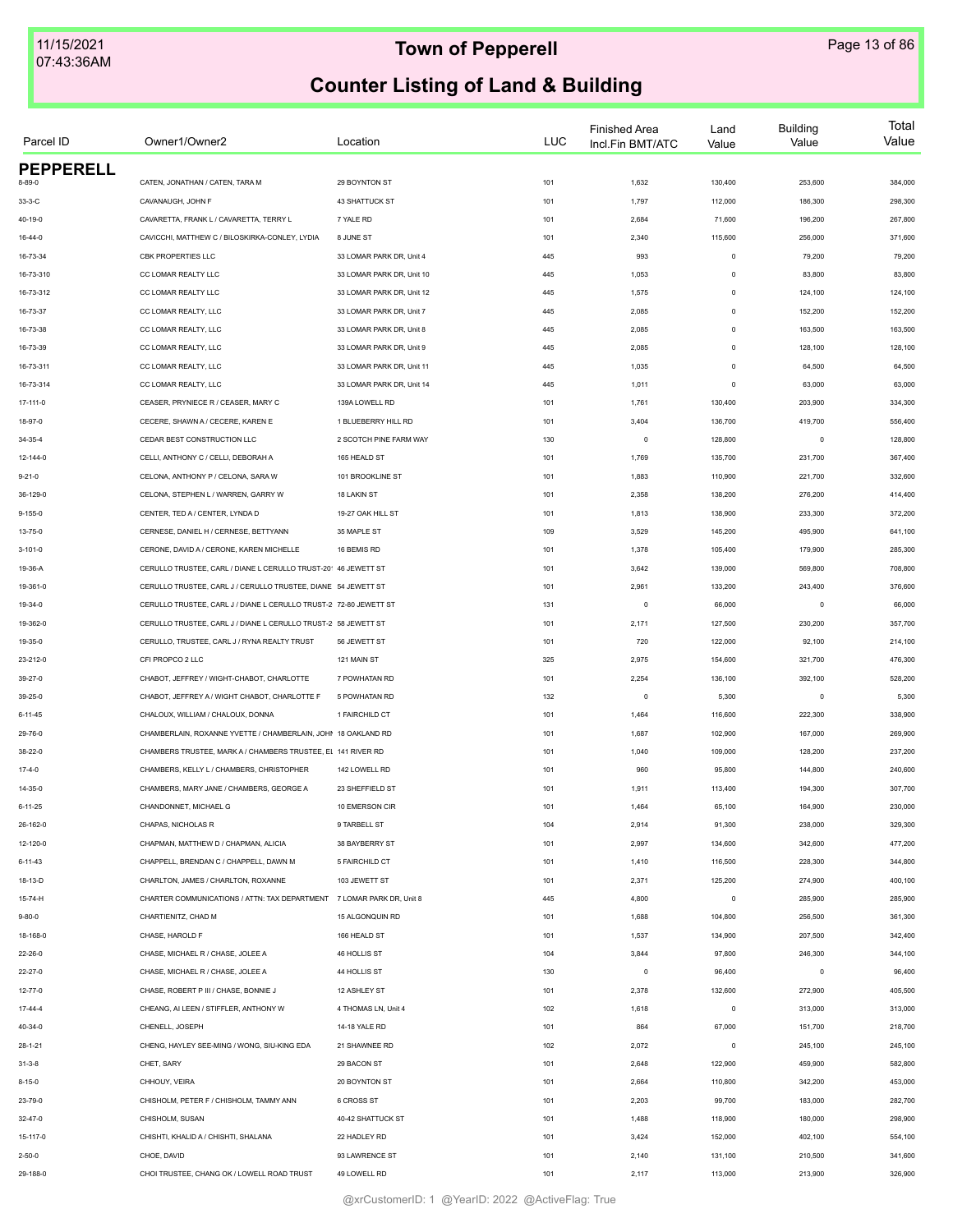# Town of Pepperell

## Counter Listing of Land & Building

| Parcel ID | Owner1/Owner2 | Location | LUC | Finished Area Incl.Fin BMT/ATC | Land Value | Building Value | Total Value |
|---|---|---|---|---|---|---|---|
| **PEPPERELL** | | | | | | | |
| 8-89-0 | CATEN, JONATHAN / CATEN, TARA M | 29 BOYNTON ST | 101 | 1,632 | 130,400 | 253,600 | 384,000 |
| 33-3-C | CAVANAUGH, JOHN F | 43 SHATTUCK ST | 101 | 1,797 | 112,000 | 186,300 | 298,300 |
| 40-19-0 | CAVARETTA, FRANK L / CAVARETTA, TERRY L | 7 YALE RD | 101 | 2,684 | 71,600 | 196,200 | 267,800 |
| 16-44-0 | CAVICCHI, MATTHEW C / BILOSKIRKA-CONLEY, LYDIA | 8 JUNE ST | 101 | 2,340 | 115,600 | 256,000 | 371,600 |
| 16-73-34 | CBK PROPERTIES LLC | 33 LOMAR PARK DR, Unit 4 | 445 | 993 | 0 | 79,200 | 79,200 |
| 16-73-310 | CC LOMAR REALTY LLC | 33 LOMAR PARK DR, Unit 10 | 445 | 1,053 | 0 | 83,800 | 83,800 |
| 16-73-312 | CC LOMAR REALTY LLC | 33 LOMAR PARK DR, Unit 12 | 445 | 1,575 | 0 | 124,100 | 124,100 |
| 16-73-37 | CC LOMAR REALTY, LLC | 33 LOMAR PARK DR, Unit 7 | 445 | 2,085 | 0 | 152,200 | 152,200 |
| 16-73-38 | CC LOMAR REALTY, LLC | 33 LOMAR PARK DR, Unit 8 | 445 | 2,085 | 0 | 163,500 | 163,500 |
| 16-73-39 | CC LOMAR REALTY, LLC | 33 LOMAR PARK DR, Unit 9 | 445 | 2,085 | 0 | 128,100 | 128,100 |
| 16-73-311 | CC LOMAR REALTY, LLC | 33 LOMAR PARK DR, Unit 11 | 445 | 1,035 | 0 | 64,500 | 64,500 |
| 16-73-314 | CC LOMAR REALTY, LLC | 33 LOMAR PARK DR, Unit 14 | 445 | 1,011 | 0 | 63,000 | 63,000 |
| 17-111-0 | CEASER, PRYNIECE R / CEASER, MARY C | 139A LOWELL RD | 101 | 1,761 | 130,400 | 203,900 | 334,300 |
| 18-97-0 | CECERE, SHAWN A / CECERE, KAREN E | 1 BLUEBERRY HILL RD | 101 | 3,404 | 136,700 | 419,700 | 556,400 |
| 34-35-4 | CEDAR BEST CONSTRUCTION LLC | 2 SCOTCH PINE FARM WAY | 130 | 0 | 128,800 | 0 | 128,800 |
| 12-144-0 | CELLI, ANTHONY C / CELLI, DEBORAH A | 165 HEALD ST | 101 | 1,769 | 135,700 | 231,700 | 367,400 |
| 9-21-0 | CELONA, ANTHONY P / CELONA, SARA W | 101 BROOKLINE ST | 101 | 1,883 | 110,900 | 221,700 | 332,600 |
| 36-129-0 | CELONA, STEPHEN L / WARREN, GARRY W | 18 LAKIN ST | 101 | 2,358 | 138,200 | 276,200 | 414,400 |
| 9-155-0 | CENTER, TED A / CENTER, LYNDA D | 19-27 OAK HILL ST | 101 | 1,813 | 138,900 | 233,300 | 372,200 |
| 13-75-0 | CERNESE, DANIEL H / CERNESE, BETTYANN | 35 MAPLE ST | 109 | 3,529 | 145,200 | 495,900 | 641,100 |
| 3-101-0 | CERONE, DAVID A / CERONE, KAREN MICHELLE | 16 BEMIS RD | 101 | 1,378 | 105,400 | 179,900 | 285,300 |
| 19-36-A | CERULLO TRUSTEE, CARL / DIANE L CERULLO TRUST-201 | 46 JEWETT ST | 101 | 3,642 | 139,000 | 569,800 | 708,800 |
| 19-361-0 | CERULLO TRUSTEE, CARL J / CERULLO TRUSTEE, DIANE | 54 JEWETT ST | 101 | 2,961 | 133,200 | 243,400 | 376,600 |
| 19-34-0 | CERULLO TRUSTEE, CARL J / DIANE L CERULLO TRUST-2 | 72-80 JEWETT ST | 131 | 0 | 66,000 | 0 | 66,000 |
| 19-362-0 | CERULLO TRUSTEE, CARL J / DIANE L CERULLO TRUST-2 | 58 JEWETT ST | 101 | 2,171 | 127,500 | 230,200 | 357,700 |
| 19-35-0 | CERULLO, TRUSTEE, CARL J / RYNA REALTY TRUST | 56 JEWETT ST | 101 | 720 | 122,000 | 92,100 | 214,100 |
| 23-212-0 | CFI PROPCO 2 LLC | 121 MAIN ST | 325 | 2,975 | 154,600 | 321,700 | 476,300 |
| 39-27-0 | CHABOT, JEFFREY / WIGHT-CHABOT, CHARLOTTE | 7 POWHATAN RD | 101 | 2,254 | 136,100 | 392,100 | 528,200 |
| 39-25-0 | CHABOT, JEFFREY A / WIGHT CHABOT, CHARLOTTE F | 5 POWHATAN RD | 132 | 0 | 5,300 | 0 | 5,300 |
| 6-11-45 | CHALOUX, WILLIAM / CHALOUX, DONNA | 1 FAIRCHILD CT | 101 | 1,464 | 116,600 | 222,300 | 338,900 |
| 29-76-0 | CHAMBERLAIN, ROXANNE YVETTE / CHAMBERLAIN, JOHN | 18 OAKLAND RD | 101 | 1,687 | 102,900 | 167,000 | 269,900 |
| 38-22-0 | CHAMBERS TRUSTEE, MARK A / CHAMBERS TRUSTEE, EL | 141 RIVER RD | 101 | 1,040 | 109,000 | 128,200 | 237,200 |
| 17-4-0 | CHAMBERS, KELLY L / CHAMBERS, CHRISTOPHER | 142 LOWELL RD | 101 | 960 | 95,800 | 144,800 | 240,600 |
| 14-35-0 | CHAMBERS, MARY JANE / CHAMBERS, GEORGE A | 23 SHEFFIELD ST | 101 | 1,911 | 113,400 | 194,300 | 307,700 |
| 6-11-25 | CHANDONNET, MICHAEL G | 10 EMERSON CIR | 101 | 1,464 | 65,100 | 164,900 | 230,000 |
| 26-162-0 | CHAPAS, NICHOLAS R | 9 TARBELL ST | 104 | 2,914 | 91,300 | 238,000 | 329,300 |
| 12-120-0 | CHAPMAN, MATTHEW D / CHAPMAN, ALICIA | 38 BAYBERRY ST | 101 | 2,997 | 134,600 | 342,600 | 477,200 |
| 6-11-43 | CHAPPELL, BRENDAN C / CHAPPELL, DAWN M | 5 FAIRCHILD CT | 101 | 1,410 | 116,500 | 228,300 | 344,800 |
| 18-13-D | CHARLTON, JAMES / CHARLTON, ROXANNE | 103 JEWETT ST | 101 | 2,371 | 125,200 | 274,900 | 400,100 |
| 15-74-H | CHARTER COMMUNICATIONS / ATTN: TAX DEPARTMENT | 7 LOMAR PARK DR, Unit 8 | 445 | 4,800 | 0 | 285,900 | 285,900 |
| 9-80-0 | CHARTIENITZ, CHAD M | 15 ALGONQUIN RD | 101 | 1,688 | 104,800 | 256,500 | 361,300 |
| 18-168-0 | CHASE, HAROLD F | 166 HEALD ST | 101 | 1,537 | 134,900 | 207,500 | 342,400 |
| 22-26-0 | CHASE, MICHAEL R / CHASE, JOLEE A | 46 HOLLIS ST | 104 | 3,844 | 97,800 | 246,300 | 344,100 |
| 22-27-0 | CHASE, MICHAEL R / CHASE, JOLEE A | 44 HOLLIS ST | 130 | 0 | 96,400 | 0 | 96,400 |
| 12-77-0 | CHASE, ROBERT P III / CHASE, BONNIE J | 12 ASHLEY ST | 101 | 2,378 | 132,600 | 272,900 | 405,500 |
| 17-44-4 | CHEANG, AI LEEN / STIFFLER, ANTHONY W | 4 THOMAS LN, Unit 4 | 102 | 1,618 | 0 | 313,000 | 313,000 |
| 40-34-0 | CHENELL, JOSEPH | 14-18 YALE RD | 101 | 864 | 67,000 | 151,700 | 218,700 |
| 28-1-21 | CHENG, HAYLEY SEE-MING / WONG, SIU-KING EDA | 21 SHAWNEE RD | 102 | 2,072 | 0 | 245,100 | 245,100 |
| 31-3-8 | CHET, SARY | 29 BACON ST | 101 | 2,648 | 122,900 | 459,900 | 582,800 |
| 8-15-0 | CHHOUY, VEIRA | 20 BOYNTON ST | 101 | 2,664 | 110,800 | 342,200 | 453,000 |
| 23-79-0 | CHISHOLM, PETER F / CHISHOLM, TAMMY ANN | 6 CROSS ST | 101 | 2,203 | 99,700 | 183,000 | 282,700 |
| 32-47-0 | CHISHOLM, SUSAN | 40-42 SHATTUCK ST | 101 | 1,488 | 118,900 | 180,000 | 298,900 |
| 15-117-0 | CHISHTI, KHALID A / CHISHTI, SHALANA | 22 HADLEY RD | 101 | 3,424 | 152,000 | 402,100 | 554,100 |
| 2-50-0 | CHOE, DAVID | 93 LAWRENCE ST | 101 | 2,140 | 131,100 | 210,500 | 341,600 |
| 29-188-0 | CHOI TRUSTEE, CHANG OK / LOWELL ROAD TRUST | 49 LOWELL RD | 101 | 2,117 | 113,000 | 213,900 | 326,900 |

@xrCustomerID: 1 @YearID: 2022 @ActiveFlag: True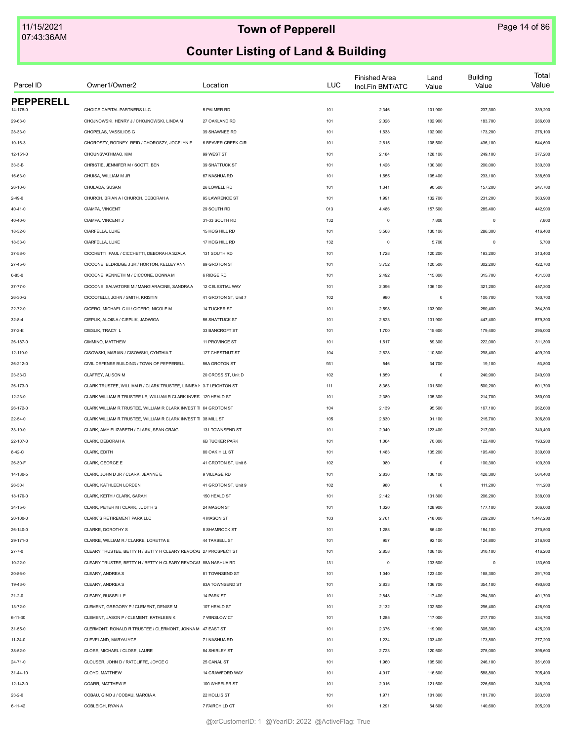# Town of Pepperell

## Counter Listing of Land & Building

| Parcel ID | Owner1/Owner2 | Location | LUC | Finished Area Incl.Fin BMT/ATC | Land Value | Building Value | Total Value |
|---|---|---|---|---|---|---|---|
| **PEPPERELL** | | | | | | | |
| 14-178-0 | CHOICE CAPITAL PARTNERS LLC | 5 PALMER RD | 101 | 2,346 | 101,900 | 237,300 | 339,200 |
| 29-63-0 | CHOJNOWSKI, HENRY J / CHOJNOWSKI, LINDA M | 27 OAKLAND RD | 101 | 2,026 | 102,900 | 183,700 | 286,600 |
| 28-33-0 | CHOPELAS, VASSILIOS G | 39 SHAWNEE RD | 101 | 1,638 | 102,900 | 173,200 | 276,100 |
| 10-16-3 | CHOROSZY, RODNEY REID / CHOROSZY, JOCELYN E | 6 BEAVER CREEK CIR | 101 | 2,615 | 108,500 | 436,100 | 544,600 |
| 12-151-0 | CHOUNSVATHMAO, KIM | 99 WEST ST | 101 | 2,184 | 128,100 | 249,100 | 377,200 |
| 33-3-B | CHRISTIE, JENNIFER M / SCOTT, BEN | 39 SHATTUCK ST | 101 | 1,426 | 130,300 | 200,000 | 330,300 |
| 16-63-0 | CHUISA, WILLIAM M JR | 67 NASHUA RD | 101 | 1,655 | 105,400 | 233,100 | 338,500 |
| 26-10-0 | CHULADA, SUSAN | 26 LOWELL RD | 101 | 1,341 | 90,500 | 157,200 | 247,700 |
| 2-49-0 | CHURCH, BRIAN A / CHURCH, DEBORAH A | 95 LAWRENCE ST | 101 | 1,991 | 132,700 | 231,200 | 363,900 |
| 40-41-0 | CIAMPA, VINCENT | 29 SOUTH RD | 013 | 4,486 | 157,500 | 285,400 | 442,900 |
| 40-40-0 | CIAMPA, VINCENT J | 31-33 SOUTH RD | 132 | 0 | 7,800 | 0 | 7,800 |
| 18-32-0 | CIARFELLA, LUKE | 15 HOG HILL RD | 101 | 3,568 | 130,100 | 286,300 | 416,400 |
| 18-33-0 | CIARFELLA, LUKE | 17 HOG HILL RD | 132 | 0 | 5,700 | 0 | 5,700 |
| 37-58-0 | CICCHETTI, PAUL / CICCHETTI, DEBORAH A SZALA | 131 SOUTH RD | 101 | 1,728 | 120,200 | 193,200 | 313,400 |
| 27-45-0 | CICCONE, ELDRIDGE J JR / HORTON, KELLEY ANN | 89 GROTON ST | 101 | 3,752 | 120,500 | 302,200 | 422,700 |
| 6-85-0 | CICCONE, KENNETH M / CICCONE, DONNA M | 6 RIDGE RD | 101 | 2,492 | 115,800 | 315,700 | 431,500 |
| 37-77-0 | CICCONE, SALVATORE M / MANGIARACINE, SANDRA A | 12 CELESTIAL WAY | 101 | 2,096 | 136,100 | 321,200 | 457,300 |
| 26-30-G | CICCOTELLI, JOHN / SMITH, KRISTIN | 41 GROTON ST, Unit 7 | 102 | 980 | 0 | 100,700 | 100,700 |
| 22-72-0 | CICERO, MICHAEL C III / CICERO, NICOLE M | 14 TUCKER ST | 101 | 2,598 | 103,900 | 260,400 | 364,300 |
| 32-8-4 | CIEPLIK, ALOIS A / CIEPLIK, JADWIGA | 56 SHATTUCK ST | 101 | 2,823 | 131,900 | 447,400 | 579,300 |
| 37-2-E | CIESLIK, TRACY L | 33 BANCROFT ST | 101 | 1,700 | 115,600 | 179,400 | 295,000 |
| 26-187-0 | CIMMINO, MATTHEW | 11 PROVINCE ST | 101 | 1,617 | 89,300 | 222,000 | 311,300 |
| 12-110-0 | CISOWSKI, MARIAN / CISOWSKI, CYNTHIA T | 127 CHESTNUT ST | 104 | 2,628 | 110,800 | 298,400 | 409,200 |
| 26-212-0 | CIVIL DEFENSE BUILDING / TOWN OF PEPPERELL | 56A GROTON ST | 931 | 546 | 34,700 | 19,100 | 53,800 |
| 23-33-D | CLAFFEY, ALISON M | 20 CROSS ST, Unit D | 102 | 1,859 | 0 | 240,900 | 240,900 |
| 26-173-0 | CLARK TRUSTEE, WILLIAM R / CLARK TRUSTEE, LINNEA N | 3-7 LEIGHTON ST | 111 | 8,363 | 101,500 | 500,200 | 601,700 |
| 12-23-0 | CLARK WILLIAM R TRUSTEE LE, WILLIAM R CLARK INVEST | 129 HEALD ST | 101 | 2,380 | 135,300 | 214,700 | 350,000 |
| 26-172-0 | CLARK WILLIAM R TRUSTEE, WILLIAM R CLARK INVEST TI | 64 GROTON ST | 104 | 2,139 | 95,500 | 167,100 | 262,600 |
| 22-54-0 | CLARK WILLIAM R TRUSTEE, WILLIAM R CLARK INVEST TI | 38 MILL ST | 105 | 2,830 | 91,100 | 215,700 | 306,800 |
| 33-19-0 | CLARK, AMY ELIZABETH / CLARK, SEAN CRAIG | 131 TOWNSEND ST | 101 | 2,040 | 123,400 | 217,000 | 340,400 |
| 22-107-0 | CLARK, DEBORAH A | 6B TUCKER PARK | 101 | 1,064 | 70,800 | 122,400 | 193,200 |
| 8-42-C | CLARK, EDITH | 80 OAK HILL ST | 101 | 1,483 | 135,200 | 195,400 | 330,600 |
| 26-30-F | CLARK, GEORGE E | 41 GROTON ST, Unit 6 | 102 | 980 | 0 | 100,300 | 100,300 |
| 14-130-5 | CLARK, JOHN D JR / CLARK, JEANNE E | 9 VILLAGE RD | 101 | 2,836 | 136,100 | 428,300 | 564,400 |
| 26-30-I | CLARK, KATHLEEN LORDEN | 41 GROTON ST, Unit 9 | 102 | 980 | 0 | 111,200 | 111,200 |
| 18-170-0 | CLARK, KEITH / CLARK, SARAH | 150 HEALD ST | 101 | 2,142 | 131,800 | 206,200 | 338,000 |
| 34-15-0 | CLARK, PETER M / CLARK, JUDITH S | 24 MASON ST | 101 | 1,320 | 128,900 | 177,100 | 306,000 |
| 20-100-0 | CLARK`S RETIREMENT PARK LLC | 4 MASON ST | 103 | 2,761 | 718,000 | 729,200 | 1,447,200 |
| 26-140-0 | CLARKE, DOROTHY S | 8 SHAMROCK ST | 101 | 1,288 | 86,400 | 184,100 | 270,500 |
| 29-171-0 | CLARKE, WILLIAM R / CLARKE, LORETTA E | 44 TARBELL ST | 101 | 957 | 92,100 | 124,800 | 216,900 |
| 27-7-0 | CLEARY TRUSTEE, BETTY H / BETTY H CLEARY REVOCAE | 27 PROSPECT ST | 101 | 2,858 | 106,100 | 310,100 | 416,200 |
| 10-22-0 | CLEARY TRUSTEE, BETTY H / BETTY H CLEARY REVOCAE | 88A NASHUA RD | 131 | 0 | 133,600 | 0 | 133,600 |
| 20-86-0 | CLEARY, ANDREA S | 81 TOWNSEND ST | 101 | 1,040 | 123,400 | 168,300 | 291,700 |
| 19-43-0 | CLEARY, ANDREA S | 83A TOWNSEND ST | 101 | 2,833 | 136,700 | 354,100 | 490,800 |
| 21-2-0 | CLEARY, RUSSELL E | 14 PARK ST | 101 | 2,848 | 117,400 | 284,300 | 401,700 |
| 13-72-0 | CLEMENT, GREGORY P / CLEMENT, DENISE M | 107 HEALD ST | 101 | 2,132 | 132,500 | 296,400 | 428,900 |
| 6-11-30 | CLEMENT, JASON P / CLEMENT, KATHLEEN K | 7 WINSLOW CT | 101 | 1,285 | 117,000 | 217,700 | 334,700 |
| 31-55-0 | CLERMONT, RONALD R TRUSTEE / CLERMONT, JONNA M | 47 EAST ST | 101 | 2,376 | 119,900 | 305,300 | 425,200 |
| 11-24-0 | CLEVELAND, MARYALYCE | 71 NASHUA RD | 101 | 1,234 | 103,400 | 173,800 | 277,200 |
| 38-52-0 | CLOSE, MICHAEL / CLOSE, LAURE | 84 SHIRLEY ST | 101 | 2,723 | 120,600 | 275,000 | 395,600 |
| 24-71-0 | CLOUSER, JOHN D / RATCLIFFE, JOYCE C | 25 CANAL ST | 101 | 1,960 | 105,500 | 246,100 | 351,600 |
| 31-44-10 | CLOYD, MATTHEW | 14 CRAWFORD WAY | 101 | 4,017 | 116,600 | 588,800 | 705,400 |
| 12-142-0 | COARR, MATTHEW E | 100 WHEELER ST | 101 | 2,016 | 121,600 | 226,600 | 348,200 |
| 23-2-0 | COBAU, GINO J / COBAU, MARCIA A | 22 HOLLIS ST | 101 | 1,971 | 101,800 | 181,700 | 283,500 |
| 6-11-42 | COBLEIGH, RYAN A | 7 FAIRCHILD CT | 101 | 1,291 | 64,600 | 140,600 | 205,200 |

@xrCustomerID: 1 @YearID: 2022 @ActiveFlag: True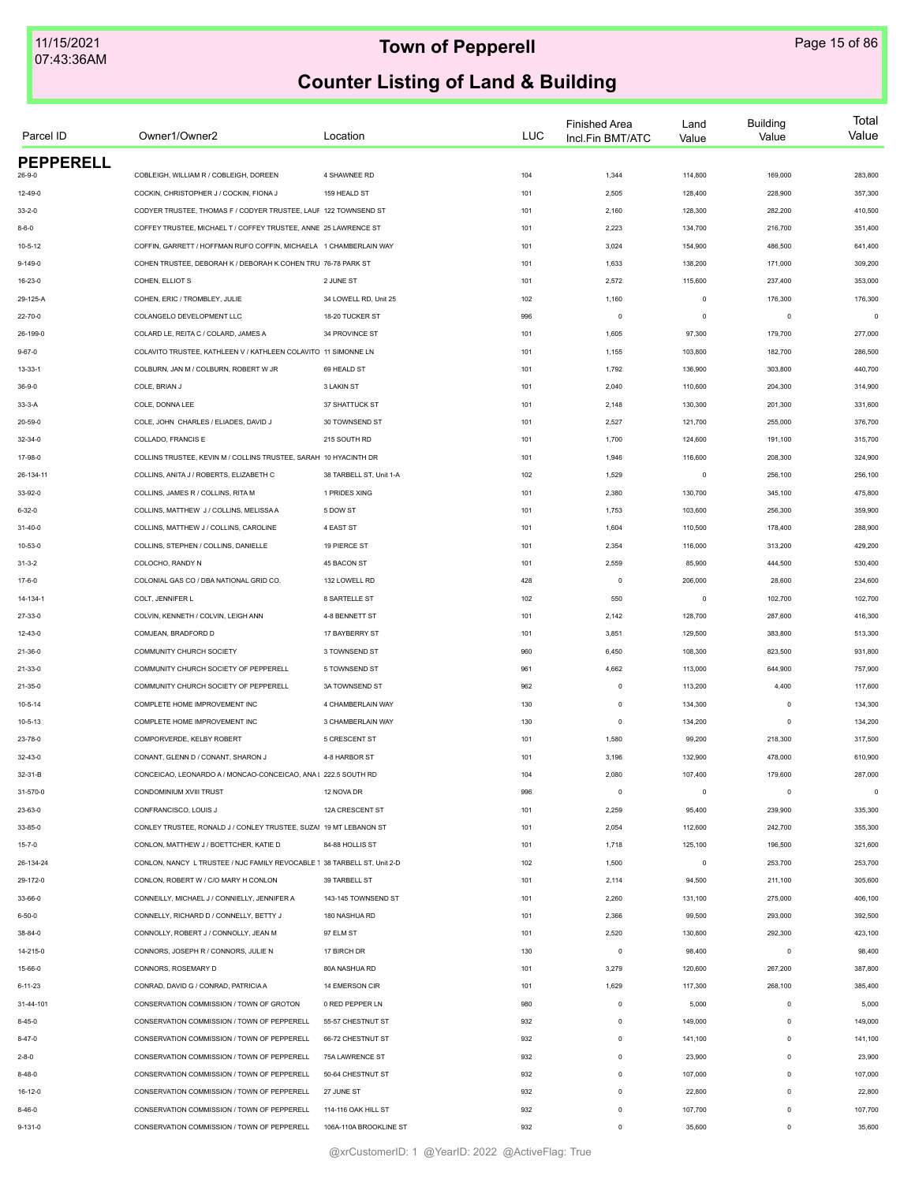# Town of Pepperell

## Counter Listing of Land & Building

| Parcel ID | Owner1/Owner2 | Location | LUC | Finished Area Incl.Fin BMT/ATC | Land Value | Building Value | Total Value |
|---|---|---|---|---|---|---|---|
| **PEPPERELL** | | | | | | | |
| 26-9-0 | COBLEIGH, WILLIAM R / COBLEIGH, DOREEN | 4 SHAWNEE RD | 104 | 1,344 | 114,800 | 169,000 | 283,800 |
| 12-49-0 | COCKIN, CHRISTOPHER J / COCKIN, FIONA J | 159 HEALD ST | 101 | 2,505 | 128,400 | 228,900 | 357,300 |
| 33-2-0 | CODYER TRUSTEE, THOMAS F / CODYER TRUSTEE, LAUF | 122 TOWNSEND ST | 101 | 2,160 | 128,300 | 282,200 | 410,500 |
| 8-6-0 | COFFEY TRUSTEE, MICHAEL T / COFFEY TRUSTEE, ANNE | 25 LAWRENCE ST | 101 | 2,223 | 134,700 | 216,700 | 351,400 |
| 10-5-12 | COFFIN, GARRETT / HOFFMAN RUFO COFFIN, MICHAELA | 1 CHAMBERLAIN WAY | 101 | 3,024 | 154,900 | 486,500 | 641,400 |
| 9-149-0 | COHEN TRUSTEE, DEBORAH K / DEBORAH K COHEN TRU | 76-78 PARK ST | 101 | 1,633 | 138,200 | 171,000 | 309,200 |
| 16-23-0 | COHEN, ELLIOT S | 2 JUNE ST | 101 | 2,572 | 115,600 | 237,400 | 353,000 |
| 29-125-A | COHEN, ERIC / TROMBLEY, JULIE | 34 LOWELL RD, Unit 25 | 102 | 1,160 | 0 | 176,300 | 176,300 |
| 22-70-0 | COLANGELO DEVELOPMENT LLC | 18-20 TUCKER ST | 996 | 0 | 0 | 0 | 0 |
| 26-199-0 | COLARD LE, REITA C / COLARD, JAMES A | 34 PROVINCE ST | 101 | 1,605 | 97,300 | 179,700 | 277,000 |
| 9-67-0 | COLAVITO TRUSTEE, KATHLEEN V / KATHLEEN COLAVITO | 11 SIMONNE LN | 101 | 1,155 | 103,800 | 182,700 | 286,500 |
| 13-33-1 | COLBURN, JAN M / COLBURN, ROBERT W JR | 69 HEALD ST | 101 | 1,792 | 136,900 | 303,800 | 440,700 |
| 36-9-0 | COLE, BRIAN J | 3 LAKIN ST | 101 | 2,040 | 110,600 | 204,300 | 314,900 |
| 33-3-A | COLE, DONNA LEE | 37 SHATTUCK ST | 101 | 2,148 | 130,300 | 201,300 | 331,600 |
| 20-59-0 | COLE, JOHN CHARLES / ELIADES, DAVID J | 30 TOWNSEND ST | 101 | 2,527 | 121,700 | 255,000 | 376,700 |
| 32-34-0 | COLLADO, FRANCIS E | 215 SOUTH RD | 101 | 1,700 | 124,600 | 191,100 | 315,700 |
| 17-98-0 | COLLINS TRUSTEE, KEVIN M / COLLINS TRUSTEE, SARAH | 10 HYACINTH DR | 101 | 1,946 | 116,600 | 208,300 | 324,900 |
| 26-134-11 | COLLINS, ANITA J / ROBERTS, ELIZABETH C | 38 TARBELL ST, Unit 1-A | 102 | 1,529 | 0 | 256,100 | 256,100 |
| 33-92-0 | COLLINS, JAMES R / COLLINS, RITA M | 1 PRIDES XING | 101 | 2,380 | 130,700 | 345,100 | 475,800 |
| 6-32-0 | COLLINS, MATTHEW J / COLLINS, MELISSA A | 5 DOW ST | 101 | 1,753 | 103,600 | 256,300 | 359,900 |
| 31-40-0 | COLLINS, MATTHEW J / COLLINS, CAROLINE | 4 EAST ST | 101 | 1,604 | 110,500 | 178,400 | 288,900 |
| 10-53-0 | COLLINS, STEPHEN / COLLINS, DANIELLE | 19 PIERCE ST | 101 | 2,354 | 116,000 | 313,200 | 429,200 |
| 31-3-2 | COLOCHO, RANDY N | 45 BACON ST | 101 | 2,559 | 85,900 | 444,500 | 530,400 |
| 17-6-0 | COLONIAL GAS CO / DBA NATIONAL GRID CO. | 132 LOWELL RD | 428 | 0 | 206,000 | 28,600 | 234,600 |
| 14-134-1 | COLT, JENNIFER L | 8 SARTELLE ST | 102 | 550 | 0 | 102,700 | 102,700 |
| 27-33-0 | COLVIN, KENNETH / COLVIN, LEIGH ANN | 4-8 BENNETT ST | 101 | 2,142 | 128,700 | 287,600 | 416,300 |
| 12-43-0 | COMJEAN, BRADFORD D | 17 BAYBERRY ST | 101 | 3,851 | 129,500 | 383,800 | 513,300 |
| 21-36-0 | COMMUNITY CHURCH SOCIETY | 3 TOWNSEND ST | 960 | 6,450 | 108,300 | 823,500 | 931,800 |
| 21-33-0 | COMMUNITY CHURCH SOCIETY OF PEPPERELL | 5 TOWNSEND ST | 961 | 4,662 | 113,000 | 644,900 | 757,900 |
| 21-35-0 | COMMUNITY CHURCH SOCIETY OF PEPPERELL | 3A TOWNSEND ST | 962 | 0 | 113,200 | 4,400 | 117,600 |
| 10-5-14 | COMPLETE HOME IMPROVEMENT INC | 4 CHAMBERLAIN WAY | 130 | 0 | 134,300 | 0 | 134,300 |
| 10-5-13 | COMPLETE HOME IMPROVEMENT INC | 3 CHAMBERLAIN WAY | 130 | 0 | 134,200 | 0 | 134,200 |
| 23-78-0 | COMPORVERDE, KELBY ROBERT | 5 CRESCENT ST | 101 | 1,580 | 99,200 | 218,300 | 317,500 |
| 32-43-0 | CONANT, GLENN D / CONANT, SHARON J | 4-8 HARBOR ST | 101 | 3,196 | 132,900 | 478,000 | 610,900 |
| 32-31-B | CONCEICAO, LEONARDO A / MONCAO-CONCEICAO, ANA I | 222.5 SOUTH RD | 104 | 2,080 | 107,400 | 179,600 | 287,000 |
| 31-570-0 | CONDOMINIUM XVIII TRUST | 12 NOVA DR | 996 | 0 | 0 | 0 | 0 |
| 23-63-0 | CONFRANCISCO, LOUIS J | 12A CRESCENT ST | 101 | 2,259 | 95,400 | 239,900 | 335,300 |
| 33-85-0 | CONLEY TRUSTEE, RONALD J / CONLEY TRUSTEE, SUZAI | 19 MT LEBANON ST | 101 | 2,054 | 112,600 | 242,700 | 355,300 |
| 15-7-0 | CONLON, MATTHEW J / BOETTCHER, KATIE D | 84-88 HOLLIS ST | 101 | 1,718 | 125,100 | 196,500 | 321,600 |
| 26-134-24 | CONLON, NANCY L TRUSTEE / NJC FAMILY REVOCABLE T | 38 TARBELL ST, Unit 2-D | 102 | 1,500 | 0 | 253,700 | 253,700 |
| 29-172-0 | CONLON, ROBERT W / C/O MARY H CONLON | 39 TARBELL ST | 101 | 2,114 | 94,500 | 211,100 | 305,600 |
| 33-66-0 | CONNEILLY, MICHAEL J / CONNIELLY, JENNIFER A | 143-145 TOWNSEND ST | 101 | 2,260 | 131,100 | 275,000 | 406,100 |
| 6-50-0 | CONNELLY, RICHARD D / CONNELLY, BETTY J | 180 NASHUA RD | 101 | 2,366 | 99,500 | 293,000 | 392,500 |
| 38-84-0 | CONNOLLY, ROBERT J / CONNOLLY, JEAN M | 97 ELM ST | 101 | 2,520 | 130,800 | 292,300 | 423,100 |
| 14-215-0 | CONNORS, JOSEPH R / CONNORS, JULIE N | 17 BIRCH DR | 130 | 0 | 98,400 | 0 | 98,400 |
| 15-66-0 | CONNORS, ROSEMARY D | 80A NASHUA RD | 101 | 3,279 | 120,600 | 267,200 | 387,800 |
| 6-11-23 | CONRAD, DAVID G / CONRAD, PATRICIA A | 14 EMERSON CIR | 101 | 1,629 | 117,300 | 268,100 | 385,400 |
| 31-44-101 | CONSERVATION COMMISSION / TOWN OF GROTON | 0 RED PEPPER LN | 980 | 0 | 5,000 | 0 | 5,000 |
| 8-45-0 | CONSERVATION COMMISSION / TOWN OF PEPPERELL | 55-57 CHESTNUT ST | 932 | 0 | 149,000 | 0 | 149,000 |
| 8-47-0 | CONSERVATION COMMISSION / TOWN OF PEPPERELL | 66-72 CHESTNUT ST | 932 | 0 | 141,100 | 0 | 141,100 |
| 2-8-0 | CONSERVATION COMMISSION / TOWN OF PEPPERELL | 75A LAWRENCE ST | 932 | 0 | 23,900 | 0 | 23,900 |
| 8-48-0 | CONSERVATION COMMISSION / TOWN OF PEPPERELL | 50-64 CHESTNUT ST | 932 | 0 | 107,000 | 0 | 107,000 |
| 16-12-0 | CONSERVATION COMMISSION / TOWN OF PEPPERELL | 27 JUNE ST | 932 | 0 | 22,800 | 0 | 22,800 |
| 8-46-0 | CONSERVATION COMMISSION / TOWN OF PEPPERELL | 114-116 OAK HILL ST | 932 | 0 | 107,700 | 0 | 107,700 |
| 9-131-0 | CONSERVATION COMMISSION / TOWN OF PEPPERELL | 106A-110A BROOKLINE ST | 932 | 0 | 35,600 | 0 | 35,600 |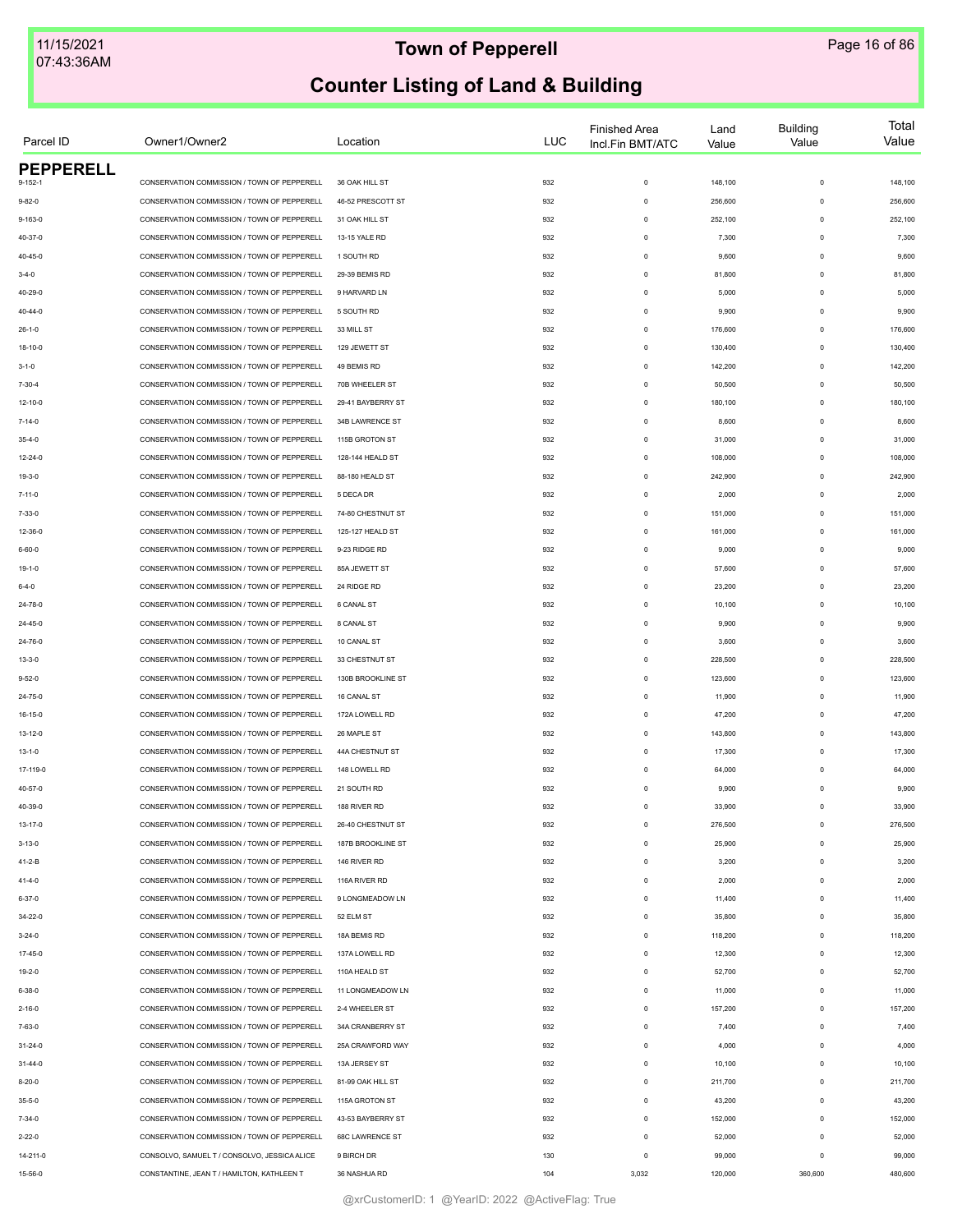# Town of Pepperell

## Counter Listing of Land & Building

| Parcel ID | Owner1/Owner2 | Location | LUC | Finished Area Incl.Fin BMT/ATC | Land Value | Building Value | Total Value |
|---|---|---|---|---|---|---|---|
| **PEPPERELL** | | | | | | | |
| 9-152-1 | CONSERVATION COMMISSION / TOWN OF PEPPERELL | 36 OAK HILL ST | 932 | 0 | 148,100 | 0 | 148,100 |
| 9-82-0 | CONSERVATION COMMISSION / TOWN OF PEPPERELL | 46-52 PRESCOTT ST | 932 | 0 | 256,600 | 0 | 256,600 |
| 9-163-0 | CONSERVATION COMMISSION / TOWN OF PEPPERELL | 31 OAK HILL ST | 932 | 0 | 252,100 | 0 | 252,100 |
| 40-37-0 | CONSERVATION COMMISSION / TOWN OF PEPPERELL | 13-15 YALE RD | 932 | 0 | 7,300 | 0 | 7,300 |
| 40-45-0 | CONSERVATION COMMISSION / TOWN OF PEPPERELL | 1 SOUTH RD | 932 | 0 | 9,600 | 0 | 9,600 |
| 3-4-0 | CONSERVATION COMMISSION / TOWN OF PEPPERELL | 29-39 BEMIS RD | 932 | 0 | 81,800 | 0 | 81,800 |
| 40-29-0 | CONSERVATION COMMISSION / TOWN OF PEPPERELL | 9 HARVARD LN | 932 | 0 | 5,000 | 0 | 5,000 |
| 40-44-0 | CONSERVATION COMMISSION / TOWN OF PEPPERELL | 5 SOUTH RD | 932 | 0 | 9,900 | 0 | 9,900 |
| 26-1-0 | CONSERVATION COMMISSION / TOWN OF PEPPERELL | 33 MILL ST | 932 | 0 | 176,600 | 0 | 176,600 |
| 18-10-0 | CONSERVATION COMMISSION / TOWN OF PEPPERELL | 129 JEWETT ST | 932 | 0 | 130,400 | 0 | 130,400 |
| 3-1-0 | CONSERVATION COMMISSION / TOWN OF PEPPERELL | 49 BEMIS RD | 932 | 0 | 142,200 | 0 | 142,200 |
| 7-30-4 | CONSERVATION COMMISSION / TOWN OF PEPPERELL | 70B WHEELER ST | 932 | 0 | 50,500 | 0 | 50,500 |
| 12-10-0 | CONSERVATION COMMISSION / TOWN OF PEPPERELL | 29-41 BAYBERRY ST | 932 | 0 | 180,100 | 0 | 180,100 |
| 7-14-0 | CONSERVATION COMMISSION / TOWN OF PEPPERELL | 34B LAWRENCE ST | 932 | 0 | 8,600 | 0 | 8,600 |
| 35-4-0 | CONSERVATION COMMISSION / TOWN OF PEPPERELL | 115B GROTON ST | 932 | 0 | 31,000 | 0 | 31,000 |
| 12-24-0 | CONSERVATION COMMISSION / TOWN OF PEPPERELL | 128-144 HEALD ST | 932 | 0 | 108,000 | 0 | 108,000 |
| 19-3-0 | CONSERVATION COMMISSION / TOWN OF PEPPERELL | 88-180 HEALD ST | 932 | 0 | 242,900 | 0 | 242,900 |
| 7-11-0 | CONSERVATION COMMISSION / TOWN OF PEPPERELL | 5 DECA DR | 932 | 0 | 2,000 | 0 | 2,000 |
| 7-33-0 | CONSERVATION COMMISSION / TOWN OF PEPPERELL | 74-80 CHESTNUT ST | 932 | 0 | 151,000 | 0 | 151,000 |
| 12-36-0 | CONSERVATION COMMISSION / TOWN OF PEPPERELL | 125-127 HEALD ST | 932 | 0 | 161,000 | 0 | 161,000 |
| 6-60-0 | CONSERVATION COMMISSION / TOWN OF PEPPERELL | 9-23 RIDGE RD | 932 | 0 | 9,000 | 0 | 9,000 |
| 19-1-0 | CONSERVATION COMMISSION / TOWN OF PEPPERELL | 85A JEWETT ST | 932 | 0 | 57,600 | 0 | 57,600 |
| 6-4-0 | CONSERVATION COMMISSION / TOWN OF PEPPERELL | 24 RIDGE RD | 932 | 0 | 23,200 | 0 | 23,200 |
| 24-78-0 | CONSERVATION COMMISSION / TOWN OF PEPPERELL | 6 CANAL ST | 932 | 0 | 10,100 | 0 | 10,100 |
| 24-45-0 | CONSERVATION COMMISSION / TOWN OF PEPPERELL | 8 CANAL ST | 932 | 0 | 9,900 | 0 | 9,900 |
| 24-76-0 | CONSERVATION COMMISSION / TOWN OF PEPPERELL | 10 CANAL ST | 932 | 0 | 3,600 | 0 | 3,600 |
| 13-3-0 | CONSERVATION COMMISSION / TOWN OF PEPPERELL | 33 CHESTNUT ST | 932 | 0 | 228,500 | 0 | 228,500 |
| 9-52-0 | CONSERVATION COMMISSION / TOWN OF PEPPERELL | 130B BROOKLINE ST | 932 | 0 | 123,600 | 0 | 123,600 |
| 24-75-0 | CONSERVATION COMMISSION / TOWN OF PEPPERELL | 16 CANAL ST | 932 | 0 | 11,900 | 0 | 11,900 |
| 16-15-0 | CONSERVATION COMMISSION / TOWN OF PEPPERELL | 172A LOWELL RD | 932 | 0 | 47,200 | 0 | 47,200 |
| 13-12-0 | CONSERVATION COMMISSION / TOWN OF PEPPERELL | 26 MAPLE ST | 932 | 0 | 143,800 | 0 | 143,800 |
| 13-1-0 | CONSERVATION COMMISSION / TOWN OF PEPPERELL | 44A CHESTNUT ST | 932 | 0 | 17,300 | 0 | 17,300 |
| 17-119-0 | CONSERVATION COMMISSION / TOWN OF PEPPERELL | 148 LOWELL RD | 932 | 0 | 64,000 | 0 | 64,000 |
| 40-57-0 | CONSERVATION COMMISSION / TOWN OF PEPPERELL | 21 SOUTH RD | 932 | 0 | 9,900 | 0 | 9,900 |
| 40-39-0 | CONSERVATION COMMISSION / TOWN OF PEPPERELL | 188 RIVER RD | 932 | 0 | 33,900 | 0 | 33,900 |
| 13-17-0 | CONSERVATION COMMISSION / TOWN OF PEPPERELL | 26-40 CHESTNUT ST | 932 | 0 | 276,500 | 0 | 276,500 |
| 3-13-0 | CONSERVATION COMMISSION / TOWN OF PEPPERELL | 187B BROOKLINE ST | 932 | 0 | 25,900 | 0 | 25,900 |
| 41-2-B | CONSERVATION COMMISSION / TOWN OF PEPPERELL | 146 RIVER RD | 932 | 0 | 3,200 | 0 | 3,200 |
| 41-4-0 | CONSERVATION COMMISSION / TOWN OF PEPPERELL | 116A RIVER RD | 932 | 0 | 2,000 | 0 | 2,000 |
| 6-37-0 | CONSERVATION COMMISSION / TOWN OF PEPPERELL | 9 LONGMEADOW LN | 932 | 0 | 11,400 | 0 | 11,400 |
| 34-22-0 | CONSERVATION COMMISSION / TOWN OF PEPPERELL | 52 ELM ST | 932 | 0 | 35,800 | 0 | 35,800 |
| 3-24-0 | CONSERVATION COMMISSION / TOWN OF PEPPERELL | 18A BEMIS RD | 932 | 0 | 118,200 | 0 | 118,200 |
| 17-45-0 | CONSERVATION COMMISSION / TOWN OF PEPPERELL | 137A LOWELL RD | 932 | 0 | 12,300 | 0 | 12,300 |
| 19-2-0 | CONSERVATION COMMISSION / TOWN OF PEPPERELL | 110A HEALD ST | 932 | 0 | 52,700 | 0 | 52,700 |
| 6-38-0 | CONSERVATION COMMISSION / TOWN OF PEPPERELL | 11 LONGMEADOW LN | 932 | 0 | 11,000 | 0 | 11,000 |
| 2-16-0 | CONSERVATION COMMISSION / TOWN OF PEPPERELL | 2-4 WHEELER ST | 932 | 0 | 157,200 | 0 | 157,200 |
| 7-63-0 | CONSERVATION COMMISSION / TOWN OF PEPPERELL | 34A CRANBERRY ST | 932 | 0 | 7,400 | 0 | 7,400 |
| 31-24-0 | CONSERVATION COMMISSION / TOWN OF PEPPERELL | 25A CRAWFORD WAY | 932 | 0 | 4,000 | 0 | 4,000 |
| 31-44-0 | CONSERVATION COMMISSION / TOWN OF PEPPERELL | 13A JERSEY ST | 932 | 0 | 10,100 | 0 | 10,100 |
| 8-20-0 | CONSERVATION COMMISSION / TOWN OF PEPPERELL | 81-99 OAK HILL ST | 932 | 0 | 211,700 | 0 | 211,700 |
| 35-5-0 | CONSERVATION COMMISSION / TOWN OF PEPPERELL | 115A GROTON ST | 932 | 0 | 43,200 | 0 | 43,200 |
| 7-34-0 | CONSERVATION COMMISSION / TOWN OF PEPPERELL | 43-53 BAYBERRY ST | 932 | 0 | 152,000 | 0 | 152,000 |
| 2-22-0 | CONSERVATION COMMISSION / TOWN OF PEPPERELL | 68C LAWRENCE ST | 932 | 0 | 52,000 | 0 | 52,000 |
| 14-211-0 | CONSOLVO, SAMUEL T / CONSOLVO, JESSICA ALICE | 9 BIRCH DR | 130 | 0 | 99,000 | 0 | 99,000 |
| 15-56-0 | CONSTANTINE, JEAN T / HAMILTON, KATHLEEN T | 36 NASHUA RD | 104 | 3,032 | 120,000 | 360,600 | 480,600 |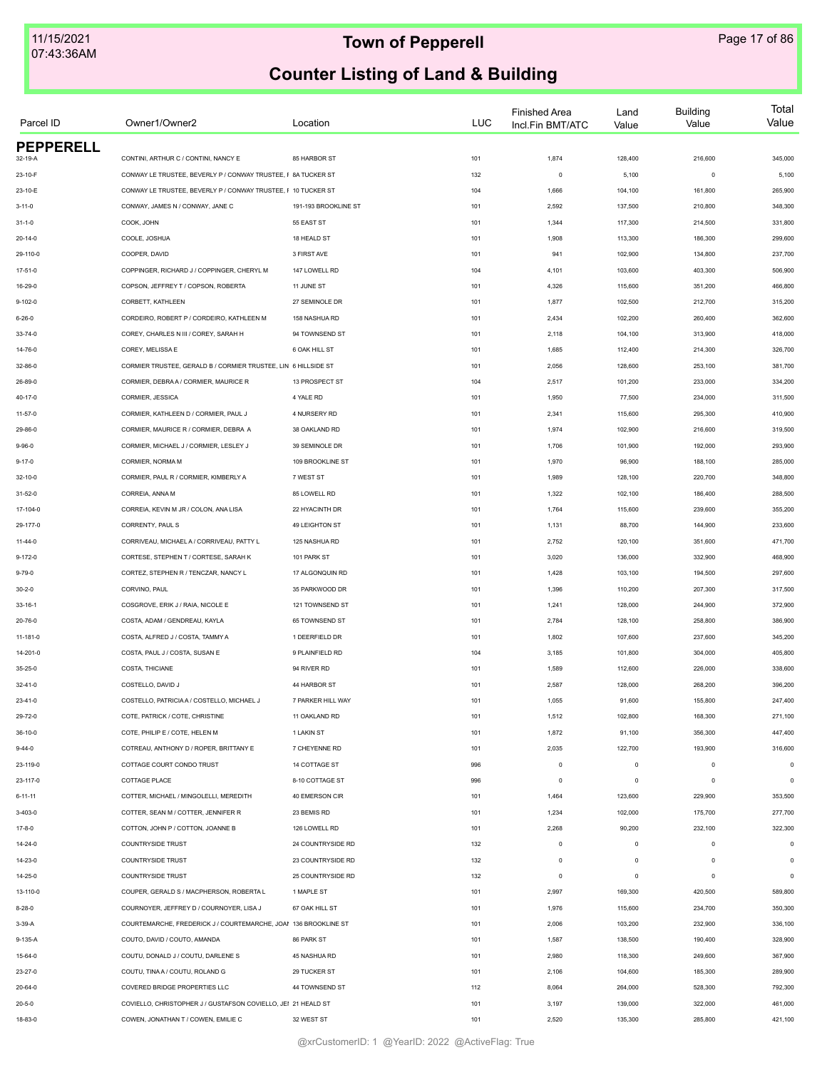# Town of Pepperell

## Counter Listing of Land & Building

| Parcel ID | Owner1/Owner2 | Location | LUC | Finished Area Incl.Fin BMT/ATC | Land Value | Building Value | Total Value |
|---|---|---|---|---|---|---|---|
| **PEPPERELL** | | | | | | | |
| 32-19-A | CONTINI, ARTHUR C / CONTINI, NANCY E | 85 HARBOR ST | 101 | 1,874 | 128,400 | 216,600 | 345,000 |
| 23-10-F | CONWAY LE TRUSTEE, BEVERLY P / CONWAY TRUSTEE, I | 8A TUCKER ST | 132 | 0 | 5,100 | 0 | 5,100 |
| 23-10-E | CONWAY LE TRUSTEE, BEVERLY P / CONWAY TRUSTEE, I | 10 TUCKER ST | 104 | 1,666 | 104,100 | 161,800 | 265,900 |
| 3-11-0 | CONWAY, JAMES N / CONWAY, JANE C | 191-193 BROOKLINE ST | 101 | 2,592 | 137,500 | 210,800 | 348,300 |
| 31-1-0 | COOK, JOHN | 55 EAST ST | 101 | 1,344 | 117,300 | 214,500 | 331,800 |
| 20-14-0 | COOLE, JOSHUA | 18 HEALD ST | 101 | 1,908 | 113,300 | 186,300 | 299,600 |
| 29-110-0 | COOPER, DAVID | 3 FIRST AVE | 101 | 941 | 102,900 | 134,800 | 237,700 |
| 17-51-0 | COPPINGER, RICHARD J / COPPINGER, CHERYL M | 147 LOWELL RD | 104 | 4,101 | 103,600 | 403,300 | 506,900 |
| 16-29-0 | COPSON, JEFFREY T / COPSON, ROBERTA | 11 JUNE ST | 101 | 4,326 | 115,600 | 351,200 | 466,800 |
| 9-102-0 | CORBETT, KATHLEEN | 27 SEMINOLE DR | 101 | 1,877 | 102,500 | 212,700 | 315,200 |
| 6-26-0 | CORDEIRO, ROBERT P / CORDEIRO, KATHLEEN M | 158 NASHUA RD | 101 | 2,434 | 102,200 | 260,400 | 362,600 |
| 33-74-0 | COREY, CHARLES N III / COREY, SARAH H | 94 TOWNSEND ST | 101 | 2,118 | 104,100 | 313,900 | 418,000 |
| 14-76-0 | COREY, MELISSA E | 6 OAK HILL ST | 101 | 1,685 | 112,400 | 214,300 | 326,700 |
| 32-86-0 | CORMIER TRUSTEE, GERALD B / CORMIER TRUSTEE, LIN | 6 HILLSIDE ST | 101 | 2,056 | 128,600 | 253,100 | 381,700 |
| 26-89-0 | CORMIER, DEBRA A / CORMIER, MAURICE R | 13 PROSPECT ST | 104 | 2,517 | 101,200 | 233,000 | 334,200 |
| 40-17-0 | CORMIER, JESSICA | 4 YALE RD | 101 | 1,950 | 77,500 | 234,000 | 311,500 |
| 11-57-0 | CORMIER, KATHLEEN D / CORMIER, PAUL J | 4 NURSERY RD | 101 | 2,341 | 115,600 | 295,300 | 410,900 |
| 29-86-0 | CORMIER, MAURICE R / CORMIER, DEBRA A | 38 OAKLAND RD | 101 | 1,974 | 102,900 | 216,600 | 319,500 |
| 9-96-0 | CORMIER, MICHAEL J / CORMIER, LESLEY J | 39 SEMINOLE DR | 101 | 1,706 | 101,900 | 192,000 | 293,900 |
| 9-17-0 | CORMIER, NORMA M | 109 BROOKLINE ST | 101 | 1,970 | 96,900 | 188,100 | 285,000 |
| 32-10-0 | CORMIER, PAUL R / CORMIER, KIMBERLY A | 7 WEST ST | 101 | 1,989 | 128,100 | 220,700 | 348,800 |
| 31-52-0 | CORREIA, ANNA M | 85 LOWELL RD | 101 | 1,322 | 102,100 | 186,400 | 288,500 |
| 17-104-0 | CORREIA, KEVIN M JR / COLON, ANA LISA | 22 HYACINTH DR | 101 | 1,764 | 115,600 | 239,600 | 355,200 |
| 29-177-0 | CORRENTY, PAUL S | 49 LEIGHTON ST | 101 | 1,131 | 88,700 | 144,900 | 233,600 |
| 11-44-0 | CORRIVEAU, MICHAEL A / CORRIVEAU, PATTY L | 125 NASHUA RD | 101 | 2,752 | 120,100 | 351,600 | 471,700 |
| 9-172-0 | CORTESE, STEPHEN T / CORTESE, SARAH K | 101 PARK ST | 101 | 3,020 | 136,000 | 332,900 | 468,900 |
| 9-79-0 | CORTEZ, STEPHEN R / TENCZAR, NANCY L | 17 ALGONQUIN RD | 101 | 1,428 | 103,100 | 194,500 | 297,600 |
| 30-2-0 | CORVINO, PAUL | 35 PARKWOOD DR | 101 | 1,396 | 110,200 | 207,300 | 317,500 |
| 33-16-1 | COSGROVE, ERIK J / RAIA, NICOLE E | 121 TOWNSEND ST | 101 | 1,241 | 128,000 | 244,900 | 372,900 |
| 20-76-0 | COSTA, ADAM / GENDREAU, KAYLA | 65 TOWNSEND ST | 101 | 2,784 | 128,100 | 258,800 | 386,900 |
| 11-181-0 | COSTA, ALFRED J / COSTA, TAMMY A | 1 DEERFIELD DR | 101 | 1,802 | 107,600 | 237,600 | 345,200 |
| 14-201-0 | COSTA, PAUL J / COSTA, SUSAN E | 9 PLAINFIELD RD | 104 | 3,185 | 101,800 | 304,000 | 405,800 |
| 35-25-0 | COSTA, THICIANE | 94 RIVER RD | 101 | 1,589 | 112,600 | 226,000 | 338,600 |
| 32-41-0 | COSTELLO, DAVID J | 44 HARBOR ST | 101 | 2,587 | 128,000 | 268,200 | 396,200 |
| 23-41-0 | COSTELLO, PATRICIA A / COSTELLO, MICHAEL J | 7 PARKER HILL WAY | 101 | 1,055 | 91,600 | 155,800 | 247,400 |
| 29-72-0 | COTE, PATRICK / COTE, CHRISTINE | 11 OAKLAND RD | 101 | 1,512 | 102,800 | 168,300 | 271,100 |
| 36-10-0 | COTE, PHILIP E / COTE, HELEN M | 1 LAKIN ST | 101 | 1,872 | 91,100 | 356,300 | 447,400 |
| 9-44-0 | COTREAU, ANTHONY D / ROPER, BRITTANY E | 7 CHEYENNE RD | 101 | 2,035 | 122,700 | 193,900 | 316,600 |
| 23-119-0 | COTTAGE COURT CONDO TRUST | 14 COTTAGE ST | 996 | 0 | 0 | 0 | 0 |
| 23-117-0 | COTTAGE PLACE | 8-10 COTTAGE ST | 996 | 0 | 0 | 0 | 0 |
| 6-11-11 | COTTER, MICHAEL / MINGOLELLI, MEREDITH | 40 EMERSON CIR | 101 | 1,464 | 123,600 | 229,900 | 353,500 |
| 3-403-0 | COTTER, SEAN M / COTTER, JENNIFER R | 23 BEMIS RD | 101 | 1,234 | 102,000 | 175,700 | 277,700 |
| 17-8-0 | COTTON, JOHN P / COTTON, JOANNE B | 126 LOWELL RD | 101 | 2,268 | 90,200 | 232,100 | 322,300 |
| 14-24-0 | COUNTRYSIDE TRUST | 24 COUNTRYSIDE RD | 132 | 0 | 0 | 0 | 0 |
| 14-23-0 | COUNTRYSIDE TRUST | 23 COUNTRYSIDE RD | 132 | 0 | 0 | 0 | 0 |
| 14-25-0 | COUNTRYSIDE TRUST | 25 COUNTRYSIDE RD | 132 | 0 | 0 | 0 | 0 |
| 13-110-0 | COUPER, GERALD S / MACPHERSON, ROBERTA L | 1 MAPLE ST | 101 | 2,997 | 169,300 | 420,500 | 589,800 |
| 8-28-0 | COURNOYER, JEFFREY D / COURNOYER, LISA J | 67 OAK HILL ST | 101 | 1,976 | 115,600 | 234,700 | 350,300 |
| 3-39-A | COURTEMARCHE, FREDERICK J / COURTEMARCHE, JOAI | 136 BROOKLINE ST | 101 | 2,006 | 103,200 | 232,900 | 336,100 |
| 9-135-A | COUTO, DAVID / COUTO, AMANDA | 86 PARK ST | 101 | 1,587 | 138,500 | 190,400 | 328,900 |
| 15-64-0 | COUTU, DONALD J / COUTU, DARLENE S | 45 NASHUA RD | 101 | 2,980 | 118,300 | 249,600 | 367,900 |
| 23-27-0 | COUTU, TINA A / COUTU, ROLAND G | 29 TUCKER ST | 101 | 2,106 | 104,600 | 185,300 | 289,900 |
| 20-64-0 | COVERED BRIDGE PROPERTIES LLC | 44 TOWNSEND ST | 112 | 8,064 | 264,000 | 528,300 | 792,300 |
| 20-5-0 | COVIELLO, CHRISTOPHER J / GUSTAFSON COVIELLO, JEI | 21 HEALD ST | 101 | 3,197 | 139,000 | 322,000 | 461,000 |
| 18-83-0 | COWEN, JONATHAN T / COWEN, EMILIE C | 32 WEST ST | 101 | 2,520 | 135,300 | 285,800 | 421,100 |

@xrCustomerID: 1 @YearID: 2022 @ActiveFlag: True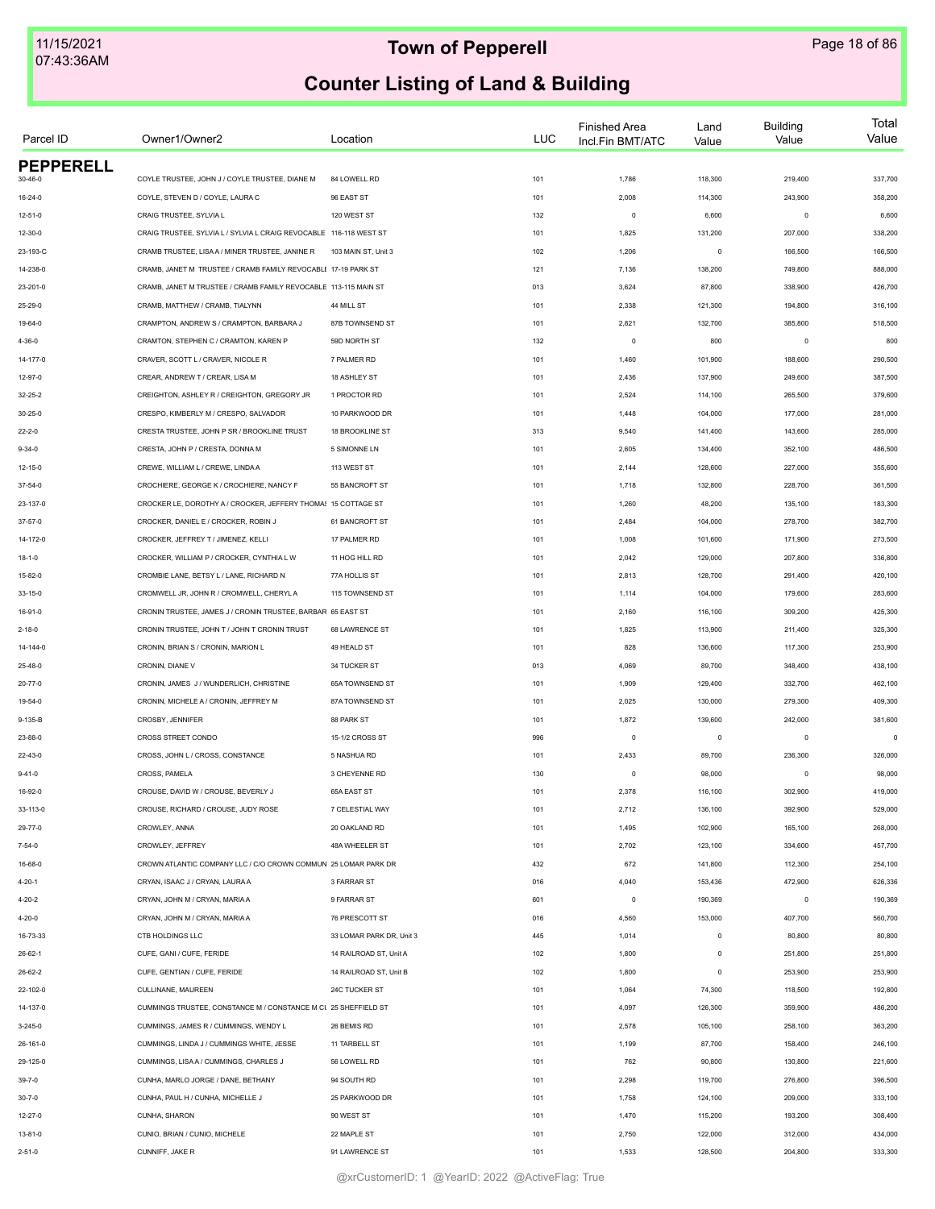# Town of Pepperell

## Counter Listing of Land & Building

| Parcel ID | Owner1/Owner2 | Location | LUC | Finished Area Incl.Fin BMT/ATC | Land Value | Building Value | Total Value |
|---|---|---|---|---|---|---|---|
| **PEPPERELL** | | | | | | | |
| 30-46-0 | COYLE TRUSTEE, JOHN J / COYLE TRUSTEE, DIANE M | 84 LOWELL RD | 101 | 1,786 | 118,300 | 219,400 | 337,700 |
| 16-24-0 | COYLE, STEVEN D / COYLE, LAURA C | 96 EAST ST | 101 | 2,008 | 114,300 | 243,900 | 358,200 |
| 12-51-0 | CRAIG TRUSTEE, SYLVIA L | 120 WEST ST | 132 | 0 | 6,600 | 0 | 6,600 |
| 12-30-0 | CRAIG TRUSTEE, SYLVIA L / SYLVIA L CRAIG REVOCABLE | 116-118 WEST ST | 101 | 1,825 | 131,200 | 207,000 | 338,200 |
| 23-193-C | CRAMB TRUSTEE, LISA A / MINER TRUSTEE, JANINE R | 103 MAIN ST, Unit 3 | 102 | 1,206 | 0 | 166,500 | 166,500 |
| 14-238-0 | CRAMB, JANET M TRUSTEE / CRAMB FAMILY REVOCABLE | 17-19 PARK ST | 121 | 7,136 | 138,200 | 749,800 | 888,000 |
| 23-201-0 | CRAMB, JANET M TRUSTEE / CRAMB FAMILY REVOCABLE | 113-115 MAIN ST | 013 | 3,624 | 87,800 | 338,900 | 426,700 |
| 25-29-0 | CRAMB, MATTHEW / CRAMB, TIALYNN | 44 MILL ST | 101 | 2,338 | 121,300 | 194,800 | 316,100 |
| 19-64-0 | CRAMPTON, ANDREW S / CRAMPTON, BARBARA J | 87B TOWNSEND ST | 101 | 2,821 | 132,700 | 385,800 | 518,500 |
| 4-36-0 | CRAMTON, STEPHEN C / CRAMTON, KAREN P | 59D NORTH ST | 132 | 0 | 800 | 0 | 800 |
| 14-177-0 | CRAVER, SCOTT L / CRAVER, NICOLE R | 7 PALMER RD | 101 | 1,460 | 101,900 | 188,600 | 290,500 |
| 12-97-0 | CREAR, ANDREW T / CREAR, LISA M | 18 ASHLEY ST | 101 | 2,436 | 137,900 | 249,600 | 387,500 |
| 32-25-2 | CREIGHTON, ASHLEY R / CREIGHTON, GREGORY JR | 1 PROCTOR RD | 101 | 2,524 | 114,100 | 265,500 | 379,600 |
| 30-25-0 | CRESPO, KIMBERLY M / CRESPO, SALVADOR | 10 PARKWOOD DR | 101 | 1,448 | 104,000 | 177,000 | 281,000 |
| 22-2-0 | CRESTA TRUSTEE, JOHN P SR / BROOKLINE TRUST | 18 BROOKLINE ST | 313 | 9,540 | 141,400 | 143,600 | 285,000 |
| 9-34-0 | CRESTA, JOHN P / CRESTA, DONNA M | 5 SIMONNE LN | 101 | 2,605 | 134,400 | 352,100 | 486,500 |
| 12-15-0 | CREWE, WILLIAM L / CREWE, LINDA A | 113 WEST ST | 101 | 2,144 | 128,600 | 227,000 | 355,600 |
| 37-54-0 | CROCHIERE, GEORGE K / CROCHIERE, NANCY F | 55 BANCROFT ST | 101 | 1,718 | 132,800 | 228,700 | 361,500 |
| 23-137-0 | CROCKER LE, DOROTHY A / CROCKER, JEFFERY THOMAS | 15 COTTAGE ST | 101 | 1,260 | 48,200 | 135,100 | 183,300 |
| 37-57-0 | CROCKER, DANIEL E / CROCKER, ROBIN J | 61 BANCROFT ST | 101 | 2,484 | 104,000 | 278,700 | 382,700 |
| 14-172-0 | CROCKER, JEFFREY T / JIMENEZ, KELLI | 17 PALMER RD | 101 | 1,008 | 101,600 | 171,900 | 273,500 |
| 18-1-0 | CROCKER, WILLIAM P / CROCKER, CYNTHIA L W | 11 HOG HILL RD | 101 | 2,042 | 129,000 | 207,800 | 336,800 |
| 15-82-0 | CROMBIE LANE, BETSY L / LANE, RICHARD N | 77A HOLLIS ST | 101 | 2,813 | 128,700 | 291,400 | 420,100 |
| 33-15-0 | CROMWELL JR, JOHN R / CROMWELL, CHERYL A | 115 TOWNSEND ST | 101 | 1,114 | 104,000 | 179,600 | 283,600 |
| 16-91-0 | CRONIN TRUSTEE, JAMES J / CRONIN TRUSTEE, BARBAR | 65 EAST ST | 101 | 2,160 | 116,100 | 309,200 | 425,300 |
| 2-18-0 | CRONIN TRUSTEE, JOHN T / JOHN T CRONIN TRUST | 68 LAWRENCE ST | 101 | 1,825 | 113,900 | 211,400 | 325,300 |
| 14-144-0 | CRONIN, BRIAN S / CRONIN, MARION L | 49 HEALD ST | 101 | 828 | 136,600 | 117,300 | 253,900 |
| 25-48-0 | CRONIN, DIANE V | 34 TUCKER ST | 013 | 4,069 | 89,700 | 348,400 | 438,100 |
| 20-77-0 | CRONIN, JAMES J / WUNDERLICH, CHRISTINE | 65A TOWNSEND ST | 101 | 1,909 | 129,400 | 332,700 | 462,100 |
| 19-54-0 | CRONIN, MICHELE A / CRONIN, JEFFREY M | 87A TOWNSEND ST | 101 | 2,025 | 130,000 | 279,300 | 409,300 |
| 9-135-B | CROSBY, JENNIFER | 88 PARK ST | 101 | 1,872 | 139,600 | 242,000 | 381,600 |
| 23-88-0 | CROSS STREET CONDO | 15-1/2 CROSS ST | 996 | 0 | 0 | 0 | 0 |
| 22-43-0 | CROSS, JOHN L / CROSS, CONSTANCE | 5 NASHUA RD | 101 | 2,433 | 89,700 | 236,300 | 326,000 |
| 9-41-0 | CROSS, PAMELA | 3 CHEYENNE RD | 130 | 0 | 98,000 | 0 | 98,000 |
| 16-92-0 | CROUSE, DAVID W / CROUSE, BEVERLY J | 65A EAST ST | 101 | 2,378 | 116,100 | 302,900 | 419,000 |
| 33-113-0 | CROUSE, RICHARD / CROUSE, JUDY ROSE | 7 CELESTIAL WAY | 101 | 2,712 | 136,100 | 392,900 | 529,000 |
| 29-77-0 | CROWLEY, ANNA | 20 OAKLAND RD | 101 | 1,495 | 102,900 | 165,100 | 268,000 |
| 7-54-0 | CROWLEY, JEFFREY | 48A WHEELER ST | 101 | 2,702 | 123,100 | 334,600 | 457,700 |
| 16-68-0 | CROWN ATLANTIC COMPANY LLC / C/O CROWN COMMUN | 25 LOMAR PARK DR | 432 | 672 | 141,800 | 112,300 | 254,100 |
| 4-20-1 | CRYAN, ISAAC J / CRYAN, LAURA A | 3 FARRAR ST | 016 | 4,040 | 153,436 | 472,900 | 626,336 |
| 4-20-2 | CRYAN, JOHN M / CRYAN, MARIA A | 9 FARRAR ST | 601 | 0 | 190,369 | 0 | 190,369 |
| 4-20-0 | CRYAN, JOHN M / CRYAN, MARIA A | 76 PRESCOTT ST | 016 | 4,560 | 153,000 | 407,700 | 560,700 |
| 16-73-33 | CTB HOLDINGS LLC | 33 LOMAR PARK DR, Unit 3 | 445 | 1,014 | 0 | 80,800 | 80,800 |
| 26-62-1 | CUFE, GANI / CUFE, FERIDE | 14 RAILROAD ST, Unit A | 102 | 1,800 | 0 | 251,800 | 251,800 |
| 26-62-2 | CUFE, GENTIAN / CUFE, FERIDE | 14 RAILROAD ST, Unit B | 102 | 1,800 | 0 | 253,900 | 253,900 |
| 22-102-0 | CULLINANE, MAUREEN | 24C TUCKER ST | 101 | 1,064 | 74,300 | 118,500 | 192,800 |
| 14-137-0 | CUMMINGS TRUSTEE, CONSTANCE M / CONSTANCE M CU | 25 SHEFFIELD ST | 101 | 4,097 | 126,300 | 359,900 | 486,200 |
| 3-245-0 | CUMMINGS, JAMES R / CUMMINGS, WENDY L | 26 BEMIS RD | 101 | 2,578 | 105,100 | 258,100 | 363,200 |
| 26-161-0 | CUMMINGS, LINDA J / CUMMINGS WHITE, JESSE | 11 TARBELL ST | 101 | 1,199 | 87,700 | 158,400 | 246,100 |
| 29-125-0 | CUMMINGS, LISA A / CUMMINGS, CHARLES J | 56 LOWELL RD | 101 | 762 | 90,800 | 130,800 | 221,600 |
| 39-7-0 | CUNHA, MARLO JORGE / DANE, BETHANY | 94 SOUTH RD | 101 | 2,298 | 119,700 | 276,800 | 396,500 |
| 30-7-0 | CUNHA, PAUL H / CUNHA, MICHELLE J | 25 PARKWOOD DR | 101 | 1,758 | 124,100 | 209,000 | 333,100 |
| 12-27-0 | CUNHA, SHARON | 90 WEST ST | 101 | 1,470 | 115,200 | 193,200 | 308,400 |
| 13-81-0 | CUNIO, BRIAN / CUNIO, MICHELE | 22 MAPLE ST | 101 | 2,750 | 122,000 | 312,000 | 434,000 |
| 2-51-0 | CUNNIFF, JAKE R | 91 LAWRENCE ST | 101 | 1,533 | 128,500 | 204,800 | 333,300 |

@xrCustomerID: 1 @YearID: 2022 @ActiveFlag: True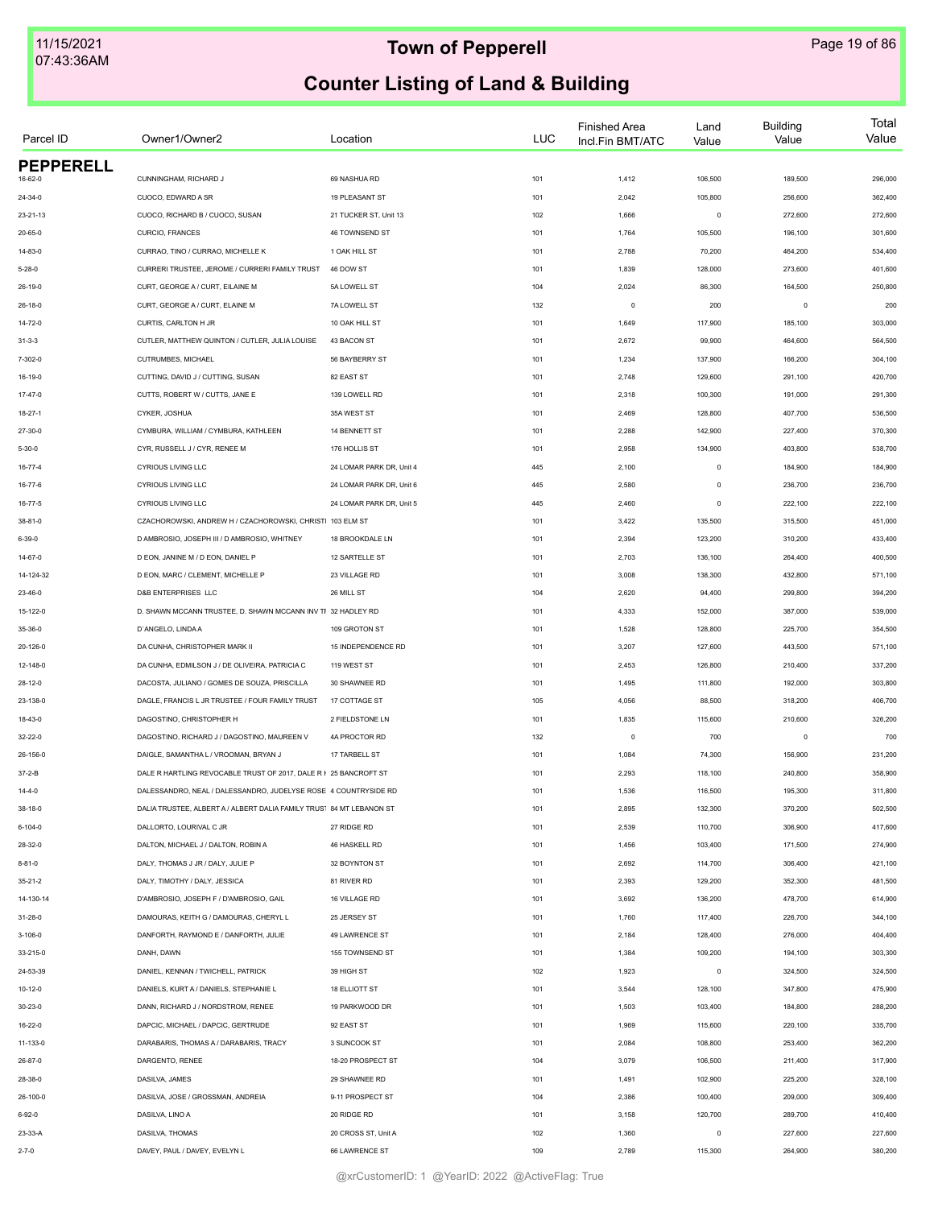# Town of Pepperell

## Counter Listing of Land & Building

| Parcel ID | Owner1/Owner2 | Location | LUC | Finished Area Incl.Fin BMT/ATC | Land Value | Building Value | Total Value |
|---|---|---|---|---|---|---|---|
| **PEPPERELL** | | | | | | | |
| 16-62-0 | CUNNINGHAM, RICHARD J | 69 NASHUA RD | 101 | 1,412 | 106,500 | 189,500 | 296,000 |
| 24-34-0 | CUOCO, EDWARD A SR | 19 PLEASANT ST | 101 | 2,042 | 105,800 | 256,600 | 362,400 |
| 23-21-13 | CUOCO, RICHARD B / CUOCO, SUSAN | 21 TUCKER ST, Unit 13 | 102 | 1,666 | 0 | 272,600 | 272,600 |
| 20-65-0 | CURCIO, FRANCES | 46 TOWNSEND ST | 101 | 1,764 | 105,500 | 196,100 | 301,600 |
| 14-83-0 | CURRAO, TINO / CURRAO, MICHELLE K | 1 OAK HILL ST | 101 | 2,788 | 70,200 | 464,200 | 534,400 |
| 5-28-0 | CURRERI TRUSTEE, JEROME / CURRERI FAMILY TRUST | 46 DOW ST | 101 | 1,839 | 128,000 | 273,600 | 401,600 |
| 26-19-0 | CURT, GEORGE A / CURT, EILAINE M | 5A LOWELL ST | 104 | 2,024 | 86,300 | 164,500 | 250,800 |
| 26-18-0 | CURT, GEORGE A / CURT, ELAINE M | 7A LOWELL ST | 132 | 0 | 200 | 0 | 200 |
| 14-72-0 | CURTIS, CARLTON H JR | 10 OAK HILL ST | 101 | 1,649 | 117,900 | 185,100 | 303,000 |
| 31-3-3 | CUTLER, MATTHEW QUINTON / CUTLER, JULIA LOUISE | 43 BACON ST | 101 | 2,672 | 99,900 | 464,600 | 564,500 |
| 7-302-0 | CUTRUMBES, MICHAEL | 56 BAYBERRY ST | 101 | 1,234 | 137,900 | 166,200 | 304,100 |
| 16-19-0 | CUTTING, DAVID J / CUTTING, SUSAN | 82 EAST ST | 101 | 2,748 | 129,600 | 291,100 | 420,700 |
| 17-47-0 | CUTTS, ROBERT W / CUTTS, JANE E | 139 LOWELL RD | 101 | 2,318 | 100,300 | 191,000 | 291,300 |
| 18-27-1 | CYKER, JOSHUA | 35A WEST ST | 101 | 2,469 | 128,800 | 407,700 | 536,500 |
| 27-30-0 | CYMBURA, WILLIAM / CYMBURA, KATHLEEN | 14 BENNETT ST | 101 | 2,288 | 142,900 | 227,400 | 370,300 |
| 5-30-0 | CYR, RUSSELL J / CYR, RENEE M | 176 HOLLIS ST | 101 | 2,958 | 134,900 | 403,800 | 538,700 |
| 16-77-4 | CYRIOUS LIVING LLC | 24 LOMAR PARK DR, Unit 4 | 445 | 2,100 | 0 | 184,900 | 184,900 |
| 16-77-6 | CYRIOUS LIVING LLC | 24 LOMAR PARK DR, Unit 6 | 445 | 2,580 | 0 | 236,700 | 236,700 |
| 16-77-5 | CYRIOUS LIVING LLC | 24 LOMAR PARK DR, Unit 5 | 445 | 2,460 | 0 | 222,100 | 222,100 |
| 38-81-0 | CZACHOROWSKI, ANDREW H / CZACHOROWSKI, CHRISTI | 103 ELM ST | 101 | 3,422 | 135,500 | 315,500 | 451,000 |
| 6-39-0 | D AMBROSIO, JOSEPH III / D AMBROSIO, WHITNEY | 18 BROOKDALE LN | 101 | 2,394 | 123,200 | 310,200 | 433,400 |
| 14-67-0 | D EON, JANINE M / D EON, DANIEL P | 12 SARTELLE ST | 101 | 2,703 | 136,100 | 264,400 | 400,500 |
| 14-124-32 | D EON, MARC / CLEMENT, MICHELLE P | 23 VILLAGE RD | 101 | 3,008 | 138,300 | 432,800 | 571,100 |
| 23-46-0 | D&B ENTERPRISES LLC | 26 MILL ST | 104 | 2,620 | 94,400 | 299,800 | 394,200 |
| 15-122-0 | D. SHAWN MCCANN TRUSTEE, D. SHAWN MCCANN INV TI | 32 HADLEY RD | 101 | 4,333 | 152,000 | 387,000 | 539,000 |
| 35-36-0 | D`ANGELO, LINDA A | 109 GROTON ST | 101 | 1,528 | 128,800 | 225,700 | 354,500 |
| 20-126-0 | DA CUNHA, CHRISTOPHER MARK II | 15 INDEPENDENCE RD | 101 | 3,207 | 127,600 | 443,500 | 571,100 |
| 12-148-0 | DA CUNHA, EDMILSON J / DE OLIVEIRA, PATRICIA C | 119 WEST ST | 101 | 2,453 | 126,800 | 210,400 | 337,200 |
| 28-12-0 | DACOSTA, JULIANO / GOMES DE SOUZA, PRISCILLA | 30 SHAWNEE RD | 101 | 1,495 | 111,800 | 192,000 | 303,800 |
| 23-138-0 | DAGLE, FRANCIS L JR TRUSTEE / FOUR FAMILY TRUST | 17 COTTAGE ST | 105 | 4,056 | 88,500 | 318,200 | 406,700 |
| 18-43-0 | DAGOSTINO, CHRISTOPHER H | 2 FIELDSTONE LN | 101 | 1,835 | 115,600 | 210,600 | 326,200 |
| 32-22-0 | DAGOSTINO, RICHARD J / DAGOSTINO, MAUREEN V | 4A PROCTOR RD | 132 | 0 | 700 | 0 | 700 |
| 26-156-0 | DAIGLE, SAMANTHA L / VROOMAN, BRYAN J | 17 TARBELL ST | 101 | 1,084 | 74,300 | 156,900 | 231,200 |
| 37-2-B | DALE R HARTLING REVOCABLE TRUST OF 2017, DALE R I | 25 BANCROFT ST | 101 | 2,293 | 118,100 | 240,800 | 358,900 |
| 14-4-0 | DALESSANDRO, NEAL / DALESSANDRO, JUDELYSE ROSE | 4 COUNTRYSIDE RD | 101 | 1,536 | 116,500 | 195,300 | 311,800 |
| 38-18-0 | DALIA TRUSTEE, ALBERT A / ALBERT DALIA FAMILY TRUST | 84 MT LEBANON ST | 101 | 2,895 | 132,300 | 370,200 | 502,500 |
| 6-104-0 | DALLORTO, LOURIVAL C JR | 27 RIDGE RD | 101 | 2,539 | 110,700 | 306,900 | 417,600 |
| 28-32-0 | DALTON, MICHAEL J / DALTON, ROBIN A | 46 HASKELL RD | 101 | 1,456 | 103,400 | 171,500 | 274,900 |
| 8-81-0 | DALY, THOMAS J JR / DALY, JULIE P | 32 BOYNTON ST | 101 | 2,692 | 114,700 | 306,400 | 421,100 |
| 35-21-2 | DALY, TIMOTHY / DALY, JESSICA | 81 RIVER RD | 101 | 2,393 | 129,200 | 352,300 | 481,500 |
| 14-130-14 | D'AMBROSIO, JOSEPH F / D'AMBROSIO, GAIL | 16 VILLAGE RD | 101 | 3,692 | 136,200 | 478,700 | 614,900 |
| 31-28-0 | DAMOURAS, KEITH G / DAMOURAS, CHERYL L | 25 JERSEY ST | 101 | 1,760 | 117,400 | 226,700 | 344,100 |
| 3-106-0 | DANFORTH, RAYMOND E / DANFORTH, JULIE | 49 LAWRENCE ST | 101 | 2,184 | 128,400 | 276,000 | 404,400 |
| 33-215-0 | DANH, DAWN | 155 TOWNSEND ST | 101 | 1,384 | 109,200 | 194,100 | 303,300 |
| 24-53-39 | DANIEL, KENNAN / TWICHELL, PATRICK | 39 HIGH ST | 102 | 1,923 | 0 | 324,500 | 324,500 |
| 10-12-0 | DANIELS, KURT A / DANIELS, STEPHANIE L | 18 ELLIOTT ST | 101 | 3,544 | 128,100 | 347,800 | 475,900 |
| 30-23-0 | DANN, RICHARD J / NORDSTROM, RENEE | 19 PARKWOOD DR | 101 | 1,503 | 103,400 | 184,800 | 288,200 |
| 16-22-0 | DAPCIC, MICHAEL / DAPCIC, GERTRUDE | 92 EAST ST | 101 | 1,969 | 115,600 | 220,100 | 335,700 |
| 11-133-0 | DARABARIS, THOMAS A / DARABARIS, TRACY | 3 SUNCOOK ST | 101 | 2,084 | 108,800 | 253,400 | 362,200 |
| 26-87-0 | DARGENTO, RENEE | 18-20 PROSPECT ST | 104 | 3,079 | 106,500 | 211,400 | 317,900 |
| 28-38-0 | DASILVA, JAMES | 29 SHAWNEE RD | 101 | 1,491 | 102,900 | 225,200 | 328,100 |
| 26-100-0 | DASILVA, JOSE / GROSSMAN, ANDREIA | 9-11 PROSPECT ST | 104 | 2,386 | 100,400 | 209,000 | 309,400 |
| 6-92-0 | DASILVA, LINO A | 20 RIDGE RD | 101 | 3,158 | 120,700 | 289,700 | 410,400 |
| 23-33-A | DASILVA, THOMAS | 20 CROSS ST, Unit A | 102 | 1,360 | 0 | 227,600 | 227,600 |
| 2-7-0 | DAVEY, PAUL / DAVEY, EVELYN L | 66 LAWRENCE ST | 109 | 2,789 | 115,300 | 264,900 | 380,200 |

@xrCustomerID: 1 @YearID: 2022 @ActiveFlag: True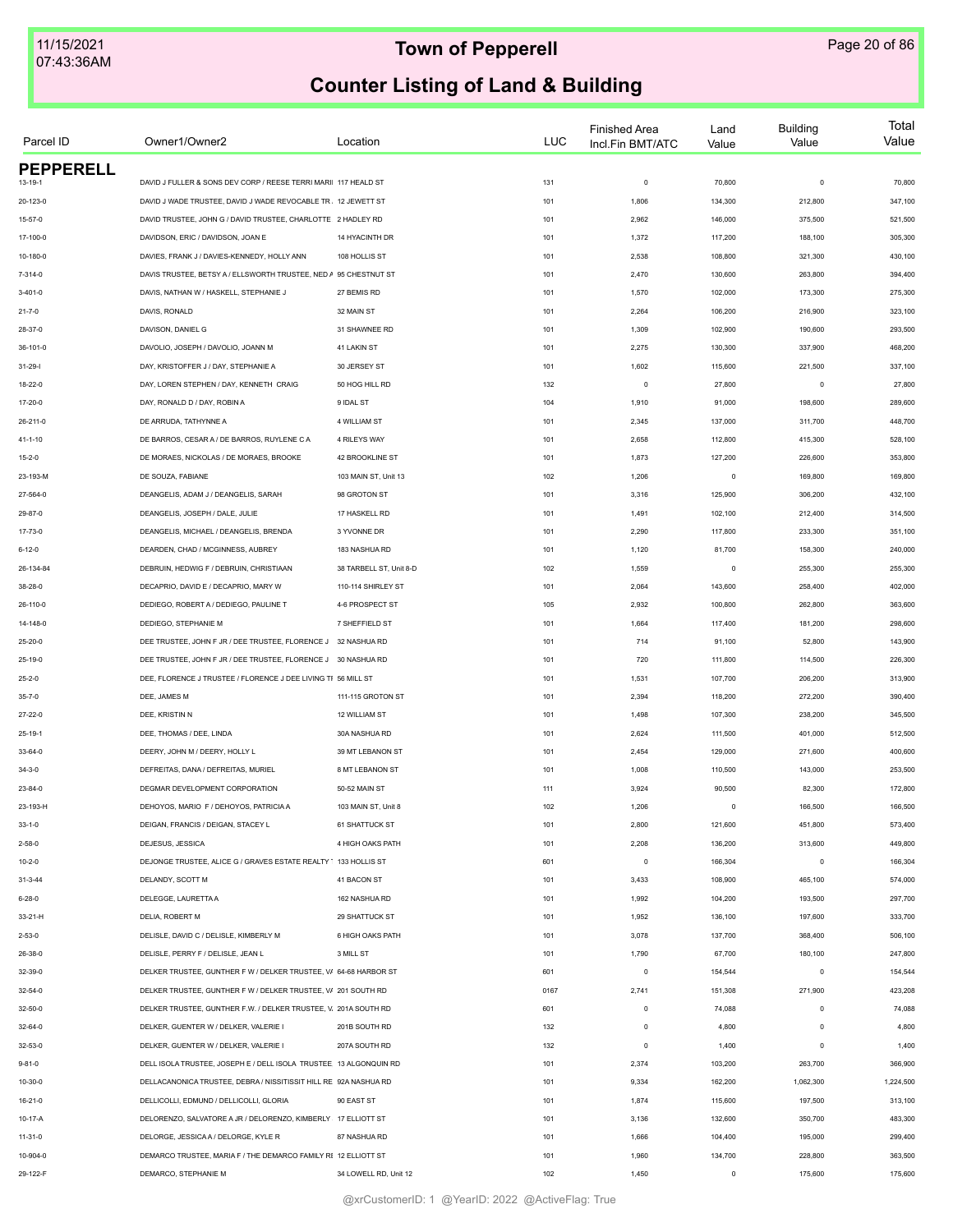# Town of Pepperell

## Counter Listing of Land & Building

| Parcel ID | Owner1/Owner2 | Location | LUC | Finished Area Incl.Fin BMT/ATC | Land Value | Building Value | Total Value |
|---|---|---|---|---|---|---|---|
| **PEPPERELL** | | | | | | | |
| 13-19-1 | DAVID J FULLER & SONS DEV CORP / REESE TERRI MARII | 117 HEALD ST | 131 | 0 | 70,800 | 0 | 70,800 |
| 20-123-0 | DAVID J WADE TRUSTEE, DAVID J WADE REVOCABLE TR | 12 JEWETT ST | 101 | 1,806 | 134,300 | 212,800 | 347,100 |
| 15-57-0 | DAVID TRUSTEE, JOHN G / DAVID TRUSTEE, CHARLOTTE | 2 HADLEY RD | 101 | 2,962 | 146,000 | 375,500 | 521,500 |
| 17-100-0 | DAVIDSON, ERIC / DAVIDSON, JOAN E | 14 HYACINTH DR | 101 | 1,372 | 117,200 | 188,100 | 305,300 |
| 10-180-0 | DAVIES, FRANK J / DAVIES-KENNEDY, HOLLY ANN | 108 HOLLIS ST | 101 | 2,538 | 108,800 | 321,300 | 430,100 |
| 7-314-0 | DAVIS TRUSTEE, BETSY A / ELLSWORTH TRUSTEE, NED A | 95 CHESTNUT ST | 101 | 2,470 | 130,600 | 263,800 | 394,400 |
| 3-401-0 | DAVIS, NATHAN W / HASKELL, STEPHANIE J | 27 BEMIS RD | 101 | 1,570 | 102,000 | 173,300 | 275,300 |
| 21-7-0 | DAVIS, RONALD | 32 MAIN ST | 101 | 2,264 | 106,200 | 216,900 | 323,100 |
| 28-37-0 | DAVISON, DANIEL G | 31 SHAWNEE RD | 101 | 1,309 | 102,900 | 190,600 | 293,500 |
| 36-101-0 | DAVOLIO, JOSEPH / DAVOLIO, JOANN M | 41 LAKIN ST | 101 | 2,275 | 130,300 | 337,900 | 468,200 |
| 31-29-I | DAY, KRISTOFFER J / DAY, STEPHANIE A | 30 JERSEY ST | 101 | 1,602 | 115,600 | 221,500 | 337,100 |
| 18-22-0 | DAY, LOREN STEPHEN / DAY, KENNETH CRAIG | 50 HOG HILL RD | 132 | 0 | 27,800 | 0 | 27,800 |
| 17-20-0 | DAY, RONALD D / DAY, ROBIN A | 9 IDAL ST | 104 | 1,910 | 91,000 | 198,600 | 289,600 |
| 26-211-0 | DE ARRUDA, TATHYNNE A | 4 WILLIAM ST | 101 | 2,345 | 137,000 | 311,700 | 448,700 |
| 41-1-10 | DE BARROS, CESAR A / DE BARROS, RUYLENE C A | 4 RILEYS WAY | 101 | 2,658 | 112,800 | 415,300 | 528,100 |
| 15-2-0 | DE MORAES, NICKOLAS / DE MORAES, BROOKE | 42 BROOKLINE ST | 101 | 1,873 | 127,200 | 226,600 | 353,800 |
| 23-193-M | DE SOUZA, FABIANE | 103 MAIN ST, Unit 13 | 102 | 1,206 | 0 | 169,800 | 169,800 |
| 27-564-0 | DEANGELIS, ADAM J / DEANGELIS, SARAH | 98 GROTON ST | 101 | 3,316 | 125,900 | 306,200 | 432,100 |
| 29-87-0 | DEANGELIS, JOSEPH / DALE, JULIE | 17 HASKELL RD | 101 | 1,491 | 102,100 | 212,400 | 314,500 |
| 17-73-0 | DEANGELIS, MICHAEL / DEANGELIS, BRENDA | 3 YVONNE DR | 101 | 2,290 | 117,800 | 233,300 | 351,100 |
| 6-12-0 | DEARDEN, CHAD / MCGINNESS, AUBREY | 183 NASHUA RD | 101 | 1,120 | 81,700 | 158,300 | 240,000 |
| 26-134-84 | DEBRUIN, HEDWIG F / DEBRUIN, CHRISTIAAN | 38 TARBELL ST, Unit 8-D | 102 | 1,559 | 0 | 255,300 | 255,300 |
| 38-28-0 | DECAPRIO, DAVID E / DECAPRIO, MARY W | 110-114 SHIRLEY ST | 101 | 2,064 | 143,600 | 258,400 | 402,000 |
| 26-110-0 | DEDIEGO, ROBERT A / DEDIEGO, PAULINE T | 4-6 PROSPECT ST | 105 | 2,932 | 100,800 | 262,800 | 363,600 |
| 14-148-0 | DEDIEGO, STEPHANIE M | 7 SHEFFIELD ST | 101 | 1,664 | 117,400 | 181,200 | 298,600 |
| 25-20-0 | DEE TRUSTEE, JOHN F JR / DEE TRUSTEE, FLORENCE J | 32 NASHUA RD | 101 | 714 | 91,100 | 52,800 | 143,900 |
| 25-19-0 | DEE TRUSTEE, JOHN F JR / DEE TRUSTEE, FLORENCE J | 30 NASHUA RD | 101 | 720 | 111,800 | 114,500 | 226,300 |
| 25-2-0 | DEE, FLORENCE J TRUSTEE / FLORENCE J DEE LIVING TI | 56 MILL ST | 101 | 1,531 | 107,700 | 206,200 | 313,900 |
| 35-7-0 | DEE, JAMES M | 111-115 GROTON ST | 101 | 2,394 | 118,200 | 272,200 | 390,400 |
| 27-22-0 | DEE, KRISTIN N | 12 WILLIAM ST | 101 | 1,498 | 107,300 | 238,200 | 345,500 |
| 25-19-1 | DEE, THOMAS / DEE, LINDA | 30A NASHUA RD | 101 | 2,624 | 111,500 | 401,000 | 512,500 |
| 33-64-0 | DEERY, JOHN M / DEERY, HOLLY L | 39 MT LEBANON ST | 101 | 2,454 | 129,000 | 271,600 | 400,600 |
| 34-3-0 | DEFREITAS, DANA / DEFREITAS, MURIEL | 8 MT LEBANON ST | 101 | 1,008 | 110,500 | 143,000 | 253,500 |
| 23-84-0 | DEGMAR DEVELOPMENT CORPORATION | 50-52 MAIN ST | 111 | 3,924 | 90,500 | 82,300 | 172,800 |
| 23-193-H | DEHOYOS, MARIO F / DEHOYOS, PATRICIA A | 103 MAIN ST, Unit 8 | 102 | 1,206 | 0 | 166,500 | 166,500 |
| 33-1-0 | DEIGAN, FRANCIS / DEIGAN, STACEY L | 61 SHATTUCK ST | 101 | 2,800 | 121,600 | 451,800 | 573,400 |
| 2-58-0 | DEJESUS, JESSICA | 4 HIGH OAKS PATH | 101 | 2,208 | 136,200 | 313,600 | 449,800 |
| 10-2-0 | DEJONGE TRUSTEE, ALICE G / GRAVES ESTATE REALTY | 133 HOLLIS ST | 601 | 0 | 166,304 | 0 | 166,304 |
| 31-3-44 | DELANDY, SCOTT M | 41 BACON ST | 101 | 3,433 | 108,900 | 465,100 | 574,000 |
| 6-28-0 | DELEGGE, LAURETTA A | 162 NASHUA RD | 101 | 1,992 | 104,200 | 193,500 | 297,700 |
| 33-21-H | DELIA, ROBERT M | 29 SHATTUCK ST | 101 | 1,952 | 136,100 | 197,600 | 333,700 |
| 2-53-0 | DELISLE, DAVID C / DELISLE, KIMBERLY M | 6 HIGH OAKS PATH | 101 | 3,078 | 137,700 | 368,400 | 506,100 |
| 26-38-0 | DELISLE, PERRY F / DELISLE, JEAN L | 3 MILL ST | 101 | 1,790 | 67,700 | 180,100 | 247,800 |
| 32-39-0 | DELKER TRUSTEE, GUNTHER F W / DELKER TRUSTEE, VA | 64-68 HARBOR ST | 601 | 0 | 154,544 | 0 | 154,544 |
| 32-54-0 | DELKER TRUSTEE, GUNTHER F W / DELKER TRUSTEE, VA | 201 SOUTH RD | 0167 | 2,741 | 151,308 | 271,900 | 423,208 |
| 32-50-0 | DELKER TRUSTEE, GUNTHER F.W. / DELKER TRUSTEE, V. | 201A SOUTH RD | 601 | 0 | 74,088 | 0 | 74,088 |
| 32-64-0 | DELKER, GUENTER W / DELKER, VALERIE I | 201B SOUTH RD | 132 | 0 | 4,800 | 0 | 4,800 |
| 32-53-0 | DELKER, GUENTER W / DELKER, VALERIE I | 207A SOUTH RD | 132 | 0 | 1,400 | 0 | 1,400 |
| 9-81-0 | DELL ISOLA TRUSTEE, JOSEPH E / DELL ISOLA TRUSTEE | 13 ALGONQUIN RD | 101 | 2,374 | 103,200 | 263,700 | 366,900 |
| 10-30-0 | DELLACANONICA TRUSTEE, DEBRA / NISSITISSIT HILL RE | 92A NASHUA RD | 101 | 9,334 | 162,200 | 1,062,300 | 1,224,500 |
| 16-21-0 | DELLICOLLI, EDMUND / DELLICOLLI, GLORIA | 90 EAST ST | 101 | 1,874 | 115,600 | 197,500 | 313,100 |
| 10-17-A | DELORENZO, SALVATORE A JR / DELORENZO, KIMBERLY | 17 ELLIOTT ST | 101 | 3,136 | 132,600 | 350,700 | 483,300 |
| 11-31-0 | DELORGE, JESSICA A / DELORGE, KYLE R | 87 NASHUA RD | 101 | 1,666 | 104,400 | 195,000 | 299,400 |
| 10-904-0 | DEMARCO TRUSTEE, MARIA F / THE DEMARCO FAMILY RI | 12 ELLIOTT ST | 101 | 1,960 | 134,700 | 228,800 | 363,500 |
| 29-122-F | DEMARCO, STEPHANIE M | 34 LOWELL RD, Unit 12 | 102 | 1,450 | 0 | 175,600 | 175,600 |

@xrCustomerID: 1 @YearID: 2022 @ActiveFlag: True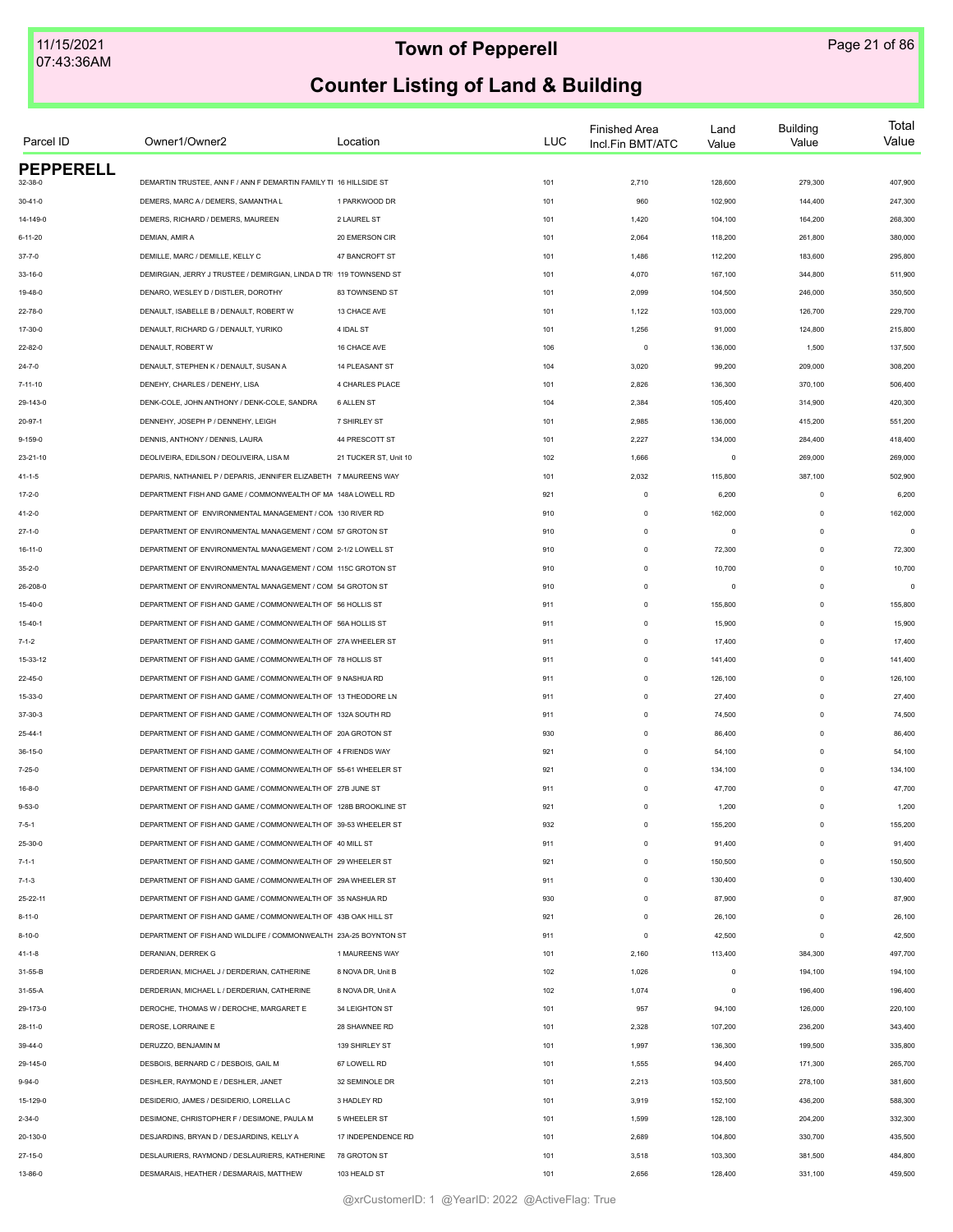# Town of Pepperell

## Counter Listing of Land & Building

| Parcel ID | Owner1/Owner2 | Location | LUC | Finished Area Incl.Fin BMT/ATC | Land Value | Building Value | Total Value |
|---|---|---|---|---|---|---|---|
| **PEPPERELL** | | | | | | | |
| 32-38-0 | DEMARTIN TRUSTEE, ANN F / ANN F DEMARTIN FAMILY TI | 16 HILLSIDE ST | 101 | 2,710 | 128,600 | 279,300 | 407,900 |
| 30-41-0 | DEMERS, MARC A / DEMERS, SAMANTHA L | 1 PARKWOOD DR | 101 | 960 | 102,900 | 144,400 | 247,300 |
| 14-149-0 | DEMERS, RICHARD / DEMERS, MAUREEN | 2 LAUREL ST | 101 | 1,420 | 104,100 | 164,200 | 268,300 |
| 6-11-20 | DEMIAN, AMIR A | 20 EMERSON CIR | 101 | 2,064 | 118,200 | 261,800 | 380,000 |
| 37-7-0 | DEMILLE, MARC / DEMILLE, KELLY C | 47 BANCROFT ST | 101 | 1,486 | 112,200 | 183,600 | 295,800 |
| 33-16-0 | DEMIRGIAN, JERRY J TRUSTEE / DEMIRGIAN, LINDA D TR | 119 TOWNSEND ST | 101 | 4,070 | 167,100 | 344,800 | 511,900 |
| 19-48-0 | DENARO, WESLEY D / DISTLER, DOROTHY | 83 TOWNSEND ST | 101 | 2,099 | 104,500 | 246,000 | 350,500 |
| 22-78-0 | DENAULT, ISABELLE B / DENAULT, ROBERT W | 13 CHACE AVE | 101 | 1,122 | 103,000 | 126,700 | 229,700 |
| 17-30-0 | DENAULT, RICHARD G / DENAULT, YURIKO | 4 IDAL ST | 101 | 1,256 | 91,000 | 124,800 | 215,800 |
| 22-82-0 | DENAULT, ROBERT W | 16 CHACE AVE | 106 | 0 | 136,000 | 1,500 | 137,500 |
| 24-7-0 | DENAULT, STEPHEN K / DENAULT, SUSAN A | 14 PLEASANT ST | 104 | 3,020 | 99,200 | 209,000 | 308,200 |
| 7-11-10 | DENEHY, CHARLES / DENEHY, LISA | 4 CHARLES PLACE | 101 | 2,826 | 136,300 | 370,100 | 506,400 |
| 29-143-0 | DENK-COLE, JOHN ANTHONY / DENK-COLE, SANDRA | 6 ALLEN ST | 104 | 2,384 | 105,400 | 314,900 | 420,300 |
| 20-97-1 | DENNEHY, JOSEPH P / DENNEHY, LEIGH | 7 SHIRLEY ST | 101 | 2,985 | 136,000 | 415,200 | 551,200 |
| 9-159-0 | DENNIS, ANTHONY / DENNIS, LAURA | 44 PRESCOTT ST | 101 | 2,227 | 134,000 | 284,400 | 418,400 |
| 23-21-10 | DEOLIVEIRA, EDILSON / DEOLIVEIRA, LISA M | 21 TUCKER ST, Unit 10 | 102 | 1,666 | 0 | 269,000 | 269,000 |
| 41-1-5 | DEPARIS, NATHANIEL P / DEPARIS, JENNIFER ELIZABETH | 7 MAUREENS WAY | 101 | 2,032 | 115,800 | 387,100 | 502,900 |
| 17-2-0 | DEPARTMENT FISH AND GAME / COMMONWEALTH OF MA | 148A LOWELL RD | 921 | 0 | 6,200 | 0 | 6,200 |
| 41-2-0 | DEPARTMENT OF ENVIRONMENTAL MANAGEMENT / COM | 130 RIVER RD | 910 | 0 | 162,000 | 0 | 162,000 |
| 27-1-0 | DEPARTMENT OF ENVIRONMENTAL MANAGEMENT / COM | 57 GROTON ST | 910 | 0 | 0 | 0 | 0 |
| 16-11-0 | DEPARTMENT OF ENVIRONMENTAL MANAGEMENT / COM | 2-1/2 LOWELL ST | 910 | 0 | 72,300 | 0 | 72,300 |
| 35-2-0 | DEPARTMENT OF ENVIRONMENTAL MANAGEMENT / COM | 115C GROTON ST | 910 | 0 | 10,700 | 0 | 10,700 |
| 26-208-0 | DEPARTMENT OF ENVIRONMENTAL MANAGEMENT / COM | 54 GROTON ST | 910 | 0 | 0 | 0 | 0 |
| 15-40-0 | DEPARTMENT OF FISH AND GAME / COMMONWEALTH OF | 56 HOLLIS ST | 911 | 0 | 155,800 | 0 | 155,800 |
| 15-40-1 | DEPARTMENT OF FISH AND GAME / COMMONWEALTH OF | 56A HOLLIS ST | 911 | 0 | 15,900 | 0 | 15,900 |
| 7-1-2 | DEPARTMENT OF FISH AND GAME / COMMONWEALTH OF | 27A WHEELER ST | 911 | 0 | 17,400 | 0 | 17,400 |
| 15-33-12 | DEPARTMENT OF FISH AND GAME / COMMONWEALTH OF | 78 HOLLIS ST | 911 | 0 | 141,400 | 0 | 141,400 |
| 22-45-0 | DEPARTMENT OF FISH AND GAME / COMMONWEALTH OF | 9 NASHUA RD | 911 | 0 | 126,100 | 0 | 126,100 |
| 15-33-0 | DEPARTMENT OF FISH AND GAME / COMMONWEALTH OF | 13 THEODORE LN | 911 | 0 | 27,400 | 0 | 27,400 |
| 37-30-3 | DEPARTMENT OF FISH AND GAME / COMMONWEALTH OF | 132A SOUTH RD | 911 | 0 | 74,500 | 0 | 74,500 |
| 25-44-1 | DEPARTMENT OF FISH AND GAME / COMMONWEALTH OF | 20A GROTON ST | 930 | 0 | 86,400 | 0 | 86,400 |
| 36-15-0 | DEPARTMENT OF FISH AND GAME / COMMONWEALTH OF | 4 FRIENDS WAY | 921 | 0 | 54,100 | 0 | 54,100 |
| 7-25-0 | DEPARTMENT OF FISH AND GAME / COMMONWEALTH OF | 55-61 WHEELER ST | 921 | 0 | 134,100 | 0 | 134,100 |
| 16-8-0 | DEPARTMENT OF FISH AND GAME / COMMONWEALTH OF | 27B JUNE ST | 911 | 0 | 47,700 | 0 | 47,700 |
| 9-53-0 | DEPARTMENT OF FISH AND GAME / COMMONWEALTH OF | 128B BROOKLINE ST | 921 | 0 | 1,200 | 0 | 1,200 |
| 7-5-1 | DEPARTMENT OF FISH AND GAME / COMMONWEALTH OF | 39-53 WHEELER ST | 932 | 0 | 155,200 | 0 | 155,200 |
| 25-30-0 | DEPARTMENT OF FISH AND GAME / COMMONWEALTH OF | 40 MILL ST | 911 | 0 | 91,400 | 0 | 91,400 |
| 7-1-1 | DEPARTMENT OF FISH AND GAME / COMMONWEALTH OF | 29 WHEELER ST | 921 | 0 | 150,500 | 0 | 150,500 |
| 7-1-3 | DEPARTMENT OF FISH AND GAME / COMMONWEALTH OF | 29A WHEELER ST | 911 | 0 | 130,400 | 0 | 130,400 |
| 25-22-11 | DEPARTMENT OF FISH AND GAME / COMMONWEALTH OF | 35 NASHUA RD | 930 | 0 | 87,900 | 0 | 87,900 |
| 8-11-0 | DEPARTMENT OF FISH AND GAME / COMMONWEALTH OF | 43B OAK HILL ST | 921 | 0 | 26,100 | 0 | 26,100 |
| 8-10-0 | DEPARTMENT OF FISH AND WILDLIFE / COMMONWEALTH | 23A-25 BOYNTON ST | 911 | 0 | 42,500 | 0 | 42,500 |
| 41-1-8 | DERANIAN, DERREK G | 1 MAUREENS WAY | 101 | 2,160 | 113,400 | 384,300 | 497,700 |
| 31-55-B | DERDERIAN, MICHAEL J / DERDERIAN, CATHERINE | 8 NOVA DR, Unit B | 102 | 1,026 | 0 | 194,100 | 194,100 |
| 31-55-A | DERDERIAN, MICHAEL L / DERDERIAN, CATHERINE | 8 NOVA DR, Unit A | 102 | 1,074 | 0 | 196,400 | 196,400 |
| 29-173-0 | DEROCHE, THOMAS W / DEROCHE, MARGARET E | 34 LEIGHTON ST | 101 | 957 | 94,100 | 126,000 | 220,100 |
| 28-11-0 | DEROSE, LORRAINE E | 28 SHAWNEE RD | 101 | 2,328 | 107,200 | 236,200 | 343,400 |
| 39-44-0 | DERUZZO, BENJAMIN M | 139 SHIRLEY ST | 101 | 1,997 | 136,300 | 199,500 | 335,800 |
| 29-145-0 | DESBOIS, BERNARD C / DESBOIS, GAIL M | 67 LOWELL RD | 101 | 1,555 | 94,400 | 171,300 | 265,700 |
| 9-94-0 | DESHLER, RAYMOND E / DESHLER, JANET | 32 SEMINOLE DR | 101 | 2,213 | 103,500 | 278,100 | 381,600 |
| 15-129-0 | DESIDERIO, JAMES / DESIDERIO, LORELLA C | 3 HADLEY RD | 101 | 3,919 | 152,100 | 436,200 | 588,300 |
| 2-34-0 | DESIMONE, CHRISTOPHER F / DESIMONE, PAULA M | 5 WHEELER ST | 101 | 1,599 | 128,100 | 204,200 | 332,300 |
| 20-130-0 | DESJARDINS, BRYAN D / DESJARDINS, KELLY A | 17 INDEPENDENCE RD | 101 | 2,689 | 104,800 | 330,700 | 435,500 |
| 27-15-0 | DESLAURIERS, RAYMOND / DESLAURIERS, KATHERINE | 78 GROTON ST | 101 | 3,518 | 103,300 | 381,500 | 484,800 |
| 13-86-0 | DESMARAIS, HEATHER / DESMARAIS, MATTHEW | 103 HEALD ST | 101 | 2,656 | 128,400 | 331,100 | 459,500 |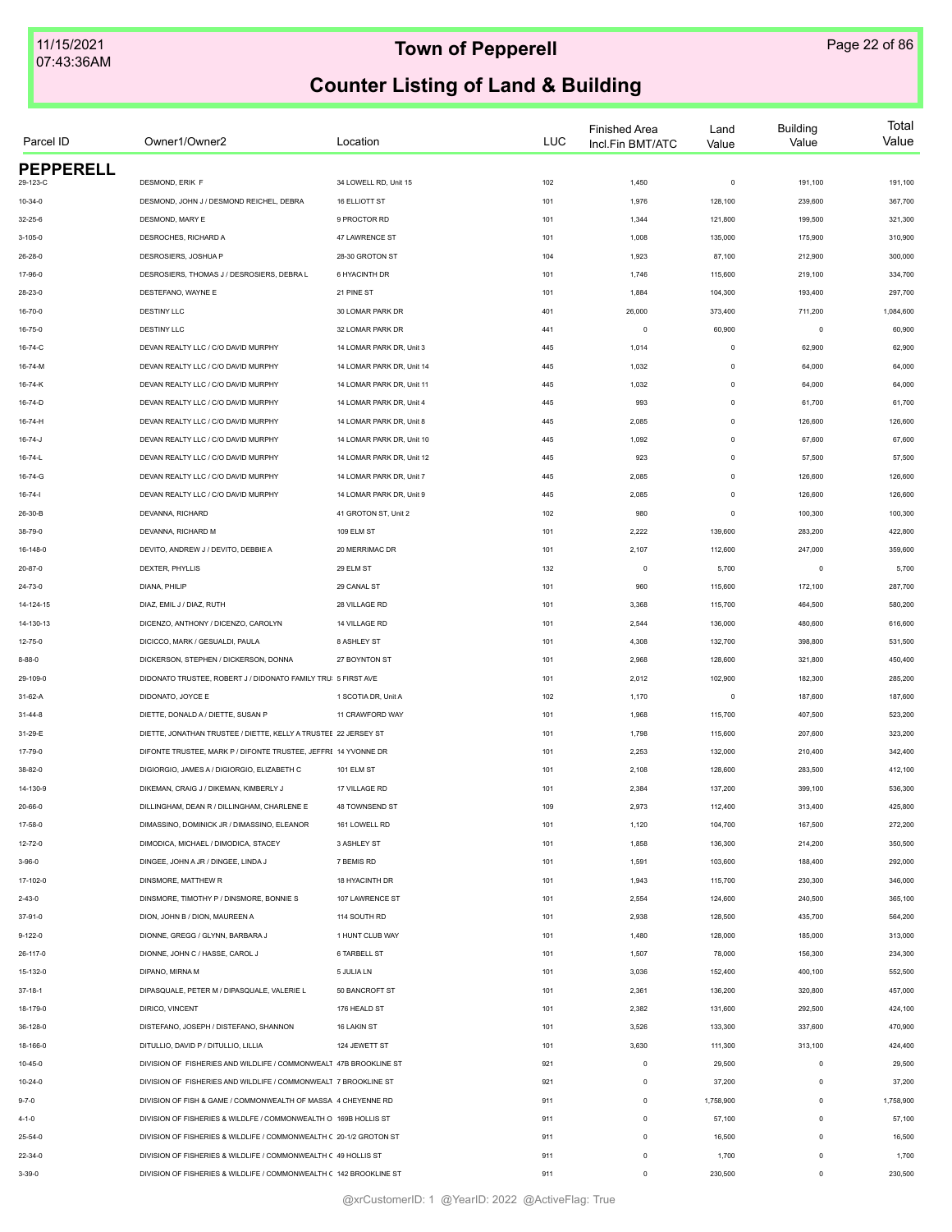# Town of Pepperell

## Counter Listing of Land & Building

| Parcel ID | Owner1/Owner2 | Location | LUC | Finished Area Incl.Fin BMT/ATC | Land Value | Building Value | Total Value |
|---|---|---|---|---|---|---|---|
| **PEPPERELL** | | | | | | | |
| 29-123-C | DESMOND, ERIK F | 34 LOWELL RD, Unit 15 | 102 | 1,450 | 0 | 191,100 | 191,100 |
| 10-34-0 | DESMOND, JOHN J / DESMOND REICHEL, DEBRA | 16 ELLIOTT ST | 101 | 1,976 | 128,100 | 239,600 | 367,700 |
| 32-25-6 | DESMOND, MARY E | 9 PROCTOR RD | 101 | 1,344 | 121,800 | 199,500 | 321,300 |
| 3-105-0 | DESROCHES, RICHARD A | 47 LAWRENCE ST | 101 | 1,008 | 135,000 | 175,900 | 310,900 |
| 26-28-0 | DESROSIERS, JOSHUA P | 28-30 GROTON ST | 104 | 1,923 | 87,100 | 212,900 | 300,000 |
| 17-96-0 | DESROSIERS, THOMAS J / DESROSIERS, DEBRA L | 6 HYACINTH DR | 101 | 1,746 | 115,600 | 219,100 | 334,700 |
| 28-23-0 | DESTEFANO, WAYNE E | 21 PINE ST | 101 | 1,884 | 104,300 | 193,400 | 297,700 |
| 16-70-0 | DESTINY LLC | 30 LOMAR PARK DR | 401 | 26,000 | 373,400 | 711,200 | 1,084,600 |
| 16-75-0 | DESTINY LLC | 32 LOMAR PARK DR | 441 | 0 | 60,900 | 0 | 60,900 |
| 16-74-C | DEVAN REALTY LLC / C/O DAVID MURPHY | 14 LOMAR PARK DR, Unit 3 | 445 | 1,014 | 0 | 62,900 | 62,900 |
| 16-74-M | DEVAN REALTY LLC / C/O DAVID MURPHY | 14 LOMAR PARK DR, Unit 14 | 445 | 1,032 | 0 | 64,000 | 64,000 |
| 16-74-K | DEVAN REALTY LLC / C/O DAVID MURPHY | 14 LOMAR PARK DR, Unit 11 | 445 | 1,032 | 0 | 64,000 | 64,000 |
| 16-74-D | DEVAN REALTY LLC / C/O DAVID MURPHY | 14 LOMAR PARK DR, Unit 4 | 445 | 993 | 0 | 61,700 | 61,700 |
| 16-74-H | DEVAN REALTY LLC / C/O DAVID MURPHY | 14 LOMAR PARK DR, Unit 8 | 445 | 2,085 | 0 | 126,600 | 126,600 |
| 16-74-J | DEVAN REALTY LLC / C/O DAVID MURPHY | 14 LOMAR PARK DR, Unit 10 | 445 | 1,092 | 0 | 67,600 | 67,600 |
| 16-74-L | DEVAN REALTY LLC / C/O DAVID MURPHY | 14 LOMAR PARK DR, Unit 12 | 445 | 923 | 0 | 57,500 | 57,500 |
| 16-74-G | DEVAN REALTY LLC / C/O DAVID MURPHY | 14 LOMAR PARK DR, Unit 7 | 445 | 2,085 | 0 | 126,600 | 126,600 |
| 16-74-I | DEVAN REALTY LLC / C/O DAVID MURPHY | 14 LOMAR PARK DR, Unit 9 | 445 | 2,085 | 0 | 126,600 | 126,600 |
| 26-30-B | DEVANNA, RICHARD | 41 GROTON ST, Unit 2 | 102 | 980 | 0 | 100,300 | 100,300 |
| 38-79-0 | DEVANNA, RICHARD M | 109 ELM ST | 101 | 2,222 | 139,600 | 283,200 | 422,800 |
| 16-148-0 | DEVITO, ANDREW J / DEVITO, DEBBIE A | 20 MERRIMAC DR | 101 | 2,107 | 112,600 | 247,000 | 359,600 |
| 20-87-0 | DEXTER, PHYLLIS | 29 ELM ST | 132 | 0 | 5,700 | 0 | 5,700 |
| 24-73-0 | DIANA, PHILIP | 29 CANAL ST | 101 | 960 | 115,600 | 172,100 | 287,700 |
| 14-124-15 | DIAZ, EMIL J / DIAZ, RUTH | 28 VILLAGE RD | 101 | 3,368 | 115,700 | 464,500 | 580,200 |
| 14-130-13 | DICENZO, ANTHONY / DICENZO, CAROLYN | 14 VILLAGE RD | 101 | 2,544 | 136,000 | 480,600 | 616,600 |
| 12-75-0 | DICICCO, MARK / GESUALDI, PAULA | 8 ASHLEY ST | 101 | 4,308 | 132,700 | 398,800 | 531,500 |
| 8-88-0 | DICKERSON, STEPHEN / DICKERSON, DONNA | 27 BOYNTON ST | 101 | 2,968 | 128,600 | 321,800 | 450,400 |
| 29-109-0 | DIDONATO TRUSTEE, ROBERT J / DIDONATO FAMILY TRU: | 5 FIRST AVE | 101 | 2,012 | 102,900 | 182,300 | 285,200 |
| 31-62-A | DIDONATO, JOYCE E | 1 SCOTIA DR, Unit A | 102 | 1,170 | 0 | 187,600 | 187,600 |
| 31-44-8 | DIETTE, DONALD A / DIETTE, SUSAN P | 11 CRAWFORD WAY | 101 | 1,968 | 115,700 | 407,500 | 523,200 |
| 31-29-E | DIETTE, JONATHAN TRUSTEE / DIETTE, KELLY A TRUSTEE | 22 JERSEY ST | 101 | 1,798 | 115,600 | 207,600 | 323,200 |
| 17-79-0 | DIFONTE TRUSTEE, MARK P / DIFONTE TRUSTEE, JEFFRE | 14 YVONNE DR | 101 | 2,253 | 132,000 | 210,400 | 342,400 |
| 38-82-0 | DIGIORGIO, JAMES A / DIGIORGIO, ELIZABETH C | 101 ELM ST | 101 | 2,108 | 128,600 | 283,500 | 412,100 |
| 14-130-9 | DIKEMAN, CRAIG J / DIKEMAN, KIMBERLY J | 17 VILLAGE RD | 101 | 2,384 | 137,200 | 399,100 | 536,300 |
| 20-66-0 | DILLINGHAM, DEAN R / DILLINGHAM, CHARLENE E | 48 TOWNSEND ST | 109 | 2,973 | 112,400 | 313,400 | 425,800 |
| 17-58-0 | DIMASSINO, DOMINICK JR / DIMASSINO, ELEANOR | 161 LOWELL RD | 101 | 1,120 | 104,700 | 167,500 | 272,200 |
| 12-72-0 | DIMODICA, MICHAEL / DIMODICA, STACEY | 3 ASHLEY ST | 101 | 1,858 | 136,300 | 214,200 | 350,500 |
| 3-96-0 | DINGEE, JOHN A JR / DINGEE, LINDA J | 7 BEMIS RD | 101 | 1,591 | 103,600 | 188,400 | 292,000 |
| 17-102-0 | DINSMORE, MATTHEW R | 18 HYACINTH DR | 101 | 1,943 | 115,700 | 230,300 | 346,000 |
| 2-43-0 | DINSMORE, TIMOTHY P / DINSMORE, BONNIE S | 107 LAWRENCE ST | 101 | 2,554 | 124,600 | 240,500 | 365,100 |
| 37-91-0 | DION, JOHN B / DION, MAUREEN A | 114 SOUTH RD | 101 | 2,938 | 128,500 | 435,700 | 564,200 |
| 9-122-0 | DIONNE, GREGG / GLYNN, BARBARA J | 1 HUNT CLUB WAY | 101 | 1,480 | 128,000 | 185,000 | 313,000 |
| 26-117-0 | DIONNE, JOHN C / HASSE, CAROL J | 6 TARBELL ST | 101 | 1,507 | 78,000 | 156,300 | 234,300 |
| 15-132-0 | DIPANO, MIRNA M | 5 JULIA LN | 101 | 3,036 | 152,400 | 400,100 | 552,500 |
| 37-18-1 | DIPASQUALE, PETER M / DIPASQUALE, VALERIE L | 50 BANCROFT ST | 101 | 2,361 | 136,200 | 320,800 | 457,000 |
| 18-179-0 | DIRICO, VINCENT | 176 HEALD ST | 101 | 2,382 | 131,600 | 292,500 | 424,100 |
| 36-128-0 | DISTEFANO, JOSEPH / DISTEFANO, SHANNON | 16 LAKIN ST | 101 | 3,526 | 133,300 | 337,600 | 470,900 |
| 18-166-0 | DITULLIO, DAVID P / DITULLIO, LILLIA | 124 JEWETT ST | 101 | 3,630 | 111,300 | 313,100 | 424,400 |
| 10-45-0 | DIVISION OF FISHERIES AND WILDLIFE / COMMONWEALT | 47B BROOKLINE ST | 921 | 0 | 29,500 | 0 | 29,500 |
| 10-24-0 | DIVISION OF FISHERIES AND WILDLIFE / COMMONWEALT | 7 BROOKLINE ST | 921 | 0 | 37,200 | 0 | 37,200 |
| 9-7-0 | DIVISION OF FISH & GAME / COMMONWEALTH OF MASSA | 4 CHEYENNE RD | 911 | 0 | 1,758,900 | 0 | 1,758,900 |
| 4-1-0 | DIVISION OF FISHERIES & WILDLFE / COMMONWEALTH O | 169B HOLLIS ST | 911 | 0 | 57,100 | 0 | 57,100 |
| 25-54-0 | DIVISION OF FISHERIES & WILDLIFE / COMMONWEALTH C | 20-1/2 GROTON ST | 911 | 0 | 16,500 | 0 | 16,500 |
| 22-34-0 | DIVISION OF FISHERIES & WILDLIFE / COMMONWEALTH C | 49 HOLLIS ST | 911 | 0 | 1,700 | 0 | 1,700 |
| 3-39-0 | DIVISION OF FISHERIES & WILDLIFE / COMMONWEALTH C | 142 BROOKLINE ST | 911 | 0 | 230,500 | 0 | 230,500 |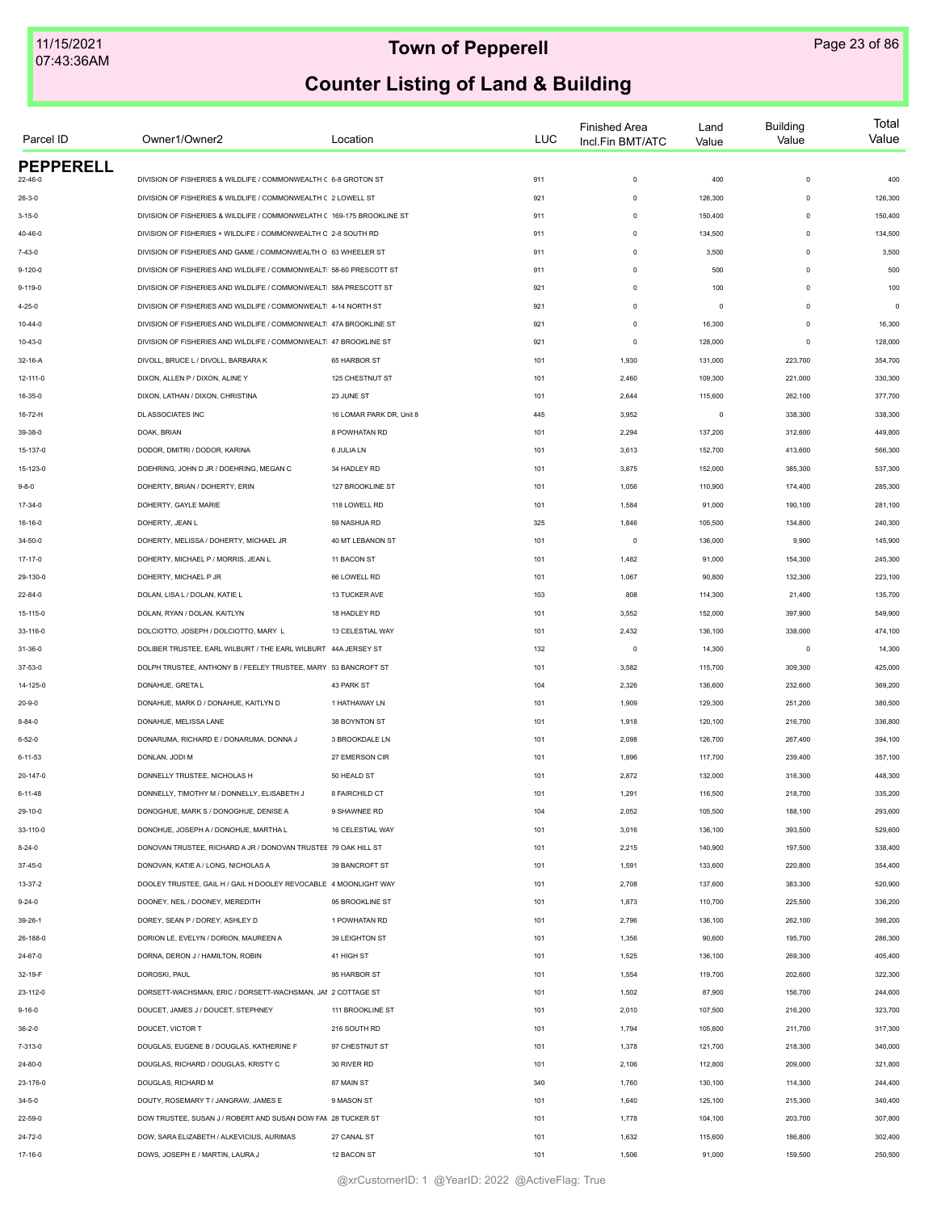# Town of Pepperell

## Counter Listing of Land & Building

| Parcel ID | Owner1/Owner2 | Location | LUC | Finished Area Incl.Fin BMT/ATC | Land Value | Building Value | Total Value |
|---|---|---|---|---|---|---|---|
| **PEPPERELL** | | | | | | | |
| 22-46-0 | DIVISION OF FISHERIES & WILDLIFE / COMMONWEALTH C | 6-8 GROTON ST | 911 | 0 | 400 | 0 | 400 |
| 26-3-0 | DIVISION OF FISHERIES & WILDLIFE / COMMONWEALTH C | 2 LOWELL ST | 921 | 0 | 126,300 | 0 | 126,300 |
| 3-15-0 | DIVISION OF FISHERIES & WILDLIFE / COMMONWELATH C | 169-175 BROOKLINE ST | 911 | 0 | 150,400 | 0 | 150,400 |
| 40-46-0 | DIVISION OF FISHERIES + WILDLIFE / COMMONWEALTH C | 2-8 SOUTH RD | 911 | 0 | 134,500 | 0 | 134,500 |
| 7-43-0 | DIVISION OF FISHERIES AND GAME / COMMONWEALTH O | 63 WHEELER ST | 911 | 0 | 3,500 | 0 | 3,500 |
| 9-120-0 | DIVISION OF FISHERIES AND WILDLIFE / COMMONWEALTI | 58-60 PRESCOTT ST | 911 | 0 | 500 | 0 | 500 |
| 9-119-0 | DIVISION OF FISHERIES AND WILDLIFE / COMMONWEALTI | 58A PRESCOTT ST | 921 | 0 | 100 | 0 | 100 |
| 4-25-0 | DIVISION OF FISHERIES AND WILDLIFE / COMMONWEALTI | 4-14 NORTH ST | 921 | 0 | 0 | 0 | 0 |
| 10-44-0 | DIVISION OF FISHERIES AND WILDLIFE / COMMONWEALTI | 47A BROOKLINE ST | 921 | 0 | 16,300 | 0 | 16,300 |
| 10-43-0 | DIVISION OF FISHERIES AND WILDLIFE / COMMONWEALTI | 47 BROOKLINE ST | 921 | 0 | 128,000 | 0 | 128,000 |
| 32-16-A | DIVOLL, BRUCE L / DIVOLL, BARBARA K | 65 HARBOR ST | 101 | 1,930 | 131,000 | 223,700 | 354,700 |
| 12-111-0 | DIXON, ALLEN P / DIXON, ALINE Y | 125 CHESTNUT ST | 101 | 2,460 | 109,300 | 221,000 | 330,300 |
| 16-35-0 | DIXON, LATHAN / DIXON, CHRISTINA | 23 JUNE ST | 101 | 2,644 | 115,600 | 262,100 | 377,700 |
| 16-72-H | DL ASSOCIATES INC | 16 LOMAR PARK DR, Unit 8 | 445 | 3,952 | 0 | 338,300 | 338,300 |
| 39-38-0 | DOAK, BRIAN | 8 POWHATAN RD | 101 | 2,294 | 137,200 | 312,600 | 449,800 |
| 15-137-0 | DODOR, DMITRI / DODOR, KARINA | 6 JULIA LN | 101 | 3,613 | 152,700 | 413,600 | 566,300 |
| 15-123-0 | DOEHRING, JOHN D JR / DOEHRING, MEGAN C | 34 HADLEY RD | 101 | 3,875 | 152,000 | 385,300 | 537,300 |
| 9-8-0 | DOHERTY, BRIAN / DOHERTY, ERIN | 127 BROOKLINE ST | 101 | 1,056 | 110,900 | 174,400 | 285,300 |
| 17-34-0 | DOHERTY, GAYLE MARIE | 118 LOWELL RD | 101 | 1,584 | 91,000 | 190,100 | 281,100 |
| 16-16-0 | DOHERTY, JEAN L | 59 NASHUA RD | 325 | 1,846 | 105,500 | 134,800 | 240,300 |
| 34-50-0 | DOHERTY, MELISSA / DOHERTY, MICHAEL JR | 40 MT LEBANON ST | 101 | 0 | 136,000 | 9,900 | 145,900 |
| 17-17-0 | DOHERTY, MICHAEL P / MORRIS, JEAN L | 11 BACON ST | 101 | 1,482 | 91,000 | 154,300 | 245,300 |
| 29-130-0 | DOHERTY, MICHAEL P JR | 66 LOWELL RD | 101 | 1,067 | 90,800 | 132,300 | 223,100 |
| 22-84-0 | DOLAN, LISA L / DOLAN, KATIE L | 13 TUCKER AVE | 103 | 808 | 114,300 | 21,400 | 135,700 |
| 15-115-0 | DOLAN, RYAN / DOLAN, KAITLYN | 18 HADLEY RD | 101 | 3,552 | 152,000 | 397,900 | 549,900 |
| 33-116-0 | DOLCIOTTO, JOSEPH / DOLCIOTTO, MARY L | 13 CELESTIAL WAY | 101 | 2,432 | 136,100 | 338,000 | 474,100 |
| 31-36-0 | DOLIBER TRUSTEE, EARL WILBURT / THE EARL WILBURT | 44A JERSEY ST | 132 | 0 | 14,300 | 0 | 14,300 |
| 37-53-0 | DOLPH TRUSTEE, ANTHONY B / FEELEY TRUSTEE, MARY | 53 BANCROFT ST | 101 | 3,582 | 115,700 | 309,300 | 425,000 |
| 14-125-0 | DONAHUE, GRETA L | 43 PARK ST | 104 | 2,326 | 136,600 | 232,600 | 369,200 |
| 20-9-0 | DONAHUE, MARK D / DONAHUE, KAITLYN D | 1 HATHAWAY LN | 101 | 1,909 | 129,300 | 251,200 | 380,500 |
| 8-84-0 | DONAHUE, MELISSA LANE | 38 BOYNTON ST | 101 | 1,918 | 120,100 | 216,700 | 336,800 |
| 6-52-0 | DONARUMA, RICHARD E / DONARUMA, DONNA J | 3 BROOKDALE LN | 101 | 2,098 | 126,700 | 267,400 | 394,100 |
| 6-11-53 | DONLAN, JODI M | 27 EMERSON CIR | 101 | 1,896 | 117,700 | 239,400 | 357,100 |
| 20-147-0 | DONNELLY TRUSTEE, NICHOLAS H | 50 HEALD ST | 101 | 2,872 | 132,000 | 316,300 | 448,300 |
| 6-11-48 | DONNELLY, TIMOTHY M / DONNELLY, ELISABETH J | 8 FAIRCHILD CT | 101 | 1,291 | 116,500 | 218,700 | 335,200 |
| 29-10-0 | DONOGHUE, MARK S / DONOGHUE, DENISE A | 9 SHAWNEE RD | 104 | 2,052 | 105,500 | 188,100 | 293,600 |
| 33-110-0 | DONOHUE, JOSEPH A / DONOHUE, MARTHA L | 16 CELESTIAL WAY | 101 | 3,016 | 136,100 | 393,500 | 529,600 |
| 8-24-0 | DONOVAN TRUSTEE, RICHARD A JR / DONOVAN TRUSTEE | 79 OAK HILL ST | 101 | 2,215 | 140,900 | 197,500 | 338,400 |
| 37-45-0 | DONOVAN, KATIE A / LONG, NICHOLAS A | 39 BANCROFT ST | 101 | 1,591 | 133,600 | 220,800 | 354,400 |
| 13-37-2 | DOOLEY TRUSTEE, GAIL H / GAIL H DOOLEY REVOCABLE | 4 MOONLIGHT WAY | 101 | 2,708 | 137,600 | 383,300 | 520,900 |
| 9-24-0 | DOONEY, NEIL / DOONEY, MEREDITH | 95 BROOKLINE ST | 101 | 1,873 | 110,700 | 225,500 | 336,200 |
| 39-26-1 | DOREY, SEAN P / DOREY, ASHLEY D | 1 POWHATAN RD | 101 | 2,796 | 136,100 | 262,100 | 398,200 |
| 26-188-0 | DORION LE, EVELYN / DORION, MAUREEN A | 39 LEIGHTON ST | 101 | 1,356 | 90,600 | 195,700 | 286,300 |
| 24-67-0 | DORNA, DERON J / HAMILTON, ROBIN | 41 HIGH ST | 101 | 1,525 | 136,100 | 269,300 | 405,400 |
| 32-19-F | DOROSKI, PAUL | 95 HARBOR ST | 101 | 1,554 | 119,700 | 202,600 | 322,300 |
| 23-112-0 | DORSETT-WACHSMAN, ERIC / DORSETT-WACHSMAN, JAI | 2 COTTAGE ST | 101 | 1,502 | 87,900 | 156,700 | 244,600 |
| 9-16-0 | DOUCET, JAMES J / DOUCET, STEPHNEY | 111 BROOKLINE ST | 101 | 2,010 | 107,500 | 216,200 | 323,700 |
| 36-2-0 | DOUCET, VICTOR T | 216 SOUTH RD | 101 | 1,794 | 105,600 | 211,700 | 317,300 |
| 7-313-0 | DOUGLAS, EUGENE B / DOUGLAS, KATHERINE F | 97 CHESTNUT ST | 101 | 1,378 | 121,700 | 218,300 | 340,000 |
| 24-80-0 | DOUGLAS, RICHARD / DOUGLAS, KRISTY C | 30 RIVER RD | 101 | 2,106 | 112,800 | 209,000 | 321,800 |
| 23-176-0 | DOUGLAS, RICHARD M | 87 MAIN ST | 340 | 1,760 | 130,100 | 114,300 | 244,400 |
| 34-5-0 | DOUTY, ROSEMARY T / JANGRAW, JAMES E | 9 MASON ST | 101 | 1,640 | 125,100 | 215,300 | 340,400 |
| 22-59-0 | DOW TRUSTEE, SUSAN J / ROBERT AND SUSAN DOW FAM | 28 TUCKER ST | 101 | 1,778 | 104,100 | 203,700 | 307,800 |
| 24-72-0 | DOW, SARA ELIZABETH / ALKEVICIUS, AURIMAS | 27 CANAL ST | 101 | 1,632 | 115,600 | 186,800 | 302,400 |
| 17-16-0 | DOWS, JOSEPH E / MARTIN, LAURA J | 12 BACON ST | 101 | 1,506 | 91,000 | 159,500 | 250,500 |

@xrCustomerID: 1 @YearID: 2022 @ActiveFlag: True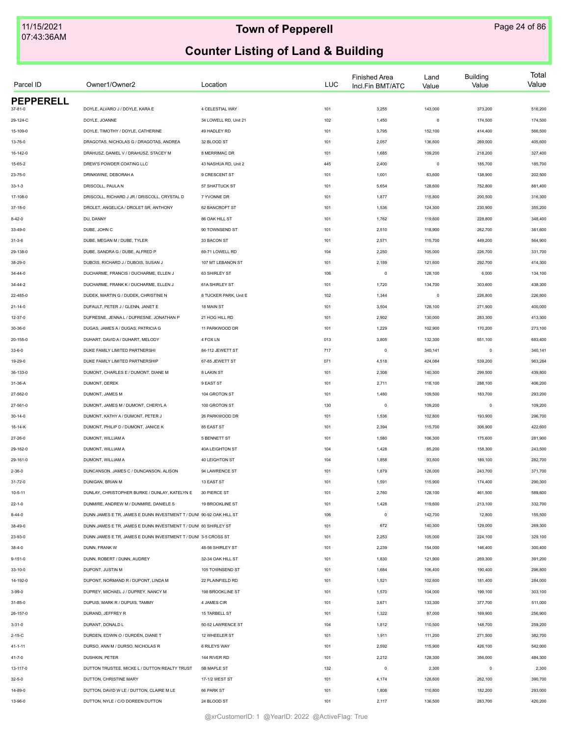# Counter Listing of Land & Building

## PEPPERELL

| Parcel ID | Owner1/Owner2 | Location | LUC | Finished Area Incl.Fin BMT/ATC | Land Value | Building Value | Total Value |
|---|---|---|---|---|---|---|---|
| 37-81-0 | DOYLE, ALVARO J / DOYLE, KARA E | 4 CELESTIAL WAY | 101 | 3,255 | 143,000 | 373,200 | 516,200 |
| 29-124-C | DOYLE, JOANNE | 34 LOWELL RD, Unit 21 | 102 | 1,450 | 0 | 174,500 | 174,500 |
| 15-109-0 | DOYLE, TIMOTHY / DOYLE, CATHERINE | 49 HADLEY RD | 101 | 3,795 | 152,100 | 414,400 | 566,500 |
| 13-76-0 | DRAGOTAS, NICHOLAS G / DRAGOTAS, ANDREA | 32 BLOOD ST | 101 | 2,057 | 136,600 | 269,000 | 405,600 |
| 16-142-0 | DRAHUSZ, DANIEL V / DRAHUSZ, STACEY M | 8 MERRIMAC DR | 101 | 1,685 | 109,200 | 218,200 | 327,400 |
| 15-65-2 | DREW'S POWDER COATING LLC | 43 NASHUA RD, Unit 2 | 445 | 2,400 | 0 | 185,700 | 185,700 |
| 23-75-0 | DRINKWINE, DEBORAH A | 9 CRESCENT ST | 101 | 1,001 | 63,600 | 138,900 | 202,500 |
| 33-1-3 | DRISCOLL, PAULA N | 57 SHATTUCK ST | 101 | 5,654 | 128,600 | 752,800 | 881,400 |
| 17-108-0 | DRISCOLL, RICHARD J JR / DRISCOLL, CRYSTAL D | 7 YVONNE DR | 101 | 1,877 | 115,800 | 200,500 | 316,300 |
| 37-18-0 | DROLET, ANGELICA / DROLET SR, ANTHONY | 62 BANCROFT ST | 101 | 1,536 | 124,300 | 230,900 | 355,200 |
| 8-42-0 | DU, DANNY | 86 OAK HILL ST | 101 | 1,762 | 119,600 | 228,800 | 348,400 |
| 33-49-0 | DUBE, JOHN C | 90 TOWNSEND ST | 101 | 2,510 | 118,900 | 262,700 | 381,600 |
| 31-3-6 | DUBE, MEGAN M / DUBE, TYLER | 33 BACON ST | 101 | 2,571 | 115,700 | 449,200 | 564,900 |
| 29-138-0 | DUBE, SANDRA G / DUBE, ALFRED P | 69-71 LOWELL RD | 104 | 2,250 | 105,000 | 226,700 | 331,700 |
| 38-29-0 | DUBOIS, RICHARD J / DUBOIS, SUSAN J | 107 MT LEBANON ST | 101 | 2,189 | 121,600 | 292,700 | 414,300 |
| 34-44-0 | DUCHARME, FRANCIS / DUCHARME, ELLEN J | 63 SHIRLEY ST | 106 | 0 | 128,100 | 6,000 | 134,100 |
| 34-44-2 | DUCHARME, FRANK K / DUCHARME, ELLEN J | 61A SHIRLEY ST | 101 | 1,720 | 134,700 | 303,600 | 438,300 |
| 22-485-0 | DUDEK, MARTIN G / DUDEK, CHRISTINE N | 8 TUCKER PARK, Unit E | 102 | 1,344 | 0 | 226,800 | 226,800 |
| 21-14-0 | DUFAULT, PETER J / GLENN, JANET E | 18 MAIN ST | 101 | 3,504 | 128,100 | 271,900 | 400,000 |
| 12-37-0 | DUFRESNE, JENNA L / DUFRESNE, JONATHAN P | 21 HOG HILL RD | 101 | 2,902 | 130,000 | 283,300 | 413,300 |
| 30-36-0 | DUGAS, JAMES A / DUGAS, PATRICIA G | 11 PARKWOOD DR | 101 | 1,229 | 102,900 | 170,200 | 273,100 |
| 20-155-0 | DUHART, DAVID A / DUHART, MELODY | 4 FOX LN | 013 | 3,805 | 132,300 | 551,100 | 683,400 |
| 33-6-0 | DUKE FAMILY LIMITED PARTNERSHI | 84-112 JEWETT ST | 717 | 0 | 340,141 | 0 | 340,141 |
| 19-29-0 | DUKE FAMILY LIMITED PARTNERSHIP | 67-85 JEWETT ST | 071 | 4,518 | 424,084 | 539,200 | 963,284 |
| 36-133-0 | DUMONT, CHARLES E / DUMONT, DIANE M | 8 LAKIN ST | 101 | 2,308 | 140,300 | 299,500 | 439,800 |
| 31-36-A | DUMONT, DEREK | 9 EAST ST | 101 | 2,711 | 118,100 | 288,100 | 406,200 |
| 27-562-0 | DUMONT, JAMES M | 104 GROTON ST | 101 | 1,480 | 109,500 | 183,700 | 293,200 |
| 27-561-0 | DUMONT, JAMES M / DUMONT, CHERYL A | 100 GROTON ST | 130 | 0 | 109,200 | 0 | 109,200 |
| 30-14-0 | DUMONT, KATHY A / DUMONT, PETER J | 26 PARKWOOD DR | 101 | 1,536 | 102,800 | 193,900 | 296,700 |
| 16-14-K | DUMONT, PHILIP D / DUMONT, JANICE K | 85 EAST ST | 101 | 2,394 | 115,700 | 306,900 | 422,600 |
| 27-26-0 | DUMONT, WILLIAM A | 5 BENNETT ST | 101 | 1,580 | 106,300 | 175,600 | 281,900 |
| 29-162-0 | DUMONT, WILLIAM A | 40A LEIGHTON ST | 104 | 1,428 | 85,200 | 158,300 | 243,500 |
| 29-161-0 | DUMONT, WILLIAM A | 40 LEIGHTON ST | 104 | 1,858 | 93,600 | 189,100 | 282,700 |
| 2-36-0 | DUNCANSON, JAMES C / DUNCANSON, ALISON | 94 LAWRENCE ST | 101 | 1,879 | 128,000 | 243,700 | 371,700 |
| 31-72-0 | DUNIGAN, BRIAN M | 13 EAST ST | 101 | 1,591 | 115,900 | 174,400 | 290,300 |
| 10-5-11 | DUNLAY, CHRISTOPHER BURKE / DUNLAY, KATELYN E | 30 PIERCE ST | 101 | 2,760 | 128,100 | 461,500 | 589,600 |
| 22-1-0 | DUNMIRE, ANDREW M / DUNMIRE, DANIELE S | 19 BROOKLINE ST | 101 | 1,428 | 119,600 | 213,100 | 332,700 |
| 8-44-0 | DUNN JAMES E TR, JAMES E DUNN INVESTMENT T / DUNI | 90-92 OAK HILL ST | 106 | 0 | 142,700 | 12,800 | 155,500 |
| 38-49-0 | DUNN JAMES E TR, JAMES E DUNN INVESTMENT T / DUNI | 60 SHIRLEY ST | 101 | 672 | 140,300 | 129,000 | 269,300 |
| 23-93-0 | DUNN JAMES E TR, JAMES E DUNN INVESTMENT T / DUNI | 3-5 CROSS ST | 101 | 2,253 | 105,000 | 224,100 | 329,100 |
| 38-4-0 | DUNN, FRANK W | 48-56 SHIRLEY ST | 101 | 2,239 | 154,000 | 146,400 | 300,400 |
| 9-151-0 | DUNN, ROBERT / DUNN, AUDREY | 32-34 OAK HILL ST | 101 | 1,830 | 121,900 | 269,300 | 391,200 |
| 33-10-0 | DUPONT, JUSTIN M | 105 TOWNSEND ST | 101 | 1,684 | 106,400 | 190,400 | 296,800 |
| 14-192-0 | DUPONT, NORMAND R / DUPONT, LINDA M | 22 PLAINFIELD RD | 101 | 1,521 | 102,600 | 181,400 | 284,000 |
| 3-99-0 | DUPREY, MICHAEL J / DUPREY, NANCY M | 198 BROOKLINE ST | 101 | 1,570 | 104,000 | 199,100 | 303,100 |
| 31-85-0 | DUPUIS, MARK R / DUPUIS, TAMMY | 4 JAMES CIR | 101 | 3,671 | 133,300 | 377,700 | 511,000 |
| 26-157-0 | DURAND, JEFFREY R | 15 TARBELL ST | 101 | 1,322 | 87,000 | 169,900 | 256,900 |
| 3-31-0 | DURANT, DONALD L | 50-52 LAWRENCE ST | 104 | 1,812 | 110,500 | 148,700 | 259,200 |
| 2-15-C | DURDEN, EDWIN O / DURDEN, DIANE T | 12 WHEELER ST | 101 | 1,911 | 111,200 | 271,500 | 382,700 |
| 41-1-11 | DURSO, ANN M / DURSO, NICHOLAS R | 6 RILEYS WAY | 101 | 2,592 | 115,900 | 426,100 | 542,000 |
| 41-7-0 | DUSHKIN, PETER | 144 RIVER RD | 101 | 2,212 | 128,300 | 356,000 | 484,300 |
| 13-117-0 | DUTTON TRUSTEE, MICKE L / DUTTON REALTY TRUST | 5B MAPLE ST | 132 | 0 | 2,300 | 0 | 2,300 |
| 32-5-0 | DUTTON, CHRISTINE MARY | 17-1/2 WEST ST | 101 | 4,174 | 128,600 | 262,100 | 390,700 |
| 14-89-0 | DUTTON, DAVID W LE / DUTTON, CLAIRE M LE | 66 PARK ST | 101 | 1,808 | 110,800 | 182,200 | 293,000 |
| 13-96-0 | DUTTON, NYLE / C/O DOREEN DUTTON | 24 BLOOD ST | 101 | 2,117 | 136,500 | 283,700 | 420,200 |

@xrCustomerID: 1 @YearID: 2022 @ActiveFlag: True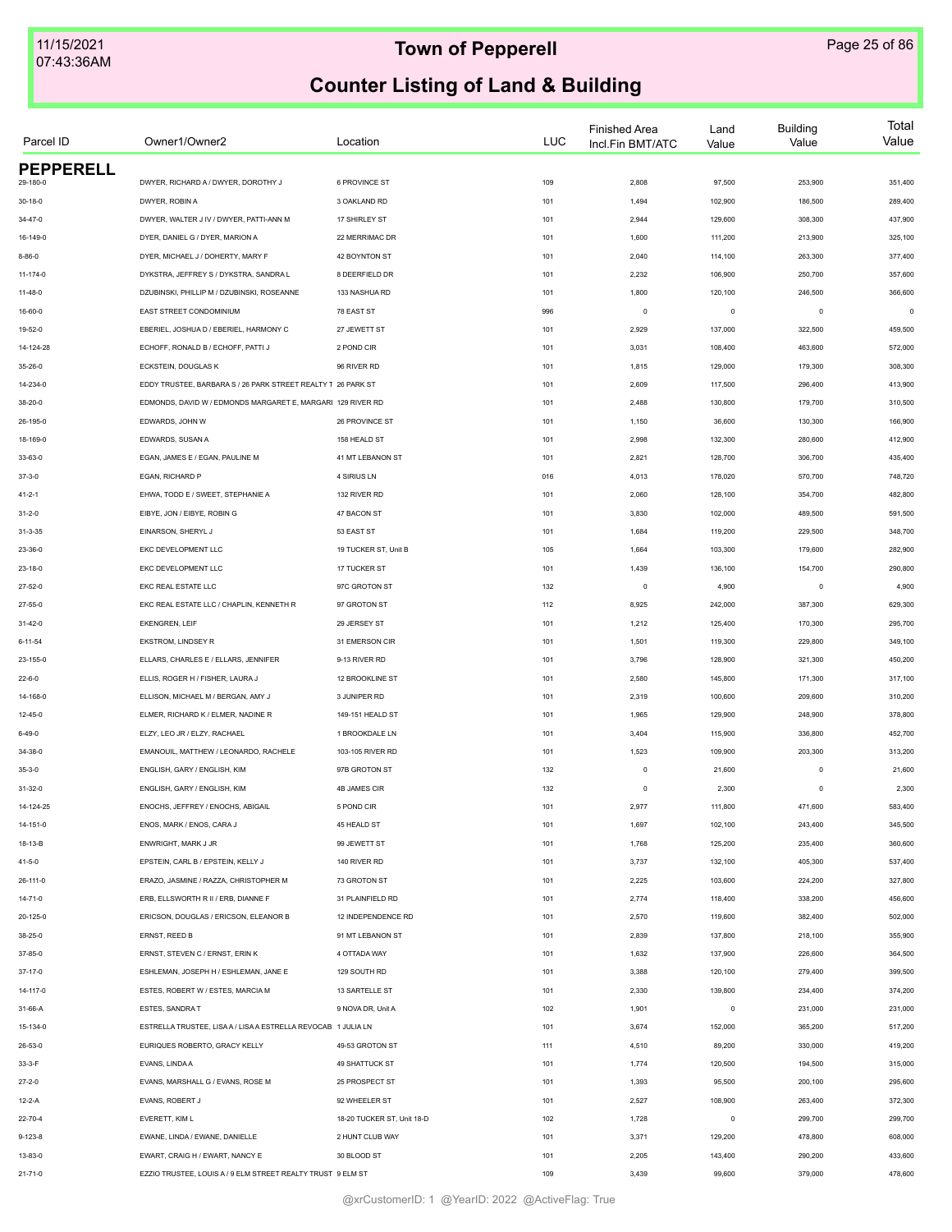# Town of Pepperell

## Counter Listing of Land & Building

| Parcel ID | Owner1/Owner2 | Location | LUC | Finished Area Incl.Fin BMT/ATC | Land Value | Building Value | Total Value |
|---|---|---|---|---|---|---|---|
| **PEPPERELL** | | | | | | | |
| 29-180-0 | DWYER, RICHARD A / DWYER, DOROTHY J | 6 PROVINCE ST | 109 | 2,808 | 97,500 | 253,900 | 351,400 |
| 30-18-0 | DWYER, ROBIN A | 3 OAKLAND RD | 101 | 1,494 | 102,900 | 186,500 | 289,400 |
| 34-47-0 | DWYER, WALTER J IV / DWYER, PATTI-ANN M | 17 SHIRLEY ST | 101 | 2,944 | 129,600 | 308,300 | 437,900 |
| 16-149-0 | DYER, DANIEL G / DYER, MARION A | 22 MERRIMAC DR | 101 | 1,600 | 111,200 | 213,900 | 325,100 |
| 8-86-0 | DYER, MICHAEL J / DOHERTY, MARY F | 42 BOYNTON ST | 101 | 2,040 | 114,100 | 263,300 | 377,400 |
| 11-174-0 | DYKSTRA, JEFFREY S / DYKSTRA, SANDRA L | 8 DEERFIELD DR | 101 | 2,232 | 106,900 | 250,700 | 357,600 |
| 11-48-0 | DZUBINSKI, PHILLIP M / DZUBINSKI, ROSEANNE | 133 NASHUA RD | 101 | 1,800 | 120,100 | 246,500 | 366,600 |
| 16-60-0 | EAST STREET CONDOMINIUM | 78 EAST ST | 996 | 0 | 0 | 0 | 0 |
| 19-52-0 | EBERIEL, JOSHUA D / EBERIEL, HARMONY C | 27 JEWETT ST | 101 | 2,929 | 137,000 | 322,500 | 459,500 |
| 14-124-28 | ECHOFF, RONALD B / ECHOFF, PATTI J | 2 POND CIR | 101 | 3,031 | 108,400 | 463,600 | 572,000 |
| 35-26-0 | ECKSTEIN, DOUGLAS K | 96 RIVER RD | 101 | 1,815 | 129,000 | 179,300 | 308,300 |
| 14-234-0 | EDDY TRUSTEE, BARBARA S / 26 PARK STREET REALTY T | 26 PARK ST | 101 | 2,609 | 117,500 | 296,400 | 413,900 |
| 38-20-0 | EDMONDS, DAVID W / EDMONDS MARGARET E, MARGARI | 129 RIVER RD | 101 | 2,488 | 130,800 | 179,700 | 310,500 |
| 26-195-0 | EDWARDS, JOHN W | 26 PROVINCE ST | 101 | 1,150 | 36,600 | 130,300 | 166,900 |
| 18-169-0 | EDWARDS, SUSAN A | 158 HEALD ST | 101 | 2,998 | 132,300 | 280,600 | 412,900 |
| 33-63-0 | EGAN, JAMES E / EGAN, PAULINE M | 41 MT LEBANON ST | 101 | 2,821 | 128,700 | 306,700 | 435,400 |
| 37-3-0 | EGAN, RICHARD P | 4 SIRIUS LN | 016 | 4,013 | 178,020 | 570,700 | 748,720 |
| 41-2-1 | EHWA, TODD E / SWEET, STEPHANIE A | 132 RIVER RD | 101 | 2,060 | 128,100 | 354,700 | 482,800 |
| 31-2-0 | EIBYE, JON / EIBYE, ROBIN G | 47 BACON ST | 101 | 3,830 | 102,000 | 489,500 | 591,500 |
| 31-3-35 | EINARSON, SHERYL J | 53 EAST ST | 101 | 1,684 | 119,200 | 229,500 | 348,700 |
| 23-36-0 | EKC DEVELOPMENT LLC | 19 TUCKER ST, Unit B | 105 | 1,664 | 103,300 | 179,600 | 282,900 |
| 23-18-0 | EKC DEVELOPMENT LLC | 17 TUCKER ST | 101 | 1,439 | 136,100 | 154,700 | 290,800 |
| 27-52-0 | EKC REAL ESTATE LLC | 97C GROTON ST | 132 | 0 | 4,900 | 0 | 4,900 |
| 27-55-0 | EKC REAL ESTATE LLC / CHAPLIN, KENNETH R | 97 GROTON ST | 112 | 8,925 | 242,000 | 387,300 | 629,300 |
| 31-42-0 | EKENGREN, LEIF | 29 JERSEY ST | 101 | 1,212 | 125,400 | 170,300 | 295,700 |
| 6-11-54 | EKSTROM, LINDSEY R | 31 EMERSON CIR | 101 | 1,501 | 119,300 | 229,800 | 349,100 |
| 23-155-0 | ELLARS, CHARLES E / ELLARS, JENNIFER | 9-13 RIVER RD | 101 | 3,796 | 128,900 | 321,300 | 450,200 |
| 22-6-0 | ELLIS, ROGER H / FISHER, LAURA J | 12 BROOKLINE ST | 101 | 2,580 | 145,800 | 171,300 | 317,100 |
| 14-168-0 | ELLISON, MICHAEL M / BERGAN, AMY J | 3 JUNIPER RD | 101 | 2,319 | 100,600 | 209,600 | 310,200 |
| 12-45-0 | ELMER, RICHARD K / ELMER, NADINE R | 149-151 HEALD ST | 101 | 1,965 | 129,900 | 248,900 | 378,800 |
| 6-49-0 | ELZY, LEO JR / ELZY, RACHAEL | 1 BROOKDALE LN | 101 | 3,404 | 115,900 | 336,800 | 452,700 |
| 34-38-0 | EMANOUIL, MATTHEW / LEONARDO, RACHELE | 103-105 RIVER RD | 101 | 1,523 | 109,900 | 203,300 | 313,200 |
| 35-3-0 | ENGLISH, GARY / ENGLISH, KIM | 97B GROTON ST | 132 | 0 | 21,600 | 0 | 21,600 |
| 31-32-0 | ENGLISH, GARY / ENGLISH, KIM | 4B JAMES CIR | 132 | 0 | 2,300 | 0 | 2,300 |
| 14-124-25 | ENOCHS, JEFFREY / ENOCHS, ABIGAIL | 5 POND CIR | 101 | 2,977 | 111,800 | 471,600 | 583,400 |
| 14-151-0 | ENOS, MARK / ENOS, CARA J | 45 HEALD ST | 101 | 1,697 | 102,100 | 243,400 | 345,500 |
| 18-13-B | ENWRIGHT, MARK J JR | 99 JEWETT ST | 101 | 1,768 | 125,200 | 235,400 | 360,600 |
| 41-5-0 | EPSTEIN, CARL B / EPSTEIN, KELLY J | 140 RIVER RD | 101 | 3,737 | 132,100 | 405,300 | 537,400 |
| 26-111-0 | ERAZO, JASMINE / RAZZA, CHRISTOPHER M | 73 GROTON ST | 101 | 2,225 | 103,600 | 224,200 | 327,800 |
| 14-71-0 | ERB, ELLSWORTH R II / ERB, DIANNE F | 31 PLAINFIELD RD | 101 | 2,774 | 118,400 | 338,200 | 456,600 |
| 20-125-0 | ERICSON, DOUGLAS / ERICSON, ELEANOR B | 12 INDEPENDENCE RD | 101 | 2,570 | 119,600 | 382,400 | 502,000 |
| 38-25-0 | ERNST, REED B | 91 MT LEBANON ST | 101 | 2,839 | 137,800 | 218,100 | 355,900 |
| 37-85-0 | ERNST, STEVEN C / ERNST, ERIN K | 4 OTTADA WAY | 101 | 1,632 | 137,900 | 226,600 | 364,500 |
| 37-17-0 | ESHLEMAN, JOSEPH H / ESHLEMAN, JANE E | 129 SOUTH RD | 101 | 3,388 | 120,100 | 279,400 | 399,500 |
| 14-117-0 | ESTES, ROBERT W / ESTES, MARCIA M | 13 SARTELLE ST | 101 | 2,330 | 139,800 | 234,400 | 374,200 |
| 31-66-A | ESTES, SANDRA T | 9 NOVA DR, Unit A | 102 | 1,901 | 0 | 231,000 | 231,000 |
| 15-134-0 | ESTRELLA TRUSTEE, LISA A / LISA A ESTRELLA REVOCAB | 1 JULIA LN | 101 | 3,674 | 152,000 | 365,200 | 517,200 |
| 26-53-0 | EURIQUES ROBERTO, GRACY KELLY | 49-53 GROTON ST | 111 | 4,510 | 89,200 | 330,000 | 419,200 |
| 33-3-F | EVANS, LINDA A | 49 SHATTUCK ST | 101 | 1,774 | 120,500 | 194,500 | 315,000 |
| 27-2-0 | EVANS, MARSHALL G / EVANS, ROSE M | 25 PROSPECT ST | 101 | 1,393 | 95,500 | 200,100 | 295,600 |
| 12-2-A | EVANS, ROBERT J | 92 WHEELER ST | 101 | 2,527 | 108,900 | 263,400 | 372,300 |
| 22-70-4 | EVERETT, KIM L | 18-20 TUCKER ST, Unit 18-D | 102 | 1,728 | 0 | 299,700 | 299,700 |
| 9-123-8 | EWANE, LINDA / EWANE, DANIELLE | 2 HUNT CLUB WAY | 101 | 3,371 | 129,200 | 478,800 | 608,000 |
| 13-83-0 | EWART, CRAIG H / EWART, NANCY E | 30 BLOOD ST | 101 | 2,205 | 143,400 | 290,200 | 433,600 |
| 21-71-0 | EZZIO TRUSTEE, LOUIS A / 9 ELM STREET REALTY TRUST | 9 ELM ST | 109 | 3,439 | 99,600 | 379,000 | 478,600 |

@xrCustomerID: 1 @YearID: 2022 @ActiveFlag: True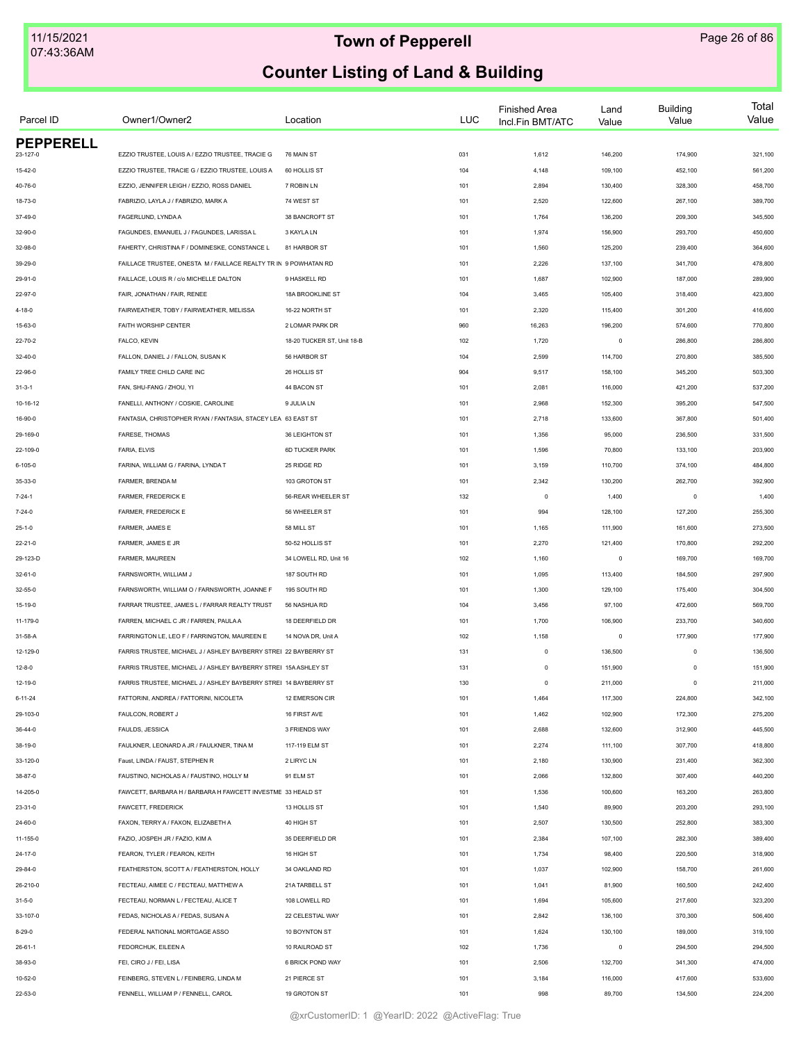# Town of Pepperell

## Counter Listing of Land & Building

| Parcel ID | Owner1/Owner2 | Location | LUC | Finished Area Incl.Fin BMT/ATC | Land Value | Building Value | Total Value |
|---|---|---|---|---|---|---|---|
| **PEPPERELL** | | | | | | | |
| 23-127-0 | EZZIO TRUSTEE, LOUIS A / EZZIO TRUSTEE, TRACIE G | 76 MAIN ST | 031 | 1,612 | 146,200 | 174,900 | 321,100 |
| 15-42-0 | EZZIO TRUSTEE, TRACIE G / EZZIO TRUSTEE, LOUIS A | 60 HOLLIS ST | 104 | 4,148 | 109,100 | 452,100 | 561,200 |
| 40-76-0 | EZZIO, JENNIFER LEIGH / EZZIO, ROSS DANIEL | 7 ROBIN LN | 101 | 2,894 | 130,400 | 328,300 | 458,700 |
| 18-73-0 | FABRIZIO, LAYLA J / FABRIZIO, MARK A | 74 WEST ST | 101 | 2,520 | 122,600 | 267,100 | 389,700 |
| 37-49-0 | FAGERLUND, LYNDA A | 38 BANCROFT ST | 101 | 1,764 | 136,200 | 209,300 | 345,500 |
| 32-90-0 | FAGUNDES, EMANUEL J / FAGUNDES, LARISSA L | 3 KAYLA LN | 101 | 1,974 | 156,900 | 293,700 | 450,600 |
| 32-98-0 | FAHERTY, CHRISTINA F / DOMINESKE, CONSTANCE L | 81 HARBOR ST | 101 | 1,560 | 125,200 | 239,400 | 364,600 |
| 39-29-0 | FAILLACE TRUSTEE, ONESTA M / FAILLACE REALTY TR IN | 9 POWHATAN RD | 101 | 2,226 | 137,100 | 341,700 | 478,800 |
| 29-91-0 | FAILLACE, LOUIS R / c/o MICHELLE DALTON | 9 HASKELL RD | 101 | 1,687 | 102,900 | 187,000 | 289,900 |
| 22-97-0 | FAIR, JONATHAN / FAIR, RENEE | 18A BROOKLINE ST | 104 | 3,465 | 105,400 | 318,400 | 423,800 |
| 4-18-0 | FAIRWEATHER, TOBY / FAIRWEATHER, MELISSA | 16-22 NORTH ST | 101 | 2,320 | 115,400 | 301,200 | 416,600 |
| 15-63-0 | FAITH WORSHIP CENTER | 2 LOMAR PARK DR | 960 | 16,263 | 196,200 | 574,600 | 770,800 |
| 22-70-2 | FALCO, KEVIN | 18-20 TUCKER ST, Unit 18-B | 102 | 1,720 | 0 | 286,800 | 286,800 |
| 32-40-0 | FALLON, DANIEL J / FALLON, SUSAN K | 56 HARBOR ST | 104 | 2,599 | 114,700 | 270,800 | 385,500 |
| 22-96-0 | FAMILY TREE CHILD CARE INC | 26 HOLLIS ST | 904 | 9,517 | 158,100 | 345,200 | 503,300 |
| 31-3-1 | FAN, SHU-FANG / ZHOU, YI | 44 BACON ST | 101 | 2,081 | 116,000 | 421,200 | 537,200 |
| 10-16-12 | FANELLI, ANTHONY / COSKIE, CAROLINE | 9 JULIA LN | 101 | 2,968 | 152,300 | 395,200 | 547,500 |
| 16-90-0 | FANTASIA, CHRISTOPHER RYAN / FANTASIA, STACEY LEA | 63 EAST ST | 101 | 2,718 | 133,600 | 367,800 | 501,400 |
| 29-169-0 | FARESE, THOMAS | 36 LEIGHTON ST | 101 | 1,356 | 95,000 | 236,500 | 331,500 |
| 22-109-0 | FARIA, ELVIS | 6D TUCKER PARK | 101 | 1,596 | 70,800 | 133,100 | 203,900 |
| 6-105-0 | FARINA, WILLIAM G / FARINA, LYNDA T | 25 RIDGE RD | 101 | 3,159 | 110,700 | 374,100 | 484,800 |
| 35-33-0 | FARMER, BRENDA M | 103 GROTON ST | 101 | 2,342 | 130,200 | 262,700 | 392,900 |
| 7-24-1 | FARMER, FREDERICK E | 56-REAR WHEELER ST | 132 | 0 | 1,400 | 0 | 1,400 |
| 7-24-0 | FARMER, FREDERICK E | 56 WHEELER ST | 101 | 994 | 128,100 | 127,200 | 255,300 |
| 25-1-0 | FARMER, JAMES E | 58 MILL ST | 101 | 1,165 | 111,900 | 161,600 | 273,500 |
| 22-21-0 | FARMER, JAMES E JR | 50-52 HOLLIS ST | 101 | 2,270 | 121,400 | 170,800 | 292,200 |
| 29-123-D | FARMER, MAUREEN | 34 LOWELL RD, Unit 16 | 102 | 1,160 | 0 | 169,700 | 169,700 |
| 32-61-0 | FARNSWORTH, WILLIAM J | 187 SOUTH RD | 101 | 1,095 | 113,400 | 184,500 | 297,900 |
| 32-55-0 | FARNSWORTH, WILLIAM O / FARNSWORTH, JOANNE F | 195 SOUTH RD | 101 | 1,300 | 129,100 | 175,400 | 304,500 |
| 15-19-0 | FARRAR TRUSTEE, JAMES L / FARRAR REALTY TRUST | 56 NASHUA RD | 104 | 3,456 | 97,100 | 472,600 | 569,700 |
| 11-179-0 | FARREN, MICHAEL C JR / FARREN, PAULA A | 18 DEERFIELD DR | 101 | 1,700 | 106,900 | 233,700 | 340,600 |
| 31-58-A | FARRINGTON LE, LEO F / FARRINGTON, MAUREEN E | 14 NOVA DR, Unit A | 102 | 1,158 | 0 | 177,900 | 177,900 |
| 12-129-0 | FARRIS TRUSTEE, MICHAEL J / ASHLEY BAYBERRY STREI | 22 BAYBERRY ST | 131 | 0 | 136,500 | 0 | 136,500 |
| 12-8-0 | FARRIS TRUSTEE, MICHAEL J / ASHLEY BAYBERRY STREI | 15A ASHLEY ST | 131 | 0 | 151,900 | 0 | 151,900 |
| 12-19-0 | FARRIS TRUSTEE, MICHAEL J / ASHLEY BAYBERRY STREI | 14 BAYBERRY ST | 130 | 0 | 211,000 | 0 | 211,000 |
| 6-11-24 | FATTORINI, ANDREA / FATTORINI, NICOLETA | 12 EMERSON CIR | 101 | 1,464 | 117,300 | 224,800 | 342,100 |
| 29-103-0 | FAULCON, ROBERT J | 16 FIRST AVE | 101 | 1,462 | 102,900 | 172,300 | 275,200 |
| 36-44-0 | FAULDS, JESSICA | 3 FRIENDS WAY | 101 | 2,688 | 132,600 | 312,900 | 445,500 |
| 38-19-0 | FAULKNER, LEONARD A JR / FAULKNER, TINA M | 117-119 ELM ST | 101 | 2,274 | 111,100 | 307,700 | 418,800 |
| 33-120-0 | Faust, LINDA / FAUST, STEPHEN R | 2 LIRYC LN | 101 | 2,180 | 130,900 | 231,400 | 362,300 |
| 38-87-0 | FAUSTINO, NICHOLAS A / FAUSTINO, HOLLY M | 91 ELM ST | 101 | 2,066 | 132,800 | 307,400 | 440,200 |
| 14-205-0 | FAWCETT, BARBARA H / BARBARA H FAWCETT INVESTME | 33 HEALD ST | 101 | 1,536 | 100,600 | 163,200 | 263,800 |
| 23-31-0 | FAWCETT, FREDERICK | 13 HOLLIS ST | 101 | 1,540 | 89,900 | 203,200 | 293,100 |
| 24-60-0 | FAXON, TERRY A / FAXON, ELIZABETH A | 40 HIGH ST | 101 | 2,507 | 130,500 | 252,800 | 383,300 |
| 11-155-0 | FAZIO, JOSPEH JR / FAZIO, KIM A | 35 DEERFIELD DR | 101 | 2,384 | 107,100 | 282,300 | 389,400 |
| 24-17-0 | FEARON, TYLER / FEARON, KEITH | 16 HIGH ST | 101 | 1,734 | 98,400 | 220,500 | 318,900 |
| 29-84-0 | FEATHERSTON, SCOTT A / FEATHERSTON, HOLLY | 34 OAKLAND RD | 101 | 1,037 | 102,900 | 158,700 | 261,600 |
| 26-210-0 | FECTEAU, AIMEE C / FECTEAU, MATTHEW A | 21A TARBELL ST | 101 | 1,041 | 81,900 | 160,500 | 242,400 |
| 31-5-0 | FECTEAU, NORMAN L / FECTEAU, ALICE T | 108 LOWELL RD | 101 | 1,694 | 105,600 | 217,600 | 323,200 |
| 33-107-0 | FEDAS, NICHOLAS A / FEDAS, SUSAN A | 22 CELESTIAL WAY | 101 | 2,842 | 136,100 | 370,300 | 506,400 |
| 8-29-0 | FEDERAL NATIONAL MORTGAGE ASSO | 10 BOYNTON ST | 101 | 1,624 | 130,100 | 189,000 | 319,100 |
| 26-61-1 | FEDORCHUK, EILEEN A | 10 RAILROAD ST | 102 | 1,736 | 0 | 294,500 | 294,500 |
| 38-93-0 | FEI, CIRO J / FEI, LISA | 6 BRICK POND WAY | 101 | 2,506 | 132,700 | 341,300 | 474,000 |
| 10-52-0 | FEINBERG, STEVEN L / FEINBERG, LINDA M | 21 PIERCE ST | 101 | 3,184 | 116,000 | 417,600 | 533,600 |
| 22-53-0 | FENNELL, WILLIAM P / FENNELL, CAROL | 19 GROTON ST | 101 | 998 | 89,700 | 134,500 | 224,200 |

@xrCustomerID: 1 @YearID: 2022 @ActiveFlag: True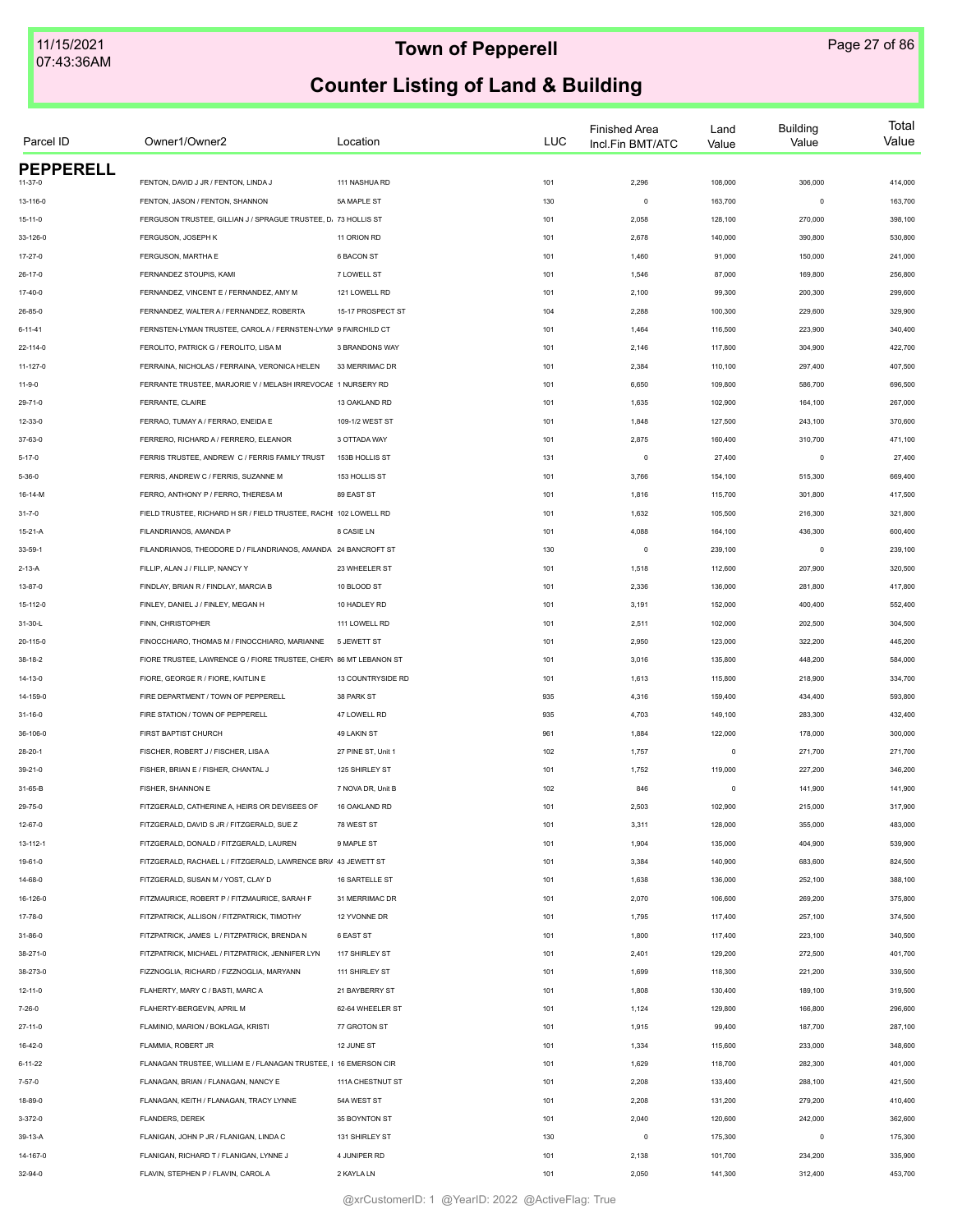# Town of Pepperell

## Counter Listing of Land & Building

| Parcel ID | Owner1/Owner2 | Location | LUC | Finished Area Incl.Fin BMT/ATC | Land Value | Building Value | Total Value |
|---|---|---|---|---|---|---|---|
| **PEPPERELL** | | | | | | | |
| 11-37-0 | FENTON, DAVID J JR / FENTON, LINDA J | 111 NASHUA RD | 101 | 2,296 | 108,000 | 306,000 | 414,000 |
| 13-116-0 | FENTON, JASON / FENTON, SHANNON | 5A MAPLE ST | 130 | 0 | 163,700 | 0 | 163,700 |
| 15-11-0 | FERGUSON TRUSTEE, GILLIAN J / SPRAGUE TRUSTEE, D. | 73 HOLLIS ST | 101 | 2,058 | 128,100 | 270,000 | 398,100 |
| 33-126-0 | FERGUSON, JOSEPH K | 11 ORION RD | 101 | 2,678 | 140,000 | 390,800 | 530,800 |
| 17-27-0 | FERGUSON, MARTHA E | 6 BACON ST | 101 | 1,460 | 91,000 | 150,000 | 241,000 |
| 26-17-0 | FERNANDEZ STOUPIS, KAMI | 7 LOWELL ST | 101 | 1,546 | 87,000 | 169,800 | 256,800 |
| 17-40-0 | FERNANDEZ, VINCENT E / FERNANDEZ, AMY M | 121 LOWELL RD | 101 | 2,100 | 99,300 | 200,300 | 299,600 |
| 26-85-0 | FERNANDEZ, WALTER A / FERNANDEZ, ROBERTA | 15-17 PROSPECT ST | 104 | 2,288 | 100,300 | 229,600 | 329,900 |
| 6-11-41 | FERNSTEN-LYMAN TRUSTEE, CAROL A / FERNSTEN-LYMA | 9 FAIRCHILD CT | 101 | 1,464 | 116,500 | 223,900 | 340,400 |
| 22-114-0 | FEROLITO, PATRICK G / FEROLITO, LISA M | 3 BRANDONS WAY | 101 | 2,146 | 117,800 | 304,900 | 422,700 |
| 11-127-0 | FERRAINA, NICHOLAS / FERRAINA, VERONICA HELEN | 33 MERRIMAC DR | 101 | 2,384 | 110,100 | 297,400 | 407,500 |
| 11-9-0 | FERRANTE TRUSTEE, MARJORIE V / MELASH IRREVOCAE | 1 NURSERY RD | 101 | 6,650 | 109,800 | 586,700 | 696,500 |
| 29-71-0 | FERRANTE, CLAIRE | 13 OAKLAND RD | 101 | 1,635 | 102,900 | 164,100 | 267,000 |
| 12-33-0 | FERRAO, TUMAY A / FERRAO, ENEIDA E | 109-1/2 WEST ST | 101 | 1,848 | 127,500 | 243,100 | 370,600 |
| 37-63-0 | FERRERO, RICHARD A / FERRERO, ELEANOR | 3 OTTADA WAY | 101 | 2,875 | 160,400 | 310,700 | 471,100 |
| 5-17-0 | FERRIS TRUSTEE, ANDREW C / FERRIS FAMILY TRUST | 153B HOLLIS ST | 131 | 0 | 27,400 | 0 | 27,400 |
| 5-36-0 | FERRIS, ANDREW C / FERRIS, SUZANNE M | 153 HOLLIS ST | 101 | 3,766 | 154,100 | 515,300 | 669,400 |
| 16-14-M | FERRO, ANTHONY P / FERRO, THERESA M | 89 EAST ST | 101 | 1,816 | 115,700 | 301,800 | 417,500 |
| 31-7-0 | FIELD TRUSTEE, RICHARD H SR / FIELD TRUSTEE, RACHE | 102 LOWELL RD | 101 | 1,632 | 105,500 | 216,300 | 321,800 |
| 15-21-A | FILANDRIANOS, AMANDA P | 8 CASIE LN | 101 | 4,088 | 164,100 | 436,300 | 600,400 |
| 33-59-1 | FILANDRIANOS, THEODORE D / FILANDRIANOS, AMANDA | 24 BANCROFT ST | 130 | 0 | 239,100 | 0 | 239,100 |
| 2-13-A | FILLIP, ALAN J / FILLIP, NANCY Y | 23 WHEELER ST | 101 | 1,518 | 112,600 | 207,900 | 320,500 |
| 13-87-0 | FINDLAY, BRIAN R / FINDLAY, MARCIA B | 10 BLOOD ST | 101 | 2,336 | 136,000 | 281,800 | 417,800 |
| 15-112-0 | FINLEY, DANIEL J / FINLEY, MEGAN H | 10 HADLEY RD | 101 | 3,191 | 152,000 | 400,400 | 552,400 |
| 31-30-L | FINN, CHRISTOPHER | 111 LOWELL RD | 101 | 2,511 | 102,000 | 202,500 | 304,500 |
| 20-115-0 | FINOCCHIARO, THOMAS M / FINOCCHIARO, MARIANNE | 5 JEWETT ST | 101 | 2,950 | 123,000 | 322,200 | 445,200 |
| 38-18-2 | FIORE TRUSTEE, LAWRENCE G / FIORE TRUSTEE, CHERY | 86 MT LEBANON ST | 101 | 3,016 | 135,800 | 448,200 | 584,000 |
| 14-13-0 | FIORE, GEORGE R / FIORE, KAITLIN E | 13 COUNTRYSIDE RD | 101 | 1,613 | 115,800 | 218,900 | 334,700 |
| 14-159-0 | FIRE DEPARTMENT / TOWN OF PEPPERELL | 38 PARK ST | 935 | 4,316 | 159,400 | 434,400 | 593,800 |
| 31-16-0 | FIRE STATION / TOWN OF PEPPERELL | 47 LOWELL RD | 935 | 4,703 | 149,100 | 283,300 | 432,400 |
| 36-106-0 | FIRST BAPTIST CHURCH | 49 LAKIN ST | 961 | 1,884 | 122,000 | 178,000 | 300,000 |
| 28-20-1 | FISCHER, ROBERT J / FISCHER, LISA A | 27 PINE ST, Unit 1 | 102 | 1,757 | 0 | 271,700 | 271,700 |
| 39-21-0 | FISHER, BRIAN E / FISHER, CHANTAL J | 125 SHIRLEY ST | 101 | 1,752 | 119,000 | 227,200 | 346,200 |
| 31-65-B | FISHER, SHANNON E | 7 NOVA DR, Unit B | 102 | 846 | 0 | 141,900 | 141,900 |
| 29-75-0 | FITZGERALD, CATHERINE A, HEIRS OR DEVISEES OF | 16 OAKLAND RD | 101 | 2,503 | 102,900 | 215,000 | 317,900 |
| 12-67-0 | FITZGERALD, DAVID S JR / FITZGERALD, SUE Z | 78 WEST ST | 101 | 3,311 | 128,000 | 355,000 | 483,000 |
| 13-112-1 | FITZGERALD, DONALD / FITZGERALD, LAUREN | 9 MAPLE ST | 101 | 1,904 | 135,000 | 404,900 | 539,900 |
| 19-61-0 | FITZGERALD, RACHAEL L / FITZGERALD, LAWRENCE BRI/ | 43 JEWETT ST | 101 | 3,384 | 140,900 | 683,600 | 824,500 |
| 14-68-0 | FITZGERALD, SUSAN M / YOST, CLAY D | 16 SARTELLE ST | 101 | 1,638 | 136,000 | 252,100 | 388,100 |
| 16-126-0 | FITZMAURICE, ROBERT P / FITZMAURICE, SARAH F | 31 MERRIMAC DR | 101 | 2,070 | 106,600 | 269,200 | 375,800 |
| 17-78-0 | FITZPATRICK, ALLISON / FITZPATRICK, TIMOTHY | 12 YVONNE DR | 101 | 1,795 | 117,400 | 257,100 | 374,500 |
| 31-86-0 | FITZPATRICK, JAMES L / FITZPATRICK, BRENDA N | 6 EAST ST | 101 | 1,800 | 117,400 | 223,100 | 340,500 |
| 38-271-0 | FITZPATRICK, MICHAEL / FITZPATRICK, JENNIFER LYN | 117 SHIRLEY ST | 101 | 2,401 | 129,200 | 272,500 | 401,700 |
| 38-273-0 | FIZZNOGLIA, RICHARD / FIZZNOGLIA, MARYANN | 111 SHIRLEY ST | 101 | 1,699 | 118,300 | 221,200 | 339,500 |
| 12-11-0 | FLAHERTY, MARY C / BASTI, MARC A | 21 BAYBERRY ST | 101 | 1,808 | 130,400 | 189,100 | 319,500 |
| 7-26-0 | FLAHERTY-BERGEVIN, APRIL M | 62-64 WHEELER ST | 101 | 1,124 | 129,800 | 166,800 | 296,600 |
| 27-11-0 | FLAMINIO, MARION / BOKLAGA, KRISTI | 77 GROTON ST | 101 | 1,915 | 99,400 | 187,700 | 287,100 |
| 16-42-0 | FLAMMIA, ROBERT JR | 12 JUNE ST | 101 | 1,334 | 115,600 | 233,000 | 348,600 |
| 6-11-22 | FLANAGAN TRUSTEE, WILLIAM E / FLANAGAN TRUSTEE, I | 16 EMERSON CIR | 101 | 1,629 | 118,700 | 282,300 | 401,000 |
| 7-57-0 | FLANAGAN, BRIAN / FLANAGAN, NANCY E | 111A CHESTNUT ST | 101 | 2,208 | 133,400 | 288,100 | 421,500 |
| 18-89-0 | FLANAGAN, KEITH / FLANAGAN, TRACY LYNNE | 54A WEST ST | 101 | 2,208 | 131,200 | 279,200 | 410,400 |
| 3-372-0 | FLANDERS, DEREK | 35 BOYNTON ST | 101 | 2,040 | 120,600 | 242,000 | 362,600 |
| 39-13-A | FLANIGAN, JOHN P JR / FLANIGAN, LINDA C | 131 SHIRLEY ST | 130 | 0 | 175,300 | 0 | 175,300 |
| 14-167-0 | FLANIGAN, RICHARD T / FLANIGAN, LYNNE J | 4 JUNIPER RD | 101 | 2,138 | 101,700 | 234,200 | 335,900 |
| 32-94-0 | FLAVIN, STEPHEN P / FLAVIN, CAROL A | 2 KAYLA LN | 101 | 2,050 | 141,300 | 312,400 | 453,700 |

@xrCustomerID: 1 @YearID: 2022 @ActiveFlag: True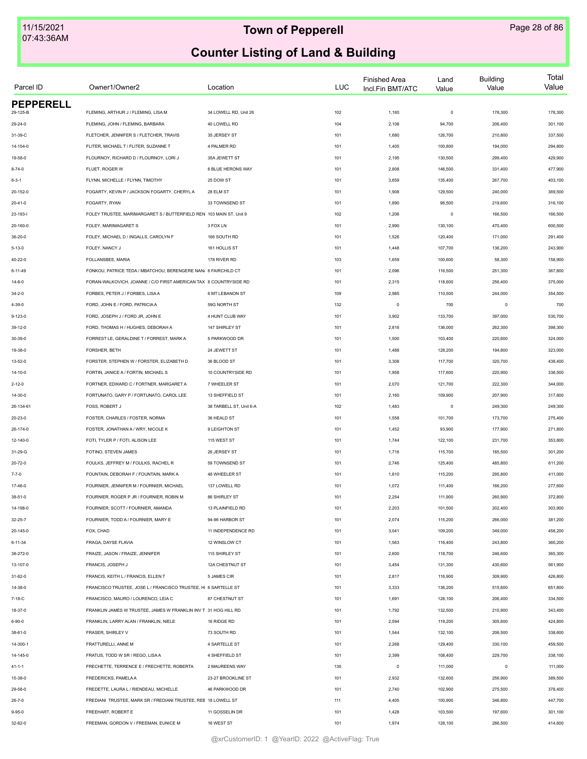# Town of Pepperell

## Counter Listing of Land & Building

| Parcel ID | Owner1/Owner2 | Location | LUC | Finished Area Incl.Fin BMT/ATC | Land Value | Building Value | Total Value |
|---|---|---|---|---|---|---|---|
| **PEPPERELL** | | | | | | | |
| 29-125-B | FLEMING, ARTHUR J / FLEMING, LISA M | 34 LOWELL RD, Unit 26 | 102 | 1,160 | 0 | 178,300 | 178,300 |
| 29-24-0 | FLEMING, JOHN / FLEMING, BARBARA | 40 LOWELL RD | 104 | 2,108 | 94,700 | 206,400 | 301,100 |
| 31-39-C | FLETCHER, JENNIFER S / FLETCHER, TRAVIS | 35 JERSEY ST | 101 | 1,680 | 126,700 | 210,800 | 337,500 |
| 14-154-0 | FLITER, MICHAEL T / FLITER, SUZANNE T | 4 PALMER RD | 101 | 1,405 | 100,800 | 194,000 | 294,800 |
| 19-58-0 | FLOURNOY, RICHARD D / FLOURNOY, LORI J | 35A JEWETT ST | 101 | 2,195 | 130,500 | 299,400 | 429,900 |
| 8-74-0 | FLUET, ROGER W | 6 BLUE HERONS WAY | 101 | 2,808 | 146,500 | 331,400 | 477,900 |
| 6-3-1 | FLYNN, MICHELLE / FLYNN, TIMOTHY | 25 DOW ST | 101 | 3,659 | 135,400 | 267,700 | 403,100 |
| 20-152-0 | FOGARTY, KEVIN P / JACKSON FOGARTY, CHERYL A | 28 ELM ST | 101 | 1,908 | 129,500 | 240,000 | 369,500 |
| 20-41-0 | FOGARTY, RYAN | 33 TOWNSEND ST | 101 | 1,890 | 96,500 | 219,600 | 316,100 |
| 23-193-I | FOLEY TRUSTEE, MARIMARGARET S / BUTTERFIELD REN | 103 MAIN ST, Unit 9 | 102 | 1,206 | 0 | 166,500 | 166,500 |
| 20-160-0 | FOLEY, MARIMARGARET S | 3 FOX LN | 101 | 2,990 | 130,100 | 470,400 | 600,500 |
| 36-20-0 | FOLEY, MICHAEL D / INGALLS, CAROLYN F | 166 SOUTH RD | 101 | 1,526 | 120,400 | 171,000 | 291,400 |
| 5-13-0 | FOLEY, NANCY J | 161 HOLLIS ST | 101 | 1,448 | 107,700 | 136,200 | 243,900 |
| 40-22-0 | FOLLANSBEE, MARIA | 178 RIVER RD | 103 | 1,659 | 100,600 | 58,300 | 158,900 |
| 6-11-49 | FONKOU, PATRICE TEDA / MBATCHOU, BERENGERE NAN | 6 FAIRCHILD CT | 101 | 2,096 | 116,500 | 251,300 | 367,800 |
| 14-8-0 | FORAN-WALKOVICH, JOANNE / C/O FIRST AMERICAN TAX | 8 COUNTRYSIDE RD | 101 | 2,315 | 118,600 | 256,400 | 375,000 |
| 34-2-0 | FORBES, PETER J / FORBES, LISA A | 6 MT LEBANON ST | 109 | 2,985 | 110,500 | 244,000 | 354,500 |
| 4-39-0 | FORD, JOHN E / FORD, PATRICIA A | 59G NORTH ST | 132 | 0 | 700 | 0 | 700 |
| 9-123-0 | FORD, JOSEPH J / FORD JR, JOHN E | 4 HUNT CLUB WAY | 101 | 3,902 | 133,700 | 397,000 | 530,700 |
| 39-12-0 | FORD, THOMAS H / HUGHES, DEBORAH A | 147 SHIRLEY ST | 101 | 2,816 | 136,000 | 262,300 | 398,300 |
| 30-39-0 | FORREST LE, GERALDINE T / FORREST, MARK A | 5 PARKWOOD DR | 101 | 1,500 | 103,400 | 220,600 | 324,000 |
| 19-38-0 | FORSHER, BETH | 24 JEWETT ST | 101 | 1,488 | 128,200 | 194,800 | 323,000 |
| 13-52-0 | FORSTER, STEPHEN W / FORSTER, ELIZABETH D | 36 BLOOD ST | 101 | 3,308 | 117,700 | 320,700 | 438,400 |
| 14-10-0 | FORTIN, JANICE A / FORTIN, MICHAEL S | 10 COUNTRYSIDE RD | 101 | 1,958 | 117,600 | 220,900 | 338,500 |
| 2-12-0 | FORTNER, EDWARD C / FORTNER, MARGARET A | 7 WHEELER ST | 101 | 2,070 | 121,700 | 222,300 | 344,000 |
| 14-30-0 | FORTUNATO, GARY P / FORTUNATO, CAROL LEE | 13 SHEFFIELD ST | 101 | 2,160 | 109,900 | 207,900 | 317,800 |
| 26-134-61 | FOSS, ROBERT J | 38 TARBELL ST, Unit 6-A | 102 | 1,483 | 0 | 249,300 | 249,300 |
| 20-23-0 | FOSTER, CHARLES / FOSTER, NORMA | 36 HEALD ST | 101 | 1,558 | 101,700 | 173,700 | 275,400 |
| 26-174-0 | FOSTER, JONATHAN A / WRY, NICOLE K | 9 LEIGHTON ST | 101 | 1,452 | 93,900 | 177,900 | 271,800 |
| 12-140-0 | FOTI, TYLER P / FOTI, ALISON LEE | 115 WEST ST | 101 | 1,744 | 122,100 | 231,700 | 353,800 |
| 31-29-G | FOTINO, STEVEN JAMES | 26 JERSEY ST | 101 | 1,716 | 115,700 | 185,500 | 301,200 |
| 20-72-0 | FOULKS, JEFFREY M / FOULKS, RACHEL R | 59 TOWNSEND ST | 101 | 2,746 | 125,400 | 485,800 | 611,200 |
| 7-7-0 | FOUNTAIN, DEBORAH F / FOUNTAIN, MARK A | 48 WHEELER ST | 101 | 1,810 | 115,200 | 295,800 | 411,000 |
| 17-46-0 | FOURNIER, JENNIFER M / FOURNIER, MICHAEL | 137 LOWELL RD | 101 | 1,072 | 111,400 | 166,200 | 277,600 |
| 38-51-0 | FOURNIER, ROGER P JR / FOURNIER, ROBIN M | 86 SHIRLEY ST | 101 | 2,254 | 111,900 | 260,900 | 372,800 |
| 14-198-0 | FOURNIER, SCOTT / FOURNIER, AMANDA | 13 PLAINFIELD RD | 101 | 2,203 | 101,500 | 202,400 | 303,900 |
| 32-25-7 | FOURNIER, TODD A / FOURNIER, MARY E | 94-96 HARBOR ST | 101 | 2,074 | 115,200 | 266,000 | 381,200 |
| 20-145-0 | FOX, CHAD | 11 INDEPENDENCE RD | 101 | 3,041 | 109,200 | 349,000 | 458,200 |
| 6-11-34 | FRAGA, DAYSE FLAVIA | 12 WINSLOW CT | 101 | 1,563 | 116,400 | 243,800 | 360,200 |
| 38-272-0 | FRAIZE, JASON / FRAIZE, JENNIFER | 115 SHIRLEY ST | 101 | 2,600 | 118,700 | 246,600 | 365,300 |
| 13-107-0 | FRANCIS, JOSEPH J | 12A CHESTNUT ST | 101 | 3,454 | 131,300 | 430,600 | 561,900 |
| 31-82-0 | FRANCIS, KEITH L / FRANCIS, ELLEN T | 5 JAMES CIR | 101 | 2,817 | 116,900 | 309,900 | 426,800 |
| 14-38-0 | FRANCISCO TRUSTEE, JOSE L / FRANCISCO TRUSTEE, HI | 6 SARTELLE ST | 101 | 3,333 | 136,200 | 515,600 | 651,800 |
| 7-18-C | FRANCISCO, MAURO / LOURENCO, LEIA C | 87 CHESTNUT ST | 101 | 1,691 | 128,100 | 206,400 | 334,500 |
| 18-37-0 | FRANKLIN JAMES W TRUSTEE, JAMES W FRANKLIN INV T | 31 HOG HILL RD | 101 | 1,792 | 132,500 | 210,900 | 343,400 |
| 6-90-0 | FRANKLIN, LARRY ALAN / FRANKLIN, NIELE | 16 RIDGE RD | 101 | 2,594 | 119,200 | 305,600 | 424,800 |
| 38-61-0 | FRASER, SHIRLEY V | 73 SOUTH RD | 101 | 1,544 | 132,100 | 206,500 | 338,600 |
| 14-300-1 | FRATTURELLI, ANNE M | 4 SARTELLE ST | 101 | 2,268 | 129,400 | 330,100 | 459,500 |
| 14-145-0 | FRATUS, TODD W SR / REGO, LISA A | 4 SHEFFIELD ST | 101 | 2,399 | 108,400 | 229,700 | 338,100 |
| 41-1-1 | FRECHETTE, TERRENCE E / FRECHETTE, ROBERTA | 2 MAUREENS WAY | 130 | 0 | 111,000 | 0 | 111,000 |
| 15-38-0 | FREDERICKS, PAMELA A | 23-27 BROOKLINE ST | 101 | 2,932 | 132,600 | 256,900 | 389,500 |
| 29-58-0 | FREDETTE, LAURA L / RIENDEAU, MICHELLE | 46 PARKWOOD DR | 101 | 2,740 | 102,900 | 275,500 | 378,400 |
| 26-7-0 | FREDIANI TRUSTEE, MARK SR / FREDIANI TRUSTEE, REE | 18 LOWELL ST | 111 | 4,405 | 100,900 | 346,800 | 447,700 |
| 9-95-0 | FREEHART, ROBERT E | 11 GOSSELIN DR | 101 | 1,428 | 103,500 | 197,600 | 301,100 |
| 32-82-0 | FREEMAN, GORDON V / FREEMAN, EUNICE M | 16 WEST ST | 101 | 1,974 | 128,100 | 286,500 | 414,600 |

@xrCustomerID: 1 @YearID: 2022 @ActiveFlag: True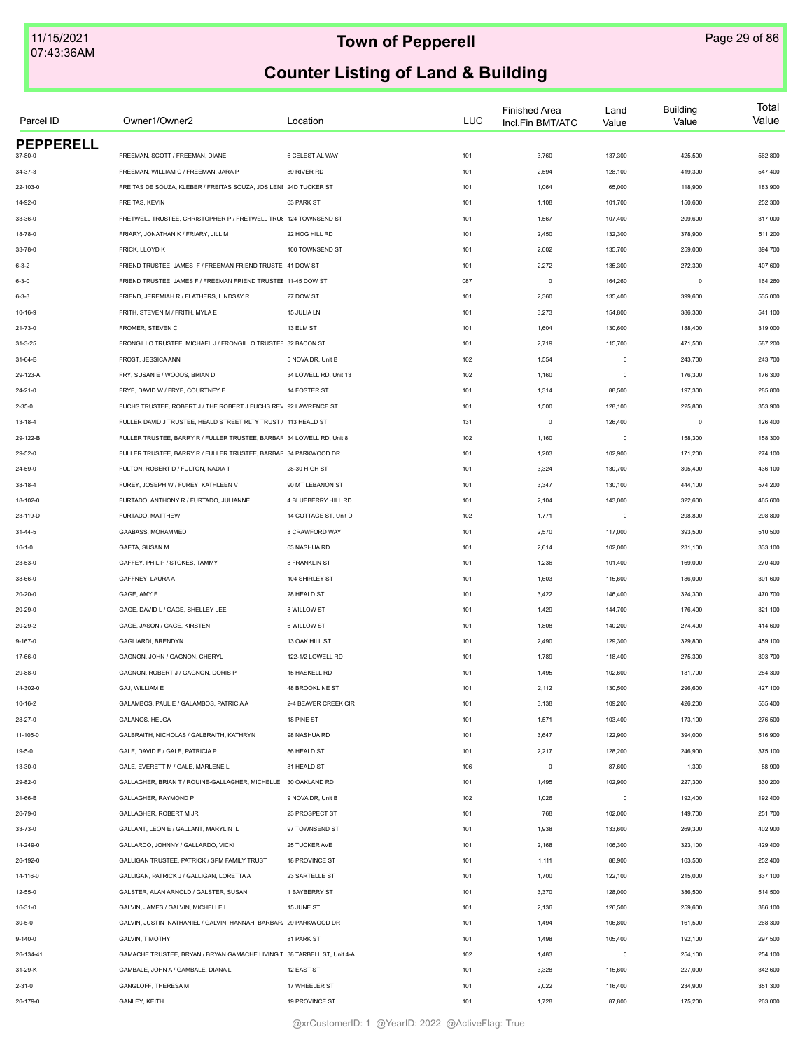# Town of Pepperell

## Counter Listing of Land & Building

| Parcel ID | Owner1/Owner2 | Location | LUC | Finished Area Incl.Fin BMT/ATC | Land Value | Building Value | Total Value |
|---|---|---|---|---|---|---|---|
| **PEPPERELL** | | | | | | | |
| 37-80-0 | FREEMAN, SCOTT / FREEMAN, DIANE | 6 CELESTIAL WAY | 101 | 3,760 | 137,300 | 425,500 | 562,800 |
| 34-37-3 | FREEMAN, WILLIAM C / FREEMAN, JARA P | 89 RIVER RD | 101 | 2,594 | 128,100 | 419,300 | 547,400 |
| 22-103-0 | FREITAS DE SOUZA, KLEBER / FREITAS SOUZA, JOSILENE | 24D TUCKER ST | 101 | 1,064 | 65,000 | 118,900 | 183,900 |
| 14-92-0 | FREITAS, KEVIN | 63 PARK ST | 101 | 1,108 | 101,700 | 150,600 | 252,300 |
| 33-36-0 | FRETWELL TRUSTEE, CHRISTOPHER P / FRETWELL TRUS | 124 TOWNSEND ST | 101 | 1,567 | 107,400 | 209,600 | 317,000 |
| 18-78-0 | FRIARY, JONATHAN K / FRIARY, JILL M | 22 HOG HILL RD | 101 | 2,450 | 132,300 | 378,900 | 511,200 |
| 33-78-0 | FRICK, LLOYD K | 100 TOWNSEND ST | 101 | 2,002 | 135,700 | 259,000 | 394,700 |
| 6-3-2 | FRIEND TRUSTEE, JAMES F / FREEMAN FRIEND TRUSTEI | 41 DOW ST | 101 | 2,272 | 135,300 | 272,300 | 407,600 |
| 6-3-0 | FRIEND TRUSTEE, JAMES F / FREEMAN FRIEND TRUSTEE | 11-45 DOW ST | 087 | 0 | 164,260 | 0 | 164,260 |
| 6-3-3 | FRIEND, JEREMIAH R / FLATHERS, LINDSAY R | 27 DOW ST | 101 | 2,360 | 135,400 | 399,600 | 535,000 |
| 10-16-9 | FRITH, STEVEN M / FRITH, MYLA E | 15 JULIA LN | 101 | 3,273 | 154,800 | 386,300 | 541,100 |
| 21-73-0 | FROMER, STEVEN C | 13 ELM ST | 101 | 1,604 | 130,600 | 188,400 | 319,000 |
| 31-3-25 | FRONGILLO TRUSTEE, MICHAEL J / FRONGILLO TRUSTEE | 32 BACON ST | 101 | 2,719 | 115,700 | 471,500 | 587,200 |
| 31-64-B | FROST, JESSICA ANN | 5 NOVA DR, Unit B | 102 | 1,554 | 0 | 243,700 | 243,700 |
| 29-123-A | FRY, SUSAN E / WOODS, BRIAN D | 34 LOWELL RD, Unit 13 | 102 | 1,160 | 0 | 176,300 | 176,300 |
| 24-21-0 | FRYE, DAVID W / FRYE, COURTNEY E | 14 FOSTER ST | 101 | 1,314 | 88,500 | 197,300 | 285,800 |
| 2-35-0 | FUCHS TRUSTEE, ROBERT J / THE ROBERT J FUCHS REV | 92 LAWRENCE ST | 101 | 1,500 | 128,100 | 225,800 | 353,900 |
| 13-18-4 | FULLER DAVID J TRUSTEE, HEALD STREET RLTY TRUST / | 113 HEALD ST | 131 | 0 | 126,400 | 0 | 126,400 |
| 29-122-B | FULLER TRUSTEE, BARRY R / FULLER TRUSTEE, BARBAR | 34 LOWELL RD, Unit 8 | 102 | 1,160 | 0 | 158,300 | 158,300 |
| 29-52-0 | FULLER TRUSTEE, BARRY R / FULLER TRUSTEE, BARBAR | 34 PARKWOOD DR | 101 | 1,203 | 102,900 | 171,200 | 274,100 |
| 24-59-0 | FULTON, ROBERT D / FULTON, NADIA T | 28-30 HIGH ST | 101 | 3,324 | 130,700 | 305,400 | 436,100 |
| 38-18-4 | FUREY, JOSEPH W / FUREY, KATHLEEN V | 90 MT LEBANON ST | 101 | 3,347 | 130,100 | 444,100 | 574,200 |
| 18-102-0 | FURTADO, ANTHONY R / FURTADO, JULIANNE | 4 BLUEBERRY HILL RD | 101 | 2,104 | 143,000 | 322,600 | 465,600 |
| 23-119-D | FURTADO, MATTHEW | 14 COTTAGE ST, Unit D | 102 | 1,771 | 0 | 298,800 | 298,800 |
| 31-44-5 | GAABASS, MOHAMMED | 8 CRAWFORD WAY | 101 | 2,570 | 117,000 | 393,500 | 510,500 |
| 16-1-0 | GAETA, SUSAN M | 63 NASHUA RD | 101 | 2,614 | 102,000 | 231,100 | 333,100 |
| 23-53-0 | GAFFEY, PHILIP / STOKES, TAMMY | 8 FRANKLIN ST | 101 | 1,236 | 101,400 | 169,000 | 270,400 |
| 38-66-0 | GAFFNEY, LAURA A | 104 SHIRLEY ST | 101 | 1,603 | 115,600 | 186,000 | 301,600 |
| 20-20-0 | GAGE, AMY E | 28 HEALD ST | 101 | 3,422 | 146,400 | 324,300 | 470,700 |
| 20-29-0 | GAGE, DAVID L / GAGE, SHELLEY LEE | 8 WILLOW ST | 101 | 1,429 | 144,700 | 176,400 | 321,100 |
| 20-29-2 | GAGE, JASON / GAGE, KIRSTEN | 6 WILLOW ST | 101 | 1,808 | 140,200 | 274,400 | 414,600 |
| 9-167-0 | GAGLIARDI, BRENDYN | 13 OAK HILL ST | 101 | 2,490 | 129,300 | 329,800 | 459,100 |
| 17-66-0 | GAGNON, JOHN / GAGNON, CHERYL | 122-1/2 LOWELL RD | 101 | 1,789 | 118,400 | 275,300 | 393,700 |
| 29-88-0 | GAGNON, ROBERT J / GAGNON, DORIS P | 15 HASKELL RD | 101 | 1,495 | 102,600 | 181,700 | 284,300 |
| 14-302-0 | GAJ, WILLIAM E | 48 BROOKLINE ST | 101 | 2,112 | 130,500 | 296,600 | 427,100 |
| 10-16-2 | GALAMBOS, PAUL E / GALAMBOS, PATRICIA A | 2-4 BEAVER CREEK CIR | 101 | 3,138 | 109,200 | 426,200 | 535,400 |
| 28-27-0 | GALANOS, HELGA | 18 PINE ST | 101 | 1,571 | 103,400 | 173,100 | 276,500 |
| 11-105-0 | GALBRAITH, NICHOLAS / GALBRAITH, KATHRYN | 98 NASHUA RD | 101 | 3,647 | 122,900 | 394,000 | 516,900 |
| 19-5-0 | GALE, DAVID F / GALE, PATRICIA P | 86 HEALD ST | 101 | 2,217 | 128,200 | 246,900 | 375,100 |
| 13-30-0 | GALE, EVERETT M / GALE, MARLENE L | 81 HEALD ST | 106 | 0 | 87,600 | 1,300 | 88,900 |
| 29-82-0 | GALLAGHER, BRIAN T / ROUINE-GALLAGHER, MICHELLE | 30 OAKLAND RD | 101 | 1,495 | 102,900 | 227,300 | 330,200 |
| 31-66-B | GALLAGHER, RAYMOND P | 9 NOVA DR, Unit B | 102 | 1,026 | 0 | 192,400 | 192,400 |
| 26-79-0 | GALLAGHER, ROBERT M JR | 23 PROSPECT ST | 101 | 768 | 102,000 | 149,700 | 251,700 |
| 33-73-0 | GALLANT, LEON E / GALLANT, MARYLIN L | 97 TOWNSEND ST | 101 | 1,938 | 133,600 | 269,300 | 402,900 |
| 14-249-0 | GALLARDO, JOHNNY / GALLARDO, VICKI | 25 TUCKER AVE | 101 | 2,168 | 106,300 | 323,100 | 429,400 |
| 26-192-0 | GALLIGAN TRUSTEE, PATRICK / SPM FAMILY TRUST | 18 PROVINCE ST | 101 | 1,111 | 88,900 | 163,500 | 252,400 |
| 14-116-0 | GALLIGAN, PATRICK J / GALLIGAN, LORETTA A | 23 SARTELLE ST | 101 | 1,700 | 122,100 | 215,000 | 337,100 |
| 12-55-0 | GALSTER, ALAN ARNOLD / GALSTER, SUSAN | 1 BAYBERRY ST | 101 | 3,370 | 128,000 | 386,500 | 514,500 |
| 16-31-0 | GALVIN, JAMES / GALVIN, MICHELLE L | 15 JUNE ST | 101 | 2,136 | 126,500 | 259,600 | 386,100 |
| 30-5-0 | GALVIN, JUSTIN NATHANIEL / GALVIN, HANNAH BARBAR | 29 PARKWOOD DR | 101 | 1,494 | 106,800 | 161,500 | 268,300 |
| 9-140-0 | GALVIN, TIMOTHY | 81 PARK ST | 101 | 1,498 | 105,400 | 192,100 | 297,500 |
| 26-134-41 | GAMACHE TRUSTEE, BRYAN / BRYAN GAMACHE LIVING T | 38 TARBELL ST, Unit 4-A | 102 | 1,483 | 0 | 254,100 | 254,100 |
| 31-29-K | GAMBALE, JOHN A / GAMBALE, DIANA L | 12 EAST ST | 101 | 3,328 | 115,600 | 227,000 | 342,600 |
| 2-31-0 | GANGLOFF, THERESA M | 17 WHEELER ST | 101 | 2,022 | 116,400 | 234,900 | 351,300 |
| 26-179-0 | GANLEY, KEITH | 19 PROVINCE ST | 101 | 1,728 | 87,800 | 175,200 | 263,000 |

@xrCustomerID: 1 @YearID: 2022 @ActiveFlag: True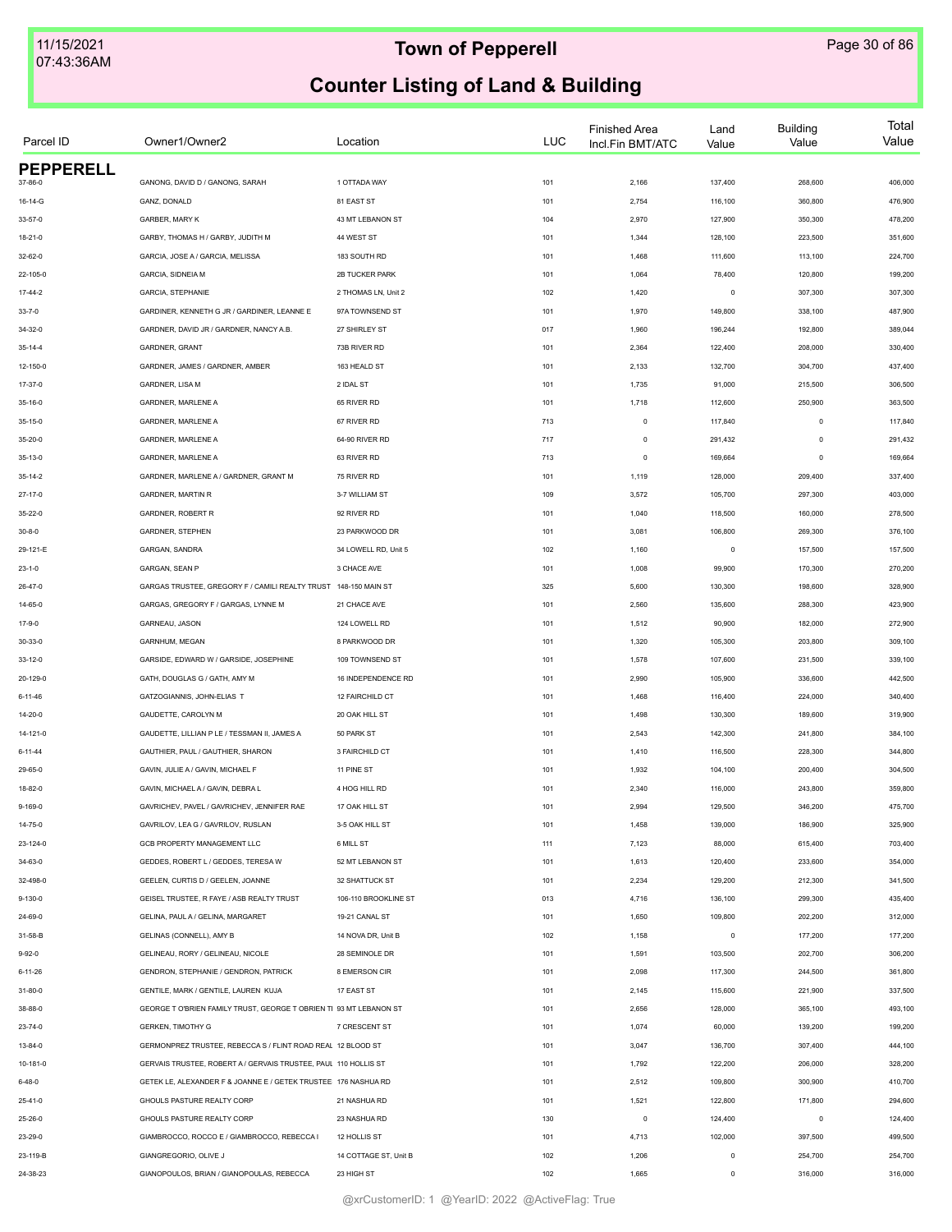# Town of Pepperell

## Counter Listing of Land & Building

| Parcel ID | Owner1/Owner2 | Location | LUC | Finished Area Incl.Fin BMT/ATC | Land Value | Building Value | Total Value |
|---|---|---|---|---|---|---|---|
| **PEPPERELL** | | | | | | | |
| 37-86-0 | GANONG, DAVID D / GANONG, SARAH | 1 OTTADA WAY | 101 | 2,166 | 137,400 | 268,600 | 406,000 |
| 16-14-G | GANZ, DONALD | 81 EAST ST | 101 | 2,754 | 116,100 | 360,800 | 476,900 |
| 33-57-0 | GARBER, MARY K | 43 MT LEBANON ST | 104 | 2,970 | 127,900 | 350,300 | 478,200 |
| 18-21-0 | GARBY, THOMAS H / GARBY, JUDITH M | 44 WEST ST | 101 | 1,344 | 128,100 | 223,500 | 351,600 |
| 32-62-0 | GARCIA, JOSE A / GARCIA, MELISSA | 183 SOUTH RD | 101 | 1,468 | 111,600 | 113,100 | 224,700 |
| 22-105-0 | GARCIA, SIDNEIA M | 2B TUCKER PARK | 101 | 1,064 | 78,400 | 120,800 | 199,200 |
| 17-44-2 | GARCIA, STEPHANIE | 2 THOMAS LN, Unit 2 | 102 | 1,420 | 0 | 307,300 | 307,300 |
| 33-7-0 | GARDINER, KENNETH G JR / GARDINER, LEANNE E | 97A TOWNSEND ST | 101 | 1,970 | 149,800 | 338,100 | 487,900 |
| 34-32-0 | GARDNER, DAVID JR / GARDNER, NANCY A.B. | 27 SHIRLEY ST | 017 | 1,960 | 196,244 | 192,800 | 389,044 |
| 35-14-4 | GARDNER, GRANT | 73B RIVER RD | 101 | 2,364 | 122,400 | 208,000 | 330,400 |
| 12-150-0 | GARDNER, JAMES / GARDNER, AMBER | 163 HEALD ST | 101 | 2,133 | 132,700 | 304,700 | 437,400 |
| 17-37-0 | GARDNER, LISA M | 2 IDAL ST | 101 | 1,735 | 91,000 | 215,500 | 306,500 |
| 35-16-0 | GARDNER, MARLENE A | 65 RIVER RD | 101 | 1,718 | 112,600 | 250,900 | 363,500 |
| 35-15-0 | GARDNER, MARLENE A | 67 RIVER RD | 713 | 0 | 117,840 | 0 | 117,840 |
| 35-20-0 | GARDNER, MARLENE A | 64-90 RIVER RD | 717 | 0 | 291,432 | 0 | 291,432 |
| 35-13-0 | GARDNER, MARLENE A | 63 RIVER RD | 713 | 0 | 169,664 | 0 | 169,664 |
| 35-14-2 | GARDNER, MARLENE A / GARDNER, GRANT M | 75 RIVER RD | 101 | 1,119 | 128,000 | 209,400 | 337,400 |
| 27-17-0 | GARDNER, MARTIN R | 3-7 WILLIAM ST | 109 | 3,572 | 105,700 | 297,300 | 403,000 |
| 35-22-0 | GARDNER, ROBERT R | 92 RIVER RD | 101 | 1,040 | 118,500 | 160,000 | 278,500 |
| 30-8-0 | GARDNER, STEPHEN | 23 PARKWOOD DR | 101 | 3,081 | 106,800 | 269,300 | 376,100 |
| 29-121-E | GARGAN, SANDRA | 34 LOWELL RD, Unit 5 | 102 | 1,160 | 0 | 157,500 | 157,500 |
| 23-1-0 | GARGAN, SEAN P | 3 CHACE AVE | 101 | 1,008 | 99,900 | 170,300 | 270,200 |
| 26-47-0 | GARGAS TRUSTEE, GREGORY F / CAMILI REALTY TRUST | 148-150 MAIN ST | 325 | 5,600 | 130,300 | 198,600 | 328,900 |
| 14-65-0 | GARGAS, GREGORY F / GARGAS, LYNNE M | 21 CHACE AVE | 101 | 2,560 | 135,600 | 288,300 | 423,900 |
| 17-9-0 | GARNEAU, JASON | 124 LOWELL RD | 101 | 1,512 | 90,900 | 182,000 | 272,900 |
| 30-33-0 | GARNHUM, MEGAN | 8 PARKWOOD DR | 101 | 1,320 | 105,300 | 203,800 | 309,100 |
| 33-12-0 | GARSIDE, EDWARD W / GARSIDE, JOSEPHINE | 109 TOWNSEND ST | 101 | 1,578 | 107,600 | 231,500 | 339,100 |
| 20-129-0 | GATH, DOUGLAS G / GATH, AMY M | 16 INDEPENDENCE RD | 101 | 2,990 | 105,900 | 336,600 | 442,500 |
| 6-11-46 | GATZOGIANNIS, JOHN-ELIAS T | 12 FAIRCHILD CT | 101 | 1,468 | 116,400 | 224,000 | 340,400 |
| 14-20-0 | GAUDETTE, CAROLYN M | 20 OAK HILL ST | 101 | 1,498 | 130,300 | 189,600 | 319,900 |
| 14-121-0 | GAUDETTE, LILLIAN P LE / TESSMAN II, JAMES A | 50 PARK ST | 101 | 2,543 | 142,300 | 241,800 | 384,100 |
| 6-11-44 | GAUTHIER, PAUL / GAUTHIER, SHARON | 3 FAIRCHILD CT | 101 | 1,410 | 116,500 | 228,300 | 344,800 |
| 29-65-0 | GAVIN, JULIE A / GAVIN, MICHAEL F | 11 PINE ST | 101 | 1,932 | 104,100 | 200,400 | 304,500 |
| 18-82-0 | GAVIN, MICHAEL A / GAVIN, DEBRA L | 4 HOG HILL RD | 101 | 2,340 | 116,000 | 243,800 | 359,800 |
| 9-169-0 | GAVRICHEV, PAVEL / GAVRICHEV, JENNIFER RAE | 17 OAK HILL ST | 101 | 2,994 | 129,500 | 346,200 | 475,700 |
| 14-75-0 | GAVRILOV, LEA G / GAVRILOV, RUSLAN | 3-5 OAK HILL ST | 101 | 1,458 | 139,000 | 186,900 | 325,900 |
| 23-124-0 | GCB PROPERTY MANAGEMENT LLC | 6 MILL ST | 111 | 7,123 | 88,000 | 615,400 | 703,400 |
| 34-63-0 | GEDDES, ROBERT L / GEDDES, TERESA W | 52 MT LEBANON ST | 101 | 1,613 | 120,400 | 233,600 | 354,000 |
| 32-498-0 | GEELEN, CURTIS D / GEELEN, JOANNE | 32 SHATTUCK ST | 101 | 2,234 | 129,200 | 212,300 | 341,500 |
| 9-130-0 | GEISEL TRUSTEE, R FAYE / ASB REALTY TRUST | 106-110 BROOKLINE ST | 013 | 4,716 | 136,100 | 299,300 | 435,400 |
| 24-69-0 | GELINA, PAUL A / GELINA, MARGARET | 19-21 CANAL ST | 101 | 1,650 | 109,800 | 202,200 | 312,000 |
| 31-58-B | GELINAS (CONNELL), AMY B | 14 NOVA DR, Unit B | 102 | 1,158 | 0 | 177,200 | 177,200 |
| 9-92-0 | GELINEAU, RORY / GELINEAU, NICOLE | 28 SEMINOLE DR | 101 | 1,591 | 103,500 | 202,700 | 306,200 |
| 6-11-26 | GENDRON, STEPHANIE / GENDRON, PATRICK | 8 EMERSON CIR | 101 | 2,098 | 117,300 | 244,500 | 361,800 |
| 31-80-0 | GENTILE, MARK / GENTILE, LAUREN KUJA | 17 EAST ST | 101 | 2,145 | 115,600 | 221,900 | 337,500 |
| 38-88-0 | GEORGE T O'BRIEN FAMILY TRUST, GEORGE T OBRIEN TI | 93 MT LEBANON ST | 101 | 2,656 | 128,000 | 365,100 | 493,100 |
| 23-74-0 | GERKEN, TIMOTHY G | 7 CRESCENT ST | 101 | 1,074 | 60,000 | 139,200 | 199,200 |
| 13-84-0 | GERMONPREZ TRUSTEE, REBECCA S / FLINT ROAD REAL | 12 BLOOD ST | 101 | 3,047 | 136,700 | 307,400 | 444,100 |
| 10-181-0 | GERVAIS TRUSTEE, ROBERT A / GERVAIS TRUSTEE, PAUL | 110 HOLLIS ST | 101 | 1,792 | 122,200 | 206,000 | 328,200 |
| 6-48-0 | GETEK LE, ALEXANDER F & JOANNE E / GETEK TRUSTEE | 176 NASHUA RD | 101 | 2,512 | 109,800 | 300,900 | 410,700 |
| 25-41-0 | GHOULS PASTURE REALTY CORP | 21 NASHUA RD | 101 | 1,521 | 122,800 | 171,800 | 294,600 |
| 25-26-0 | GHOULS PASTURE REALTY CORP | 23 NASHUA RD | 130 | 0 | 124,400 | 0 | 124,400 |
| 23-29-0 | GIAMBROCCO, ROCCO E / GIAMBROCCO, REBECCA I | 12 HOLLIS ST | 101 | 4,713 | 102,000 | 397,500 | 499,500 |
| 23-119-B | GIANGREGORIO, OLIVE J | 14 COTTAGE ST, Unit B | 102 | 1,206 | 0 | 254,700 | 254,700 |
| 24-38-23 | GIANOPOULOS, BRIAN / GIANOPOULAS, REBECCA | 23 HIGH ST | 102 | 1,665 | 0 | 316,000 | 316,000 |

@xrCustomerID: 1 @YearID: 2022 @ActiveFlag: True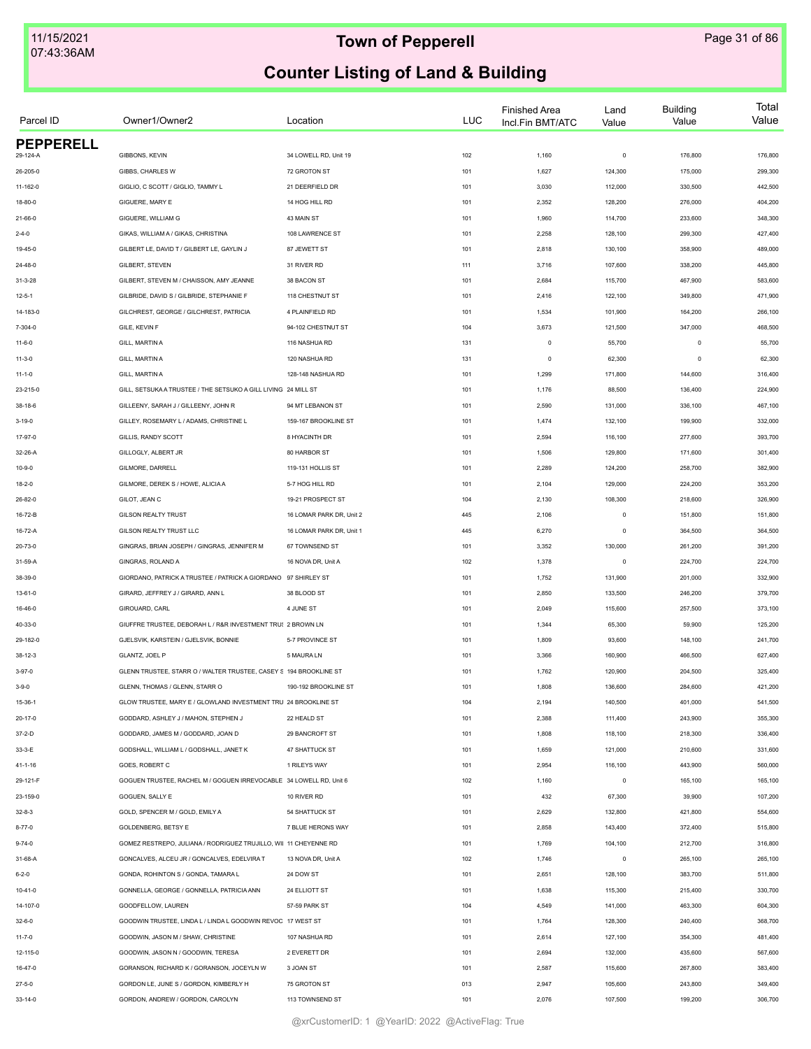# Town of Pepperell

## Counter Listing of Land & Building

| Parcel ID | Owner1/Owner2 | Location | LUC | Finished Area Incl.Fin BMT/ATC | Land Value | Building Value | Total Value |
|---|---|---|---|---|---|---|---|
| **PEPPERELL** | | | | | | | |
| 29-124-A | GIBBONS, KEVIN | 34 LOWELL RD, Unit 19 | 102 | 1,160 | 0 | 176,800 | 176,800 |
| 26-205-0 | GIBBS, CHARLES W | 72 GROTON ST | 101 | 1,627 | 124,300 | 175,000 | 299,300 |
| 11-162-0 | GIGLIO, C SCOTT / GIGLIO, TAMMY L | 21 DEERFIELD DR | 101 | 3,030 | 112,000 | 330,500 | 442,500 |
| 18-80-0 | GIGUERE, MARY E | 14 HOG HILL RD | 101 | 2,352 | 128,200 | 276,000 | 404,200 |
| 21-66-0 | GIGUERE, WILLIAM G | 43 MAIN ST | 101 | 1,960 | 114,700 | 233,600 | 348,300 |
| 2-4-0 | GIKAS, WILLIAM A / GIKAS, CHRISTINA | 108 LAWRENCE ST | 101 | 2,258 | 128,100 | 299,300 | 427,400 |
| 19-45-0 | GILBERT LE, DAVID T / GILBERT LE, GAYLIN J | 87 JEWETT ST | 101 | 2,818 | 130,100 | 358,900 | 489,000 |
| 24-48-0 | GILBERT, STEVEN | 31 RIVER RD | 111 | 3,716 | 107,600 | 338,200 | 445,800 |
| 31-3-28 | GILBERT, STEVEN M / CHAISSON, AMY JEANNE | 38 BACON ST | 101 | 2,684 | 115,700 | 467,900 | 583,600 |
| 12-5-1 | GILBRIDE, DAVID S / GILBRIDE, STEPHANIE F | 118 CHESTNUT ST | 101 | 2,416 | 122,100 | 349,800 | 471,900 |
| 14-183-0 | GILCHREST, GEORGE / GILCHREST, PATRICIA | 4 PLAINFIELD RD | 101 | 1,534 | 101,900 | 164,200 | 266,100 |
| 7-304-0 | GILE, KEVIN F | 94-102 CHESTNUT ST | 104 | 3,673 | 121,500 | 347,000 | 468,500 |
| 11-6-0 | GILL, MARTIN A | 116 NASHUA RD | 131 | 0 | 55,700 | 0 | 55,700 |
| 11-3-0 | GILL, MARTIN A | 120 NASHUA RD | 131 | 0 | 62,300 | 0 | 62,300 |
| 11-1-0 | GILL, MARTIN A | 128-148 NASHUA RD | 101 | 1,299 | 171,800 | 144,600 | 316,400 |
| 23-215-0 | GILL, SETSUKA A TRUSTEE / THE SETSUKO A GILL LIVING | 24 MILL ST | 101 | 1,176 | 88,500 | 136,400 | 224,900 |
| 38-18-6 | GILLEENY, SARAH J / GILLEENY, JOHN R | 94 MT LEBANON ST | 101 | 2,590 | 131,000 | 336,100 | 467,100 |
| 3-19-0 | GILLEY, ROSEMARY L / ADAMS, CHRISTINE L | 159-167 BROOKLINE ST | 101 | 1,474 | 132,100 | 199,900 | 332,000 |
| 17-97-0 | GILLIS, RANDY SCOTT | 8 HYACINTH DR | 101 | 2,594 | 116,100 | 277,600 | 393,700 |
| 32-26-A | GILLOGLY, ALBERT JR | 80 HARBOR ST | 101 | 1,506 | 129,800 | 171,600 | 301,400 |
| 10-9-0 | GILMORE, DARRELL | 119-131 HOLLIS ST | 101 | 2,289 | 124,200 | 258,700 | 382,900 |
| 18-2-0 | GILMORE, DEREK S / HOWE, ALICIA A | 5-7 HOG HILL RD | 101 | 2,104 | 129,000 | 224,200 | 353,200 |
| 26-82-0 | GILOT, JEAN C | 19-21 PROSPECT ST | 104 | 2,130 | 108,300 | 218,600 | 326,900 |
| 16-72-B | GILSON REALTY TRUST | 16 LOMAR PARK DR, Unit 2 | 445 | 2,106 | 0 | 151,800 | 151,800 |
| 16-72-A | GILSON REALTY TRUST LLC | 16 LOMAR PARK DR, Unit 1 | 445 | 6,270 | 0 | 364,500 | 364,500 |
| 20-73-0 | GINGRAS, BRIAN JOSEPH / GINGRAS, JENNIFER M | 67 TOWNSEND ST | 101 | 3,352 | 130,000 | 261,200 | 391,200 |
| 31-59-A | GINGRAS, ROLAND A | 16 NOVA DR, Unit A | 102 | 1,378 | 0 | 224,700 | 224,700 |
| 38-39-0 | GIORDANO, PATRICK A TRUSTEE / PATRICK A GIORDANO | 97 SHIRLEY ST | 101 | 1,752 | 131,900 | 201,000 | 332,900 |
| 13-61-0 | GIRARD, JEFFREY J / GIRARD, ANN L | 38 BLOOD ST | 101 | 2,850 | 133,500 | 246,200 | 379,700 |
| 16-46-0 | GIROUARD, CARL | 4 JUNE ST | 101 | 2,049 | 115,600 | 257,500 | 373,100 |
| 40-33-0 | GIUFFRE TRUSTEE, DEBORAH L / R&R INVESTMENT TRUS | 2 BROWN LN | 101 | 1,344 | 65,300 | 59,900 | 125,200 |
| 29-182-0 | GJELSVIK, KARSTEIN / GJELSVIK, BONNIE | 5-7 PROVINCE ST | 101 | 1,809 | 93,600 | 148,100 | 241,700 |
| 38-12-3 | GLANTZ, JOEL P | 5 MAURA LN | 101 | 3,366 | 160,900 | 466,500 | 627,400 |
| 3-97-0 | GLENN TRUSTEE, STARR O / WALTER TRUSTEE, CASEY S | 194 BROOKLINE ST | 101 | 1,762 | 120,900 | 204,500 | 325,400 |
| 3-9-0 | GLENN, THOMAS / GLENN, STARR O | 190-192 BROOKLINE ST | 101 | 1,808 | 136,600 | 284,600 | 421,200 |
| 15-36-1 | GLOW TRUSTEE, MARY E / GLOWLAND INVESTMENT TRU | 24 BROOKLINE ST | 104 | 2,194 | 140,500 | 401,000 | 541,500 |
| 20-17-0 | GODDARD, ASHLEY J / MAHON, STEPHEN J | 22 HEALD ST | 101 | 2,388 | 111,400 | 243,900 | 355,300 |
| 37-2-D | GODDARD, JAMES M / GODDARD, JOAN D | 29 BANCROFT ST | 101 | 1,808 | 118,100 | 218,300 | 336,400 |
| 33-3-E | GODSHALL, WILLIAM L / GODSHALL, JANET K | 47 SHATTUCK ST | 101 | 1,659 | 121,000 | 210,600 | 331,600 |
| 41-1-16 | GOES, ROBERT C | 1 RILEYS WAY | 101 | 2,954 | 116,100 | 443,900 | 560,000 |
| 29-121-F | GOGUEN TRUSTEE, RACHEL M / GOGUEN IRREVOCABLE | 34 LOWELL RD, Unit 6 | 102 | 1,160 | 0 | 165,100 | 165,100 |
| 23-159-0 | GOGUEN, SALLY E | 10 RIVER RD | 101 | 432 | 67,300 | 39,900 | 107,200 |
| 32-8-3 | GOLD, SPENCER M / GOLD, EMILY A | 54 SHATTUCK ST | 101 | 2,629 | 132,800 | 421,800 | 554,600 |
| 8-77-0 | GOLDENBERG, BETSY E | 7 BLUE HERONS WAY | 101 | 2,858 | 143,400 | 372,400 | 515,800 |
| 9-74-0 | GOMEZ RESTREPO, JULIANA / RODRIGUEZ TRUJILLO, WII | 11 CHEYENNE RD | 101 | 1,769 | 104,100 | 212,700 | 316,800 |
| 31-68-A | GONCALVES, ALCEU JR / GONCALVES, EDELVIRA T | 13 NOVA DR, Unit A | 102 | 1,746 | 0 | 265,100 | 265,100 |
| 6-2-0 | GONDA, ROHINTON S / GONDA, TAMARA L | 24 DOW ST | 101 | 2,651 | 128,100 | 383,700 | 511,800 |
| 10-41-0 | GONNELLA, GEORGE / GONNELLA, PATRICIA ANN | 24 ELLIOTT ST | 101 | 1,638 | 115,300 | 215,400 | 330,700 |
| 14-107-0 | GOODFELLOW, LAUREN | 57-59 PARK ST | 104 | 4,549 | 141,000 | 463,300 | 604,300 |
| 32-6-0 | GOODWIN TRUSTEE, LINDA L / LINDA L GOODWIN REVOC | 17 WEST ST | 101 | 1,764 | 128,300 | 240,400 | 368,700 |
| 11-7-0 | GOODWIN, JASON M / SHAW, CHRISTINE | 107 NASHUA RD | 101 | 2,614 | 127,100 | 354,300 | 481,400 |
| 12-115-0 | GOODWIN, JASON N / GOODWIN, TERESA | 2 EVERETT DR | 101 | 2,694 | 132,000 | 435,600 | 567,600 |
| 16-47-0 | GORANSON, RICHARD K / GORANSON, JOCEYLN W | 3 JOAN ST | 101 | 2,587 | 115,600 | 267,800 | 383,400 |
| 27-5-0 | GORDON LE, JUNE S / GORDON, KIMBERLY H | 75 GROTON ST | 013 | 2,947 | 105,600 | 243,800 | 349,400 |
| 33-14-0 | GORDON, ANDREW / GORDON, CAROLYN | 113 TOWNSEND ST | 101 | 2,076 | 107,500 | 199,200 | 306,700 |

@xrCustomerID: 1 @YearID: 2022 @ActiveFlag: True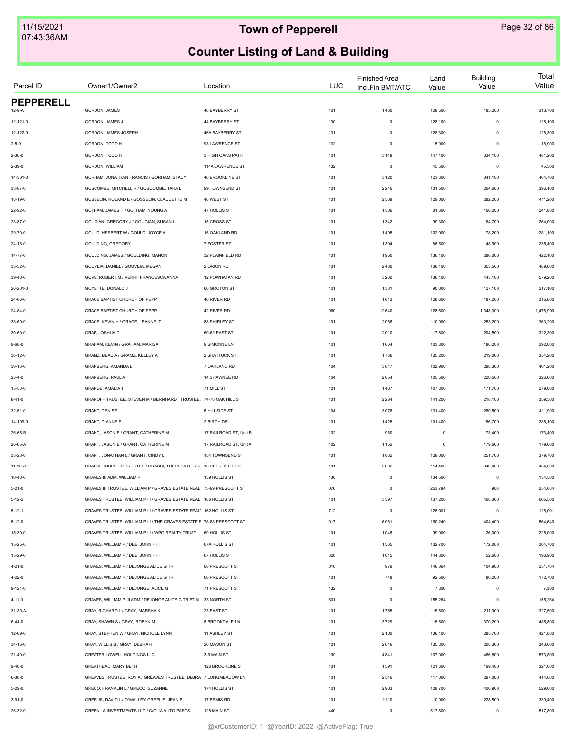# Town of Pepperell

## Counter Listing of Land & Building

| Parcel ID | Owner1/Owner2 | Location | LUC | Finished Area Incl.Fin BMT/ATC | Land Value | Building Value | Total Value |
|---|---|---|---|---|---|---|---|
| **PEPPERELL** | | | | | | | |
| 12-9-A | GORDON, JAMES | 46 BAYBERRY ST | 101 | 1,430 | 128,500 | 185,200 | 313,700 |
| 12-121-0 | GORDON, JAMES J | 44 BAYBERRY ST | 130 | 0 | 128,100 | 0 | 128,100 |
| 12-122-0 | GORDON, JAMES JOSEPH | 46A BAYBERRY ST | 131 | 0 | 128,300 | 0 | 128,300 |
| 2-5-0 | GORDON, TODD H | 98 LAWRENCE ST | 132 | 0 | 15,900 | 0 | 15,900 |
| 2-30-0 | GORDON, TODD H | 3 HIGH OAKS PATH | 101 | 3,148 | 147,100 | 334,100 | 481,200 |
| 2-39-0 | GORDON, WILLIAM | 114A LAWRENCE ST | 132 | 0 | 45,500 | 0 | 45,500 |
| 14-301-0 | GORHAM, JONATHAN FRANCIS / GORHAM, STACY | 46 BROOKLINE ST | 101 | 3,120 | 123,600 | 341,100 | 464,700 |
| 33-87-0 | GOSCOMBE, MITCHELL R / GOSCOMBE, TARA L | 99 TOWNSEND ST | 101 | 2,246 | 131,500 | 264,600 | 396,100 |
| 18-19-0 | GOSSELIN, ROLAND E / GOSSELIN, CLAUDETTE M | 48 WEST ST | 101 | 2,568 | 129,000 | 282,200 | 411,200 |
| 22-92-0 | GOTHAM, JAMES H / GOTHAM, YOUNG A | 47 HOLLIS ST | 101 | 1,386 | 81,600 | 160,200 | 241,800 |
| 23-87-0 | GOUGIAN, GREGORY J / GOUGIAN, SUSAN L | 15 CROSS ST | 101 | 1,342 | 99,300 | 164,700 | 264,000 |
| 29-70-0 | GOULD, HERBERT W / GOULD, JOYCE A | 15 OAKLAND RD | 101 | 1,495 | 102,900 | 178,200 | 281,100 |
| 24-18-0 | GOULDING, GREGORY | 7 FOSTER ST | 101 | 1,304 | 86,500 | 148,900 | 235,400 |
| 14-77-0 | GOULDING, JAMES / GOULDING, MANON | 32 PLAINFIELD RD | 101 | 1,960 | 136,100 | 286,000 | 422,100 |
| 33-52-0 | GOUVEIA, DANIEL / GOUVEIA, MEGAN | 2 ORION RD | 101 | 2,480 | 136,100 | 353,500 | 489,600 |
| 39-40-0 | GOVE, ROBERT M / VERRI, FRANCESCA ANNA | 12 POWHATAN RD | 101 | 3,260 | 136,100 | 443,100 | 579,200 |
| 26-201-0 | GOYETTE, DONALD J | 66 GROTON ST | 101 | 1,331 | 90,000 | 127,100 | 217,100 |
| 24-66-0 | GRACE BAPTIST CHURCH OF PEPP | 40 RIVER RD | 101 | 1,813 | 128,600 | 187,200 | 315,800 |
| 24-84-0 | GRACE BAPTIST CHURCH OF PEPP | 42 RIVER RD | 960 | 12,640 | 128,600 | 1,348,300 | 1,476,900 |
| 38-69-0 | GRACE, KEVIN H / GRACE, LEANNE T | 88 SHIRLEY ST | 101 | 2,088 | 110,000 | 253,200 | 363,200 |
| 30-60-0 | GRAF, JOSHUA D | 60-62 EAST ST | 101 | 2,010 | 117,800 | 204,500 | 322,300 |
| 9-66-0 | GRAHAM, KEVIN / GRAHAM, MARISA | 9 SIMONNE LN | 101 | 1,664 | 103,800 | 188,200 | 292,000 |
| 36-12-0 | GRAMZ, BEAU A / GRAMZ, KELLEY A | 2 SHATTUCK ST | 101 | 1,766 | 135,200 | 219,000 | 354,200 |
| 30-16-0 | GRANBERG, AMANDA L | 7 OAKLAND RD | 104 | 3,617 | 102,900 | 298,300 | 401,200 |
| 28-4-0 | GRANBERG, PAUL A | 14 SHAWNEE RD | 104 | 2,854 | 105,500 | 220,500 | 326,000 |
| 15-53-0 | GRANDE, AMALIA T | 71 MILL ST | 101 | 1,407 | 107,300 | 171,700 | 279,000 |
| 8-41-0 | GRANOFF TRUSTEE, STEVEN M / BERNHARDT TRUSTEE, | 74-78 OAK HILL ST | 101 | 2,284 | 141,200 | 218,100 | 359,300 |
| 32-51-0 | GRANT, DENISE | 5 HILLSIDE ST | 104 | 3,076 | 131,400 | 280,500 | 411,900 |
| 14-199-0 | GRANT, DIANNE E | 2 BIRCH DR | 101 | 1,428 | 101,400 | 186,700 | 288,100 |
| 26-65-B | GRANT, JASON E / GRANT, CATHERINE M | 17 RAILROAD ST, Unit B | 102 | 960 | 0 | 173,400 | 173,400 |
| 26-65-A | GRANT, JASON E / GRANT, CATHERINE M | 17 RAILROAD ST, Unit A | 102 | 1,152 | 0 | 179,600 | 179,600 |
| 33-23-0 | GRANT, JONATHAN L / GRANT, CINDY L | 154 TOWNSEND ST | 101 | 1,862 | 128,000 | 251,700 | 379,700 |
| 11-165-0 | GRASSI, JOSPEH R TRUSTEE / GRASSI, THERESA R TRUS | 15 DEERFIELD DR | 101 | 3,002 | 114,400 | 340,400 | 454,800 |
| 10-40-0 | GRAVES III ADM, WILLIAM P | 139 HOLLIS ST | 130 | 0 | 134,500 | 0 | 134,500 |
| 5-21-0 | GRAVES III TRUSTEE, WILLIAM P / GRAVES ESTATE REALT | 75-99 PRESCOTT ST | 076 | 0 | 253,784 | 900 | 254,684 |
| 5-12-2 | GRAVES TRUSTEE, WILLIAM P III / GRAVES ESTATE REALT | 166 HOLLIS ST | 101 | 3,397 | 137,200 | 468,300 | 605,500 |
| 5-12-1 | GRAVES TRUSTEE, WILLIAM P III / GRAVES ESTATE REALT | 162 HOLLIS ST | 712 | 0 | 128,001 | 0 | 128,001 |
| 5-12-0 | GRAVES TRUSTEE, WILLIAM P III / THE GRAVES ESTATE R | 78-88 PRESCOTT ST | 017 | 6,061 | 160,240 | 404,400 | 564,640 |
| 15-30-0 | GRAVES TRUSTEE, WILLIAM P III / WPG REALTY TRUST | 69 HOLLIS ST | 101 | 1,048 | 99,000 | 126,000 | 225,000 |
| 15-25-0 | GRAVES, WILLIAM P / DEE, JOHN F III | 67A HOLLIS ST | 101 | 1,365 | 132,700 | 172,000 | 304,700 |
| 15-29-0 | GRAVES, WILLIAM P / DEE, JOHN F III | 67 HOLLIS ST | 326 | 1,015 | 144,300 | 52,600 | 196,900 |
| 4-21-0 | GRAVES, WILLIAM P / DEJONGE ALICE G TR | 68 PRESCOTT ST | 016 | 979 | 146,864 | 104,900 | 251,764 |
| 4-22-0 | GRAVES, WILLIAM P / DEJONGE ALICE G TR | 66 PRESCOTT ST | 101 | 748 | 92,500 | 80,200 | 172,700 |
| 9-121-0 | GRAVES, WILLIAM P / DEJONGE, ALICE G | 71 PRESCOTT ST | 132 | 0 | 7,300 | 0 | 7,300 |
| 4-11-0 | GRAVES, WILLIAM P III ADM / DEJONGE ALICE G TR ET AL | 33 NORTH ST | 601 | 0 | 155,264 | 0 | 155,264 |
| 31-30-A | GRAY, RICHARD L / GRAY, MARSHA K | 23 EAST ST | 101 | 1,765 | 115,600 | 211,900 | 327,500 |
| 6-44-0 | GRAY, SHAWN S / GRAY, ROBYN M | 8 BROOKDALE LN | 101 | 3,729 | 115,600 | 370,200 | 485,800 |
| 12-69-0 | GRAY, STEPHEN W / GRAY, NICHOLE LYNN | 11 ASHLEY ST | 101 | 2,100 | 136,100 | 285,700 | 421,800 |
| 34-16-0 | GRAY, WILLIS B / GRAY, DEBRA H | 26 MASON ST | 101 | 2,646 | 135,300 | 208,300 | 343,600 |
| 21-49-0 | GREATER LOWELL HOLDINGS LLC | 3-9 MAIN ST | 109 | 4,841 | 107,000 | 466,800 | 573,800 |
| 9-46-0 | GREATHEAD, MARY BETH | 126 BROOKLINE ST | 101 | 1,591 | 121,600 | 199,400 | 321,000 |
| 6-36-0 | GREAVES TRUSTEE, ROY A / GREAVES TRUSTEE, DEBRA | 7 LONGMEADOW LN | 101 | 2,546 | 117,000 | 297,000 | 414,000 |
| 5-29-0 | GRECO, FRANKLIN L / GRECO, SUZANNE | 174 HOLLIS ST | 101 | 2,903 | 128,700 | 400,900 | 529,600 |
| 3-91-0 | GREELIS, DAVID L / O`MALLEY-GREELIS, JEAN E | 17 BEMIS RD | 101 | 2,110 | 110,900 | 228,500 | 339,400 |
| 26-32-0 | GREEN 1A INVESTMENTS LLC / C/O 1A AUTO PARTS | 128 MAIN ST | 440 | 0 | 517,800 | 0 | 517,800 |

@xrCustomerID: 1 @YearID: 2022 @ActiveFlag: True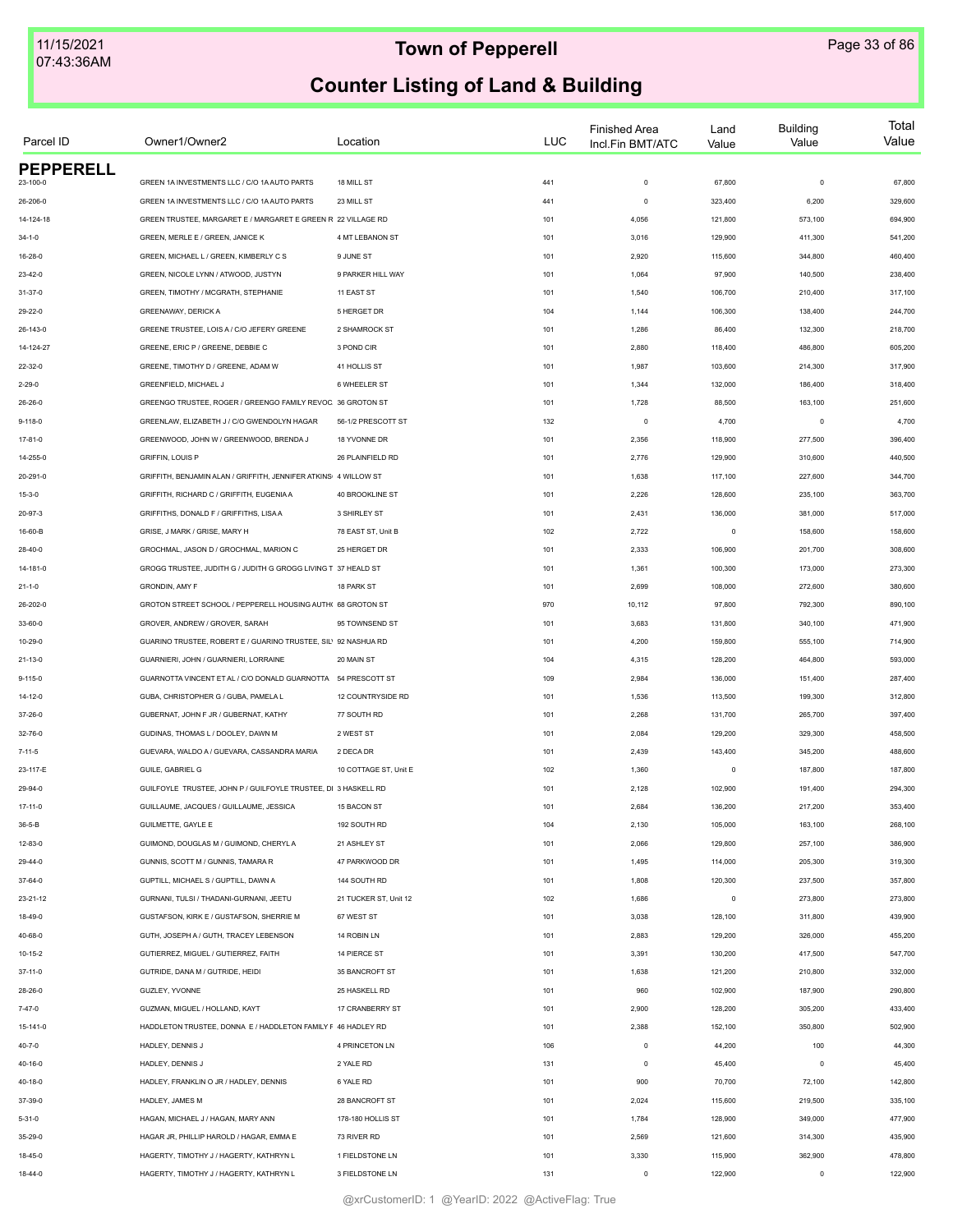# Town of Pepperell

## Counter Listing of Land & Building

| Parcel ID | Owner1/Owner2 | Location | LUC | Finished Area Incl.Fin BMT/ATC | Land Value | Building Value | Total Value |
|---|---|---|---|---|---|---|---|
| **PEPPERELL** | | | | | | | |
| 23-100-0 | GREEN 1A INVESTMENTS LLC / C/O 1A AUTO PARTS | 18 MILL ST | 441 | 0 | 67,800 | 0 | 67,800 |
| 26-206-0 | GREEN 1A INVESTMENTS LLC / C/O 1A AUTO PARTS | 23 MILL ST | 441 | 0 | 323,400 | 6,200 | 329,600 |
| 14-124-18 | GREEN TRUSTEE, MARGARET E / MARGARET E GREEN R | 22 VILLAGE RD | 101 | 4,056 | 121,800 | 573,100 | 694,900 |
| 34-1-0 | GREEN, MERLE E / GREEN, JANICE K | 4 MT LEBANON ST | 101 | 3,016 | 129,900 | 411,300 | 541,200 |
| 16-28-0 | GREEN, MICHAEL L / GREEN, KIMBERLY C S | 9 JUNE ST | 101 | 2,920 | 115,600 | 344,800 | 460,400 |
| 23-42-0 | GREEN, NICOLE LYNN / ATWOOD, JUSTYN | 9 PARKER HILL WAY | 101 | 1,064 | 97,900 | 140,500 | 238,400 |
| 31-37-0 | GREEN, TIMOTHY / MCGRATH, STEPHANIE | 11 EAST ST | 101 | 1,540 | 106,700 | 210,400 | 317,100 |
| 29-22-0 | GREENAWAY, DERICK A | 5 HERGET DR | 104 | 1,144 | 106,300 | 138,400 | 244,700 |
| 26-143-0 | GREENE TRUSTEE, LOIS A / C/O JEFERY GREENE | 2 SHAMROCK ST | 101 | 1,286 | 86,400 | 132,300 | 218,700 |
| 14-124-27 | GREENE, ERIC P / GREENE, DEBBIE C | 3 POND CIR | 101 | 2,880 | 118,400 | 486,800 | 605,200 |
| 22-32-0 | GREENE, TIMOTHY D / GREENE, ADAM W | 41 HOLLIS ST | 101 | 1,987 | 103,600 | 214,300 | 317,900 |
| 2-29-0 | GREENFIELD, MICHAEL J | 6 WHEELER ST | 101 | 1,344 | 132,000 | 186,400 | 318,400 |
| 26-26-0 | GREENGO TRUSTEE, ROGER / GREENGO FAMILY REVOC | 36 GROTON ST | 101 | 1,728 | 88,500 | 163,100 | 251,600 |
| 9-118-0 | GREENLAW, ELIZABETH J / C/O GWENDOLYN HAGAR | 56-1/2 PRESCOTT ST | 132 | 0 | 4,700 | 0 | 4,700 |
| 17-81-0 | GREENWOOD, JOHN W / GREENWOOD, BRENDA J | 18 YVONNE DR | 101 | 2,356 | 118,900 | 277,500 | 396,400 |
| 14-255-0 | GRIFFIN, LOUIS P | 26 PLAINFIELD RD | 101 | 2,776 | 129,900 | 310,600 | 440,500 |
| 20-291-0 | GRIFFITH, BENJAMIN ALAN / GRIFFITH, JENNIFER ATKINS | 4 WILLOW ST | 101 | 1,638 | 117,100 | 227,600 | 344,700 |
| 15-3-0 | GRIFFITH, RICHARD C / GRIFFITH, EUGENIA A | 40 BROOKLINE ST | 101 | 2,226 | 128,600 | 235,100 | 363,700 |
| 20-97-3 | GRIFFITHS, DONALD F / GRIFFITHS, LISA A | 3 SHIRLEY ST | 101 | 2,431 | 136,000 | 381,000 | 517,000 |
| 16-60-B | GRISE, J MARK / GRISE, MARY H | 78 EAST ST, Unit B | 102 | 2,722 | 0 | 158,600 | 158,600 |
| 28-40-0 | GROCHMAL, JASON D / GROCHMAL, MARION C | 25 HERGET DR | 101 | 2,333 | 106,900 | 201,700 | 308,600 |
| 14-181-0 | GROGG TRUSTEE, JUDITH G / JUDITH G GROGG LIVING T | 37 HEALD ST | 101 | 1,361 | 100,300 | 173,000 | 273,300 |
| 21-1-0 | GRONDIN, AMY F | 18 PARK ST | 101 | 2,699 | 108,000 | 272,600 | 380,600 |
| 26-202-0 | GROTON STREET SCHOOL / PEPPERELL HOUSING AUTH | 68 GROTON ST | 970 | 10,112 | 97,800 | 792,300 | 890,100 |
| 33-60-0 | GROVER, ANDREW / GROVER, SARAH | 95 TOWNSEND ST | 101 | 3,683 | 131,800 | 340,100 | 471,900 |
| 10-29-0 | GUARINO TRUSTEE, ROBERT E / GUARINO TRUSTEE, SIL | 92 NASHUA RD | 101 | 4,200 | 159,800 | 555,100 | 714,900 |
| 21-13-0 | GUARNIERI, JOHN / GUARNIERI, LORRAINE | 20 MAIN ST | 104 | 4,315 | 128,200 | 464,800 | 593,000 |
| 9-115-0 | GUARNOTTA VINCENT ET AL / C/O DONALD GUARNOTTA | 54 PRESCOTT ST | 109 | 2,984 | 136,000 | 151,400 | 287,400 |
| 14-12-0 | GUBA, CHRISTOPHER G / GUBA, PAMELA L | 12 COUNTRYSIDE RD | 101 | 1,536 | 113,500 | 199,300 | 312,800 |
| 37-26-0 | GUBERNAT, JOHN F JR / GUBERNAT, KATHY | 77 SOUTH RD | 101 | 2,268 | 131,700 | 265,700 | 397,400 |
| 32-76-0 | GUDINAS, THOMAS L / DOOLEY, DAWN M | 2 WEST ST | 101 | 2,084 | 129,200 | 329,300 | 458,500 |
| 7-11-5 | GUEVARA, WALDO A / GUEVARA, CASSANDRA MARIA | 2 DECA DR | 101 | 2,439 | 143,400 | 345,200 | 488,600 |
| 23-117-E | GUILE, GABRIEL G | 10 COTTAGE ST, Unit E | 102 | 1,360 | 0 | 187,800 | 187,800 |
| 29-94-0 | GUILFOYLE TRUSTEE, JOHN P / GUILFOYLE TRUSTEE, DI | 3 HASKELL RD | 101 | 2,128 | 102,900 | 191,400 | 294,300 |
| 17-11-0 | GUILLAUME, JACQUES / GUILLAUME, JESSICA | 15 BACON ST | 101 | 2,684 | 136,200 | 217,200 | 353,400 |
| 36-5-B | GUILMETTE, GAYLE E | 192 SOUTH RD | 104 | 2,130 | 105,000 | 163,100 | 268,100 |
| 12-83-0 | GUIMOND, DOUGLAS M / GUIMOND, CHERYL A | 21 ASHLEY ST | 101 | 2,066 | 129,800 | 257,100 | 386,900 |
| 29-44-0 | GUNNIS, SCOTT M / GUNNIS, TAMARA R | 47 PARKWOOD DR | 101 | 1,495 | 114,000 | 205,300 | 319,300 |
| 37-64-0 | GUPTILL, MICHAEL S / GUPTILL, DAWN A | 144 SOUTH RD | 101 | 1,808 | 120,300 | 237,500 | 357,800 |
| 23-21-12 | GURNANI, TULSI / THADANI-GURNANI, JEETU | 21 TUCKER ST, Unit 12 | 102 | 1,686 | 0 | 273,800 | 273,800 |
| 18-49-0 | GUSTAFSON, KIRK E / GUSTAFSON, SHERRIE M | 67 WEST ST | 101 | 3,038 | 128,100 | 311,800 | 439,900 |
| 40-68-0 | GUTH, JOSEPH A / GUTH, TRACEY LEBENSON | 14 ROBIN LN | 101 | 2,883 | 129,200 | 326,000 | 455,200 |
| 10-15-2 | GUTIERREZ, MIGUEL / GUTIERREZ, FAITH | 14 PIERCE ST | 101 | 3,391 | 130,200 | 417,500 | 547,700 |
| 37-11-0 | GUTRIDE, DANA M / GUTRIDE, HEIDI | 35 BANCROFT ST | 101 | 1,638 | 121,200 | 210,800 | 332,000 |
| 28-26-0 | GUZLEY, YVONNE | 25 HASKELL RD | 101 | 960 | 102,900 | 187,900 | 290,800 |
| 7-47-0 | GUZMAN, MIGUEL / HOLLAND, KAYT | 17 CRANBERRY ST | 101 | 2,900 | 128,200 | 305,200 | 433,400 |
| 15-141-0 | HADDLETON TRUSTEE, DONNA E / HADDLETON FAMILY F | 46 HADLEY RD | 101 | 2,388 | 152,100 | 350,800 | 502,900 |
| 40-7-0 | HADLEY, DENNIS J | 4 PRINCETON LN | 106 | 0 | 44,200 | 100 | 44,300 |
| 40-16-0 | HADLEY, DENNIS J | 2 YALE RD | 131 | 0 | 45,400 | 0 | 45,400 |
| 40-18-0 | HADLEY, FRANKLIN O JR / HADLEY, DENNIS | 6 YALE RD | 101 | 900 | 70,700 | 72,100 | 142,800 |
| 37-39-0 | HADLEY, JAMES M | 28 BANCROFT ST | 101 | 2,024 | 115,600 | 219,500 | 335,100 |
| 5-31-0 | HAGAN, MICHAEL J / HAGAN, MARY ANN | 178-180 HOLLIS ST | 101 | 1,784 | 128,900 | 349,000 | 477,900 |
| 35-29-0 | HAGAR JR, PHILLIP HAROLD / HAGAR, EMMA E | 73 RIVER RD | 101 | 2,569 | 121,600 | 314,300 | 435,900 |
| 18-45-0 | HAGERTY, TIMOTHY J / HAGERTY, KATHRYN L | 1 FIELDSTONE LN | 101 | 3,330 | 115,900 | 362,900 | 478,800 |
| 18-44-0 | HAGERTY, TIMOTHY J / HAGERTY, KATHRYN L | 3 FIELDSTONE LN | 131 | 0 | 122,900 | 0 | 122,900 |

@xrCustomerID: 1 @YearID: 2022 @ActiveFlag: True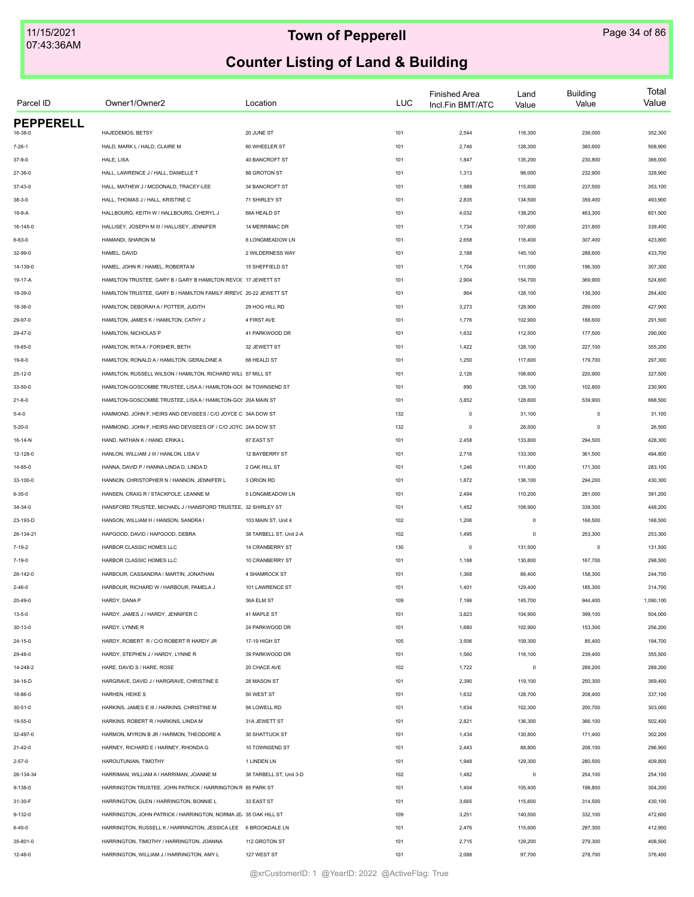# Town of Pepperell

## Counter Listing of Land & Building

| Parcel ID | Owner1/Owner2 | Location | LUC | Finished Area Incl.Fin BMT/ATC | Land Value | Building Value | Total Value |
|---|---|---|---|---|---|---|---|
| **PEPPERELL** | | | | | | | |
| 16-38-0 | HAJEDEMOS, BETSY | 20 JUNE ST | 101 | 2,544 | 116,300 | 236,000 | 352,300 |
| 7-26-1 | HALD, MARK L / HALD, CLAIRE M | 60 WHEELER ST | 101 | 2,746 | 128,300 | 380,600 | 508,900 |
| 37-9-0 | HALE, LISA | 40 BANCROFT ST | 101 | 1,847 | 135,200 | 230,800 | 366,000 |
| 27-36-0 | HALL, LAWRENCE J / HALL, DANIELLE T | 88 GROTON ST | 101 | 1,313 | 96,000 | 232,900 | 328,900 |
| 37-43-0 | HALL, MATHEW J / MCDONALD, TRACEY-LEE | 34 BANCROFT ST | 101 | 1,989 | 115,600 | 237,500 | 353,100 |
| 38-3-0 | HALL, THOMAS J / HALL, KRISTINE C | 71 SHIRLEY ST | 101 | 2,835 | 134,500 | 359,400 | 493,900 |
| 19-9-A | HALLBOURG, KEITH W / HALLBOURG, CHERYL J | 68A HEALD ST | 101 | 4,032 | 138,200 | 463,300 | 601,500 |
| 16-145-0 | HALLISEY, JOSEPH M III / HALLISEY, JENNIFER | 14 MERRIMAC DR | 101 | 1,734 | 107,600 | 231,800 | 339,400 |
| 6-63-0 | HAMANDI, SHARON M | 8 LONGMEADOW LN | 101 | 2,658 | 116,400 | 307,400 | 423,800 |
| 32-99-0 | HAMEL, DAVID | 2 WILDERNESS WAY | 101 | 2,188 | 145,100 | 288,600 | 433,700 |
| 14-139-0 | HAMEL, JOHN R / HAMEL, ROBERTA M | 15 SHEFFIELD ST | 101 | 1,704 | 111,000 | 196,300 | 307,300 |
| 19-17-A | HAMILTON TRUSTEE, GARY B / GARY B HAMILTON REVOC | 17 JEWETT ST | 101 | 2,904 | 154,700 | 369,900 | 524,600 |
| 19-39-0 | HAMILTON TRUSTEE, GARY B / HAMILTON FAMILY IRREVO | 20-22 JEWETT ST | 101 | 864 | 128,100 | 136,300 | 264,400 |
| 18-36-0 | HAMILTON, DEBORAH A / POTTER, JUDITH | 29 HOG HILL RD | 101 | 3,273 | 128,900 | 299,000 | 427,900 |
| 29-97-0 | HAMILTON, JAMES K / HAMILTON, CATHY J | 4 FIRST AVE | 101 | 1,776 | 102,900 | 188,600 | 291,500 |
| 29-47-0 | HAMILTON, NICHOLAS P | 41 PARKWOOD DR | 101 | 1,632 | 112,500 | 177,500 | 290,000 |
| 19-65-0 | HAMILTON, RITA A / FORSHER, BETH | 32 JEWETT ST | 101 | 1,422 | 128,100 | 227,100 | 355,200 |
| 19-8-0 | HAMILTON, RONALD A / HAMILTON, GERALDINE A | 68 HEALD ST | 101 | 1,250 | 117,600 | 179,700 | 297,300 |
| 25-12-0 | HAMILTON, RUSSELL WILSON / HAMILTON, RICHARD WILL | 57 MILL ST | 101 | 2,126 | 106,600 | 220,900 | 327,500 |
| 33-50-0 | HAMILTON-GOSCOMBE TRUSTEE, LISA A / HAMILTON-GOS | 84 TOWNSEND ST | 101 | 890 | 128,100 | 102,800 | 230,900 |
| 21-6-0 | HAMILTON-GOSCOMBE TRUSTEE, LISA A / HAMILTON-GOS | 20A MAIN ST | 101 | 3,852 | 128,600 | 539,900 | 668,500 |
| 5-4-0 | HAMMOND, JOHN F, HEIRS AND DEVISEES / C/O JOYCE C | 34A DOW ST | 132 | 0 | 31,100 | 0 | 31,100 |
| 5-20-0 | HAMMOND, JOHN F, HEIRS AND DEVISEES OF / C/O JOYC | 24A DOW ST | 132 | 0 | 26,500 | 0 | 26,500 |
| 16-14-N | HAND, NATHAN K / HAND, ERIKA L | 87 EAST ST | 101 | 2,458 | 133,800 | 294,500 | 428,300 |
| 12-128-0 | HANLON, WILLIAM J III / HANLON, LISA V | 12 BAYBERRY ST | 101 | 2,716 | 133,300 | 361,500 | 494,800 |
| 14-85-0 | HANNA, DAVID P / HANNA LINDA D, LINDA D | 2 OAK HILL ST | 101 | 1,246 | 111,800 | 171,300 | 283,100 |
| 33-100-0 | HANNON, CHRISTOPHER N / HANNON, JENNIFER L | 3 ORION RD | 101 | 1,872 | 136,100 | 294,200 | 430,300 |
| 6-35-0 | HANSEN, CRAIG R / STACKPOLE, LEANNE M | 5 LONGMEADOW LN | 101 | 2,494 | 110,200 | 281,000 | 391,200 |
| 34-34-0 | HANSFORD TRUSTEE, MICHAEL J / HANSFORD TRUSTEE, | 32 SHIRLEY ST | 101 | 1,452 | 108,900 | 339,300 | 448,200 |
| 23-193-D | HANSON, WILLIAM H / HANSON, SANDRA I | 103 MAIN ST, Unit 4 | 102 | 1,206 | 0 | 168,500 | 168,500 |
| 26-134-21 | HAPGOOD, DAVID / HAPGOOD, DEBRA | 38 TARBELL ST, Unit 2-A | 102 | 1,495 | 0 | 253,300 | 253,300 |
| 7-19-2 | HARBOR CLASSIC HOMES LLC | 14 CRANBERRY ST | 130 | 0 | 131,500 | 0 | 131,500 |
| 7-19-0 | HARBOR CLASSIC HOMES LLC | 10 CRANBERRY ST | 101 | 1,188 | 130,800 | 167,700 | 298,500 |
| 26-142-0 | HARBOUR, CASSANDRA / MARTIN, JONATHAN | 4 SHAMROCK ST | 101 | 1,368 | 86,400 | 158,300 | 244,700 |
| 2-46-0 | HARBOUR, RICHARD W / HARBOUR, PAMELA J | 101 LAWRENCE ST | 101 | 1,401 | 129,400 | 185,300 | 314,700 |
| 20-49-0 | HARDY, DANA P | 36A ELM ST | 109 | 7,186 | 145,700 | 944,400 | 1,090,100 |
| 13-5-0 | HARDY, JAMES J / HARDY, JENNIFER C | 41 MAPLE ST | 101 | 3,823 | 104,900 | 399,100 | 504,000 |
| 30-13-0 | HARDY, LYNNE R | 24 PARKWOOD DR | 101 | 1,680 | 102,900 | 153,300 | 256,200 |
| 24-15-0 | HARDY, ROBERT R / C/O ROBERT R HARDY JR | 17-19 HIGH ST | 105 | 3,506 | 109,300 | 85,400 | 194,700 |
| 29-48-0 | HARDY, STEPHEN J / HARDY, LYNNE R | 39 PARKWOOD DR | 101 | 1,560 | 116,100 | 239,400 | 355,500 |
| 14-248-2 | HARE, DAVID S / HARE, ROSE | 20 CHACE AVE | 102 | 1,722 | 0 | 289,200 | 289,200 |
| 34-16-D | HARGRAVE, DAVID J / HARGRAVE, CHRISTINE E | 28 MASON ST | 101 | 2,390 | 119,100 | 250,300 | 369,400 |
| 18-86-0 | HARHEN, HEIKE S | 50 WEST ST | 101 | 1,632 | 128,700 | 208,400 | 337,100 |
| 30-51-0 | HARKINS, JAMES E III / HARKINS, CHRISTINE M | 94 LOWELL RD | 101 | 1,634 | 102,300 | 200,700 | 303,000 |
| 19-55-0 | HARKINS, ROBERT R / HARKINS, LINDA M | 31A JEWETT ST | 101 | 2,821 | 136,300 | 366,100 | 502,400 |
| 32-497-0 | HARMON, MYRON B JR / HARMON, THEODORE A | 30 SHATTUCK ST | 101 | 1,434 | 130,800 | 171,400 | 302,200 |
| 21-42-0 | HARNEY, RICHARD E / HARNEY, RHONDA G | 10 TOWNSEND ST | 101 | 2,443 | 88,800 | 208,100 | 296,900 |
| 2-57-0 | HAROUTUNIAN, TIMOTHY | 1 LINDEN LN | 101 | 1,948 | 129,300 | 280,500 | 409,800 |
| 26-134-34 | HARRIMAN, WILLIAM A / HARRIMAN, JOANNE M | 38 TARBELL ST, Unit 3-D | 102 | 1,482 | 0 | 254,100 | 254,100 |
| 9-138-0 | HARRINGTON TRUSTEE, JOHN PATRICK / HARRINGTON R | 85 PARK ST | 101 | 1,404 | 105,400 | 198,800 | 304,200 |
| 31-30-F | HARRINGTON, GLEN / HARRINGTON, BONNIE L | 33 EAST ST | 101 | 3,665 | 115,600 | 314,500 | 430,100 |
| 9-132-0 | HARRINGTON, JOHN PATRICK / HARRINGTON, NORMA JE | 35 OAK HILL ST | 109 | 3,251 | 140,500 | 332,100 | 472,600 |
| 6-45-0 | HARRINGTON, RUSSELL K / HARRINGTON, JESSICA LEE | 6 BROOKDALE LN | 101 | 2,476 | 115,600 | 297,300 | 412,900 |
| 35-801-0 | HARRINGTON, TIMOTHY / HARRINGTON, JOANNA | 112 GROTON ST | 101 | 2,715 | 129,200 | 279,300 | 408,500 |
| 12-46-0 | HARRINGTON, WILLIAM J / HARRINGTON, AMY L | 127 WEST ST | 101 | 2,088 | 97,700 | 278,700 | 376,400 |

@xrCustomerID: 1 @YearID: 2022 @ActiveFlag: True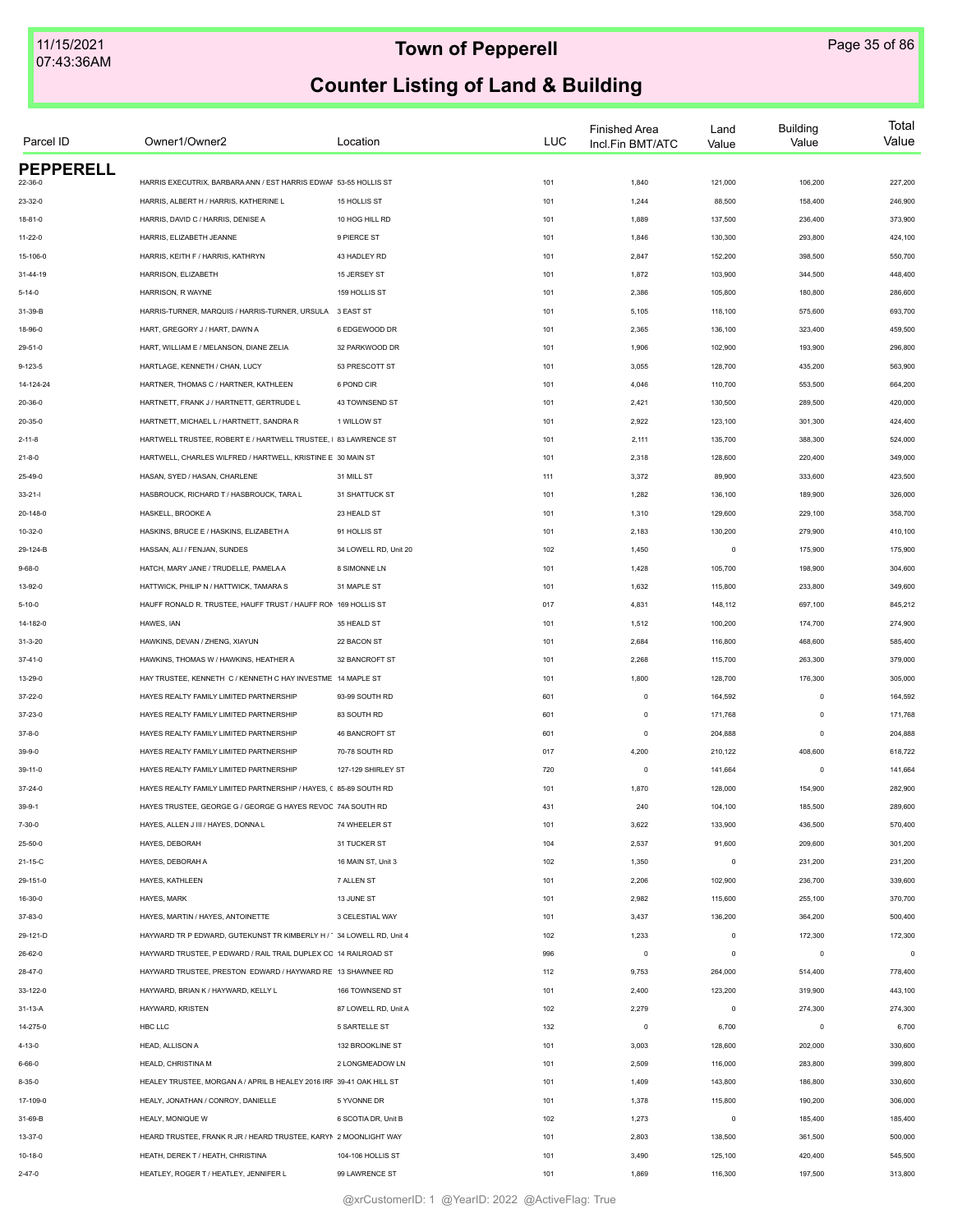# Town of Pepperell

## Counter Listing of Land & Building

| Parcel ID | Owner1/Owner2 | Location | LUC | Finished Area Incl.Fin BMT/ATC | Land Value | Building Value | Total Value |
|---|---|---|---|---|---|---|---|
| **PEPPERELL** | | | | | | | |
| 22-36-0 | HARRIS EXECUTRIX, BARBARA ANN / EST HARRIS EDWAF | 53-55 HOLLIS ST | 101 | 1,840 | 121,000 | 106,200 | 227,200 |
| 23-32-0 | HARRIS, ALBERT H / HARRIS, KATHERINE L | 15 HOLLIS ST | 101 | 1,244 | 88,500 | 158,400 | 246,900 |
| 18-81-0 | HARRIS, DAVID C / HARRIS, DENISE A | 10 HOG HILL RD | 101 | 1,889 | 137,500 | 236,400 | 373,900 |
| 11-22-0 | HARRIS, ELIZABETH JEANNE | 9 PIERCE ST | 101 | 1,846 | 130,300 | 293,800 | 424,100 |
| 15-106-0 | HARRIS, KEITH F / HARRIS, KATHRYN | 43 HADLEY RD | 101 | 2,847 | 152,200 | 398,500 | 550,700 |
| 31-44-19 | HARRISON, ELIZABETH | 15 JERSEY ST | 101 | 1,872 | 103,900 | 344,500 | 448,400 |
| 5-14-0 | HARRISON, R WAYNE | 159 HOLLIS ST | 101 | 2,386 | 105,800 | 180,800 | 286,600 |
| 31-39-B | HARRIS-TURNER, MARQUIS / HARRIS-TURNER, URSULA | 3 EAST ST | 101 | 5,105 | 118,100 | 575,600 | 693,700 |
| 18-96-0 | HART, GREGORY J / HART, DAWN A | 6 EDGEWOOD DR | 101 | 2,365 | 136,100 | 323,400 | 459,500 |
| 29-51-0 | HART, WILLIAM E / MELANSON, DIANE ZELIA | 32 PARKWOOD DR | 101 | 1,906 | 102,900 | 193,900 | 296,800 |
| 9-123-5 | HARTLAGE, KENNETH / CHAN, LUCY | 53 PRESCOTT ST | 101 | 3,055 | 128,700 | 435,200 | 563,900 |
| 14-124-24 | HARTNER, THOMAS C / HARTNER, KATHLEEN | 6 POND CIR | 101 | 4,046 | 110,700 | 553,500 | 664,200 |
| 20-36-0 | HARTNETT, FRANK J / HARTNETT, GERTRUDE L | 43 TOWNSEND ST | 101 | 2,421 | 130,500 | 289,500 | 420,000 |
| 20-35-0 | HARTNETT, MICHAEL L / HARTNETT, SANDRA R | 1 WILLOW ST | 101 | 2,922 | 123,100 | 301,300 | 424,400 |
| 2-11-8 | HARTWELL TRUSTEE, ROBERT E / HARTWELL TRUSTEE, I | 83 LAWRENCE ST | 101 | 2,111 | 135,700 | 388,300 | 524,000 |
| 21-8-0 | HARTWELL, CHARLES WILFRED / HARTWELL, KRISTINE E | 30 MAIN ST | 101 | 2,318 | 128,600 | 220,400 | 349,000 |
| 25-49-0 | HASAN, SYED / HASAN, CHARLENE | 31 MILL ST | 111 | 3,372 | 89,900 | 333,600 | 423,500 |
| 33-21-I | HASBROUCK, RICHARD T / HASBROUCK, TARA L | 31 SHATTUCK ST | 101 | 1,282 | 136,100 | 189,900 | 326,000 |
| 20-148-0 | HASKELL, BROOKE A | 23 HEALD ST | 101 | 1,310 | 129,600 | 229,100 | 358,700 |
| 10-32-0 | HASKINS, BRUCE E / HASKINS, ELIZABETH A | 91 HOLLIS ST | 101 | 2,183 | 130,200 | 279,900 | 410,100 |
| 29-124-B | HASSAN, ALI / FENJAN, SUNDES | 34 LOWELL RD, Unit 20 | 102 | 1,450 | 0 | 175,900 | 175,900 |
| 9-68-0 | HATCH, MARY JANE / TRUDELLE, PAMELA A | 8 SIMONNE LN | 101 | 1,428 | 105,700 | 198,900 | 304,600 |
| 13-92-0 | HATTWICK, PHILIP N / HATTWICK, TAMARA S | 31 MAPLE ST | 101 | 1,632 | 115,800 | 233,800 | 349,600 |
| 5-10-0 | HAUFF RONALD R. TRUSTEE, HAUFF TRUST / HAUFF RON | 169 HOLLIS ST | 017 | 4,831 | 148,112 | 697,100 | 845,212 |
| 14-182-0 | HAWES, IAN | 35 HEALD ST | 101 | 1,512 | 100,200 | 174,700 | 274,900 |
| 31-3-20 | HAWKINS, DEVAN / ZHENG, XIAYUN | 22 BACON ST | 101 | 2,684 | 116,800 | 468,600 | 585,400 |
| 37-41-0 | HAWKINS, THOMAS W / HAWKINS, HEATHER A | 32 BANCROFT ST | 101 | 2,268 | 115,700 | 263,300 | 379,000 |
| 13-29-0 | HAY TRUSTEE, KENNETH C / KENNETH C HAY INVESTME | 14 MAPLE ST | 101 | 1,800 | 128,700 | 176,300 | 305,000 |
| 37-22-0 | HAYES REALTY FAMILY LIMITED PARTNERSHIP | 93-99 SOUTH RD | 601 | 0 | 164,592 | 0 | 164,592 |
| 37-23-0 | HAYES REALTY FAMILY LIMITED PARTNERSHIP | 83 SOUTH RD | 601 | 0 | 171,768 | 0 | 171,768 |
| 37-8-0 | HAYES REALTY FAMILY LIMITED PARTNERSHIP | 46 BANCROFT ST | 601 | 0 | 204,888 | 0 | 204,888 |
| 39-9-0 | HAYES REALTY FAMILY LIMITED PARTNERSHIP | 70-78 SOUTH RD | 017 | 4,200 | 210,122 | 408,600 | 618,722 |
| 39-11-0 | HAYES REALTY FAMILY LIMITED PARTNERSHIP | 127-129 SHIRLEY ST | 720 | 0 | 141,664 | 0 | 141,664 |
| 37-24-0 | HAYES REALTY FAMILY LIMITED PARTNERSHIP / HAYES, ( | 85-89 SOUTH RD | 101 | 1,870 | 128,000 | 154,900 | 282,900 |
| 39-9-1 | HAYES TRUSTEE, GEORGE G / GEORGE G HAYES REVOC | 74A SOUTH RD | 431 | 240 | 104,100 | 185,500 | 289,600 |
| 7-30-0 | HAYES, ALLEN J III / HAYES, DONNA L | 74 WHEELER ST | 101 | 3,622 | 133,900 | 436,500 | 570,400 |
| 25-50-0 | HAYES, DEBORAH | 31 TUCKER ST | 104 | 2,537 | 91,600 | 209,600 | 301,200 |
| 21-15-C | HAYES, DEBORAH A | 16 MAIN ST, Unit 3 | 102 | 1,350 | 0 | 231,200 | 231,200 |
| 29-151-0 | HAYES, KATHLEEN | 7 ALLEN ST | 101 | 2,206 | 102,900 | 236,700 | 339,600 |
| 16-30-0 | HAYES, MARK | 13 JUNE ST | 101 | 2,982 | 115,600 | 255,100 | 370,700 |
| 37-83-0 | HAYES, MARTIN / HAYES, ANTOINETTE | 3 CELESTIAL WAY | 101 | 3,437 | 136,200 | 364,200 | 500,400 |
| 29-121-D | HAYWARD TR P EDWARD, GUTEKUNST TR KIMBERLY H / | 34 LOWELL RD, Unit 4 | 102 | 1,233 | 0 | 172,300 | 172,300 |
| 26-62-0 | HAYWARD TRUSTEE, P EDWARD / RAIL TRAIL DUPLEX CC | 14 RAILROAD ST | 996 | 0 | 0 | 0 | 0 |
| 28-47-0 | HAYWARD TRUSTEE, PRESTON EDWARD / HAYWARD RE | 13 SHAWNEE RD | 112 | 9,753 | 264,000 | 514,400 | 778,400 |
| 33-122-0 | HAYWARD, BRIAN K / HAYWARD, KELLY L | 166 TOWNSEND ST | 101 | 2,400 | 123,200 | 319,900 | 443,100 |
| 31-13-A | HAYWARD, KRISTEN | 87 LOWELL RD, Unit A | 102 | 2,279 | 0 | 274,300 | 274,300 |
| 14-275-0 | HBC LLC | 5 SARTELLE ST | 132 | 0 | 6,700 | 0 | 6,700 |
| 4-13-0 | HEAD, ALLISON A | 132 BROOKLINE ST | 101 | 3,003 | 128,600 | 202,000 | 330,600 |
| 6-66-0 | HEALD, CHRISTINA M | 2 LONGMEADOW LN | 101 | 2,509 | 116,000 | 283,800 | 399,800 |
| 8-35-0 | HEALEY TRUSTEE, MORGAN A / APRIL B HEALEY 2016 IRF | 39-41 OAK HILL ST | 101 | 1,409 | 143,800 | 186,800 | 330,600 |
| 17-109-0 | HEALY, JONATHAN / CONROY, DANIELLE | 5 YVONNE DR | 101 | 1,378 | 115,800 | 190,200 | 306,000 |
| 31-69-B | HEALY, MONIQUE W | 6 SCOTIA DR, Unit B | 102 | 1,273 | 0 | 185,400 | 185,400 |
| 13-37-0 | HEARD TRUSTEE, FRANK R JR / HEARD TRUSTEE, KARYN | 2 MOONLIGHT WAY | 101 | 2,803 | 138,500 | 361,500 | 500,000 |
| 10-18-0 | HEATH, DEREK T / HEATH, CHRISTINA | 104-106 HOLLIS ST | 101 | 3,490 | 125,100 | 420,400 | 545,500 |
| 2-47-0 | HEATLEY, ROGER T / HEATLEY, JENNIFER L | 99 LAWRENCE ST | 101 | 1,869 | 116,300 | 197,500 | 313,800 |

@xrCustomerID: 1 @YearID: 2022 @ActiveFlag: True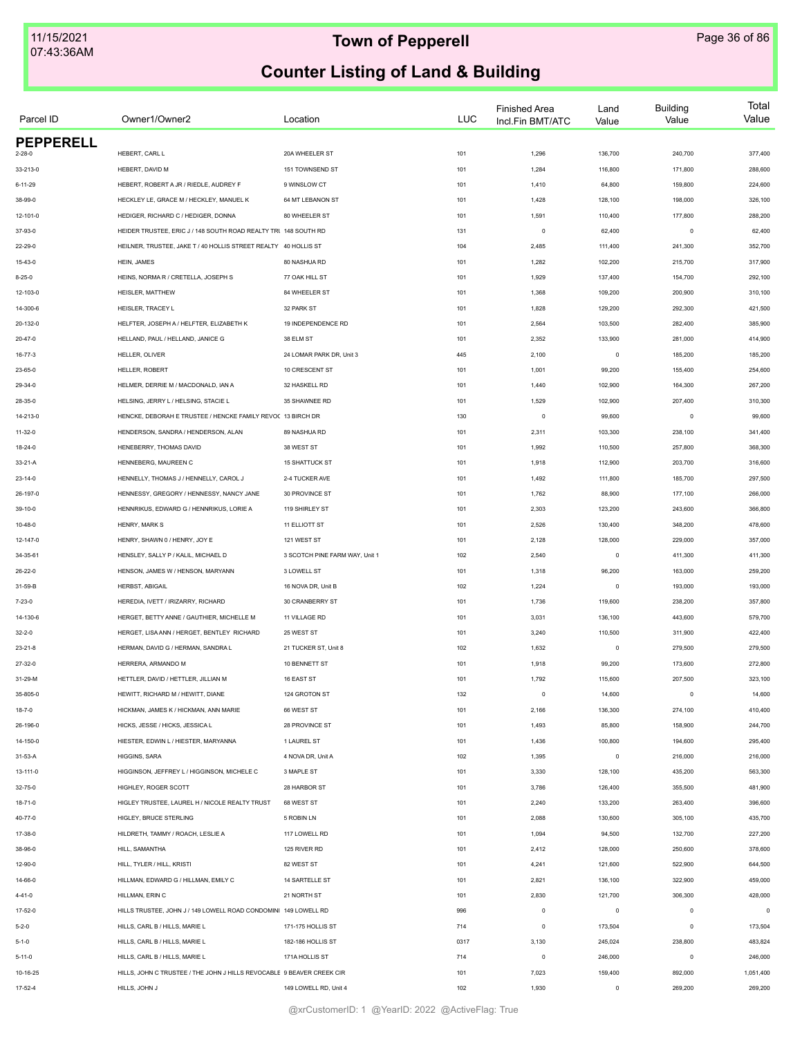# Town of Pepperell

## Counter Listing of Land & Building

| Parcel ID | Owner1/Owner2 | Location | LUC | Finished Area Incl.Fin BMT/ATC | Land Value | Building Value | Total Value |
|---|---|---|---|---|---|---|---|
| **PEPPERELL** | | | | | | | |
| 2-28-0 | HEBERT, CARL L | 20A WHEELER ST | 101 | 1,296 | 136,700 | 240,700 | 377,400 |
| 33-213-0 | HEBERT, DAVID M | 151 TOWNSEND ST | 101 | 1,284 | 116,800 | 171,800 | 288,600 |
| 6-11-29 | HEBERT, ROBERT A JR / RIEDLE, AUDREY F | 9 WINSLOW CT | 101 | 1,410 | 64,800 | 159,800 | 224,600 |
| 38-99-0 | HECKLEY LE, GRACE M / HECKLEY, MANUEL K | 64 MT LEBANON ST | 101 | 1,428 | 128,100 | 198,000 | 326,100 |
| 12-101-0 | HEDIGER, RICHARD C / HEDIGER, DONNA | 80 WHEELER ST | 101 | 1,591 | 110,400 | 177,800 | 288,200 |
| 37-93-0 | HEIDER TRUSTEE, ERIC J / 148 SOUTH ROAD REALTY TRU | 148 SOUTH RD | 131 | 0 | 62,400 | 0 | 62,400 |
| 22-29-0 | HEILNER, TRUSTEE, JAKE T / 40 HOLLIS STREET REALTY | 40 HOLLIS ST | 104 | 2,485 | 111,400 | 241,300 | 352,700 |
| 15-43-0 | HEIN, JAMES | 80 NASHUA RD | 101 | 1,282 | 102,200 | 215,700 | 317,900 |
| 8-25-0 | HEINS, NORMA R / CRETELLA, JOSEPH S | 77 OAK HILL ST | 101 | 1,929 | 137,400 | 154,700 | 292,100 |
| 12-103-0 | HEISLER, MATTHEW | 84 WHEELER ST | 101 | 1,368 | 109,200 | 200,900 | 310,100 |
| 14-300-6 | HEISLER, TRACEY L | 32 PARK ST | 101 | 1,828 | 129,200 | 292,300 | 421,500 |
| 20-132-0 | HELFTER, JOSEPH A / HELFTER, ELIZABETH K | 19 INDEPENDENCE RD | 101 | 2,564 | 103,500 | 282,400 | 385,900 |
| 20-47-0 | HELLAND, PAUL / HELLAND, JANICE G | 38 ELM ST | 101 | 2,352 | 133,900 | 281,000 | 414,900 |
| 16-77-3 | HELLER, OLIVER | 24 LOMAR PARK DR, Unit 3 | 445 | 2,100 | 0 | 185,200 | 185,200 |
| 23-65-0 | HELLER, ROBERT | 10 CRESCENT ST | 101 | 1,001 | 99,200 | 155,400 | 254,600 |
| 29-34-0 | HELMER, DERRIE M / MACDONALD, IAN A | 32 HASKELL RD | 101 | 1,440 | 102,900 | 164,300 | 267,200 |
| 28-35-0 | HELSING, JERRY L / HELSING, STACIE L | 35 SHAWNEE RD | 101 | 1,529 | 102,900 | 207,400 | 310,300 |
| 14-213-0 | HENCKE, DEBORAH E TRUSTEE / HENCKE FAMILY REVOC | 13 BIRCH DR | 130 | 0 | 99,600 | 0 | 99,600 |
| 11-32-0 | HENDERSON, SANDRA / HENDERSON, ALAN | 89 NASHUA RD | 101 | 2,311 | 103,300 | 238,100 | 341,400 |
| 18-24-0 | HENEBERRY, THOMAS DAVID | 38 WEST ST | 101 | 1,992 | 110,500 | 257,800 | 368,300 |
| 33-21-A | HENNEBERG, MAUREEN C | 15 SHATTUCK ST | 101 | 1,918 | 112,900 | 203,700 | 316,600 |
| 23-14-0 | HENNELLY, THOMAS J / HENNELLY, CAROL J | 2-4 TUCKER AVE | 101 | 1,492 | 111,800 | 185,700 | 297,500 |
| 26-197-0 | HENNESSY, GREGORY / HENNESSY, NANCY JANE | 30 PROVINCE ST | 101 | 1,762 | 88,900 | 177,100 | 266,000 |
| 39-10-0 | HENNRIKUS, EDWARD G / HENNRIKUS, LORIE A | 119 SHIRLEY ST | 101 | 2,303 | 123,200 | 243,600 | 366,800 |
| 10-48-0 | HENRY, MARK S | 11 ELLIOTT ST | 101 | 2,526 | 130,400 | 348,200 | 478,600 |
| 12-147-0 | HENRY, SHAWN 0 / HENRY, JOY E | 121 WEST ST | 101 | 2,128 | 128,000 | 229,000 | 357,000 |
| 34-35-61 | HENSLEY, SALLY P / KALIL, MICHAEL D | 3 SCOTCH PINE FARM WAY, Unit 1 | 102 | 2,540 | 0 | 411,300 | 411,300 |
| 26-22-0 | HENSON, JAMES W / HENSON, MARYANN | 3 LOWELL ST | 101 | 1,318 | 96,200 | 163,000 | 259,200 |
| 31-59-B | HERBST, ABIGAIL | 16 NOVA DR, Unit B | 102 | 1,224 | 0 | 193,000 | 193,000 |
| 7-23-0 | HEREDIA, IVETT / IRIZARRY, RICHARD | 30 CRANBERRY ST | 101 | 1,736 | 119,600 | 238,200 | 357,800 |
| 14-130-6 | HERGET, BETTY ANNE / GAUTHIER, MICHELLE M | 11 VILLAGE RD | 101 | 3,031 | 136,100 | 443,600 | 579,700 |
| 32-2-0 | HERGET, LISA ANN / HERGET, BENTLEY RICHARD | 25 WEST ST | 101 | 3,240 | 110,500 | 311,900 | 422,400 |
| 23-21-8 | HERMAN, DAVID G / HERMAN, SANDRA L | 21 TUCKER ST, Unit 8 | 102 | 1,632 | 0 | 279,500 | 279,500 |
| 27-32-0 | HERRERA, ARMANDO M | 10 BENNETT ST | 101 | 1,918 | 99,200 | 173,600 | 272,800 |
| 31-29-M | HETTLER, DAVID / HETTLER, JILLIAN M | 16 EAST ST | 101 | 1,792 | 115,600 | 207,500 | 323,100 |
| 35-805-0 | HEWITT, RICHARD M / HEWITT, DIANE | 124 GROTON ST | 132 | 0 | 14,600 | 0 | 14,600 |
| 18-7-0 | HICKMAN, JAMES K / HICKMAN, ANN MARIE | 66 WEST ST | 101 | 2,166 | 136,300 | 274,100 | 410,400 |
| 26-196-0 | HICKS, JESSE / HICKS, JESSICA L | 28 PROVINCE ST | 101 | 1,493 | 85,800 | 158,900 | 244,700 |
| 14-150-0 | HIESTER, EDWIN L / HIESTER, MARYANNA | 1 LAUREL ST | 101 | 1,436 | 100,800 | 194,600 | 295,400 |
| 31-53-A | HIGGINS, SARA | 4 NOVA DR, Unit A | 102 | 1,395 | 0 | 216,000 | 216,000 |
| 13-111-0 | HIGGINSON, JEFFREY L / HIGGINSON, MICHELE C | 3 MAPLE ST | 101 | 3,330 | 128,100 | 435,200 | 563,300 |
| 32-75-0 | HIGHLEY, ROGER SCOTT | 28 HARBOR ST | 101 | 3,786 | 126,400 | 355,500 | 481,900 |
| 18-71-0 | HIGLEY TRUSTEE, LAUREL H / NICOLE REALTY TRUST | 68 WEST ST | 101 | 2,240 | 133,200 | 263,400 | 396,600 |
| 40-77-0 | HIGLEY, BRUCE STERLING | 5 ROBIN LN | 101 | 2,088 | 130,600 | 305,100 | 435,700 |
| 17-38-0 | HILDRETH, TAMMY / ROACH, LESLIE A | 117 LOWELL RD | 101 | 1,094 | 94,500 | 132,700 | 227,200 |
| 38-96-0 | HILL, SAMANTHA | 125 RIVER RD | 101 | 2,412 | 128,000 | 250,600 | 378,600 |
| 12-90-0 | HILL, TYLER / HILL, KRISTI | 82 WEST ST | 101 | 4,241 | 121,600 | 522,900 | 644,500 |
| 14-66-0 | HILLMAN, EDWARD G / HILLMAN, EMILY C | 14 SARTELLE ST | 101 | 2,821 | 136,100 | 322,900 | 459,000 |
| 4-41-0 | HILLMAN, ERIN C | 21 NORTH ST | 101 | 2,830 | 121,700 | 306,300 | 428,000 |
| 17-52-0 | HILLS TRUSTEE, JOHN J / 149 LOWELL ROAD CONDOMINI | 149 LOWELL RD | 996 | 0 | 0 | 0 | 0 |
| 5-2-0 | HILLS, CARL B / HILLS, MARIE L | 171-175 HOLLIS ST | 714 | 0 | 173,504 | 0 | 173,504 |
| 5-1-0 | HILLS, CARL B / HILLS, MARIE L | 182-186 HOLLIS ST | 0317 | 3,130 | 245,024 | 238,800 | 483,824 |
| 5-11-0 | HILLS, CARL B / HILLS, MARIE L | 171A HOLLIS ST | 714 | 0 | 246,000 | 0 | 246,000 |
| 10-16-25 | HILLS, JOHN C TRUSTEE / THE JOHN J HILLS REVOCABLE | 9 BEAVER CREEK CIR | 101 | 7,023 | 159,400 | 892,000 | 1,051,400 |
| 17-52-4 | HILLS, JOHN J | 149 LOWELL RD, Unit 4 | 102 | 1,930 | 0 | 269,200 | 269,200 |

@xrCustomerID: 1 @YearID: 2022 @ActiveFlag: True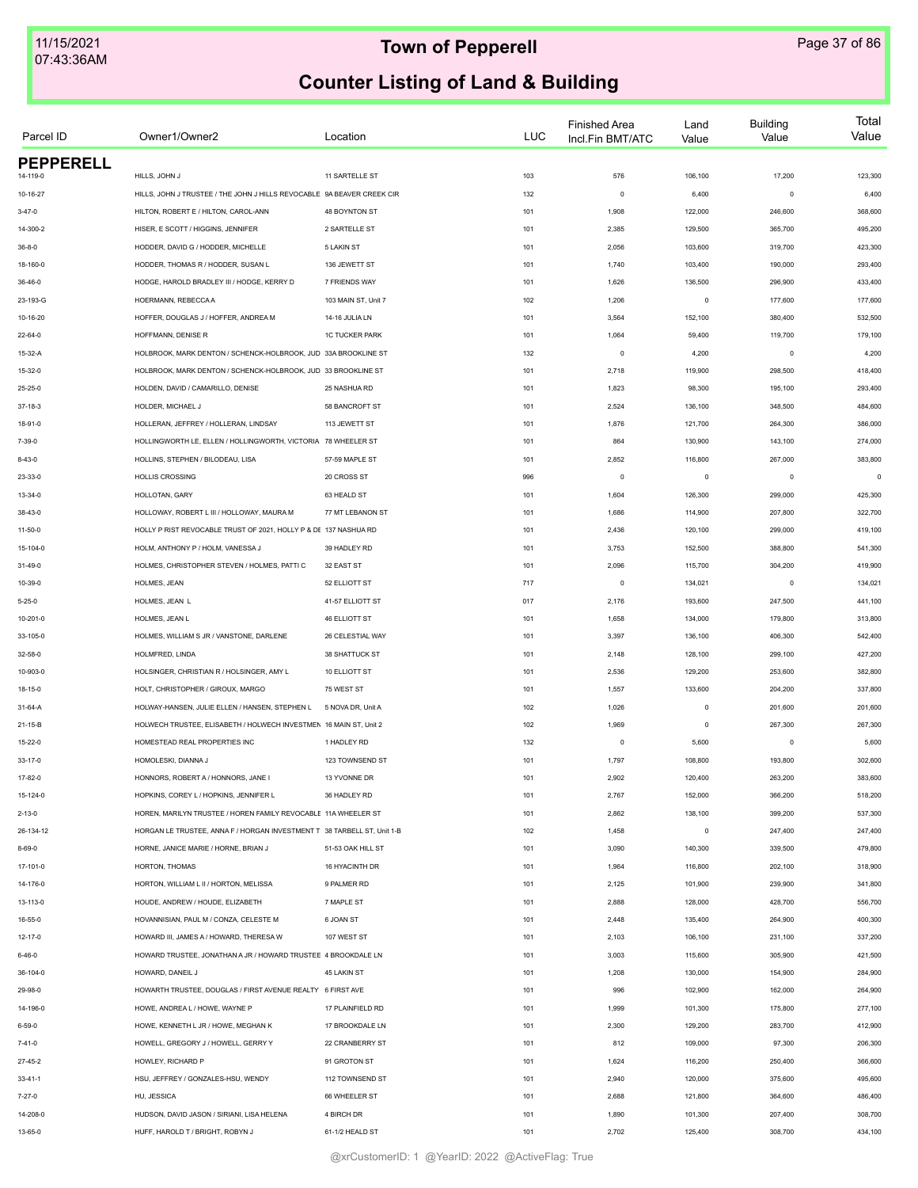# Town of Pepperell

## Counter Listing of Land & Building

| Parcel ID | Owner1/Owner2 | Location | LUC | Finished Area Incl.Fin BMT/ATC | Land Value | Building Value | Total Value |
|---|---|---|---|---|---|---|---|
| **PEPPERELL** | | | | | | | |
| 14-119-0 | HILLS, JOHN J | 11 SARTELLE ST | 103 | 576 | 106,100 | 17,200 | 123,300 |
| 10-16-27 | HILLS, JOHN J TRUSTEE / THE JOHN J HILLS REVOCABLE | 9A BEAVER CREEK CIR | 132 | 0 | 6,400 | 0 | 6,400 |
| 3-47-0 | HILTON, ROBERT E / HILTON, CAROL-ANN | 48 BOYNTON ST | 101 | 1,908 | 122,000 | 246,600 | 368,600 |
| 14-300-2 | HISER, E SCOTT / HIGGINS, JENNIFER | 2 SARTELLE ST | 101 | 2,385 | 129,500 | 365,700 | 495,200 |
| 36-8-0 | HODDER, DAVID G / HODDER, MICHELLE | 5 LAKIN ST | 101 | 2,056 | 103,600 | 319,700 | 423,300 |
| 18-160-0 | HODDER, THOMAS R / HODDER, SUSAN L | 136 JEWETT ST | 101 | 1,740 | 103,400 | 190,000 | 293,400 |
| 36-46-0 | HODGE, HAROLD BRADLEY III / HODGE, KERRY D | 7 FRIENDS WAY | 101 | 1,626 | 136,500 | 296,900 | 433,400 |
| 23-193-G | HOERMANN, REBECCA A | 103 MAIN ST, Unit 7 | 102 | 1,206 | 0 | 177,600 | 177,600 |
| 10-16-20 | HOFFER, DOUGLAS J / HOFFER, ANDREA M | 14-16 JULIA LN | 101 | 3,564 | 152,100 | 380,400 | 532,500 |
| 22-64-0 | HOFFMANN, DENISE R | 1C TUCKER PARK | 101 | 1,064 | 59,400 | 119,700 | 179,100 |
| 15-32-A | HOLBROOK, MARK DENTON / SCHENCK-HOLBROOK, JUD | 33A BROOKLINE ST | 132 | 0 | 4,200 | 0 | 4,200 |
| 15-32-0 | HOLBROOK, MARK DENTON / SCHENCK-HOLBROOK, JUD | 33 BROOKLINE ST | 101 | 2,718 | 119,900 | 298,500 | 418,400 |
| 25-25-0 | HOLDEN, DAVID / CAMARILLO, DENISE | 25 NASHUA RD | 101 | 1,823 | 98,300 | 195,100 | 293,400 |
| 37-18-3 | HOLDER, MICHAEL J | 58 BANCROFT ST | 101 | 2,524 | 136,100 | 348,500 | 484,600 |
| 18-91-0 | HOLLERAN, JEFFREY / HOLLERAN, LINDSAY | 113 JEWETT ST | 101 | 1,876 | 121,700 | 264,300 | 386,000 |
| 7-39-0 | HOLLINGWORTH LE, ELLEN / HOLLINGWORTH, VICTORIA | 78 WHEELER ST | 101 | 864 | 130,900 | 143,100 | 274,000 |
| 8-43-0 | HOLLINS, STEPHEN / BILODEAU, LISA | 57-59 MAPLE ST | 101 | 2,852 | 116,800 | 267,000 | 383,800 |
| 23-33-0 | HOLLIS CROSSING | 20 CROSS ST | 996 | 0 | 0 | 0 | 0 |
| 13-34-0 | HOLLOTAN, GARY | 63 HEALD ST | 101 | 1,604 | 126,300 | 299,000 | 425,300 |
| 38-43-0 | HOLLOWAY, ROBERT L III / HOLLOWAY, MAURA M | 77 MT LEBANON ST | 101 | 1,686 | 114,900 | 207,800 | 322,700 |
| 11-50-0 | HOLLY P RIST REVOCABLE TRUST OF 2021, HOLLY P & DE | 137 NASHUA RD | 101 | 2,436 | 120,100 | 299,000 | 419,100 |
| 15-104-0 | HOLM, ANTHONY P / HOLM, VANESSA J | 39 HADLEY RD | 101 | 3,753 | 152,500 | 388,800 | 541,300 |
| 31-49-0 | HOLMES, CHRISTOPHER STEVEN / HOLMES, PATTI C | 32 EAST ST | 101 | 2,096 | 115,700 | 304,200 | 419,900 |
| 10-39-0 | HOLMES, JEAN | 52 ELLIOTT ST | 717 | 0 | 134,021 | 0 | 134,021 |
| 5-25-0 | HOLMES, JEAN L | 41-57 ELLIOTT ST | 017 | 2,176 | 193,600 | 247,500 | 441,100 |
| 10-201-0 | HOLMES, JEAN L | 46 ELLIOTT ST | 101 | 1,658 | 134,000 | 179,800 | 313,800 |
| 33-105-0 | HOLMES, WILLIAM S JR / VANSTONE, DARLENE | 26 CELESTIAL WAY | 101 | 3,397 | 136,100 | 406,300 | 542,400 |
| 32-58-0 | HOLMFRED, LINDA | 38 SHATTUCK ST | 101 | 2,148 | 128,100 | 299,100 | 427,200 |
| 10-903-0 | HOLSINGER, CHRISTIAN R / HOLSINGER, AMY L | 10 ELLIOTT ST | 101 | 2,536 | 129,200 | 253,600 | 382,800 |
| 18-15-0 | HOLT, CHRISTOPHER / GIROUX, MARGO | 75 WEST ST | 101 | 1,557 | 133,600 | 204,200 | 337,800 |
| 31-64-A | HOLWAY-HANSEN, JULIE ELLEN / HANSEN, STEPHEN L | 5 NOVA DR, Unit A | 102 | 1,026 | 0 | 201,600 | 201,600 |
| 21-15-B | HOLWECH TRUSTEE, ELISABETH / HOLWECH INVESTMEN | 16 MAIN ST, Unit 2 | 102 | 1,969 | 0 | 267,300 | 267,300 |
| 15-22-0 | HOMESTEAD REAL PROPERTIES INC | 1 HADLEY RD | 132 | 0 | 5,600 | 0 | 5,600 |
| 33-17-0 | HOMOLESKI, DIANNA J | 123 TOWNSEND ST | 101 | 1,797 | 108,800 | 193,800 | 302,600 |
| 17-82-0 | HONNORS, ROBERT A / HONNORS, JANE I | 13 YVONNE DR | 101 | 2,902 | 120,400 | 263,200 | 383,600 |
| 15-124-0 | HOPKINS, COREY L / HOPKINS, JENNIFER L | 36 HADLEY RD | 101 | 2,767 | 152,000 | 366,200 | 518,200 |
| 2-13-0 | HOREN, MARILYN TRUSTEE / HOREN FAMILY REVOCABLE | 11A WHEELER ST | 101 | 2,862 | 138,100 | 399,200 | 537,300 |
| 26-134-12 | HORGAN LE TRUSTEE, ANNA F / HORGAN INVESTMENT T | 38 TARBELL ST, Unit 1-B | 102 | 1,458 | 0 | 247,400 | 247,400 |
| 8-69-0 | HORNE, JANICE MARIE / HORNE, BRIAN J | 51-53 OAK HILL ST | 101 | 3,090 | 140,300 | 339,500 | 479,800 |
| 17-101-0 | HORTON, THOMAS | 16 HYACINTH DR | 101 | 1,964 | 116,800 | 202,100 | 318,900 |
| 14-176-0 | HORTON, WILLIAM L II / HORTON, MELISSA | 9 PALMER RD | 101 | 2,125 | 101,900 | 239,900 | 341,800 |
| 13-113-0 | HOUDE, ANDREW / HOUDE, ELIZABETH | 7 MAPLE ST | 101 | 2,888 | 128,000 | 428,700 | 556,700 |
| 16-55-0 | HOVANNISIAN, PAUL M / CONZA, CELESTE M | 6 JOAN ST | 101 | 2,448 | 135,400 | 264,900 | 400,300 |
| 12-17-0 | HOWARD III, JAMES A / HOWARD, THERESA W | 107 WEST ST | 101 | 2,103 | 106,100 | 231,100 | 337,200 |
| 6-46-0 | HOWARD TRUSTEE, JONATHAN A JR / HOWARD TRUSTEE | 4 BROOKDALE LN | 101 | 3,003 | 115,600 | 305,900 | 421,500 |
| 36-104-0 | HOWARD, DANEIL J | 45 LAKIN ST | 101 | 1,208 | 130,000 | 154,900 | 284,900 |
| 29-98-0 | HOWARTH TRUSTEE, DOUGLAS / FIRST AVENUE REALTY | 6 FIRST AVE | 101 | 996 | 102,900 | 162,000 | 264,900 |
| 14-196-0 | HOWE, ANDREA L / HOWE, WAYNE P | 17 PLAINFIELD RD | 101 | 1,999 | 101,300 | 175,800 | 277,100 |
| 6-59-0 | HOWE, KENNETH L JR / HOWE, MEGHAN K | 17 BROOKDALE LN | 101 | 2,300 | 129,200 | 283,700 | 412,900 |
| 7-41-0 | HOWELL, GREGORY J / HOWELL, GERRY Y | 22 CRANBERRY ST | 101 | 812 | 109,000 | 97,300 | 206,300 |
| 27-45-2 | HOWLEY, RICHARD P | 91 GROTON ST | 101 | 1,624 | 116,200 | 250,400 | 366,600 |
| 33-41-1 | HSU, JEFFREY / GONZALES-HSU, WENDY | 112 TOWNSEND ST | 101 | 2,940 | 120,000 | 375,600 | 495,600 |
| 7-27-0 | HU, JESSICA | 66 WHEELER ST | 101 | 2,688 | 121,800 | 364,600 | 486,400 |
| 14-208-0 | HUDSON, DAVID JASON / SIRIANI, LISA HELENA | 4 BIRCH DR | 101 | 1,890 | 101,300 | 207,400 | 308,700 |
| 13-65-0 | HUFF, HAROLD T / BRIGHT, ROBYN J | 61-1/2 HEALD ST | 101 | 2,702 | 125,400 | 308,700 | 434,100 |

@xrCustomerID: 1 @YearID: 2022 @ActiveFlag: True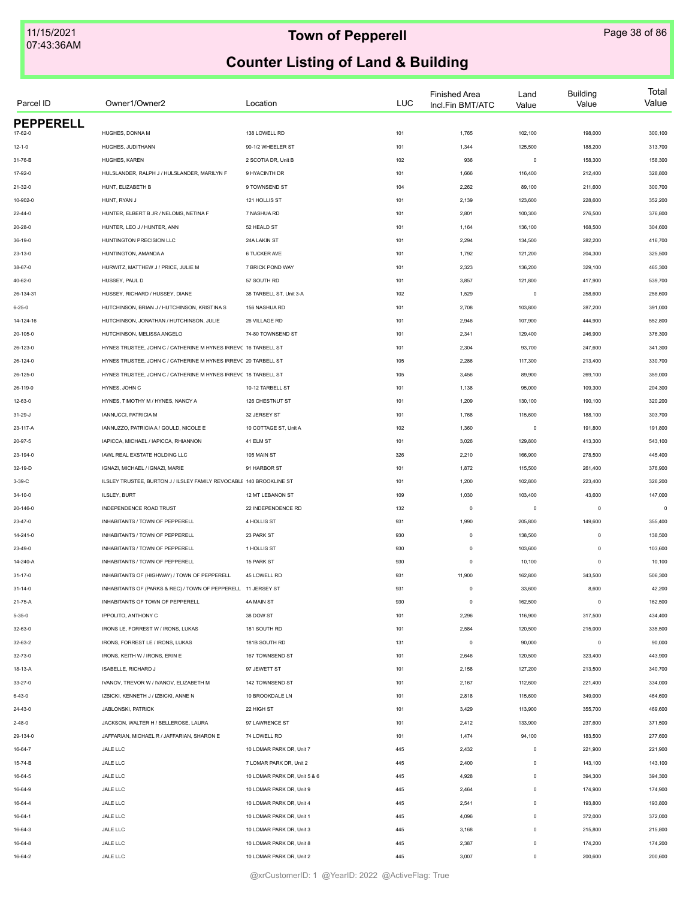# Town of Pepperell

## Counter Listing of Land & Building

| Parcel ID | Owner1/Owner2 | Location | LUC | Finished Area Incl.Fin BMT/ATC | Land Value | Building Value | Total Value |
|---|---|---|---|---|---|---|---|
| **PEPPERELL** | | | | | | | |
| 17-62-0 | HUGHES, DONNA M | 138 LOWELL RD | 101 | 1,765 | 102,100 | 198,000 | 300,100 |
| 12-1-0 | HUGHES, JUDITHANN | 90-1/2 WHEELER ST | 101 | 1,344 | 125,500 | 188,200 | 313,700 |
| 31-76-B | HUGHES, KAREN | 2 SCOTIA DR, Unit B | 102 | 936 | 0 | 158,300 | 158,300 |
| 17-92-0 | HULSLANDER, RALPH J / HULSLANDER, MARILYN F | 9 HYACINTH DR | 101 | 1,666 | 116,400 | 212,400 | 328,800 |
| 21-32-0 | HUNT, ELIZABETH B | 9 TOWNSEND ST | 104 | 2,262 | 89,100 | 211,600 | 300,700 |
| 10-902-0 | HUNT, RYAN J | 121 HOLLIS ST | 101 | 2,139 | 123,600 | 228,600 | 352,200 |
| 22-44-0 | HUNTER, ELBERT B JR / NELOMS, NETINA F | 7 NASHUA RD | 101 | 2,801 | 100,300 | 276,500 | 376,800 |
| 20-28-0 | HUNTER, LEO J / HUNTER, ANN | 52 HEALD ST | 101 | 1,164 | 136,100 | 168,500 | 304,600 |
| 36-19-0 | HUNTINGTON PRECISION LLC | 24A LAKIN ST | 101 | 2,294 | 134,500 | 282,200 | 416,700 |
| 23-13-0 | HUNTINGTON, AMANDA A | 6 TUCKER AVE | 101 | 1,792 | 121,200 | 204,300 | 325,500 |
| 38-67-0 | HURWITZ, MATTHEW J / PRICE, JULIE M | 7 BRICK POND WAY | 101 | 2,323 | 136,200 | 329,100 | 465,300 |
| 40-62-0 | HUSSEY, PAUL D | 57 SOUTH RD | 101 | 3,857 | 121,800 | 417,900 | 539,700 |
| 26-134-31 | HUSSEY, RICHARD / HUSSEY, DIANE | 38 TARBELL ST, Unit 3-A | 102 | 1,529 | 0 | 258,600 | 258,600 |
| 6-25-0 | HUTCHINSON, BRIAN J / HUTCHINSON, KRISTINA S | 156 NASHUA RD | 101 | 2,708 | 103,800 | 287,200 | 391,000 |
| 14-124-16 | HUTCHINSON, JONATHAN / HUTCHINSON, JULIE | 26 VILLAGE RD | 101 | 2,946 | 107,900 | 444,900 | 552,800 |
| 20-105-0 | HUTCHINSON, MELISSA ANGELO | 74-80 TOWNSEND ST | 101 | 2,341 | 129,400 | 246,900 | 376,300 |
| 26-123-0 | HYNES TRUSTEE, JOHN C / CATHERINE M HYNES IRREVC | 16 TARBELL ST | 101 | 2,304 | 93,700 | 247,600 | 341,300 |
| 26-124-0 | HYNES TRUSTEE, JOHN C / CATHERINE M HYNES IRREVC | 20 TARBELL ST | 105 | 2,286 | 117,300 | 213,400 | 330,700 |
| 26-125-0 | HYNES TRUSTEE, JOHN C / CATHERINE M HYNES IRREVC | 18 TARBELL ST | 105 | 3,456 | 89,900 | 269,100 | 359,000 |
| 26-119-0 | HYNES, JOHN C | 10-12 TARBELL ST | 101 | 1,138 | 95,000 | 109,300 | 204,300 |
| 12-63-0 | HYNES, TIMOTHY M / HYNES, NANCY A | 126 CHESTNUT ST | 101 | 1,209 | 130,100 | 190,100 | 320,200 |
| 31-29-J | IANNUCCI, PATRICIA M | 32 JERSEY ST | 101 | 1,768 | 115,600 | 188,100 | 303,700 |
| 23-117-A | IANNUZZO, PATRICIA A / GOULD, NICOLE E | 10 COTTAGE ST, Unit A | 102 | 1,360 | 0 | 191,800 | 191,800 |
| 20-97-5 | IAPICCA, MICHAEL / IAPICCA, RHIANNON | 41 ELM ST | 101 | 3,026 | 129,800 | 413,300 | 543,100 |
| 23-194-0 | IAWL REAL EXSTATE HOLDING LLC | 105 MAIN ST | 326 | 2,210 | 166,900 | 278,500 | 445,400 |
| 32-19-D | IGNAZI, MICHAEL / IGNAZI, MARIE | 91 HARBOR ST | 101 | 1,872 | 115,500 | 261,400 | 376,900 |
| 3-39-C | ILSLEY TRUSTEE, BURTON J / ILSLEY FAMILY REVOCABLE | 140 BROOKLINE ST | 101 | 1,200 | 102,800 | 223,400 | 326,200 |
| 34-10-0 | ILSLEY, BURT | 12 MT LEBANON ST | 109 | 1,030 | 103,400 | 43,600 | 147,000 |
| 20-146-0 | INDEPENDENCE ROAD TRUST | 22 INDEPENDENCE RD | 132 | 0 | 0 | 0 | 0 |
| 23-47-0 | INHABITANTS / TOWN OF PEPPERELL | 4 HOLLIS ST | 931 | 1,990 | 205,800 | 149,600 | 355,400 |
| 14-241-0 | INHABITANTS / TOWN OF PEPPERELL | 23 PARK ST | 930 | 0 | 138,500 | 0 | 138,500 |
| 23-49-0 | INHABITANTS / TOWN OF PEPPERELL | 1 HOLLIS ST | 930 | 0 | 103,600 | 0 | 103,600 |
| 14-240-A | INHABITANTS / TOWN OF PEPPERELL | 15 PARK ST | 930 | 0 | 10,100 | 0 | 10,100 |
| 31-17-0 | INHABITANTS OF (HIGHWAY) / TOWN OF PEPPERELL | 45 LOWELL RD | 931 | 11,900 | 162,800 | 343,500 | 506,300 |
| 31-14-0 | INHABITANTS OF (PARKS & REC) / TOWN OF PEPPERELL | 11 JERSEY ST | 931 | 0 | 33,600 | 8,600 | 42,200 |
| 21-75-A | INHABITANTS OF TOWN OF PEPPERELL | 4A MAIN ST | 930 | 0 | 162,500 | 0 | 162,500 |
| 5-35-0 | IPPOLITO, ANTHONY C | 38 DOW ST | 101 | 2,296 | 116,900 | 317,500 | 434,400 |
| 32-63-0 | IRONS LE, FORREST W / IRONS, LUKAS | 181 SOUTH RD | 101 | 2,584 | 120,500 | 215,000 | 335,500 |
| 32-63-2 | IRONS, FORREST LE / IRONS, LUKAS | 181B SOUTH RD | 131 | 0 | 90,000 | 0 | 90,000 |
| 32-73-0 | IRONS, KEITH W / IRONS, ERIN E | 167 TOWNSEND ST | 101 | 2,646 | 120,500 | 323,400 | 443,900 |
| 18-13-A | ISABELLE, RICHARD J | 97 JEWETT ST | 101 | 2,158 | 127,200 | 213,500 | 340,700 |
| 33-27-0 | IVANOV, TREVOR W / IVANOV, ELIZABETH M | 142 TOWNSEND ST | 101 | 2,167 | 112,600 | 221,400 | 334,000 |
| 6-43-0 | IZBICKI, KENNETH J / IZBICKI, ANNE N | 10 BROOKDALE LN | 101 | 2,818 | 115,600 | 349,000 | 464,600 |
| 24-43-0 | JABLONSKI, PATRICK | 22 HIGH ST | 101 | 3,429 | 113,900 | 355,700 | 469,600 |
| 2-48-0 | JACKSON, WALTER H / BELLEROSE, LAURA | 97 LAWRENCE ST | 101 | 2,412 | 133,900 | 237,600 | 371,500 |
| 29-134-0 | JAFFARIAN, MICHAEL R / JAFFARIAN, SHARON E | 74 LOWELL RD | 101 | 1,474 | 94,100 | 183,500 | 277,600 |
| 16-64-7 | JALE LLC | 10 LOMAR PARK DR, Unit 7 | 445 | 2,432 | 0 | 221,900 | 221,900 |
| 15-74-B | JALE LLC | 7 LOMAR PARK DR, Unit 2 | 445 | 2,400 | 0 | 143,100 | 143,100 |
| 16-64-5 | JALE LLC | 10 LOMAR PARK DR, Unit 5 & 6 | 445 | 4,928 | 0 | 394,300 | 394,300 |
| 16-64-9 | JALE LLC | 10 LOMAR PARK DR, Unit 9 | 445 | 2,464 | 0 | 174,900 | 174,900 |
| 16-64-4 | JALE LLC | 10 LOMAR PARK DR, Unit 4 | 445 | 2,541 | 0 | 193,800 | 193,800 |
| 16-64-1 | JALE LLC | 10 LOMAR PARK DR, Unit 1 | 445 | 4,096 | 0 | 372,000 | 372,000 |
| 16-64-3 | JALE LLC | 10 LOMAR PARK DR, Unit 3 | 445 | 3,168 | 0 | 215,800 | 215,800 |
| 16-64-8 | JALE LLC | 10 LOMAR PARK DR, Unit 8 | 445 | 2,387 | 0 | 174,200 | 174,200 |
| 16-64-2 | JALE LLC | 10 LOMAR PARK DR, Unit 2 | 445 | 3,007 | 0 | 200,600 | 200,600 |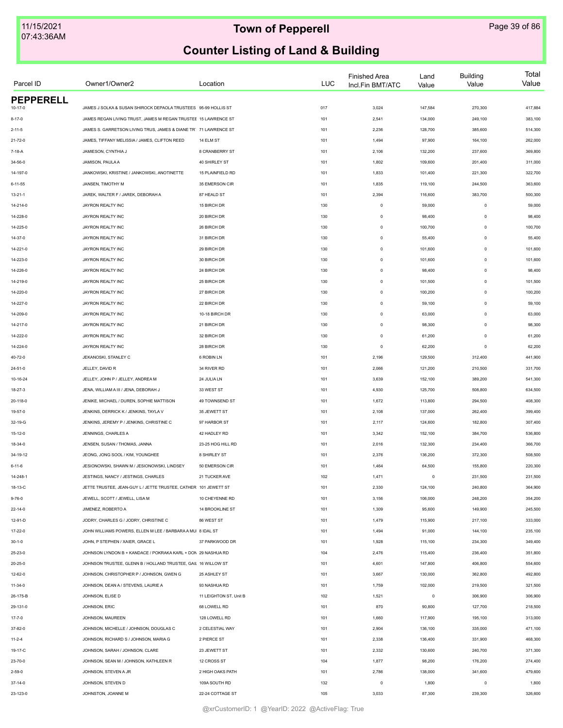# Town of Pepperell

## Counter Listing of Land & Building

| Parcel ID | Owner1/Owner2 | Location | LUC | Finished Area Incl.Fin BMT/ATC | Land Value | Building Value | Total Value |
|---|---|---|---|---|---|---|---|
| **PEPPERELL** | | | | | | | |
| 10-17-0 | JAMES J SOLKA & SUSAN SHIROCK DEPAOLA TRUSTEES | 95-99 HOLLIS ST | 017 | 3,024 | 147,584 | 270,300 | 417,884 |
| 8-17-0 | JAMES REGAN LIVING TRUST, JAMES M REGAN TRUSTEE | 15 LAWRENCE ST | 101 | 2,541 | 134,000 | 249,100 | 383,100 |
| 2-11-5 | JAMES S. GARRETSON LIVING TRUS, JAMES & DIANE TR | 71 LAWRENCE ST | 101 | 2,236 | 128,700 | 385,600 | 514,300 |
| 21-72-0 | JAMES, TIFFANY MELISSIA / JAMES, CLIFTON REED | 14 ELM ST | 101 | 1,494 | 97,900 | 164,100 | 262,000 |
| 7-18-A | JAMIESON, CYNTHIA J | 8 CRANBERRY ST | 101 | 2,106 | 132,200 | 237,600 | 369,800 |
| 34-56-0 | JAMISON, PAULA A | 40 SHIRLEY ST | 101 | 1,802 | 109,600 | 201,400 | 311,000 |
| 14-197-0 | JANKOWSKI, KRISTINE / JANKOWSKI, ANOTINETTE | 15 PLAINFIELD RD | 101 | 1,833 | 101,400 | 221,300 | 322,700 |
| 6-11-55 | JANSEN, TIMOTHY M | 35 EMERSON CIR | 101 | 1,835 | 119,100 | 244,500 | 363,600 |
| 13-21-1 | JAREK, WALTER F / JAREK, DEBORAH A | 87 HEALD ST | 101 | 2,394 | 116,600 | 383,700 | 500,300 |
| 14-214-0 | JAYRON REALTY INC | 15 BIRCH DR | 130 | 0 | 59,000 | 0 | 59,000 |
| 14-228-0 | JAYRON REALTY INC | 20 BIRCH DR | 130 | 0 | 98,400 | 0 | 98,400 |
| 14-225-0 | JAYRON REALTY INC | 26 BIRCH DR | 130 | 0 | 100,700 | 0 | 100,700 |
| 14-37-0 | JAYRON REALTY INC | 31 BIRCH DR | 130 | 0 | 55,400 | 0 | 55,400 |
| 14-221-0 | JAYRON REALTY INC | 29 BIRCH DR | 130 | 0 | 101,600 | 0 | 101,600 |
| 14-223-0 | JAYRON REALTY INC | 30 BIRCH DR | 130 | 0 | 101,600 | 0 | 101,600 |
| 14-226-0 | JAYRON REALTY INC | 24 BIRCH DR | 130 | 0 | 98,400 | 0 | 98,400 |
| 14-219-0 | JAYRON REALTY INC | 25 BIRCH DR | 130 | 0 | 101,500 | 0 | 101,500 |
| 14-220-0 | JAYRON REALTY INC | 27 BIRCH DR | 130 | 0 | 100,200 | 0 | 100,200 |
| 14-227-0 | JAYRON REALTY INC | 22 BIRCH DR | 130 | 0 | 59,100 | 0 | 59,100 |
| 14-209-0 | JAYRON REALTY INC | 10-18 BIRCH DR | 130 | 0 | 63,000 | 0 | 63,000 |
| 14-217-0 | JAYRON REALTY INC | 21 BIRCH DR | 130 | 0 | 98,300 | 0 | 98,300 |
| 14-222-0 | JAYRON REALTY INC | 32 BIRCH DR | 130 | 0 | 61,200 | 0 | 61,200 |
| 14-224-0 | JAYRON REALTY INC | 28 BIRCH DR | 130 | 0 | 62,200 | 0 | 62,200 |
| 40-72-0 | JEKANOSKI, STANLEY C | 6 ROBIN LN | 101 | 2,196 | 129,500 | 312,400 | 441,900 |
| 24-51-0 | JELLEY, DAVID R | 34 RIVER RD | 101 | 2,066 | 121,200 | 210,500 | 331,700 |
| 10-16-24 | JELLEY, JOHN P / JELLEY, ANDREA M | 24 JULIA LN | 101 | 3,639 | 152,100 | 389,200 | 541,300 |
| 18-27-3 | JENA, WILLIAM A III / JENA, DEBORAH J | 33 WEST ST | 101 | 4,930 | 125,700 | 508,800 | 634,500 |
| 20-118-0 | JENIKE, MICHAEL / DUREN, SOPHIE MATTISON | 49 TOWNSEND ST | 101 | 1,672 | 113,800 | 294,500 | 408,300 |
| 19-57-0 | JENKINS, DERRICK K / JENKINS, TAYLA V | 35 JEWETT ST | 101 | 2,108 | 137,000 | 262,400 | 399,400 |
| 32-19-G | JENKINS, JEREMY P / JENKINS, CHRISTINE C | 97 HARBOR ST | 101 | 2,117 | 124,600 | 182,800 | 307,400 |
| 15-12-0 | JENNINGS, CHARLES A | 42 HADLEY RD | 101 | 3,342 | 152,100 | 384,700 | 536,800 |
| 18-34-0 | JENSEN, SUSAN / THOMAS, JANNA | 23-25 HOG HILL RD | 101 | 2,016 | 132,300 | 234,400 | 366,700 |
| 34-19-12 | JEONG, JONG SOOL / KIM, YOUNGHEE | 8 SHIRLEY ST | 101 | 2,376 | 136,200 | 372,300 | 508,500 |
| 6-11-6 | JESIONOWSKI, SHAWN M / JESIONOWSKI, LINDSEY | 50 EMERSON CIR | 101 | 1,464 | 64,500 | 155,800 | 220,300 |
| 14-248-1 | JESTINGS, NANCY / JESTINGS, CHARLES | 21 TUCKER AVE | 102 | 1,471 | 0 | 231,500 | 231,500 |
| 18-13-C | JETTE TRUSTEE, JEAN-GUY L / JETTE TRUSTEE, CATHER | 101 JEWETT ST | 101 | 2,330 | 124,100 | 240,800 | 364,900 |
| 9-76-0 | JEWELL, SCOTT / JEWELL, LISA M | 10 CHEYENNE RD | 101 | 3,156 | 106,000 | 248,200 | 354,200 |
| 22-14-0 | JIMENEZ, ROBERTO A | 14 BROOKLINE ST | 101 | 1,309 | 95,600 | 149,900 | 245,500 |
| 12-91-D | JODRY, CHARLES G / JODRY, CHRISTINE C | 86 WEST ST | 101 | 1,479 | 115,900 | 217,100 | 333,000 |
| 17-22-0 | JOHN WILLIAMS POWERS, ELLEN M LEE / BARBARA A MU | 8 IDAL ST | 101 | 1,494 | 91,000 | 144,100 | 235,100 |
| 30-1-0 | JOHN, P STEPHEN / XAIER, GRACE L | 37 PARKWOOD DR | 101 | 1,928 | 115,100 | 234,300 | 349,400 |
| 25-23-0 | JOHNSON LYNDON B + KANDACE / POKRAKA KARL + DON | 29 NASHUA RD | 104 | 2,476 | 115,400 | 236,400 | 351,800 |
| 20-25-0 | JOHNSON TRUSTEE, GLENN B / HOLLAND TRUSTEE, GAIL | 16 WILLOW ST | 101 | 4,601 | 147,800 | 406,800 | 554,600 |
| 12-62-0 | JOHNSON, CHRISTOPHER P / JOHNSON, GWEN G | 25 ASHLEY ST | 101 | 3,667 | 130,000 | 362,800 | 492,800 |
| 11-34-0 | JOHNSON, DEAN A / STEVENS, LAURIE A | 93 NASHUA RD | 101 | 1,759 | 102,000 | 219,500 | 321,500 |
| 26-175-B | JOHNSON, ELISE D | 11 LEIGHTON ST, Unit B | 102 | 1,521 | 0 | 306,900 | 306,900 |
| 29-131-0 | JOHNSON, ERIC | 68 LOWELL RD | 101 | 870 | 90,800 | 127,700 | 218,500 |
| 17-7-0 | JOHNSON, MAUREEN | 128 LOWELL RD | 101 | 1,660 | 117,900 | 195,100 | 313,000 |
| 37-82-0 | JOHNSON, MICHELLE / JOHNSON, DOUGLAS C | 2 CELESTIAL WAY | 101 | 2,904 | 136,100 | 335,000 | 471,100 |
| 11-2-4 | JOHNSON, RICHARD S / JOHNSON, MARIA G | 2 PIERCE ST | 101 | 2,338 | 136,400 | 331,900 | 468,300 |
| 19-17-C | JOHNSON, SARAH / JOHNSON, CLARE | 23 JEWETT ST | 101 | 2,332 | 130,600 | 240,700 | 371,300 |
| 23-70-0 | JOHNSON, SEAN M / JOHNSON, KATHLEEN R | 12 CROSS ST | 104 | 1,877 | 98,200 | 176,200 | 274,400 |
| 2-59-0 | JOHNSON, STEVEN A JR | 2 HIGH OAKS PATH | 101 | 2,786 | 138,000 | 341,600 | 479,600 |
| 37-14-0 | JOHNSON, STEVEN D | 109A SOUTH RD | 132 | 0 | 1,800 | 0 | 1,800 |
| 23-123-0 | JOHNSTON, JOANNE M | 22-24 COTTAGE ST | 105 | 3,033 | 87,300 | 239,300 | 326,600 |

@xrCustomerID: 1 @YearID: 2022 @ActiveFlag: True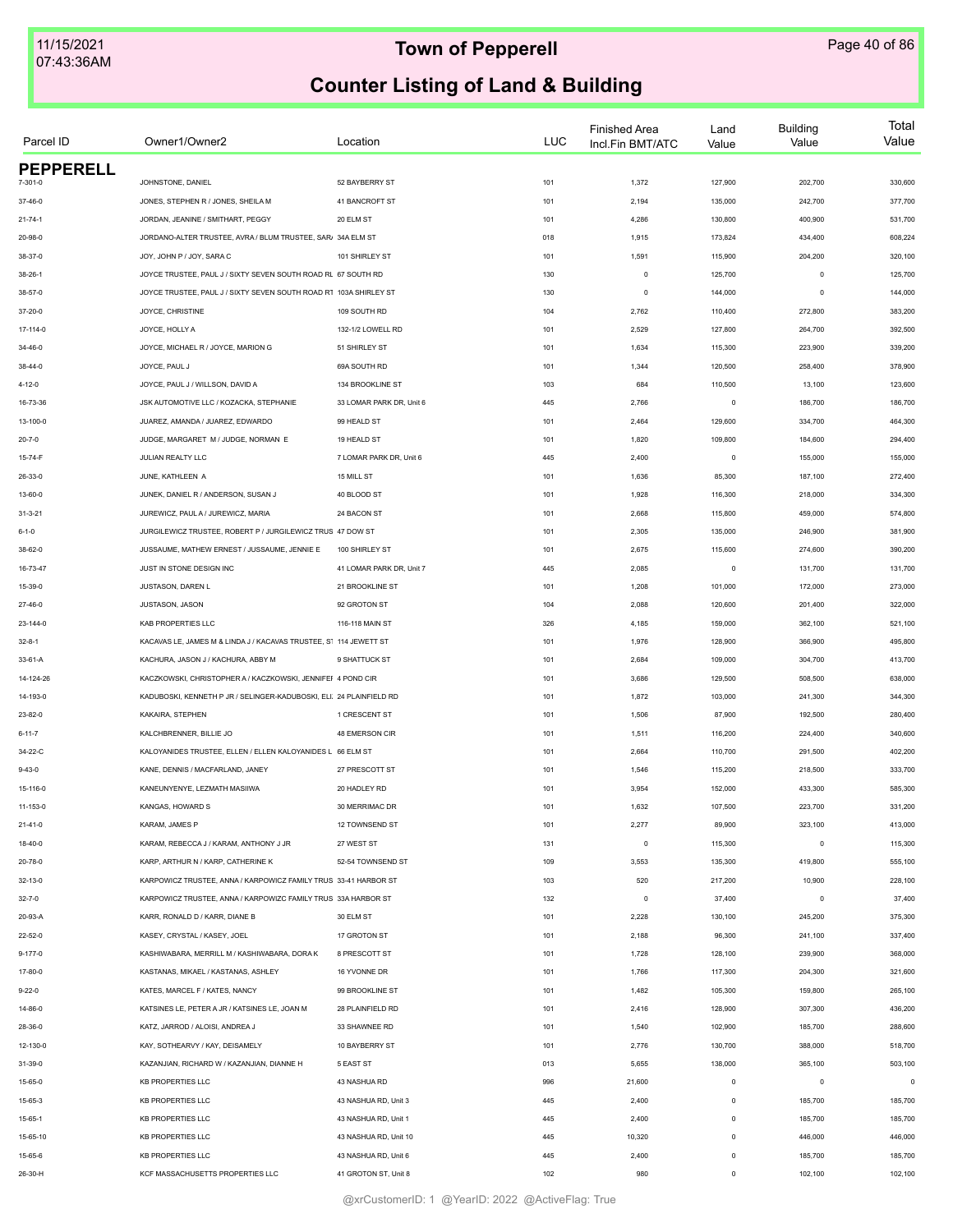# Town of Pepperell

## Counter Listing of Land & Building

| Parcel ID | Owner1/Owner2 | Location | LUC | Finished Area Incl.Fin BMT/ATC | Land Value | Building Value | Total Value |
|---|---|---|---|---|---|---|---|
| **PEPPERELL** | | | | | | | |
| 7-301-0 | JOHNSTONE, DANIEL | 52 BAYBERRY ST | 101 | 1,372 | 127,900 | 202,700 | 330,600 |
| 37-46-0 | JONES, STEPHEN R / JONES, SHEILA M | 41 BANCROFT ST | 101 | 2,194 | 135,000 | 242,700 | 377,700 |
| 21-74-1 | JORDAN, JEANINE / SMITHART, PEGGY | 20 ELM ST | 101 | 4,286 | 130,800 | 400,900 | 531,700 |
| 20-98-0 | JORDANO-ALTER TRUSTEE, AVRA / BLUM TRUSTEE, SAR/ | 34A ELM ST | 018 | 1,915 | 173,824 | 434,400 | 608,224 |
| 38-37-0 | JOY, JOHN P / JOY, SARA C | 101 SHIRLEY ST | 101 | 1,591 | 115,900 | 204,200 | 320,100 |
| 38-26-1 | JOYCE TRUSTEE, PAUL J / SIXTY SEVEN SOUTH ROAD RL | 67 SOUTH RD | 130 | 0 | 125,700 | 0 | 125,700 |
| 38-57-0 | JOYCE TRUSTEE, PAUL J / SIXTY SEVEN SOUTH ROAD R1 | 103A SHIRLEY ST | 130 | 0 | 144,000 | 0 | 144,000 |
| 37-20-0 | JOYCE, CHRISTINE | 109 SOUTH RD | 104 | 2,762 | 110,400 | 272,800 | 383,200 |
| 17-114-0 | JOYCE, HOLLY A | 132-1/2 LOWELL RD | 101 | 2,529 | 127,800 | 264,700 | 392,500 |
| 34-46-0 | JOYCE, MICHAEL R / JOYCE, MARION G | 51 SHIRLEY ST | 101 | 1,634 | 115,300 | 223,900 | 339,200 |
| 38-44-0 | JOYCE, PAUL J | 69A SOUTH RD | 101 | 1,344 | 120,500 | 258,400 | 378,900 |
| 4-12-0 | JOYCE, PAUL J / WILLSON, DAVID A | 134 BROOKLINE ST | 103 | 684 | 110,500 | 13,100 | 123,600 |
| 16-73-36 | JSK AUTOMOTIVE LLC / KOZACKA, STEPHANIE | 33 LOMAR PARK DR, Unit 6 | 445 | 2,766 | 0 | 186,700 | 186,700 |
| 13-100-0 | JUAREZ, AMANDA / JUAREZ, EDWARDO | 99 HEALD ST | 101 | 2,464 | 129,600 | 334,700 | 464,300 |
| 20-7-0 | JUDGE, MARGARET M / JUDGE, NORMAN E | 19 HEALD ST | 101 | 1,820 | 109,800 | 184,600 | 294,400 |
| 15-74-F | JULIAN REALTY LLC | 7 LOMAR PARK DR, Unit 6 | 445 | 2,400 | 0 | 155,000 | 155,000 |
| 26-33-0 | JUNE, KATHLEEN A | 15 MILL ST | 101 | 1,636 | 85,300 | 187,100 | 272,400 |
| 13-60-0 | JUNEK, DANIEL R / ANDERSON, SUSAN J | 40 BLOOD ST | 101 | 1,928 | 116,300 | 218,000 | 334,300 |
| 31-3-21 | JUREWICZ, PAUL A / JUREWICZ, MARIA | 24 BACON ST | 101 | 2,668 | 115,800 | 459,000 | 574,800 |
| 6-1-0 | JURGILEWICZ TRUSTEE, ROBERT P / JURGILEWICZ TRUS | 47 DOW ST | 101 | 2,305 | 135,000 | 246,900 | 381,900 |
| 38-62-0 | JUSSAUME, MATHEW ERNEST / JUSSAUME, JENNIE E | 100 SHIRLEY ST | 101 | 2,675 | 115,600 | 274,600 | 390,200 |
| 16-73-47 | JUST IN STONE DESIGN INC | 41 LOMAR PARK DR, Unit 7 | 445 | 2,085 | 0 | 131,700 | 131,700 |
| 15-39-0 | JUSTASON, DAREN L | 21 BROOKLINE ST | 101 | 1,208 | 101,000 | 172,000 | 273,000 |
| 27-46-0 | JUSTASON, JASON | 92 GROTON ST | 104 | 2,088 | 120,600 | 201,400 | 322,000 |
| 23-144-0 | KAB PROPERTIES LLC | 116-118 MAIN ST | 326 | 4,185 | 159,000 | 362,100 | 521,100 |
| 32-8-1 | KACAVAS LE, JAMES M & LINDA J / KACAVAS TRUSTEE, S1 | 114 JEWETT ST | 101 | 1,976 | 128,900 | 366,900 | 495,800 |
| 33-61-A | KACHURA, JASON J / KACHURA, ABBY M | 9 SHATTUCK ST | 101 | 2,684 | 109,000 | 304,700 | 413,700 |
| 14-124-26 | KACZKOWSKI, CHRISTOPHER A / KACZKOWSKI, JENNIFEI | 4 POND CIR | 101 | 3,686 | 129,500 | 508,500 | 638,000 |
| 14-193-0 | KADUBOSKI, KENNETH P JR / SELINGER-KADUBOSKI, ELI. | 24 PLAINFIELD RD | 101 | 1,872 | 103,000 | 241,300 | 344,300 |
| 23-82-0 | KAKAIRA, STEPHEN | 1 CRESCENT ST | 101 | 1,506 | 87,900 | 192,500 | 280,400 |
| 6-11-7 | KALCHBRENNER, BILLIE JO | 48 EMERSON CIR | 101 | 1,511 | 116,200 | 224,400 | 340,600 |
| 34-22-C | KALOYANIDES TRUSTEE, ELLEN / ELLEN KALOYANIDES L | 66 ELM ST | 101 | 2,664 | 110,700 | 291,500 | 402,200 |
| 9-43-0 | KANE, DENNIS / MACFARLAND, JANEY | 27 PRESCOTT ST | 101 | 1,546 | 115,200 | 218,500 | 333,700 |
| 15-116-0 | KANEUNYENYE, LEZMATH MASIIWA | 20 HADLEY RD | 101 | 3,954 | 152,000 | 433,300 | 585,300 |
| 11-153-0 | KANGAS, HOWARD S | 30 MERRIMAC DR | 101 | 1,632 | 107,500 | 223,700 | 331,200 |
| 21-41-0 | KARAM, JAMES P | 12 TOWNSEND ST | 101 | 2,277 | 89,900 | 323,100 | 413,000 |
| 18-40-0 | KARAM, REBECCA J / KARAM, ANTHONY J JR | 27 WEST ST | 131 | 0 | 115,300 | 0 | 115,300 |
| 20-78-0 | KARP, ARTHUR N / KARP, CATHERINE K | 52-54 TOWNSEND ST | 109 | 3,553 | 135,300 | 419,800 | 555,100 |
| 32-13-0 | KARPOWICZ TRUSTEE, ANNA / KARPOWICZ FAMILY TRUS | 33-41 HARBOR ST | 103 | 520 | 217,200 | 10,900 | 228,100 |
| 32-7-0 | KARPOWICZ TRUSTEE, ANNA / KARPOWIZC FAMILY TRUS | 33A HARBOR ST | 132 | 0 | 37,400 | 0 | 37,400 |
| 20-93-A | KARR, RONALD D / KARR, DIANE B | 30 ELM ST | 101 | 2,228 | 130,100 | 245,200 | 375,300 |
| 22-52-0 | KASEY, CRYSTAL / KASEY, JOEL | 17 GROTON ST | 101 | 2,188 | 96,300 | 241,100 | 337,400 |
| 9-177-0 | KASHIWABARA, MERRILL M / KASHIWABARA, DORA K | 8 PRESCOTT ST | 101 | 1,728 | 128,100 | 239,900 | 368,000 |
| 17-80-0 | KASTANAS, MIKAEL / KASTANAS, ASHLEY | 16 YVONNE DR | 101 | 1,766 | 117,300 | 204,300 | 321,600 |
| 9-22-0 | KATES, MARCEL F / KATES, NANCY | 99 BROOKLINE ST | 101 | 1,482 | 105,300 | 159,800 | 265,100 |
| 14-86-0 | KATSINES LE, PETER A JR / KATSINES LE, JOAN M | 28 PLAINFIELD RD | 101 | 2,416 | 128,900 | 307,300 | 436,200 |
| 28-36-0 | KATZ, JARROD / ALOISI, ANDREA J | 33 SHAWNEE RD | 101 | 1,540 | 102,900 | 185,700 | 288,600 |
| 12-130-0 | KAY, SOTHEARVY / KAY, DEISAMELY | 10 BAYBERRY ST | 101 | 2,776 | 130,700 | 388,000 | 518,700 |
| 31-39-0 | KAZANJIAN, RICHARD W / KAZANJIAN, DIANNE H | 5 EAST ST | 013 | 5,655 | 138,000 | 365,100 | 503,100 |
| 15-65-0 | KB PROPERTIES LLC | 43 NASHUA RD | 996 | 21,600 | 0 | 0 | 0 |
| 15-65-3 | KB PROPERTIES LLC | 43 NASHUA RD, Unit 3 | 445 | 2,400 | 0 | 185,700 | 185,700 |
| 15-65-1 | KB PROPERTIES LLC | 43 NASHUA RD, Unit 1 | 445 | 2,400 | 0 | 185,700 | 185,700 |
| 15-65-10 | KB PROPERTIES LLC | 43 NASHUA RD, Unit 10 | 445 | 10,320 | 0 | 446,000 | 446,000 |
| 15-65-6 | KB PROPERTIES LLC | 43 NASHUA RD, Unit 6 | 445 | 2,400 | 0 | 185,700 | 185,700 |
| 26-30-H | KCF MASSACHUSETTS PROPERTIES LLC | 41 GROTON ST, Unit 8 | 102 | 980 | 0 | 102,100 | 102,100 |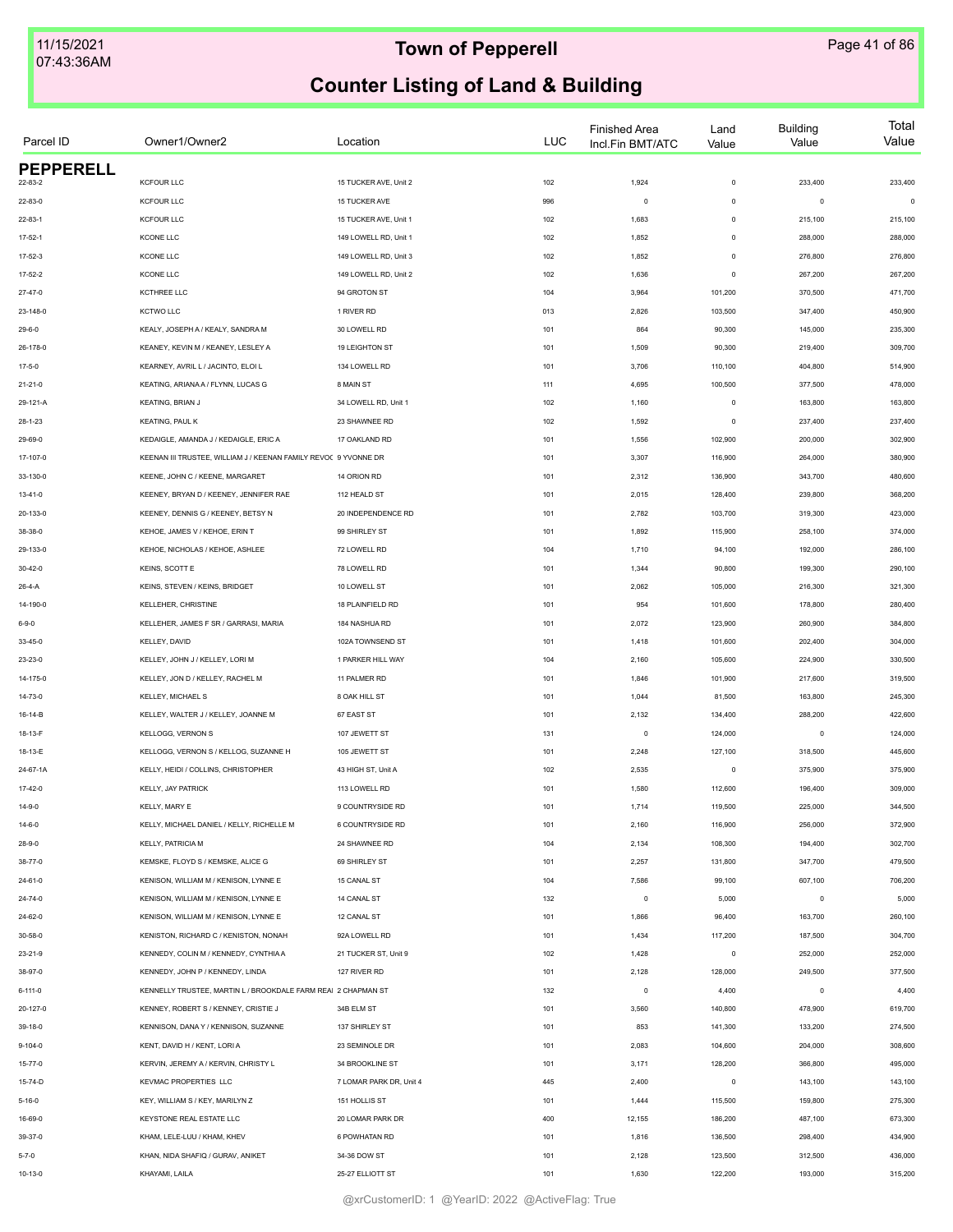# Town of Pepperell

## Counter Listing of Land & Building

| Parcel ID | Owner1/Owner2 | Location | LUC | Finished Area Incl.Fin BMT/ATC | Land Value | Building Value | Total Value |
|---|---|---|---|---|---|---|---|
| **PEPPERELL** | | | | | | | |
| 22-83-2 | KCFOUR LLC | 15 TUCKER AVE, Unit 2 | 102 | 1,924 | 0 | 233,400 | 233,400 |
| 22-83-0 | KCFOUR LLC | 15 TUCKER AVE | 996 | 0 | 0 | 0 | 0 |
| 22-83-1 | KCFOUR LLC | 15 TUCKER AVE, Unit 1 | 102 | 1,683 | 0 | 215,100 | 215,100 |
| 17-52-1 | KCONE LLC | 149 LOWELL RD, Unit 1 | 102 | 1,852 | 0 | 288,000 | 288,000 |
| 17-52-3 | KCONE LLC | 149 LOWELL RD, Unit 3 | 102 | 1,852 | 0 | 276,800 | 276,800 |
| 17-52-2 | KCONE LLC | 149 LOWELL RD, Unit 2 | 102 | 1,636 | 0 | 267,200 | 267,200 |
| 27-47-0 | KCTHREE LLC | 94 GROTON ST | 104 | 3,964 | 101,200 | 370,500 | 471,700 |
| 23-148-0 | KCTWO LLC | 1 RIVER RD | 013 | 2,826 | 103,500 | 347,400 | 450,900 |
| 29-6-0 | KEALY, JOSEPH A / KEALY, SANDRA M | 30 LOWELL RD | 101 | 864 | 90,300 | 145,000 | 235,300 |
| 26-178-0 | KEANEY, KEVIN M / KEANEY, LESLEY A | 19 LEIGHTON ST | 101 | 1,509 | 90,300 | 219,400 | 309,700 |
| 17-5-0 | KEARNEY, AVRIL L / JACINTO, ELOI L | 134 LOWELL RD | 101 | 3,706 | 110,100 | 404,800 | 514,900 |
| 21-21-0 | KEATING, ARIANA A / FLYNN, LUCAS G | 8 MAIN ST | 111 | 4,695 | 100,500 | 377,500 | 478,000 |
| 29-121-A | KEATING, BRIAN J | 34 LOWELL RD, Unit 1 | 102 | 1,160 | 0 | 163,800 | 163,800 |
| 28-1-23 | KEATING, PAUL K | 23 SHAWNEE RD | 102 | 1,592 | 0 | 237,400 | 237,400 |
| 29-69-0 | KEDAIGLE, AMANDA J / KEDAIGLE, ERIC A | 17 OAKLAND RD | 101 | 1,556 | 102,900 | 200,000 | 302,900 |
| 17-107-0 | KEENAN III TRUSTEE, WILLIAM J / KEENAN FAMILY REVOC | 9 YVONNE DR | 101 | 3,307 | 116,900 | 264,000 | 380,900 |
| 33-130-0 | KEENE, JOHN C / KEENE, MARGARET | 14 ORION RD | 101 | 2,312 | 136,900 | 343,700 | 480,600 |
| 13-41-0 | KEENEY, BRYAN D / KEENEY, JENNIFER RAE | 112 HEALD ST | 101 | 2,015 | 128,400 | 239,800 | 368,200 |
| 20-133-0 | KEENEY, DENNIS G / KEENEY, BETSY N | 20 INDEPENDENCE RD | 101 | 2,782 | 103,700 | 319,300 | 423,000 |
| 38-38-0 | KEHOE, JAMES V / KEHOE, ERIN T | 99 SHIRLEY ST | 101 | 1,892 | 115,900 | 258,100 | 374,000 |
| 29-133-0 | KEHOE, NICHOLAS / KEHOE, ASHLEE | 72 LOWELL RD | 104 | 1,710 | 94,100 | 192,000 | 286,100 |
| 30-42-0 | KEINS, SCOTT E | 78 LOWELL RD | 101 | 1,344 | 90,800 | 199,300 | 290,100 |
| 26-4-A | KEINS, STEVEN / KEINS, BRIDGET | 10 LOWELL ST | 101 | 2,062 | 105,000 | 216,300 | 321,300 |
| 14-190-0 | KELLEHER, CHRISTINE | 18 PLAINFIELD RD | 101 | 954 | 101,600 | 178,800 | 280,400 |
| 6-9-0 | KELLEHER, JAMES F SR / GARRASI, MARIA | 184 NASHUA RD | 101 | 2,072 | 123,900 | 260,900 | 384,800 |
| 33-45-0 | KELLEY, DAVID | 102A TOWNSEND ST | 101 | 1,418 | 101,600 | 202,400 | 304,000 |
| 23-23-0 | KELLEY, JOHN J / KELLEY, LORI M | 1 PARKER HILL WAY | 104 | 2,160 | 105,600 | 224,900 | 330,500 |
| 14-175-0 | KELLEY, JON D / KELLEY, RACHEL M | 11 PALMER RD | 101 | 1,846 | 101,900 | 217,600 | 319,500 |
| 14-73-0 | KELLEY, MICHAEL S | 8 OAK HILL ST | 101 | 1,044 | 81,500 | 163,800 | 245,300 |
| 16-14-B | KELLEY, WALTER J / KELLEY, JOANNE M | 67 EAST ST | 101 | 2,132 | 134,400 | 288,200 | 422,600 |
| 18-13-F | KELLOGG, VERNON S | 107 JEWETT ST | 131 | 0 | 124,000 | 0 | 124,000 |
| 18-13-E | KELLOGG, VERNON S / KELLOG, SUZANNE H | 105 JEWETT ST | 101 | 2,248 | 127,100 | 318,500 | 445,600 |
| 24-67-1A | KELLY, HEIDI / COLLINS, CHRISTOPHER | 43 HIGH ST, Unit A | 102 | 2,535 | 0 | 375,900 | 375,900 |
| 17-42-0 | KELLY, JAY PATRICK | 113 LOWELL RD | 101 | 1,580 | 112,600 | 196,400 | 309,000 |
| 14-9-0 | KELLY, MARY E | 9 COUNTRYSIDE RD | 101 | 1,714 | 119,500 | 225,000 | 344,500 |
| 14-6-0 | KELLY, MICHAEL DANIEL / KELLY, RICHELLE M | 6 COUNTRYSIDE RD | 101 | 2,160 | 116,900 | 256,000 | 372,900 |
| 28-9-0 | KELLY, PATRICIA M | 24 SHAWNEE RD | 104 | 2,134 | 108,300 | 194,400 | 302,700 |
| 38-77-0 | KEMSKE, FLOYD S / KEMSKE, ALICE G | 69 SHIRLEY ST | 101 | 2,257 | 131,800 | 347,700 | 479,500 |
| 24-61-0 | KENISON, WILLIAM M / KENISON, LYNNE E | 15 CANAL ST | 104 | 7,586 | 99,100 | 607,100 | 706,200 |
| 24-74-0 | KENISON, WILLIAM M / KENISON, LYNNE E | 14 CANAL ST | 132 | 0 | 5,000 | 0 | 5,000 |
| 24-62-0 | KENISON, WILLIAM M / KENISON, LYNNE E | 12 CANAL ST | 101 | 1,866 | 96,400 | 163,700 | 260,100 |
| 30-58-0 | KENISTON, RICHARD C / KENISTON, NONAH | 92A LOWELL RD | 101 | 1,434 | 117,200 | 187,500 | 304,700 |
| 23-21-9 | KENNEDY, COLIN M / KENNEDY, CYNTHIA A | 21 TUCKER ST, Unit 9 | 102 | 1,428 | 0 | 252,000 | 252,000 |
| 38-97-0 | KENNEDY, JOHN P / KENNEDY, LINDA | 127 RIVER RD | 101 | 2,128 | 128,000 | 249,500 | 377,500 |
| 6-111-0 | KENNELLY TRUSTEE, MARTIN L / BROOKDALE FARM REAI | 2 CHAPMAN ST | 132 | 0 | 4,400 | 0 | 4,400 |
| 20-127-0 | KENNEY, ROBERT S / KENNEY, CRISTIE J | 34B ELM ST | 101 | 3,560 | 140,800 | 478,900 | 619,700 |
| 39-18-0 | KENNISON, DANA Y / KENNISON, SUZANNE | 137 SHIRLEY ST | 101 | 853 | 141,300 | 133,200 | 274,500 |
| 9-104-0 | KENT, DAVID H / KENT, LORI A | 23 SEMINOLE DR | 101 | 2,083 | 104,600 | 204,000 | 308,600 |
| 15-77-0 | KERVIN, JEREMY A / KERVIN, CHRISTY L | 34 BROOKLINE ST | 101 | 3,171 | 128,200 | 366,800 | 495,000 |
| 15-74-D | KEVMAC PROPERTIES LLC | 7 LOMAR PARK DR, Unit 4 | 445 | 2,400 | 0 | 143,100 | 143,100 |
| 5-16-0 | KEY, WILLIAM S / KEY, MARILYN Z | 151 HOLLIS ST | 101 | 1,444 | 115,500 | 159,800 | 275,300 |
| 16-69-0 | KEYSTONE REAL ESTATE LLC | 20 LOMAR PARK DR | 400 | 12,155 | 186,200 | 487,100 | 673,300 |
| 39-37-0 | KHAM, LELE-LUU / KHAM, KHEV | 6 POWHATAN RD | 101 | 1,816 | 136,500 | 298,400 | 434,900 |
| 5-7-0 | KHAN, NIDA SHAFIQ / GURAV, ANIKET | 34-36 DOW ST | 101 | 2,128 | 123,500 | 312,500 | 436,000 |
| 10-13-0 | KHAYAMI, LAILA | 25-27 ELLIOTT ST | 101 | 1,630 | 122,200 | 193,000 | 315,200 |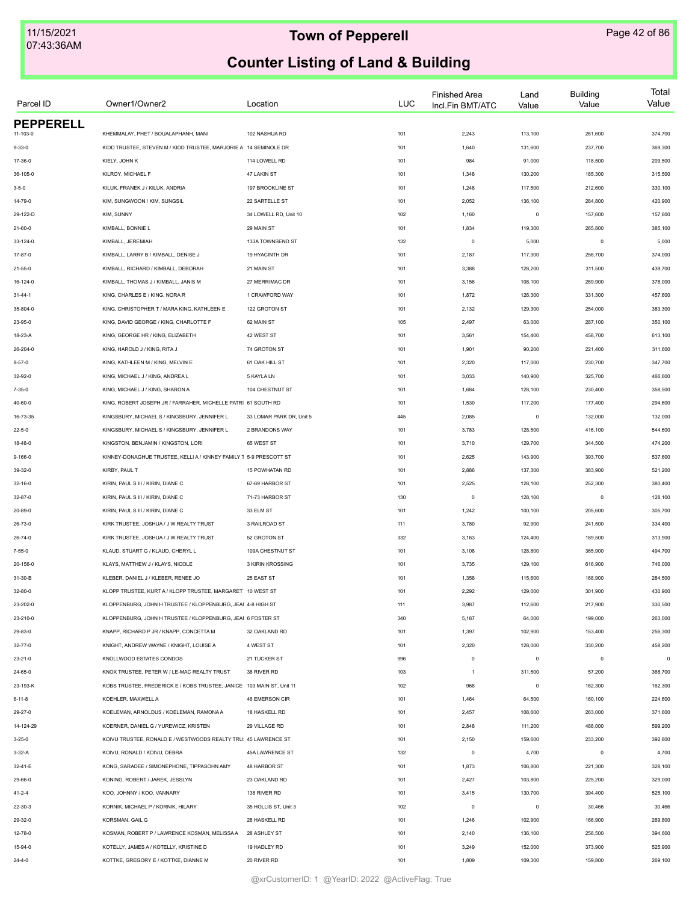# Town of Pepperell

## Counter Listing of Land & Building

| Parcel ID | Owner1/Owner2 | Location | LUC | Finished Area Incl.Fin BMT/ATC | Land Value | Building Value | Total Value |
|---|---|---|---|---|---|---|---|
| **PEPPERELL** | | | | | | | |
| 11-103-0 | KHEMMALAY, PHET / BOUALAPHANH, MANI | 102 NASHUA RD | 101 | 2,243 | 113,100 | 261,600 | 374,700 |
| 9-33-0 | KIDD TRUSTEE, STEVEN M / KIDD TRUSTEE, MARJORIE A | 14 SEMINOLE DR | 101 | 1,640 | 131,600 | 237,700 | 369,300 |
| 17-36-0 | KIELY, JOHN K | 114 LOWELL RD | 101 | 984 | 91,000 | 118,500 | 209,500 |
| 36-105-0 | KILROY, MICHAEL F | 47 LAKIN ST | 101 | 1,348 | 130,200 | 185,300 | 315,500 |
| 3-5-0 | KILUK, FRANEK J / KILUK, ANDRIA | 197 BROOKLINE ST | 101 | 1,248 | 117,500 | 212,600 | 330,100 |
| 14-79-0 | KIM, SUNGWOON / KIM, SUNGSIL | 22 SARTELLE ST | 101 | 2,052 | 136,100 | 284,800 | 420,900 |
| 29-122-D | KIM, SUNNY | 34 LOWELL RD, Unit 10 | 102 | 1,160 | 0 | 157,600 | 157,600 |
| 21-60-0 | KIMBALL, BONNIE L | 29 MAIN ST | 101 | 1,834 | 119,300 | 265,800 | 385,100 |
| 33-124-0 | KIMBALL, JEREMIAH | 133A TOWNSEND ST | 132 | 0 | 5,000 | 0 | 5,000 |
| 17-87-0 | KIMBALL, LARRY B / KIMBALL, DENISE J | 19 HYACINTH DR | 101 | 2,187 | 117,300 | 256,700 | 374,000 |
| 21-55-0 | KIMBALL, RICHARD / KIMBALL, DEBORAH | 21 MAIN ST | 101 | 3,388 | 128,200 | 311,500 | 439,700 |
| 16-124-0 | KIMBALL, THOMAS J / KIMBALL, JANIS M | 27 MERRIMAC DR | 101 | 3,156 | 108,100 | 269,900 | 378,000 |
| 31-44-1 | KING, CHARLES E / KING, NORA R | 1 CRAWFORD WAY | 101 | 1,872 | 126,300 | 331,300 | 457,600 |
| 35-804-0 | KING, CHRISTOPHER T / MARA KING, KATHLEEN E | 122 GROTON ST | 101 | 2,132 | 129,300 | 254,000 | 383,300 |
| 23-95-0 | KING, DAVID GEORGE / KING, CHARLOTTE F | 62 MAIN ST | 105 | 2,497 | 63,000 | 287,100 | 350,100 |
| 18-23-A | KING, GEORGE HR / KING, ELIZABETH | 42 WEST ST | 101 | 3,561 | 154,400 | 458,700 | 613,100 |
| 26-204-0 | KING, HAROLD J / KING, RITA J | 74 GROTON ST | 101 | 1,901 | 90,200 | 221,400 | 311,600 |
| 8-57-0 | KING, KATHLEEN M / KING, MELVIN E | 61 OAK HILL ST | 101 | 2,320 | 117,000 | 230,700 | 347,700 |
| 32-92-0 | KING, MICHAEL J / KING, ANDREA L | 5 KAYLA LN | 101 | 3,033 | 140,900 | 325,700 | 466,600 |
| 7-35-0 | KING, MICHAEL J / KING, SHARON A | 104 CHESTNUT ST | 101 | 1,684 | 128,100 | 230,400 | 358,500 |
| 40-60-0 | KING, ROBERT JOSEPH JR / FARRAHER, MICHELLE PATRI | 61 SOUTH RD | 101 | 1,530 | 117,200 | 177,400 | 294,600 |
| 16-73-35 | KINGSBURY, MICHAEL S / KINGSBURY, JENNIFER L | 33 LOMAR PARK DR, Unit 5 | 445 | 2,085 | 0 | 132,000 | 132,000 |
| 22-5-0 | KINGSBURY, MICHAEL S / KINGSBURY, JENNIFER L | 2 BRANDONS WAY | 101 | 3,783 | 128,500 | 416,100 | 544,600 |
| 18-48-0 | KINGSTON, BENJAMIN / KINGSTON, LORI | 65 WEST ST | 101 | 3,710 | 129,700 | 344,500 | 474,200 |
| 9-166-0 | KINNEY-DONAGHUE TRUSTEE, KELLI A / KINNEY FAMILY T | 5-9 PRESCOTT ST | 101 | 2,625 | 143,900 | 393,700 | 537,600 |
| 39-32-0 | KIRBY, PAUL T | 15 POWHATAN RD | 101 | 2,886 | 137,300 | 383,900 | 521,200 |
| 32-16-0 | KIRIN, PAUL S III / KIRIN, DIANE C | 67-69 HARBOR ST | 101 | 2,525 | 128,100 | 252,300 | 380,400 |
| 32-87-0 | KIRIN, PAUL S III / KIRIN, DIANE C | 71-73 HARBOR ST | 130 | 0 | 128,100 | 0 | 128,100 |
| 20-89-0 | KIRIN, PAUL S III / KIRIN, DIANE C | 33 ELM ST | 101 | 1,242 | 100,100 | 205,600 | 305,700 |
| 26-73-0 | KIRK TRUSTEE, JOSHUA / J W REALTY TRUST | 3 RAILROAD ST | 111 | 3,780 | 92,900 | 241,500 | 334,400 |
| 26-74-0 | KIRK TRUSTEE, JOSHUA / J W REALTY TRUST | 52 GROTON ST | 332 | 3,163 | 124,400 | 189,500 | 313,900 |
| 7-55-0 | KLAUD, STUART G / KLAUD, CHERYL L | 109A CHESTNUT ST | 101 | 3,108 | 128,800 | 365,900 | 494,700 |
| 20-156-0 | KLAYS, MATTHEW J / KLAYS, NICOLE | 3 KIRIN KROSSING | 101 | 3,735 | 129,100 | 616,900 | 746,000 |
| 31-30-B | KLEBER, DANIEL J / KLEBER, RENEE JO | 25 EAST ST | 101 | 1,358 | 115,600 | 168,900 | 284,500 |
| 32-80-0 | KLOPP TRUSTEE, KURT A / KLOPP TRUSTEE, MARGARET | 10 WEST ST | 101 | 2,292 | 129,000 | 301,900 | 430,900 |
| 23-202-0 | KLOPPENBURG, JOHN H TRUSTEE / KLOPPENBURG, JEAI | 4-8 HIGH ST | 111 | 3,987 | 112,600 | 217,900 | 330,500 |
| 23-210-0 | KLOPPENBURG, JOHN H TRUSTEE / KLOPPENBURG, JEAI | 6 FOSTER ST | 340 | 5,187 | 64,000 | 199,000 | 263,000 |
| 29-83-0 | KNAPP, RICHARD P JR / KNAPP, CONCETTA M | 32 OAKLAND RD | 101 | 1,397 | 102,900 | 153,400 | 256,300 |
| 32-77-0 | KNIGHT, ANDREW WAYNE / KNIGHT, LOUISE A | 4 WEST ST | 101 | 2,320 | 128,000 | 330,200 | 458,200 |
| 23-21-0 | KNOLLWOOD ESTATES CONDOS | 21 TUCKER ST | 996 | 0 | 0 | 0 | 0 |
| 24-65-0 | KNOX TRUSTEE, PETER W / LE-MAC REALTY TRUST | 38 RIVER RD | 103 | 1 | 311,500 | 57,200 | 368,700 |
| 23-193-K | KOBS TRUSTEE, FREDERICK E / KOBS TRUSTEE, JANICE | 103 MAIN ST, Unit 11 | 102 | 968 | 0 | 162,300 | 162,300 |
| 6-11-8 | KOEHLER, MAXWELL A | 46 EMERSON CIR | 101 | 1,464 | 64,500 | 160,100 | 224,600 |
| 29-27-0 | KOELEMAN, ARNOLDUS / KOELEMAN, RAMONA A | 18 HASKELL RD | 101 | 2,457 | 108,600 | 263,000 | 371,600 |
| 14-124-29 | KOERNER, DANIEL G / YUREWICZ, KRISTEN | 29 VILLAGE RD | 101 | 2,848 | 111,200 | 488,000 | 599,200 |
| 3-25-0 | KOIVU TRUSTEE, RONALD E / WESTWOODS REALTY TRU | 45 LAWRENCE ST | 101 | 2,150 | 159,600 | 233,200 | 392,800 |
| 3-32-A | KOIVU, RONALD / KOIVU, DEBRA | 45A LAWRENCE ST | 132 | 0 | 4,700 | 0 | 4,700 |
| 32-41-E | KONG, SARADEE / SIMONEPHONE, TIPPASOHN AMY | 48 HARBOR ST | 101 | 1,873 | 106,800 | 221,300 | 328,100 |
| 29-66-0 | KONING, ROBERT / JAREK, JESSLYN | 23 OAKLAND RD | 101 | 2,427 | 103,800 | 225,200 | 329,000 |
| 41-2-4 | KOO, JOHNNY / KOO, VANNARY | 138 RIVER RD | 101 | 3,415 | 130,700 | 394,400 | 525,100 |
| 22-30-3 | KORNIK, MICHAEL P / KORNIK, HILARY | 35 HOLLIS ST, Unit 3 | 102 | 0 | 0 | 30,466 | 30,466 |
| 29-32-0 | KORSMAN, GAIL G | 28 HASKELL RD | 101 | 1,246 | 102,900 | 166,900 | 269,800 |
| 12-78-0 | KOSMAN, ROBERT P / LAWRENCE KOSMAN, MELISSA A | 28 ASHLEY ST | 101 | 2,140 | 136,100 | 258,500 | 394,600 |
| 15-94-0 | KOTELLY, JAMES A / KOTELLY, KRISTINE D | 19 HADLEY RD | 101 | 3,249 | 152,000 | 373,900 | 525,900 |
| 24-4-0 | KOTTKE, GREGORY E / KOTTKE, DIANNE M | 20 RIVER RD | 101 | 1,809 | 109,300 | 159,800 | 269,100 |

@xrCustomerID: 1 @YearID: 2022 @ActiveFlag: True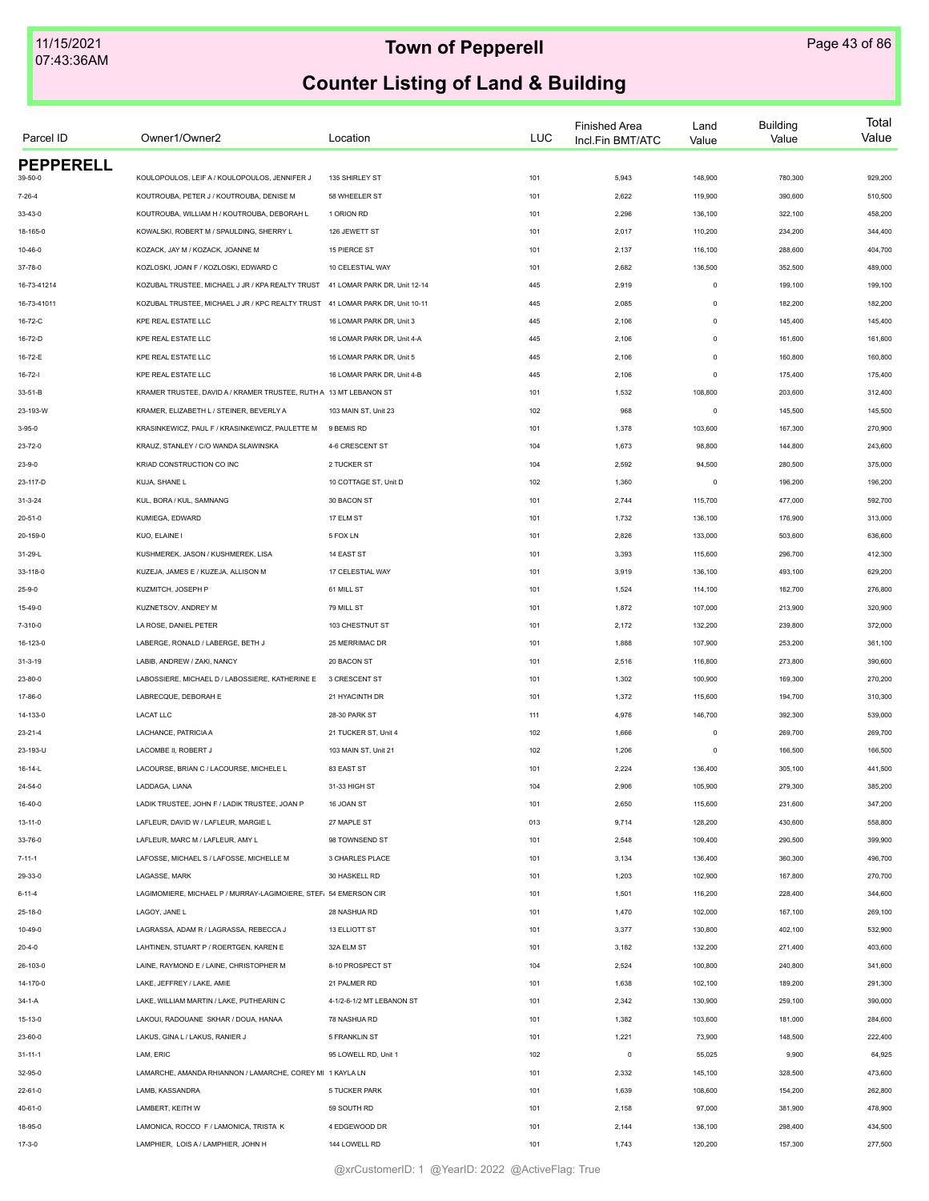# Town of Pepperell

## Counter Listing of Land & Building

| Parcel ID | Owner1/Owner2 | Location | LUC | Finished Area Incl.Fin BMT/ATC | Land Value | Building Value | Total Value |
|---|---|---|---|---|---|---|---|
| **PEPPERELL** | | | | | | | |
| 39-50-0 | KOULOPOULOS, LEIF A / KOULOPOULOS, JENNIFER J | 135 SHIRLEY ST | 101 | 5,943 | 148,900 | 780,300 | 929,200 |
| 7-26-4 | KOUTROUBA, PETER J / KOUTROUBA, DENISE M | 58 WHEELER ST | 101 | 2,622 | 119,900 | 390,600 | 510,500 |
| 33-43-0 | KOUTROUBA, WILLIAM H / KOUTROUBA, DEBORAH L | 1 ORION RD | 101 | 2,296 | 136,100 | 322,100 | 458,200 |
| 18-165-0 | KOWALSKI, ROBERT M / SPAULDING, SHERRY L | 126 JEWETT ST | 101 | 2,017 | 110,200 | 234,200 | 344,400 |
| 10-46-0 | KOZACK, JAY M / KOZACK, JOANNE M | 15 PIERCE ST | 101 | 2,137 | 116,100 | 288,600 | 404,700 |
| 37-78-0 | KOZLOSKI, JOAN F / KOZLOSKI, EDWARD C | 10 CELESTIAL WAY | 101 | 2,682 | 136,500 | 352,500 | 489,000 |
| 16-73-41214 | KOZUBAL TRUSTEE, MICHAEL J JR / KPA REALTY TRUST | 41 LOMAR PARK DR, Unit 12-14 | 445 | 2,919 | 0 | 199,100 | 199,100 |
| 16-73-41011 | KOZUBAL TRUSTEE, MICHAEL J JR / KPC REALTY TRUST | 41 LOMAR PARK DR, Unit 10-11 | 445 | 2,085 | 0 | 182,200 | 182,200 |
| 16-72-C | KPE REAL ESTATE LLC | 16 LOMAR PARK DR, Unit 3 | 445 | 2,106 | 0 | 145,400 | 145,400 |
| 16-72-D | KPE REAL ESTATE LLC | 16 LOMAR PARK DR, Unit 4-A | 445 | 2,106 | 0 | 161,600 | 161,600 |
| 16-72-E | KPE REAL ESTATE LLC | 16 LOMAR PARK DR, Unit 5 | 445 | 2,106 | 0 | 160,800 | 160,800 |
| 16-72-I | KPE REAL ESTATE LLC | 16 LOMAR PARK DR, Unit 4-B | 445 | 2,106 | 0 | 175,400 | 175,400 |
| 33-51-B | KRAMER TRUSTEE, DAVID A / KRAMER TRUSTEE, RUTH A | 13 MT LEBANON ST | 101 | 1,532 | 108,800 | 203,600 | 312,400 |
| 23-193-W | KRAMER, ELIZABETH L / STEINER, BEVERLY A | 103 MAIN ST, Unit 23 | 102 | 968 | 0 | 145,500 | 145,500 |
| 3-95-0 | KRASINKEWICZ, PAUL F / KRASINKEWICZ, PAULETTE M | 9 BEMIS RD | 101 | 1,378 | 103,600 | 167,300 | 270,900 |
| 23-72-0 | KRAUZ, STANLEY / C/O WANDA SLAWINSKA | 4-6 CRESCENT ST | 104 | 1,673 | 98,800 | 144,800 | 243,600 |
| 23-9-0 | KRIAD CONSTRUCTION CO INC | 2 TUCKER ST | 104 | 2,592 | 94,500 | 280,500 | 375,000 |
| 23-117-D | KUJA, SHANE L | 10 COTTAGE ST, Unit D | 102 | 1,360 | 0 | 196,200 | 196,200 |
| 31-3-24 | KUL, BORA / KUL, SAMNANG | 30 BACON ST | 101 | 2,744 | 115,700 | 477,000 | 592,700 |
| 20-51-0 | KUMIEGA, EDWARD | 17 ELM ST | 101 | 1,732 | 136,100 | 176,900 | 313,000 |
| 20-159-0 | KUO, ELAINE I | 5 FOX LN | 101 | 2,826 | 133,000 | 503,600 | 636,600 |
| 31-29-L | KUSHMEREK, JASON / KUSHMEREK, LISA | 14 EAST ST | 101 | 3,393 | 115,600 | 296,700 | 412,300 |
| 33-118-0 | KUZEJA, JAMES E / KUZEJA, ALLISON M | 17 CELESTIAL WAY | 101 | 3,919 | 136,100 | 493,100 | 629,200 |
| 25-9-0 | KUZMITCH, JOSEPH P | 61 MILL ST | 101 | 1,524 | 114,100 | 162,700 | 276,800 |
| 15-49-0 | KUZNETSOV, ANDREY M | 79 MILL ST | 101 | 1,872 | 107,000 | 213,900 | 320,900 |
| 7-310-0 | LA ROSE, DANIEL PETER | 103 CHESTNUT ST | 101 | 2,172 | 132,200 | 239,800 | 372,000 |
| 16-123-0 | LABERGE, RONALD / LABERGE, BETH J | 25 MERRIMAC DR | 101 | 1,888 | 107,900 | 253,200 | 361,100 |
| 31-3-19 | LABIB, ANDREW / ZAKI, NANCY | 20 BACON ST | 101 | 2,516 | 116,800 | 273,800 | 390,600 |
| 23-80-0 | LABOSSIERE, MICHAEL D / LABOSSIERE, KATHERINE E | 3 CRESCENT ST | 101 | 1,302 | 100,900 | 169,300 | 270,200 |
| 17-86-0 | LABRECQUE, DEBORAH E | 21 HYACINTH DR | 101 | 1,372 | 115,600 | 194,700 | 310,300 |
| 14-133-0 | LACAT LLC | 28-30 PARK ST | 111 | 4,976 | 146,700 | 392,300 | 539,000 |
| 23-21-4 | LACHANCE, PATRICIA A | 21 TUCKER ST, Unit 4 | 102 | 1,666 | 0 | 269,700 | 269,700 |
| 23-193-U | LACOMBE II, ROBERT J | 103 MAIN ST, Unit 21 | 102 | 1,206 | 0 | 166,500 | 166,500 |
| 16-14-L | LACOURSE, BRIAN C / LACOURSE, MICHELE L | 83 EAST ST | 101 | 2,224 | 136,400 | 305,100 | 441,500 |
| 24-54-0 | LADDAGA, LIANA | 31-33 HIGH ST | 104 | 2,906 | 105,900 | 279,300 | 385,200 |
| 16-40-0 | LADIK TRUSTEE, JOHN F / LADIK TRUSTEE, JOAN P | 16 JOAN ST | 101 | 2,650 | 115,600 | 231,600 | 347,200 |
| 13-11-0 | LAFLEUR, DAVID W / LAFLEUR, MARGIE L | 27 MAPLE ST | 013 | 9,714 | 128,200 | 430,600 | 558,800 |
| 33-76-0 | LAFLEUR, MARC M / LAFLEUR, AMY L | 98 TOWNSEND ST | 101 | 2,548 | 109,400 | 290,500 | 399,900 |
| 7-11-1 | LAFOSSE, MICHAEL S / LAFOSSE, MICHELLE M | 3 CHARLES PLACE | 101 | 3,134 | 136,400 | 360,300 | 496,700 |
| 29-33-0 | LAGASSE, MARK | 30 HASKELL RD | 101 | 1,203 | 102,900 | 167,800 | 270,700 |
| 6-11-4 | LAGIMOMIERE, MICHAEL P / MURRAY-LAGIMOIERE, STEF/ | 54 EMERSON CIR | 101 | 1,501 | 116,200 | 228,400 | 344,600 |
| 25-18-0 | LAGOY, JANE L | 28 NASHUA RD | 101 | 1,470 | 102,000 | 167,100 | 269,100 |
| 10-49-0 | LAGRASSA, ADAM R / LAGRASSA, REBECCA J | 13 ELLIOTT ST | 101 | 3,377 | 130,800 | 402,100 | 532,900 |
| 20-4-0 | LAHTINEN, STUART P / ROERTGEN, KAREN E | 32A ELM ST | 101 | 3,182 | 132,200 | 271,400 | 403,600 |
| 26-103-0 | LAINE, RAYMOND E / LAINE, CHRISTOPHER M | 8-10 PROSPECT ST | 104 | 2,524 | 100,800 | 240,800 | 341,600 |
| 14-170-0 | LAKE, JEFFREY / LAKE, AMIE | 21 PALMER RD | 101 | 1,638 | 102,100 | 189,200 | 291,300 |
| 34-1-A | LAKE, WILLIAM MARTIN / LAKE, PUTHEARIN C | 4-1/2-6-1/2 MT LEBANON ST | 101 | 2,342 | 130,900 | 259,100 | 390,000 |
| 15-13-0 | LAKOUI, RADOUANE SKHAR / DOUA, HANAA | 78 NASHUA RD | 101 | 1,382 | 103,600 | 181,000 | 284,600 |
| 23-60-0 | LAKUS, GINA L / LAKUS, RANIER J | 5 FRANKLIN ST | 101 | 1,221 | 73,900 | 148,500 | 222,400 |
| 31-11-1 | LAM, ERIC | 95 LOWELL RD, Unit 1 | 102 | 0 | 55,025 | 9,900 | 64,925 |
| 32-95-0 | LAMARCHE, AMANDA RHIANNON / LAMARCHE, COREY MI | 1 KAYLA LN | 101 | 2,332 | 145,100 | 328,500 | 473,600 |
| 22-61-0 | LAMB, KASSANDRA | 5 TUCKER PARK | 101 | 1,639 | 108,600 | 154,200 | 262,800 |
| 40-61-0 | LAMBERT, KEITH W | 59 SOUTH RD | 101 | 2,158 | 97,000 | 381,900 | 478,900 |
| 18-95-0 | LAMONICA, ROCCO F / LAMONICA, TRISTA K | 4 EDGEWOOD DR | 101 | 2,144 | 136,100 | 298,400 | 434,500 |
| 17-3-0 | LAMPHIER, LOIS A / LAMPHIER, JOHN H | 144 LOWELL RD | 101 | 1,743 | 120,200 | 157,300 | 277,500 |

@xrCustomerID: 1 @YearID: 2022 @ActiveFlag: True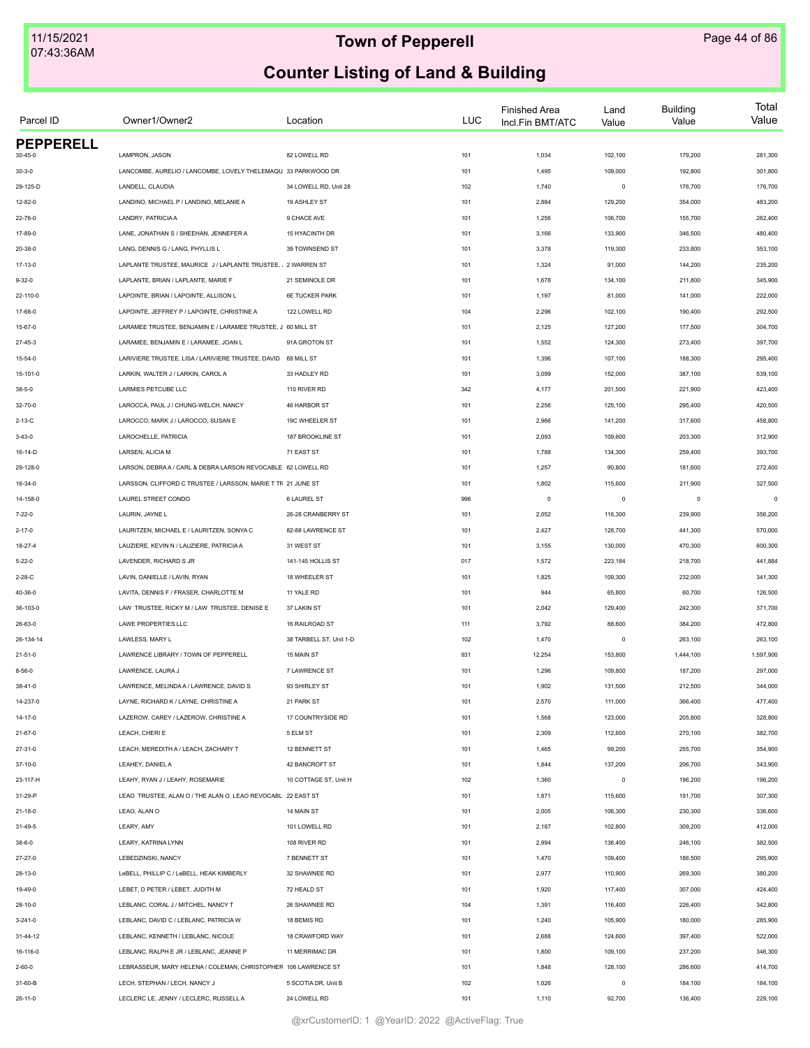## PEPPERELL

| Parcel ID | Owner1/Owner2 | Location | LUC | Finished Area Incl.Fin BMT/ATC | Land Value | Building Value | Total Value |
|---|---|---|---|---|---|---|---|
| 30-45-0 | LAMPRON, JASON | 82 LOWELL RD | 101 | 1,034 | 102,100 | 179,200 | 281,300 |
| 30-3-0 | LANCOMBE, AURELIO / LANCOMBE, LOVELY THELEMAQU | 33 PARKWOOD DR | 101 | 1,495 | 109,000 | 192,800 | 301,800 |
| 29-125-D | LANDELL, CLAUDIA | 34 LOWELL RD, Unit 28 | 102 | 1,740 | 0 | 176,700 | 176,700 |
| 12-82-0 | LANDINO, MICHAEL P / LANDINO, MELANIE A | 19 ASHLEY ST | 101 | 2,884 | 129,200 | 354,000 | 483,200 |
| 22-76-0 | LANDRY, PATRICIA A | 9 CHACE AVE | 101 | 1,256 | 106,700 | 155,700 | 262,400 |
| 17-89-0 | LANE, JONATHAN S / SHEEHAN, JENNEFER A | 15 HYACINTH DR | 101 | 3,166 | 133,900 | 346,500 | 480,400 |
| 20-38-0 | LANG, DENNIS G / LANG, PHYLLIS L | 39 TOWNSEND ST | 101 | 3,378 | 119,300 | 233,800 | 353,100 |
| 17-13-0 | LAPLANTE TRUSTEE, MAURICE J / LAPLANTE TRUSTEE, | 2 WARREN ST | 101 | 1,324 | 91,000 | 144,200 | 235,200 |
| 9-32-0 | LAPLANTE, BRIAN / LAPLANTE, MARIE F | 21 SEMINOLE DR | 101 | 1,678 | 134,100 | 211,800 | 345,900 |
| 22-110-0 | LAPOINTE, BRIAN / LAPOINTE, ALLISON L | 6E TUCKER PARK | 101 | 1,197 | 81,000 | 141,000 | 222,000 |
| 17-68-0 | LAPOINTE, JEFFREY P / LAPOINTE, CHRISTINE A | 122 LOWELL RD | 104 | 2,296 | 102,100 | 190,400 | 292,500 |
| 15-67-0 | LARAMEE TRUSTEE, BENJAMIN E / LARAMEE TRUSTEE, J | 60 MILL ST | 101 | 2,125 | 127,200 | 177,500 | 304,700 |
| 27-45-3 | LARAMEE, BENJAMIN E / LARAMEE, JOAN L | 91A GROTON ST | 101 | 1,552 | 124,300 | 273,400 | 397,700 |
| 15-54-0 | LARIVIERE TRUSTEE, LISA / LARIVIERE TRUSTEE, DAVID | 69 MILL ST | 101 | 1,396 | 107,100 | 188,300 | 295,400 |
| 15-101-0 | LARKIN, WALTER J / LARKIN, CAROL A | 33 HADLEY RD | 101 | 3,099 | 152,000 | 387,100 | 539,100 |
| 38-5-0 | LARMIES PETCUBE LLC | 110 RIVER RD | 342 | 4,177 | 201,500 | 221,900 | 423,400 |
| 32-70-0 | LAROCCA, PAUL J / CHUNG-WELCH, NANCY | 46 HARBOR ST | 101 | 2,256 | 125,100 | 295,400 | 420,500 |
| 2-13-C | LAROCCO, MARK J / LAROCCO, SUSAN E | 19C WHEELER ST | 101 | 2,966 | 141,200 | 317,600 | 458,800 |
| 3-43-0 | LAROCHELLE, PATRICIA | 187 BROOKLINE ST | 101 | 2,093 | 109,600 | 203,300 | 312,900 |
| 16-14-D | LARSEN, ALICIA M | 71 EAST ST | 101 | 1,788 | 134,300 | 259,400 | 393,700 |
| 29-128-0 | LARSON, DEBRA A / CARL & DEBRA LARSON REVOCABLE | 62 LOWELL RD | 101 | 1,257 | 90,800 | 181,600 | 272,400 |
| 16-34-0 | LARSSON, CLIFFORD C TRUSTEE / LARSSON, MARIE T TR | 21 JUNE ST | 101 | 1,802 | 115,600 | 211,900 | 327,500 |
| 14-158-0 | LAUREL STREET CONDO | 6 LAUREL ST | 996 | 0 | 0 | 0 | 0 |
| 7-22-0 | LAURIN, JAYNE L | 26-28 CRANBERRY ST | 101 | 2,052 | 116,300 | 239,900 | 356,200 |
| 2-17-0 | LAURITZEN, MICHAEL E / LAURITZEN, SONYA C | 82-88 LAWRENCE ST | 101 | 2,427 | 128,700 | 441,300 | 570,000 |
| 18-27-4 | LAUZIERE, KEVIN N / LAUZIERE, PATRICIA A | 31 WEST ST | 101 | 3,155 | 130,000 | 470,300 | 600,300 |
| 5-22-0 | LAVENDER, RICHARD S JR | 141-145 HOLLIS ST | 017 | 1,572 | 223,184 | 218,700 | 441,884 |
| 2-28-C | LAVIN, DANIELLE / LAVIN, RYAN | 18 WHEELER ST | 101 | 1,825 | 109,300 | 232,000 | 341,300 |
| 40-36-0 | LAVITA, DENNIS F / FRASER, CHARLOTTE M | 11 YALE RD | 101 | 944 | 65,800 | 60,700 | 126,500 |
| 36-103-0 | LAW TRUSTEE, RICKY M / LAW TRUSTEE, DENISE E | 37 LAKIN ST | 101 | 2,042 | 129,400 | 242,300 | 371,700 |
| 26-63-0 | LAWE PROPERTIES LLC | 16 RAILROAD ST | 111 | 3,792 | 88,600 | 384,200 | 472,800 |
| 26-134-14 | LAWLESS, MARY L | 38 TARBELL ST, Unit 1-D | 102 | 1,470 | 0 | 263,100 | 263,100 |
| 21-51-0 | LAWRENCE LIBRARY / TOWN OF PEPPERELL | 15 MAIN ST | 931 | 12,254 | 153,800 | 1,444,100 | 1,597,900 |
| 8-56-0 | LAWRENCE, LAURA J | 7 LAWRENCE ST | 101 | 1,296 | 109,800 | 187,200 | 297,000 |
| 38-41-0 | LAWRENCE, MELINDA A / LAWRENCE, DAVID S | 93 SHIRLEY ST | 101 | 1,902 | 131,500 | 212,500 | 344,000 |
| 14-237-0 | LAYNE, RICHARD K / LAYNE, CHRISTINE A | 21 PARK ST | 101 | 2,570 | 111,000 | 366,400 | 477,400 |
| 14-17-0 | LAZEROW, CAREY / LAZEROW, CHRISTINE A | 17 COUNTRYSIDE RD | 101 | 1,568 | 123,000 | 205,800 | 328,800 |
| 21-67-0 | LEACH, CHERI E | 5 ELM ST | 101 | 2,309 | 112,600 | 270,100 | 382,700 |
| 27-31-0 | LEACH, MEREDITH A / LEACH, ZACHARY T | 12 BENNETT ST | 101 | 1,465 | 99,200 | 255,700 | 354,900 |
| 37-10-0 | LEAHEY, DANIEL A | 42 BANCROFT ST | 101 | 1,844 | 137,200 | 206,700 | 343,900 |
| 23-117-H | LEAHY, RYAN J / LEAHY, ROSEMARIE | 10 COTTAGE ST, Unit H | 102 | 1,360 | 0 | 196,200 | 196,200 |
| 31-29-P | LEAO TRUSTEE, ALAN O / THE ALAN O. LEAO REVOCABL | 22 EAST ST | 101 | 1,871 | 115,600 | 191,700 | 307,300 |
| 21-18-0 | LEAO, ALAN O | 14 MAIN ST | 101 | 2,005 | 106,300 | 230,300 | 336,600 |
| 31-49-5 | LEARY, AMY | 101 LOWELL RD | 101 | 2,187 | 102,800 | 309,200 | 412,000 |
| 38-6-0 | LEARY, KATRINA LYNN | 108 RIVER RD | 101 | 2,994 | 136,400 | 246,100 | 382,500 |
| 27-27-0 | LEBEDZINSKI, NANCY | 7 BENNETT ST | 101 | 1,470 | 109,400 | 186,500 | 295,900 |
| 28-13-0 | LeBELL, PHILLIP C / LeBELL, HEAK KIMBERLY | 32 SHAWNEE RD | 101 | 2,977 | 110,900 | 269,300 | 380,200 |
| 19-49-0 | LEBET, D PETER / LEBET, JUDITH M | 72 HEALD ST | 101 | 1,920 | 117,400 | 307,000 | 424,400 |
| 28-10-0 | LEBLANC, CORAL J / MITCHEL, NANCY T | 26 SHAWNEE RD | 104 | 1,391 | 116,400 | 226,400 | 342,800 |
| 3-241-0 | LEBLANC, DAVID C / LEBLANC, PATRICIA W | 18 BEMIS RD | 101 | 1,240 | 105,900 | 180,000 | 285,900 |
| 31-44-12 | LEBLANC, KENNETH / LEBLANC, NICOLE | 18 CRAWFORD WAY | 101 | 2,688 | 124,600 | 397,400 | 522,000 |
| 16-116-0 | LEBLANC, RALPH E JR / LEBLANC, JEANNE P | 11 MERRIMAC DR | 101 | 1,800 | 109,100 | 237,200 | 346,300 |
| 2-60-0 | LEBRASSEUR, MARY HELENA / COLEMAN, CHRISTOPHER | 106 LAWRENCE ST | 101 | 1,848 | 128,100 | 286,600 | 414,700 |
| 31-60-B | LECH, STEPHAN / LECH, NANCY J | 5 SCOTIA DR, Unit B | 102 | 1,026 | 0 | 184,100 | 184,100 |
| 26-11-0 | LECLERC LE, JENNY / LECLERC, RUSSELL A | 24 LOWELL RD | 101 | 1,110 | 92,700 | 136,400 | 229,100 |

@xrCustomerID: 1 @YearID: 2022 @ActiveFlag: True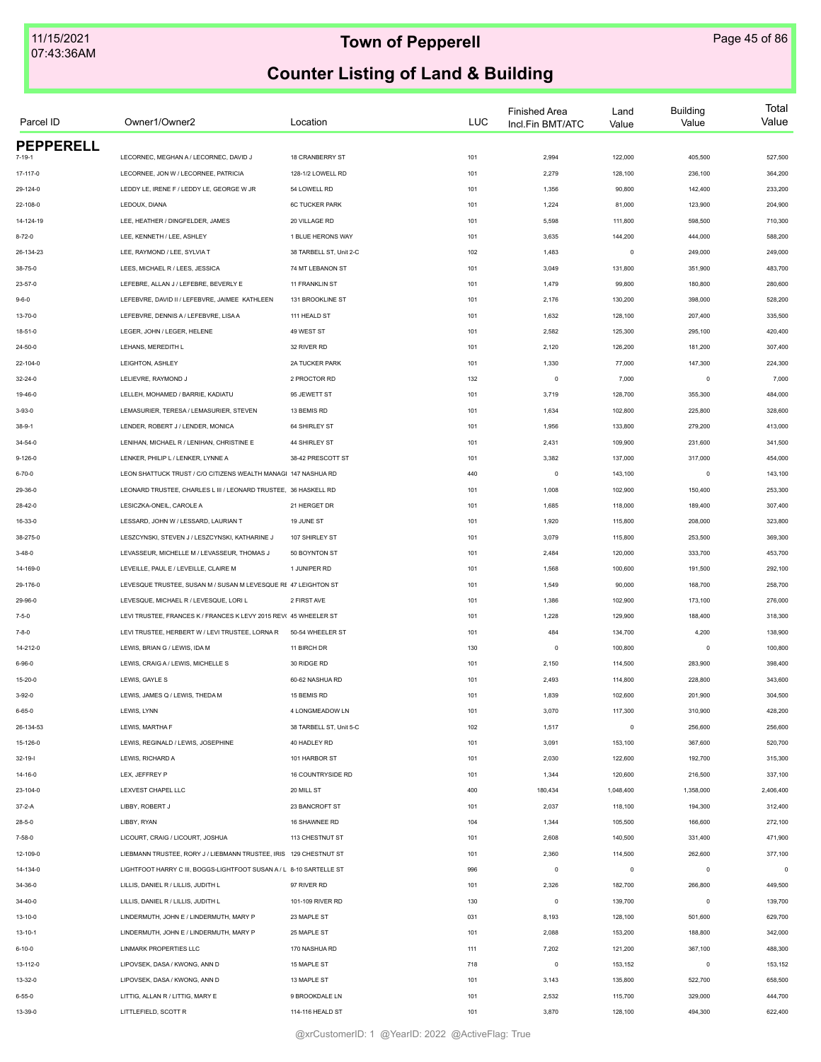# Town of Pepperell

## Counter Listing of Land & Building

| Parcel ID | Owner1/Owner2 | Location | LUC | Finished Area Incl.Fin BMT/ATC | Land Value | Building Value | Total Value |
|---|---|---|---|---|---|---|---|
| **PEPPERELL** | | | | | | | |
| 7-19-1 | LECORNEC, MEGHAN A / LECORNEC, DAVID J | 18 CRANBERRY ST | 101 | 2,994 | 122,000 | 405,500 | 527,500 |
| 17-117-0 | LECORNEE, JON W / LECORNEE, PATRICIA | 128-1/2 LOWELL RD | 101 | 2,279 | 128,100 | 236,100 | 364,200 |
| 29-124-0 | LEDDY LE, IRENE F / LEDDY LE, GEORGE W JR | 54 LOWELL RD | 101 | 1,356 | 90,800 | 142,400 | 233,200 |
| 22-108-0 | LEDOUX, DIANA | 6C TUCKER PARK | 101 | 1,224 | 81,000 | 123,900 | 204,900 |
| 14-124-19 | LEE, HEATHER / DINGFELDER, JAMES | 20 VILLAGE RD | 101 | 5,598 | 111,800 | 598,500 | 710,300 |
| 8-72-0 | LEE, KENNETH / LEE, ASHLEY | 1 BLUE HERONS WAY | 101 | 3,635 | 144,200 | 444,000 | 588,200 |
| 26-134-23 | LEE, RAYMOND / LEE, SYLVIA T | 38 TARBELL ST, Unit 2-C | 102 | 1,483 | 0 | 249,000 | 249,000 |
| 38-75-0 | LEES, MICHAEL R / LEES, JESSICA | 74 MT LEBANON ST | 101 | 3,049 | 131,800 | 351,900 | 483,700 |
| 23-57-0 | LEFEBRE, ALLAN J / LEFEBRE, BEVERLY E | 11 FRANKLIN ST | 101 | 1,479 | 99,800 | 180,800 | 280,600 |
| 9-6-0 | LEFEBVRE, DAVID II / LEFEBVRE, JAIMEE KATHLEEN | 131 BROOKLINE ST | 101 | 2,176 | 130,200 | 398,000 | 528,200 |
| 13-70-0 | LEFEBVRE, DENNIS A / LEFEBVRE, LISA A | 111 HEALD ST | 101 | 1,632 | 128,100 | 207,400 | 335,500 |
| 18-51-0 | LEGER, JOHN / LEGER, HELENE | 49 WEST ST | 101 | 2,582 | 125,300 | 295,100 | 420,400 |
| 24-50-0 | LEHANS, MEREDITH L | 32 RIVER RD | 101 | 2,120 | 126,200 | 181,200 | 307,400 |
| 22-104-0 | LEIGHTON, ASHLEY | 2A TUCKER PARK | 101 | 1,330 | 77,000 | 147,300 | 224,300 |
| 32-24-0 | LELIEVRE, RAYMOND J | 2 PROCTOR RD | 132 | 0 | 7,000 | 0 | 7,000 |
| 19-46-0 | LELLEH, MOHAMED / BARRIE, KADIATU | 95 JEWETT ST | 101 | 3,719 | 128,700 | 355,300 | 484,000 |
| 3-93-0 | LEMASURIER, TERESA / LEMASURIER, STEVEN | 13 BEMIS RD | 101 | 1,634 | 102,800 | 225,800 | 328,600 |
| 38-9-1 | LENDER, ROBERT J / LENDER, MONICA | 64 SHIRLEY ST | 101 | 1,956 | 133,800 | 279,200 | 413,000 |
| 34-54-0 | LENIHAN, MICHAEL R / LENIHAN, CHRISTINE E | 44 SHIRLEY ST | 101 | 2,431 | 109,900 | 231,600 | 341,500 |
| 9-126-0 | LENKER, PHILIP L / LENKER, LYNNE A | 38-42 PRESCOTT ST | 101 | 3,382 | 137,000 | 317,000 | 454,000 |
| 6-70-0 | LEON SHATTUCK TRUST / C/O CITIZENS WEALTH MANAGI | 147 NASHUA RD | 440 | 0 | 143,100 | 0 | 143,100 |
| 29-36-0 | LEONARD TRUSTEE, CHARLES L III / LEONARD TRUSTEE, | 36 HASKELL RD | 101 | 1,008 | 102,900 | 150,400 | 253,300 |
| 28-42-0 | LESICZKA-ONEIL, CAROLE A | 21 HERGET DR | 101 | 1,685 | 118,000 | 189,400 | 307,400 |
| 16-33-0 | LESSARD, JOHN W / LESSARD, LAURIAN T | 19 JUNE ST | 101 | 1,920 | 115,800 | 208,000 | 323,800 |
| 38-275-0 | LESZCYNSKI, STEVEN J / LESZCYNSKI, KATHARINE J | 107 SHIRLEY ST | 101 | 3,079 | 115,800 | 253,500 | 369,300 |
| 3-48-0 | LEVASSEUR, MICHELLE M / LEVASSEUR, THOMAS J | 50 BOYNTON ST | 101 | 2,484 | 120,000 | 333,700 | 453,700 |
| 14-169-0 | LEVEILLE, PAUL E / LEVEILLE, CLAIRE M | 1 JUNIPER RD | 101 | 1,568 | 100,600 | 191,500 | 292,100 |
| 29-176-0 | LEVESQUE TRUSTEE, SUSAN M / SUSAN M LEVESQUE RE | 47 LEIGHTON ST | 101 | 1,549 | 90,000 | 168,700 | 258,700 |
| 29-96-0 | LEVESQUE, MICHAEL R / LEVESQUE, LORI L | 2 FIRST AVE | 101 | 1,386 | 102,900 | 173,100 | 276,000 |
| 7-5-0 | LEVI TRUSTEE, FRANCES K / FRANCES K LEVY 2015 REV( | 45 WHEELER ST | 101 | 1,228 | 129,900 | 188,400 | 318,300 |
| 7-8-0 | LEVI TRUSTEE, HERBERT W / LEVI TRUSTEE, LORNA R | 50-54 WHEELER ST | 101 | 484 | 134,700 | 4,200 | 138,900 |
| 14-212-0 | LEWIS, BRIAN G / LEWIS, IDA M | 11 BIRCH DR | 130 | 0 | 100,800 | 0 | 100,800 |
| 6-96-0 | LEWIS, CRAIG A / LEWIS, MICHELLE S | 30 RIDGE RD | 101 | 2,150 | 114,500 | 283,900 | 398,400 |
| 15-20-0 | LEWIS, GAYLE S | 60-62 NASHUA RD | 101 | 2,493 | 114,800 | 228,800 | 343,600 |
| 3-92-0 | LEWIS, JAMES Q / LEWIS, THEDA M | 15 BEMIS RD | 101 | 1,839 | 102,600 | 201,900 | 304,500 |
| 6-65-0 | LEWIS, LYNN | 4 LONGMEADOW LN | 101 | 3,070 | 117,300 | 310,900 | 428,200 |
| 26-134-53 | LEWIS, MARTHA F | 38 TARBELL ST, Unit 5-C | 102 | 1,517 | 0 | 256,600 | 256,600 |
| 15-126-0 | LEWIS, REGINALD / LEWIS, JOSEPHINE | 40 HADLEY RD | 101 | 3,091 | 153,100 | 367,600 | 520,700 |
| 32-19-I | LEWIS, RICHARD A | 101 HARBOR ST | 101 | 2,030 | 122,600 | 192,700 | 315,300 |
| 14-16-0 | LEX, JEFFREY P | 16 COUNTRYSIDE RD | 101 | 1,344 | 120,600 | 216,500 | 337,100 |
| 23-104-0 | LEXVEST CHAPEL LLC | 20 MILL ST | 400 | 180,434 | 1,048,400 | 1,358,000 | 2,406,400 |
| 37-2-A | LIBBY, ROBERT J | 23 BANCROFT ST | 101 | 2,037 | 118,100 | 194,300 | 312,400 |
| 28-5-0 | LIBBY, RYAN | 16 SHAWNEE RD | 104 | 1,344 | 105,500 | 166,600 | 272,100 |
| 7-58-0 | LICOURT, CRAIG / LICOURT, JOSHUA | 113 CHESTNUT ST | 101 | 2,608 | 140,500 | 331,400 | 471,900 |
| 12-109-0 | LIEBMANN TRUSTEE, RORY J / LIEBMANN TRUSTEE, IRIS | 129 CHESTNUT ST | 101 | 2,360 | 114,500 | 262,600 | 377,100 |
| 14-134-0 | LIGHTFOOT HARRY C III, BOGGS-LIGHTFOOT SUSAN A / L | 8-10 SARTELLE ST | 996 | 0 | 0 | 0 | 0 |
| 34-36-0 | LILLIS, DANIEL R / LILLIS, JUDITH L | 97 RIVER RD | 101 | 2,326 | 182,700 | 266,800 | 449,500 |
| 34-40-0 | LILLIS, DANIEL R / LILLIS, JUDITH L | 101-109 RIVER RD | 130 | 0 | 139,700 | 0 | 139,700 |
| 13-10-0 | LINDERMUTH, JOHN E / LINDERMUTH, MARY P | 23 MAPLE ST | 031 | 8,193 | 128,100 | 501,600 | 629,700 |
| 13-10-1 | LINDERMUTH, JOHN E / LINDERMUTH, MARY P | 25 MAPLE ST | 101 | 2,088 | 153,200 | 188,800 | 342,000 |
| 6-10-0 | LINMARK PROPERTIES LLC | 170 NASHUA RD | 111 | 7,202 | 121,200 | 367,100 | 488,300 |
| 13-112-0 | LIPOVSEK, DASA / KWONG, ANN D | 15 MAPLE ST | 718 | 0 | 153,152 | 0 | 153,152 |
| 13-32-0 | LIPOVSEK, DASA / KWONG, ANN D | 13 MAPLE ST | 101 | 3,143 | 135,800 | 522,700 | 658,500 |
| 6-55-0 | LITTIG, ALLAN R / LITTIG, MARY E | 9 BROOKDALE LN | 101 | 2,532 | 115,700 | 329,000 | 444,700 |
| 13-39-0 | LITTLEFIELD, SCOTT R | 114-116 HEALD ST | 101 | 3,870 | 128,100 | 494,300 | 622,400 |

@xrCustomerID: 1 @YearID: 2022 @ActiveFlag: True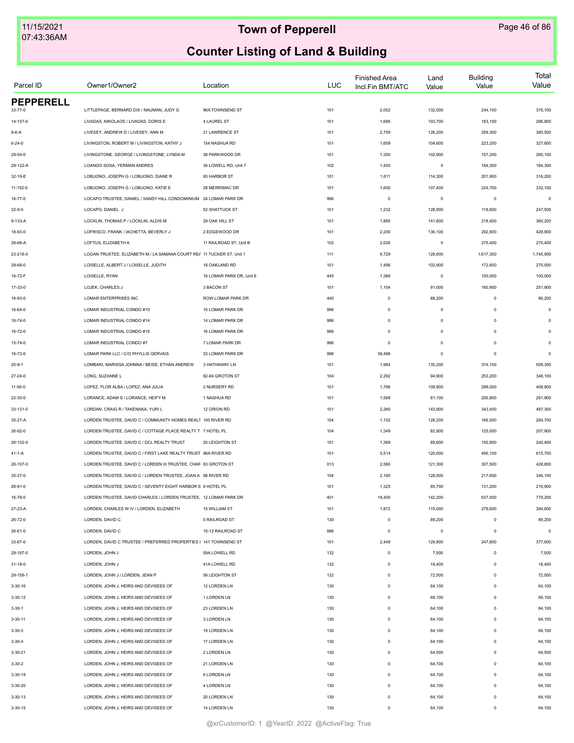# Town of Pepperell

## Counter Listing of Land & Building

| Parcel ID | Owner1/Owner2 | Location | LUC | Finished Area Incl.Fin BMT/ATC | Land Value | Building Value | Total Value |
|---|---|---|---|---|---|---|---|
| **PEPPERELL** | | | | | | | |
| 33-77-0 | LITTLEPAGE, BERNARD DIX / NAUMAN, JUDY G | 96A TOWNSEND ST | 101 | 2,052 | 132,000 | 244,100 | 376,100 |
| 14-157-0 | LIVADAS, NIKOLAOS / LIVADAS, DORIS E | 4 LAUREL ST | 101 | 1,666 | 103,700 | 183,100 | 286,800 |
| 8-6-A | LIVESEY, ANDREW D / LIVESEY, ANN M | 21 LAWRENCE ST | 101 | 2,759 | 126,200 | 259,300 | 385,500 |
| 6-24-0 | LIVINGSTON, ROBERT M / LIVINGSTON, KATHY J | 154 NASHUA RD | 101 | 1,659 | 104,600 | 223,200 | 327,800 |
| 29-54-0 | LIVINGSTONE, GEORGE / LIVINGSTONE, LYNDA M | 38 PARKWOOD DR | 101 | 1,300 | 102,900 | 157,200 | 260,100 |
| 29-122-A | LOANGO SOSA, YERMAN ANDRES | 34 LOWELL RD, Unit 7 | 102 | 1,450 | 0 | 184,300 | 184,300 |
| 32-19-E | LOBUONO, JOSEPH G / LOBUONO, DIANE R | 93 HARBOR ST | 101 | 1,611 | 114,300 | 201,900 | 316,200 |
| 11-152-0 | LOBUONO, JOSEPH G / LOBUONO, KATIE E | 28 MERRIMAC DR | 101 | 1,600 | 107,400 | 224,700 | 332,100 |
| 16-77-0 | LOCAPO TRUSTEE, DANIEL / SANDY HILL CONDOMINIUM | 24 LOMAR PARK DR | 996 | 0 | 0 | 0 | 0 |
| 32-9-0 | LOCAPO, DANIEL J | 52 SHATTUCK ST | 101 | 1,232 | 128,900 | 118,600 | 247,500 |
| 9-133-A | LOCKLIN, THOMAS P / LOCKLIN, ALDIS M | 29 OAK HILL ST | 101 | 1,885 | 141,800 | 218,400 | 360,200 |
| 18-93-0 | LOFRISCO, FRANK / IACHETTA, BEVERLY J | 2 EDGEWOOD DR | 101 | 2,200 | 136,100 | 292,800 | 428,900 |
| 26-68-A | LOFTUS, ELIZABETH A | 11 RAILROAD ST, Unit B | 102 | 2,026 | 0 | 275,400 | 275,400 |
| 23-218-0 | LOGAN TRUSTEE, ELIZABETH M / LA SAMANA COURT RE/ | 11 TUCKER ST, Unit 1 | 111 | 9,729 | 128,600 | 1,617,300 | 1,745,900 |
| 29-68-0 | LOISELLE, ALBERT J / LOISELLE, JUDITH | 19 OAKLAND RD | 101 | 1,496 | 102,900 | 172,600 | 275,500 |
| 16-72-F | LOISELLE, RYAN | 16 LOMAR PARK DR, Unit 6 | 445 | 1,366 | 0 | 100,000 | 100,000 |
| 17-33-0 | LOJEK, CHARLES J | 3 BACON ST | 101 | 1,104 | 91,000 | 160,900 | 251,900 |
| 16-93-0 | LOMAR ENTERPRISES INC | ROW LOMAR PARK DR | 440 | 0 | 88,200 | 0 | 88,200 |
| 16-64-0 | LOMAR INDUSTRIAL CONDO #10 | 10 LOMAR PARK DR | 996 | 0 | 0 | 0 | 0 |
| 16-74-0 | LOMAR INDUSTRIAL CONDO #14 | 14 LOMAR PARK DR | 996 | 0 | 0 | 0 | 0 |
| 16-72-0 | LOMAR INDUSTRIAL CONDO #16 | 16 LOMAR PARK DR | 996 | 0 | 0 | 0 | 0 |
| 15-74-0 | LOMAR INDUSTRIAL CONDO #7 | 7 LOMAR PARK DR | 996 | 0 | 0 | 0 | 0 |
| 16-73-0 | LOMAR PARK LLC / C/O PHYLLIS GERVAIS | 33 LOMAR PARK DR | 996 | 39,496 | 0 | 0 | 0 |
| 20-9-1 | LOMBARI, MARISSA JOHNNA / BEISE, ETHAN ANDREW | 3 HATHAWAY LN | 101 | 1,984 | 135,200 | 374,100 | 509,300 |
| 27-24-0 | LONG, SUZANNE L | 82-84 GROTON ST | 104 | 2,292 | 94,900 | 253,200 | 348,100 |
| 11-56-0 | LOPEZ, FLOR ALBA / LOPEZ, ANA JULIA | 2 NURSERY RD | 101 | 1,766 | 109,800 | 299,000 | 408,800 |
| 22-35-0 | LORANCE, ADAM S / LORANCE, HEIFY M | 1 NASHUA RD | 101 | 1,568 | 81,100 | 200,800 | 281,900 |
| 33-131-0 | LORDAN, CRAIG R / TAKENAKA, YURI L | 12 ORION RD | 101 | 2,260 | 143,900 | 343,400 | 487,300 |
| 35-27-A | LORDEN TRUSTEE, DAVID C / COMMUNITY HOMES REALT | 100 RIVER RD | 104 | 1,152 | 128,200 | 166,500 | 294,700 |
| 26-92-0 | LORDEN TRUSTEE, DAVID C / COTTAGE PLACE REALTY T | 7 HOTEL PL | 104 | 1,349 | 82,900 | 125,000 | 207,900 |
| 26-152-0 | LORDEN TRUSTEE, DAVID C / DCL REALTY TRUST | 20 LEIGHTON ST | 101 | 1,369 | 89,600 | 150,800 | 240,400 |
| 41-1-A | LORDEN TRUSTEE, DAVID C / FIRST LAKE REALTY TRUST | 96A RIVER RD | 101 | 5,514 | 120,600 | 495,100 | 615,700 |
| 26-107-0 | LORDEN TRUSTEE, DAVID C / LORDEN III TRUSTEE, CHAF | 63 GROTON ST | 013 | 2,560 | 121,300 | 307,500 | 428,800 |
| 35-27-0 | LORDEN TRUSTEE, DAVID C / LORDEN TRUSTEE, JOAN A | 98 RIVER RD | 104 | 2,160 | 128,500 | 217,600 | 346,100 |
| 26-91-0 | LORDEN TRUSTEE, DAVID C / SEVENTY EIGHT HARBOR S | 9 HOTEL PL | 101 | 1,325 | 85,700 | 131,200 | 216,900 |
| 16-78-0 | LORDEN TRUSTEE, DAVID CHARLES / LORDEN TRUSTEE, | 12 LOMAR PARK DR | 401 | 18,400 | 142,200 | 637,000 | 779,200 |
| 27-23-A | LORDEN, CHARLES W IV / LORDEN, ELIZABETH | 15 WILLIAM ST | 101 | 1,872 | 115,000 | 279,600 | 394,600 |
| 26-72-0 | LORDEN, DAVID C | 5 RAILROAD ST | 130 | 0 | 89,200 | 0 | 89,200 |
| 26-61-0 | LORDEN, DAVID C | 10-12 RAILROAD ST | 996 | 0 | 0 | 0 | 0 |
| 33-67-0 | LORDEN, DAVID C TRUSTEE / PREFERRED PROPERTIES I | 141 TOWNSEND ST | 101 | 2,449 | 129,800 | 247,800 | 377,600 |
| 29-187-0 | LORDEN, JOHN J | 59A LOWELL RD | 132 | 0 | 7,500 | 0 | 7,500 |
| 31-18-0 | LORDEN, JOHN J | 41A LOWELL RD | 132 | 0 | 18,400 | 0 | 18,400 |
| 29-158-1 | LORDEN, JOHN J / LORDEN, JEAN P | 59 LEIGHTON ST | 132 | 0 | 72,500 | 0 | 72,500 |
| 3-30-16 | LORDEN, JOHN J, HEIRS AND DEVISEES OF | 12 LORDEN LN | 130 | 0 | 64,100 | 0 | 64,100 |
| 3-30-12 | LORDEN, JOHN J, HEIRS AND DEVISEES OF | 1 LORDEN LN | 130 | 0 | 69,100 | 0 | 69,100 |
| 3-30-1 | LORDEN, JOHN J, HEIRS AND DEVISEES OF | 23 LORDEN LN | 130 | 0 | 64,100 | 0 | 64,100 |
| 3-30-11 | LORDEN, JOHN J, HEIRS AND DEVISEES OF | 3 LORDEN LN | 130 | 0 | 64,100 | 0 | 64,100 |
| 3-30-3 | LORDEN, JOHN J, HEIRS AND DEVISEES OF | 19 LORDEN LN | 130 | 0 | 64,100 | 0 | 64,100 |
| 3-30-4 | LORDEN, JOHN J, HEIRS AND DEVISEES OF | 17 LORDEN LN | 130 | 0 | 64,100 | 0 | 64,100 |
| 3-30-21 | LORDEN, JOHN J, HEIRS AND DEVISEES OF | 2 LORDEN LN | 130 | 0 | 64,500 | 0 | 64,500 |
| 3-30-2 | LORDEN, JOHN J, HEIRS AND DEVISEES OF | 21 LORDEN LN | 130 | 0 | 64,100 | 0 | 64,100 |
| 3-30-19 | LORDEN, JOHN J, HEIRS AND DEVISEES OF | 6 LORDEN LN | 130 | 0 | 64,100 | 0 | 64,100 |
| 3-30-20 | LORDEN, JOHN J, HEIRS AND DEVISEES OF | 4 LORDEN LN | 130 | 0 | 64,100 | 0 | 64,100 |
| 3-30-13 | LORDEN, JOHN J, HEIRS AND DEVISEES OF | 20 LORDEN LN | 130 | 0 | 64,100 | 0 | 64,100 |
| 3-30-15 | LORDEN, JOHN J, HEIRS AND DEVISEES OF | 14 LORDEN LN | 130 | 0 | 64,100 | 0 | 64,100 |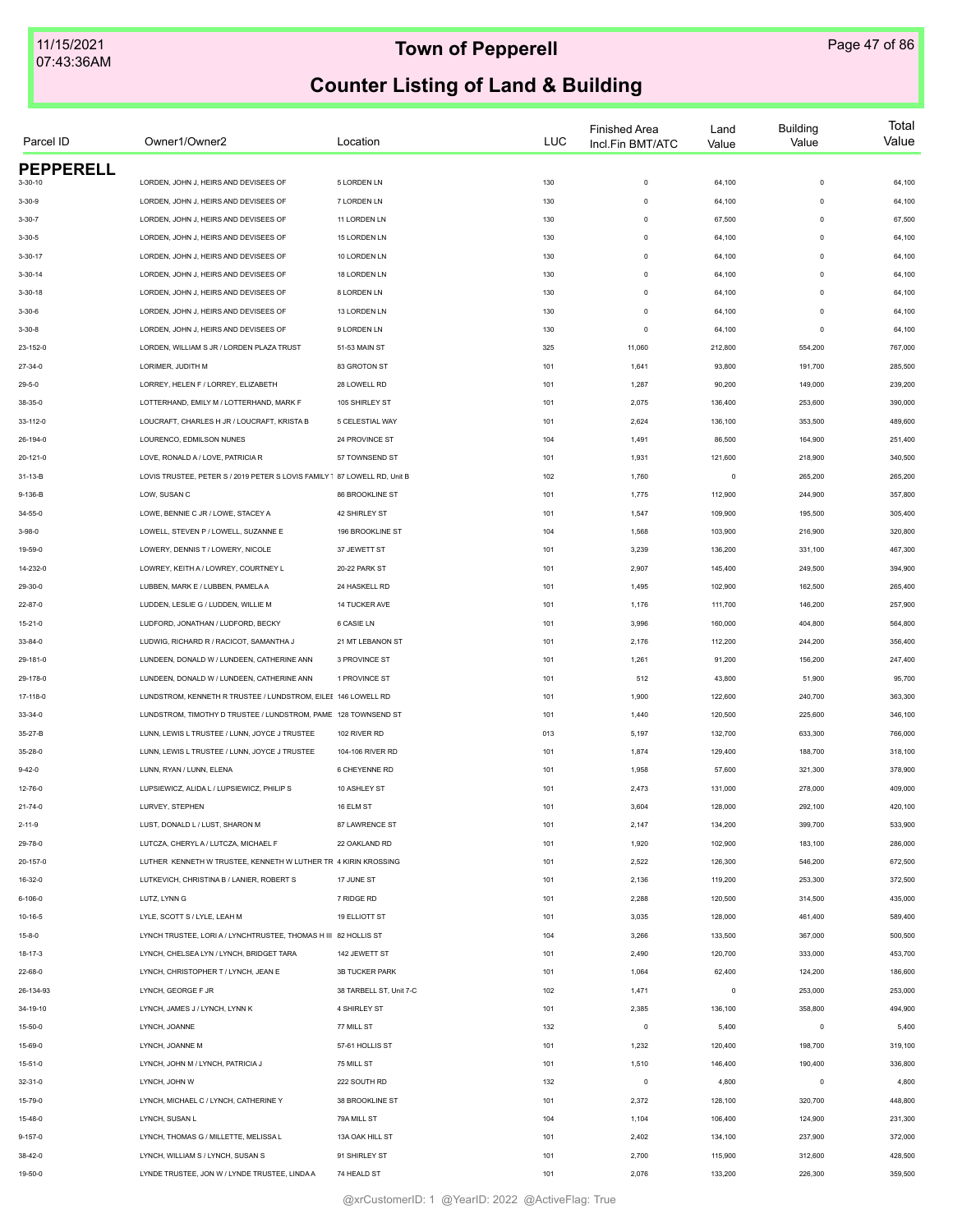# Town of Pepperell

## Counter Listing of Land & Building

| Parcel ID | Owner1/Owner2 | Location | LUC | Finished Area Incl.Fin BMT/ATC | Land Value | Building Value | Total Value |
|---|---|---|---|---|---|---|---|
| **PEPPERELL** | | | | | | | |
| 3-30-10 | LORDEN, JOHN J, HEIRS AND DEVISEES OF | 5 LORDEN LN | 130 | 0 | 64,100 | 0 | 64,100 |
| 3-30-9 | LORDEN, JOHN J, HEIRS AND DEVISEES OF | 7 LORDEN LN | 130 | 0 | 64,100 | 0 | 64,100 |
| 3-30-7 | LORDEN, JOHN J, HEIRS AND DEVISEES OF | 11 LORDEN LN | 130 | 0 | 67,500 | 0 | 67,500 |
| 3-30-5 | LORDEN, JOHN J, HEIRS AND DEVISEES OF | 15 LORDEN LN | 130 | 0 | 64,100 | 0 | 64,100 |
| 3-30-17 | LORDEN, JOHN J, HEIRS AND DEVISEES OF | 10 LORDEN LN | 130 | 0 | 64,100 | 0 | 64,100 |
| 3-30-14 | LORDEN, JOHN J, HEIRS AND DEVISEES OF | 18 LORDEN LN | 130 | 0 | 64,100 | 0 | 64,100 |
| 3-30-18 | LORDEN, JOHN J, HEIRS AND DEVISEES OF | 8 LORDEN LN | 130 | 0 | 64,100 | 0 | 64,100 |
| 3-30-6 | LORDEN, JOHN J, HEIRS AND DEVISEES OF | 13 LORDEN LN | 130 | 0 | 64,100 | 0 | 64,100 |
| 3-30-8 | LORDEN, JOHN J, HEIRS AND DEVISEES OF | 9 LORDEN LN | 130 | 0 | 64,100 | 0 | 64,100 |
| 23-152-0 | LORDEN, WILLIAM S JR / LORDEN PLAZA TRUST | 51-53 MAIN ST | 325 | 11,060 | 212,800 | 554,200 | 767,000 |
| 27-34-0 | LORIMER, JUDITH M | 83 GROTON ST | 101 | 1,641 | 93,800 | 191,700 | 285,500 |
| 29-5-0 | LORREY, HELEN F / LORREY, ELIZABETH | 28 LOWELL RD | 101 | 1,287 | 90,200 | 149,000 | 239,200 |
| 38-35-0 | LOTTERHAND, EMILY M / LOTTERHAND, MARK F | 105 SHIRLEY ST | 101 | 2,075 | 136,400 | 253,600 | 390,000 |
| 33-112-0 | LOUCRAFT, CHARLES H JR / LOUCRAFT, KRISTA B | 5 CELESTIAL WAY | 101 | 2,624 | 136,100 | 353,500 | 489,600 |
| 26-194-0 | LOURENCO, EDMILSON NUNES | 24 PROVINCE ST | 104 | 1,491 | 86,500 | 164,900 | 251,400 |
| 20-121-0 | LOVE, RONALD A / LOVE, PATRICIA R | 57 TOWNSEND ST | 101 | 1,931 | 121,600 | 218,900 | 340,500 |
| 31-13-B | LOVIS TRUSTEE, PETER S / 2019 PETER S LOVIS FAMILY T | 87 LOWELL RD, Unit B | 102 | 1,760 | 0 | 265,200 | 265,200 |
| 9-136-B | LOW, SUSAN C | 86 BROOKLINE ST | 101 | 1,775 | 112,900 | 244,900 | 357,800 |
| 34-55-0 | LOWE, BENNIE C JR / LOWE, STACEY A | 42 SHIRLEY ST | 101 | 1,547 | 109,900 | 195,500 | 305,400 |
| 3-98-0 | LOWELL, STEVEN P / LOWELL, SUZANNE E | 196 BROOKLINE ST | 104 | 1,568 | 103,900 | 216,900 | 320,800 |
| 19-59-0 | LOWERY, DENNIS T / LOWERY, NICOLE | 37 JEWETT ST | 101 | 3,239 | 136,200 | 331,100 | 467,300 |
| 14-232-0 | LOWREY, KEITH A / LOWREY, COURTNEY L | 20-22 PARK ST | 101 | 2,907 | 145,400 | 249,500 | 394,900 |
| 29-30-0 | LUBBEN, MARK E / LUBBEN, PAMELA A | 24 HASKELL RD | 101 | 1,495 | 102,900 | 162,500 | 265,400 |
| 22-87-0 | LUDDEN, LESLIE G / LUDDEN, WILLIE M | 14 TUCKER AVE | 101 | 1,176 | 111,700 | 146,200 | 257,900 |
| 15-21-0 | LUDFORD, JONATHAN / LUDFORD, BECKY | 6 CASIE LN | 101 | 3,996 | 160,000 | 404,800 | 564,800 |
| 33-84-0 | LUDWIG, RICHARD R / RACICOT, SAMANTHA J | 21 MT LEBANON ST | 101 | 2,176 | 112,200 | 244,200 | 356,400 |
| 29-181-0 | LUNDEEN, DONALD W / LUNDEEN, CATHERINE ANN | 3 PROVINCE ST | 101 | 1,261 | 91,200 | 156,200 | 247,400 |
| 29-178-0 | LUNDEEN, DONALD W / LUNDEEN, CATHERINE ANN | 1 PROVINCE ST | 101 | 512 | 43,800 | 51,900 | 95,700 |
| 17-118-0 | LUNDSTROM, KENNETH R TRUSTEE / LUNDSTROM, EILEE | 146 LOWELL RD | 101 | 1,900 | 122,600 | 240,700 | 363,300 |
| 33-34-0 | LUNDSTROM, TIMOTHY D TRUSTEE / LUNDSTROM, PAME | 128 TOWNSEND ST | 101 | 1,440 | 120,500 | 225,600 | 346,100 |
| 35-27-B | LUNN, LEWIS L TRUSTEE / LUNN, JOYCE J TRUSTEE | 102 RIVER RD | 013 | 5,197 | 132,700 | 633,300 | 766,000 |
| 35-28-0 | LUNN, LEWIS L TRUSTEE / LUNN, JOYCE J TRUSTEE | 104-106 RIVER RD | 101 | 1,874 | 129,400 | 188,700 | 318,100 |
| 9-42-0 | LUNN, RYAN / LUNN, ELENA | 6 CHEYENNE RD | 101 | 1,958 | 57,600 | 321,300 | 378,900 |
| 12-76-0 | LUPSIEWICZ, ALIDA L / LUPSIEWICZ, PHILIP S | 10 ASHLEY ST | 101 | 2,473 | 131,000 | 278,000 | 409,000 |
| 21-74-0 | LURVEY, STEPHEN | 16 ELM ST | 101 | 3,604 | 128,000 | 292,100 | 420,100 |
| 2-11-9 | LUST, DONALD L / LUST, SHARON M | 87 LAWRENCE ST | 101 | 2,147 | 134,200 | 399,700 | 533,900 |
| 29-78-0 | LUTCZA, CHERYL A / LUTCZA, MICHAEL F | 22 OAKLAND RD | 101 | 1,920 | 102,900 | 183,100 | 286,000 |
| 20-157-0 | LUTHER KENNETH W TRUSTEE, KENNETH W LUTHER TR | 4 KIRIN KROSSING | 101 | 2,522 | 126,300 | 546,200 | 672,500 |
| 16-32-0 | LUTKEVICH, CHRISTINA B / LANIER, ROBERT S | 17 JUNE ST | 101 | 2,136 | 119,200 | 253,300 | 372,500 |
| 6-106-0 | LUTZ, LYNN G | 7 RIDGE RD | 101 | 2,288 | 120,500 | 314,500 | 435,000 |
| 10-16-5 | LYLE, SCOTT S / LYLE, LEAH M | 19 ELLIOTT ST | 101 | 3,035 | 128,000 | 461,400 | 589,400 |
| 15-8-0 | LYNCH TRUSTEE, LORI A / LYNCHTRUSTEE, THOMAS H III | 82 HOLLIS ST | 104 | 3,266 | 133,500 | 367,000 | 500,500 |
| 18-17-3 | LYNCH, CHELSEA LYN / LYNCH, BRIDGET TARA | 142 JEWETT ST | 101 | 2,490 | 120,700 | 333,000 | 453,700 |
| 22-68-0 | LYNCH, CHRISTOPHER T / LYNCH, JEAN E | 3B TUCKER PARK | 101 | 1,064 | 62,400 | 124,200 | 186,600 |
| 26-134-93 | LYNCH, GEORGE F JR | 38 TARBELL ST, Unit 7-C | 102 | 1,471 | 0 | 253,000 | 253,000 |
| 34-19-10 | LYNCH, JAMES J / LYNCH, LYNN K | 4 SHIRLEY ST | 101 | 2,385 | 136,100 | 358,800 | 494,900 |
| 15-50-0 | LYNCH, JOANNE | 77 MILL ST | 132 | 0 | 5,400 | 0 | 5,400 |
| 15-69-0 | LYNCH, JOANNE M | 57-61 HOLLIS ST | 101 | 1,232 | 120,400 | 198,700 | 319,100 |
| 15-51-0 | LYNCH, JOHN M / LYNCH, PATRICIA J | 75 MILL ST | 101 | 1,510 | 146,400 | 190,400 | 336,800 |
| 32-31-0 | LYNCH, JOHN W | 222 SOUTH RD | 132 | 0 | 4,800 | 0 | 4,800 |
| 15-79-0 | LYNCH, MICHAEL C / LYNCH, CATHERINE Y | 38 BROOKLINE ST | 101 | 2,372 | 128,100 | 320,700 | 448,800 |
| 15-48-0 | LYNCH, SUSAN L | 79A MILL ST | 104 | 1,104 | 106,400 | 124,900 | 231,300 |
| 9-157-0 | LYNCH, THOMAS G / MILLETTE, MELISSA L | 13A OAK HILL ST | 101 | 2,402 | 134,100 | 237,900 | 372,000 |
| 38-42-0 | LYNCH, WILLIAM S / LYNCH, SUSAN S | 91 SHIRLEY ST | 101 | 2,700 | 115,900 | 312,600 | 428,500 |
| 19-50-0 | LYNDE TRUSTEE, JON W / LYNDE TRUSTEE, LINDA A | 74 HEALD ST | 101 | 2,076 | 133,200 | 226,300 | 359,500 |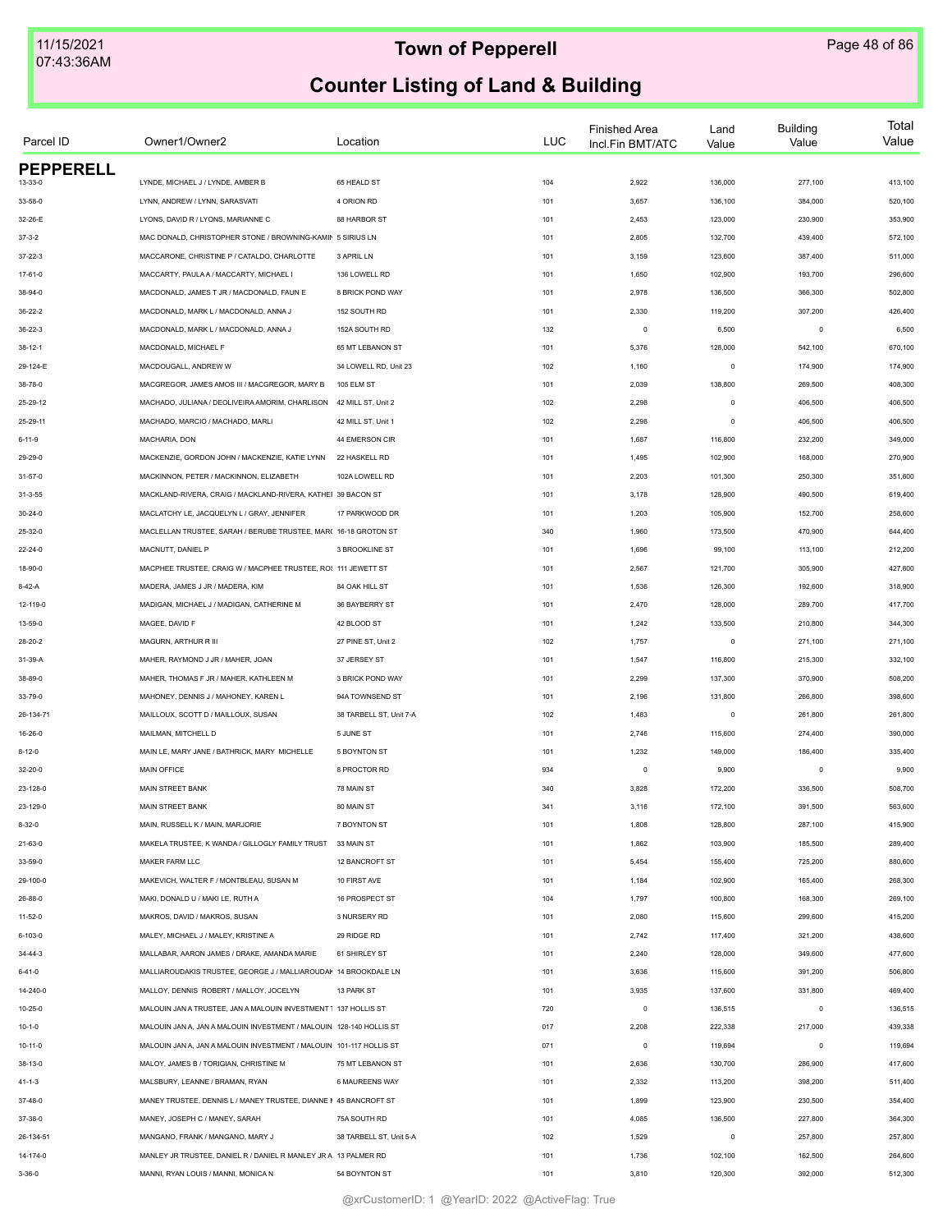# Town of Pepperell

## Counter Listing of Land & Building

11/15/2021
07:43:36AM

| Parcel ID | Owner1/Owner2 | Location | LUC | Finished Area Incl.Fin BMT/ATC | Land Value | Building Value | Total Value |
|---|---|---|---|---|---|---|---|
| **PEPPERELL** | | | | | | | |
| 13-33-0 | LYNDE, MICHAEL J / LYNDE, AMBER B | 65 HEALD ST | 104 | 2,922 | 136,000 | 277,100 | 413,100 |
| 33-58-0 | LYNN, ANDREW / LYNN, SARASVATI | 4 ORION RD | 101 | 3,657 | 136,100 | 384,000 | 520,100 |
| 32-26-E | LYONS, DAVID R / LYONS, MARIANNE C | 88 HARBOR ST | 101 | 2,453 | 123,000 | 230,900 | 353,900 |
| 37-3-2 | MAC DONALD, CHRISTOPHER STONE / BROWNING-KAMIN | 5 SIRIUS LN | 101 | 2,805 | 132,700 | 439,400 | 572,100 |
| 37-22-3 | MACCARONE, CHRISTINE P / CATALDO, CHARLOTTE | 3 APRIL LN | 101 | 3,159 | 123,600 | 387,400 | 511,000 |
| 17-61-0 | MACCARTY, PAULA A / MACCARTY, MICHAEL I | 136 LOWELL RD | 101 | 1,650 | 102,900 | 193,700 | 296,600 |
| 38-94-0 | MACDONALD, JAMES T JR / MACDONALD, FAUN E | 8 BRICK POND WAY | 101 | 2,978 | 136,500 | 366,300 | 502,800 |
| 36-22-2 | MACDONALD, MARK L / MACDONALD, ANNA J | 152 SOUTH RD | 101 | 2,330 | 119,200 | 307,200 | 426,400 |
| 36-22-3 | MACDONALD, MARK L / MACDONALD, ANNA J | 152A SOUTH RD | 132 | 0 | 6,500 | 0 | 6,500 |
| 38-12-1 | MACDONALD, MICHAEL F | 65 MT LEBANON ST | 101 | 5,376 | 128,000 | 542,100 | 670,100 |
| 29-124-E | MACDOUGALL, ANDREW W | 34 LOWELL RD, Unit 23 | 102 | 1,160 | 0 | 174,900 | 174,900 |
| 38-78-0 | MACGREGOR, JAMES AMOS III / MACGREGOR, MARY B | 105 ELM ST | 101 | 2,039 | 138,800 | 269,500 | 408,300 |
| 25-29-12 | MACHADO, JULIANA / DEOLIVEIRA AMORIM, CHARLISON | 42 MILL ST, Unit 2 | 102 | 2,298 | 0 | 406,500 | 406,500 |
| 25-29-11 | MACHADO, MARCIO / MACHADO, MARLI | 42 MILL ST, Unit 1 | 102 | 2,298 | 0 | 406,500 | 406,500 |
| 6-11-9 | MACHARIA, DON | 44 EMERSON CIR | 101 | 1,687 | 116,800 | 232,200 | 349,000 |
| 29-29-0 | MACKENZIE, GORDON JOHN / MACKENZIE, KATIE LYNN | 22 HASKELL RD | 101 | 1,495 | 102,900 | 168,000 | 270,900 |
| 31-57-0 | MACKINNON, PETER / MACKINNON, ELIZABETH | 102A LOWELL RD | 101 | 2,203 | 101,300 | 250,300 | 351,600 |
| 31-3-55 | MACKLAND-RIVERA, CRAIG / MACKLAND-RIVERA, KATHEI | 39 BACON ST | 101 | 3,178 | 128,900 | 490,500 | 619,400 |
| 30-24-0 | MACLATCHY LE, JACQUELYN L / GRAY, JENNIFER | 17 PARKWOOD DR | 101 | 1,203 | 105,900 | 152,700 | 258,600 |
| 25-32-0 | MACLELLAN TRUSTEE, SARAH / BERUBE TRUSTEE, MAR( | 16-18 GROTON ST | 340 | 1,960 | 173,500 | 470,900 | 644,400 |
| 22-24-0 | MACNUTT, DANIEL P | 3 BROOKLINE ST | 101 | 1,696 | 99,100 | 113,100 | 212,200 |
| 18-90-0 | MACPHEE TRUSTEE, CRAIG W / MACPHEE TRUSTEE, RO: | 111 JEWETT ST | 101 | 2,567 | 121,700 | 305,900 | 427,600 |
| 8-42-A | MADERA, JAMES J JR / MADERA, KIM | 84 OAK HILL ST | 101 | 1,536 | 126,300 | 192,600 | 318,900 |
| 12-119-0 | MADIGAN, MICHAEL J / MADIGAN, CATHERINE M | 36 BAYBERRY ST | 101 | 2,470 | 128,000 | 289,700 | 417,700 |
| 13-59-0 | MAGEE, DAVID F | 42 BLOOD ST | 101 | 1,242 | 133,500 | 210,800 | 344,300 |
| 28-20-2 | MAGURN, ARTHUR R III | 27 PINE ST, Unit 2 | 102 | 1,757 | 0 | 271,100 | 271,100 |
| 31-39-A | MAHER, RAYMOND J JR / MAHER, JOAN | 37 JERSEY ST | 101 | 1,547 | 116,800 | 215,300 | 332,100 |
| 38-89-0 | MAHER, THOMAS F JR / MAHER, KATHLEEN M | 3 BRICK POND WAY | 101 | 2,299 | 137,300 | 370,900 | 508,200 |
| 33-79-0 | MAHONEY, DENNIS J / MAHONEY, KAREN L | 94A TOWNSEND ST | 101 | 2,196 | 131,800 | 266,800 | 398,600 |
| 26-134-71 | MAILLOUX, SCOTT D / MAILLOUX, SUSAN | 38 TARBELL ST, Unit 7-A | 102 | 1,483 | 0 | 261,800 | 261,800 |
| 16-26-0 | MAILMAN, MITCHELL D | 5 JUNE ST | 101 | 2,746 | 115,600 | 274,400 | 390,000 |
| 8-12-0 | MAIN LE, MARY JANE / BATHRICK, MARY MICHELLE | 5 BOYNTON ST | 101 | 1,232 | 149,000 | 186,400 | 335,400 |
| 32-20-0 | MAIN OFFICE | 8 PROCTOR RD | 934 | 0 | 9,900 | 0 | 9,900 |
| 23-128-0 | MAIN STREET BANK | 78 MAIN ST | 340 | 3,828 | 172,200 | 336,500 | 508,700 |
| 23-129-0 | MAIN STREET BANK | 80 MAIN ST | 341 | 3,116 | 172,100 | 391,500 | 563,600 |
| 8-32-0 | MAIN, RUSSELL K / MAIN, MARJORIE | 7 BOYNTON ST | 101 | 1,808 | 128,800 | 287,100 | 415,900 |
| 21-63-0 | MAKELA TRUSTEE, K WANDA / GILLOGLY FAMILY TRUST | 33 MAIN ST | 101 | 1,862 | 103,900 | 185,500 | 289,400 |
| 33-59-0 | MAKER FARM LLC | 12 BANCROFT ST | 101 | 5,454 | 155,400 | 725,200 | 880,600 |
| 29-100-0 | MAKEVICH, WALTER F / MONTBLEAU, SUSAN M | 10 FIRST AVE | 101 | 1,184 | 102,900 | 165,400 | 268,300 |
| 26-88-0 | MAKI, DONALD U / MAKI LE, RUTH A | 16 PROSPECT ST | 104 | 1,797 | 100,800 | 168,300 | 269,100 |
| 11-52-0 | MAKROS, DAVID / MAKROS, SUSAN | 3 NURSERY RD | 101 | 2,080 | 115,600 | 299,600 | 415,200 |
| 6-103-0 | MALEY, MICHAEL J / MALEY, KRISTINE A | 29 RIDGE RD | 101 | 2,742 | 117,400 | 321,200 | 438,600 |
| 34-44-3 | MALLABAR, AARON JAMES / DRAKE, AMANDA MARIE | 61 SHIRLEY ST | 101 | 2,240 | 128,000 | 349,600 | 477,600 |
| 6-41-0 | MALLIAROUDAKIS TRUSTEE, GEORGE J / MALLIAROUDAK | 14 BROOKDALE LN | 101 | 3,636 | 115,600 | 391,200 | 506,800 |
| 14-240-0 | MALLOY, DENNIS ROBERT / MALLOY, JOCELYN | 13 PARK ST | 101 | 3,935 | 137,600 | 331,800 | 469,400 |
| 10-25-0 | MALOUIN JAN A TRUSTEE, JAN A MALOUIN INVESTMENT 1 | 137 HOLLIS ST | 720 | 0 | 136,515 | 0 | 136,515 |
| 10-1-0 | MALOUIN JAN A, JAN A MALOUIN INVESTMENT / MALOUIN | 128-140 HOLLIS ST | 017 | 2,208 | 222,338 | 217,000 | 439,338 |
| 10-11-0 | MALOUIN JAN A, JAN A MALOUIN INVESTMENT / MALOUIN | 101-117 HOLLIS ST | 071 | 0 | 119,694 | 0 | 119,694 |
| 38-13-0 | MALOY, JAMES B / TORIGIAN, CHRISTINE M | 75 MT LEBANON ST | 101 | 2,636 | 130,700 | 286,900 | 417,600 |
| 41-1-3 | MALSBURY, LEANNE / BRAMAN, RYAN | 6 MAUREENS WAY | 101 | 2,332 | 113,200 | 398,200 | 511,400 |
| 37-48-0 | MANEY TRUSTEE, DENNIS L / MANEY TRUSTEE, DIANNE I | 45 BANCROFT ST | 101 | 1,899 | 123,900 | 230,500 | 354,400 |
| 37-38-0 | MANEY, JOSEPH C / MANEY, SARAH | 75A SOUTH RD | 101 | 4,085 | 136,500 | 227,800 | 364,300 |
| 26-134-51 | MANGANO, FRANK / MANGANO, MARY J | 38 TARBELL ST, Unit 5-A | 102 | 1,529 | 0 | 257,800 | 257,800 |
| 14-174-0 | MANLEY JR TRUSTEE, DANIEL R / DANIEL R MANLEY JR A | 13 PALMER RD | 101 | 1,736 | 102,100 | 162,500 | 264,600 |
| 3-36-0 | MANNI, RYAN LOUIS / MANNI, MONICA N | 54 BOYNTON ST | 101 | 3,810 | 120,300 | 392,000 | 512,300 |

@xrCustomerID: 1 @YearID: 2022 @ActiveFlag: True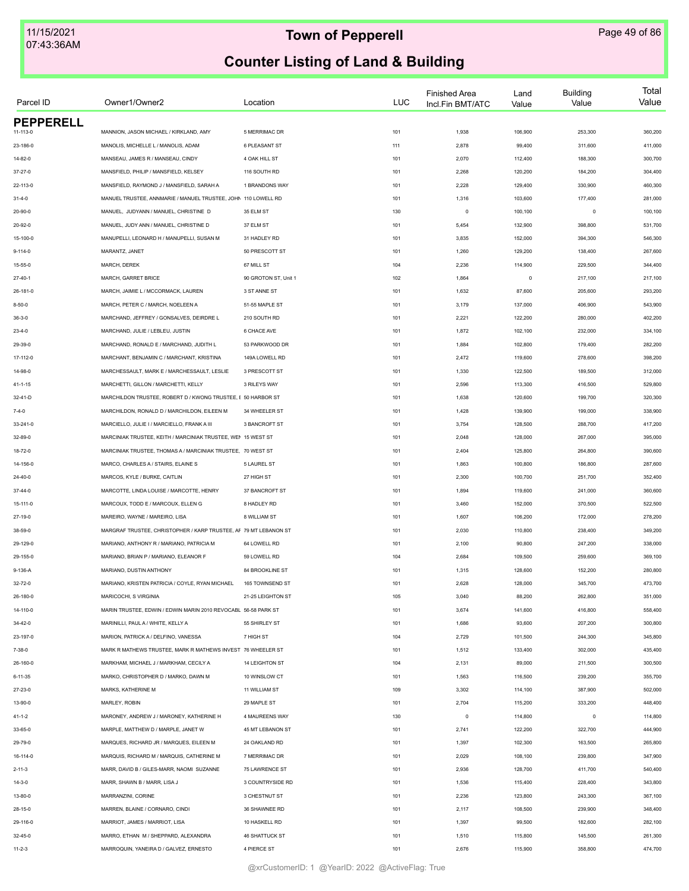# Town of Pepperell

## Counter Listing of Land & Building

| Parcel ID | Owner1/Owner2 | Location | LUC | Finished Area Incl.Fin BMT/ATC | Land Value | Building Value | Total Value |
|---|---|---|---|---|---|---|---|
| **PEPPERELL** | | | | | | | |
| 11-113-0 | MANNION, JASON MICHAEL / KIRKLAND, AMY | 5 MERRIMAC DR | 101 | 1,938 | 106,900 | 253,300 | 360,200 |
| 23-186-0 | MANOLIS, MICHELLE L / MANOLIS, ADAM | 6 PLEASANT ST | 111 | 2,878 | 99,400 | 311,600 | 411,000 |
| 14-82-0 | MANSEAU, JAMES R / MANSEAU, CINDY | 4 OAK HILL ST | 101 | 2,070 | 112,400 | 188,300 | 300,700 |
| 37-27-0 | MANSFIELD, PHILIP / MANSFIELD, KELSEY | 116 SOUTH RD | 101 | 2,268 | 120,200 | 184,200 | 304,400 |
| 22-113-0 | MANSFIELD, RAYMOND J / MANSFIELD, SARAH A | 1 BRANDONS WAY | 101 | 2,228 | 129,400 | 330,900 | 460,300 |
| 31-4-0 | MANUEL TRUSTEE, ANNMARIE / MANUEL TRUSTEE, JOHN | 110 LOWELL RD | 101 | 1,316 | 103,600 | 177,400 | 281,000 |
| 20-90-0 | MANUEL, JUDYANN / MANUEL, CHRISTINE D | 35 ELM ST | 130 | 0 | 100,100 | 0 | 100,100 |
| 20-92-0 | MANUEL, JUDY ANN / MANUEL, CHRISTINE D | 37 ELM ST | 101 | 5,454 | 132,900 | 398,800 | 531,700 |
| 15-100-0 | MANUPELLI, LEONARD H / MANUPELLI, SUSAN M | 31 HADLEY RD | 101 | 3,835 | 152,000 | 394,300 | 546,300 |
| 9-114-0 | MARANTZ, JANET | 50 PRESCOTT ST | 101 | 1,260 | 129,200 | 138,400 | 267,600 |
| 15-55-0 | MARCH, DEREK | 67 MILL ST | 104 | 2,236 | 114,900 | 229,500 | 344,400 |
| 27-40-1 | MARCH, GARRET BRICE | 90 GROTON ST, Unit 1 | 102 | 1,864 | 0 | 217,100 | 217,100 |
| 26-181-0 | MARCH, JAIMIE L / MCCORMACK, LAUREN | 3 ST ANNE ST | 101 | 1,632 | 87,600 | 205,600 | 293,200 |
| 8-50-0 | MARCH, PETER C / MARCH, NOELEEN A | 51-55 MAPLE ST | 101 | 3,179 | 137,000 | 406,900 | 543,900 |
| 36-3-0 | MARCHAND, JEFFREY / GONSALVES, DEIRDRE L | 210 SOUTH RD | 101 | 2,221 | 122,200 | 280,000 | 402,200 |
| 23-4-0 | MARCHAND, JULIE / LEBLEU, JUSTIN | 6 CHACE AVE | 101 | 1,872 | 102,100 | 232,000 | 334,100 |
| 29-39-0 | MARCHAND, RONALD E / MARCHAND, JUDITH L | 53 PARKWOOD DR | 101 | 1,884 | 102,800 | 179,400 | 282,200 |
| 17-112-0 | MARCHANT, BENJAMIN C / MARCHANT, KRISTINA | 149A LOWELL RD | 101 | 2,472 | 119,600 | 278,600 | 398,200 |
| 14-98-0 | MARCHESSAULT, MARK E / MARCHESSAULT, LESLIE | 3 PRESCOTT ST | 101 | 1,330 | 122,500 | 189,500 | 312,000 |
| 41-1-15 | MARCHETTI, GILLON / MARCHETTI, KELLY | 3 RILEYS WAY | 101 | 2,596 | 113,300 | 416,500 | 529,800 |
| 32-41-D | MARCHILDON TRUSTEE, ROBERT D / KWONG TRUSTEE, E | 50 HARBOR ST | 101 | 1,638 | 120,600 | 199,700 | 320,300 |
| 7-4-0 | MARCHILDON, RONALD D / MARCHILDON, EILEEN M | 34 WHEELER ST | 101 | 1,428 | 139,900 | 199,000 | 338,900 |
| 33-241-0 | MARCIELLO, JULIE I / MARCIELLO, FRANK A III | 3 BANCROFT ST | 101 | 3,754 | 128,500 | 288,700 | 417,200 |
| 32-89-0 | MARCINIAK TRUSTEE, KEITH / MARCINIAK TRUSTEE, WEN | 15 WEST ST | 101 | 2,048 | 128,000 | 267,000 | 395,000 |
| 18-72-0 | MARCINIAK TRUSTEE, THOMAS A / MARCINIAK TRUSTEE, | 70 WEST ST | 101 | 2,404 | 125,800 | 264,800 | 390,600 |
| 14-156-0 | MARCO, CHARLES A / STAIRS, ELAINE S | 5 LAUREL ST | 101 | 1,863 | 100,800 | 186,800 | 287,600 |
| 24-40-0 | MARCOS, KYLE / BURKE, CAITLIN | 27 HIGH ST | 101 | 2,300 | 100,700 | 251,700 | 352,400 |
| 37-44-0 | MARCOTTE, LINDA LOUISE / MARCOTTE, HENRY | 37 BANCROFT ST | 101 | 1,894 | 119,600 | 241,000 | 360,600 |
| 15-111-0 | MARCOUX, TODD E / MARCOUX, ELLEN G | 8 HADLEY RD | 101 | 3,460 | 152,000 | 370,500 | 522,500 |
| 27-19-0 | MAREIRO, WAYNE / MAREIRO, LISA | 8 WILLIAM ST | 101 | 1,607 | 106,200 | 172,000 | 278,200 |
| 38-59-0 | MARGRAF TRUSTEE, CHRISTOPHER / KARP TRUSTEE, AF | 79 MT LEBANON ST | 101 | 2,030 | 110,800 | 238,400 | 349,200 |
| 29-129-0 | MARIANO, ANTHONY R / MARIANO, PATRICIA M | 64 LOWELL RD | 101 | 2,100 | 90,800 | 247,200 | 338,000 |
| 29-155-0 | MARIANO, BRIAN P / MARIANO, ELEANOR F | 59 LOWELL RD | 104 | 2,684 | 109,500 | 259,600 | 369,100 |
| 9-136-A | MARIANO, DUSTIN ANTHONY | 84 BROOKLINE ST | 101 | 1,315 | 128,600 | 152,200 | 280,800 |
| 32-72-0 | MARIANO, KRISTEN PATRICIA / COYLE, RYAN MICHAEL | 165 TOWNSEND ST | 101 | 2,628 | 128,000 | 345,700 | 473,700 |
| 26-180-0 | MARICOCHI, S VIRGINIA | 21-25 LEIGHTON ST | 105 | 3,040 | 88,200 | 262,800 | 351,000 |
| 14-110-0 | MARIN TRUSTEE, EDWIN / EDWIN MARIN 2010 REVOCABL | 56-58 PARK ST | 101 | 3,674 | 141,600 | 416,800 | 558,400 |
| 34-42-0 | MARINILLI, PAUL A / WHITE, KELLY A | 55 SHIRLEY ST | 101 | 1,686 | 93,600 | 207,200 | 300,800 |
| 23-197-0 | MARION, PATRICK A / DELFINO, VANESSA | 7 HIGH ST | 104 | 2,729 | 101,500 | 244,300 | 345,800 |
| 7-38-0 | MARK R MATHEWS TRUSTEE, MARK R MATHEWS INVEST | 76 WHEELER ST | 101 | 1,512 | 133,400 | 302,000 | 435,400 |
| 26-160-0 | MARKHAM, MICHAEL J / MARKHAM, CECILY A | 14 LEIGHTON ST | 104 | 2,131 | 89,000 | 211,500 | 300,500 |
| 6-11-35 | MARKO, CHRISTOPHER D / MARKO, DAWN M | 10 WINSLOW CT | 101 | 1,563 | 116,500 | 239,200 | 355,700 |
| 27-23-0 | MARKS, KATHERINE M | 11 WILLIAM ST | 109 | 3,302 | 114,100 | 387,900 | 502,000 |
| 13-90-0 | MARLEY, ROBIN | 29 MAPLE ST | 101 | 2,704 | 115,200 | 333,200 | 448,400 |
| 41-1-2 | MARONEY, ANDREW J / MARONEY, KATHERINE H | 4 MAUREENS WAY | 130 | 0 | 114,800 | 0 | 114,800 |
| 33-65-0 | MARPLE, MATTHEW D / MARPLE, JANET W | 45 MT LEBANON ST | 101 | 2,741 | 122,200 | 322,700 | 444,900 |
| 29-79-0 | MARQUES, RICHARD JR / MARQUES, EILEEN M | 24 OAKLAND RD | 101 | 1,397 | 102,300 | 163,500 | 265,800 |
| 16-114-0 | MARQUIS, RICHARD M / MARQUIS, CATHERINE M | 7 MERRIMAC DR | 101 | 2,029 | 108,100 | 239,800 | 347,900 |
| 2-11-3 | MARR, DAVID B / GILES-MARR, NAOMI SUZANNE | 75 LAWRENCE ST | 101 | 2,936 | 128,700 | 411,700 | 540,400 |
| 14-3-0 | MARR, SHAWN B / MARR, LISA J | 3 COUNTRYSIDE RD | 101 | 1,536 | 115,400 | 228,400 | 343,800 |
| 13-80-0 | MARRANZINI, CORINE | 3 CHESTNUT ST | 101 | 2,236 | 123,800 | 243,300 | 367,100 |
| 28-15-0 | MARREN, BLAINE / CORNARO, CINDI | 36 SHAWNEE RD | 101 | 2,117 | 108,500 | 239,900 | 348,400 |
| 29-116-0 | MARRIOT, JAMES / MARRIOT, LISA | 10 HASKELL RD | 101 | 1,397 | 99,500 | 182,600 | 282,100 |
| 32-45-0 | MARRO, ETHAN M / SHEPPARD, ALEXANDRA | 46 SHATTUCK ST | 101 | 1,510 | 115,800 | 145,500 | 261,300 |
| 11-2-3 | MARROQUIN, YANEIRA D / GALVEZ, ERNESTO | 4 PIERCE ST | 101 | 2,676 | 115,900 | 358,800 | 474,700 |

@xrCustomerID: 1 @YearID: 2022 @ActiveFlag: True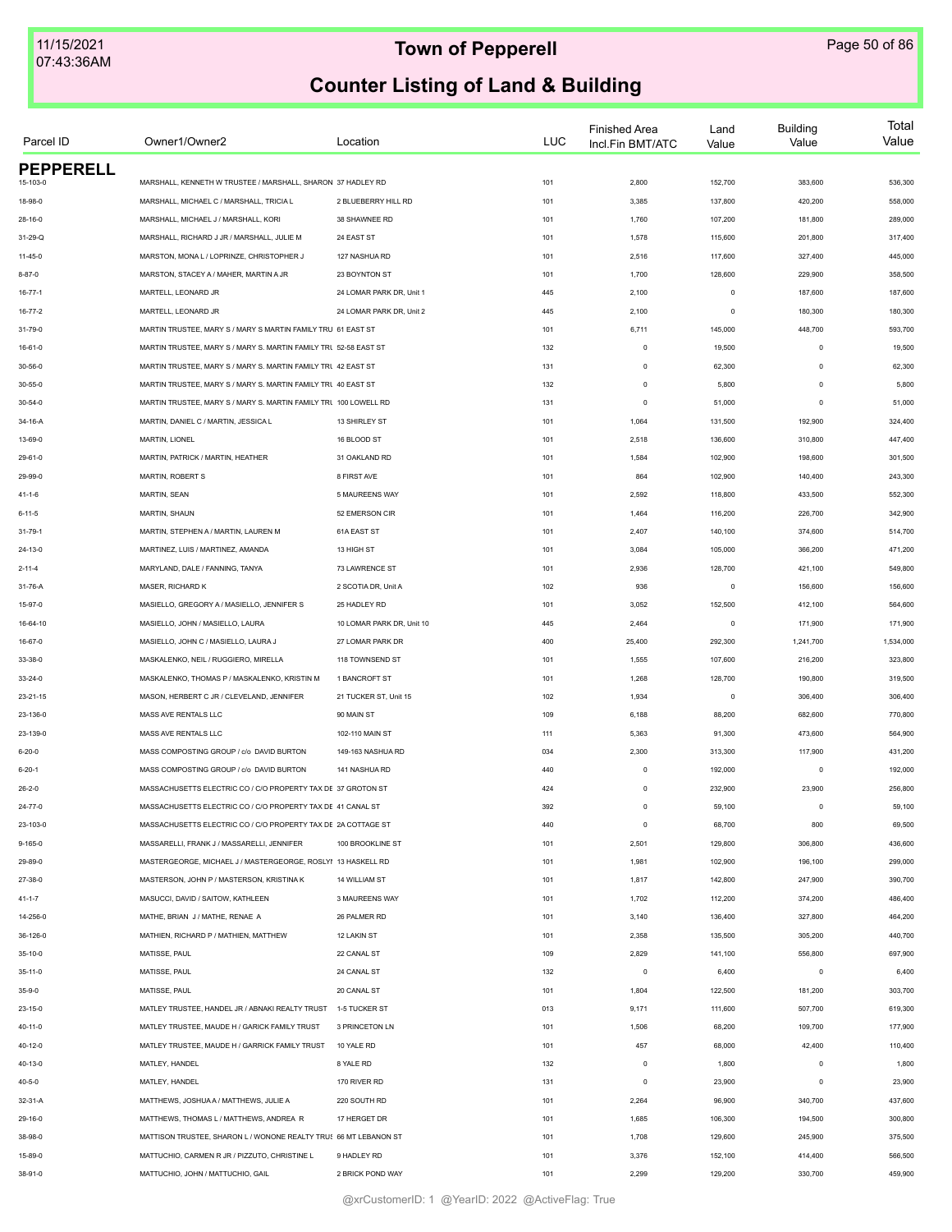## Counter Listing of Land & Building

| Parcel ID | Owner1/Owner2 | Location | LUC | Finished Area Incl.Fin BMT/ATC | Land Value | Building Value | Total Value |
|---|---|---|---|---|---|---|---|
| **PEPPERELL** | | | | | | | |
| 15-103-0 | MARSHALL, KENNETH W TRUSTEE / MARSHALL, SHARON | 37 HADLEY RD | 101 | 2,800 | 152,700 | 383,600 | 536,300 |
| 18-98-0 | MARSHALL, MICHAEL C / MARSHALL, TRICIA L | 2 BLUEBERRY HILL RD | 101 | 3,385 | 137,800 | 420,200 | 558,000 |
| 28-16-0 | MARSHALL, MICHAEL J / MARSHALL, KORI | 38 SHAWNEE RD | 101 | 1,760 | 107,200 | 181,800 | 289,000 |
| 31-29-Q | MARSHALL, RICHARD J JR / MARSHALL, JULIE M | 24 EAST ST | 101 | 1,578 | 115,600 | 201,800 | 317,400 |
| 11-45-0 | MARSTON, MONA L / LOPRINZE, CHRISTOPHER J | 127 NASHUA RD | 101 | 2,516 | 117,600 | 327,400 | 445,000 |
| 8-87-0 | MARSTON, STACEY A / MAHER, MARTIN A JR | 23 BOYNTON ST | 101 | 1,700 | 128,600 | 229,900 | 358,500 |
| 16-77-1 | MARTELL, LEONARD JR | 24 LOMAR PARK DR, Unit 1 | 445 | 2,100 | 0 | 187,600 | 187,600 |
| 16-77-2 | MARTELL, LEONARD JR | 24 LOMAR PARK DR, Unit 2 | 445 | 2,100 | 0 | 180,300 | 180,300 |
| 31-79-0 | MARTIN TRUSTEE, MARY S / MARY S MARTIN FAMILY TRU | 61 EAST ST | 101 | 6,711 | 145,000 | 448,700 | 593,700 |
| 16-61-0 | MARTIN TRUSTEE, MARY S / MARY S. MARTIN FAMILY TRU | 52-58 EAST ST | 132 | 0 | 19,500 | 0 | 19,500 |
| 30-56-0 | MARTIN TRUSTEE, MARY S / MARY S. MARTIN FAMILY TRU | 42 EAST ST | 131 | 0 | 62,300 | 0 | 62,300 |
| 30-55-0 | MARTIN TRUSTEE, MARY S / MARY S. MARTIN FAMILY TRU | 40 EAST ST | 132 | 0 | 5,800 | 0 | 5,800 |
| 30-54-0 | MARTIN TRUSTEE, MARY S / MARY S. MARTIN FAMILY TRU | 100 LOWELL RD | 131 | 0 | 51,000 | 0 | 51,000 |
| 34-16-A | MARTIN, DANIEL C / MARTIN, JESSICA L | 13 SHIRLEY ST | 101 | 1,064 | 131,500 | 192,900 | 324,400 |
| 13-69-0 | MARTIN, LIONEL | 16 BLOOD ST | 101 | 2,518 | 136,600 | 310,800 | 447,400 |
| 29-61-0 | MARTIN, PATRICK / MARTIN, HEATHER | 31 OAKLAND RD | 101 | 1,584 | 102,900 | 198,600 | 301,500 |
| 29-99-0 | MARTIN, ROBERT S | 8 FIRST AVE | 101 | 864 | 102,900 | 140,400 | 243,300 |
| 41-1-6 | MARTIN, SEAN | 5 MAUREENS WAY | 101 | 2,592 | 118,800 | 433,500 | 552,300 |
| 6-11-5 | MARTIN, SHAUN | 52 EMERSON CIR | 101 | 1,464 | 116,200 | 226,700 | 342,900 |
| 31-79-1 | MARTIN, STEPHEN A / MARTIN, LAUREN M | 61A EAST ST | 101 | 2,407 | 140,100 | 374,600 | 514,700 |
| 24-13-0 | MARTINEZ, LUIS / MARTINEZ, AMANDA | 13 HIGH ST | 101 | 3,084 | 105,000 | 366,200 | 471,200 |
| 2-11-4 | MARYLAND, DALE / FANNING, TANYA | 73 LAWRENCE ST | 101 | 2,936 | 128,700 | 421,100 | 549,800 |
| 31-76-A | MASER, RICHARD K | 2 SCOTIA DR, Unit A | 102 | 936 | 0 | 156,600 | 156,600 |
| 15-97-0 | MASIELLO, GREGORY A / MASIELLO, JENNIFER S | 25 HADLEY RD | 101 | 3,052 | 152,500 | 412,100 | 564,600 |
| 16-64-10 | MASIELLO, JOHN / MASIELLO, LAURA | 10 LOMAR PARK DR, Unit 10 | 445 | 2,464 | 0 | 171,900 | 171,900 |
| 16-67-0 | MASIELLO, JOHN C / MASIELLO, LAURA J | 27 LOMAR PARK DR | 400 | 25,400 | 292,300 | 1,241,700 | 1,534,000 |
| 33-38-0 | MASKALENKO, NEIL / RUGGIERO, MIRELLA | 118 TOWNSEND ST | 101 | 1,555 | 107,600 | 216,200 | 323,800 |
| 33-24-0 | MASKALENKO, THOMAS P / MASKALENKO, KRISTIN M | 1 BANCROFT ST | 101 | 1,268 | 128,700 | 190,800 | 319,500 |
| 23-21-15 | MASON, HERBERT C JR / CLEVELAND, JENNIFER | 21 TUCKER ST, Unit 15 | 102 | 1,934 | 0 | 306,400 | 306,400 |
| 23-136-0 | MASS AVE RENTALS LLC | 90 MAIN ST | 109 | 6,188 | 88,200 | 682,600 | 770,800 |
| 23-139-0 | MASS AVE RENTALS LLC | 102-110 MAIN ST | 111 | 5,363 | 91,300 | 473,600 | 564,900 |
| 6-20-0 | MASS COMPOSTING GROUP / c/o DAVID BURTON | 149-163 NASHUA RD | 034 | 2,300 | 313,300 | 117,900 | 431,200 |
| 6-20-1 | MASS COMPOSTING GROUP / c/o DAVID BURTON | 141 NASHUA RD | 440 | 0 | 192,000 | 0 | 192,000 |
| 26-2-0 | MASSACHUSETTS ELECTRIC CO / C/O PROPERTY TAX DE | 37 GROTON ST | 424 | 0 | 232,900 | 23,900 | 256,800 |
| 24-77-0 | MASSACHUSETTS ELECTRIC CO / C/O PROPERTY TAX DE | 41 CANAL ST | 392 | 0 | 59,100 | 0 | 59,100 |
| 23-103-0 | MASSACHUSETTS ELECTRIC CO / C/O PROPERTY TAX DE | 2A COTTAGE ST | 440 | 0 | 68,700 | 800 | 69,500 |
| 9-165-0 | MASSARELLI, FRANK J / MASSARELLI, JENNIFER | 100 BROOKLINE ST | 101 | 2,501 | 129,800 | 306,800 | 436,600 |
| 29-89-0 | MASTERGEORGE, MICHAEL J / MASTERGEORGE, ROSLYI | 13 HASKELL RD | 101 | 1,981 | 102,900 | 196,100 | 299,000 |
| 27-38-0 | MASTERSON, JOHN P / MASTERSON, KRISTINA K | 14 WILLIAM ST | 101 | 1,817 | 142,800 | 247,900 | 390,700 |
| 41-1-7 | MASUCCI, DAVID / SAITOW, KATHLEEN | 3 MAUREENS WAY | 101 | 1,702 | 112,200 | 374,200 | 486,400 |
| 14-256-0 | MATHE, BRIAN J / MATHE, RENAE A | 26 PALMER RD | 101 | 3,140 | 136,400 | 327,800 | 464,200 |
| 36-126-0 | MATHIEN, RICHARD P / MATHIEN, MATTHEW | 12 LAKIN ST | 101 | 2,358 | 135,500 | 305,200 | 440,700 |
| 35-10-0 | MATISSE, PAUL | 22 CANAL ST | 109 | 2,829 | 141,100 | 556,800 | 697,900 |
| 35-11-0 | MATISSE, PAUL | 24 CANAL ST | 132 | 0 | 6,400 | 0 | 6,400 |
| 35-9-0 | MATISSE, PAUL | 20 CANAL ST | 101 | 1,804 | 122,500 | 181,200 | 303,700 |
| 23-15-0 | MATLEY TRUSTEE, HANDEL JR / ABNAKI REALTY TRUST | 1-5 TUCKER ST | 013 | 9,171 | 111,600 | 507,700 | 619,300 |
| 40-11-0 | MATLEY TRUSTEE, MAUDE H / GARICK FAMILY TRUST | 3 PRINCETON LN | 101 | 1,506 | 68,200 | 109,700 | 177,900 |
| 40-12-0 | MATLEY TRUSTEE, MAUDE H / GARRICK FAMILY TRUST | 10 YALE RD | 101 | 457 | 68,000 | 42,400 | 110,400 |
| 40-13-0 | MATLEY, HANDEL | 8 YALE RD | 132 | 0 | 1,800 | 0 | 1,800 |
| 40-5-0 | MATLEY, HANDEL | 170 RIVER RD | 131 | 0 | 23,900 | 0 | 23,900 |
| 32-31-A | MATTHEWS, JOSHUA A / MATTHEWS, JULIE A | 220 SOUTH RD | 101 | 2,264 | 96,900 | 340,700 | 437,600 |
| 29-16-0 | MATTHEWS, THOMAS L / MATTHEWS, ANDREA R | 17 HERGET DR | 101 | 1,685 | 106,300 | 194,500 | 300,800 |
| 38-98-0 | MATTISON TRUSTEE, SHARON L / WONONE REALTY TRUS | 66 MT LEBANON ST | 101 | 1,708 | 129,600 | 245,900 | 375,500 |
| 15-89-0 | MATTUCHIO, CARMEN R JR / PIZZUTO, CHRISTINE L | 9 HADLEY RD | 101 | 3,376 | 152,100 | 414,400 | 566,500 |
| 38-91-0 | MATTUCHIO, JOHN / MATTUCHIO, GAIL | 2 BRICK POND WAY | 101 | 2,299 | 129,200 | 330,700 | 459,900 |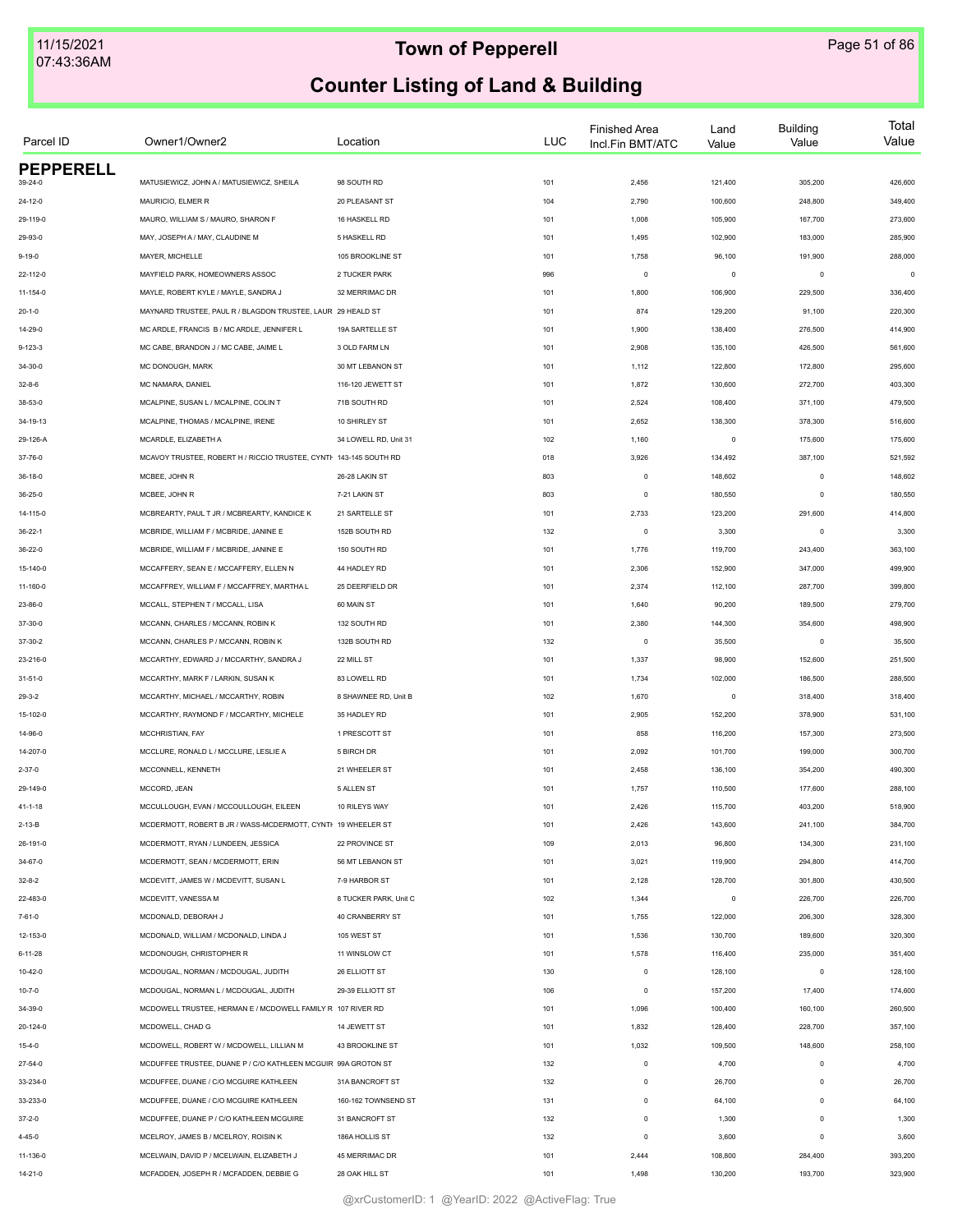# Town of Pepperell

## Counter Listing of Land & Building

| Parcel ID | Owner1/Owner2 | Location | LUC | Finished Area Incl.Fin BMT/ATC | Land Value | Building Value | Total Value |
|---|---|---|---|---|---|---|---|
| **PEPPERELL** | | | | | | | |
| 39-24-0 | MATUSIEWICZ, JOHN A / MATUSIEWICZ, SHEILA | 98 SOUTH RD | 101 | 2,456 | 121,400 | 305,200 | 426,600 |
| 24-12-0 | MAURICIO, ELMER R | 20 PLEASANT ST | 104 | 2,790 | 100,600 | 248,800 | 349,400 |
| 29-119-0 | MAURO, WILLIAM S / MAURO, SHARON F | 16 HASKELL RD | 101 | 1,008 | 105,900 | 167,700 | 273,600 |
| 29-93-0 | MAY, JOSEPH A / MAY, CLAUDINE M | 5 HASKELL RD | 101 | 1,495 | 102,900 | 183,000 | 285,900 |
| 9-19-0 | MAYER, MICHELLE | 105 BROOKLINE ST | 101 | 1,758 | 96,100 | 191,900 | 288,000 |
| 22-112-0 | MAYFIELD PARK, HOMEOWNERS ASSOC | 2 TUCKER PARK | 996 | 0 | 0 | 0 | 0 |
| 11-154-0 | MAYLE, ROBERT KYLE / MAYLE, SANDRA J | 32 MERRIMAC DR | 101 | 1,800 | 106,900 | 229,500 | 336,400 |
| 20-1-0 | MAYNARD TRUSTEE, PAUL R / BLAGDON TRUSTEE, LAUR | 29 HEALD ST | 101 | 874 | 129,200 | 91,100 | 220,300 |
| 14-29-0 | MC ARDLE, FRANCIS B / MC ARDLE, JENNIFER L | 19A SARTELLE ST | 101 | 1,900 | 138,400 | 276,500 | 414,900 |
| 9-123-3 | MC CABE, BRANDON J / MC CABE, JAIME L | 3 OLD FARM LN | 101 | 2,908 | 135,100 | 426,500 | 561,600 |
| 34-30-0 | MC DONOUGH, MARK | 30 MT LEBANON ST | 101 | 1,112 | 122,800 | 172,800 | 295,600 |
| 32-8-6 | MC NAMARA, DANIEL | 116-120 JEWETT ST | 101 | 1,872 | 130,600 | 272,700 | 403,300 |
| 38-53-0 | MCALPINE, SUSAN L / MCALPINE, COLIN T | 71B SOUTH RD | 101 | 2,524 | 108,400 | 371,100 | 479,500 |
| 34-19-13 | MCALPINE, THOMAS / MCALPINE, IRENE | 10 SHIRLEY ST | 101 | 2,652 | 138,300 | 378,300 | 516,600 |
| 29-126-A | MCARDLE, ELIZABETH A | 34 LOWELL RD, Unit 31 | 102 | 1,160 | 0 | 175,600 | 175,600 |
| 37-76-0 | MCAVOY TRUSTEE, ROBERT H / RICCIO TRUSTEE, CYNTH | 143-145 SOUTH RD | 018 | 3,926 | 134,492 | 387,100 | 521,592 |
| 36-18-0 | MCBEE, JOHN R | 26-28 LAKIN ST | 803 | 0 | 148,602 | 0 | 148,602 |
| 36-25-0 | MCBEE, JOHN R | 7-21 LAKIN ST | 803 | 0 | 180,550 | 0 | 180,550 |
| 14-115-0 | MCBREARTY, PAUL T JR / MCBREARTY, KANDICE K | 21 SARTELLE ST | 101 | 2,733 | 123,200 | 291,600 | 414,800 |
| 36-22-1 | MCBRIDE, WILLIAM F / MCBRIDE, JANINE E | 152B SOUTH RD | 132 | 0 | 3,300 | 0 | 3,300 |
| 36-22-0 | MCBRIDE, WILLIAM F / MCBRIDE, JANINE E | 150 SOUTH RD | 101 | 1,776 | 119,700 | 243,400 | 363,100 |
| 15-140-0 | MCCAFFERY, SEAN E / MCCAFFERY, ELLEN N | 44 HADLEY RD | 101 | 2,306 | 152,900 | 347,000 | 499,900 |
| 11-160-0 | MCCAFFREY, WILLIAM F / MCCAFFREY, MARTHA L | 25 DEERFIELD DR | 101 | 2,374 | 112,100 | 287,700 | 399,800 |
| 23-86-0 | MCCALL, STEPHEN T / MCCALL, LISA | 60 MAIN ST | 101 | 1,640 | 90,200 | 189,500 | 279,700 |
| 37-30-0 | MCCANN, CHARLES / MCCANN, ROBIN K | 132 SOUTH RD | 101 | 2,380 | 144,300 | 354,600 | 498,900 |
| 37-30-2 | MCCANN, CHARLES P / MCCANN, ROBIN K | 132B SOUTH RD | 132 | 0 | 35,500 | 0 | 35,500 |
| 23-216-0 | MCCARTHY, EDWARD J / MCCARTHY, SANDRA J | 22 MILL ST | 101 | 1,337 | 98,900 | 152,600 | 251,500 |
| 31-51-0 | MCCARTHY, MARK F / LARKIN, SUSAN K | 83 LOWELL RD | 101 | 1,734 | 102,000 | 186,500 | 288,500 |
| 29-3-2 | MCCARTHY, MICHAEL / MCCARTHY, ROBIN | 8 SHAWNEE RD, Unit B | 102 | 1,670 | 0 | 318,400 | 318,400 |
| 15-102-0 | MCCARTHY, RAYMOND F / MCCARTHY, MICHELE | 35 HADLEY RD | 101 | 2,905 | 152,200 | 378,900 | 531,100 |
| 14-96-0 | MCCHRISTIAN, FAY | 1 PRESCOTT ST | 101 | 858 | 116,200 | 157,300 | 273,500 |
| 14-207-0 | MCCLURE, RONALD L / MCCLURE, LESLIE A | 5 BIRCH DR | 101 | 2,092 | 101,700 | 199,000 | 300,700 |
| 2-37-0 | MCCONNELL, KENNETH | 21 WHEELER ST | 101 | 2,458 | 136,100 | 354,200 | 490,300 |
| 29-149-0 | MCCORD, JEAN | 5 ALLEN ST | 101 | 1,757 | 110,500 | 177,600 | 288,100 |
| 41-1-18 | MCCULLOUGH, EVAN / MCCOULLOUGH, EILEEN | 10 RILEYS WAY | 101 | 2,426 | 115,700 | 403,200 | 518,900 |
| 2-13-B | MCDERMOTT, ROBERT B JR / WASS-MCDERMOTT, CYNTH | 19 WHEELER ST | 101 | 2,426 | 143,600 | 241,100 | 384,700 |
| 26-191-0 | MCDERMOTT, RYAN / LUNDEEN, JESSICA | 22 PROVINCE ST | 109 | 2,013 | 96,800 | 134,300 | 231,100 |
| 34-67-0 | MCDERMOTT, SEAN / MCDERMOTT, ERIN | 56 MT LEBANON ST | 101 | 3,021 | 119,900 | 294,800 | 414,700 |
| 32-8-2 | MCDEVITT, JAMES W / MCDEVITT, SUSAN L | 7-9 HARBOR ST | 101 | 2,128 | 128,700 | 301,800 | 430,500 |
| 22-483-0 | MCDEVITT, VANESSA M | 8 TUCKER PARK, Unit C | 102 | 1,344 | 0 | 226,700 | 226,700 |
| 7-61-0 | MCDONALD, DEBORAH J | 40 CRANBERRY ST | 101 | 1,755 | 122,000 | 206,300 | 328,300 |
| 12-153-0 | MCDONALD, WILLIAM / MCDONALD, LINDA J | 105 WEST ST | 101 | 1,536 | 130,700 | 189,600 | 320,300 |
| 6-11-28 | MCDONOUGH, CHRISTOPHER R | 11 WINSLOW CT | 101 | 1,578 | 116,400 | 235,000 | 351,400 |
| 10-42-0 | MCDOUGAL, NORMAN / MCDOUGAL, JUDITH | 26 ELLIOTT ST | 130 | 0 | 128,100 | 0 | 128,100 |
| 10-7-0 | MCDOUGAL, NORMAN L / MCDOUGAL, JUDITH | 29-39 ELLIOTT ST | 106 | 0 | 157,200 | 17,400 | 174,600 |
| 34-39-0 | MCDOWELL TRUSTEE, HERMAN E / MCDOWELL FAMILY R | 107 RIVER RD | 101 | 1,096 | 100,400 | 160,100 | 260,500 |
| 20-124-0 | MCDOWELL, CHAD G | 14 JEWETT ST | 101 | 1,832 | 128,400 | 228,700 | 357,100 |
| 15-4-0 | MCDOWELL, ROBERT W / MCDOWELL, LILLIAN M | 43 BROOKLINE ST | 101 | 1,032 | 109,500 | 148,600 | 258,100 |
| 27-54-0 | MCDUFFEE TRUSTEE, DUANE P / C/O KATHLEEN MCGUIR | 99A GROTON ST | 132 | 0 | 4,700 | 0 | 4,700 |
| 33-234-0 | MCDUFFEE, DUANE / C/O MCGUIRE KATHLEEN | 31A BANCROFT ST | 132 | 0 | 26,700 | 0 | 26,700 |
| 33-233-0 | MCDUFFEE, DUANE / C/O MCGUIRE KATHLEEN | 160-162 TOWNSEND ST | 131 | 0 | 64,100 | 0 | 64,100 |
| 37-2-0 | MCDUFFEE, DUANE P / C/O KATHLEEN MCGUIRE | 31 BANCROFT ST | 132 | 0 | 1,300 | 0 | 1,300 |
| 4-45-0 | MCELROY, JAMES B / MCELROY, ROISIN K | 186A HOLLIS ST | 132 | 0 | 3,600 | 0 | 3,600 |
| 11-136-0 | MCELWAIN, DAVID P / MCELWAIN, ELIZABETH J | 45 MERRIMAC DR | 101 | 2,444 | 108,800 | 284,400 | 393,200 |
| 14-21-0 | MCFADDEN, JOSEPH R / MCFADDEN, DEBBIE G | 28 OAK HILL ST | 101 | 1,498 | 130,200 | 193,700 | 323,900 |

@xrCustomerID: 1 @YearID: 2022 @ActiveFlag: True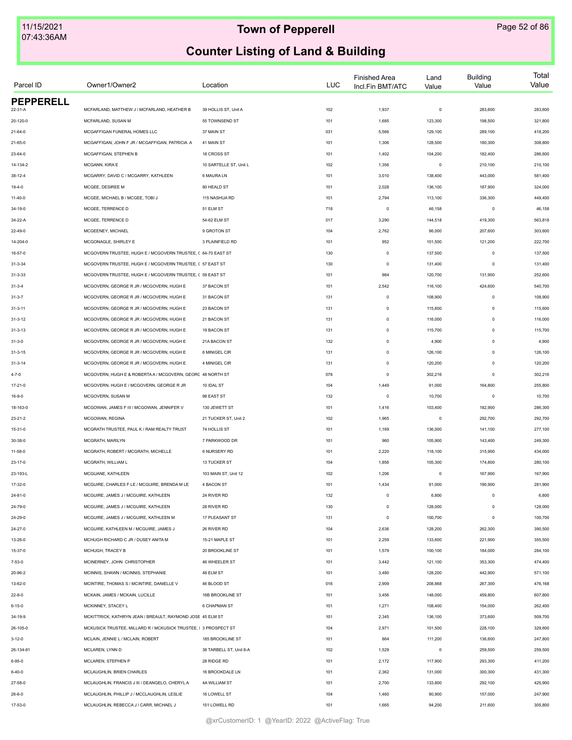# Town of Pepperell

## Counter Listing of Land & Building

| Parcel ID | Owner1/Owner2 | Location | LUC | Finished Area Incl.Fin BMT/ATC | Land Value | Building Value | Total Value |
|---|---|---|---|---|---|---|---|
| **PEPPERELL** | | | | | | | |
| 22-31-A | MCFARLAND, MATTHEW J / MCFARLAND, HEATHER B | 39 HOLLIS ST, Unit A | 102 | 1,937 | 0 | 283,600 | 283,600 |
| 20-120-0 | MCFARLAND, SUSAN M | 55 TOWNSEND ST | 101 | 1,685 | 123,300 | 198,500 | 321,800 |
| 21-64-0 | MCGAFFIGAN FUNERAL HOMES LLC | 37 MAIN ST | 031 | 5,566 | 129,100 | 289,100 | 418,200 |
| 21-65-0 | MCGAFFIGAN, JOHN F JR / MCGAFFIGAN, PATRICIA A | 41 MAIN ST | 101 | 1,306 | 128,500 | 180,300 | 308,800 |
| 23-64-0 | MCGAFFIGAN, STEPHEN B | 18 CROSS ST | 101 | 1,402 | 104,200 | 182,400 | 286,600 |
| 14-134-2 | MCGANN, KIRA E | 10 SARTELLE ST, Unit L | 102 | 1,356 | 0 | 210,100 | 210,100 |
| 38-12-4 | MCGARRY, DAVID C / MCGARRY, KATHLEEN | 6 MAURA LN | 101 | 3,010 | 138,400 | 443,000 | 581,400 |
| 19-4-0 | MCGEE, DESIREE M | 80 HEALD ST | 101 | 2,028 | 136,100 | 187,900 | 324,000 |
| 11-40-0 | MCGEE, MICHAEL B / MCGEE, TOBI J | 115 NASHUA RD | 101 | 2,794 | 113,100 | 336,300 | 449,400 |
| 34-19-0 | MCGEE, TERRENCE D | 51 ELM ST | 718 | 0 | 46,158 | 0 | 46,158 |
| 34-22-A | MCGEE, TERRENCE D | 54-62 ELM ST | 017 | 3,290 | 144,518 | 419,300 | 563,818 |
| 22-49-0 | MCGEENEY, MICHAEL | 9 GROTON ST | 104 | 2,762 | 96,000 | 207,600 | 303,600 |
| 14-204-0 | MCGONAGLE, SHIRLEY E | 3 PLAINFIELD RD | 101 | 952 | 101,500 | 121,200 | 222,700 |
| 16-57-0 | MCGOVERN TRUSTEE, HUGH E / MCGOVERN TRUSTEE, ( | 64-70 EAST ST | 130 | 0 | 137,500 | 0 | 137,500 |
| 31-3-34 | MCGOVERN TRUSTEE, HUGH E / MCGOVERN TRUSTEE, ( | 57 EAST ST | 130 | 0 | 131,400 | 0 | 131,400 |
| 31-3-33 | MCGOVERN TRUSTEE, HUGH E / MCGOVERN TRUSTEE, ( | 59 EAST ST | 101 | 984 | 120,700 | 131,900 | 252,600 |
| 31-3-4 | MCGOVERN, GEORGE R JR / MCGOVERN, HUGH E | 37 BACON ST | 101 | 2,542 | 116,100 | 424,600 | 540,700 |
| 31-3-7 | MCGOVERN, GEORGE R JR / MCGOVERN, HUGH E | 31 BACON ST | 131 | 0 | 108,900 | 0 | 108,900 |
| 31-3-11 | MCGOVERN, GEORGE R JR / MCGOVERN, HUGH E | 23 BACON ST | 131 | 0 | 115,600 | 0 | 115,600 |
| 31-3-12 | MCGOVERN, GEORGE R JR / MCGOVERN, HUGH E | 21 BACON ST | 131 | 0 | 116,000 | 0 | 116,000 |
| 31-3-13 | MCGOVERN, GEORGE R JR / MCGOVERN, HUGH E | 19 BACON ST | 131 | 0 | 115,700 | 0 | 115,700 |
| 31-3-0 | MCGOVERN, GEORGE R JR / MCGOVERN, HUGH E | 21A BACON ST | 132 | 0 | 4,900 | 0 | 4,900 |
| 31-3-15 | MCGOVERN, GEORGE R JR / MCGOVERN, HUGH E | 6 MINIGEL CIR | 131 | 0 | 126,100 | 0 | 126,100 |
| 31-3-14 | MCGOVERN, GEORGE R JR / MCGOVERN, HUGH E | 4 MINIGEL CIR | 131 | 0 | 120,200 | 0 | 120,200 |
| 4-7-0 | MCGOVERN, HUGH E & ROBERTA A / MCGOVERN, GEORG | 48 NORTH ST | 078 | 0 | 302,216 | 0 | 302,216 |
| 17-21-0 | MCGOVERN, HUGH E / MCGOVERN, GEORGE R JR | 10 IDAL ST | 104 | 1,449 | 91,000 | 164,800 | 255,800 |
| 16-9-0 | MCGOVERN, SUSAN M | 98 EAST ST | 132 | 0 | 10,700 | 0 | 10,700 |
| 18-163-0 | MCGOWAN, JAMES F III / MCGOWAN, JENNIFER V | 130 JEWETT ST | 101 | 1,416 | 103,400 | 182,900 | 286,300 |
| 23-21-2 | MCGOWAN, REGINA | 21 TUCKER ST, Unit 2 | 102 | 1,965 | 0 | 292,700 | 292,700 |
| 15-31-0 | MCGRATH TRUSTEE, PAUL K / RAM REALTY TRUST | 74 HOLLIS ST | 101 | 1,169 | 136,000 | 141,100 | 277,100 |
| 30-38-0 | MCGRATH, MARILYN | 7 PARKWOOD DR | 101 | 960 | 105,900 | 143,400 | 249,300 |
| 11-58-0 | MCGRATH, ROBERT / MCGRATH, MICHELLE | 6 NURSERY RD | 101 | 2,220 | 118,100 | 315,900 | 434,000 |
| 23-17-0 | MCGRATH, WILLIAM L | 13 TUCKER ST | 104 | 1,856 | 105,300 | 174,800 | 280,100 |
| 23-193-L | MCGUANE, KATHLEEN | 103 MAIN ST, Unit 12 | 102 | 1,206 | 0 | 167,900 | 167,900 |
| 17-32-0 | MCGUIRE, CHARLES F LE / MCGUIRE, BRENDA M LE | 4 BACON ST | 101 | 1,434 | 91,000 | 190,900 | 281,900 |
| 24-81-0 | MCGUIRE, JAMES J / MCGUIRE, KATHLEEN | 24 RIVER RD | 132 | 0 | 6,800 | 0 | 6,800 |
| 24-79-0 | MCGUIRE, JAMES J / MCGUIRE, KATHLEEN | 28 RIVER RD | 130 | 0 | 128,000 | 0 | 128,000 |
| 24-29-0 | MCGUIRE, JAMES J / MCGUIRE, KATHLEEN M | 17 PLEASANT ST | 131 | 0 | 100,700 | 0 | 100,700 |
| 24-27-0 | MCGUIRE, KATHLEEN M / MCGUIRE, JAMES J | 26 RIVER RD | 104 | 2,636 | 128,200 | 262,300 | 390,500 |
| 13-26-0 | MCHUGH RICHARD C JR / DUSEY ANITA M | 15-21 MAPLE ST | 101 | 2,259 | 133,600 | 221,900 | 355,500 |
| 15-37-0 | MCHUGH, TRACEY B | 20 BROOKLINE ST | 101 | 1,579 | 100,100 | 184,000 | 284,100 |
| 7-53-0 | MCINERNEY, JOHN CHRISTOPHER | 46 WHEELER ST | 101 | 3,442 | 121,100 | 353,300 | 474,400 |
| 20-96-2 | MCINNIS, SHAWN / MCINNIS, STEPHANIE | 48 ELM ST | 101 | 3,480 | 128,200 | 442,900 | 571,100 |
| 13-62-0 | MCINTIRE, THOMAS S / MCINTIRE, DANIELLE V | 46 BLOOD ST | 016 | 2,909 | 208,868 | 267,300 | 476,168 |
| 22-8-0 | MCKAIN, JAMES / MCKAIN, LUCILLE | 16B BROOKLINE ST | 101 | 3,456 | 148,000 | 459,800 | 607,800 |
| 6-15-0 | MCKINNEY, STACEY L | 6 CHAPMAN ST | 101 | 1,271 | 108,400 | 154,000 | 262,400 |
| 34-19-9 | MCKITTRICK, KATHRYN JEAN / BREAULT, RAYMOND JOSE | 45 ELM ST | 101 | 2,345 | 136,100 | 373,600 | 509,700 |
| 26-105-0 | MCKUSICK TRUSTEE, MILLARD R / MCKUSICK TRUSTEE, I | 3 PROSPECT ST | 104 | 2,971 | 101,500 | 228,100 | 329,600 |
| 3-12-0 | MCLAIN, JENNIE L / MCLAIN, ROBERT | 185 BROOKLINE ST | 101 | 864 | 111,200 | 136,600 | 247,800 |
| 26-134-81 | MCLAREN, LYNN D | 38 TARBELL ST, Unit 8-A | 102 | 1,529 | 0 | 259,500 | 259,500 |
| 6-95-0 | MCLAREN, STEPHEN P | 28 RIDGE RD | 101 | 2,172 | 117,900 | 293,300 | 411,200 |
| 6-40-0 | MCLAUGHLIN, BRIEN CHARLES | 16 BROOKDALE LN | 101 | 2,362 | 131,000 | 300,300 | 431,300 |
| 27-58-0 | MCLAUGHLIN, FRANCIS J III / DEANGELO, CHERYL A | 4A WILLIAM ST | 101 | 2,700 | 133,800 | 292,100 | 425,900 |
| 26-6-0 | MCLAUGHLIN, PHILLIP J / MCCLAUGHLIN, LESLIE | 16 LOWELL ST | 104 | 1,460 | 90,900 | 157,000 | 247,900 |
| 17-53-0 | MCLAUGHLIN, REBECCA J / CARR, MICHAEL J | 151 LOWELL RD | 101 | 1,665 | 94,200 | 211,600 | 305,800 |

@xrCustomerID: 1 @YearID: 2022 @ActiveFlag: True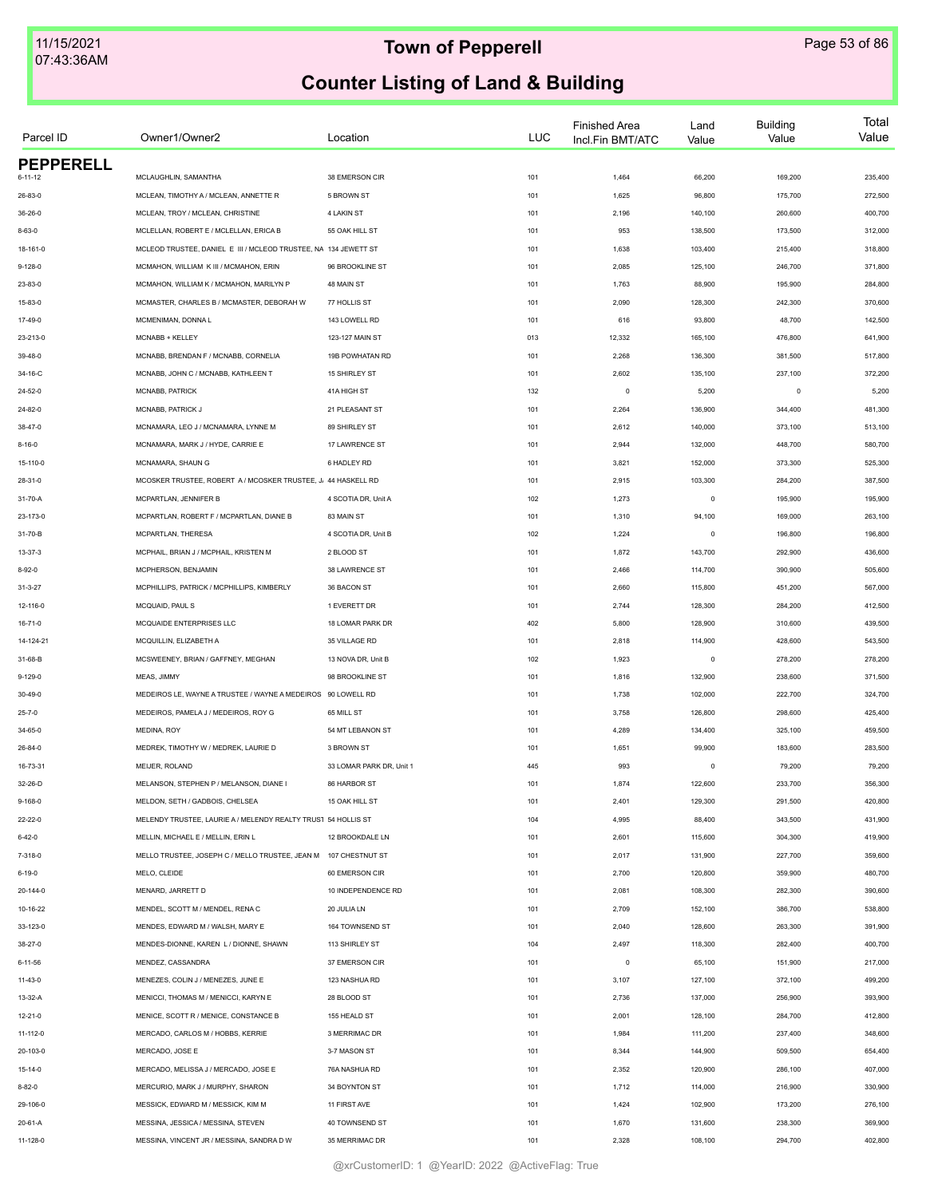# Town of Pepperell

## Counter Listing of Land & Building

| Parcel ID | Owner1/Owner2 | Location | LUC | Finished Area Incl.Fin BMT/ATC | Land Value | Building Value | Total Value |
|---|---|---|---|---|---|---|---|
| **PEPPERELL** | | | | | | | |
| 6-11-12 | MCLAUGHLIN, SAMANTHA | 38 EMERSON CIR | 101 | 1,464 | 66,200 | 169,200 | 235,400 |
| 26-83-0 | MCLEAN, TIMOTHY A / MCLEAN, ANNETTE R | 5 BROWN ST | 101 | 1,625 | 96,800 | 175,700 | 272,500 |
| 36-26-0 | MCLEAN, TROY / MCLEAN, CHRISTINE | 4 LAKIN ST | 101 | 2,196 | 140,100 | 260,600 | 400,700 |
| 8-63-0 | MCLELLAN, ROBERT E / MCLELLAN, ERICA B | 55 OAK HILL ST | 101 | 953 | 138,500 | 173,500 | 312,000 |
| 18-161-0 | MCLEOD TRUSTEE, DANIEL E III / MCLEOD TRUSTEE, NA | 134 JEWETT ST | 101 | 1,638 | 103,400 | 215,400 | 318,800 |
| 9-128-0 | MCMAHON, WILLIAM K III / MCMAHON, ERIN | 96 BROOKLINE ST | 101 | 2,085 | 125,100 | 246,700 | 371,800 |
| 23-83-0 | MCMAHON, WILLIAM K / MCMAHON, MARILYN P | 48 MAIN ST | 101 | 1,763 | 88,900 | 195,900 | 284,800 |
| 15-83-0 | MCMASTER, CHARLES B / MCMASTER, DEBORAH W | 77 HOLLIS ST | 101 | 2,090 | 128,300 | 242,300 | 370,600 |
| 17-49-0 | MCMENIMAN, DONNA L | 143 LOWELL RD | 101 | 616 | 93,800 | 48,700 | 142,500 |
| 23-213-0 | MCNABB + KELLEY | 123-127 MAIN ST | 013 | 12,332 | 165,100 | 476,800 | 641,900 |
| 39-48-0 | MCNABB, BRENDAN F / MCNABB, CORNELIA | 19B POWHATAN RD | 101 | 2,268 | 136,300 | 381,500 | 517,800 |
| 34-16-C | MCNABB, JOHN C / MCNABB, KATHLEEN T | 15 SHIRLEY ST | 101 | 2,602 | 135,100 | 237,100 | 372,200 |
| 24-52-0 | MCNABB, PATRICK | 41A HIGH ST | 132 | 0 | 5,200 | 0 | 5,200 |
| 24-82-0 | MCNABB, PATRICK J | 21 PLEASANT ST | 101 | 2,264 | 136,900 | 344,400 | 481,300 |
| 38-47-0 | MCNAMARA, LEO J / MCNAMARA, LYNNE M | 89 SHIRLEY ST | 101 | 2,612 | 140,000 | 373,100 | 513,100 |
| 8-16-0 | MCNAMARA, MARK J / HYDE, CARRIE E | 17 LAWRENCE ST | 101 | 2,944 | 132,000 | 448,700 | 580,700 |
| 15-110-0 | MCNAMARA, SHAUN G | 6 HADLEY RD | 101 | 3,821 | 152,000 | 373,300 | 525,300 |
| 28-31-0 | MCOSKER TRUSTEE, ROBERT A / MCOSKER TRUSTEE, J | 44 HASKELL RD | 101 | 2,915 | 103,300 | 284,200 | 387,500 |
| 31-70-A | MCPARTLAN, JENNIFER B | 4 SCOTIA DR, Unit A | 102 | 1,273 | 0 | 195,900 | 195,900 |
| 23-173-0 | MCPARTLAN, ROBERT F / MCPARTLAN, DIANE B | 83 MAIN ST | 101 | 1,310 | 94,100 | 169,000 | 263,100 |
| 31-70-B | MCPARTLAN, THERESA | 4 SCOTIA DR, Unit B | 102 | 1,224 | 0 | 196,800 | 196,800 |
| 13-37-3 | MCPHAIL, BRIAN J / MCPHAIL, KRISTEN M | 2 BLOOD ST | 101 | 1,872 | 143,700 | 292,900 | 436,600 |
| 8-92-0 | MCPHERSON, BENJAMIN | 38 LAWRENCE ST | 101 | 2,466 | 114,700 | 390,900 | 505,600 |
| 31-3-27 | MCPHILLIPS, PATRICK / MCPHILLIPS, KIMBERLY | 36 BACON ST | 101 | 2,660 | 115,800 | 451,200 | 567,000 |
| 12-116-0 | MCQUAID, PAUL S | 1 EVERETT DR | 101 | 2,744 | 128,300 | 284,200 | 412,500 |
| 16-71-0 | MCQUAIDE ENTERPRISES LLC | 18 LOMAR PARK DR | 402 | 5,800 | 128,900 | 310,600 | 439,500 |
| 14-124-21 | MCQUILLIN, ELIZABETH A | 35 VILLAGE RD | 101 | 2,818 | 114,900 | 428,600 | 543,500 |
| 31-68-B | MCSWEENEY, BRIAN / GAFFNEY, MEGHAN | 13 NOVA DR, Unit B | 102 | 1,923 | 0 | 278,200 | 278,200 |
| 9-129-0 | MEAS, JIMMY | 98 BROOKLINE ST | 101 | 1,816 | 132,900 | 238,600 | 371,500 |
| 30-49-0 | MEDEIROS LE, WAYNE A TRUSTEE / WAYNE A MEDEIROS | 90 LOWELL RD | 101 | 1,738 | 102,000 | 222,700 | 324,700 |
| 25-7-0 | MEDEIROS, PAMELA J / MEDEIROS, ROY G | 65 MILL ST | 101 | 3,758 | 126,800 | 298,600 | 425,400 |
| 34-65-0 | MEDINA, ROY | 54 MT LEBANON ST | 101 | 4,289 | 134,400 | 325,100 | 459,500 |
| 26-84-0 | MEDREK, TIMOTHY W / MEDREK, LAURIE D | 3 BROWN ST | 101 | 1,651 | 99,900 | 183,600 | 283,500 |
| 16-73-31 | MEIJER, ROLAND | 33 LOMAR PARK DR, Unit 1 | 445 | 993 | 0 | 79,200 | 79,200 |
| 32-26-D | MELANSON, STEPHEN P / MELANSON, DIANE I | 86 HARBOR ST | 101 | 1,874 | 122,600 | 233,700 | 356,300 |
| 9-168-0 | MELDON, SETH / GADBOIS, CHELSEA | 15 OAK HILL ST | 101 | 2,401 | 129,300 | 291,500 | 420,800 |
| 22-22-0 | MELENDY TRUSTEE, LAURIE A / MELENDY REALTY TRUST | 54 HOLLIS ST | 104 | 4,995 | 88,400 | 343,500 | 431,900 |
| 6-42-0 | MELLIN, MICHAEL E / MELLIN, ERIN L | 12 BROOKDALE LN | 101 | 2,601 | 115,600 | 304,300 | 419,900 |
| 7-318-0 | MELLO TRUSTEE, JOSEPH C / MELLO TRUSTEE, JEAN M | 107 CHESTNUT ST | 101 | 2,017 | 131,900 | 227,700 | 359,600 |
| 6-19-0 | MELO, CLEIDE | 60 EMERSON CIR | 101 | 2,700 | 120,800 | 359,900 | 480,700 |
| 20-144-0 | MENARD, JARRETT D | 10 INDEPENDENCE RD | 101 | 2,081 | 108,300 | 282,300 | 390,600 |
| 10-16-22 | MENDEL, SCOTT M / MENDEL, RENA C | 20 JULIA LN | 101 | 2,709 | 152,100 | 386,700 | 538,800 |
| 33-123-0 | MENDES, EDWARD M / WALSH, MARY E | 164 TOWNSEND ST | 101 | 2,040 | 128,600 | 263,300 | 391,900 |
| 38-27-0 | MENDES-DIONNE, KAREN L / DIONNE, SHAWN | 113 SHIRLEY ST | 104 | 2,497 | 118,300 | 282,400 | 400,700 |
| 6-11-56 | MENDEZ, CASSANDRA | 37 EMERSON CIR | 101 | 0 | 65,100 | 151,900 | 217,000 |
| 11-43-0 | MENEZES, COLIN J / MENEZES, JUNE E | 123 NASHUA RD | 101 | 3,107 | 127,100 | 372,100 | 499,200 |
| 13-32-A | MENICCI, THOMAS M / MENICCI, KARYN E | 28 BLOOD ST | 101 | 2,736 | 137,000 | 256,900 | 393,900 |
| 12-21-0 | MENICE, SCOTT R / MENICE, CONSTANCE B | 155 HEALD ST | 101 | 2,001 | 128,100 | 284,700 | 412,800 |
| 11-112-0 | MERCADO, CARLOS M / HOBBS, KERRIE | 3 MERRIMAC DR | 101 | 1,984 | 111,200 | 237,400 | 348,600 |
| 20-103-0 | MERCADO, JOSE E | 3-7 MASON ST | 101 | 8,344 | 144,900 | 509,500 | 654,400 |
| 15-14-0 | MERCADO, MELISSA J / MERCADO, JOSE E | 76A NASHUA RD | 101 | 2,352 | 120,900 | 286,100 | 407,000 |
| 8-82-0 | MERCURIO, MARK J / MURPHY, SHARON | 34 BOYNTON ST | 101 | 1,712 | 114,000 | 216,900 | 330,900 |
| 29-106-0 | MESSICK, EDWARD M / MESSICK, KIM M | 11 FIRST AVE | 101 | 1,424 | 102,900 | 173,200 | 276,100 |
| 20-61-A | MESSINA, JESSICA / MESSINA, STEVEN | 40 TOWNSEND ST | 101 | 1,670 | 131,600 | 238,300 | 369,900 |
| 11-128-0 | MESSINA, VINCENT JR / MESSINA, SANDRA D W | 35 MERRIMAC DR | 101 | 2,328 | 108,100 | 294,700 | 402,800 |

@xrCustomerID: 1 @YearID: 2022 @ActiveFlag: True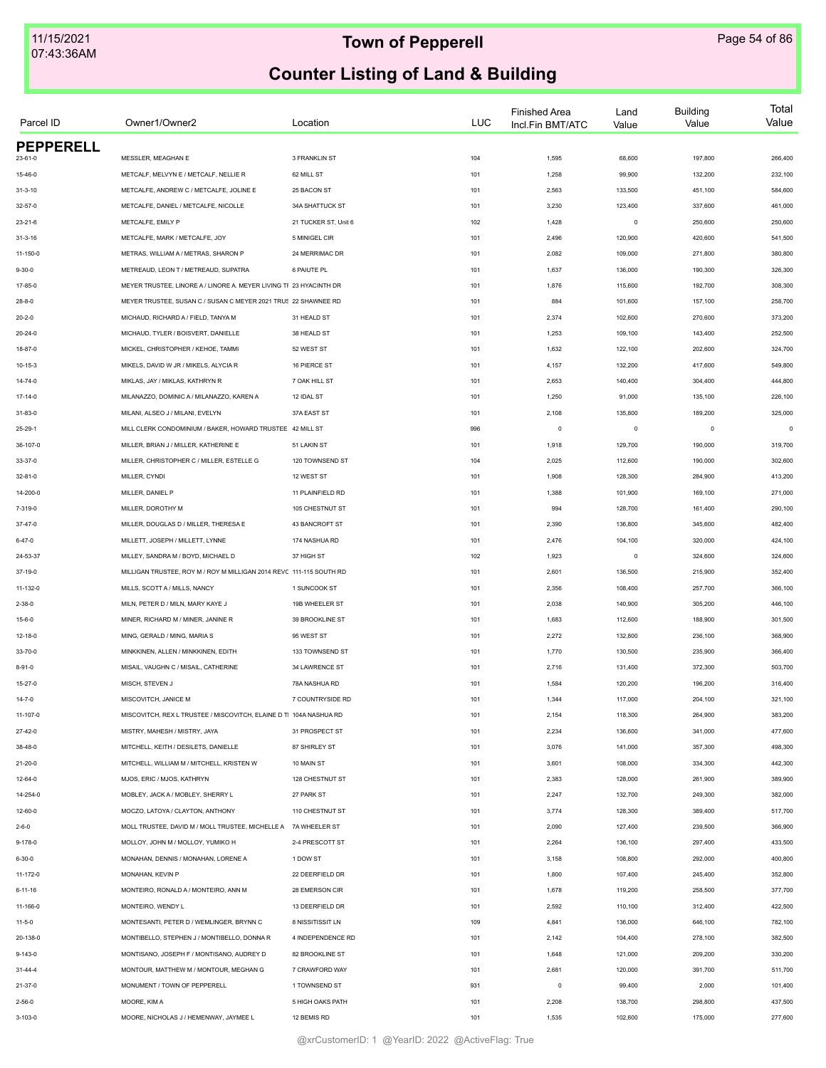# Town of Pepperell

## Counter Listing of Land & Building

| Parcel ID | Owner1/Owner2 | Location | LUC | Finished Area Incl.Fin BMT/ATC | Land Value | Building Value | Total Value |
|---|---|---|---|---|---|---|---|
| **PEPPERELL** | | | | | | | |
| 23-61-0 | MESSLER, MEAGHAN E | 3 FRANKLIN ST | 104 | 1,595 | 68,600 | 197,800 | 266,400 |
| 15-46-0 | METCALF, MELVYN E / METCALF, NELLIE R | 62 MILL ST | 101 | 1,258 | 99,900 | 132,200 | 232,100 |
| 31-3-10 | METCALFE, ANDREW C / METCALFE, JOLINE E | 25 BACON ST | 101 | 2,563 | 133,500 | 451,100 | 584,600 |
| 32-57-0 | METCALFE, DANIEL / METCALFE, NICOLLE | 34A SHATTUCK ST | 101 | 3,230 | 123,400 | 337,600 | 461,000 |
| 23-21-6 | METCALFE, EMILY P | 21 TUCKER ST, Unit 6 | 102 | 1,428 | 0 | 250,600 | 250,600 |
| 31-3-16 | METCALFE, MARK / METCALFE, JOY | 5 MINIGEL CIR | 101 | 2,496 | 120,900 | 420,600 | 541,500 |
| 11-150-0 | METRAS, WILLIAM A / METRAS, SHARON P | 24 MERRIMAC DR | 101 | 2,082 | 109,000 | 271,800 | 380,800 |
| 9-30-0 | METREAUD, LEON T / METREAUD, SUPATRA | 6 PAIUTE PL | 101 | 1,637 | 136,000 | 190,300 | 326,300 |
| 17-85-0 | MEYER TRUSTEE, LINORE A / LINORE A. MEYER LIVING TI | 23 HYACINTH DR | 101 | 1,876 | 115,600 | 192,700 | 308,300 |
| 28-8-0 | MEYER TRUSTEE, SUSAN C / SUSAN C MEYER 2021 TRUS | 22 SHAWNEE RD | 101 | 884 | 101,600 | 157,100 | 258,700 |
| 20-2-0 | MICHAUD, RICHARD A / FIELD, TANYA M | 31 HEALD ST | 101 | 2,374 | 102,600 | 270,600 | 373,200 |
| 20-24-0 | MICHAUD, TYLER / BOISVERT, DANIELLE | 38 HEALD ST | 101 | 1,253 | 109,100 | 143,400 | 252,500 |
| 18-87-0 | MICKEL, CHRISTOPHER / KEHOE, TAMMI | 52 WEST ST | 101 | 1,632 | 122,100 | 202,600 | 324,700 |
| 10-15-3 | MIKELS, DAVID W JR / MIKELS, ALYCIA R | 16 PIERCE ST | 101 | 4,157 | 132,200 | 417,600 | 549,800 |
| 14-74-0 | MIKLAS, JAY / MIKLAS, KATHRYN R | 7 OAK HILL ST | 101 | 2,653 | 140,400 | 304,400 | 444,800 |
| 17-14-0 | MILANAZZO, DOMINIC A / MILANAZZO, KAREN A | 12 IDAL ST | 101 | 1,250 | 91,000 | 135,100 | 226,100 |
| 31-83-0 | MILANI, ALSEO J / MILANI, EVELYN | 37A EAST ST | 101 | 2,108 | 135,800 | 189,200 | 325,000 |
| 25-29-1 | MILL CLERK CONDOMINIUM / BAKER, HOWARD TRUSTEE | 42 MILL ST | 996 | 0 | 0 | 0 | 0 |
| 36-107-0 | MILLER, BRIAN J / MILLER, KATHERINE E | 51 LAKIN ST | 101 | 1,918 | 129,700 | 190,000 | 319,700 |
| 33-37-0 | MILLER, CHRISTOPHER C / MILLER, ESTELLE G | 120 TOWNSEND ST | 104 | 2,025 | 112,600 | 190,000 | 302,600 |
| 32-81-0 | MILLER, CYNDI | 12 WEST ST | 101 | 1,908 | 128,300 | 284,900 | 413,200 |
| 14-200-0 | MILLER, DANIEL P | 11 PLAINFIELD RD | 101 | 1,388 | 101,900 | 169,100 | 271,000 |
| 7-319-0 | MILLER, DOROTHY M | 105 CHESTNUT ST | 101 | 994 | 128,700 | 161,400 | 290,100 |
| 37-47-0 | MILLER, DOUGLAS D / MILLER, THERESA E | 43 BANCROFT ST | 101 | 2,390 | 136,800 | 345,600 | 482,400 |
| 6-47-0 | MILLETT, JOSEPH / MILLETT, LYNNE | 174 NASHUA RD | 101 | 2,476 | 104,100 | 320,000 | 424,100 |
| 24-53-37 | MILLEY, SANDRA M / BOYD, MICHAEL D | 37 HIGH ST | 102 | 1,923 | 0 | 324,600 | 324,600 |
| 37-19-0 | MILLIGAN TRUSTEE, ROY M / ROY M MILLIGAN 2014 REVC | 111-115 SOUTH RD | 101 | 2,601 | 136,500 | 215,900 | 352,400 |
| 11-132-0 | MILLS, SCOTT A / MILLS, NANCY | 1 SUNCOOK ST | 101 | 2,356 | 108,400 | 257,700 | 366,100 |
| 2-38-0 | MILN, PETER D / MILN, MARY KAYE J | 19B WHEELER ST | 101 | 2,038 | 140,900 | 305,200 | 446,100 |
| 15-6-0 | MINER, RICHARD M / MINER, JANINE R | 39 BROOKLINE ST | 101 | 1,683 | 112,600 | 188,900 | 301,500 |
| 12-18-0 | MING, GERALD / MING, MARIA S | 95 WEST ST | 101 | 2,272 | 132,800 | 236,100 | 368,900 |
| 33-70-0 | MINKKINEN, ALLEN / MINKKINEN, EDITH | 133 TOWNSEND ST | 101 | 1,770 | 130,500 | 235,900 | 366,400 |
| 8-91-0 | MISAIL, VAUGHN C / MISAIL, CATHERINE | 34 LAWRENCE ST | 101 | 2,716 | 131,400 | 372,300 | 503,700 |
| 15-27-0 | MISCH, STEVEN J | 78A NASHUA RD | 101 | 1,584 | 120,200 | 196,200 | 316,400 |
| 14-7-0 | MISCOVITCH, JANICE M | 7 COUNTRYSIDE RD | 101 | 1,344 | 117,000 | 204,100 | 321,100 |
| 11-107-0 | MISCOVITCH, REX L TRUSTEE / MISCOVITCH, ELAINE D TI | 104A NASHUA RD | 101 | 2,154 | 118,300 | 264,900 | 383,200 |
| 27-42-0 | MISTRY, MAHESH / MISTRY, JAYA | 31 PROSPECT ST | 101 | 2,234 | 136,600 | 341,000 | 477,600 |
| 38-48-0 | MITCHELL, KEITH / DESILETS, DANIELLE | 87 SHIRLEY ST | 101 | 3,076 | 141,000 | 357,300 | 498,300 |
| 21-20-0 | MITCHELL, WILLIAM M / MITCHELL, KRISTEN W | 10 MAIN ST | 101 | 3,601 | 108,000 | 334,300 | 442,300 |
| 12-64-0 | MJOS, ERIC / MJOS, KATHRYN | 128 CHESTNUT ST | 101 | 2,383 | 128,000 | 261,900 | 389,900 |
| 14-254-0 | MOBLEY, JACK A / MOBLEY, SHERRY L | 27 PARK ST | 101 | 2,247 | 132,700 | 249,300 | 382,000 |
| 12-60-0 | MOCZO, LATOYA / CLAYTON, ANTHONY | 110 CHESTNUT ST | 101 | 3,774 | 128,300 | 389,400 | 517,700 |
| 2-6-0 | MOLL TRUSTEE, DAVID M / MOLL TRUSTEE, MICHELLE A | 7A WHEELER ST | 101 | 2,090 | 127,400 | 239,500 | 366,900 |
| 9-178-0 | MOLLOY, JOHN M / MOLLOY, YUMIKO H | 2-4 PRESCOTT ST | 101 | 2,264 | 136,100 | 297,400 | 433,500 |
| 6-30-0 | MONAHAN, DENNIS / MONAHAN, LORENE A | 1 DOW ST | 101 | 3,158 | 108,800 | 292,000 | 400,800 |
| 11-172-0 | MONAHAN, KEVIN P | 22 DEERFIELD DR | 101 | 1,800 | 107,400 | 245,400 | 352,800 |
| 6-11-16 | MONTEIRO, RONALD A / MONTEIRO, ANN M | 28 EMERSON CIR | 101 | 1,678 | 119,200 | 258,500 | 377,700 |
| 11-166-0 | MONTEIRO, WENDY L | 13 DEERFIELD DR | 101 | 2,592 | 110,100 | 312,400 | 422,500 |
| 11-5-0 | MONTESANTI, PETER D / WEMLINGER, BRYNN C | 8 NISSITISSIT LN | 109 | 4,841 | 136,000 | 646,100 | 782,100 |
| 20-138-0 | MONTIBELLO, STEPHEN J / MONTIBELLO, DONNA R | 4 INDEPENDENCE RD | 101 | 2,142 | 104,400 | 278,100 | 382,500 |
| 9-143-0 | MONTISANO, JOSEPH F / MONTISANO, AUDREY D | 82 BROOKLINE ST | 101 | 1,648 | 121,000 | 209,200 | 330,200 |
| 31-44-4 | MONTOUR, MATTHEW M / MONTOUR, MEGHAN G | 7 CRAWFORD WAY | 101 | 2,681 | 120,000 | 391,700 | 511,700 |
| 21-37-0 | MONUMENT / TOWN OF PEPPERELL | 1 TOWNSEND ST | 931 | 0 | 99,400 | 2,000 | 101,400 |
| 2-56-0 | MOORE, KIM A | 5 HIGH OAKS PATH | 101 | 2,208 | 138,700 | 298,800 | 437,500 |
| 3-103-0 | MOORE, NICHOLAS J / HEMENWAY, JAYMEE L | 12 BEMIS RD | 101 | 1,535 | 102,600 | 175,000 | 277,600 |

@xrCustomerID: 1 @YearID: 2022 @ActiveFlag: True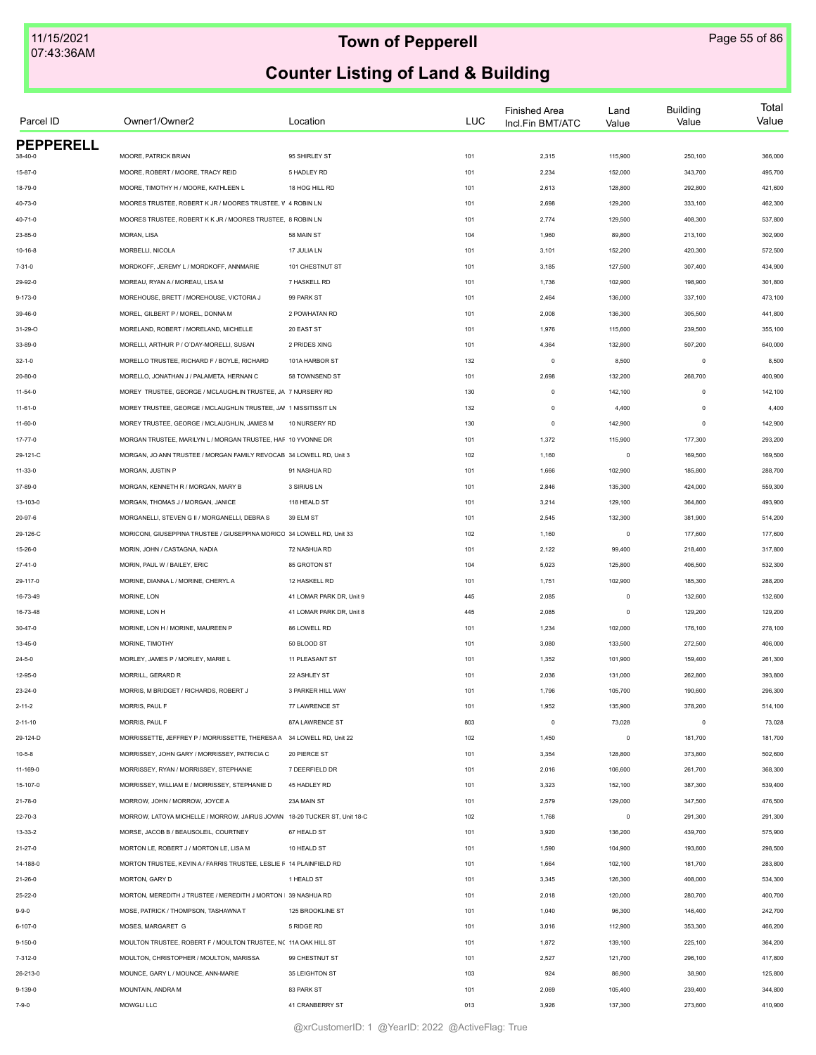# Town of Pepperell

## Counter Listing of Land & Building

| Parcel ID | Owner1/Owner2 | Location | LUC | Finished Area Incl.Fin BMT/ATC | Land Value | Building Value | Total Value |
|---|---|---|---|---|---|---|---|
| **PEPPERELL** | | | | | | | |
| 38-40-0 | MOORE, PATRICK BRIAN | 95 SHIRLEY ST | 101 | 2,315 | 115,900 | 250,100 | 366,000 |
| 15-87-0 | MOORE, ROBERT / MOORE, TRACY REID | 5 HADLEY RD | 101 | 2,234 | 152,000 | 343,700 | 495,700 |
| 18-79-0 | MOORE, TIMOTHY H / MOORE, KATHLEEN L | 18 HOG HILL RD | 101 | 2,613 | 128,800 | 292,800 | 421,600 |
| 40-73-0 | MOORES TRUSTEE, ROBERT K JR / MOORES TRUSTEE, V | 4 ROBIN LN | 101 | 2,698 | 129,200 | 333,100 | 462,300 |
| 40-71-0 | MOORES TRUSTEE, ROBERT K K JR / MOORES TRUSTEE, | 8 ROBIN LN | 101 | 2,774 | 129,500 | 408,300 | 537,800 |
| 23-85-0 | MORAN, LISA | 58 MAIN ST | 104 | 1,960 | 89,800 | 213,100 | 302,900 |
| 10-16-8 | MORBELLI, NICOLA | 17 JULIA LN | 101 | 3,101 | 152,200 | 420,300 | 572,500 |
| 7-31-0 | MORDKOFF, JEREMY L / MORDKOFF, ANNMARIE | 101 CHESTNUT ST | 101 | 3,185 | 127,500 | 307,400 | 434,900 |
| 29-92-0 | MOREAU, RYAN A / MOREAU, LISA M | 7 HASKELL RD | 101 | 1,736 | 102,900 | 198,900 | 301,800 |
| 9-173-0 | MOREHOUSE, BRETT / MOREHOUSE, VICTORIA J | 99 PARK ST | 101 | 2,464 | 136,000 | 337,100 | 473,100 |
| 39-46-0 | MOREL, GILBERT P / MOREL, DONNA M | 2 POWHATAN RD | 101 | 2,008 | 136,300 | 305,500 | 441,800 |
| 31-29-O | MORELAND, ROBERT / MORELAND, MICHELLE | 20 EAST ST | 101 | 1,976 | 115,600 | 239,500 | 355,100 |
| 33-89-0 | MORELLI, ARTHUR P / O`DAY-MORELLI, SUSAN | 2 PRIDES XING | 101 | 4,364 | 132,800 | 507,200 | 640,000 |
| 32-1-0 | MORELLO TRUSTEE, RICHARD F / BOYLE, RICHARD | 101A HARBOR ST | 132 | 0 | 8,500 | 0 | 8,500 |
| 20-80-0 | MORELLO, JONATHAN J / PALAMETA, HERNAN C | 58 TOWNSEND ST | 101 | 2,698 | 132,200 | 268,700 | 400,900 |
| 11-54-0 | MOREY TRUSTEE, GEORGE / MCLAUGHLIN TRUSTEE, JA | 7 NURSERY RD | 130 | 0 | 142,100 | 0 | 142,100 |
| 11-61-0 | MOREY TRUSTEE, GEORGE / MCLAUGHLIN TRUSTEE, JAI | 1 NISSITISSIT LN | 132 | 0 | 4,400 | 0 | 4,400 |
| 11-60-0 | MOREY TRUSTEE, GEORGE / MCLAUGHLIN, JAMES M | 10 NURSERY RD | 130 | 0 | 142,900 | 0 | 142,900 |
| 17-77-0 | MORGAN TRUSTEE, MARILYN L / MORGAN TRUSTEE, HAF | 10 YVONNE DR | 101 | 1,372 | 115,900 | 177,300 | 293,200 |
| 29-121-C | MORGAN, JO ANN TRUSTEE / MORGAN FAMILY REVOCAB | 34 LOWELL RD, Unit 3 | 102 | 1,160 | 0 | 169,500 | 169,500 |
| 11-33-0 | MORGAN, JUSTIN P | 91 NASHUA RD | 101 | 1,666 | 102,900 | 185,800 | 288,700 |
| 37-89-0 | MORGAN, KENNETH R / MORGAN, MARY B | 3 SIRIUS LN | 101 | 2,846 | 135,300 | 424,000 | 559,300 |
| 13-103-0 | MORGAN, THOMAS J / MORGAN, JANICE | 118 HEALD ST | 101 | 3,214 | 129,100 | 364,800 | 493,900 |
| 20-97-6 | MORGANELLI, STEVEN G II / MORGANELLI, DEBRA S | 39 ELM ST | 101 | 2,545 | 132,300 | 381,900 | 514,200 |
| 29-126-C | MORICONI, GIUSEPPINA TRUSTEE / GIUSEPPINA MORICO | 34 LOWELL RD, Unit 33 | 102 | 1,160 | 0 | 177,600 | 177,600 |
| 15-26-0 | MORIN, JOHN / CASTAGNA, NADIA | 72 NASHUA RD | 101 | 2,122 | 99,400 | 218,400 | 317,800 |
| 27-41-0 | MORIN, PAUL W / BAILEY, ERIC | 85 GROTON ST | 104 | 5,023 | 125,800 | 406,500 | 532,300 |
| 29-117-0 | MORINE, DIANNA L / MORINE, CHERYL A | 12 HASKELL RD | 101 | 1,751 | 102,900 | 185,300 | 288,200 |
| 16-73-49 | MORINE, LON | 41 LOMAR PARK DR, Unit 9 | 445 | 2,085 | 0 | 132,600 | 132,600 |
| 16-73-48 | MORINE, LON H | 41 LOMAR PARK DR, Unit 8 | 445 | 2,085 | 0 | 129,200 | 129,200 |
| 30-47-0 | MORINE, LON H / MORINE, MAUREEN P | 86 LOWELL RD | 101 | 1,234 | 102,000 | 176,100 | 278,100 |
| 13-45-0 | MORINE, TIMOTHY | 50 BLOOD ST | 101 | 3,080 | 133,500 | 272,500 | 406,000 |
| 24-5-0 | MORLEY, JAMES P / MORLEY, MARIE L | 11 PLEASANT ST | 101 | 1,352 | 101,900 | 159,400 | 261,300 |
| 12-95-0 | MORRILL, GERARD R | 22 ASHLEY ST | 101 | 2,036 | 131,000 | 262,800 | 393,800 |
| 23-24-0 | MORRIS, M BRIDGET / RICHARDS, ROBERT J | 3 PARKER HILL WAY | 101 | 1,796 | 105,700 | 190,600 | 296,300 |
| 2-11-2 | MORRIS, PAUL F | 77 LAWRENCE ST | 101 | 1,952 | 135,900 | 378,200 | 514,100 |
| 2-11-10 | MORRIS, PAUL F | 87A LAWRENCE ST | 803 | 0 | 73,028 | 0 | 73,028 |
| 29-124-D | MORRISSETTE, JEFFREY P / MORRISSETTE, THERESA A | 34 LOWELL RD, Unit 22 | 102 | 1,450 | 0 | 181,700 | 181,700 |
| 10-5-8 | MORRISSEY, JOHN GARY / MORRISSEY, PATRICIA C | 20 PIERCE ST | 101 | 3,354 | 128,800 | 373,800 | 502,600 |
| 11-169-0 | MORRISSEY, RYAN / MORRISSEY, STEPHANIE | 7 DEERFIELD DR | 101 | 2,016 | 106,600 | 261,700 | 368,300 |
| 15-107-0 | MORRISSEY, WILLIAM E / MORRISSEY, STEPHANIE D | 45 HADLEY RD | 101 | 3,323 | 152,100 | 387,300 | 539,400 |
| 21-78-0 | MORROW, JOHN / MORROW, JOYCE A | 23A MAIN ST | 101 | 2,579 | 129,000 | 347,500 | 476,500 |
| 22-70-3 | MORROW, LATOYA MICHELLE / MORROW, JAIRUS JOVAN | 18-20 TUCKER ST, Unit 18-C | 102 | 1,768 | 0 | 291,300 | 291,300 |
| 13-33-2 | MORSE, JACOB B / BEAUSOLEIL, COURTNEY | 67 HEALD ST | 101 | 3,920 | 136,200 | 439,700 | 575,900 |
| 21-27-0 | MORTON LE, ROBERT J / MORTON LE, LISA M | 10 HEALD ST | 101 | 1,590 | 104,900 | 193,600 | 298,500 |
| 14-188-0 | MORTON TRUSTEE, KEVIN A / FARRIS TRUSTEE, LESLIE F | 14 PLAINFIELD RD | 101 | 1,664 | 102,100 | 181,700 | 283,800 |
| 21-26-0 | MORTON, GARY D | 1 HEALD ST | 101 | 3,345 | 126,300 | 408,000 | 534,300 |
| 25-22-0 | MORTON, MEREDITH J TRUSTEE / MEREDITH J MORTON | 39 NASHUA RD | 101 | 2,018 | 120,000 | 280,700 | 400,700 |
| 9-9-0 | MOSE, PATRICK / THOMPSON, TASHAWNA T | 125 BROOKLINE ST | 101 | 1,040 | 96,300 | 146,400 | 242,700 |
| 6-107-0 | MOSES, MARGARET G | 5 RIDGE RD | 101 | 3,016 | 112,900 | 353,300 | 466,200 |
| 9-150-0 | MOULTON TRUSTEE, ROBERT F / MOULTON TRUSTEE, NC | 11A OAK HILL ST | 101 | 1,872 | 139,100 | 225,100 | 364,200 |
| 7-312-0 | MOULTON, CHRISTOPHER / MOULTON, MARISSA | 99 CHESTNUT ST | 101 | 2,527 | 121,700 | 296,100 | 417,800 |
| 26-213-0 | MOUNCE, GARY L / MOUNCE, ANN-MARIE | 35 LEIGHTON ST | 103 | 924 | 86,900 | 38,900 | 125,800 |
| 9-139-0 | MOUNTAIN, ANDRA M | 83 PARK ST | 101 | 2,069 | 105,400 | 239,400 | 344,800 |
| 7-9-0 | MOWGLI LLC | 41 CRANBERRY ST | 013 | 3,926 | 137,300 | 273,600 | 410,900 |

@xrCustomerID: 1 @YearID: 2022 @ActiveFlag: True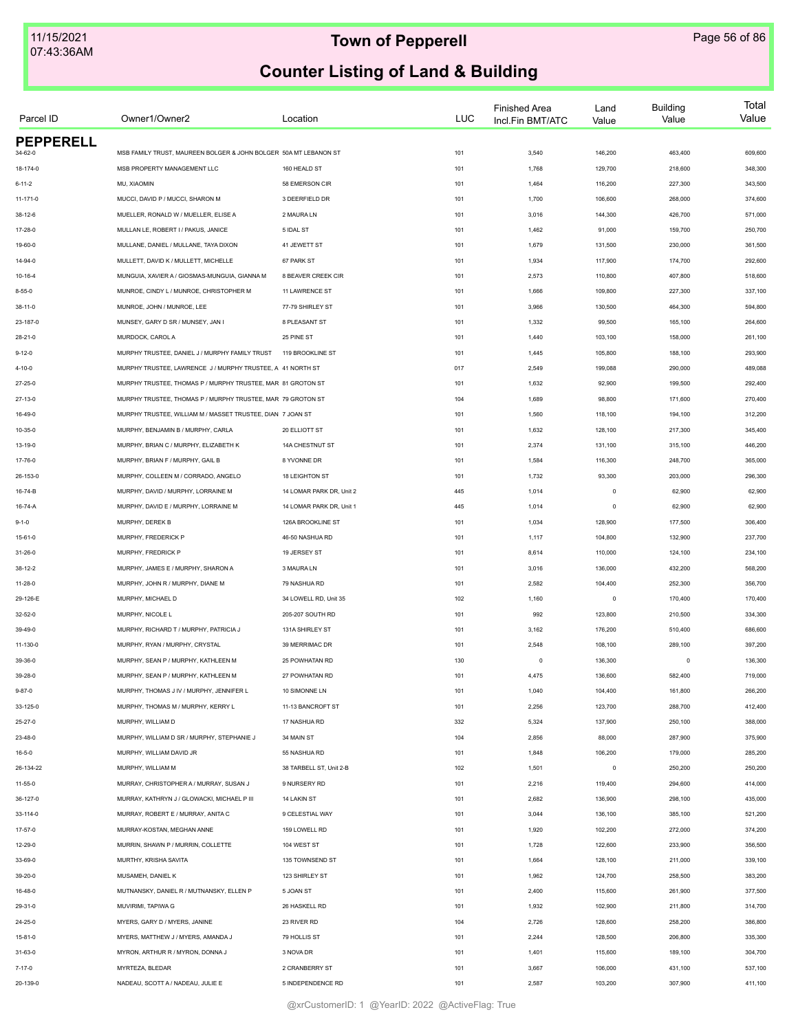# Town of Pepperell

## Counter Listing of Land & Building

| Parcel ID | Owner1/Owner2 | Location | LUC | Finished Area Incl.Fin BMT/ATC | Land Value | Building Value | Total Value |
|---|---|---|---|---|---|---|---|
| **PEPPERELL** | | | | | | | |
| 34-62-0 | MSB FAMILY TRUST, MAUREEN BOLGER & JOHN BOLGER | 50A MT LEBANON ST | 101 | 3,540 | 146,200 | 463,400 | 609,600 |
| 18-174-0 | MSB PROPERTY MANAGEMENT LLC | 160 HEALD ST | 101 | 1,768 | 129,700 | 218,600 | 348,300 |
| 6-11-2 | MU, XIAOMIN | 58 EMERSON CIR | 101 | 1,464 | 116,200 | 227,300 | 343,500 |
| 11-171-0 | MUCCI, DAVID P / MUCCI, SHARON M | 3 DEERFIELD DR | 101 | 1,700 | 106,600 | 268,000 | 374,600 |
| 38-12-6 | MUELLER, RONALD W / MUELLER, ELISE A | 2 MAURA LN | 101 | 3,016 | 144,300 | 426,700 | 571,000 |
| 17-28-0 | MULLAN LE, ROBERT I / PAKUS, JANICE | 5 IDAL ST | 101 | 1,462 | 91,000 | 159,700 | 250,700 |
| 19-60-0 | MULLANE, DANIEL / MULLANE, TAYA DIXON | 41 JEWETT ST | 101 | 1,679 | 131,500 | 230,000 | 361,500 |
| 14-94-0 | MULLETT, DAVID K / MULLETT, MICHELLE | 67 PARK ST | 101 | 1,934 | 117,900 | 174,700 | 292,600 |
| 10-16-4 | MUNGUIA, XAVIER A / GIOSMAS-MUNGUIA, GIANNA M | 8 BEAVER CREEK CIR | 101 | 2,573 | 110,800 | 407,800 | 518,600 |
| 8-55-0 | MUNROE, CINDY L / MUNROE, CHRISTOPHER M | 11 LAWRENCE ST | 101 | 1,666 | 109,800 | 227,300 | 337,100 |
| 38-11-0 | MUNROE, JOHN / MUNROE, LEE | 77-79 SHIRLEY ST | 101 | 3,966 | 130,500 | 464,300 | 594,800 |
| 23-187-0 | MUNSEY, GARY D SR / MUNSEY, JAN I | 8 PLEASANT ST | 101 | 1,332 | 99,500 | 165,100 | 264,600 |
| 28-21-0 | MURDOCK, CAROL A | 25 PINE ST | 101 | 1,440 | 103,100 | 158,000 | 261,100 |
| 9-12-0 | MURPHY TRUSTEE, DANIEL J / MURPHY FAMILY TRUST | 119 BROOKLINE ST | 101 | 1,445 | 105,800 | 188,100 | 293,900 |
| 4-10-0 | MURPHY TRUSTEE, LAWRENCE J / MURPHY TRUSTEE, A | 41 NORTH ST | 017 | 2,549 | 199,088 | 290,000 | 489,088 |
| 27-25-0 | MURPHY TRUSTEE, THOMAS P / MURPHY TRUSTEE, MAR | 81 GROTON ST | 101 | 1,632 | 92,900 | 199,500 | 292,400 |
| 27-13-0 | MURPHY TRUSTEE, THOMAS P / MURPHY TRUSTEE, MAR | 79 GROTON ST | 104 | 1,689 | 98,800 | 171,600 | 270,400 |
| 16-49-0 | MURPHY TRUSTEE, WILLIAM M / MASSET TRUSTEE, DIAN | 7 JOAN ST | 101 | 1,560 | 118,100 | 194,100 | 312,200 |
| 10-35-0 | MURPHY, BENJAMIN B / MURPHY, CARLA | 20 ELLIOTT ST | 101 | 1,632 | 128,100 | 217,300 | 345,400 |
| 13-19-0 | MURPHY, BRIAN C / MURPHY, ELIZABETH K | 14A CHESTNUT ST | 101 | 2,374 | 131,100 | 315,100 | 446,200 |
| 17-76-0 | MURPHY, BRIAN F / MURPHY, GAIL B | 8 YVONNE DR | 101 | 1,584 | 116,300 | 248,700 | 365,000 |
| 26-153-0 | MURPHY, COLLEEN M / CORRADO, ANGELO | 18 LEIGHTON ST | 101 | 1,732 | 93,300 | 203,000 | 296,300 |
| 16-74-B | MURPHY, DAVID / MURPHY, LORRAINE M | 14 LOMAR PARK DR, Unit 2 | 445 | 1,014 | 0 | 62,900 | 62,900 |
| 16-74-A | MURPHY, DAVID E / MURPHY, LORRAINE M | 14 LOMAR PARK DR, Unit 1 | 445 | 1,014 | 0 | 62,900 | 62,900 |
| 9-1-0 | MURPHY, DEREK B | 126A BROOKLINE ST | 101 | 1,034 | 128,900 | 177,500 | 306,400 |
| 15-61-0 | MURPHY, FREDERICK P | 46-50 NASHUA RD | 101 | 1,117 | 104,800 | 132,900 | 237,700 |
| 31-26-0 | MURPHY, FREDRICK P | 19 JERSEY ST | 101 | 8,614 | 110,000 | 124,100 | 234,100 |
| 38-12-2 | MURPHY, JAMES E / MURPHY, SHARON A | 3 MAURA LN | 101 | 3,016 | 136,000 | 432,200 | 568,200 |
| 11-28-0 | MURPHY, JOHN R / MURPHY, DIANE M | 79 NASHUA RD | 101 | 2,582 | 104,400 | 252,300 | 356,700 |
| 29-126-E | MURPHY, MICHAEL D | 34 LOWELL RD, Unit 35 | 102 | 1,160 | 0 | 170,400 | 170,400 |
| 32-52-0 | MURPHY, NICOLE L | 205-207 SOUTH RD | 101 | 992 | 123,800 | 210,500 | 334,300 |
| 39-49-0 | MURPHY, RICHARD T / MURPHY, PATRICIA J | 131A SHIRLEY ST | 101 | 3,162 | 176,200 | 510,400 | 686,600 |
| 11-130-0 | MURPHY, RYAN / MURPHY, CRYSTAL | 39 MERRIMAC DR | 101 | 2,548 | 108,100 | 289,100 | 397,200 |
| 39-36-0 | MURPHY, SEAN P / MURPHY, KATHLEEN M | 25 POWHATAN RD | 130 | 0 | 136,300 | 0 | 136,300 |
| 39-28-0 | MURPHY, SEAN P / MURPHY, KATHLEEN M | 27 POWHATAN RD | 101 | 4,475 | 136,600 | 582,400 | 719,000 |
| 9-87-0 | MURPHY, THOMAS J IV / MURPHY, JENNIFER L | 10 SIMONNE LN | 101 | 1,040 | 104,400 | 161,800 | 266,200 |
| 33-125-0 | MURPHY, THOMAS M / MURPHY, KERRY L | 11-13 BANCROFT ST | 101 | 2,256 | 123,700 | 288,700 | 412,400 |
| 25-27-0 | MURPHY, WILLIAM D | 17 NASHUA RD | 332 | 5,324 | 137,900 | 250,100 | 388,000 |
| 23-48-0 | MURPHY, WILLIAM D SR / MURPHY, STEPHANIE J | 34 MAIN ST | 104 | 2,856 | 88,000 | 287,900 | 375,900 |
| 16-5-0 | MURPHY, WILLIAM DAVID JR | 55 NASHUA RD | 101 | 1,848 | 106,200 | 179,000 | 285,200 |
| 26-134-22 | MURPHY, WILLIAM M | 38 TARBELL ST, Unit 2-B | 102 | 1,501 | 0 | 250,200 | 250,200 |
| 11-55-0 | MURRAY, CHRISTOPHER A / MURRAY, SUSAN J | 9 NURSERY RD | 101 | 2,216 | 119,400 | 294,600 | 414,000 |
| 36-127-0 | MURRAY, KATHRYN J / GLOWACKI, MICHAEL P III | 14 LAKIN ST | 101 | 2,682 | 136,900 | 298,100 | 435,000 |
| 33-114-0 | MURRAY, ROBERT E / MURRAY, ANITA C | 9 CELESTIAL WAY | 101 | 3,044 | 136,100 | 385,100 | 521,200 |
| 17-57-0 | MURRAY-KOSTAN, MEGHAN ANNE | 159 LOWELL RD | 101 | 1,920 | 102,200 | 272,000 | 374,200 |
| 12-29-0 | MURRIN, SHAWN P / MURRIN, COLLETTE | 104 WEST ST | 101 | 1,728 | 122,600 | 233,900 | 356,500 |
| 33-69-0 | MURTHY, KRISHA SAVITA | 135 TOWNSEND ST | 101 | 1,664 | 128,100 | 211,000 | 339,100 |
| 39-20-0 | MUSAMEH, DANIEL K | 123 SHIRLEY ST | 101 | 1,962 | 124,700 | 258,500 | 383,200 |
| 16-48-0 | MUTNANSKY, DANIEL R / MUTNANSKY, ELLEN P | 5 JOAN ST | 101 | 2,400 | 115,600 | 261,900 | 377,500 |
| 29-31-0 | MUVIRIMI, TAPIWA G | 26 HASKELL RD | 101 | 1,932 | 102,900 | 211,800 | 314,700 |
| 24-25-0 | MYERS, GARY D / MYERS, JANINE | 23 RIVER RD | 104 | 2,726 | 128,600 | 258,200 | 386,800 |
| 15-81-0 | MYERS, MATTHEW J / MYERS, AMANDA J | 79 HOLLIS ST | 101 | 2,244 | 128,500 | 206,800 | 335,300 |
| 31-63-0 | MYRON, ARTHUR R / MYRON, DONNA J | 3 NOVA DR | 101 | 1,401 | 115,600 | 189,100 | 304,700 |
| 7-17-0 | MYRTEZA, BLEDAR | 2 CRANBERRY ST | 101 | 3,667 | 106,000 | 431,100 | 537,100 |
| 20-139-0 | NADEAU, SCOTT A / NADEAU, JULIE E | 5 INDEPENDENCE RD | 101 | 2,587 | 103,200 | 307,900 | 411,100 |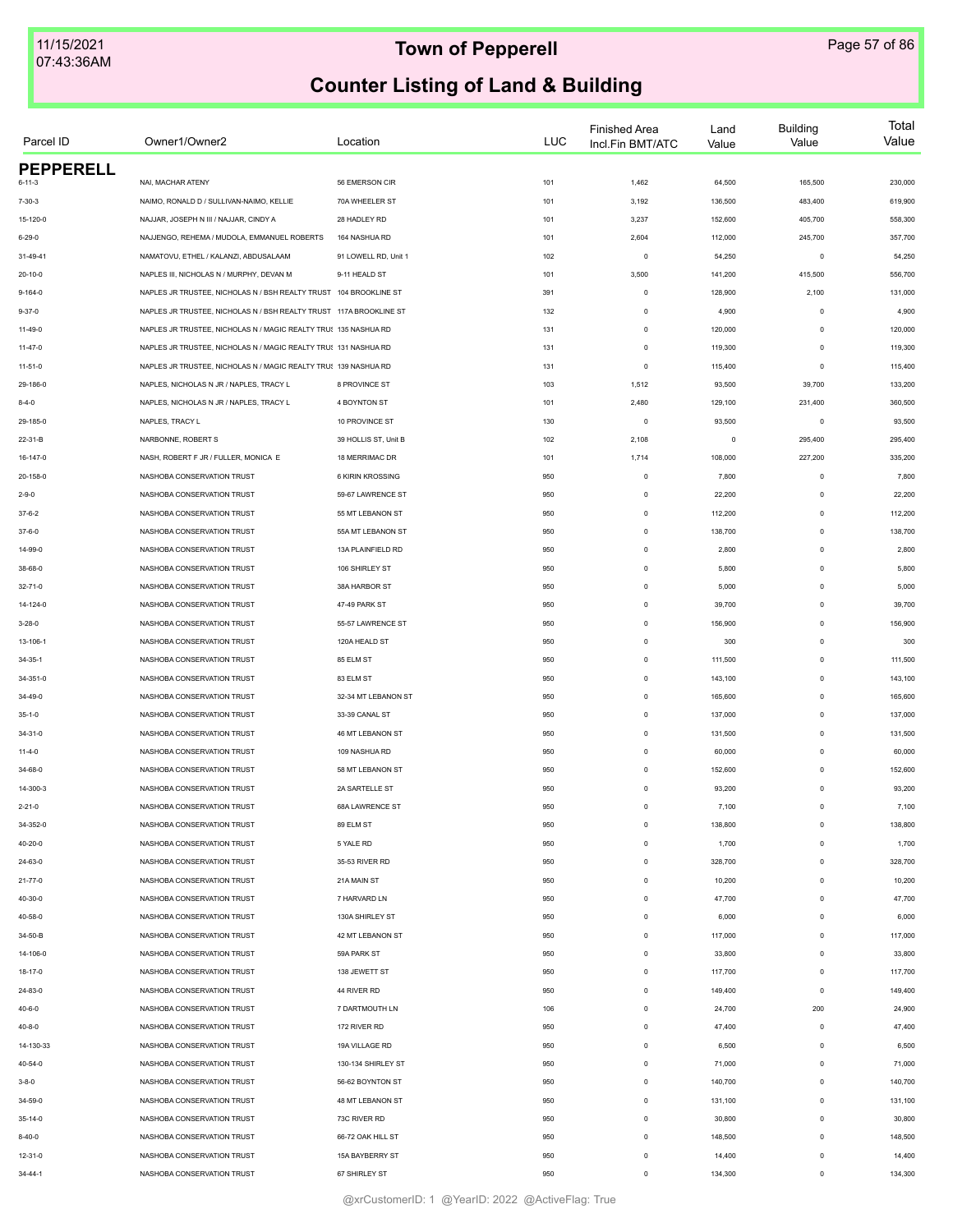# Town of Pepperell

## Counter Listing of Land & Building

| Parcel ID | Owner1/Owner2 | Location | LUC | Finished Area Incl.Fin BMT/ATC | Land Value | Building Value | Total Value |
|---|---|---|---|---|---|---|---|
| **PEPPERELL** | | | | | | | |
| 6-11-3 | NAI, MACHAR ATENY | 56 EMERSON CIR | 101 | 1,462 | 64,500 | 165,500 | 230,000 |
| 7-30-3 | NAIMO, RONALD D / SULLIVAN-NAIMO, KELLIE | 70A WHEELER ST | 101 | 3,192 | 136,500 | 483,400 | 619,900 |
| 15-120-0 | NAJJAR, JOSEPH N III / NAJJAR, CINDY A | 28 HADLEY RD | 101 | 3,237 | 152,600 | 405,700 | 558,300 |
| 6-29-0 | NAJJENGO, REHEMA / MUDOLA, EMMANUEL ROBERTS | 164 NASHUA RD | 101 | 2,604 | 112,000 | 245,700 | 357,700 |
| 31-49-41 | NAMATOVU, ETHEL / KALANZI, ABDUSALAAM | 91 LOWELL RD, Unit 1 | 102 | 0 | 54,250 | 0 | 54,250 |
| 20-10-0 | NAPLES III, NICHOLAS N / MURPHY, DEVAN M | 9-11 HEALD ST | 101 | 3,500 | 141,200 | 415,500 | 556,700 |
| 9-164-0 | NAPLES JR TRUSTEE, NICHOLAS N / BSH REALTY TRUST | 104 BROOKLINE ST | 391 | 0 | 128,900 | 2,100 | 131,000 |
| 9-37-0 | NAPLES JR TRUSTEE, NICHOLAS N / BSH REALTY TRUST | 117A BROOKLINE ST | 132 | 0 | 4,900 | 0 | 4,900 |
| 11-49-0 | NAPLES JR TRUSTEE, NICHOLAS N / MAGIC REALTY TRUS | 135 NASHUA RD | 131 | 0 | 120,000 | 0 | 120,000 |
| 11-47-0 | NAPLES JR TRUSTEE, NICHOLAS N / MAGIC REALTY TRUS | 131 NASHUA RD | 131 | 0 | 119,300 | 0 | 119,300 |
| 11-51-0 | NAPLES JR TRUSTEE, NICHOLAS N / MAGIC REALTY TRUS | 139 NASHUA RD | 131 | 0 | 115,400 | 0 | 115,400 |
| 29-186-0 | NAPLES, NICHOLAS N JR / NAPLES, TRACY L | 8 PROVINCE ST | 103 | 1,512 | 93,500 | 39,700 | 133,200 |
| 8-4-0 | NAPLES, NICHOLAS N JR / NAPLES, TRACY L | 4 BOYNTON ST | 101 | 2,480 | 129,100 | 231,400 | 360,500 |
| 29-185-0 | NAPLES, TRACY L | 10 PROVINCE ST | 130 | 0 | 93,500 | 0 | 93,500 |
| 22-31-B | NARBONNE, ROBERT S | 39 HOLLIS ST, Unit B | 102 | 2,108 | 0 | 295,400 | 295,400 |
| 16-147-0 | NASH, ROBERT F JR / FULLER, MONICA E | 18 MERRIMAC DR | 101 | 1,714 | 108,000 | 227,200 | 335,200 |
| 20-158-0 | NASHOBA CONSERVATION TRUST | 6 KIRIN KROSSING | 950 | 0 | 7,800 | 0 | 7,800 |
| 2-9-0 | NASHOBA CONSERVATION TRUST | 59-67 LAWRENCE ST | 950 | 0 | 22,200 | 0 | 22,200 |
| 37-6-2 | NASHOBA CONSERVATION TRUST | 55 MT LEBANON ST | 950 | 0 | 112,200 | 0 | 112,200 |
| 37-6-0 | NASHOBA CONSERVATION TRUST | 55A MT LEBANON ST | 950 | 0 | 138,700 | 0 | 138,700 |
| 14-99-0 | NASHOBA CONSERVATION TRUST | 13A PLAINFIELD RD | 950 | 0 | 2,800 | 0 | 2,800 |
| 38-68-0 | NASHOBA CONSERVATION TRUST | 106 SHIRLEY ST | 950 | 0 | 5,800 | 0 | 5,800 |
| 32-71-0 | NASHOBA CONSERVATION TRUST | 38A HARBOR ST | 950 | 0 | 5,000 | 0 | 5,000 |
| 14-124-0 | NASHOBA CONSERVATION TRUST | 47-49 PARK ST | 950 | 0 | 39,700 | 0 | 39,700 |
| 3-28-0 | NASHOBA CONSERVATION TRUST | 55-57 LAWRENCE ST | 950 | 0 | 156,900 | 0 | 156,900 |
| 13-106-1 | NASHOBA CONSERVATION TRUST | 120A HEALD ST | 950 | 0 | 300 | 0 | 300 |
| 34-35-1 | NASHOBA CONSERVATION TRUST | 85 ELM ST | 950 | 0 | 111,500 | 0 | 111,500 |
| 34-351-0 | NASHOBA CONSERVATION TRUST | 83 ELM ST | 950 | 0 | 143,100 | 0 | 143,100 |
| 34-49-0 | NASHOBA CONSERVATION TRUST | 32-34 MT LEBANON ST | 950 | 0 | 165,600 | 0 | 165,600 |
| 35-1-0 | NASHOBA CONSERVATION TRUST | 33-39 CANAL ST | 950 | 0 | 137,000 | 0 | 137,000 |
| 34-31-0 | NASHOBA CONSERVATION TRUST | 46 MT LEBANON ST | 950 | 0 | 131,500 | 0 | 131,500 |
| 11-4-0 | NASHOBA CONSERVATION TRUST | 109 NASHUA RD | 950 | 0 | 60,000 | 0 | 60,000 |
| 34-68-0 | NASHOBA CONSERVATION TRUST | 58 MT LEBANON ST | 950 | 0 | 152,600 | 0 | 152,600 |
| 14-300-3 | NASHOBA CONSERVATION TRUST | 2A SARTELLE ST | 950 | 0 | 93,200 | 0 | 93,200 |
| 2-21-0 | NASHOBA CONSERVATION TRUST | 68A LAWRENCE ST | 950 | 0 | 7,100 | 0 | 7,100 |
| 34-352-0 | NASHOBA CONSERVATION TRUST | 89 ELM ST | 950 | 0 | 138,800 | 0 | 138,800 |
| 40-20-0 | NASHOBA CONSERVATION TRUST | 5 YALE RD | 950 | 0 | 1,700 | 0 | 1,700 |
| 24-63-0 | NASHOBA CONSERVATION TRUST | 35-53 RIVER RD | 950 | 0 | 328,700 | 0 | 328,700 |
| 21-77-0 | NASHOBA CONSERVATION TRUST | 21A MAIN ST | 950 | 0 | 10,200 | 0 | 10,200 |
| 40-30-0 | NASHOBA CONSERVATION TRUST | 7 HARVARD LN | 950 | 0 | 47,700 | 0 | 47,700 |
| 40-58-0 | NASHOBA CONSERVATION TRUST | 130A SHIRLEY ST | 950 | 0 | 6,000 | 0 | 6,000 |
| 34-50-B | NASHOBA CONSERVATION TRUST | 42 MT LEBANON ST | 950 | 0 | 117,000 | 0 | 117,000 |
| 14-106-0 | NASHOBA CONSERVATION TRUST | 59A PARK ST | 950 | 0 | 33,800 | 0 | 33,800 |
| 18-17-0 | NASHOBA CONSERVATION TRUST | 138 JEWETT ST | 950 | 0 | 117,700 | 0 | 117,700 |
| 24-83-0 | NASHOBA CONSERVATION TRUST | 44 RIVER RD | 950 | 0 | 149,400 | 0 | 149,400 |
| 40-6-0 | NASHOBA CONSERVATION TRUST | 7 DARTMOUTH LN | 106 | 0 | 24,700 | 200 | 24,900 |
| 40-8-0 | NASHOBA CONSERVATION TRUST | 172 RIVER RD | 950 | 0 | 47,400 | 0 | 47,400 |
| 14-130-33 | NASHOBA CONSERVATION TRUST | 19A VILLAGE RD | 950 | 0 | 6,500 | 0 | 6,500 |
| 40-54-0 | NASHOBA CONSERVATION TRUST | 130-134 SHIRLEY ST | 950 | 0 | 71,000 | 0 | 71,000 |
| 3-8-0 | NASHOBA CONSERVATION TRUST | 56-62 BOYNTON ST | 950 | 0 | 140,700 | 0 | 140,700 |
| 34-59-0 | NASHOBA CONSERVATION TRUST | 48 MT LEBANON ST | 950 | 0 | 131,100 | 0 | 131,100 |
| 35-14-0 | NASHOBA CONSERVATION TRUST | 73C RIVER RD | 950 | 0 | 30,800 | 0 | 30,800 |
| 8-40-0 | NASHOBA CONSERVATION TRUST | 66-72 OAK HILL ST | 950 | 0 | 148,500 | 0 | 148,500 |
| 12-31-0 | NASHOBA CONSERVATION TRUST | 15A BAYBERRY ST | 950 | 0 | 14,400 | 0 | 14,400 |
| 34-44-1 | NASHOBA CONSERVATION TRUST | 67 SHIRLEY ST | 950 | 0 | 134,300 | 0 | 134,300 |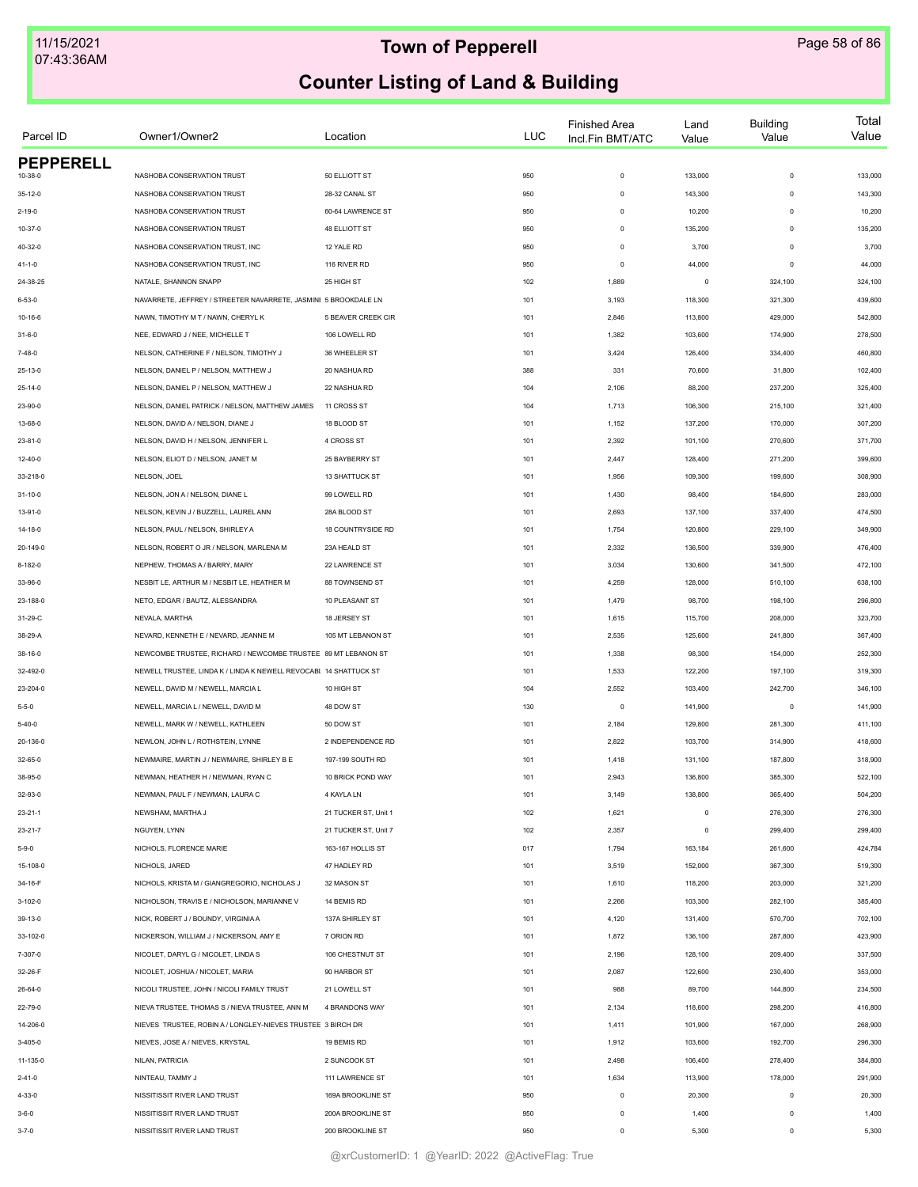# Town of Pepperell

## Counter Listing of Land & Building

| Parcel ID | Owner1/Owner2 | Location | LUC | Finished Area Incl.Fin BMT/ATC | Land Value | Building Value | Total Value |
|---|---|---|---|---|---|---|---|
| **PEPPERELL** | | | | | | | |
| 10-38-0 | NASHOBA CONSERVATION TRUST | 50 ELLIOTT ST | 950 | 0 | 133,000 | 0 | 133,000 |
| 35-12-0 | NASHOBA CONSERVATION TRUST | 28-32 CANAL ST | 950 | 0 | 143,300 | 0 | 143,300 |
| 2-19-0 | NASHOBA CONSERVATION TRUST | 60-64 LAWRENCE ST | 950 | 0 | 10,200 | 0 | 10,200 |
| 10-37-0 | NASHOBA CONSERVATION TRUST | 48 ELLIOTT ST | 950 | 0 | 135,200 | 0 | 135,200 |
| 40-32-0 | NASHOBA CONSERVATION TRUST, INC | 12 YALE RD | 950 | 0 | 3,700 | 0 | 3,700 |
| 41-1-0 | NASHOBA CONSERVATION TRUST, INC | 116 RIVER RD | 950 | 0 | 44,000 | 0 | 44,000 |
| 24-38-25 | NATALE, SHANNON SNAPP | 25 HIGH ST | 102 | 1,889 | 0 | 324,100 | 324,100 |
| 6-53-0 | NAVARRETE, JEFFREY / STREETER NAVARRETE, JASMINI | 5 BROOKDALE LN | 101 | 3,193 | 118,300 | 321,300 | 439,600 |
| 10-16-6 | NAWN, TIMOTHY M T / NAWN, CHERYL K | 5 BEAVER CREEK CIR | 101 | 2,846 | 113,800 | 429,000 | 542,800 |
| 31-6-0 | NEE, EDWARD J / NEE, MICHELLE T | 106 LOWELL RD | 101 | 1,382 | 103,600 | 174,900 | 278,500 |
| 7-48-0 | NELSON, CATHERINE F / NELSON, TIMOTHY J | 36 WHEELER ST | 101 | 3,424 | 126,400 | 334,400 | 460,800 |
| 25-13-0 | NELSON, DANIEL P / NELSON, MATTHEW J | 20 NASHUA RD | 388 | 331 | 70,600 | 31,800 | 102,400 |
| 25-14-0 | NELSON, DANIEL P / NELSON, MATTHEW J | 22 NASHUA RD | 104 | 2,106 | 88,200 | 237,200 | 325,400 |
| 23-90-0 | NELSON, DANIEL PATRICK / NELSON, MATTHEW JAMES | 11 CROSS ST | 104 | 1,713 | 106,300 | 215,100 | 321,400 |
| 13-68-0 | NELSON, DAVID A / NELSON, DIANE J | 18 BLOOD ST | 101 | 1,152 | 137,200 | 170,000 | 307,200 |
| 23-81-0 | NELSON, DAVID H / NELSON, JENNIFER L | 4 CROSS ST | 101 | 2,392 | 101,100 | 270,600 | 371,700 |
| 12-40-0 | NELSON, ELIOT D / NELSON, JANET M | 25 BAYBERRY ST | 101 | 2,447 | 128,400 | 271,200 | 399,600 |
| 33-218-0 | NELSON, JOEL | 13 SHATTUCK ST | 101 | 1,956 | 109,300 | 199,600 | 308,900 |
| 31-10-0 | NELSON, JON A / NELSON, DIANE L | 99 LOWELL RD | 101 | 1,430 | 98,400 | 184,600 | 283,000 |
| 13-91-0 | NELSON, KEVIN J / BUZZELL, LAUREL ANN | 28A BLOOD ST | 101 | 2,693 | 137,100 | 337,400 | 474,500 |
| 14-18-0 | NELSON, PAUL / NELSON, SHIRLEY A | 18 COUNTRYSIDE RD | 101 | 1,754 | 120,800 | 229,100 | 349,900 |
| 20-149-0 | NELSON, ROBERT O JR / NELSON, MARLENA M | 23A HEALD ST | 101 | 2,332 | 136,500 | 339,900 | 476,400 |
| 8-182-0 | NEPHEW, THOMAS A / BARRY, MARY | 22 LAWRENCE ST | 101 | 3,034 | 130,600 | 341,500 | 472,100 |
| 33-96-0 | NESBIT LE, ARTHUR M / NESBIT LE, HEATHER M | 88 TOWNSEND ST | 101 | 4,259 | 128,000 | 510,100 | 638,100 |
| 23-188-0 | NETO, EDGAR / BAUTZ, ALESSANDRA | 10 PLEASANT ST | 101 | 1,479 | 98,700 | 198,100 | 296,800 |
| 31-29-C | NEVALA, MARTHA | 18 JERSEY ST | 101 | 1,615 | 115,700 | 208,000 | 323,700 |
| 38-29-A | NEVARD, KENNETH E / NEVARD, JEANNE M | 105 MT LEBANON ST | 101 | 2,535 | 125,600 | 241,800 | 367,400 |
| 38-16-0 | NEWCOMBE TRUSTEE, RICHARD / NEWCOMBE TRUSTEE | 89 MT LEBANON ST | 101 | 1,338 | 98,300 | 154,000 | 252,300 |
| 32-492-0 | NEWELL TRUSTEE, LINDA K / LINDA K NEWELL REVOCABL | 14 SHATTUCK ST | 101 | 1,533 | 122,200 | 197,100 | 319,300 |
| 23-204-0 | NEWELL, DAVID M / NEWELL, MARCIA L | 10 HIGH ST | 104 | 2,552 | 103,400 | 242,700 | 346,100 |
| 5-5-0 | NEWELL, MARCIA L / NEWELL, DAVID M | 48 DOW ST | 130 | 0 | 141,900 | 0 | 141,900 |
| 5-40-0 | NEWELL, MARK W / NEWELL, KATHLEEN | 50 DOW ST | 101 | 2,184 | 129,800 | 281,300 | 411,100 |
| 20-136-0 | NEWLON, JOHN L / ROTHSTEIN, LYNNE | 2 INDEPENDENCE RD | 101 | 2,822 | 103,700 | 314,900 | 418,600 |
| 32-65-0 | NEWMAIRE, MARTIN J / NEWMAIRE, SHIRLEY B E | 197-199 SOUTH RD | 101 | 1,418 | 131,100 | 187,800 | 318,900 |
| 38-95-0 | NEWMAN, HEATHER H / NEWMAN, RYAN C | 10 BRICK POND WAY | 101 | 2,943 | 136,800 | 385,300 | 522,100 |
| 32-93-0 | NEWMAN, PAUL F / NEWMAN, LAURA C | 4 KAYLA LN | 101 | 3,149 | 138,800 | 365,400 | 504,200 |
| 23-21-1 | NEWSHAM, MARTHA J | 21 TUCKER ST, Unit 1 | 102 | 1,621 | 0 | 276,300 | 276,300 |
| 23-21-7 | NGUYEN, LYNN | 21 TUCKER ST, Unit 7 | 102 | 2,357 | 0 | 299,400 | 299,400 |
| 5-9-0 | NICHOLS, FLORENCE MARIE | 163-167 HOLLIS ST | 017 | 1,794 | 163,184 | 261,600 | 424,784 |
| 15-108-0 | NICHOLS, JARED | 47 HADLEY RD | 101 | 3,519 | 152,000 | 367,300 | 519,300 |
| 34-16-F | NICHOLS, KRISTA M / GIANGREGORIO, NICHOLAS J | 32 MASON ST | 101 | 1,610 | 118,200 | 203,000 | 321,200 |
| 3-102-0 | NICHOLSON, TRAVIS E / NICHOLSON, MARIANNE V | 14 BEMIS RD | 101 | 2,266 | 103,300 | 282,100 | 385,400 |
| 39-13-0 | NICK, ROBERT J / BOUNDY, VIRGINIA A | 137A SHIRLEY ST | 101 | 4,120 | 131,400 | 570,700 | 702,100 |
| 33-102-0 | NICKERSON, WILLIAM J / NICKERSON, AMY E | 7 ORION RD | 101 | 1,872 | 136,100 | 287,800 | 423,900 |
| 7-307-0 | NICOLET, DARYL G / NICOLET, LINDA S | 106 CHESTNUT ST | 101 | 2,196 | 128,100 | 209,400 | 337,500 |
| 32-26-F | NICOLET, JOSHUA / NICOLET, MARIA | 90 HARBOR ST | 101 | 2,087 | 122,600 | 230,400 | 353,000 |
| 26-64-0 | NICOLI TRUSTEE, JOHN / NICOLI FAMILY TRUST | 21 LOWELL ST | 101 | 988 | 89,700 | 144,800 | 234,500 |
| 22-79-0 | NIEVA TRUSTEE, THOMAS S / NIEVA TRUSTEE, ANN M | 4 BRANDONS WAY | 101 | 2,134 | 118,600 | 298,200 | 416,800 |
| 14-206-0 | NIEVES TRUSTEE, ROBIN A / LONGLEY-NIEVES TRUSTEE | 3 BIRCH DR | 101 | 1,411 | 101,900 | 167,000 | 268,900 |
| 3-405-0 | NIEVES, JOSE A / NIEVES, KRYSTAL | 19 BEMIS RD | 101 | 1,912 | 103,600 | 192,700 | 296,300 |
| 11-135-0 | NILAN, PATRICIA | 2 SUNCOOK ST | 101 | 2,498 | 106,400 | 278,400 | 384,800 |
| 2-41-0 | NINTEAU, TAMMY J | 111 LAWRENCE ST | 101 | 1,634 | 113,900 | 178,000 | 291,900 |
| 4-33-0 | NISSITISSIT RIVER LAND TRUST | 169A BROOKLINE ST | 950 | 0 | 20,300 | 0 | 20,300 |
| 3-6-0 | NISSITISSIT RIVER LAND TRUST | 200A BROOKLINE ST | 950 | 0 | 1,400 | 0 | 1,400 |
| 3-7-0 | NISSITISSIT RIVER LAND TRUST | 200 BROOKLINE ST | 950 | 0 | 5,300 | 0 | 5,300 |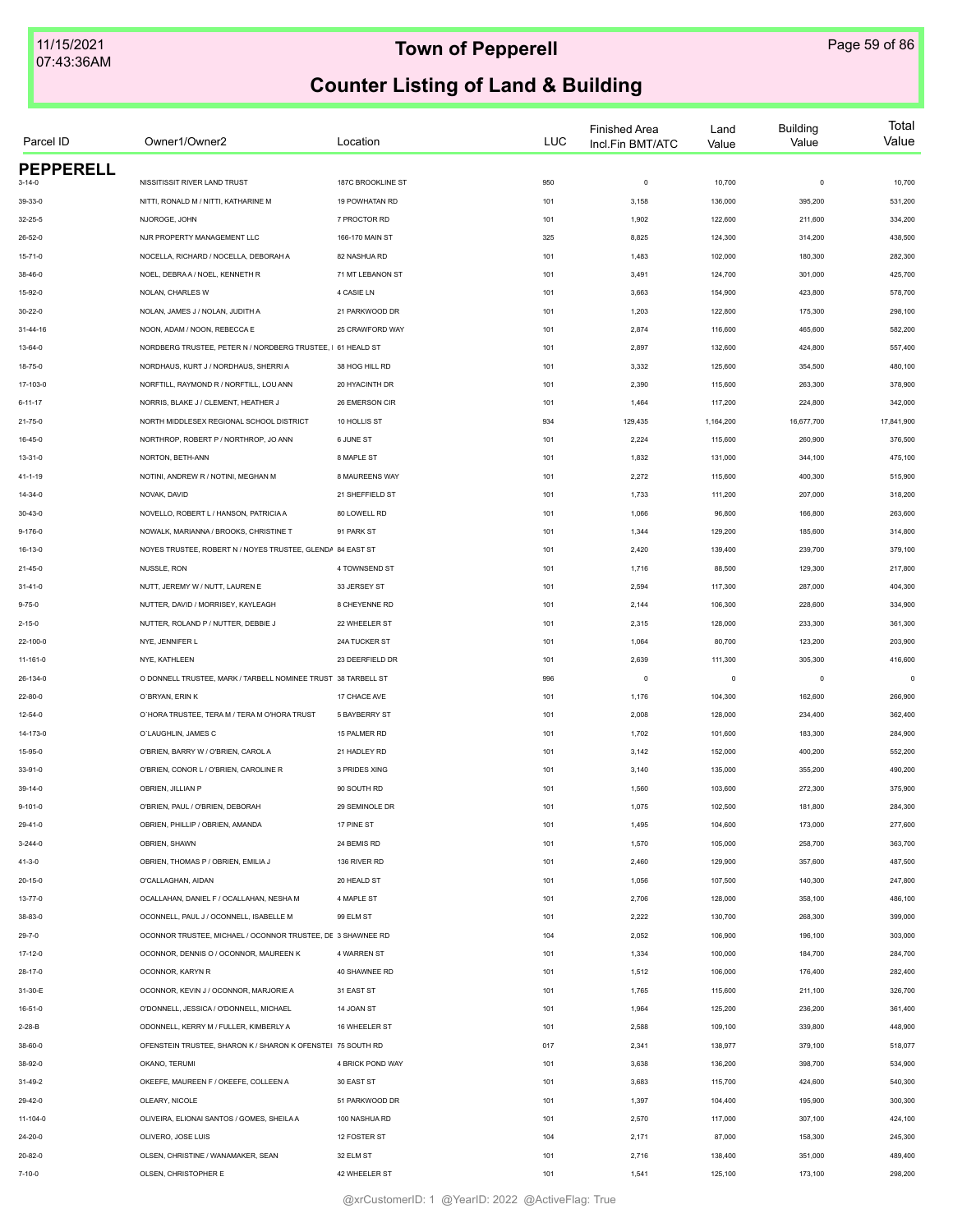# Town of Pepperell

## Counter Listing of Land & Building

| Parcel ID | Owner1/Owner2 | Location | LUC | Finished Area Incl.Fin BMT/ATC | Land Value | Building Value | Total Value |
|---|---|---|---|---|---|---|---|
| **PEPPERELL** | | | | | | | |
| 3-14-0 | NISSITISSIT RIVER LAND TRUST | 187C BROOKLINE ST | 950 | 0 | 10,700 | 0 | 10,700 |
| 39-33-0 | NITTI, RONALD M / NITTI, KATHARINE M | 19 POWHATAN RD | 101 | 3,158 | 136,000 | 395,200 | 531,200 |
| 32-25-5 | NJOROGE, JOHN | 7 PROCTOR RD | 101 | 1,902 | 122,600 | 211,600 | 334,200 |
| 26-52-0 | NJR PROPERTY MANAGEMENT LLC | 166-170 MAIN ST | 325 | 8,825 | 124,300 | 314,200 | 438,500 |
| 15-71-0 | NOCELLA, RICHARD / NOCELLA, DEBORAH A | 82 NASHUA RD | 101 | 1,483 | 102,000 | 180,300 | 282,300 |
| 38-46-0 | NOEL, DEBRA A / NOEL, KENNETH R | 71 MT LEBANON ST | 101 | 3,491 | 124,700 | 301,000 | 425,700 |
| 15-92-0 | NOLAN, CHARLES W | 4 CASIE LN | 101 | 3,663 | 154,900 | 423,800 | 578,700 |
| 30-22-0 | NOLAN, JAMES J / NOLAN, JUDITH A | 21 PARKWOOD DR | 101 | 1,203 | 122,800 | 175,300 | 298,100 |
| 31-44-16 | NOON, ADAM / NOON, REBECCA E | 25 CRAWFORD WAY | 101 | 2,874 | 116,600 | 465,600 | 582,200 |
| 13-64-0 | NORDBERG TRUSTEE, PETER N / NORDBERG TRUSTEE, I | 61 HEALD ST | 101 | 2,897 | 132,600 | 424,800 | 557,400 |
| 18-75-0 | NORDHAUS, KURT J / NORDHAUS, SHERRI A | 38 HOG HILL RD | 101 | 3,332 | 125,600 | 354,500 | 480,100 |
| 17-103-0 | NORFTILL, RAYMOND R / NORFTILL, LOU ANN | 20 HYACINTH DR | 101 | 2,390 | 115,600 | 263,300 | 378,900 |
| 6-11-17 | NORRIS, BLAKE J / CLEMENT, HEATHER J | 26 EMERSON CIR | 101 | 1,464 | 117,200 | 224,800 | 342,000 |
| 21-75-0 | NORTH MIDDLESEX REGIONAL SCHOOL DISTRICT | 10 HOLLIS ST | 934 | 129,435 | 1,164,200 | 16,677,700 | 17,841,900 |
| 16-45-0 | NORTHROP, ROBERT P / NORTHROP, JO ANN | 6 JUNE ST | 101 | 2,224 | 115,600 | 260,900 | 376,500 |
| 13-31-0 | NORTON, BETH-ANN | 8 MAPLE ST | 101 | 1,832 | 131,000 | 344,100 | 475,100 |
| 41-1-19 | NOTINI, ANDREW R / NOTINI, MEGHAN M | 8 MAUREENS WAY | 101 | 2,272 | 115,600 | 400,300 | 515,900 |
| 14-34-0 | NOVAK, DAVID | 21 SHEFFIELD ST | 101 | 1,733 | 111,200 | 207,000 | 318,200 |
| 30-43-0 | NOVELLO, ROBERT L / HANSON, PATRICIA A | 80 LOWELL RD | 101 | 1,066 | 96,800 | 166,800 | 263,600 |
| 9-176-0 | NOWALK, MARIANNA / BROOKS, CHRISTINE T | 91 PARK ST | 101 | 1,344 | 129,200 | 185,600 | 314,800 |
| 16-13-0 | NOYES TRUSTEE, ROBERT N / NOYES TRUSTEE, GLENDA | 84 EAST ST | 101 | 2,420 | 139,400 | 239,700 | 379,100 |
| 21-45-0 | NUSSLE, RON | 4 TOWNSEND ST | 101 | 1,716 | 88,500 | 129,300 | 217,800 |
| 31-41-0 | NUTT, JEREMY W / NUTT, LAUREN E | 33 JERSEY ST | 101 | 2,594 | 117,300 | 287,000 | 404,300 |
| 9-75-0 | NUTTER, DAVID / MORRISEY, KAYLEAGH | 8 CHEYENNE RD | 101 | 2,144 | 106,300 | 228,600 | 334,900 |
| 2-15-0 | NUTTER, ROLAND P / NUTTER, DEBBIE J | 22 WHEELER ST | 101 | 2,315 | 128,000 | 233,300 | 361,300 |
| 22-100-0 | NYE, JENNIFER L | 24A TUCKER ST | 101 | 1,064 | 80,700 | 123,200 | 203,900 |
| 11-161-0 | NYE, KATHLEEN | 23 DEERFIELD DR | 101 | 2,639 | 111,300 | 305,300 | 416,600 |
| 26-134-0 | O DONNELL TRUSTEE, MARK / TARBELL NOMINEE TRUST | 38 TARBELL ST | 996 | 0 | 0 | 0 | 0 |
| 22-80-0 | O`BRYAN, ERIN K | 17 CHACE AVE | 101 | 1,176 | 104,300 | 162,600 | 266,900 |
| 12-54-0 | O`HORA TRUSTEE, TERA M / TERA M O'HORA TRUST | 5 BAYBERRY ST | 101 | 2,008 | 128,000 | 234,400 | 362,400 |
| 14-173-0 | O`LAUGHLIN, JAMES C | 15 PALMER RD | 101 | 1,702 | 101,600 | 183,300 | 284,900 |
| 15-95-0 | O'BRIEN, BARRY W / O'BRIEN, CAROL A | 21 HADLEY RD | 101 | 3,142 | 152,000 | 400,200 | 552,200 |
| 33-91-0 | O'BRIEN, CONOR L / O'BRIEN, CAROLINE R | 3 PRIDES XING | 101 | 3,140 | 135,000 | 355,200 | 490,200 |
| 39-14-0 | OBRIEN, JILLIAN P | 90 SOUTH RD | 101 | 1,560 | 103,600 | 272,300 | 375,900 |
| 9-101-0 | O'BRIEN, PAUL / O'BRIEN, DEBORAH | 29 SEMINOLE DR | 101 | 1,075 | 102,500 | 181,800 | 284,300 |
| 29-41-0 | OBRIEN, PHILLIP / OBRIEN, AMANDA | 17 PINE ST | 101 | 1,495 | 104,600 | 173,000 | 277,600 |
| 3-244-0 | OBRIEN, SHAWN | 24 BEMIS RD | 101 | 1,570 | 105,000 | 258,700 | 363,700 |
| 41-3-0 | OBRIEN, THOMAS P / OBRIEN, EMILIA J | 136 RIVER RD | 101 | 2,460 | 129,900 | 357,600 | 487,500 |
| 20-15-0 | O'CALLAGHAN, AIDAN | 20 HEALD ST | 101 | 1,056 | 107,500 | 140,300 | 247,800 |
| 13-77-0 | OCALLAHAN, DANIEL F / OCALLAHAN, NESHA M | 4 MAPLE ST | 101 | 2,706 | 128,000 | 358,100 | 486,100 |
| 38-83-0 | OCONNELL, PAUL J / OCONNELL, ISABELLE M | 99 ELM ST | 101 | 2,222 | 130,700 | 268,300 | 399,000 |
| 29-7-0 | OCONNOR TRUSTEE, MICHAEL / OCONNOR TRUSTEE, DE | 3 SHAWNEE RD | 104 | 2,052 | 106,900 | 196,100 | 303,000 |
| 17-12-0 | OCONNOR, DENNIS O / OCONNOR, MAUREEN K | 4 WARREN ST | 101 | 1,334 | 100,000 | 184,700 | 284,700 |
| 28-17-0 | OCONNOR, KARYN R | 40 SHAWNEE RD | 101 | 1,512 | 106,000 | 176,400 | 282,400 |
| 31-30-E | OCONNOR, KEVIN J / OCONNOR, MARJORIE A | 31 EAST ST | 101 | 1,765 | 115,600 | 211,100 | 326,700 |
| 16-51-0 | O'DONNELL, JESSICA / O'DONNELL, MICHAEL | 14 JOAN ST | 101 | 1,964 | 125,200 | 236,200 | 361,400 |
| 2-28-B | ODONNELL, KERRY M / FULLER, KIMBERLY A | 16 WHEELER ST | 101 | 2,588 | 109,100 | 339,800 | 448,900 |
| 38-60-0 | OFENSTEIN TRUSTEE, SHARON K / SHARON K OFENSTEI | 75 SOUTH RD | 017 | 2,341 | 138,977 | 379,100 | 518,077 |
| 38-92-0 | OKANO, TERUMI | 4 BRICK POND WAY | 101 | 3,638 | 136,200 | 398,700 | 534,900 |
| 31-49-2 | OKEEFE, MAUREEN F / OKEEFE, COLLEEN A | 30 EAST ST | 101 | 3,683 | 115,700 | 424,600 | 540,300 |
| 29-42-0 | OLEARY, NICOLE | 51 PARKWOOD DR | 101 | 1,397 | 104,400 | 195,900 | 300,300 |
| 11-104-0 | OLIVEIRA, ELIONAI SANTOS / GOMES, SHEILA A | 100 NASHUA RD | 101 | 2,570 | 117,000 | 307,100 | 424,100 |
| 24-20-0 | OLIVERO, JOSE LUIS | 12 FOSTER ST | 104 | 2,171 | 87,000 | 158,300 | 245,300 |
| 20-82-0 | OLSEN, CHRISTINE / WANAMAKER, SEAN | 32 ELM ST | 101 | 2,716 | 138,400 | 351,000 | 489,400 |
| 7-10-0 | OLSEN, CHRISTOPHER E | 42 WHEELER ST | 101 | 1,541 | 125,100 | 173,100 | 298,200 |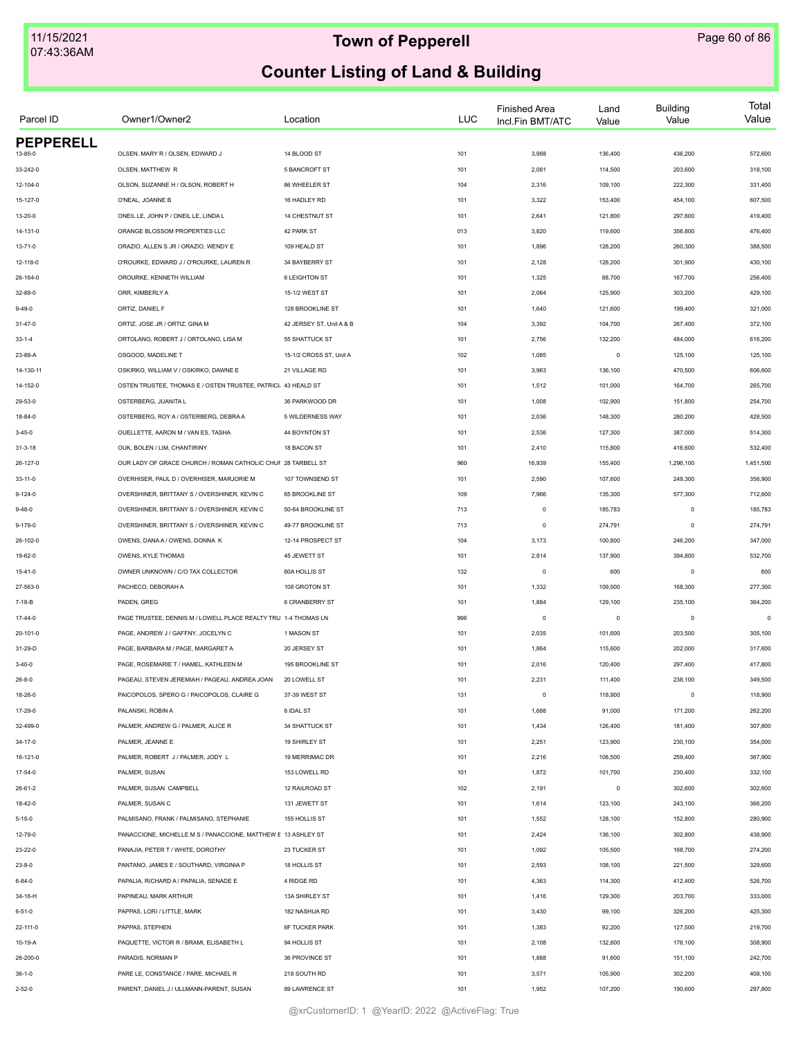# Town of Pepperell

## Counter Listing of Land & Building

| Parcel ID | Owner1/Owner2 | Location | LUC | Finished Area Incl.Fin BMT/ATC | Land Value | Building Value | Total Value |
|---|---|---|---|---|---|---|---|
| **PEPPERELL** | | | | | | | |
| 13-85-0 | OLSEN, MARY R / OLSEN, EDWARD J | 14 BLOOD ST | 101 | 3,988 | 136,400 | 436,200 | 572,600 |
| 33-242-0 | OLSEN, MATTHEW R | 5 BANCROFT ST | 101 | 2,081 | 114,500 | 203,600 | 318,100 |
| 12-104-0 | OLSON, SUZANNE H / OLSON, ROBERT H | 86 WHEELER ST | 104 | 2,316 | 109,100 | 222,300 | 331,400 |
| 15-127-0 | O'NEAL, JOANNE B | 16 HADLEY RD | 101 | 3,322 | 153,400 | 454,100 | 607,500 |
| 13-20-0 | ONEIL LE, JOHN P / ONEIL LE, LINDA L | 14 CHESTNUT ST | 101 | 2,641 | 121,800 | 297,600 | 419,400 |
| 14-131-0 | ORANGE BLOSSOM PROPERTIES LLC | 42 PARK ST | 013 | 3,820 | 119,600 | 356,800 | 476,400 |
| 13-71-0 | ORAZIO, ALLEN S JR / ORAZIO, WENDY E | 109 HEALD ST | 101 | 1,896 | 128,200 | 260,300 | 388,500 |
| 12-118-0 | O'ROURKE, EDWARD J / O'ROURKE, LAUREN R | 34 BAYBERRY ST | 101 | 2,128 | 128,200 | 301,900 | 430,100 |
| 26-164-0 | OROURKE, KENNETH WILLIAM | 6 LEIGHTON ST | 101 | 1,325 | 88,700 | 167,700 | 256,400 |
| 32-88-0 | ORR, KIMBERLY A | 15-1/2 WEST ST | 101 | 2,064 | 125,900 | 303,200 | 429,100 |
| 9-49-0 | ORTIZ, DANIEL F | 128 BROOKLINE ST | 101 | 1,640 | 121,600 | 199,400 | 321,000 |
| 31-47-0 | ORTIZ, JOSE JR / ORTIZ, GINA M | 42 JERSEY ST, Unit A & B | 104 | 3,392 | 104,700 | 267,400 | 372,100 |
| 33-1-4 | ORTOLANO, ROBERT J / ORTOLANO, LISA M | 55 SHATTUCK ST | 101 | 2,756 | 132,200 | 484,000 | 616,200 |
| 23-88-A | OSGOOD, MADELINE T | 15-1/2 CROSS ST, Unit A | 102 | 1,085 | 0 | 125,100 | 125,100 |
| 14-130-11 | OSKIRKO, WILLIAM V / OSKIRKO, DAWNE E | 21 VILLAGE RD | 101 | 3,963 | 136,100 | 470,500 | 606,600 |
| 14-152-0 | OSTEN TRUSTEE, THOMAS E / OSTEN TRUSTEE, PATRICI | 43 HEALD ST | 101 | 1,512 | 101,000 | 164,700 | 265,700 |
| 29-53-0 | OSTERBERG, JUANITA L | 36 PARKWOOD DR | 101 | 1,008 | 102,900 | 151,800 | 254,700 |
| 18-84-0 | OSTERBERG, ROY A / OSTERBERG, DEBRA A | 5 WILDERNESS WAY | 101 | 2,036 | 148,300 | 280,200 | 428,500 |
| 3-45-0 | OUELLETTE, AARON M / VAN ES, TASHA | 44 BOYNTON ST | 101 | 2,536 | 127,300 | 387,000 | 514,300 |
| 31-3-18 | OUK, BOLEN / LIM, CHANTIRINY | 18 BACON ST | 101 | 2,410 | 115,800 | 416,600 | 532,400 |
| 26-127-0 | OUR LADY OF GRACE CHURCH / ROMAN CATHOLIC CHUF | 28 TARBELL ST | 960 | 16,939 | 155,400 | 1,296,100 | 1,451,500 |
| 33-11-0 | OVERHISER, PAUL D / OVERHISER, MARJORIE M | 107 TOWNSEND ST | 101 | 2,590 | 107,600 | 249,300 | 356,900 |
| 9-124-0 | OVERSHINER, BRITTANY S / OVERSHINER, KEVIN C | 65 BROOKLINE ST | 109 | 7,966 | 135,300 | 577,300 | 712,600 |
| 9-48-0 | OVERSHINER, BRITTANY S / OVERSHINER, KEVIN C | 50-64 BROOKLINE ST | 713 | 0 | 185,783 | 0 | 185,783 |
| 9-179-0 | OVERSHINER, BRITTANY S / OVERSHINER, KEVIN C | 49-77 BROOKLINE ST | 713 | 0 | 274,791 | 0 | 274,791 |
| 26-102-0 | OWENS, DANA A / OWENS, DONNA K | 12-14 PROSPECT ST | 104 | 3,173 | 100,800 | 246,200 | 347,000 |
| 19-62-0 | OWENS, KYLE THOMAS | 45 JEWETT ST | 101 | 2,814 | 137,900 | 394,800 | 532,700 |
| 15-41-0 | OWNER UNKNOWN / C/O TAX COLLECTOR | 60A HOLLIS ST | 132 | 0 | 600 | 0 | 600 |
| 27-563-0 | PACHECO, DEBORAH A | 108 GROTON ST | 101 | 1,332 | 109,000 | 168,300 | 277,300 |
| 7-18-B | PADEN, GREG | 6 CRANBERRY ST | 101 | 1,884 | 129,100 | 235,100 | 364,200 |
| 17-44-0 | PAGE TRUSTEE, DENNIS M / LOWELL PLACE REALTY TRU | 1-4 THOMAS LN | 996 | 0 | 0 | 0 | 0 |
| 20-101-0 | PAGE, ANDREW J / GAFFNY, JOCELYN C | 1 MASON ST | 101 | 2,035 | 101,600 | 203,500 | 305,100 |
| 31-29-D | PAGE, BARBARA M / PAGE, MARGARET A | 20 JERSEY ST | 101 | 1,864 | 115,600 | 202,000 | 317,600 |
| 3-40-0 | PAGE, ROSEMARIE T / HAMEL, KATHLEEN M | 195 BROOKLINE ST | 101 | 2,016 | 120,400 | 297,400 | 417,800 |
| 26-8-0 | PAGEAU, STEVEN JEREMIAH / PAGEAU, ANDREA JOAN | 20 LOWELL ST | 101 | 2,231 | 111,400 | 238,100 | 349,500 |
| 18-26-0 | PAICOPOLOS, SPERO G / PAICOPOLOS, CLAIRE G | 37-39 WEST ST | 131 | 0 | 118,900 | 0 | 118,900 |
| 17-29-0 | PALANSKI, ROBIN A | 6 IDAL ST | 101 | 1,688 | 91,000 | 171,200 | 262,200 |
| 32-499-0 | PALMER, ANDREW G / PALMER, ALICE R | 34 SHATTUCK ST | 101 | 1,434 | 126,400 | 181,400 | 307,800 |
| 34-17-0 | PALMER, JEANNE E | 19 SHIRLEY ST | 101 | 2,251 | 123,900 | 230,100 | 354,000 |
| 16-121-0 | PALMER, ROBERT J / PALMER, JODY L | 19 MERRIMAC DR | 101 | 2,216 | 108,500 | 259,400 | 367,900 |
| 17-54-0 | PALMER, SUSAN | 153 LOWELL RD | 101 | 1,872 | 101,700 | 230,400 | 332,100 |
| 26-61-2 | PALMER, SUSAN CAMPBELL | 12 RAILROAD ST | 102 | 2,191 | 0 | 302,600 | 302,600 |
| 18-42-0 | PALMER, SUSAN C | 131 JEWETT ST | 101 | 1,614 | 123,100 | 243,100 | 366,200 |
| 5-15-0 | PALMISANO, FRANK / PALMISANO, STEPHANIE | 155 HOLLIS ST | 101 | 1,552 | 128,100 | 152,800 | 280,900 |
| 12-79-0 | PANACCIONE, MICHELLE M S / PANACCIONE, MATTHEW E | 13 ASHLEY ST | 101 | 2,424 | 136,100 | 302,800 | 438,900 |
| 23-22-0 | PANAJIA, PETER T / WHITE, DOROTHY | 23 TUCKER ST | 101 | 1,092 | 105,500 | 168,700 | 274,200 |
| 23-8-0 | PANTANO, JAMES E / SOUTHARD, VIRGINIA P | 18 HOLLIS ST | 101 | 2,593 | 108,100 | 221,500 | 329,600 |
| 6-84-0 | PAPALIA, RICHARD A / PAPALIA, SENADE E | 4 RIDGE RD | 101 | 4,363 | 114,300 | 412,400 | 526,700 |
| 34-16-H | PAPINEAU, MARK ARTHUR | 13A SHIRLEY ST | 101 | 1,416 | 129,300 | 203,700 | 333,000 |
| 6-51-0 | PAPPAS, LORI / LITTLE, MARK | 182 NASHUA RD | 101 | 3,430 | 99,100 | 326,200 | 425,300 |
| 22-111-0 | PAPPAS, STEPHEN | 6F TUCKER PARK | 101 | 1,383 | 92,200 | 127,500 | 219,700 |
| 10-19-A | PAQUETTE, VICTOR R / BRAMI, ELISABETH L | 94 HOLLIS ST | 101 | 2,108 | 132,800 | 176,100 | 308,900 |
| 26-200-0 | PARADIS, NORMAN P | 36 PROVINCE ST | 101 | 1,888 | 91,600 | 151,100 | 242,700 |
| 36-1-0 | PARE LE, CONSTANCE / PARE, MICHAEL R | 218 SOUTH RD | 101 | 3,571 | 105,900 | 302,200 | 408,100 |
| 2-52-0 | PARENT, DANIEL J / ULLMANN-PARENT, SUSAN | 89 LAWRENCE ST | 101 | 1,952 | 107,200 | 190,600 | 297,800 |

@xrCustomerID: 1 @YearID: 2022 @ActiveFlag: True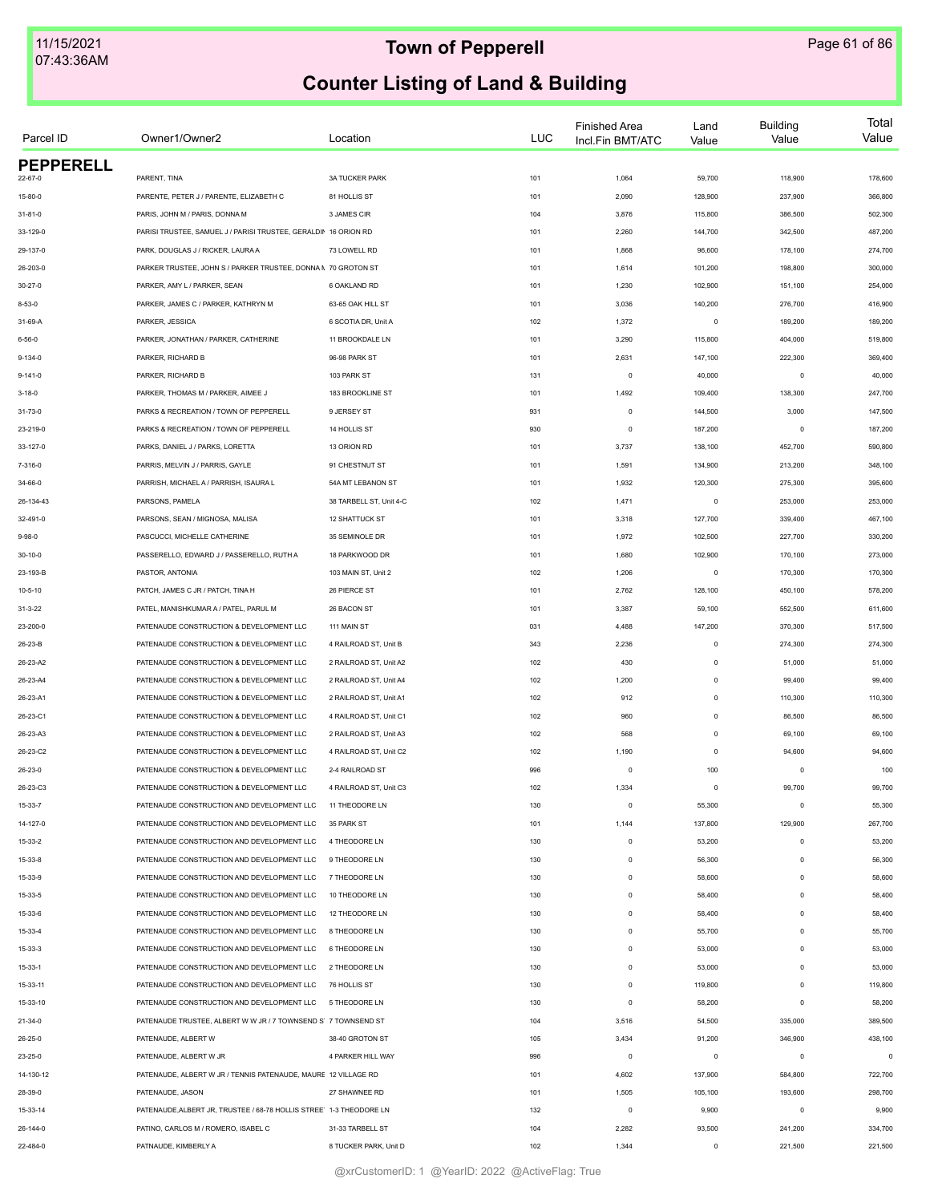# Town of Pepperell

## Counter Listing of Land & Building

| Parcel ID | Owner1/Owner2 | Location | LUC | Finished Area Incl.Fin BMT/ATC | Land Value | Building Value | Total Value |
|---|---|---|---|---|---|---|---|
| **PEPPERELL** | | | | | | | |
| 22-67-0 | PARENT, TINA | 3A TUCKER PARK | 101 | 1,064 | 59,700 | 118,900 | 178,600 |
| 15-80-0 | PARENTE, PETER J / PARENTE, ELIZABETH C | 81 HOLLIS ST | 101 | 2,090 | 128,900 | 237,900 | 366,800 |
| 31-81-0 | PARIS, JOHN M / PARIS, DONNA M | 3 JAMES CIR | 104 | 3,876 | 115,800 | 386,500 | 502,300 |
| 33-129-0 | PARISI TRUSTEE, SAMUEL J / PARISI TRUSTEE, GERALDIN | 16 ORION RD | 101 | 2,260 | 144,700 | 342,500 | 487,200 |
| 29-137-0 | PARK, DOUGLAS J / RICKER, LAURA A | 73 LOWELL RD | 101 | 1,868 | 96,600 | 178,100 | 274,700 |
| 26-203-0 | PARKER TRUSTEE, JOHN S / PARKER TRUSTEE, DONNA M | 70 GROTON ST | 101 | 1,614 | 101,200 | 198,800 | 300,000 |
| 30-27-0 | PARKER, AMY L / PARKER, SEAN | 6 OAKLAND RD | 101 | 1,230 | 102,900 | 151,100 | 254,000 |
| 8-53-0 | PARKER, JAMES C / PARKER, KATHRYN M | 63-65 OAK HILL ST | 101 | 3,036 | 140,200 | 276,700 | 416,900 |
| 31-69-A | PARKER, JESSICA | 6 SCOTIA DR, Unit A | 102 | 1,372 | 0 | 189,200 | 189,200 |
| 6-56-0 | PARKER, JONATHAN / PARKER, CATHERINE | 11 BROOKDALE LN | 101 | 3,290 | 115,800 | 404,000 | 519,800 |
| 9-134-0 | PARKER, RICHARD B | 96-98 PARK ST | 101 | 2,631 | 147,100 | 222,300 | 369,400 |
| 9-141-0 | PARKER, RICHARD B | 103 PARK ST | 131 | 0 | 40,000 | 0 | 40,000 |
| 3-18-0 | PARKER, THOMAS M / PARKER, AIMEE J | 183 BROOKLINE ST | 101 | 1,492 | 109,400 | 138,300 | 247,700 |
| 31-73-0 | PARKS & RECREATION / TOWN OF PEPPERELL | 9 JERSEY ST | 931 | 0 | 144,500 | 3,000 | 147,500 |
| 23-219-0 | PARKS & RECREATION / TOWN OF PEPPERELL | 14 HOLLIS ST | 930 | 0 | 187,200 | 0 | 187,200 |
| 33-127-0 | PARKS, DANIEL J / PARKS, LORETTA | 13 ORION RD | 101 | 3,737 | 138,100 | 452,700 | 590,800 |
| 7-316-0 | PARRIS, MELVIN J / PARRIS, GAYLE | 91 CHESTNUT ST | 101 | 1,591 | 134,900 | 213,200 | 348,100 |
| 34-66-0 | PARRISH, MICHAEL A / PARRISH, ISAURA L | 54A MT LEBANON ST | 101 | 1,932 | 120,300 | 275,300 | 395,600 |
| 26-134-43 | PARSONS, PAMELA | 38 TARBELL ST, Unit 4-C | 102 | 1,471 | 0 | 253,000 | 253,000 |
| 32-491-0 | PARSONS, SEAN / MIGNOSA, MALISA | 12 SHATTUCK ST | 101 | 3,318 | 127,700 | 339,400 | 467,100 |
| 9-98-0 | PASCUCCI, MICHELLE CATHERINE | 35 SEMINOLE DR | 101 | 1,972 | 102,500 | 227,700 | 330,200 |
| 30-10-0 | PASSERELLO, EDWARD J / PASSERELLO, RUTH A | 18 PARKWOOD DR | 101 | 1,680 | 102,900 | 170,100 | 273,000 |
| 23-193-B | PASTOR, ANTONIA | 103 MAIN ST, Unit 2 | 102 | 1,206 | 0 | 170,300 | 170,300 |
| 10-5-10 | PATCH, JAMES C JR / PATCH, TINA H | 26 PIERCE ST | 101 | 2,762 | 128,100 | 450,100 | 578,200 |
| 31-3-22 | PATEL, MANISHKUMAR A / PATEL, PARUL M | 26 BACON ST | 101 | 3,387 | 59,100 | 552,500 | 611,600 |
| 23-200-0 | PATENAUDE CONSTRUCTION & DEVELOPMENT LLC | 111 MAIN ST | 031 | 4,488 | 147,200 | 370,300 | 517,500 |
| 26-23-B | PATENAUDE CONSTRUCTION & DEVELOPMENT LLC | 4 RAILROAD ST, Unit B | 343 | 2,236 | 0 | 274,300 | 274,300 |
| 26-23-A2 | PATENAUDE CONSTRUCTION & DEVELOPMENT LLC | 2 RAILROAD ST, Unit A2 | 102 | 430 | 0 | 51,000 | 51,000 |
| 26-23-A4 | PATENAUDE CONSTRUCTION & DEVELOPMENT LLC | 2 RAILROAD ST, Unit A4 | 102 | 1,200 | 0 | 99,400 | 99,400 |
| 26-23-A1 | PATENAUDE CONSTRUCTION & DEVELOPMENT LLC | 2 RAILROAD ST, Unit A1 | 102 | 912 | 0 | 110,300 | 110,300 |
| 26-23-C1 | PATENAUDE CONSTRUCTION & DEVELOPMENT LLC | 4 RAILROAD ST, Unit C1 | 102 | 960 | 0 | 86,500 | 86,500 |
| 26-23-A3 | PATENAUDE CONSTRUCTION & DEVELOPMENT LLC | 2 RAILROAD ST, Unit A3 | 102 | 568 | 0 | 69,100 | 69,100 |
| 26-23-C2 | PATENAUDE CONSTRUCTION & DEVELOPMENT LLC | 4 RAILROAD ST, Unit C2 | 102 | 1,190 | 0 | 94,600 | 94,600 |
| 26-23-0 | PATENAUDE CONSTRUCTION & DEVELOPMENT LLC | 2-4 RAILROAD ST | 996 | 0 | 100 | 0 | 100 |
| 26-23-C3 | PATENAUDE CONSTRUCTION & DEVELOPMENT LLC | 4 RAILROAD ST, Unit C3 | 102 | 1,334 | 0 | 99,700 | 99,700 |
| 15-33-7 | PATENAUDE CONSTRUCTION AND DEVELOPMENT LLC | 11 THEODORE LN | 130 | 0 | 55,300 | 0 | 55,300 |
| 14-127-0 | PATENAUDE CONSTRUCTION AND DEVELOPMENT LLC | 35 PARK ST | 101 | 1,144 | 137,800 | 129,900 | 267,700 |
| 15-33-2 | PATENAUDE CONSTRUCTION AND DEVELOPMENT LLC | 4 THEODORE LN | 130 | 0 | 53,200 | 0 | 53,200 |
| 15-33-8 | PATENAUDE CONSTRUCTION AND DEVELOPMENT LLC | 9 THEODORE LN | 130 | 0 | 56,300 | 0 | 56,300 |
| 15-33-9 | PATENAUDE CONSTRUCTION AND DEVELOPMENT LLC | 7 THEODORE LN | 130 | 0 | 58,600 | 0 | 58,600 |
| 15-33-5 | PATENAUDE CONSTRUCTION AND DEVELOPMENT LLC | 10 THEODORE LN | 130 | 0 | 58,400 | 0 | 58,400 |
| 15-33-6 | PATENAUDE CONSTRUCTION AND DEVELOPMENT LLC | 12 THEODORE LN | 130 | 0 | 58,400 | 0 | 58,400 |
| 15-33-4 | PATENAUDE CONSTRUCTION AND DEVELOPMENT LLC | 8 THEODORE LN | 130 | 0 | 55,700 | 0 | 55,700 |
| 15-33-3 | PATENAUDE CONSTRUCTION AND DEVELOPMENT LLC | 6 THEODORE LN | 130 | 0 | 53,000 | 0 | 53,000 |
| 15-33-1 | PATENAUDE CONSTRUCTION AND DEVELOPMENT LLC | 2 THEODORE LN | 130 | 0 | 53,000 | 0 | 53,000 |
| 15-33-11 | PATENAUDE CONSTRUCTION AND DEVELOPMENT LLC | 76 HOLLIS ST | 130 | 0 | 119,800 | 0 | 119,800 |
| 15-33-10 | PATENAUDE CONSTRUCTION AND DEVELOPMENT LLC | 5 THEODORE LN | 130 | 0 | 58,200 | 0 | 58,200 |
| 21-34-0 | PATENAUDE TRUSTEE, ALBERT W W JR / 7 TOWNSEND S | 7 TOWNSEND ST | 104 | 3,516 | 54,500 | 335,000 | 389,500 |
| 26-25-0 | PATENAUDE, ALBERT W | 38-40 GROTON ST | 105 | 3,434 | 91,200 | 346,900 | 438,100 |
| 23-25-0 | PATENAUDE, ALBERT W JR | 4 PARKER HILL WAY | 996 | 0 | 0 | 0 | 0 |
| 14-130-12 | PATENAUDE, ALBERT W JR / TENNIS PATENAUDE, MAURE | 12 VILLAGE RD | 101 | 4,602 | 137,900 | 584,800 | 722,700 |
| 28-39-0 | PATENAUDE, JASON | 27 SHAWNEE RD | 101 | 1,505 | 105,100 | 193,600 | 298,700 |
| 15-33-14 | PATENAUDE,ALBERT JR, TRUSTEE / 68-78 HOLLIS STREE | 1-3 THEODORE LN | 132 | 0 | 9,900 | 0 | 9,900 |
| 26-144-0 | PATINO, CARLOS M / ROMERO, ISABEL C | 31-33 TARBELL ST | 104 | 2,282 | 93,500 | 241,200 | 334,700 |
| 22-484-0 | PATNAUDE, KIMBERLY A | 8 TUCKER PARK, Unit D | 102 | 1,344 | 0 | 221,500 | 221,500 |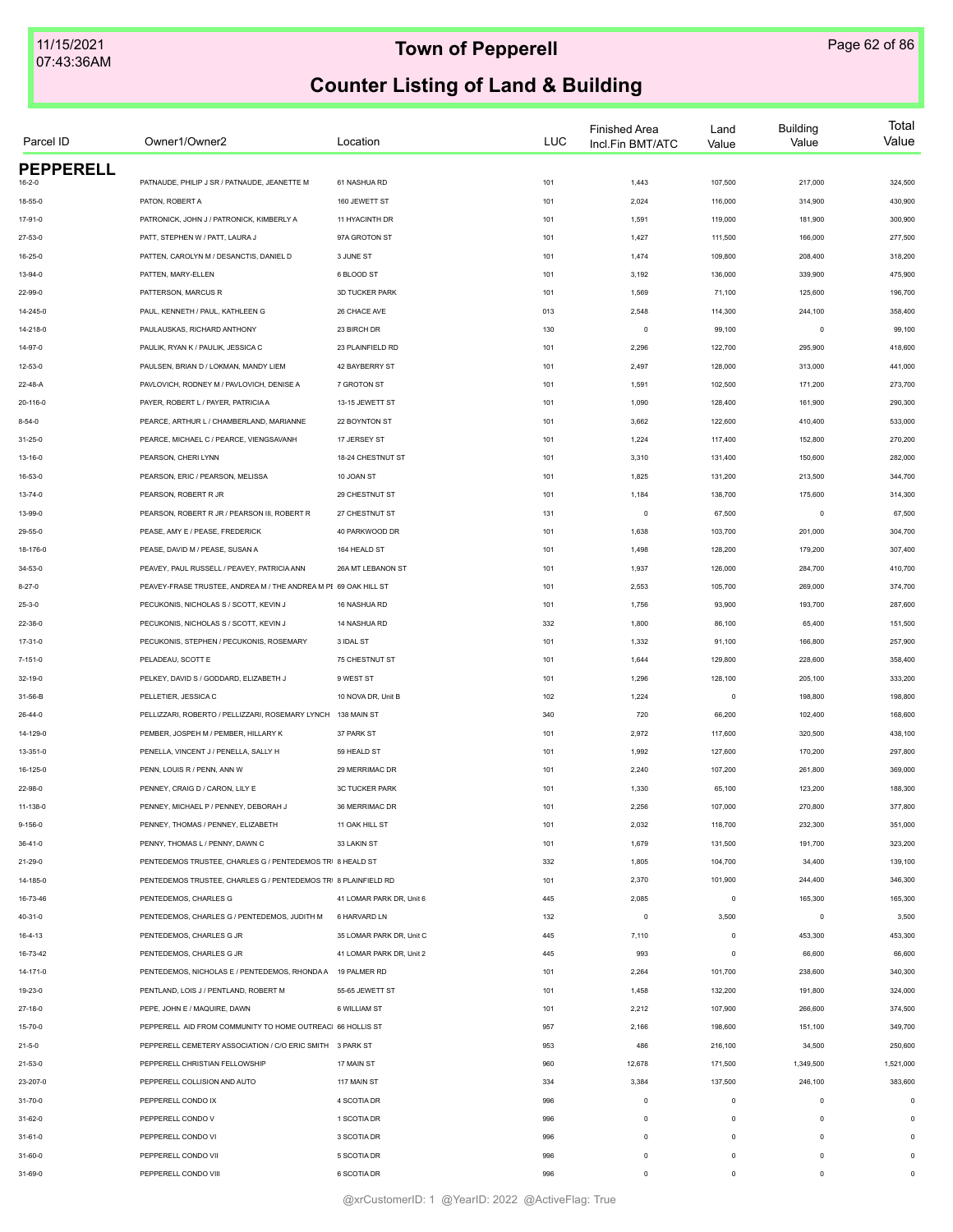# Town of Pepperell

## Counter Listing of Land & Building

| Parcel ID | Owner1/Owner2 | Location | LUC | Finished Area Incl.Fin BMT/ATC | Land Value | Building Value | Total Value |
|---|---|---|---|---|---|---|---|
| **PEPPERELL** | | | | | | | |
| 16-2-0 | PATNAUDE, PHILIP J SR / PATNAUDE, JEANETTE M | 61 NASHUA RD | 101 | 1,443 | 107,500 | 217,000 | 324,500 |
| 18-55-0 | PATON, ROBERT A | 160 JEWETT ST | 101 | 2,024 | 116,000 | 314,900 | 430,900 |
| 17-91-0 | PATRONICK, JOHN J / PATRONICK, KIMBERLY A | 11 HYACINTH DR | 101 | 1,591 | 119,000 | 181,900 | 300,900 |
| 27-53-0 | PATT, STEPHEN W / PATT, LAURA J | 97A GROTON ST | 101 | 1,427 | 111,500 | 166,000 | 277,500 |
| 16-25-0 | PATTEN, CAROLYN M / DESANCTIS, DANIEL D | 3 JUNE ST | 101 | 1,474 | 109,800 | 208,400 | 318,200 |
| 13-94-0 | PATTEN, MARY-ELLEN | 6 BLOOD ST | 101 | 3,192 | 136,000 | 339,900 | 475,900 |
| 22-99-0 | PATTERSON, MARCUS R | 3D TUCKER PARK | 101 | 1,569 | 71,100 | 125,600 | 196,700 |
| 14-245-0 | PAUL, KENNETH / PAUL, KATHLEEN G | 26 CHACE AVE | 013 | 2,548 | 114,300 | 244,100 | 358,400 |
| 14-218-0 | PAULAUSKAS, RICHARD ANTHONY | 23 BIRCH DR | 130 | 0 | 99,100 | 0 | 99,100 |
| 14-97-0 | PAULIK, RYAN K / PAULIK, JESSICA C | 23 PLAINFIELD RD | 101 | 2,296 | 122,700 | 295,900 | 418,600 |
| 12-53-0 | PAULSEN, BRIAN D / LOKMAN, MANDY LIEM | 42 BAYBERRY ST | 101 | 2,497 | 128,000 | 313,000 | 441,000 |
| 22-48-A | PAVLOVICH, RODNEY M / PAVLOVICH, DENISE A | 7 GROTON ST | 101 | 1,591 | 102,500 | 171,200 | 273,700 |
| 20-116-0 | PAYER, ROBERT L / PAYER, PATRICIA A | 13-15 JEWETT ST | 101 | 1,090 | 128,400 | 161,900 | 290,300 |
| 8-54-0 | PEARCE, ARTHUR L / CHAMBERLAND, MARIANNE | 22 BOYNTON ST | 101 | 3,662 | 122,600 | 410,400 | 533,000 |
| 31-25-0 | PEARCE, MICHAEL C / PEARCE, VIENGSAVANH | 17 JERSEY ST | 101 | 1,224 | 117,400 | 152,800 | 270,200 |
| 13-16-0 | PEARSON, CHERI LYNN | 18-24 CHESTNUT ST | 101 | 3,310 | 131,400 | 150,600 | 282,000 |
| 16-53-0 | PEARSON, ERIC / PEARSON, MELISSA | 10 JOAN ST | 101 | 1,825 | 131,200 | 213,500 | 344,700 |
| 13-74-0 | PEARSON, ROBERT R JR | 29 CHESTNUT ST | 101 | 1,184 | 138,700 | 175,600 | 314,300 |
| 13-99-0 | PEARSON, ROBERT R JR / PEARSON III, ROBERT R | 27 CHESTNUT ST | 131 | 0 | 67,500 | 0 | 67,500 |
| 29-55-0 | PEASE, AMY E / PEASE, FREDERICK | 40 PARKWOOD DR | 101 | 1,638 | 103,700 | 201,000 | 304,700 |
| 18-176-0 | PEASE, DAVID M / PEASE, SUSAN A | 164 HEALD ST | 101 | 1,498 | 128,200 | 179,200 | 307,400 |
| 34-53-0 | PEAVEY, PAUL RUSSELL / PEAVEY, PATRICIA ANN | 26A MT LEBANON ST | 101 | 1,937 | 126,000 | 284,700 | 410,700 |
| 8-27-0 | PEAVEY-FRASE TRUSTEE, ANDREA M / THE ANDREA M PE | 69 OAK HILL ST | 101 | 2,553 | 105,700 | 269,000 | 374,700 |
| 25-3-0 | PECUKONIS, NICHOLAS S / SCOTT, KEVIN J | 16 NASHUA RD | 101 | 1,756 | 93,900 | 193,700 | 287,600 |
| 22-38-0 | PECUKONIS, NICHOLAS S / SCOTT, KEVIN J | 14 NASHUA RD | 332 | 1,800 | 86,100 | 65,400 | 151,500 |
| 17-31-0 | PECUKONIS, STEPHEN / PECUKONIS, ROSEMARY | 3 IDAL ST | 101 | 1,332 | 91,100 | 166,800 | 257,900 |
| 7-151-0 | PELADEAU, SCOTT E | 75 CHESTNUT ST | 101 | 1,644 | 129,800 | 228,600 | 358,400 |
| 32-19-0 | PELKEY, DAVID S / GODDARD, ELIZABETH J | 9 WEST ST | 101 | 1,296 | 128,100 | 205,100 | 333,200 |
| 31-56-B | PELLETIER, JESSICA C | 10 NOVA DR, Unit B | 102 | 1,224 | 0 | 198,800 | 198,800 |
| 26-44-0 | PELLIZZARI, ROBERTO / PELLIZZARI, ROSEMARY LYNCH | 138 MAIN ST | 340 | 720 | 66,200 | 102,400 | 168,600 |
| 14-129-0 | PEMBER, JOSPEH M / PEMBER, HILLARY K | 37 PARK ST | 101 | 2,972 | 117,600 | 320,500 | 438,100 |
| 13-351-0 | PENELLA, VINCENT J / PENELLA, SALLY H | 59 HEALD ST | 101 | 1,992 | 127,600 | 170,200 | 297,800 |
| 16-125-0 | PENN, LOUIS R / PENN, ANN W | 29 MERRIMAC DR | 101 | 2,240 | 107,200 | 261,800 | 369,000 |
| 22-98-0 | PENNEY, CRAIG D / CARON, LILY E | 3C TUCKER PARK | 101 | 1,330 | 65,100 | 123,200 | 188,300 |
| 11-138-0 | PENNEY, MICHAEL P / PENNEY, DEBORAH J | 36 MERRIMAC DR | 101 | 2,256 | 107,000 | 270,800 | 377,800 |
| 9-156-0 | PENNEY, THOMAS / PENNEY, ELIZABETH | 11 OAK HILL ST | 101 | 2,032 | 118,700 | 232,300 | 351,000 |
| 36-41-0 | PENNY, THOMAS L / PENNY, DAWN C | 33 LAKIN ST | 101 | 1,679 | 131,500 | 191,700 | 323,200 |
| 21-29-0 | PENTEDEMOS TRUSTEE, CHARLES G / PENTEDEMOS TR | 8 HEALD ST | 332 | 1,805 | 104,700 | 34,400 | 139,100 |
| 14-185-0 | PENTEDEMOS TRUSTEE, CHARLES G / PENTEDEMOS TR | 8 PLAINFIELD RD | 101 | 2,370 | 101,900 | 244,400 | 346,300 |
| 16-73-46 | PENTEDEMOS, CHARLES G | 41 LOMAR PARK DR, Unit 6 | 445 | 2,085 | 0 | 165,300 | 165,300 |
| 40-31-0 | PENTEDEMOS, CHARLES G / PENTEDEMOS, JUDITH M | 6 HARVARD LN | 132 | 0 | 3,500 | 0 | 3,500 |
| 16-4-13 | PENTEDEMOS, CHARLES G JR | 35 LOMAR PARK DR, Unit C | 445 | 7,110 | 0 | 453,300 | 453,300 |
| 16-73-42 | PENTEDEMOS, CHARLES G JR | 41 LOMAR PARK DR, Unit 2 | 445 | 993 | 0 | 66,600 | 66,600 |
| 14-171-0 | PENTEDEMOS, NICHOLAS E / PENTEDEMOS, RHONDA A | 19 PALMER RD | 101 | 2,264 | 101,700 | 238,600 | 340,300 |
| 19-23-0 | PENTLAND, LOIS J / PENTLAND, ROBERT M | 55-65 JEWETT ST | 101 | 1,458 | 132,200 | 191,800 | 324,000 |
| 27-18-0 | PEPE, JOHN E / MAQUIRE, DAWN | 6 WILLIAM ST | 101 | 2,212 | 107,900 | 266,600 | 374,500 |
| 15-70-0 | PEPPERELL AID FROM COMMUNITY TO HOME OUTREACH | 66 HOLLIS ST | 957 | 2,166 | 198,600 | 151,100 | 349,700 |
| 21-5-0 | PEPPERELL CEMETERY ASSOCIATION / C/O ERIC SMITH | 3 PARK ST | 953 | 486 | 216,100 | 34,500 | 250,600 |
| 21-53-0 | PEPPERELL CHRISTIAN FELLOWSHIP | 17 MAIN ST | 960 | 12,678 | 171,500 | 1,349,500 | 1,521,000 |
| 23-207-0 | PEPPERELL COLLISION AND AUTO | 117 MAIN ST | 334 | 3,384 | 137,500 | 246,100 | 383,600 |
| 31-70-0 | PEPPERELL CONDO IX | 4 SCOTIA DR | 996 | 0 | 0 | 0 | 0 |
| 31-62-0 | PEPPERELL CONDO V | 1 SCOTIA DR | 996 | 0 | 0 | 0 | 0 |
| 31-61-0 | PEPPERELL CONDO VI | 3 SCOTIA DR | 996 | 0 | 0 | 0 | 0 |
| 31-60-0 | PEPPERELL CONDO VII | 5 SCOTIA DR | 996 | 0 | 0 | 0 | 0 |
| 31-69-0 | PEPPERELL CONDO VIII | 6 SCOTIA DR | 996 | 0 | 0 | 0 | 0 |

@xrCustomerID: 1 @YearID: 2022 @ActiveFlag: True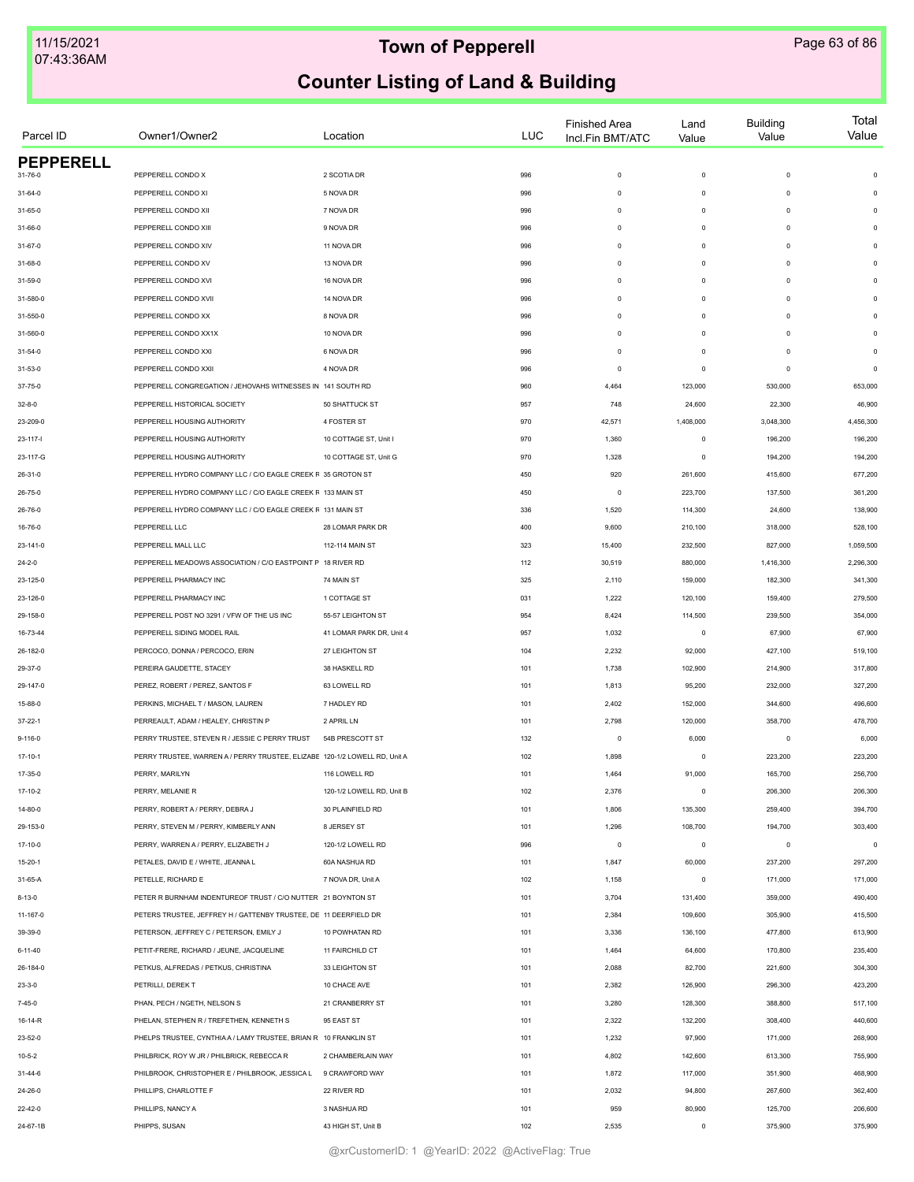# Town of Pepperell

## Counter Listing of Land & Building

| Parcel ID | Owner1/Owner2 | Location | LUC | Finished Area Incl.Fin BMT/ATC | Land Value | Building Value | Total Value |
|---|---|---|---|---|---|---|---|
| **PEPPERELL** | | | | | | | |
| 31-76-0 | PEPPERELL CONDO X | 2 SCOTIA DR | 996 | 0 | 0 | 0 | 0 |
| 31-64-0 | PEPPERELL CONDO XI | 5 NOVA DR | 996 | 0 | 0 | 0 | 0 |
| 31-65-0 | PEPPERELL CONDO XII | 7 NOVA DR | 996 | 0 | 0 | 0 | 0 |
| 31-66-0 | PEPPERELL CONDO XIII | 9 NOVA DR | 996 | 0 | 0 | 0 | 0 |
| 31-67-0 | PEPPERELL CONDO XIV | 11 NOVA DR | 996 | 0 | 0 | 0 | 0 |
| 31-68-0 | PEPPERELL CONDO XV | 13 NOVA DR | 996 | 0 | 0 | 0 | 0 |
| 31-59-0 | PEPPERELL CONDO XVI | 16 NOVA DR | 996 | 0 | 0 | 0 | 0 |
| 31-580-0 | PEPPERELL CONDO XVII | 14 NOVA DR | 996 | 0 | 0 | 0 | 0 |
| 31-550-0 | PEPPERELL CONDO XX | 8 NOVA DR | 996 | 0 | 0 | 0 | 0 |
| 31-560-0 | PEPPERELL CONDO XX1X | 10 NOVA DR | 996 | 0 | 0 | 0 | 0 |
| 31-54-0 | PEPPERELL CONDO XXI | 6 NOVA DR | 996 | 0 | 0 | 0 | 0 |
| 31-53-0 | PEPPERELL CONDO XXII | 4 NOVA DR | 996 | 0 | 0 | 0 | 0 |
| 37-75-0 | PEPPERELL CONGREGATION / JEHOVAHS WITNESSES IN | 141 SOUTH RD | 960 | 4,464 | 123,000 | 530,000 | 653,000 |
| 32-8-0 | PEPPERELL HISTORICAL SOCIETY | 50 SHATTUCK ST | 957 | 748 | 24,600 | 22,300 | 46,900 |
| 23-209-0 | PEPPERELL HOUSING AUTHORITY | 4 FOSTER ST | 970 | 42,571 | 1,408,000 | 3,048,300 | 4,456,300 |
| 23-117-I | PEPPERELL HOUSING AUTHORITY | 10 COTTAGE ST, Unit I | 970 | 1,360 | 0 | 196,200 | 196,200 |
| 23-117-G | PEPPERELL HOUSING AUTHORITY | 10 COTTAGE ST, Unit G | 970 | 1,328 | 0 | 194,200 | 194,200 |
| 26-31-0 | PEPPERELL HYDRO COMPANY LLC / C/O EAGLE CREEK R | 35 GROTON ST | 450 | 920 | 261,600 | 415,600 | 677,200 |
| 26-75-0 | PEPPERELL HYDRO COMPANY LLC / C/O EAGLE CREEK R | 133 MAIN ST | 450 | 0 | 223,700 | 137,500 | 361,200 |
| 26-76-0 | PEPPERELL HYDRO COMPANY LLC / C/O EAGLE CREEK R | 131 MAIN ST | 336 | 1,520 | 114,300 | 24,600 | 138,900 |
| 16-76-0 | PEPPERELL LLC | 28 LOMAR PARK DR | 400 | 9,600 | 210,100 | 318,000 | 528,100 |
| 23-141-0 | PEPPERELL MALL LLC | 112-114 MAIN ST | 323 | 15,400 | 232,500 | 827,000 | 1,059,500 |
| 24-2-0 | PEPPERELL MEADOWS ASSOCIATION / C/O EASTPOINT P | 18 RIVER RD | 112 | 30,519 | 880,000 | 1,416,300 | 2,296,300 |
| 23-125-0 | PEPPERELL PHARMACY INC | 74 MAIN ST | 325 | 2,110 | 159,000 | 182,300 | 341,300 |
| 23-126-0 | PEPPERELL PHARMACY INC | 1 COTTAGE ST | 031 | 1,222 | 120,100 | 159,400 | 279,500 |
| 29-158-0 | PEPPERELL POST NO 3291 / VFW OF THE US INC | 55-57 LEIGHTON ST | 954 | 8,424 | 114,500 | 239,500 | 354,000 |
| 16-73-44 | PEPPERELL SIDING MODEL RAIL | 41 LOMAR PARK DR, Unit 4 | 957 | 1,032 | 0 | 67,900 | 67,900 |
| 26-182-0 | PERCOCO, DONNA / PERCOCO, ERIN | 27 LEIGHTON ST | 104 | 2,232 | 92,000 | 427,100 | 519,100 |
| 29-37-0 | PEREIRA GAUDETTE, STACEY | 38 HASKELL RD | 101 | 1,738 | 102,900 | 214,900 | 317,800 |
| 29-147-0 | PEREZ, ROBERT / PEREZ, SANTOS F | 63 LOWELL RD | 101 | 1,813 | 95,200 | 232,000 | 327,200 |
| 15-88-0 | PERKINS, MICHAEL T / MASON, LAUREN | 7 HADLEY RD | 101 | 2,402 | 152,000 | 344,600 | 496,600 |
| 37-22-1 | PERREAULT, ADAM / HEALEY, CHRISTIN P | 2 APRIL LN | 101 | 2,798 | 120,000 | 358,700 | 478,700 |
| 9-116-0 | PERRY TRUSTEE, STEVEN R / JESSIE C PERRY TRUST | 54B PRESCOTT ST | 132 | 0 | 6,000 | 0 | 6,000 |
| 17-10-1 | PERRY TRUSTEE, WARREN A / PERRY TRUSTEE, ELIZABE | 120-1/2 LOWELL RD, Unit A | 102 | 1,898 | 0 | 223,200 | 223,200 |
| 17-35-0 | PERRY, MARILYN | 116 LOWELL RD | 101 | 1,464 | 91,000 | 165,700 | 256,700 |
| 17-10-2 | PERRY, MELANIE R | 120-1/2 LOWELL RD, Unit B | 102 | 2,376 | 0 | 206,300 | 206,300 |
| 14-80-0 | PERRY, ROBERT A / PERRY, DEBRA J | 30 PLAINFIELD RD | 101 | 1,806 | 135,300 | 259,400 | 394,700 |
| 29-153-0 | PERRY, STEVEN M / PERRY, KIMBERLY ANN | 8 JERSEY ST | 101 | 1,296 | 108,700 | 194,700 | 303,400 |
| 17-10-0 | PERRY, WARREN A / PERRY, ELIZABETH J | 120-1/2 LOWELL RD | 996 | 0 | 0 | 0 | 0 |
| 15-20-1 | PETALES, DAVID E / WHITE, JEANNA L | 60A NASHUA RD | 101 | 1,847 | 60,000 | 237,200 | 297,200 |
| 31-65-A | PETELLE, RICHARD E | 7 NOVA DR, Unit A | 102 | 1,158 | 0 | 171,000 | 171,000 |
| 8-13-0 | PETER R BURNHAM INDENTUREOF TRUST / C/O NUTTER | 21 BOYNTON ST | 101 | 3,704 | 131,400 | 359,000 | 490,400 |
| 11-167-0 | PETERS TRUSTEE, JEFFREY H / GATTENBY TRUSTEE, DE | 11 DEERFIELD DR | 101 | 2,384 | 109,600 | 305,900 | 415,500 |
| 39-39-0 | PETERSON, JEFFREY C / PETERSON, EMILY J | 10 POWHATAN RD | 101 | 3,336 | 136,100 | 477,800 | 613,900 |
| 6-11-40 | PETIT-FRERE, RICHARD / JEUNE, JACQUELINE | 11 FAIRCHILD CT | 101 | 1,464 | 64,600 | 170,800 | 235,400 |
| 26-184-0 | PETKUS, ALFREDAS / PETKUS, CHRISTINA | 33 LEIGHTON ST | 101 | 2,088 | 82,700 | 221,600 | 304,300 |
| 23-3-0 | PETRILLI, DEREK T | 10 CHACE AVE | 101 | 2,382 | 126,900 | 296,300 | 423,200 |
| 7-45-0 | PHAN, PECH / NGETH, NELSON S | 21 CRANBERRY ST | 101 | 3,280 | 128,300 | 388,800 | 517,100 |
| 16-14-R | PHELAN, STEPHEN R / TREFETHEN, KENNETH S | 95 EAST ST | 101 | 2,322 | 132,200 | 308,400 | 440,600 |
| 23-52-0 | PHELPS TRUSTEE, CYNTHIA A / LAMY TRUSTEE, BRIAN R | 10 FRANKLIN ST | 101 | 1,232 | 97,900 | 171,000 | 268,900 |
| 10-5-2 | PHILBRICK, ROY W JR / PHILBRICK, REBECCA R | 2 CHAMBERLAIN WAY | 101 | 4,802 | 142,600 | 613,300 | 755,900 |
| 31-44-6 | PHILBROOK, CHRISTOPHER E / PHILBROOK, JESSICA L | 9 CRAWFORD WAY | 101 | 1,872 | 117,000 | 351,900 | 468,900 |
| 24-26-0 | PHILLIPS, CHARLOTTE F | 22 RIVER RD | 101 | 2,032 | 94,800 | 267,600 | 362,400 |
| 22-42-0 | PHILLIPS, NANCY A | 3 NASHUA RD | 101 | 959 | 80,900 | 125,700 | 206,600 |
| 24-67-1B | PHIPPS, SUSAN | 43 HIGH ST, Unit B | 102 | 2,535 | 0 | 375,900 | 375,900 |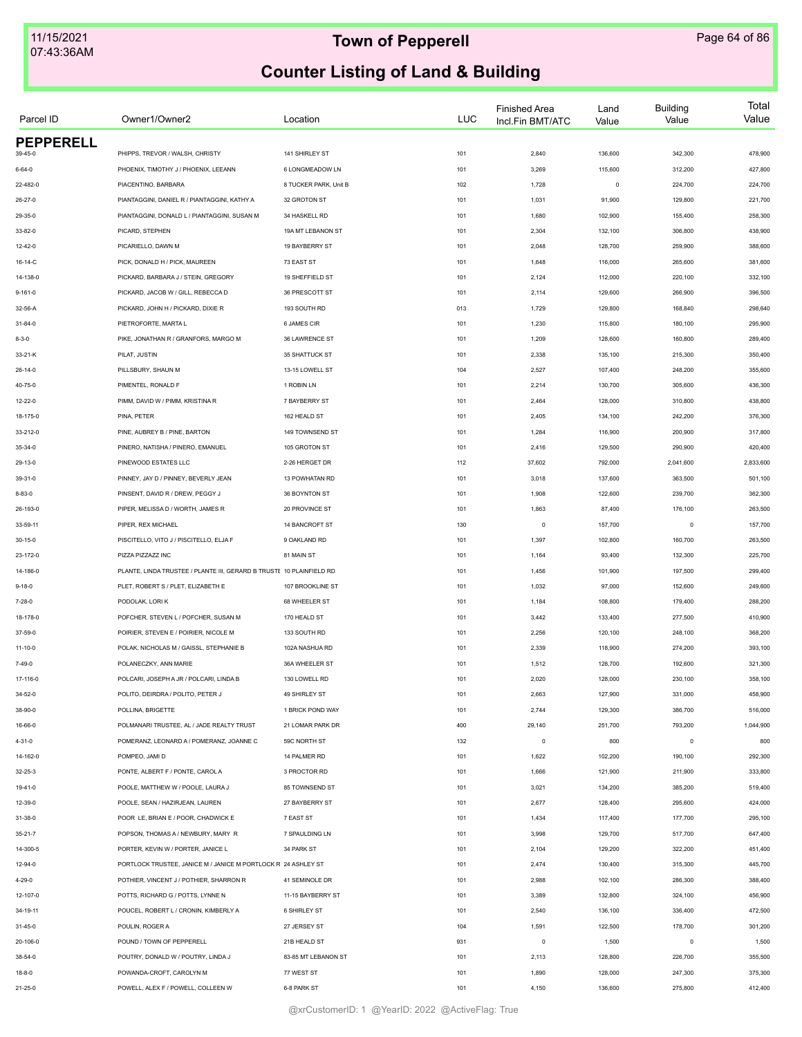# Town of Pepperell

## Counter Listing of Land & Building

| Parcel ID | Owner1/Owner2 | Location | LUC | Finished Area Incl.Fin BMT/ATC | Land Value | Building Value | Total Value |
|---|---|---|---|---|---|---|---|
| **PEPPERELL** | | | | | | | |
| 39-45-0 | PHIPPS, TREVOR / WALSH, CHRISTY | 141 SHIRLEY ST | 101 | 2,840 | 136,600 | 342,300 | 478,900 |
| 6-64-0 | PHOENIX, TIMOTHY J / PHOENIX, LEEANN | 6 LONGMEADOW LN | 101 | 3,269 | 115,600 | 312,200 | 427,800 |
| 22-482-0 | PIACENTINO, BARBARA | 8 TUCKER PARK, Unit B | 102 | 1,728 | 0 | 224,700 | 224,700 |
| 26-27-0 | PIANTAGGINI, DANIEL R / PIANTAGGINI, KATHY A | 32 GROTON ST | 101 | 1,031 | 91,900 | 129,800 | 221,700 |
| 29-35-0 | PIANTAGGINI, DONALD L / PIANTAGGINI, SUSAN M | 34 HASKELL RD | 101 | 1,680 | 102,900 | 155,400 | 258,300 |
| 33-82-0 | PICARD, STEPHEN | 19A MT LEBANON ST | 101 | 2,304 | 132,100 | 306,800 | 438,900 |
| 12-42-0 | PICARIELLO, DAWN M | 19 BAYBERRY ST | 101 | 2,048 | 128,700 | 259,900 | 388,600 |
| 16-14-C | PICK, DONALD H / PICK, MAUREEN | 73 EAST ST | 101 | 1,648 | 116,000 | 265,600 | 381,600 |
| 14-138-0 | PICKARD, BARBARA J / STEIN, GREGORY | 19 SHEFFIELD ST | 101 | 2,124 | 112,000 | 220,100 | 332,100 |
| 9-161-0 | PICKARD, JACOB W / GILL, REBECCA D | 36 PRESCOTT ST | 101 | 2,114 | 129,600 | 266,900 | 396,500 |
| 32-56-A | PICKARD, JOHN H / PICKARD, DIXIE R | 193 SOUTH RD | 013 | 1,729 | 129,800 | 168,840 | 298,640 |
| 31-84-0 | PIETROFORTE, MARTA L | 6 JAMES CIR | 101 | 1,230 | 115,800 | 180,100 | 295,900 |
| 8-3-0 | PIKE, JONATHAN R / GRANFORS, MARGO M | 36 LAWRENCE ST | 101 | 1,209 | 128,600 | 160,800 | 289,400 |
| 33-21-K | PILAT, JUSTIN | 35 SHATTUCK ST | 101 | 2,338 | 135,100 | 215,300 | 350,400 |
| 26-14-0 | PILLSBURY, SHAUN M | 13-15 LOWELL ST | 104 | 2,527 | 107,400 | 248,200 | 355,600 |
| 40-75-0 | PIMENTEL, RONALD F | 1 ROBIN LN | 101 | 2,214 | 130,700 | 305,600 | 436,300 |
| 12-22-0 | PIMM, DAVID W / PIMM, KRISTINA R | 7 BAYBERRY ST | 101 | 2,464 | 128,000 | 310,800 | 438,800 |
| 18-175-0 | PINA, PETER | 162 HEALD ST | 101 | 2,405 | 134,100 | 242,200 | 376,300 |
| 33-212-0 | PINE, AUBREY B / PINE, BARTON | 149 TOWNSEND ST | 101 | 1,284 | 116,900 | 200,900 | 317,800 |
| 35-34-0 | PINERO, NATISHA / PINERO, EMANUEL | 105 GROTON ST | 101 | 2,416 | 129,500 | 290,900 | 420,400 |
| 29-13-0 | PINEWOOD ESTATES LLC | 2-26 HERGET DR | 112 | 37,602 | 792,000 | 2,041,600 | 2,833,600 |
| 39-31-0 | PINNEY, JAY D / PINNEY, BEVERLY JEAN | 13 POWHATAN RD | 101 | 3,018 | 137,600 | 363,500 | 501,100 |
| 8-83-0 | PINSENT, DAVID R / DREW, PEGGY J | 36 BOYNTON ST | 101 | 1,908 | 122,600 | 239,700 | 362,300 |
| 26-193-0 | PIPER, MELISSA D / WORTH, JAMES R | 20 PROVINCE ST | 101 | 1,863 | 87,400 | 176,100 | 263,500 |
| 33-59-11 | PIPER, REX MICHAEL | 14 BANCROFT ST | 130 | 0 | 157,700 | 0 | 157,700 |
| 30-15-0 | PISCITELLO, VITO J / PISCITELLO, ELJA F | 9 OAKLAND RD | 101 | 1,397 | 102,800 | 160,700 | 263,500 |
| 23-172-0 | PIZZA PIZZAZZ INC | 81 MAIN ST | 101 | 1,164 | 93,400 | 132,300 | 225,700 |
| 14-186-0 | PLANTE, LINDA TRUSTEE / PLANTE III, GERARD B TRUSTE | 10 PLAINFIELD RD | 101 | 1,456 | 101,900 | 197,500 | 299,400 |
| 9-18-0 | PLET, ROBERT S / PLET, ELIZABETH E | 107 BROOKLINE ST | 101 | 1,032 | 97,000 | 152,600 | 249,600 |
| 7-28-0 | PODOLAK, LORI K | 68 WHEELER ST | 101 | 1,184 | 108,800 | 179,400 | 288,200 |
| 18-178-0 | POFCHER, STEVEN L / POFCHER, SUSAN M | 170 HEALD ST | 101 | 3,442 | 133,400 | 277,500 | 410,900 |
| 37-59-0 | POIRIER, STEVEN E / POIRIER, NICOLE M | 133 SOUTH RD | 101 | 2,256 | 120,100 | 248,100 | 368,200 |
| 11-10-0 | POLAK, NICHOLAS M / GAISSL, STEPHANIE B | 102A NASHUA RD | 101 | 2,339 | 118,900 | 274,200 | 393,100 |
| 7-49-0 | POLANECZKY, ANN MARIE | 36A WHEELER ST | 101 | 1,512 | 128,700 | 192,600 | 321,300 |
| 17-116-0 | POLCARI, JOSEPH A JR / POLCARI, LINDA B | 130 LOWELL RD | 101 | 2,020 | 128,000 | 230,100 | 358,100 |
| 34-52-0 | POLITO, DEIRDRA / POLITO, PETER J | 49 SHIRLEY ST | 101 | 2,663 | 127,900 | 331,000 | 458,900 |
| 38-90-0 | POLLINA, BRIGETTE | 1 BRICK POND WAY | 101 | 2,744 | 129,300 | 386,700 | 516,000 |
| 16-66-0 | POLMANARI TRUSTEE, AL / JADE REALTY TRUST | 21 LOMAR PARK DR | 400 | 29,140 | 251,700 | 793,200 | 1,044,900 |
| 4-31-0 | POMERANZ, LEONARD A / POMERANZ, JOANNE C | 59C NORTH ST | 132 | 0 | 800 | 0 | 800 |
| 14-162-0 | POMPEO, JAMI D | 14 PALMER RD | 101 | 1,622 | 102,200 | 190,100 | 292,300 |
| 32-25-3 | PONTE, ALBERT F / PONTE, CAROL A | 3 PROCTOR RD | 101 | 1,666 | 121,900 | 211,900 | 333,800 |
| 19-41-0 | POOLE, MATTHEW W / POOLE, LAURA J | 85 TOWNSEND ST | 101 | 3,021 | 134,200 | 385,200 | 519,400 |
| 12-39-0 | POOLE, SEAN / HAZIRJEAN, LAUREN | 27 BAYBERRY ST | 101 | 2,677 | 128,400 | 295,600 | 424,000 |
| 31-38-0 | POOR LE, BRIAN E / POOR, CHADWICK E | 7 EAST ST | 101 | 1,434 | 117,400 | 177,700 | 295,100 |
| 35-21-7 | POPSON, THOMAS A / NEWBURY, MARY R | 7 SPAULDING LN | 101 | 3,998 | 129,700 | 517,700 | 647,400 |
| 14-300-5 | PORTER, KEVIN W / PORTER, JANICE L | 34 PARK ST | 101 | 2,104 | 129,200 | 322,200 | 451,400 |
| 12-94-0 | PORTLOCK TRUSTEE, JANICE M / JANICE M PORTLOCK R | 24 ASHLEY ST | 101 | 2,474 | 130,400 | 315,300 | 445,700 |
| 4-29-0 | POTHIER, VINCENT J / POTHIER, SHARRON R | 41 SEMINOLE DR | 101 | 2,988 | 102,100 | 286,300 | 388,400 |
| 12-107-0 | POTTS, RICHARD G / POTTS, LYNNE N | 11-15 BAYBERRY ST | 101 | 3,389 | 132,800 | 324,100 | 456,900 |
| 34-19-11 | POUCEL, ROBERT L / CRONIN, KIMBERLY A | 6 SHIRLEY ST | 101 | 2,540 | 136,100 | 336,400 | 472,500 |
| 31-45-0 | POULIN, ROGER A | 27 JERSEY ST | 104 | 1,591 | 122,500 | 178,700 | 301,200 |
| 20-106-0 | POUND / TOWN OF PEPPERELL | 21B HEALD ST | 931 | 0 | 1,500 | 0 | 1,500 |
| 38-54-0 | POUTRY, DONALD W / POUTRY, LINDA J | 83-85 MT LEBANON ST | 101 | 2,113 | 128,800 | 226,700 | 355,500 |
| 18-8-0 | POWANDA-CROFT, CAROLYN M | 77 WEST ST | 101 | 1,890 | 128,000 | 247,300 | 375,300 |
| 21-25-0 | POWELL, ALEX F / POWELL, COLLEEN W | 6-8 PARK ST | 101 | 4,150 | 136,600 | 275,800 | 412,400 |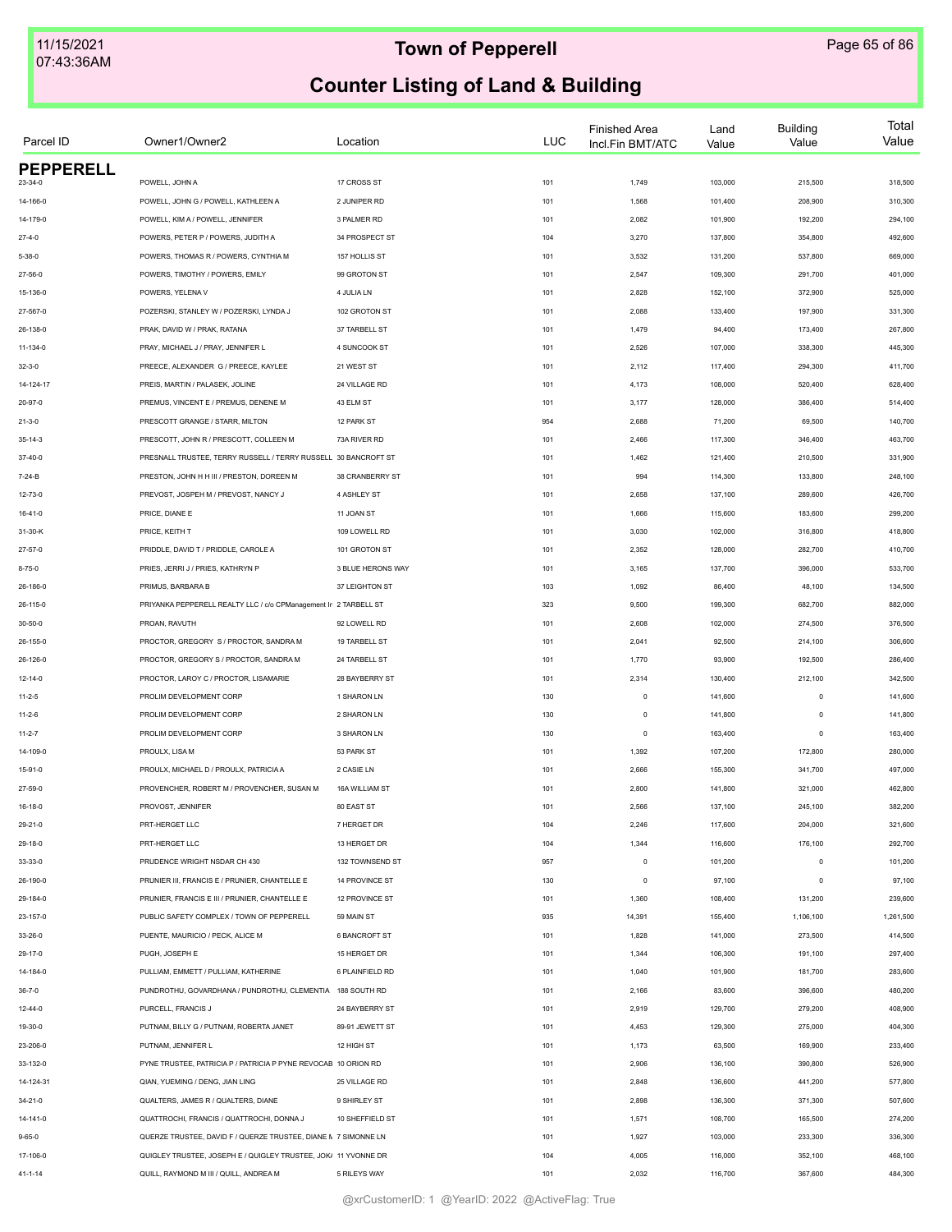# Town of Pepperell

## Counter Listing of Land & Building

| Parcel ID | Owner1/Owner2 | Location | LUC | Finished Area Incl.Fin BMT/ATC | Land Value | Building Value | Total Value |
|---|---|---|---|---|---|---|---|
| **PEPPERELL** | | | | | | | |
| 23-34-0 | POWELL, JOHN A | 17 CROSS ST | 101 | 1,749 | 103,000 | 215,500 | 318,500 |
| 14-166-0 | POWELL, JOHN G / POWELL, KATHLEEN A | 2 JUNIPER RD | 101 | 1,568 | 101,400 | 208,900 | 310,300 |
| 14-179-0 | POWELL, KIM A / POWELL, JENNIFER | 3 PALMER RD | 101 | 2,082 | 101,900 | 192,200 | 294,100 |
| 27-4-0 | POWERS, PETER P / POWERS, JUDITH A | 34 PROSPECT ST | 104 | 3,270 | 137,800 | 354,800 | 492,600 |
| 5-38-0 | POWERS, THOMAS R / POWERS, CYNTHIA M | 157 HOLLIS ST | 101 | 3,532 | 131,200 | 537,800 | 669,000 |
| 27-56-0 | POWERS, TIMOTHY / POWERS, EMILY | 99 GROTON ST | 101 | 2,547 | 109,300 | 291,700 | 401,000 |
| 15-136-0 | POWERS, YELENA V | 4 JULIA LN | 101 | 2,828 | 152,100 | 372,900 | 525,000 |
| 27-567-0 | POZERSKI, STANLEY W / POZERSKI, LYNDA J | 102 GROTON ST | 101 | 2,088 | 133,400 | 197,900 | 331,300 |
| 26-138-0 | PRAK, DAVID W / PRAK, RATANA | 37 TARBELL ST | 101 | 1,479 | 94,400 | 173,400 | 267,800 |
| 11-134-0 | PRAY, MICHAEL J / PRAY, JENNIFER L | 4 SUNCOOK ST | 101 | 2,526 | 107,000 | 338,300 | 445,300 |
| 32-3-0 | PREECE, ALEXANDER G / PREECE, KAYLEE | 21 WEST ST | 101 | 2,112 | 117,400 | 294,300 | 411,700 |
| 14-124-17 | PREIS, MARTIN / PALASEK, JOLINE | 24 VILLAGE RD | 101 | 4,173 | 108,000 | 520,400 | 628,400 |
| 20-97-0 | PREMUS, VINCENT E / PREMUS, DENENE M | 43 ELM ST | 101 | 3,177 | 128,000 | 386,400 | 514,400 |
| 21-3-0 | PRESCOTT GRANGE / STARR, MILTON | 12 PARK ST | 954 | 2,688 | 71,200 | 69,500 | 140,700 |
| 35-14-3 | PRESCOTT, JOHN R / PRESCOTT, COLLEEN M | 73A RIVER RD | 101 | 2,466 | 117,300 | 346,400 | 463,700 |
| 37-40-0 | PRESNALL TRUSTEE, TERRY RUSSELL / TERRY RUSSELL | 30 BANCROFT ST | 101 | 1,462 | 121,400 | 210,500 | 331,900 |
| 7-24-B | PRESTON, JOHN H H III / PRESTON, DOREEN M | 38 CRANBERRY ST | 101 | 994 | 114,300 | 133,800 | 248,100 |
| 12-73-0 | PREVOST, JOSPEH M / PREVOST, NANCY J | 4 ASHLEY ST | 101 | 2,658 | 137,100 | 289,600 | 426,700 |
| 16-41-0 | PRICE, DIANE E | 11 JOAN ST | 101 | 1,666 | 115,600 | 183,600 | 299,200 |
| 31-30-K | PRICE, KEITH T | 109 LOWELL RD | 101 | 3,030 | 102,000 | 316,800 | 418,800 |
| 27-57-0 | PRIDDLE, DAVID T / PRIDDLE, CAROLE A | 101 GROTON ST | 101 | 2,352 | 128,000 | 282,700 | 410,700 |
| 8-75-0 | PRIES, JERRI J / PRIES, KATHRYN P | 3 BLUE HERONS WAY | 101 | 3,165 | 137,700 | 396,000 | 533,700 |
| 26-186-0 | PRIMUS, BARBARA B | 37 LEIGHTON ST | 103 | 1,092 | 86,400 | 48,100 | 134,500 |
| 26-115-0 | PRIYANKA PEPPERELL REALTY LLC / c/o CPManagement In | 2 TARBELL ST | 323 | 9,500 | 199,300 | 682,700 | 882,000 |
| 30-50-0 | PROAN, RAVUTH | 92 LOWELL RD | 101 | 2,608 | 102,000 | 274,500 | 376,500 |
| 26-155-0 | PROCTOR, GREGORY S / PROCTOR, SANDRA M | 19 TARBELL ST | 101 | 2,041 | 92,500 | 214,100 | 306,600 |
| 26-126-0 | PROCTOR, GREGORY S / PROCTOR, SANDRA M | 24 TARBELL ST | 101 | 1,770 | 93,900 | 192,500 | 286,400 |
| 12-14-0 | PROCTOR, LAROY C / PROCTOR, LISAMARIE | 28 BAYBERRY ST | 101 | 2,314 | 130,400 | 212,100 | 342,500 |
| 11-2-5 | PROLIM DEVELOPMENT CORP | 1 SHARON LN | 130 | 0 | 141,600 | 0 | 141,600 |
| 11-2-6 | PROLIM DEVELOPMENT CORP | 2 SHARON LN | 130 | 0 | 141,800 | 0 | 141,800 |
| 11-2-7 | PROLIM DEVELOPMENT CORP | 3 SHARON LN | 130 | 0 | 163,400 | 0 | 163,400 |
| 14-109-0 | PROULX, LISA M | 53 PARK ST | 101 | 1,392 | 107,200 | 172,800 | 280,000 |
| 15-91-0 | PROULX, MICHAEL D / PROULX, PATRICIA A | 2 CASIE LN | 101 | 2,666 | 155,300 | 341,700 | 497,000 |
| 27-59-0 | PROVENCHER, ROBERT M / PROVENCHER, SUSAN M | 16A WILLIAM ST | 101 | 2,800 | 141,800 | 321,000 | 462,800 |
| 16-18-0 | PROVOST, JENNIFER | 80 EAST ST | 101 | 2,566 | 137,100 | 245,100 | 382,200 |
| 29-21-0 | PRT-HERGET LLC | 7 HERGET DR | 104 | 2,246 | 117,600 | 204,000 | 321,600 |
| 29-18-0 | PRT-HERGET LLC | 13 HERGET DR | 104 | 1,344 | 116,600 | 176,100 | 292,700 |
| 33-33-0 | PRUDENCE WRIGHT NSDAR CH 430 | 132 TOWNSEND ST | 957 | 0 | 101,200 | 0 | 101,200 |
| 26-190-0 | PRUNIER III, FRANCIS E / PRUNIER, CHANTELLE E | 14 PROVINCE ST | 130 | 0 | 97,100 | 0 | 97,100 |
| 29-184-0 | PRUNIER, FRANCIS E III / PRUNIER, CHANTELLE E | 12 PROVINCE ST | 101 | 1,360 | 108,400 | 131,200 | 239,600 |
| 23-157-0 | PUBLIC SAFETY COMPLEX / TOWN OF PEPPERELL | 59 MAIN ST | 935 | 14,391 | 155,400 | 1,106,100 | 1,261,500 |
| 33-26-0 | PUENTE, MAURICIO / PECK, ALICE M | 6 BANCROFT ST | 101 | 1,828 | 141,000 | 273,500 | 414,500 |
| 29-17-0 | PUGH, JOSEPH E | 15 HERGET DR | 101 | 1,344 | 106,300 | 191,100 | 297,400 |
| 14-184-0 | PULLIAM, EMMETT / PULLIAM, KATHERINE | 6 PLAINFIELD RD | 101 | 1,040 | 101,900 | 181,700 | 283,600 |
| 36-7-0 | PUNDROTHU, GOVARDHANA / PUNDROTHU, CLEMENTIA | 188 SOUTH RD | 101 | 2,166 | 83,600 | 396,600 | 480,200 |
| 12-44-0 | PURCELL, FRANCIS J | 24 BAYBERRY ST | 101 | 2,919 | 129,700 | 279,200 | 408,900 |
| 19-30-0 | PUTNAM, BILLY G / PUTNAM, ROBERTA JANET | 89-91 JEWETT ST | 101 | 4,453 | 129,300 | 275,000 | 404,300 |
| 23-206-0 | PUTNAM, JENNIFER L | 12 HIGH ST | 101 | 1,173 | 63,500 | 169,900 | 233,400 |
| 33-132-0 | PYNE TRUSTEE, PATRICIA P / PATRICIA P PYNE REVOCAB | 10 ORION RD | 101 | 2,906 | 136,100 | 390,800 | 526,900 |
| 14-124-31 | QIAN, YUEMING / DENG, JIAN LING | 25 VILLAGE RD | 101 | 2,848 | 136,600 | 441,200 | 577,800 |
| 34-21-0 | QUALTERS, JAMES R / QUALTERS, DIANE | 9 SHIRLEY ST | 101 | 2,898 | 136,300 | 371,300 | 507,600 |
| 14-141-0 | QUATTROCHI, FRANCIS / QUATTROCHI, DONNA J | 10 SHEFFIELD ST | 101 | 1,571 | 108,700 | 165,500 | 274,200 |
| 9-65-0 | QUERZE TRUSTEE, DAVID F / QUERZE TRUSTEE, DIANE M | 7 SIMONNE LN | 101 | 1,927 | 103,000 | 233,300 | 336,300 |
| 17-106-0 | QUIGLEY TRUSTEE, JOSEPH E / QUIGLEY TRUSTEE, JOKA | 11 YVONNE DR | 104 | 4,005 | 116,000 | 352,100 | 468,100 |
| 41-1-14 | QUILL, RAYMOND M III / QUILL, ANDREA M | 5 RILEYS WAY | 101 | 2,032 | 116,700 | 367,600 | 484,300 |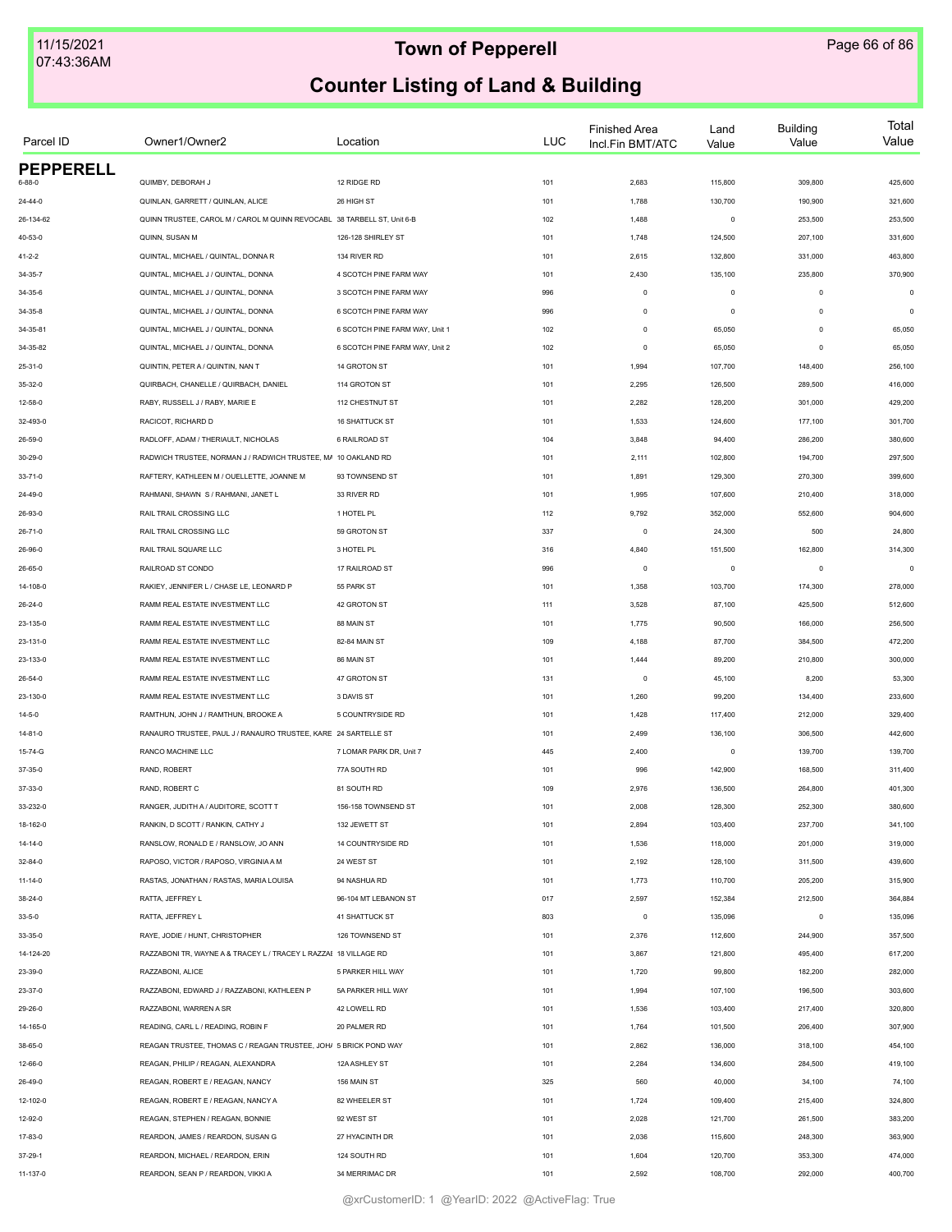# Town of Pepperell

## Counter Listing of Land & Building

| Parcel ID | Owner1/Owner2 | Location | LUC | Finished Area Incl.Fin BMT/ATC | Land Value | Building Value | Total Value |
|---|---|---|---|---|---|---|---|
| **PEPPERELL** | | | | | | | |
| 6-88-0 | QUIMBY, DEBORAH J | 12 RIDGE RD | 101 | 2,683 | 115,800 | 309,800 | 425,600 |
| 24-44-0 | QUINLAN, GARRETT / QUINLAN, ALICE | 26 HIGH ST | 101 | 1,788 | 130,700 | 190,900 | 321,600 |
| 26-134-62 | QUINN TRUSTEE, CAROL M / CAROL M QUINN REVOCABL | 38 TARBELL ST, Unit 6-B | 102 | 1,488 | 0 | 253,500 | 253,500 |
| 40-53-0 | QUINN, SUSAN M | 126-128 SHIRLEY ST | 101 | 1,748 | 124,500 | 207,100 | 331,600 |
| 41-2-2 | QUINTAL, MICHAEL / QUINTAL, DONNA R | 134 RIVER RD | 101 | 2,615 | 132,800 | 331,000 | 463,800 |
| 34-35-7 | QUINTAL, MICHAEL J / QUINTAL, DONNA | 4 SCOTCH PINE FARM WAY | 101 | 2,430 | 135,100 | 235,800 | 370,900 |
| 34-35-6 | QUINTAL, MICHAEL J / QUINTAL, DONNA | 3 SCOTCH PINE FARM WAY | 996 | 0 | 0 | 0 | 0 |
| 34-35-8 | QUINTAL, MICHAEL J / QUINTAL, DONNA | 6 SCOTCH PINE FARM WAY | 996 | 0 | 0 | 0 | 0 |
| 34-35-81 | QUINTAL, MICHAEL J / QUINTAL, DONNA | 6 SCOTCH PINE FARM WAY, Unit 1 | 102 | 0 | 65,050 | 0 | 65,050 |
| 34-35-82 | QUINTAL, MICHAEL J / QUINTAL, DONNA | 6 SCOTCH PINE FARM WAY, Unit 2 | 102 | 0 | 65,050 | 0 | 65,050 |
| 25-31-0 | QUINTIN, PETER A / QUINTIN, NAN T | 14 GROTON ST | 101 | 1,994 | 107,700 | 148,400 | 256,100 |
| 35-32-0 | QUIRBACH, CHANELLE / QUIRBACH, DANIEL | 114 GROTON ST | 101 | 2,295 | 126,500 | 289,500 | 416,000 |
| 12-58-0 | RABY, RUSSELL J / RABY, MARIE E | 112 CHESTNUT ST | 101 | 2,282 | 128,200 | 301,000 | 429,200 |
| 32-493-0 | RACICOT, RICHARD D | 16 SHATTUCK ST | 101 | 1,533 | 124,600 | 177,100 | 301,700 |
| 26-59-0 | RADLOFF, ADAM / THERIAULT, NICHOLAS | 6 RAILROAD ST | 104 | 3,848 | 94,400 | 286,200 | 380,600 |
| 30-29-0 | RADWICH TRUSTEE, NORMAN J / RADWICH TRUSTEE, MA | 10 OAKLAND RD | 101 | 2,111 | 102,800 | 194,700 | 297,500 |
| 33-71-0 | RAFTERY, KATHLEEN M / OUELLETTE, JOANNE M | 93 TOWNSEND ST | 101 | 1,891 | 129,300 | 270,300 | 399,600 |
| 24-49-0 | RAHMANI, SHAWN S / RAHMANI, JANET L | 33 RIVER RD | 101 | 1,995 | 107,600 | 210,400 | 318,000 |
| 26-93-0 | RAIL TRAIL CROSSING LLC | 1 HOTEL PL | 112 | 9,792 | 352,000 | 552,600 | 904,600 |
| 26-71-0 | RAIL TRAIL CROSSING LLC | 59 GROTON ST | 337 | 0 | 24,300 | 500 | 24,800 |
| 26-96-0 | RAIL TRAIL SQUARE LLC | 3 HOTEL PL | 316 | 4,840 | 151,500 | 162,800 | 314,300 |
| 26-65-0 | RAILROAD ST CONDO | 17 RAILROAD ST | 996 | 0 | 0 | 0 | 0 |
| 14-108-0 | RAKIEY, JENNIFER L / CHASE LE, LEONARD P | 55 PARK ST | 101 | 1,358 | 103,700 | 174,300 | 278,000 |
| 26-24-0 | RAMM REAL ESTATE INVESTMENT LLC | 42 GROTON ST | 111 | 3,528 | 87,100 | 425,500 | 512,600 |
| 23-135-0 | RAMM REAL ESTATE INVESTMENT LLC | 88 MAIN ST | 101 | 1,775 | 90,500 | 166,000 | 256,500 |
| 23-131-0 | RAMM REAL ESTATE INVESTMENT LLC | 82-84 MAIN ST | 109 | 4,188 | 87,700 | 384,500 | 472,200 |
| 23-133-0 | RAMM REAL ESTATE INVESTMENT LLC | 86 MAIN ST | 101 | 1,444 | 89,200 | 210,800 | 300,000 |
| 26-54-0 | RAMM REAL ESTATE INVESTMENT LLC | 47 GROTON ST | 131 | 0 | 45,100 | 8,200 | 53,300 |
| 23-130-0 | RAMM REAL ESTATE INVESTMENT LLC | 3 DAVIS ST | 101 | 1,260 | 99,200 | 134,400 | 233,600 |
| 14-5-0 | RAMTHUN, JOHN J / RAMTHUN, BROOKE A | 5 COUNTRYSIDE RD | 101 | 1,428 | 117,400 | 212,000 | 329,400 |
| 14-81-0 | RANAURO TRUSTEE, PAUL J / RANAURO TRUSTEE, KARE | 24 SARTELLE ST | 101 | 2,499 | 136,100 | 306,500 | 442,600 |
| 15-74-G | RANCO MACHINE LLC | 7 LOMAR PARK DR, Unit 7 | 445 | 2,400 | 0 | 139,700 | 139,700 |
| 37-35-0 | RAND, ROBERT | 77A SOUTH RD | 101 | 996 | 142,900 | 168,500 | 311,400 |
| 37-33-0 | RAND, ROBERT C | 81 SOUTH RD | 109 | 2,976 | 136,500 | 264,800 | 401,300 |
| 33-232-0 | RANGER, JUDITH A / AUDITORE, SCOTT T | 156-158 TOWNSEND ST | 101 | 2,008 | 128,300 | 252,300 | 380,600 |
| 18-162-0 | RANKIN, D SCOTT / RANKIN, CATHY J | 132 JEWETT ST | 101 | 2,894 | 103,400 | 237,700 | 341,100 |
| 14-14-0 | RANSLOW, RONALD E / RANSLOW, JO ANN | 14 COUNTRYSIDE RD | 101 | 1,536 | 118,000 | 201,000 | 319,000 |
| 32-84-0 | RAPOSO, VICTOR / RAPOSO, VIRGINIA A M | 24 WEST ST | 101 | 2,192 | 128,100 | 311,500 | 439,600 |
| 11-14-0 | RASTAS, JONATHAN / RASTAS, MARIA LOUISA | 94 NASHUA RD | 101 | 1,773 | 110,700 | 205,200 | 315,900 |
| 38-24-0 | RATTA, JEFFREY L | 96-104 MT LEBANON ST | 017 | 2,597 | 152,384 | 212,500 | 364,884 |
| 33-5-0 | RATTA, JEFFREY L | 41 SHATTUCK ST | 803 | 0 | 135,096 | 0 | 135,096 |
| 33-35-0 | RAYE, JODIE / HUNT, CHRISTOPHER | 126 TOWNSEND ST | 101 | 2,376 | 112,600 | 244,900 | 357,500 |
| 14-124-20 | RAZZABONI TR, WAYNE A & TRACEY L / TRACEY L RAZZAI | 18 VILLAGE RD | 101 | 3,867 | 121,800 | 495,400 | 617,200 |
| 23-39-0 | RAZZABONI, ALICE | 5 PARKER HILL WAY | 101 | 1,720 | 99,800 | 182,200 | 282,000 |
| 23-37-0 | RAZZABONI, EDWARD J / RAZZABONI, KATHLEEN P | 5A PARKER HILL WAY | 101 | 1,994 | 107,100 | 196,500 | 303,600 |
| 29-26-0 | RAZZABONI, WARREN A SR | 42 LOWELL RD | 101 | 1,536 | 103,400 | 217,400 | 320,800 |
| 14-165-0 | READING, CARL L / READING, ROBIN F | 20 PALMER RD | 101 | 1,764 | 101,500 | 206,400 | 307,900 |
| 38-65-0 | REAGAN TRUSTEE, THOMAS C / REAGAN TRUSTEE, JOHA | 5 BRICK POND WAY | 101 | 2,862 | 136,000 | 318,100 | 454,100 |
| 12-66-0 | REAGAN, PHILIP / REAGAN, ALEXANDRA | 12A ASHLEY ST | 101 | 2,284 | 134,600 | 284,500 | 419,100 |
| 26-49-0 | REAGAN, ROBERT E / REAGAN, NANCY | 156 MAIN ST | 325 | 560 | 40,000 | 34,100 | 74,100 |
| 12-102-0 | REAGAN, ROBERT E / REAGAN, NANCY A | 82 WHEELER ST | 101 | 1,724 | 109,400 | 215,400 | 324,800 |
| 12-92-0 | REAGAN, STEPHEN / REAGAN, BONNIE | 92 WEST ST | 101 | 2,028 | 121,700 | 261,500 | 383,200 |
| 17-83-0 | REARDON, JAMES / REARDON, SUSAN G | 27 HYACINTH DR | 101 | 2,036 | 115,600 | 248,300 | 363,900 |
| 37-29-1 | REARDON, MICHAEL / REARDON, ERIN | 124 SOUTH RD | 101 | 1,604 | 120,700 | 353,300 | 474,000 |
| 11-137-0 | REARDON, SEAN P / REARDON, VIKKI A | 34 MERRIMAC DR | 101 | 2,592 | 108,700 | 292,000 | 400,700 |

@xrCustomerID: 1 @YearID: 2022 @ActiveFlag: True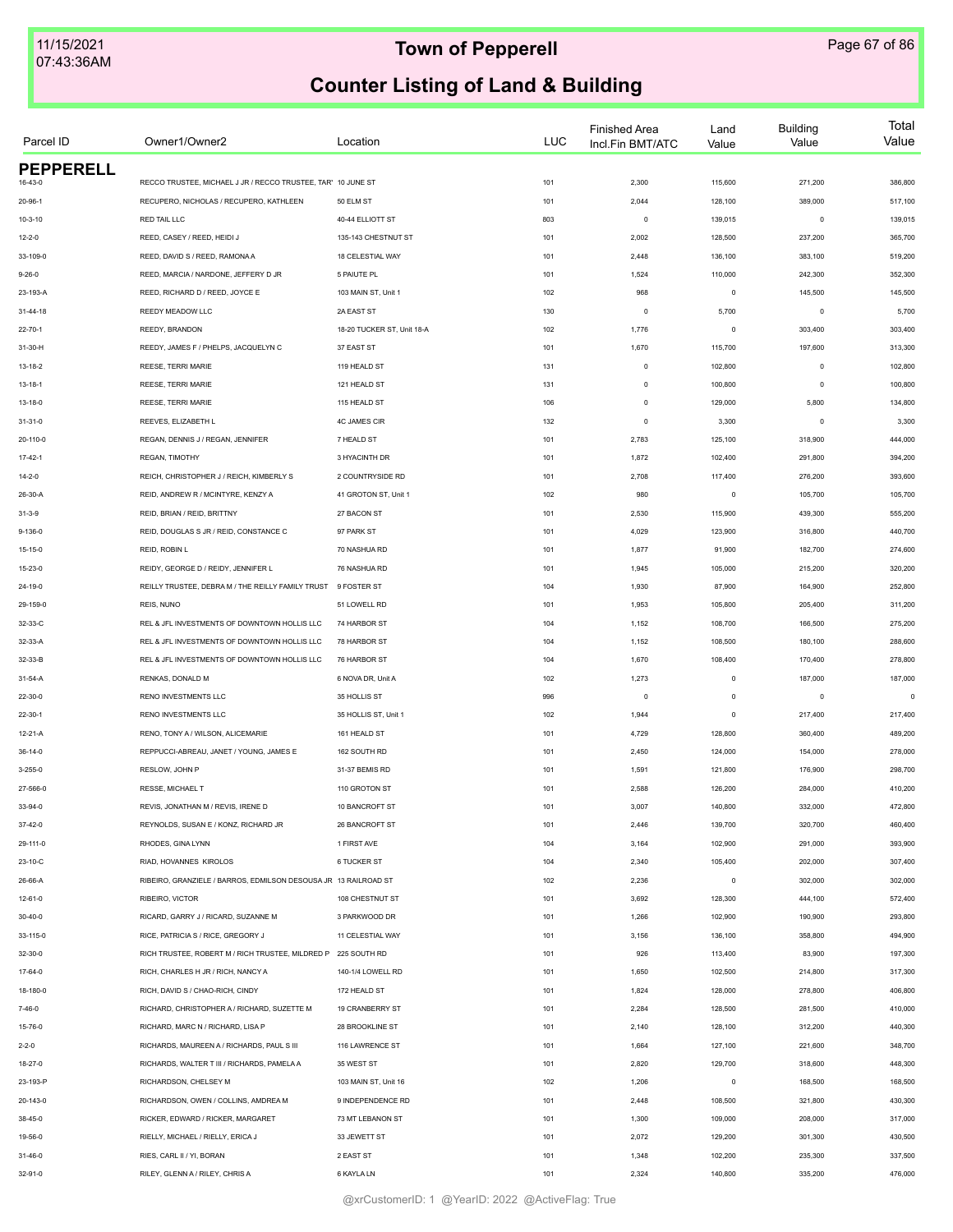# Town of Pepperell

## Counter Listing of Land & Building

| Parcel ID | Owner1/Owner2 | Location | LUC | Finished Area Incl.Fin BMT/ATC | Land Value | Building Value | Total Value |
|---|---|---|---|---|---|---|---|
| **PEPPERELL** | | | | | | | |
| 16-43-0 | RECCO TRUSTEE, MICHAEL J JR / RECCO TRUSTEE, TAR' | 10 JUNE ST | 101 | 2,300 | 115,600 | 271,200 | 386,800 |
| 20-96-1 | RECUPERO, NICHOLAS / RECUPERO, KATHLEEN | 50 ELM ST | 101 | 2,044 | 128,100 | 389,000 | 517,100 |
| 10-3-10 | RED TAIL LLC | 40-44 ELLIOTT ST | 803 | 0 | 139,015 | 0 | 139,015 |
| 12-2-0 | REED, CASEY / REED, HEIDI J | 135-143 CHESTNUT ST | 101 | 2,002 | 128,500 | 237,200 | 365,700 |
| 33-109-0 | REED, DAVID S / REED, RAMONA A | 18 CELESTIAL WAY | 101 | 2,448 | 136,100 | 383,100 | 519,200 |
| 9-26-0 | REED, MARCIA / NARDONE, JEFFERY D JR | 5 PAIUTE PL | 101 | 1,524 | 110,000 | 242,300 | 352,300 |
| 23-193-A | REED, RICHARD D / REED, JOYCE E | 103 MAIN ST, Unit 1 | 102 | 968 | 0 | 145,500 | 145,500 |
| 31-44-18 | REEDY MEADOW LLC | 2A EAST ST | 130 | 0 | 5,700 | 0 | 5,700 |
| 22-70-1 | REEDY, BRANDON | 18-20 TUCKER ST, Unit 18-A | 102 | 1,776 | 0 | 303,400 | 303,400 |
| 31-30-H | REEDY, JAMES F / PHELPS, JACQUELYN C | 37 EAST ST | 101 | 1,670 | 115,700 | 197,600 | 313,300 |
| 13-18-2 | REESE, TERRI MARIE | 119 HEALD ST | 131 | 0 | 102,800 | 0 | 102,800 |
| 13-18-1 | REESE, TERRI MARIE | 121 HEALD ST | 131 | 0 | 100,800 | 0 | 100,800 |
| 13-18-0 | REESE, TERRI MARIE | 115 HEALD ST | 106 | 0 | 129,000 | 5,800 | 134,800 |
| 31-31-0 | REEVES, ELIZABETH L | 4C JAMES CIR | 132 | 0 | 3,300 | 0 | 3,300 |
| 20-110-0 | REGAN, DENNIS J / REGAN, JENNIFER | 7 HEALD ST | 101 | 2,783 | 125,100 | 318,900 | 444,000 |
| 17-42-1 | REGAN, TIMOTHY | 3 HYACINTH DR | 101 | 1,872 | 102,400 | 291,800 | 394,200 |
| 14-2-0 | REICH, CHRISTOPHER J / REICH, KIMBERLY S | 2 COUNTRYSIDE RD | 101 | 2,708 | 117,400 | 276,200 | 393,600 |
| 26-30-A | REID, ANDREW R / MCINTYRE, KENZY A | 41 GROTON ST, Unit 1 | 102 | 980 | 0 | 105,700 | 105,700 |
| 31-3-9 | REID, BRIAN / REID, BRITTNY | 27 BACON ST | 101 | 2,530 | 115,900 | 439,300 | 555,200 |
| 9-136-0 | REID, DOUGLAS S JR / REID, CONSTANCE C | 97 PARK ST | 101 | 4,029 | 123,900 | 316,800 | 440,700 |
| 15-15-0 | REID, ROBIN L | 70 NASHUA RD | 101 | 1,877 | 91,900 | 182,700 | 274,600 |
| 15-23-0 | REIDY, GEORGE D / REIDY, JENNIFER L | 76 NASHUA RD | 101 | 1,945 | 105,000 | 215,200 | 320,200 |
| 24-19-0 | REILLY TRUSTEE, DEBRA M / THE REILLY FAMILY TRUST | 9 FOSTER ST | 104 | 1,930 | 87,900 | 164,900 | 252,800 |
| 29-159-0 | REIS, NUNO | 51 LOWELL RD | 101 | 1,953 | 105,800 | 205,400 | 311,200 |
| 32-33-C | REL & JFL INVESTMENTS OF DOWNTOWN HOLLIS LLC | 74 HARBOR ST | 104 | 1,152 | 108,700 | 166,500 | 275,200 |
| 32-33-A | REL & JFL INVESTMENTS OF DOWNTOWN HOLLIS LLC | 78 HARBOR ST | 104 | 1,152 | 108,500 | 180,100 | 288,600 |
| 32-33-B | REL & JFL INVESTMENTS OF DOWNTOWN HOLLIS LLC | 76 HARBOR ST | 104 | 1,670 | 108,400 | 170,400 | 278,800 |
| 31-54-A | RENKAS, DONALD M | 6 NOVA DR, Unit A | 102 | 1,273 | 0 | 187,000 | 187,000 |
| 22-30-0 | RENO INVESTMENTS LLC | 35 HOLLIS ST | 996 | 0 | 0 | 0 | 0 |
| 22-30-1 | RENO INVESTMENTS LLC | 35 HOLLIS ST, Unit 1 | 102 | 1,944 | 0 | 217,400 | 217,400 |
| 12-21-A | RENO, TONY A / WILSON, ALICEMARIE | 161 HEALD ST | 101 | 4,729 | 128,800 | 360,400 | 489,200 |
| 36-14-0 | REPPUCCI-ABREAU, JANET / YOUNG, JAMES E | 162 SOUTH RD | 101 | 2,450 | 124,000 | 154,000 | 278,000 |
| 3-255-0 | RESLOW, JOHN P | 31-37 BEMIS RD | 101 | 1,591 | 121,800 | 176,900 | 298,700 |
| 27-566-0 | RESSE, MICHAEL T | 110 GROTON ST | 101 | 2,588 | 126,200 | 284,000 | 410,200 |
| 33-94-0 | REVIS, JONATHAN M / REVIS, IRENE D | 10 BANCROFT ST | 101 | 3,007 | 140,800 | 332,000 | 472,800 |
| 37-42-0 | REYNOLDS, SUSAN E / KONZ, RICHARD JR | 26 BANCROFT ST | 101 | 2,446 | 139,700 | 320,700 | 460,400 |
| 29-111-0 | RHODES, GINA LYNN | 1 FIRST AVE | 104 | 3,164 | 102,900 | 291,000 | 393,900 |
| 23-10-C | RIAD, HOVANNES KIROLOS | 6 TUCKER ST | 104 | 2,340 | 105,400 | 202,000 | 307,400 |
| 26-66-A | RIBEIRO, GRANZIELE / BARROS, EDMILSON DESOUSA JR | 13 RAILROAD ST | 102 | 2,236 | 0 | 302,000 | 302,000 |
| 12-61-0 | RIBEIRO, VICTOR | 108 CHESTNUT ST | 101 | 3,692 | 128,300 | 444,100 | 572,400 |
| 30-40-0 | RICARD, GARRY J / RICARD, SUZANNE M | 3 PARKWOOD DR | 101 | 1,266 | 102,900 | 190,900 | 293,800 |
| 33-115-0 | RICE, PATRICIA S / RICE, GREGORY J | 11 CELESTIAL WAY | 101 | 3,156 | 136,100 | 358,800 | 494,900 |
| 32-30-0 | RICH TRUSTEE, ROBERT M / RICH TRUSTEE, MILDRED P | 225 SOUTH RD | 101 | 926 | 113,400 | 83,900 | 197,300 |
| 17-64-0 | RICH, CHARLES H JR / RICH, NANCY A | 140-1/4 LOWELL RD | 101 | 1,650 | 102,500 | 214,800 | 317,300 |
| 18-180-0 | RICH, DAVID S / CHAO-RICH, CINDY | 172 HEALD ST | 101 | 1,824 | 128,000 | 278,800 | 406,800 |
| 7-46-0 | RICHARD, CHRISTOPHER A / RICHARD, SUZETTE M | 19 CRANBERRY ST | 101 | 2,284 | 128,500 | 281,500 | 410,000 |
| 15-76-0 | RICHARD, MARC N / RICHARD, LISA P | 28 BROOKLINE ST | 101 | 2,140 | 128,100 | 312,200 | 440,300 |
| 2-2-0 | RICHARDS, MAUREEN A / RICHARDS, PAUL S III | 116 LAWRENCE ST | 101 | 1,664 | 127,100 | 221,600 | 348,700 |
| 18-27-0 | RICHARDS, WALTER T III / RICHARDS, PAMELA A | 35 WEST ST | 101 | 2,820 | 129,700 | 318,600 | 448,300 |
| 23-193-P | RICHARDSON, CHELSEY M | 103 MAIN ST, Unit 16 | 102 | 1,206 | 0 | 168,500 | 168,500 |
| 20-143-0 | RICHARDSON, OWEN / COLLINS, ANDREA M | 9 INDEPENDENCE RD | 101 | 2,448 | 108,500 | 321,800 | 430,300 |
| 38-45-0 | RICKER, EDWARD / RICKER, MARGARET | 73 MT LEBANON ST | 101 | 1,300 | 109,000 | 208,000 | 317,000 |
| 19-56-0 | RIELLY, MICHAEL / RIELLY, ERICA J | 33 JEWETT ST | 101 | 2,072 | 129,200 | 301,300 | 430,500 |
| 31-46-0 | RIES, CARL II / YI, BORAN | 2 EAST ST | 101 | 1,348 | 102,200 | 235,300 | 337,500 |
| 32-91-0 | RILEY, GLENN A / RILEY, CHRIS A | 6 KAYLA LN | 101 | 2,324 | 140,800 | 335,200 | 476,000 |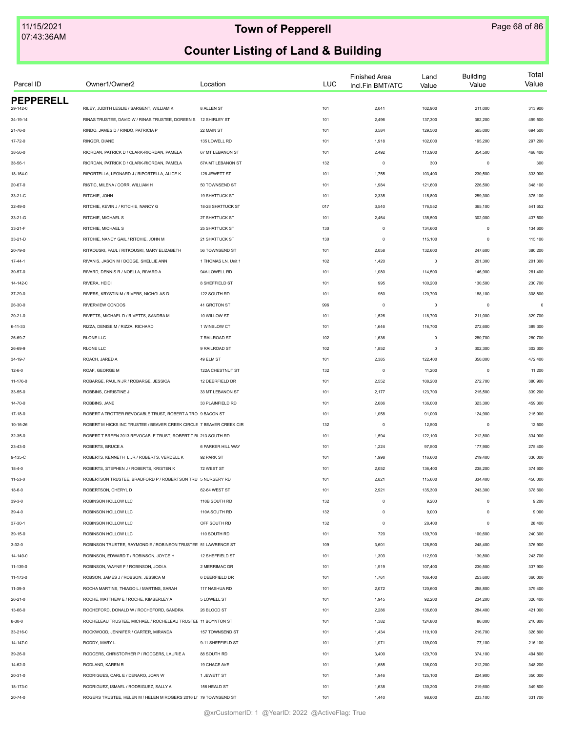# Town of Pepperell

## Counter Listing of Land & Building

| Parcel ID | Owner1/Owner2 | Location | LUC | Finished Area Incl.Fin BMT/ATC | Land Value | Building Value | Total Value |
|---|---|---|---|---|---|---|---|
| **PEPPERELL** | | | | | | | |
| 29-142-0 | RILEY, JUDITH LESLIE / SARGENT, WILLIAM K | 8 ALLEN ST | 101 | 2,041 | 102,900 | 211,000 | 313,900 |
| 34-19-14 | RINAS TRUSTEE, DAVID W / RINAS TRUSTEE, DOREEN S | 12 SHIRLEY ST | 101 | 2,496 | 137,300 | 362,200 | 499,500 |
| 21-76-0 | RINDO, JAMES D / RINDO, PATRICIA P | 22 MAIN ST | 101 | 3,584 | 129,500 | 565,000 | 694,500 |
| 17-72-0 | RINGER, DIANE | 135 LOWELL RD | 101 | 1,918 | 102,000 | 195,200 | 297,200 |
| 38-56-0 | RIORDAN, PATRICK D / CLARK-RIORDAN, PAMELA | 67 MT LEBANON ST | 101 | 2,492 | 113,900 | 354,500 | 468,400 |
| 38-56-1 | RIORDAN, PATRICK D / CLARK-RIORDAN, PAMELA | 67A MT LEBANON ST | 132 | 0 | 300 | 0 | 300 |
| 18-164-0 | RIPORTELLA, LEONARD J / RIPORTELLA, ALICE K | 128 JEWETT ST | 101 | 1,755 | 103,400 | 230,500 | 333,900 |
| 20-67-0 | RISTIC, MILENA / CORR, WILLIAM H | 50 TOWNSEND ST | 101 | 1,984 | 121,600 | 226,500 | 348,100 |
| 33-21-C | RITCHIE, JOHN | 19 SHATTUCK ST | 101 | 2,335 | 115,800 | 259,300 | 375,100 |
| 32-49-0 | RITCHIE, KEVIN J / RITCHIE, NANCY G | 18-28 SHATTUCK ST | 017 | 3,540 | 176,552 | 365,100 | 541,652 |
| 33-21-G | RITCHIE, MICHAEL S | 27 SHATTUCK ST | 101 | 2,464 | 135,500 | 302,000 | 437,500 |
| 33-21-F | RITCHIE, MICHAEL S | 25 SHATTUCK ST | 130 | 0 | 134,600 | 0 | 134,600 |
| 33-21-D | RITCHIE, NANCY GAIL / RITCHIE, JOHN M | 21 SHATTUCK ST | 130 | 0 | 115,100 | 0 | 115,100 |
| 20-79-0 | RITKOUSKI, PAUL / RITKOUSKI, MARY ELIZABETH | 56 TOWNSEND ST | 101 | 2,058 | 132,600 | 247,600 | 380,200 |
| 17-44-1 | RIVANIS, JASON M / DODGE, SHELLIE ANN | 1 THOMAS LN, Unit 1 | 102 | 1,420 | 0 | 201,300 | 201,300 |
| 30-57-0 | RIVARD, DENNIS R / NOELLA, RIVARD A | 94A LOWELL RD | 101 | 1,080 | 114,500 | 146,900 | 261,400 |
| 14-142-0 | RIVERA, HEIDI | 8 SHEFFIELD ST | 101 | 995 | 100,200 | 130,500 | 230,700 |
| 37-29-0 | RIVERS, KRYSTIN M / RIVERS, NICHOLAS D | 122 SOUTH RD | 101 | 960 | 120,700 | 188,100 | 308,800 |
| 26-30-0 | RIVERVIEW CONDOS | 41 GROTON ST | 996 | 0 | 0 | 0 | 0 |
| 20-21-0 | RIVETTS, MICHAEL D / RIVETTS, SANDRA M | 10 WILLOW ST | 101 | 1,526 | 118,700 | 211,000 | 329,700 |
| 6-11-33 | RIZZA, DENISE M / RIZZA, RICHARD | 1 WINSLOW CT | 101 | 1,646 | 116,700 | 272,600 | 389,300 |
| 26-69-7 | RLONE LLC | 7 RAILROAD ST | 102 | 1,636 | 0 | 280,700 | 280,700 |
| 26-69-9 | RLONE LLC | 9 RAILROAD ST | 102 | 1,852 | 0 | 302,300 | 302,300 |
| 34-19-7 | ROACH, JARED A | 49 ELM ST | 101 | 2,385 | 122,400 | 350,000 | 472,400 |
| 12-6-0 | ROAF, GEORGE M | 122A CHESTNUT ST | 132 | 0 | 11,200 | 0 | 11,200 |
| 11-176-0 | ROBARGE, PAUL N JR / ROBARGE, JESSICA | 12 DEERFIELD DR | 101 | 2,552 | 108,200 | 272,700 | 380,900 |
| 33-55-0 | ROBBINS, CHRISTINE J | 33 MT LEBANON ST | 101 | 2,177 | 123,700 | 215,500 | 339,200 |
| 14-70-0 | ROBBINS, JANE | 33 PLAINFIELD RD | 101 | 2,686 | 136,000 | 323,300 | 459,300 |
| 17-18-0 | ROBERT A TROTTER REVOCABLE TRUST, ROBERT A TRO | 9 BACON ST | 101 | 1,058 | 91,000 | 124,900 | 215,900 |
| 10-16-26 | ROBERT M HICKS INC TRUSTEE / BEAVER CREEK CIRCLE | 7 BEAVER CREEK CIR | 132 | 0 | 12,500 | 0 | 12,500 |
| 32-35-0 | ROBERT T BREEN 2013 REVOCABLE TRUST, ROBERT T BI | 213 SOUTH RD | 101 | 1,594 | 122,100 | 212,800 | 334,900 |
| 23-43-0 | ROBERTS, BRUCE A | 6 PARKER HILL WAY | 101 | 1,224 | 97,500 | 177,900 | 275,400 |
| 9-135-C | ROBERTS, KENNETH L JR / ROBERTS, VERDELL K | 92 PARK ST | 101 | 1,998 | 116,600 | 219,400 | 336,000 |
| 18-4-0 | ROBERTS, STEPHEN J / ROBERTS, KRISTEN K | 72 WEST ST | 101 | 2,052 | 136,400 | 238,200 | 374,600 |
| 11-53-0 | ROBERTSON TRUSTEE, BRADFORD P / ROBERTSON TRU | 5 NURSERY RD | 101 | 2,821 | 115,600 | 334,400 | 450,000 |
| 18-6-0 | ROBERTSON, CHERYL D | 62-64 WEST ST | 101 | 2,921 | 135,300 | 243,300 | 378,600 |
| 39-3-0 | ROBINSON HOLLOW LLC | 110B SOUTH RD | 132 | 0 | 9,200 | 0 | 9,200 |
| 39-4-0 | ROBINSON HOLLOW LLC | 110A SOUTH RD | 132 | 0 | 9,000 | 0 | 9,000 |
| 37-30-1 | ROBINSON HOLLOW LLC | OFF SOUTH RD | 132 | 0 | 28,400 | 0 | 28,400 |
| 39-15-0 | ROBINSON HOLLOW LLC | 110 SOUTH RD | 101 | 720 | 139,700 | 100,600 | 240,300 |
| 3-32-0 | ROBINSON TRUSTEE, RAYMOND E / ROBINSON TRUSTEE | 51 LAWRENCE ST | 109 | 3,601 | 128,500 | 248,400 | 376,900 |
| 14-140-0 | ROBINSON, EDWARD T / ROBINSON, JOYCE H | 12 SHEFFIELD ST | 101 | 1,303 | 112,900 | 130,800 | 243,700 |
| 11-139-0 | ROBINSON, WAYNE F / ROBINSON, JODI A | 2 MERRIMAC DR | 101 | 1,919 | 107,400 | 230,500 | 337,900 |
| 11-173-0 | ROBSON, JAMES J / ROBSON, JESSICA M | 6 DEERFIELD DR | 101 | 1,761 | 106,400 | 253,600 | 360,000 |
| 11-39-0 | ROCHA MARTINS, THIAGO L / MARTINS, SARAH | 117 NASHUA RD | 101 | 2,072 | 120,600 | 258,800 | 379,400 |
| 26-21-0 | ROCHE, MATTHEW E / ROCHE, KIMBERLEY A | 5 LOWELL ST | 101 | 1,945 | 92,200 | 234,200 | 326,400 |
| 13-66-0 | ROCHEFORD, DONALD W / ROCHEFORD, SANDRA | 26 BLOOD ST | 101 | 2,286 | 136,600 | 284,400 | 421,000 |
| 8-30-0 | ROCHELEAU TRUSTEE, MICHAEL / ROCHELEAU TRUSTEE | 11 BOYNTON ST | 101 | 1,382 | 124,800 | 86,000 | 210,800 |
| 33-216-0 | ROCKWOOD, JENNIFER / CARTER, MIRANDA | 157 TOWNSEND ST | 101 | 1,434 | 110,100 | 216,700 | 326,800 |
| 14-147-0 | RODDY, MARY L | 9-11 SHEFFIELD ST | 101 | 1,071 | 139,000 | 77,100 | 216,100 |
| 39-26-0 | RODGERS, CHRISTOPHER P / RODGERS, LAURIE A | 88 SOUTH RD | 101 | 3,400 | 120,700 | 374,100 | 494,800 |
| 14-62-0 | RODLAND, KAREN R | 19 CHACE AVE | 101 | 1,685 | 136,000 | 212,200 | 348,200 |
| 20-31-0 | RODRIGUES, CARL E / DENARO, JOAN W | 1 JEWETT ST | 101 | 1,946 | 125,100 | 224,900 | 350,000 |
| 18-173-0 | RODRIGUEZ, ISMAEL / RODRIGUEZ, SALLY A | 156 HEALD ST | 101 | 1,638 | 130,200 | 219,600 | 349,800 |
| 20-74-0 | ROGERS TRUSTEE, HELEN M / HELEN M ROGERS 2016 LI | 79 TOWNSEND ST | 101 | 1,440 | 98,600 | 233,100 | 331,700 |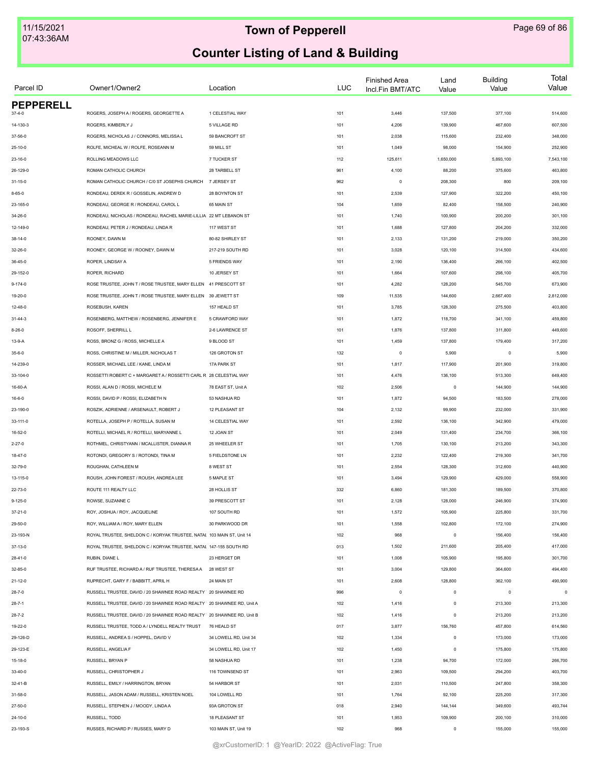# Town of Pepperell

## Counter Listing of Land & Building

| Parcel ID | Owner1/Owner2 | Location | LUC | Finished Area Incl.Fin BMT/ATC | Land Value | Building Value | Total Value |
|---|---|---|---|---|---|---|---|
| **PEPPERELL** | | | | | | | |
| 37-4-0 | ROGERS, JOSEPH A / ROGERS, GEORGETTE A | 1 CELESTIAL WAY | 101 | 3,446 | 137,500 | 377,100 | 514,600 |
| 14-130-3 | ROGERS, KIMBERLY J | 5 VILLAGE RD | 101 | 4,206 | 139,900 | 467,600 | 607,500 |
| 37-56-0 | ROGERS, NICHOLAS J / CONNORS, MELISSA L | 59 BANCROFT ST | 101 | 2,038 | 115,600 | 232,400 | 348,000 |
| 25-10-0 | ROLFE, MICHEAL W / ROLFE, ROSEANN M | 59 MILL ST | 101 | 1,049 | 98,000 | 154,900 | 252,900 |
| 23-16-0 | ROLLING MEADOWS LLC | 7 TUCKER ST | 112 | 125,611 | 1,650,000 | 5,893,100 | 7,543,100 |
| 26-129-0 | ROMAN CATHOLIC CHURCH | 28 TARBELL ST | 961 | 4,100 | 88,200 | 375,600 | 463,800 |
| 31-15-0 | ROMAN CATHOLIC CHURCH / C/0 ST JOSEPHS CHURCH | 7 JERSEY ST | 962 | 0 | 208,300 | 800 | 209,100 |
| 8-65-0 | RONDEAU, DEREK R / GOSSELIN, ANDREW D | 28 BOYNTON ST | 101 | 2,539 | 127,900 | 322,200 | 450,100 |
| 23-165-0 | RONDEAU, GEORGE R / RONDEAU, CAROL L | 65 MAIN ST | 104 | 1,659 | 82,400 | 158,500 | 240,900 |
| 34-26-0 | RONDEAU, NICHOLAS / RONDEAU, RACHEL MARIE-LILLIA | 22 MT LEBANON ST | 101 | 1,740 | 100,900 | 200,200 | 301,100 |
| 12-149-0 | RONDEAU, PETER J / RONDEAU, LINDA R | 117 WEST ST | 101 | 1,688 | 127,800 | 204,200 | 332,000 |
| 38-14-0 | ROONEY, DAWN M | 80-82 SHIRLEY ST | 101 | 2,133 | 131,200 | 219,000 | 350,200 |
| 32-26-0 | ROONEY, GEORGE W / ROONEY, DAWN M | 217-219 SOUTH RD | 101 | 3,028 | 120,100 | 314,500 | 434,600 |
| 36-45-0 | ROPER, LINDSAY A | 5 FRIENDS WAY | 101 | 2,190 | 136,400 | 266,100 | 402,500 |
| 29-152-0 | ROPER, RICHARD | 10 JERSEY ST | 101 | 1,664 | 107,600 | 298,100 | 405,700 |
| 9-174-0 | ROSE TRUSTEE, JOHN T / ROSE TRUSTEE, MARY ELLEN | 41 PRESCOTT ST | 101 | 4,282 | 128,200 | 545,700 | 673,900 |
| 19-20-0 | ROSE TRUSTEE, JOHN T / ROSE TRUSTEE, MARY ELLEN | 39 JEWETT ST | 109 | 11,535 | 144,600 | 2,667,400 | 2,812,000 |
| 12-48-0 | ROSEBUSH, KAREN | 157 HEALD ST | 101 | 3,785 | 128,300 | 275,500 | 403,800 |
| 31-44-3 | ROSENBERG, MATTHEW / ROSENBERG, JENNIFER E | 5 CRAWFORD WAY | 101 | 1,872 | 118,700 | 341,100 | 459,800 |
| 8-26-0 | ROSOFF, SHERRILL L | 2-6 LAWRENCE ST | 101 | 1,876 | 137,800 | 311,800 | 449,600 |
| 13-9-A | ROSS, BRONZ G / ROSS, MICHELLE A | 9 BLOOD ST | 101 | 1,459 | 137,800 | 179,400 | 317,200 |
| 35-6-0 | ROSS, CHRISTINE M / MILLER, NICHOLAS T | 126 GROTON ST | 132 | 0 | 5,900 | 0 | 5,900 |
| 14-239-0 | ROSSER, MICHAEL LEE / KANE, LINDA M | 17A PARK ST | 101 | 1,817 | 117,900 | 201,900 | 319,800 |
| 33-104-0 | ROSSETTI ROBERT C + MARGARET A / ROSSETTI CARL R | 28 CELESTIAL WAY | 101 | 4,476 | 136,100 | 513,300 | 649,400 |
| 16-60-A | ROSSI, ALAN D / ROSSI, MICHELE M | 78 EAST ST, Unit A | 102 | 2,506 | 0 | 144,900 | 144,900 |
| 16-6-0 | ROSSI, DAVID P / ROSSI, ELIZABETH N | 53 NASHUA RD | 101 | 1,872 | 94,500 | 183,500 | 278,000 |
| 23-190-0 | ROSZIK, ADRIENNE / ARSENAULT, ROBERT J | 12 PLEASANT ST | 104 | 2,132 | 99,900 | 232,000 | 331,900 |
| 33-111-0 | ROTELLA, JOSEPH P / ROTELLA, SUSAN M | 14 CELESTIAL WAY | 101 | 2,592 | 136,100 | 342,900 | 479,000 |
| 16-52-0 | ROTELLI, MICHAEL R / ROTELLI, MARYANNE L | 12 JOAN ST | 101 | 2,049 | 131,400 | 234,700 | 366,100 |
| 2-27-0 | ROTHMEL, CHRISTYANN / MCALLISTER, DIANNA R | 25 WHEELER ST | 101 | 1,705 | 130,100 | 213,200 | 343,300 |
| 18-47-0 | ROTONDI, GREGORY S / ROTONDI, TINA M | 5 FIELDSTONE LN | 101 | 2,232 | 122,400 | 219,300 | 341,700 |
| 32-79-0 | ROUGHAN, CATHLEEN M | 8 WEST ST | 101 | 2,554 | 128,300 | 312,600 | 440,900 |
| 13-115-0 | ROUSH, JOHN FOREST / ROUSH, ANDREA LEE | 5 MAPLE ST | 101 | 3,494 | 129,900 | 429,000 | 558,900 |
| 22-73-0 | ROUTE 111 REALTY LLC | 28 HOLLIS ST | 332 | 6,860 | 181,300 | 189,500 | 370,800 |
| 9-125-0 | ROWSE, SUZANNE C | 39 PRESCOTT ST | 101 | 2,128 | 128,000 | 246,900 | 374,900 |
| 37-21-0 | ROY, JOSHUA / ROY, JACQUELINE | 107 SOUTH RD | 101 | 1,572 | 105,900 | 225,800 | 331,700 |
| 29-50-0 | ROY, WILLIAM A / ROY, MARY ELLEN | 30 PARKWOOD DR | 101 | 1,558 | 102,800 | 172,100 | 274,900 |
| 23-193-N | ROYAL TRUSTEE, SHELDON C / KORYAK TRUSTEE, NATAL | 103 MAIN ST, Unit 14 | 102 | 968 | 0 | 156,400 | 156,400 |
| 37-13-0 | ROYAL TRUSTEE, SHELDON C / KORYAK TRUSTEE, NATAL | 147-155 SOUTH RD | 013 | 1,502 | 211,600 | 205,400 | 417,000 |
| 28-41-0 | RUBIN, DIANE L | 23 HERGET DR | 101 | 1,008 | 105,900 | 195,800 | 301,700 |
| 32-85-0 | RUF TRUSTEE, RICHARD A / RUF TRUSTEE, THERESA A | 28 WEST ST | 101 | 3,004 | 129,800 | 364,600 | 494,400 |
| 21-12-0 | RUPRECHT, GARY F / BABBITT, APRIL H | 24 MAIN ST | 101 | 2,608 | 128,800 | 362,100 | 490,900 |
| 28-7-0 | RUSSELL TRUSTEE, DAVID / 20 SHAWNEE ROAD REALTY | 20 SHAWNEE RD | 996 | 0 | 0 | 0 | 0 |
| 28-7-1 | RUSSELL TRUSTEE, DAVID / 20 SHAWNEE ROAD REALTY | 20 SHAWNEE RD, Unit A | 102 | 1,416 | 0 | 213,300 | 213,300 |
| 28-7-2 | RUSSELL TRUSTEE, DAVID / 20 SHAWNEE ROAD REALTY | 20 SHAWNEE RD, Unit B | 102 | 1,416 | 0 | 213,200 | 213,200 |
| 19-22-0 | RUSSELL TRUSTEE, TODD A / LYNDELL REALTY TRUST | 76 HEALD ST | 017 | 3,877 | 156,760 | 457,800 | 614,560 |
| 29-126-D | RUSSELL, ANDREA S / HOPPEL, DAVID V | 34 LOWELL RD, Unit 34 | 102 | 1,334 | 0 | 173,000 | 173,000 |
| 29-123-E | RUSSELL, ANGELIA F | 34 LOWELL RD, Unit 17 | 102 | 1,450 | 0 | 175,800 | 175,800 |
| 15-18-0 | RUSSELL, BRYAN P | 58 NASHUA RD | 101 | 1,238 | 94,700 | 172,000 | 266,700 |
| 33-40-0 | RUSSELL, CHRISTOPHER J | 116 TOWNSEND ST | 101 | 2,963 | 109,500 | 294,200 | 403,700 |
| 32-41-B | RUSSELL, EMILY / HARRINGTON, BRYAN | 54 HARBOR ST | 101 | 2,031 | 110,500 | 247,800 | 358,300 |
| 31-58-0 | RUSSELL, JASON ADAM / RUSSELL, KRISTEN NOEL | 104 LOWELL RD | 101 | 1,764 | 92,100 | 225,200 | 317,300 |
| 27-50-0 | RUSSELL, STEPHEN J / MOODY, LINDA A | 93A GROTON ST | 018 | 2,940 | 144,144 | 349,600 | 493,744 |
| 24-10-0 | RUSSELL, TODD | 18 PLEASANT ST | 101 | 1,953 | 109,900 | 200,100 | 310,000 |
| 23-193-S | RUSSES, RICHARD P / RUSSES, MARY D | 103 MAIN ST, Unit 19 | 102 | 968 | 0 | 155,000 | 155,000 |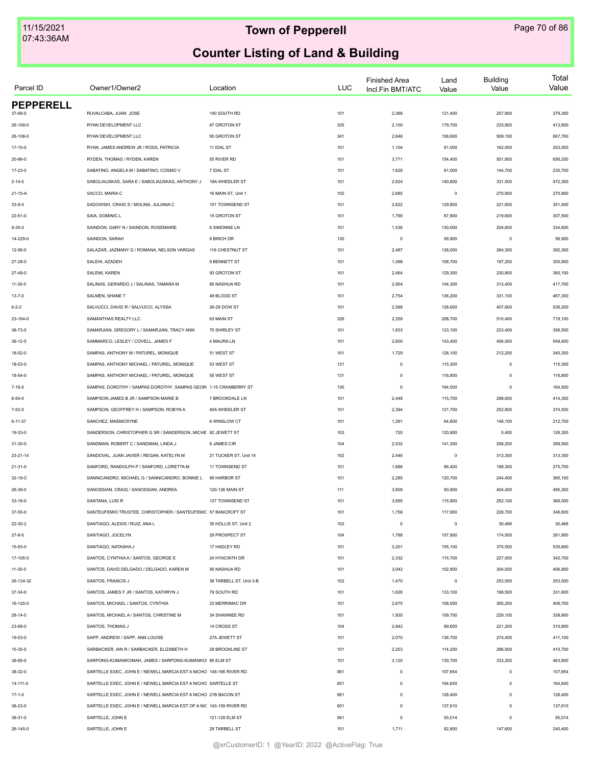# Town of Pepperell

## Counter Listing of Land & Building

| Parcel ID | Owner1/Owner2 | Location | LUC | Finished Area Incl.Fin BMT/ATC | Land Value | Building Value | Total Value |
|---|---|---|---|---|---|---|---|
| **PEPPERELL** | | | | | | | |
| 37-66-0 | RUVALCABA, JUAN JOSE | 140 SOUTH RD | 101 | 2,368 | 121,400 | 257,900 | 379,300 |
| 26-109-0 | RYAN DEVELOPMENT LLC | 67 GROTON ST | 335 | 2,100 | 179,700 | 233,900 | 413,600 |
| 26-108-0 | RYAN DEVELOPMENT LLC | 65 GROTON ST | 341 | 2,648 | 158,600 | 509,100 | 667,700 |
| 17-15-0 | RYAN, JAMES ANDREW JR / ROSS, PATRICIA | 11 IDAL ST | 101 | 1,104 | 91,000 | 162,000 | 253,000 |
| 20-96-0 | RYDEN, THOMAS / RYDEN, KAREN | 55 RIVER RD | 101 | 3,771 | 154,400 | 501,800 | 656,200 |
| 17-23-0 | SABATINO, ANGELA M / SABATINO, COSMO V | 7 IDAL ST | 101 | 1,628 | 91,000 | 144,700 | 235,700 |
| 2-14-0 | SABOLIAUSKAS, SARA E / SABOLIAUSKAS, ANTHONY J | 19A WHEELER ST | 101 | 2,624 | 140,800 | 331,500 | 472,300 |
| 21-15-A | SACCO, MARIA C | 16 MAIN ST, Unit 1 | 102 | 2,685 | 0 | 270,900 | 270,900 |
| 33-9-0 | SADOWSKI, CRAIG S / MOLINA, JULIANA C | 101 TOWNSEND ST | 101 | 2,622 | 129,800 | 221,600 | 351,400 |
| 22-51-0 | SAIA, DOMINIC L | 15 GROTON ST | 101 | 1,790 | 87,900 | 219,600 | 307,500 |
| 9-35-0 | SAINDON, GARY N / SAINDON, ROSEMARIE | 6 SIMONNE LN | 101 | 1,536 | 130,000 | 204,600 | 334,600 |
| 14-229-0 | SAINDON, SARAH | 8 BIRCH DR | 130 | 0 | 58,900 | 0 | 58,900 |
| 12-56-0 | SALAZAR, JAZMANY G / ROMANA, NELSON VARGAS | 116 CHESTNUT ST | 101 | 2,487 | 128,000 | 264,300 | 392,300 |
| 27-28-0 | SALEHI, AZADEH | 9 BENNETT ST | 101 | 1,498 | 108,700 | 197,200 | 305,900 |
| 27-49-0 | SALEMI, KAREN | 93 GROTON ST | 101 | 2,464 | 129,300 | 230,800 | 360,100 |
| 11-30-0 | SALINAS, GERARDO J / SALINAS, TAMARA M | 85 NASHUA RD | 101 | 2,954 | 104,300 | 313,400 | 417,700 |
| 13-7-0 | SALMEN, SHANE T | 49 BLOOD ST | 101 | 2,754 | 136,200 | 331,100 | 467,300 |
| 6-2-2 | SALVUCCI, DAVID R / SALVUCCI, ALYSSA | 26-28 DOW ST | 101 | 2,588 | 128,600 | 407,600 | 536,200 |
| 23-164-0 | SAMANTHAS REALTY LLC | 63 MAIN ST | 326 | 2,259 | 208,700 | 510,400 | 719,100 |
| 38-73-0 | SAMARJIAN, GREGORY L / SAMARJIAN, TRACY ANN | 75 SHIRLEY ST | 101 | 1,833 | 123,100 | 233,400 | 356,500 |
| 38-12-5 | SAMMARCO, LESLEY / COVELL, JAMES F | 4 MAURA LN | 101 | 2,600 | 143,400 | 406,000 | 549,400 |
| 18-52-0 | SAMPAS, ANTHONY M / PATUREL, MONIQUE | 51 WEST ST | 101 | 1,729 | 128,100 | 212,200 | 340,300 |
| 18-53-0 | SAMPAS, ANTHONY MICHAEL / PATUREL, MONIQUE | 53 WEST ST | 131 | 0 | 115,300 | 0 | 115,300 |
| 18-54-0 | SAMPAS, ANTHONY MICHAEL / PATUREL, MONIQUE | 55 WEST ST | 131 | 0 | 116,800 | 0 | 116,800 |
| 7-16-0 | SAMPAS, DOROTHY / SAMPAS DOROTHY, SAMPAS GEOR | 1-15 CRANBERRY ST | 130 | 0 | 164,500 | 0 | 164,500 |
| 6-54-0 | SAMPSON JAMES B JR / SAMPSON MARIE B | 7 BROOKDALE LN | 101 | 2,448 | 115,700 | 298,600 | 414,300 |
| 7-52-0 | SAMPSON, GEOFFREY H / SAMPSON, ROBYN A | 40A WHEELER ST | 101 | 2,394 | 121,700 | 252,800 | 374,500 |
| 6-11-37 | SANCHEZ, MAEMOSYNE | 6 WINSLOW CT | 101 | 1,291 | 64,600 | 148,100 | 212,700 |
| 19-33-0 | SANDERSON, CHRISTOPHER G SR / SANDERSON, MICHE | 82 JEWETT ST | 103 | 720 | 120,900 | 5,400 | 126,300 |
| 31-30-0 | SANDMAN, ROBERT C / SANDMAN, LINDA J | 8 JAMES CIR | 104 | 2,532 | 141,300 | 258,200 | 399,500 |
| 23-21-14 | SANDOVAL, JUAN JAVIER / REGAN, KATELYN M | 21 TUCKER ST, Unit 14 | 102 | 2,446 | 0 | 313,300 | 313,300 |
| 21-31-0 | SANFORD, RANDOLPH P / SANFORD, LORETTA M | 11 TOWNSEND ST | 101 | 1,686 | 86,400 | 189,300 | 275,700 |
| 32-19-C | SANNICANDRO, MICHAEL G / SANNICANDRO, BONNIE L | 89 HARBOR ST | 101 | 2,285 | 120,700 | 244,400 | 365,100 |
| 26-39-0 | SANOSSIAN, CRAIG / SANOSSIAN, ANDREA | 120-126 MAIN ST | 111 | 3,609 | 90,900 | 404,400 | 495,300 |
| 33-18-0 | SANTANA, LUIS R | 127 TOWNSEND ST | 101 | 3,695 | 115,900 | 252,100 | 368,000 |
| 37-55-0 | SANTEUFEMIO TRUSTEE, CHRISTOPHER / SANTEUFEMIC | 57 BANCROFT ST | 101 | 1,758 | 117,900 | 228,700 | 346,600 |
| 22-30-2 | SANTIAGO, ALEXIS / RUIZ, ANA L | 35 HOLLIS ST, Unit 2 | 102 | 0 | 0 | 30,466 | 30,466 |
| 27-8-0 | SANTIAGO, JOCELYN | 29 PROSPECT ST | 104 | 1,788 | 107,900 | 174,000 | 281,900 |
| 15-93-0 | SANTIAGO, NATASHA J | 17 HADLEY RD | 101 | 3,201 | 155,100 | 375,500 | 530,600 |
| 17-105-0 | SANTOS, CYNTHIA A / SANTOS, GEORGE E | 24 HYACINTH DR | 101 | 2,332 | 115,700 | 227,000 | 342,700 |
| 11-35-0 | SANTOS, DAVID DELGADO / DELGADO, KAREN M | 95 NASHUA RD | 101 | 3,042 | 102,900 | 304,000 | 406,900 |
| 26-134-32 | SANTOS, FRANCIS J | 38 TARBELL ST, Unit 3-B | 102 | 1,470 | 0 | 253,000 | 253,000 |
| 37-34-0 | SANTOS, JAMES F JR / SANTOS, KATHRYN J | 79 SOUTH RD | 101 | 1,626 | 133,100 | 198,500 | 331,600 |
| 16-120-0 | SANTOS, MICHAEL / SANTOS, CYNTHIA | 23 MERRIMAC DR | 101 | 2,675 | 108,500 | 300,200 | 408,700 |
| 28-14-0 | SANTOS, MICHAEL A / SANTOS, CHRISTINE M | 34 SHAWNEE RD | 101 | 1,930 | 109,700 | 229,100 | 338,800 |
| 23-68-0 | SANTOS, THOMAS J | 14 CROSS ST | 104 | 2,942 | 89,600 | 221,200 | 310,800 |
| 19-53-0 | SAPP, ANDREW / SAPP, ANN LOUISE | 27A JEWETT ST | 101 | 2,070 | 136,700 | 274,400 | 411,100 |
| 15-35-0 | SARBACKER, IAN R / SARBACKER, ELIZABETH H | 29 BROOKLINE ST | 101 | 2,253 | 114,200 | 296,500 | 410,700 |
| 38-85-0 | SARPONG-KUMANKOMAH, JAMES / SARPONG-KUMANKO | 95 ELM ST | 101 | 3,120 | 130,700 | 333,200 | 463,900 |
| 38-32-0 | SARTELLE EXEC, JOHN E / NEWELL MARCIA EST A NICHO | 148-166 RIVER RD | 061 | 0 | 107,654 | 0 | 107,654 |
| 14-111-0 | SARTELLE EXEC, JOHN E / NEWELL MARCIA EST A NICHO | SARTELLE ST | 601 | 0 | 164,640 | 0 | 164,640 |
| 17-1-0 | SARTELLE EXEC, JOHN E / NEWELL MARCIA EST A NICHO | 21B BACON ST | 061 | 0 | 128,400 | 0 | 128,400 |
| 38-23-0 | SARTELLE EXEC, JOHN E / NEWELL MARCIA EST OF A NIC | 143-159 RIVER RD | 601 | 0 | 137,610 | 0 | 137,610 |
| 38-31-0 | SARTELLE, JOHN E | 121-129 ELM ST | 061 | 0 | 55,014 | 0 | 55,014 |
| 26-145-0 | SARTELLE, JOHN E | 29 TARBELL ST | 101 | 1,711 | 92,800 | 147,600 | 240,400 |

@xrCustomerID: 1 @YearID: 2022 @ActiveFlag: True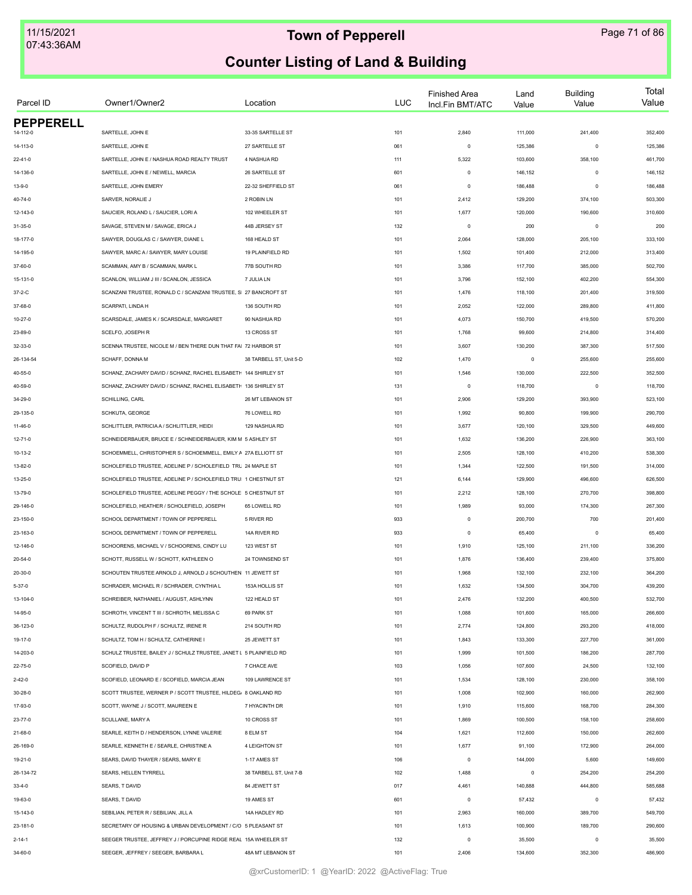# Town of Pepperell

## Counter Listing of Land & Building

| Parcel ID | Owner1/Owner2 | Location | LUC | Finished Area Incl.Fin BMT/ATC | Land Value | Building Value | Total Value |
|---|---|---|---|---|---|---|---|
| **PEPPERELL** | | | | | | | |
| 14-112-0 | SARTELLE, JOHN E | 33-35 SARTELLE ST | 101 | 2,840 | 111,000 | 241,400 | 352,400 |
| 14-113-0 | SARTELLE, JOHN E | 27 SARTELLE ST | 061 | 0 | 125,386 | 0 | 125,386 |
| 22-41-0 | SARTELLE, JOHN E / NASHUA ROAD REALTY TRUST | 4 NASHUA RD | 111 | 5,322 | 103,600 | 358,100 | 461,700 |
| 14-136-0 | SARTELLE, JOHN E / NEWELL, MARCIA | 26 SARTELLE ST | 601 | 0 | 146,152 | 0 | 146,152 |
| 13-9-0 | SARTELLE, JOHN EMERY | 22-32 SHEFFIELD ST | 061 | 0 | 186,488 | 0 | 186,488 |
| 40-74-0 | SARVER, NORALIE J | 2 ROBIN LN | 101 | 2,412 | 129,200 | 374,100 | 503,300 |
| 12-143-0 | SAUCIER, ROLAND L / SAUCIER, LORI A | 102 WHEELER ST | 101 | 1,677 | 120,000 | 190,600 | 310,600 |
| 31-35-0 | SAVAGE, STEVEN M / SAVAGE, ERICA J | 44B JERSEY ST | 132 | 0 | 200 | 0 | 200 |
| 18-177-0 | SAWYER, DOUGLAS C / SAWYER, DIANE L | 168 HEALD ST | 101 | 2,064 | 128,000 | 205,100 | 333,100 |
| 14-195-0 | SAWYER, MARC A / SAWYER, MARY LOUISE | 19 PLAINFIELD RD | 101 | 1,502 | 101,400 | 212,000 | 313,400 |
| 37-60-0 | SCAMMAN, AMY B / SCAMMAN, MARK L | 77B SOUTH RD | 101 | 3,386 | 117,700 | 385,000 | 502,700 |
| 15-131-0 | SCANLON, WILLIAM J III / SCANLON, JESSICA | 7 JULIA LN | 101 | 3,796 | 152,100 | 402,200 | 554,300 |
| 37-2-C | SCANZANI TRUSTEE, RONALD C / SCANZANI TRUSTEE, S | 27 BANCROFT ST | 101 | 1,476 | 118,100 | 201,400 | 319,500 |
| 37-68-0 | SCARPATI, LINDA H | 136 SOUTH RD | 101 | 2,052 | 122,000 | 289,800 | 411,800 |
| 10-27-0 | SCARSDALE, JAMES K / SCARSDALE, MARGARET | 90 NASHUA RD | 101 | 4,073 | 150,700 | 419,500 | 570,200 |
| 23-89-0 | SCELFO, JOSEPH R | 13 CROSS ST | 101 | 1,768 | 99,600 | 214,800 | 314,400 |
| 32-33-0 | SCENNA TRUSTEE, NICOLE M / BEN THERE DUN THAT FAI | 72 HARBOR ST | 101 | 3,607 | 130,200 | 387,300 | 517,500 |
| 26-134-54 | SCHAFF, DONNA M | 38 TARBELL ST, Unit 5-D | 102 | 1,470 | 0 | 255,600 | 255,600 |
| 40-55-0 | SCHANZ, ZACHARY DAVID / SCHANZ, RACHEL ELISABETH | 144 SHIRLEY ST | 101 | 1,546 | 130,000 | 222,500 | 352,500 |
| 40-59-0 | SCHANZ, ZACHARY DAVID / SCHANZ, RACHEL ELISABETH | 136 SHIRLEY ST | 131 | 0 | 118,700 | 0 | 118,700 |
| 34-29-0 | SCHILLING, CARL | 26 MT LEBANON ST | 101 | 2,906 | 129,200 | 393,900 | 523,100 |
| 29-135-0 | SCHKUTA, GEORGE | 76 LOWELL RD | 101 | 1,992 | 90,800 | 199,900 | 290,700 |
| 11-46-0 | SCHLITTLER, PATRICIA A / SCHLITTLER, HEIDI | 129 NASHUA RD | 101 | 3,677 | 120,100 | 329,500 | 449,600 |
| 12-71-0 | SCHNEIDERBAUER, BRUCE E / SCHNEIDERBAUER, KIM M | 5 ASHLEY ST | 101 | 1,632 | 136,200 | 226,900 | 363,100 |
| 10-13-2 | SCHOEMMELL, CHRISTOPHER S / SCHOEMMELL, EMILY A | 27A ELLIOTT ST | 101 | 2,505 | 128,100 | 410,200 | 538,300 |
| 13-82-0 | SCHOLEFIELD TRUSTEE, ADELINE P / SCHOLEFIELD TRU | 24 MAPLE ST | 101 | 1,344 | 122,500 | 191,500 | 314,000 |
| 13-25-0 | SCHOLEFIELD TRUSTEE, ADELINE P / SCHOLEFIELD TRU | 1 CHESTNUT ST | 121 | 6,144 | 129,900 | 496,600 | 626,500 |
| 13-79-0 | SCHOLEFIELD TRUSTEE, ADELINE PEGGY / THE SCHOLE | 5 CHESTNUT ST | 101 | 2,212 | 128,100 | 270,700 | 398,800 |
| 29-146-0 | SCHOLEFIELD, HEATHER / SCHOLEFIELD, JOSEPH | 65 LOWELL RD | 101 | 1,989 | 93,000 | 174,300 | 267,300 |
| 23-150-0 | SCHOOL DEPARTMENT / TOWN OF PEPPERELL | 5 RIVER RD | 933 | 0 | 200,700 | 700 | 201,400 |
| 23-163-0 | SCHOOL DEPARTMENT / TOWN OF PEPPERELL | 14A RIVER RD | 933 | 0 | 65,400 | 0 | 65,400 |
| 12-146-0 | SCHOORENS, MICHAEL V / SCHOORENS, CINDY LU | 123 WEST ST | 101 | 1,910 | 125,100 | 211,100 | 336,200 |
| 20-54-0 | SCHOTT, RUSSELL W / SCHOTT, KATHLEEN O | 24 TOWNSEND ST | 101 | 1,876 | 136,400 | 239,400 | 375,800 |
| 20-30-0 | SCHOUTEN TRUSTEE ARNOLD J, ARNOLD J SCHOUTHEN | 11 JEWETT ST | 101 | 1,968 | 132,100 | 232,100 | 364,200 |
| 5-37-0 | SCHRADER, MICHAEL R / SCHRADER, CYNTHIA L | 153A HOLLIS ST | 101 | 1,632 | 134,500 | 304,700 | 439,200 |
| 13-104-0 | SCHREIBER, NATHANIEL / AUGUST, ASHLYNN | 122 HEALD ST | 101 | 2,476 | 132,200 | 400,500 | 532,700 |
| 14-95-0 | SCHROTH, VINCENT T III / SCHROTH, MELISSA C | 69 PARK ST | 101 | 1,088 | 101,600 | 165,000 | 266,600 |
| 36-123-0 | SCHULTZ, RUDOLPH F / SCHULTZ, IRENE R | 214 SOUTH RD | 101 | 2,774 | 124,800 | 293,200 | 418,000 |
| 19-17-0 | SCHULTZ, TOM H / SCHULTZ, CATHERINE I | 25 JEWETT ST | 101 | 1,843 | 133,300 | 227,700 | 361,000 |
| 14-203-0 | SCHULZ TRUSTEE, BAILEY J / SCHULZ TRUSTEE, JANET L | 5 PLAINFIELD RD | 101 | 1,999 | 101,500 | 186,200 | 287,700 |
| 22-75-0 | SCOFIELD, DAVID P | 7 CHACE AVE | 103 | 1,056 | 107,600 | 24,500 | 132,100 |
| 2-42-0 | SCOFIELD, LEONARD E / SCOFIELD, MARCIA JEAN | 109 LAWRENCE ST | 101 | 1,534 | 128,100 | 230,000 | 358,100 |
| 30-28-0 | SCOTT TRUSTEE, WERNER P / SCOTT TRUSTEE, HILDEG | 8 OAKLAND RD | 101 | 1,008 | 102,900 | 160,000 | 262,900 |
| 17-93-0 | SCOTT, WAYNE J / SCOTT, MAUREEN E | 7 HYACINTH DR | 101 | 1,910 | 115,600 | 168,700 | 284,300 |
| 23-77-0 | SCULLANE, MARY A | 10 CROSS ST | 101 | 1,869 | 100,500 | 158,100 | 258,600 |
| 21-68-0 | SEARLE, KEITH D / HENDERSON, LYNNE VALERIE | 8 ELM ST | 104 | 1,621 | 112,600 | 150,000 | 262,600 |
| 26-169-0 | SEARLE, KENNETH E / SEARLE, CHRISTINE A | 4 LEIGHTON ST | 101 | 1,677 | 91,100 | 172,900 | 264,000 |
| 19-21-0 | SEARS, DAVID THAYER / SEARS, MARY E | 1-17 AMES ST | 106 | 0 | 144,000 | 5,600 | 149,600 |
| 26-134-72 | SEARS, HELLEN TYRRELL | 38 TARBELL ST, Unit 7-B | 102 | 1,488 | 0 | 254,200 | 254,200 |
| 33-4-0 | SEARS, T DAVID | 84 JEWETT ST | 017 | 4,461 | 140,888 | 444,800 | 585,688 |
| 19-63-0 | SEARS, T DAVID | 19 AMES ST | 601 | 0 | 57,432 | 0 | 57,432 |
| 15-143-0 | SEBILIAN, PETER R / SEBILIAN, JILL A | 14A HADLEY RD | 101 | 2,963 | 160,000 | 389,700 | 549,700 |
| 23-181-0 | SECRETARY OF HOUSING & URBAN DEVELOPMENT / C/O | 5 PLEASANT ST | 101 | 1,613 | 100,900 | 189,700 | 290,600 |
| 2-14-1 | SEEGER TRUSTEE, JEFFREY J / PORCUPINE RIDGE REAL | 15A WHEELER ST | 132 | 0 | 35,500 | 0 | 35,500 |
| 34-60-0 | SEEGER, JEFFREY / SEEGER, BARBARA L | 48A MT LEBANON ST | 101 | 2,406 | 134,600 | 352,300 | 486,900 |

@xrCustomerID: 1 @YearID: 2022 @ActiveFlag: True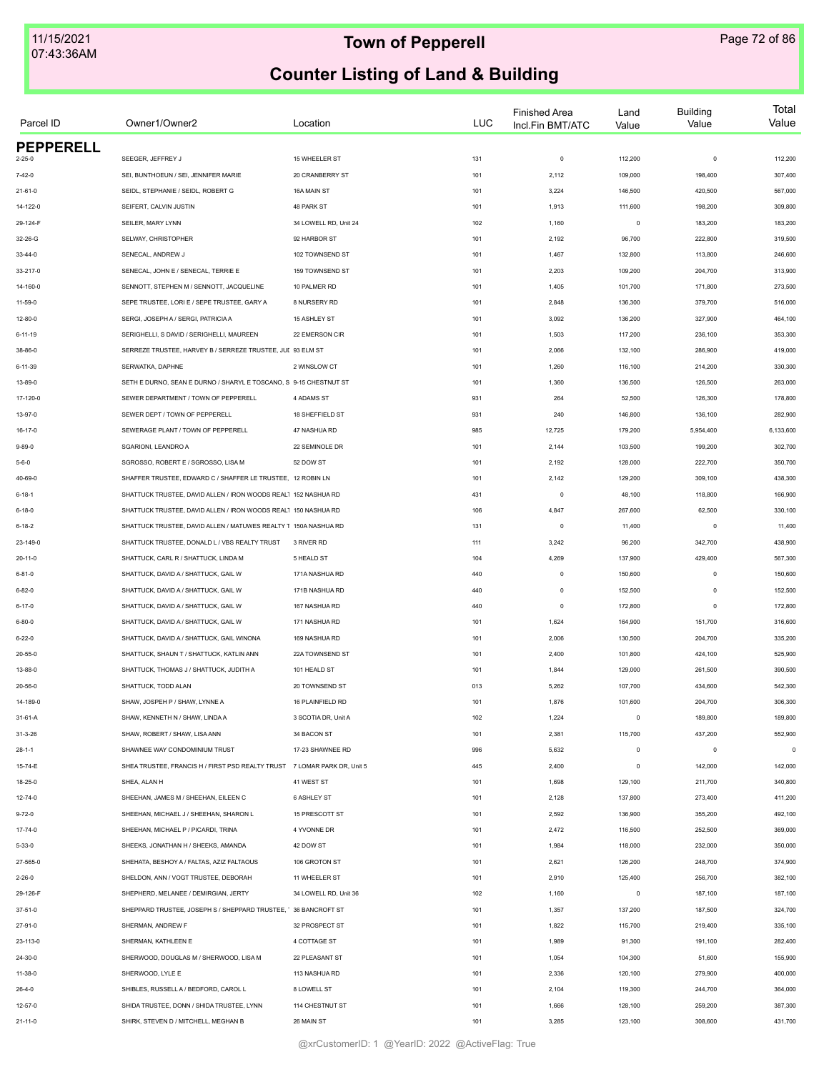# Town of Pepperell

## Counter Listing of Land & Building

| Parcel ID | Owner1/Owner2 | Location | LUC | Finished Area Incl.Fin BMT/ATC | Land Value | Building Value | Total Value |
|---|---|---|---|---|---|---|---|
| **PEPPERELL** | | | | | | | |
| 2-25-0 | SEEGER, JEFFREY J | 15 WHEELER ST | 131 | 0 | 112,200 | 0 | 112,200 |
| 7-42-0 | SEI, BUNTHOEUN / SEI, JENNIFER MARIE | 20 CRANBERRY ST | 101 | 2,112 | 109,000 | 198,400 | 307,400 |
| 21-61-0 | SEIDL, STEPHANIE / SEIDL, ROBERT G | 16A MAIN ST | 101 | 3,224 | 146,500 | 420,500 | 567,000 |
| 14-122-0 | SEIFERT, CALVIN JUSTIN | 48 PARK ST | 101 | 1,913 | 111,600 | 198,200 | 309,800 |
| 29-124-F | SEILER, MARY LYNN | 34 LOWELL RD, Unit 24 | 102 | 1,160 | 0 | 183,200 | 183,200 |
| 32-26-G | SELWAY, CHRISTOPHER | 92 HARBOR ST | 101 | 2,192 | 96,700 | 222,800 | 319,500 |
| 33-44-0 | SENECAL, ANDREW J | 102 TOWNSEND ST | 101 | 1,467 | 132,800 | 113,800 | 246,600 |
| 33-217-0 | SENECAL, JOHN E / SENECAL, TERRIE E | 159 TOWNSEND ST | 101 | 2,203 | 109,200 | 204,700 | 313,900 |
| 14-160-0 | SENNOTT, STEPHEN M / SENNOTT, JACQUELINE | 10 PALMER RD | 101 | 1,405 | 101,700 | 171,800 | 273,500 |
| 11-59-0 | SEPE TRUSTEE, LORI E / SEPE TRUSTEE, GARY A | 8 NURSERY RD | 101 | 2,848 | 136,300 | 379,700 | 516,000 |
| 12-80-0 | SERGI, JOSEPH A / SERGI, PATRICIA A | 15 ASHLEY ST | 101 | 3,092 | 136,200 | 327,900 | 464,100 |
| 6-11-19 | SERIGHELLI, S DAVID / SERIGHELLI, MAUREEN | 22 EMERSON CIR | 101 | 1,503 | 117,200 | 236,100 | 353,300 |
| 38-86-0 | SERREZE TRUSTEE, HARVEY B / SERREZE TRUSTEE, JUI | 93 ELM ST | 101 | 2,066 | 132,100 | 286,900 | 419,000 |
| 6-11-39 | SERWATKA, DAPHNE | 2 WINSLOW CT | 101 | 1,260 | 116,100 | 214,200 | 330,300 |
| 13-89-0 | SETH E DURNO, SEAN E DURNO / SHARYL E TOSCANO, S | 9-15 CHESTNUT ST | 101 | 1,360 | 136,500 | 126,500 | 263,000 |
| 17-120-0 | SEWER DEPARTMENT / TOWN OF PEPPERELL | 4 ADAMS ST | 931 | 264 | 52,500 | 126,300 | 178,800 |
| 13-97-0 | SEWER DEPT / TOWN OF PEPPERELL | 18 SHEFFIELD ST | 931 | 240 | 146,800 | 136,100 | 282,900 |
| 16-17-0 | SEWERAGE PLANT / TOWN OF PEPPERELL | 47 NASHUA RD | 985 | 12,725 | 179,200 | 5,954,400 | 6,133,600 |
| 9-89-0 | SGARIONI, LEANDRO A | 22 SEMINOLE DR | 101 | 2,144 | 103,500 | 199,200 | 302,700 |
| 5-6-0 | SGROSSO, ROBERT E / SGROSSO, LISA M | 52 DOW ST | 101 | 2,192 | 128,000 | 222,700 | 350,700 |
| 40-69-0 | SHAFFER TRUSTEE, EDWARD C / SHAFFER LE TRUSTEE, | 12 ROBIN LN | 101 | 2,142 | 129,200 | 309,100 | 438,300 |
| 6-18-1 | SHATTUCK TRUSTEE, DAVID ALLEN / IRON WOODS REALT | 152 NASHUA RD | 431 | 0 | 48,100 | 118,800 | 166,900 |
| 6-18-0 | SHATTUCK TRUSTEE, DAVID ALLEN / IRON WOODS REALT | 150 NASHUA RD | 106 | 4,847 | 267,600 | 62,500 | 330,100 |
| 6-18-2 | SHATTUCK TRUSTEE, DAVID ALLEN / MATUWES REALTY T | 150A NASHUA RD | 131 | 0 | 11,400 | 0 | 11,400 |
| 23-149-0 | SHATTUCK TRUSTEE, DONALD L / VBS REALTY TRUST | 3 RIVER RD | 111 | 3,242 | 96,200 | 342,700 | 438,900 |
| 20-11-0 | SHATTUCK, CARL R / SHATTUCK, LINDA M | 5 HEALD ST | 104 | 4,269 | 137,900 | 429,400 | 567,300 |
| 6-81-0 | SHATTUCK, DAVID A / SHATTUCK, GAIL W | 171A NASHUA RD | 440 | 0 | 150,600 | 0 | 150,600 |
| 6-82-0 | SHATTUCK, DAVID A / SHATTUCK, GAIL W | 171B NASHUA RD | 440 | 0 | 152,500 | 0 | 152,500 |
| 6-17-0 | SHATTUCK, DAVID A / SHATTUCK, GAIL W | 167 NASHUA RD | 440 | 0 | 172,800 | 0 | 172,800 |
| 6-80-0 | SHATTUCK, DAVID A / SHATTUCK, GAIL W | 171 NASHUA RD | 101 | 1,624 | 164,900 | 151,700 | 316,600 |
| 6-22-0 | SHATTUCK, DAVID A / SHATTUCK, GAIL WINONA | 169 NASHUA RD | 101 | 2,006 | 130,500 | 204,700 | 335,200 |
| 20-55-0 | SHATTUCK, SHAUN T / SHATTUCK, KATLIN ANN | 22A TOWNSEND ST | 101 | 2,400 | 101,800 | 424,100 | 525,900 |
| 13-88-0 | SHATTUCK, THOMAS J / SHATTUCK, JUDITH A | 101 HEALD ST | 101 | 1,844 | 129,000 | 261,500 | 390,500 |
| 20-56-0 | SHATTUCK, TODD ALAN | 20 TOWNSEND ST | 013 | 5,262 | 107,700 | 434,600 | 542,300 |
| 14-189-0 | SHAW, JOSEPH P / SHAW, LYNNE A | 16 PLAINFIELD RD | 101 | 1,876 | 101,600 | 204,700 | 306,300 |
| 31-61-A | SHAW, KENNETH N / SHAW, LINDA A | 3 SCOTIA DR, Unit A | 102 | 1,224 | 0 | 189,800 | 189,800 |
| 31-3-26 | SHAW, ROBERT / SHAW, LISA ANN | 34 BACON ST | 101 | 2,381 | 115,700 | 437,200 | 552,900 |
| 28-1-1 | SHAWNEE WAY CONDOMINIUM TRUST | 17-23 SHAWNEE RD | 996 | 5,632 | 0 | 0 | 0 |
| 15-74-E | SHEA TRUSTEE, FRANCIS H / FIRST PSD REALTY TRUST | 7 LOMAR PARK DR, Unit 5 | 445 | 2,400 | 0 | 142,000 | 142,000 |
| 18-25-0 | SHEA, ALAN H | 41 WEST ST | 101 | 1,698 | 129,100 | 211,700 | 340,800 |
| 12-74-0 | SHEEHAN, JAMES M / SHEEHAN, EILEEN C | 6 ASHLEY ST | 101 | 2,128 | 137,800 | 273,400 | 411,200 |
| 9-72-0 | SHEEHAN, MICHAEL J / SHEEHAN, SHARON L | 15 PRESCOTT ST | 101 | 2,592 | 136,900 | 355,200 | 492,100 |
| 17-74-0 | SHEEHAN, MICHAEL P / PICARDI, TRINA | 4 YVONNE DR | 101 | 2,472 | 116,500 | 252,500 | 369,000 |
| 5-33-0 | SHEEKS, JONATHAN H / SHEEKS, AMANDA | 42 DOW ST | 101 | 1,984 | 118,000 | 232,000 | 350,000 |
| 27-565-0 | SHEHATA, BESHOY A / FALTAS, AZIZ FALTAOUS | 106 GROTON ST | 101 | 2,621 | 126,200 | 248,700 | 374,900 |
| 2-26-0 | SHELDON, ANN / VOGT TRUSTEE, DEBORAH | 11 WHEELER ST | 101 | 2,910 | 125,400 | 256,700 | 382,100 |
| 29-126-F | SHEPHERD, MELANEE / DEMIRGIAN, JERTY | 34 LOWELL RD, Unit 36 | 102 | 1,160 | 0 | 187,100 | 187,100 |
| 37-51-0 | SHEPPARD TRUSTEE, JOSEPH S / SHEPPARD TRUSTEE, | 36 BANCROFT ST | 101 | 1,357 | 137,200 | 187,500 | 324,700 |
| 27-91-0 | SHERMAN, ANDREW F | 32 PROSPECT ST | 101 | 1,822 | 115,700 | 219,400 | 335,100 |
| 23-113-0 | SHERMAN, KATHLEEN E | 4 COTTAGE ST | 101 | 1,989 | 91,300 | 191,100 | 282,400 |
| 24-30-0 | SHERWOOD, DOUGLAS M / SHERWOOD, LISA M | 22 PLEASANT ST | 101 | 1,054 | 104,300 | 51,600 | 155,900 |
| 11-38-0 | SHERWOOD, LYLE E | 113 NASHUA RD | 101 | 2,336 | 120,100 | 279,900 | 400,000 |
| 26-4-0 | SHIBLES, RUSSELL A / BEDFORD, CAROL L | 8 LOWELL ST | 101 | 2,104 | 119,300 | 244,700 | 364,000 |
| 12-57-0 | SHIDA TRUSTEE, DONN / SHIDA TRUSTEE, LYNN | 114 CHESTNUT ST | 101 | 1,666 | 128,100 | 259,200 | 387,300 |
| 21-11-0 | SHIRK, STEVEN D / MITCHELL, MEGHAN B | 26 MAIN ST | 101 | 3,285 | 123,100 | 308,600 | 431,700 |

@xrCustomerID: 1 @YearID: 2022 @ActiveFlag: True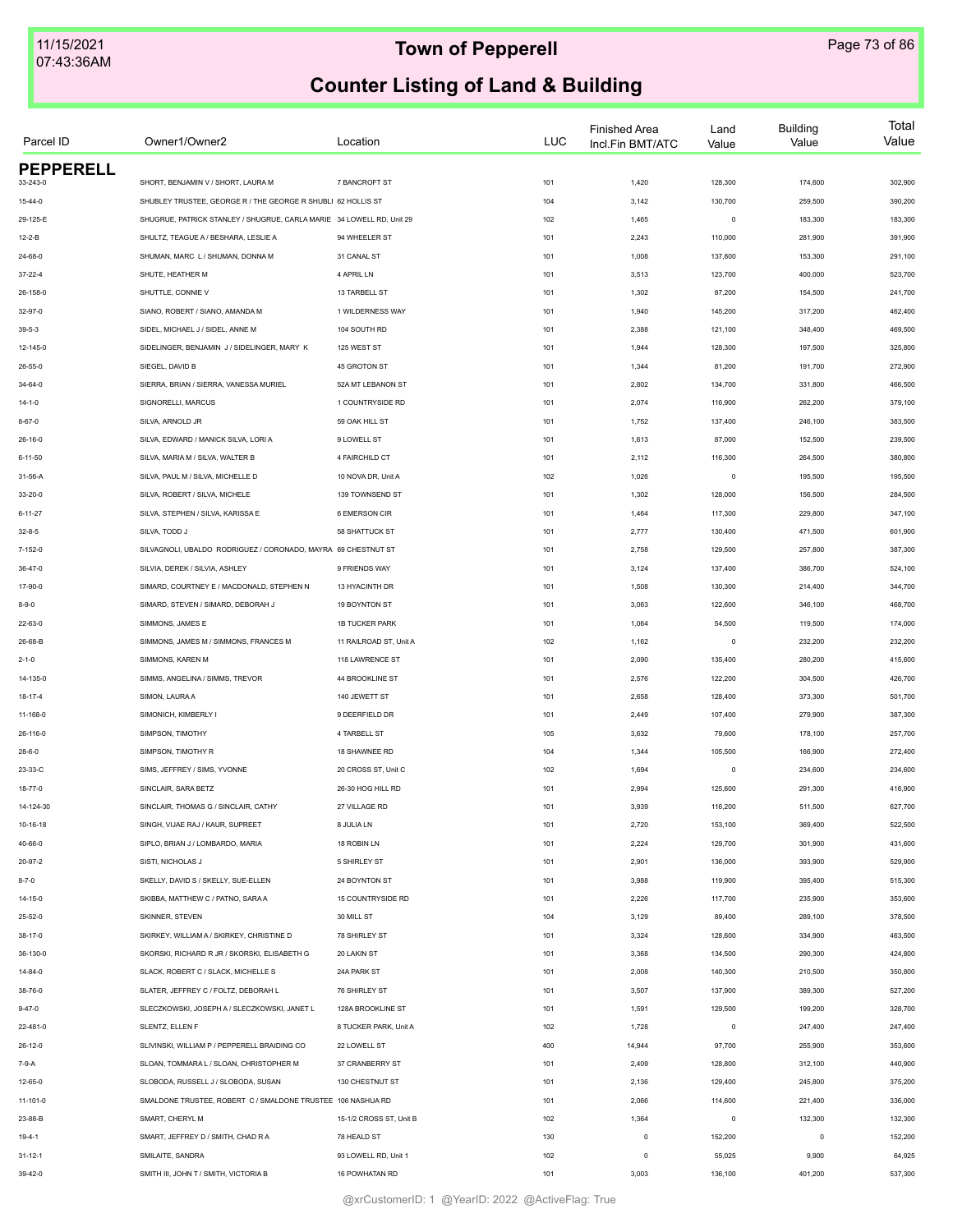# Town of Pepperell

## Counter Listing of Land & Building

| Parcel ID | Owner1/Owner2 | Location | LUC | Finished Area Incl.Fin BMT/ATC | Land Value | Building Value | Total Value |
|---|---|---|---|---|---|---|---|
| **PEPPERELL** | | | | | | | |
| 33-243-0 | SHORT, BENJAMIN V / SHORT, LAURA M | 7 BANCROFT ST | 101 | 1,420 | 128,300 | 174,600 | 302,900 |
| 15-44-0 | SHUBLEY TRUSTEE, GEORGE R / THE GEORGE R SHUBLI | 62 HOLLIS ST | 104 | 3,142 | 130,700 | 259,500 | 390,200 |
| 29-125-E | SHUGRUE, PATRICK STANLEY / SHUGRUE, CARLA MARIE | 34 LOWELL RD, Unit 29 | 102 | 1,465 | 0 | 183,300 | 183,300 |
| 12-2-B | SHULTZ, TEAGUE A / BESHARA, LESLIE A | 94 WHEELER ST | 101 | 2,243 | 110,000 | 281,900 | 391,900 |
| 24-68-0 | SHUMAN, MARC L / SHUMAN, DONNA M | 31 CANAL ST | 101 | 1,008 | 137,800 | 153,300 | 291,100 |
| 37-22-4 | SHUTE, HEATHER M | 4 APRIL LN | 101 | 3,513 | 123,700 | 400,000 | 523,700 |
| 26-158-0 | SHUTTLE, CONNIE V | 13 TARBELL ST | 101 | 1,302 | 87,200 | 154,500 | 241,700 |
| 32-97-0 | SIANO, ROBERT / SIANO, AMANDA M | 1 WILDERNESS WAY | 101 | 1,940 | 145,200 | 317,200 | 462,400 |
| 39-5-3 | SIDEL, MICHAEL J / SIDEL, ANNE M | 104 SOUTH RD | 101 | 2,388 | 121,100 | 348,400 | 469,500 |
| 12-145-0 | SIDELINGER, BENJAMIN J / SIDELINGER, MARY K | 125 WEST ST | 101 | 1,944 | 128,300 | 197,500 | 325,800 |
| 26-55-0 | SIEGEL, DAVID B | 45 GROTON ST | 101 | 1,344 | 81,200 | 191,700 | 272,900 |
| 34-64-0 | SIERRA, BRIAN / SIERRA, VANESSA MURIEL | 52A MT LEBANON ST | 101 | 2,802 | 134,700 | 331,800 | 466,500 |
| 14-1-0 | SIGNORELLI, MARCUS | 1 COUNTRYSIDE RD | 101 | 2,074 | 116,900 | 262,200 | 379,100 |
| 8-67-0 | SILVA, ARNOLD JR | 59 OAK HILL ST | 101 | 1,752 | 137,400 | 246,100 | 383,500 |
| 26-16-0 | SILVA, EDWARD / MANICK SILVA, LORI A | 9 LOWELL ST | 101 | 1,613 | 87,000 | 152,500 | 239,500 |
| 6-11-50 | SILVA, MARIA M / SILVA, WALTER B | 4 FAIRCHILD CT | 101 | 2,112 | 116,300 | 264,500 | 380,800 |
| 31-56-A | SILVA, PAUL M / SILVA, MICHELLE D | 10 NOVA DR, Unit A | 102 | 1,026 | 0 | 195,500 | 195,500 |
| 33-20-0 | SILVA, ROBERT / SILVA, MICHELE | 139 TOWNSEND ST | 101 | 1,302 | 128,000 | 156,500 | 284,500 |
| 6-11-27 | SILVA, STEPHEN / SILVA, KARISSA E | 6 EMERSON CIR | 101 | 1,464 | 117,300 | 229,800 | 347,100 |
| 32-8-5 | SILVA, TODD J | 58 SHATTUCK ST | 101 | 2,777 | 130,400 | 471,500 | 601,900 |
| 7-152-0 | SILVAGNOLI, UBALDO RODRIGUEZ / CORONADO, MAYRA | 69 CHESTNUT ST | 101 | 2,758 | 129,500 | 257,800 | 387,300 |
| 36-47-0 | SILVIA, DEREK / SILVIA, ASHLEY | 9 FRIENDS WAY | 101 | 3,124 | 137,400 | 386,700 | 524,100 |
| 17-90-0 | SIMARD, COURTNEY E / MACDONALD, STEPHEN N | 13 HYACINTH DR | 101 | 1,508 | 130,300 | 214,400 | 344,700 |
| 8-9-0 | SIMARD, STEVEN / SIMARD, DEBORAH J | 19 BOYNTON ST | 101 | 3,063 | 122,600 | 346,100 | 468,700 |
| 22-63-0 | SIMMONS, JAMES E | 1B TUCKER PARK | 101 | 1,064 | 54,500 | 119,500 | 174,000 |
| 26-68-B | SIMMONS, JAMES M / SIMMONS, FRANCES M | 11 RAILROAD ST, Unit A | 102 | 1,162 | 0 | 232,200 | 232,200 |
| 2-1-0 | SIMMONS, KAREN M | 118 LAWRENCE ST | 101 | 2,090 | 135,400 | 280,200 | 415,600 |
| 14-135-0 | SIMMS, ANGELINA / SIMMS, TREVOR | 44 BROOKLINE ST | 101 | 2,576 | 122,200 | 304,500 | 426,700 |
| 18-17-4 | SIMON, LAURA A | 140 JEWETT ST | 101 | 2,658 | 128,400 | 373,300 | 501,700 |
| 11-168-0 | SIMONICH, KIMBERLY I | 9 DEERFIELD DR | 101 | 2,449 | 107,400 | 279,900 | 387,300 |
| 26-116-0 | SIMPSON, TIMOTHY | 4 TARBELL ST | 105 | 3,632 | 79,600 | 178,100 | 257,700 |
| 28-6-0 | SIMPSON, TIMOTHY R | 18 SHAWNEE RD | 104 | 1,344 | 105,500 | 166,900 | 272,400 |
| 23-33-C | SIMS, JEFFREY / SIMS, YVONNE | 20 CROSS ST, Unit C | 102 | 1,694 | 0 | 234,600 | 234,600 |
| 18-77-0 | SINCLAIR, SARA BETZ | 26-30 HOG HILL RD | 101 | 2,994 | 125,600 | 291,300 | 416,900 |
| 14-124-30 | SINCLAIR, THOMAS G / SINCLAIR, CATHY | 27 VILLAGE RD | 101 | 3,939 | 116,200 | 511,500 | 627,700 |
| 10-16-18 | SINGH, VIJAE RAJ / KAUR, SUPREET | 8 JULIA LN | 101 | 2,720 | 153,100 | 369,400 | 522,500 |
| 40-66-0 | SIPLO, BRIAN J / LOMBARDO, MARIA | 18 ROBIN LN | 101 | 2,224 | 129,700 | 301,900 | 431,600 |
| 20-97-2 | SISTI, NICHOLAS J | 5 SHIRLEY ST | 101 | 2,901 | 136,000 | 393,900 | 529,900 |
| 8-7-0 | SKELLY, DAVID S / SKELLY, SUE-ELLEN | 24 BOYNTON ST | 101 | 3,988 | 119,900 | 395,400 | 515,300 |
| 14-15-0 | SKIBBA, MATTHEW C / PATNO, SARA A | 15 COUNTRYSIDE RD | 101 | 2,226 | 117,700 | 235,900 | 353,600 |
| 25-52-0 | SKINNER, STEVEN | 30 MILL ST | 104 | 3,129 | 89,400 | 289,100 | 378,500 |
| 38-17-0 | SKIRKEY, WILLIAM A / SKIRKEY, CHRISTINE D | 78 SHIRLEY ST | 101 | 3,324 | 128,600 | 334,900 | 463,500 |
| 36-130-0 | SKORSKI, RICHARD R JR / SKORSKI, ELISABETH G | 20 LAKIN ST | 101 | 3,368 | 134,500 | 290,300 | 424,800 |
| 14-84-0 | SLACK, ROBERT C / SLACK, MICHELLE S | 24A PARK ST | 101 | 2,008 | 140,300 | 210,500 | 350,800 |
| 38-76-0 | SLATER, JEFFREY C / FOLTZ, DEBORAH L | 76 SHIRLEY ST | 101 | 3,507 | 137,900 | 389,300 | 527,200 |
| 9-47-0 | SLECZKOWSKI, JOSEPH A / SLECZKOWSKI, JANET L | 128A BROOKLINE ST | 101 | 1,591 | 129,500 | 199,200 | 328,700 |
| 22-481-0 | SLENTZ, ELLEN F | 8 TUCKER PARK, Unit A | 102 | 1,728 | 0 | 247,400 | 247,400 |
| 26-12-0 | SLIVINSKI, WILLIAM P / PEPPERELL BRAIDING CO | 22 LOWELL ST | 400 | 14,944 | 97,700 | 255,900 | 353,600 |
| 7-9-A | SLOAN, TOMMARA L / SLOAN, CHRISTOPHER M | 37 CRANBERRY ST | 101 | 2,409 | 128,800 | 312,100 | 440,900 |
| 12-65-0 | SLOBODA, RUSSELL J / SLOBODA, SUSAN | 130 CHESTNUT ST | 101 | 2,136 | 129,400 | 245,800 | 375,200 |
| 11-101-0 | SMALDONE TRUSTEE, ROBERT C / SMALDONE TRUSTEE | 106 NASHUA RD | 101 | 2,066 | 114,600 | 221,400 | 336,000 |
| 23-88-B | SMART, CHERYL M | 15-1/2 CROSS ST, Unit B | 102 | 1,364 | 0 | 132,300 | 132,300 |
| 19-4-1 | SMART, JEFFREY D / SMITH, CHAD R A | 78 HEALD ST | 130 | 0 | 152,200 | 0 | 152,200 |
| 31-12-1 | SMILAITE, SANDRA | 93 LOWELL RD, Unit 1 | 102 | 0 | 55,025 | 9,900 | 64,925 |
| 39-42-0 | SMITH III, JOHN T / SMITH, VICTORIA B | 16 POWHATAN RD | 101 | 3,003 | 136,100 | 401,200 | 537,300 |

@xrCustomerID: 1 @YearID: 2022 @ActiveFlag: True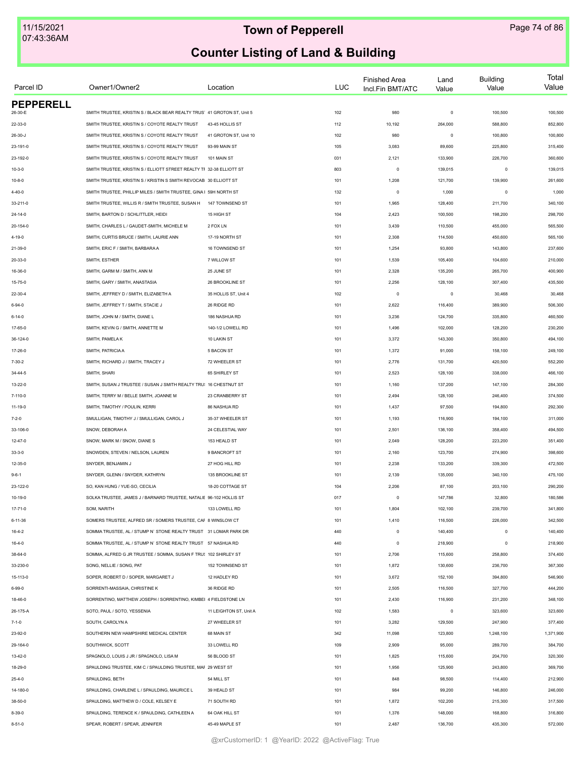# Town of Pepperell

## Counter Listing of Land & Building

| Parcel ID | Owner1/Owner2 | Location | LUC | Finished Area Incl.Fin BMT/ATC | Land Value | Building Value | Total Value |
|---|---|---|---|---|---|---|---|
| **PEPPERELL** | | | | | | | |
| 26-30-E | SMITH TRUSTEE, KRISTIN S / BLACK BEAR REALTY TRUS | 41 GROTON ST, Unit 5 | 102 | 980 | 0 | 100,500 | 100,500 |
| 22-33-0 | SMITH TRUSTEE, KRISTIN S / COYOTE REALTY TRUST | 43-45 HOLLIS ST | 112 | 10,192 | 264,000 | 588,800 | 852,800 |
| 26-30-J | SMITH TRUSTEE, KRISTIN S / COYOTE REALTY TRUST | 41 GROTON ST, Unit 10 | 102 | 980 | 0 | 100,800 | 100,800 |
| 23-191-0 | SMITH TRUSTEE, KRISTIN S / COYOTE REALTY TRUST | 93-99 MAIN ST | 105 | 3,083 | 89,600 | 225,800 | 315,400 |
| 23-192-0 | SMITH TRUSTEE, KRISTIN S / COYOTE REALTY TRUST | 101 MAIN ST | 031 | 2,121 | 133,900 | 226,700 | 360,600 |
| 10-3-0 | SMITH TRUSTEE, KRISTIN S / ELLIOTT STREET REALTY TF | 32-38 ELLIOTT ST | 803 | 0 | 139,015 | 0 | 139,015 |
| 10-8-0 | SMITH TRUSTEE, KRISTIN S / KRISTIN S SMITH REVOCAB | 30 ELLIOTT ST | 101 | 1,208 | 121,700 | 139,900 | 261,600 |
| 4-40-0 | SMITH TRUSTEE, PHILLIP MILES / SMITH TRUSTEE, GINA I | 59H NORTH ST | 132 | 0 | 1,000 | 0 | 1,000 |
| 33-211-0 | SMITH TRUSTEE, WILLIS R / SMITH TRUSTEE, SUSAN H | 147 TOWNSEND ST | 101 | 1,965 | 128,400 | 211,700 | 340,100 |
| 24-14-0 | SMITH, BARTON D / SCHLITTLER, HEIDI | 15 HIGH ST | 104 | 2,423 | 100,500 | 198,200 | 298,700 |
| 20-154-0 | SMITH, CHARLES L / GAUDET-SMITH, MICHELE M | 2 FOX LN | 101 | 3,439 | 110,500 | 455,000 | 565,500 |
| 4-19-0 | SMITH, CURTIS BRUCE / SMITH, LAURIE ANN | 17-19 NORTH ST | 101 | 2,308 | 114,500 | 450,600 | 565,100 |
| 21-39-0 | SMITH, ERIC F / SMITH, BARBARA A | 16 TOWNSEND ST | 101 | 1,254 | 93,800 | 143,800 | 237,600 |
| 20-33-0 | SMITH, ESTHER | 7 WILLOW ST | 101 | 1,539 | 105,400 | 104,600 | 210,000 |
| 16-36-0 | SMITH, GARM M / SMITH, ANN M | 25 JUNE ST | 101 | 2,328 | 135,200 | 265,700 | 400,900 |
| 15-75-0 | SMITH, GARY / SMITH, ANASTASIA | 26 BROOKLINE ST | 101 | 2,256 | 128,100 | 307,400 | 435,500 |
| 22-30-4 | SMITH, JEFFREY D / SMITH, ELIZABETH A | 35 HOLLIS ST, Unit 4 | 102 | 0 | 0 | 30,468 | 30,468 |
| 6-94-0 | SMITH, JEFFREY T / SMITH, STACIE J | 26 RIDGE RD | 101 | 2,622 | 116,400 | 389,900 | 506,300 |
| 6-14-0 | SMITH, JOHN M / SMITH, DIANE L | 186 NASHUA RD | 101 | 3,236 | 124,700 | 335,800 | 460,500 |
| 17-65-0 | SMITH, KEVIN G / SMITH, ANNETTE M | 140-1/2 LOWELL RD | 101 | 1,496 | 102,000 | 128,200 | 230,200 |
| 36-124-0 | SMITH, PAMELA K | 10 LAKIN ST | 101 | 3,372 | 143,300 | 350,800 | 494,100 |
| 17-26-0 | SMITH, PATRICIA A | 5 BACON ST | 101 | 1,372 | 91,000 | 158,100 | 249,100 |
| 7-30-2 | SMITH, RICHARD J / SMITH, TRACEY J | 72 WHEELER ST | 101 | 2,776 | 131,700 | 420,500 | 552,200 |
| 34-44-5 | SMITH, SHARI | 65 SHIRLEY ST | 101 | 2,523 | 128,100 | 338,000 | 466,100 |
| 13-22-0 | SMITH, SUSAN J TRUSTEE / SUSAN J SMITH REALTY TRU | 16 CHESTNUT ST | 101 | 1,160 | 137,200 | 147,100 | 284,300 |
| 7-110-0 | SMITH, TERRY M / BELLE SMITH, JOANNE M | 23 CRANBERRY ST | 101 | 2,494 | 128,100 | 246,400 | 374,500 |
| 11-19-0 | SMITH, TIMOTHY / POULIN, KERRI | 86 NASHUA RD | 101 | 1,437 | 97,500 | 194,800 | 292,300 |
| 7-2-0 | SMULLIGAN, TIMOTHY J / SMULLIGAN, CAROL J | 35-37 WHEELER ST | 101 | 1,193 | 116,900 | 194,100 | 311,000 |
| 33-106-0 | SNOW, DEBORAH A | 24 CELESTIAL WAY | 101 | 2,501 | 136,100 | 358,400 | 494,500 |
| 12-47-0 | SNOW, MARK M / SNOW, DIANE S | 153 HEALD ST | 101 | 2,049 | 128,200 | 223,200 | 351,400 |
| 33-3-0 | SNOWDEN, STEVEN / NELSON, LAUREN | 9 BANCROFT ST | 101 | 2,160 | 123,700 | 274,900 | 398,600 |
| 12-35-0 | SNYDER, BENJAMIN J | 27 HOG HILL RD | 101 | 2,238 | 133,200 | 339,300 | 472,500 |
| 9-6-1 | SNYDER, GLENN / SNYDER, KATHRYN | 135 BROOKLINE ST | 101 | 2,139 | 135,000 | 340,100 | 475,100 |
| 23-122-0 | SO, KAN HUNG / YUE-SO, CECILIA | 18-20 COTTAGE ST | 104 | 2,206 | 87,100 | 203,100 | 290,200 |
| 10-19-0 | SOLKA TRUSTEE, JAMES J / BARNARD TRUSTEE, NATALIE | 96-102 HOLLIS ST | 017 | 0 | 147,786 | 32,800 | 180,586 |
| 17-71-0 | SOM, NARITH | 133 LOWELL RD | 101 | 1,804 | 102,100 | 239,700 | 341,800 |
| 6-11-36 | SOMERS TRUSTEE, ALFRED SR / SOMERS TRUSTEE, CAF | 8 WINSLOW CT | 101 | 1,410 | 116,500 | 226,000 | 342,500 |
| 16-4-2 | SOMMA TRUSTEE, AL / STUMP N` STONE REALTY TRUST | 31 LOMAR PARK DR | 440 | 0 | 140,400 | 0 | 140,400 |
| 16-4-0 | SOMMA TRUSTEE, AL / STUMP N` STONE REALTY TRUST | 57 NASHUA RD | 440 | 0 | 218,900 | 0 | 218,900 |
| 38-64-0 | SOMMA, ALFRED G JR TRUSTEE / SOMMA, SUSAN F TRUS | 102 SHIRLEY ST | 101 | 2,706 | 115,600 | 258,800 | 374,400 |
| 33-230-0 | SONG, NELLIE / SONG, PAT | 152 TOWNSEND ST | 101 | 1,872 | 130,600 | 236,700 | 367,300 |
| 15-113-0 | SOPER, ROBERT D / SOPER, MARGARET J | 12 HADLEY RD | 101 | 3,672 | 152,100 | 394,800 | 546,900 |
| 6-99-0 | SORRENTI-MASSAIA, CHRISTINE K | 36 RIDGE RD | 101 | 2,505 | 116,500 | 327,700 | 444,200 |
| 18-46-0 | SORRENTINO, MATTHEW JOSEPH / SORRENTINO, KIMBEI | 4 FIELDSTONE LN | 101 | 2,430 | 116,900 | 231,200 | 348,100 |
| 26-175-A | SOTO, PAUL / SOTO, YESSENIA | 11 LEIGHTON ST, Unit A | 102 | 1,583 | 0 | 323,600 | 323,600 |
| 7-1-0 | SOUTH, CAROLYN A | 27 WHEELER ST | 101 | 3,282 | 129,500 | 247,900 | 377,400 |
| 23-92-0 | SOUTHERN NEW HAMPSHIRE MEDICAL CENTER | 68 MAIN ST | 342 | 11,098 | 123,800 | 1,248,100 | 1,371,900 |
| 29-164-0 | SOUTHWICK, SCOTT | 33 LOWELL RD | 109 | 2,909 | 95,000 | 289,700 | 384,700 |
| 13-42-0 | SPAGNOLO, LOUIS J JR / SPAGNOLO, LISA M | 56 BLOOD ST | 101 | 1,825 | 115,600 | 204,700 | 320,300 |
| 18-29-0 | SPAULDING TRUSTEE, KIM C / SPAULDING TRUSTEE, MAF | 29 WEST ST | 101 | 1,956 | 125,900 | 243,800 | 369,700 |
| 25-4-0 | SPAULDING, BETH | 54 MILL ST | 101 | 848 | 98,500 | 114,400 | 212,900 |
| 14-180-0 | SPAULDING, CHARLENE L / SPAULDING, MAURICE L | 39 HEALD ST | 101 | 984 | 99,200 | 146,800 | 246,000 |
| 38-50-0 | SPAULDING, MATTHEW D / COLE, KELSEY E | 71 SOUTH RD | 101 | 1,872 | 102,200 | 215,300 | 317,500 |
| 8-39-0 | SPAULDING, TERENCE K / SPAULDING, CATHLEEN A | 64 OAK HILL ST | 101 | 1,376 | 148,000 | 168,800 | 316,800 |
| 8-51-0 | SPEAR, ROBERT / SPEAR, JENNIFER | 45-49 MAPLE ST | 101 | 2,487 | 136,700 | 435,300 | 572,000 |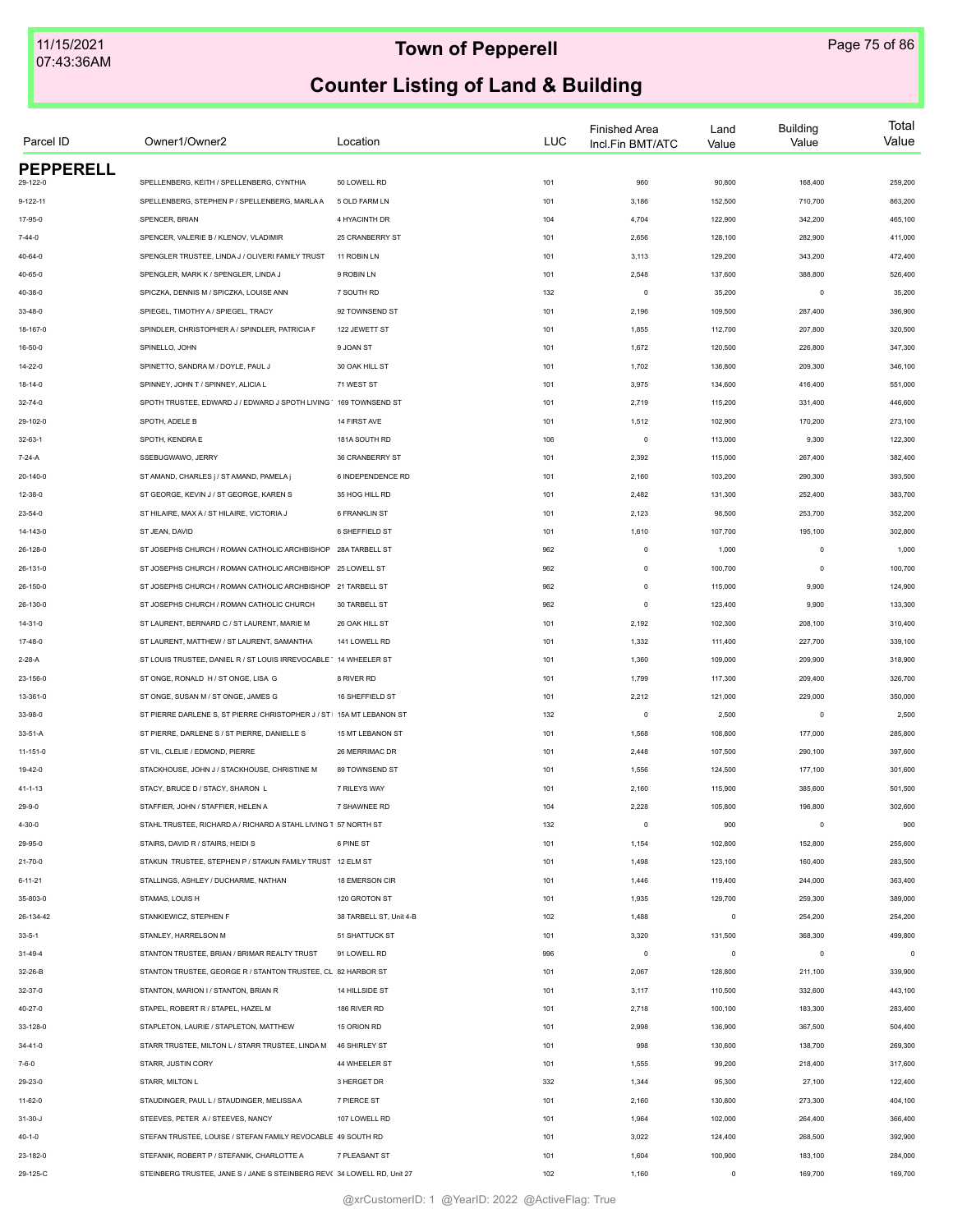# Town of Pepperell

## Counter Listing of Land & Building

| Parcel ID | Owner1/Owner2 | Location | LUC | Finished Area Incl.Fin BMT/ATC | Land Value | Building Value | Total Value |
|---|---|---|---|---|---|---|---|
| **PEPPERELL** | | | | | | | |
| 29-122-0 | SPELLENBERG, KEITH / SPELLENBERG, CYNTHIA | 50 LOWELL RD | 101 | 960 | 90,800 | 168,400 | 259,200 |
| 9-122-11 | SPELLENBERG, STEPHEN P / SPELLENBERG, MARLA A | 5 OLD FARM LN | 101 | 3,186 | 152,500 | 710,700 | 863,200 |
| 17-95-0 | SPENCER, BRIAN | 4 HYACINTH DR | 104 | 4,704 | 122,900 | 342,200 | 465,100 |
| 7-44-0 | SPENCER, VALERIE B / KLENOV, VLADIMIR | 25 CRANBERRY ST | 101 | 2,656 | 128,100 | 282,900 | 411,000 |
| 40-64-0 | SPENGLER TRUSTEE, LINDA J / OLIVERI FAMILY TRUST | 11 ROBIN LN | 101 | 3,113 | 129,200 | 343,200 | 472,400 |
| 40-65-0 | SPENGLER, MARK K / SPENGLER, LINDA J | 9 ROBIN LN | 101 | 2,548 | 137,600 | 388,800 | 526,400 |
| 40-38-0 | SPICZKA, DENNIS M / SPICZKA, LOUISE ANN | 7 SOUTH RD | 132 | 0 | 35,200 | 0 | 35,200 |
| 33-48-0 | SPIEGEL, TIMOTHY A / SPIEGEL, TRACY | 92 TOWNSEND ST | 101 | 2,196 | 109,500 | 287,400 | 396,900 |
| 18-167-0 | SPINDLER, CHRISTOPHER A / SPINDLER, PATRICIA F | 122 JEWETT ST | 101 | 1,855 | 112,700 | 207,800 | 320,500 |
| 16-50-0 | SPINELLO, JOHN | 9 JOAN ST | 101 | 1,672 | 120,500 | 226,800 | 347,300 |
| 14-22-0 | SPINETTO, SANDRA M / DOYLE, PAUL J | 30 OAK HILL ST | 101 | 1,702 | 136,800 | 209,300 | 346,100 |
| 18-14-0 | SPINNEY, JOHN T / SPINNEY, ALICIA L | 71 WEST ST | 101 | 3,975 | 134,600 | 416,400 | 551,000 |
| 32-74-0 | SPOTH TRUSTEE, EDWARD J / EDWARD J SPOTH LIVING | 169 TOWNSEND ST | 101 | 2,719 | 115,200 | 331,400 | 446,600 |
| 29-102-0 | SPOTH, ADELE B | 14 FIRST AVE | 101 | 1,512 | 102,900 | 170,200 | 273,100 |
| 32-63-1 | SPOTH, KENDRA E | 181A SOUTH RD | 106 | 0 | 113,000 | 9,300 | 122,300 |
| 7-24-A | SSEBUGWAWO, JERRY | 36 CRANBERRY ST | 101 | 2,392 | 115,000 | 267,400 | 382,400 |
| 20-140-0 | ST AMAND, CHARLES j / ST AMAND, PAMELA j | 6 INDEPENDENCE RD | 101 | 2,160 | 103,200 | 290,300 | 393,500 |
| 12-38-0 | ST GEORGE, KEVIN J / ST GEORGE, KAREN S | 35 HOG HILL RD | 101 | 2,482 | 131,300 | 252,400 | 383,700 |
| 23-54-0 | ST HILAIRE, MAX A / ST HILAIRE, VICTORIA J | 6 FRANKLIN ST | 101 | 2,123 | 98,500 | 253,700 | 352,200 |
| 14-143-0 | ST JEAN, DAVID | 6 SHEFFIELD ST | 101 | 1,610 | 107,700 | 195,100 | 302,800 |
| 26-128-0 | ST JOSEPHS CHURCH / ROMAN CATHOLIC ARCHBISHOP | 28A TARBELL ST | 962 | 0 | 1,000 | 0 | 1,000 |
| 26-131-0 | ST JOSEPHS CHURCH / ROMAN CATHOLIC ARCHBISHOP | 25 LOWELL ST | 962 | 0 | 100,700 | 0 | 100,700 |
| 26-150-0 | ST JOSEPHS CHURCH / ROMAN CATHOLIC ARCHBISHOP | 21 TARBELL ST | 962 | 0 | 115,000 | 9,900 | 124,900 |
| 26-130-0 | ST JOSEPHS CHURCH / ROMAN CATHOLIC CHURCH | 30 TARBELL ST | 962 | 0 | 123,400 | 9,900 | 133,300 |
| 14-31-0 | ST LAURENT, BERNARD C / ST LAURENT, MARIE M | 26 OAK HILL ST | 101 | 2,192 | 102,300 | 208,100 | 310,400 |
| 17-48-0 | ST LAURENT, MATTHEW / ST LAURENT, SAMANTHA | 141 LOWELL RD | 101 | 1,332 | 111,400 | 227,700 | 339,100 |
| 2-28-A | ST LOUIS TRUSTEE, DANIEL R / ST LOUIS IRREVOCABLE | 14 WHEELER ST | 101 | 1,360 | 109,000 | 209,900 | 318,900 |
| 23-156-0 | ST ONGE, RONALD H / ST ONGE, LISA G | 8 RIVER RD | 101 | 1,799 | 117,300 | 209,400 | 326,700 |
| 13-361-0 | ST ONGE, SUSAN M / ST ONGE, JAMES G | 16 SHEFFIELD ST | 101 | 2,212 | 121,000 | 229,000 | 350,000 |
| 33-98-0 | ST PIERRE DARLENE S, ST PIERRE CHRISTOPHER J / ST | 15A MT LEBANON ST | 132 | 0 | 2,500 | 0 | 2,500 |
| 33-51-A | ST PIERRE, DARLENE S / ST PIERRE, DANIELLE S | 15 MT LEBANON ST | 101 | 1,568 | 108,800 | 177,000 | 285,800 |
| 11-151-0 | ST VIL, CLELIE / EDMOND, PIERRE | 26 MERRIMAC DR | 101 | 2,448 | 107,500 | 290,100 | 397,600 |
| 19-42-0 | STACKHOUSE, JOHN J / STACKHOUSE, CHRISTINE M | 89 TOWNSEND ST | 101 | 1,556 | 124,500 | 177,100 | 301,600 |
| 41-1-13 | STACY, BRUCE D / STACY, SHARON L | 7 RILEYS WAY | 101 | 2,160 | 115,900 | 385,600 | 501,500 |
| 29-9-0 | STAFFIER, JOHN / STAFFIER, HELEN A | 7 SHAWNEE RD | 104 | 2,228 | 105,800 | 196,800 | 302,600 |
| 4-30-0 | STAHL TRUSTEE, RICHARD A / RICHARD A STAHL LIVING T | 57 NORTH ST | 132 | 0 | 900 | 0 | 900 |
| 29-95-0 | STAIRS, DAVID R / STAIRS, HEIDI S | 6 PINE ST | 101 | 1,154 | 102,800 | 152,800 | 255,600 |
| 21-70-0 | STAKUN TRUSTEE, STEPHEN P / STAKUN FAMILY TRUST | 12 ELM ST | 101 | 1,498 | 123,100 | 160,400 | 283,500 |
| 6-11-21 | STALLINGS, ASHLEY / DUCHARME, NATHAN | 18 EMERSON CIR | 101 | 1,446 | 119,400 | 244,000 | 363,400 |
| 35-803-0 | STAMAS, LOUIS H | 120 GROTON ST | 101 | 1,935 | 129,700 | 259,300 | 389,000 |
| 26-134-42 | STANKIEWICZ, STEPHEN F | 38 TARBELL ST, Unit 4-B | 102 | 1,488 | 0 | 254,200 | 254,200 |
| 33-5-1 | STANLEY, HARRELSON M | 51 SHATTUCK ST | 101 | 3,320 | 131,500 | 368,300 | 499,800 |
| 31-49-4 | STANTON TRUSTEE, BRIAN / BRIMAR REALTY TRUST | 91 LOWELL RD | 996 | 0 | 0 | 0 | 0 |
| 32-26-B | STANTON TRUSTEE, GEORGE R / STANTON TRUSTEE, CL | 82 HARBOR ST | 101 | 2,067 | 128,800 | 211,100 | 339,900 |
| 32-37-0 | STANTON, MARION I / STANTON, BRIAN R | 14 HILLSIDE ST | 101 | 3,117 | 110,500 | 332,600 | 443,100 |
| 40-27-0 | STAPEL, ROBERT R / STAPEL, HAZEL M | 186 RIVER RD | 101 | 2,718 | 100,100 | 183,300 | 283,400 |
| 33-128-0 | STAPLETON, LAURIE / STAPLETON, MATTHEW | 15 ORION RD | 101 | 2,998 | 136,900 | 367,500 | 504,400 |
| 34-41-0 | STARR TRUSTEE, MILTON L / STARR TRUSTEE, LINDA M | 46 SHIRLEY ST | 101 | 998 | 130,600 | 138,700 | 269,300 |
| 7-6-0 | STARR, JUSTIN CORY | 44 WHEELER ST | 101 | 1,555 | 99,200 | 218,400 | 317,600 |
| 29-23-0 | STARR, MILTON L | 3 HERGET DR | 332 | 1,344 | 95,300 | 27,100 | 122,400 |
| 11-62-0 | STAUDINGER, PAUL L / STAUDINGER, MELISSA A | 7 PIERCE ST | 101 | 2,160 | 130,800 | 273,300 | 404,100 |
| 31-30-J | STEEVES, PETER A / STEEVES, NANCY | 107 LOWELL RD | 101 | 1,964 | 102,000 | 264,400 | 366,400 |
| 40-1-0 | STEFAN TRUSTEE, LOUISE / STEFAN FAMILY REVOCABLE | 49 SOUTH RD | 101 | 3,022 | 124,400 | 268,500 | 392,900 |
| 23-182-0 | STEFANIK, ROBERT P / STEFANIK, CHARLOTTE A | 7 PLEASANT ST | 101 | 1,604 | 100,900 | 183,100 | 284,000 |
| 29-125-C | STEINBERG TRUSTEE, JANE S / JANE S STEINBERG REV | 34 LOWELL RD, Unit 27 | 102 | 1,160 | 0 | 169,700 | 169,700 |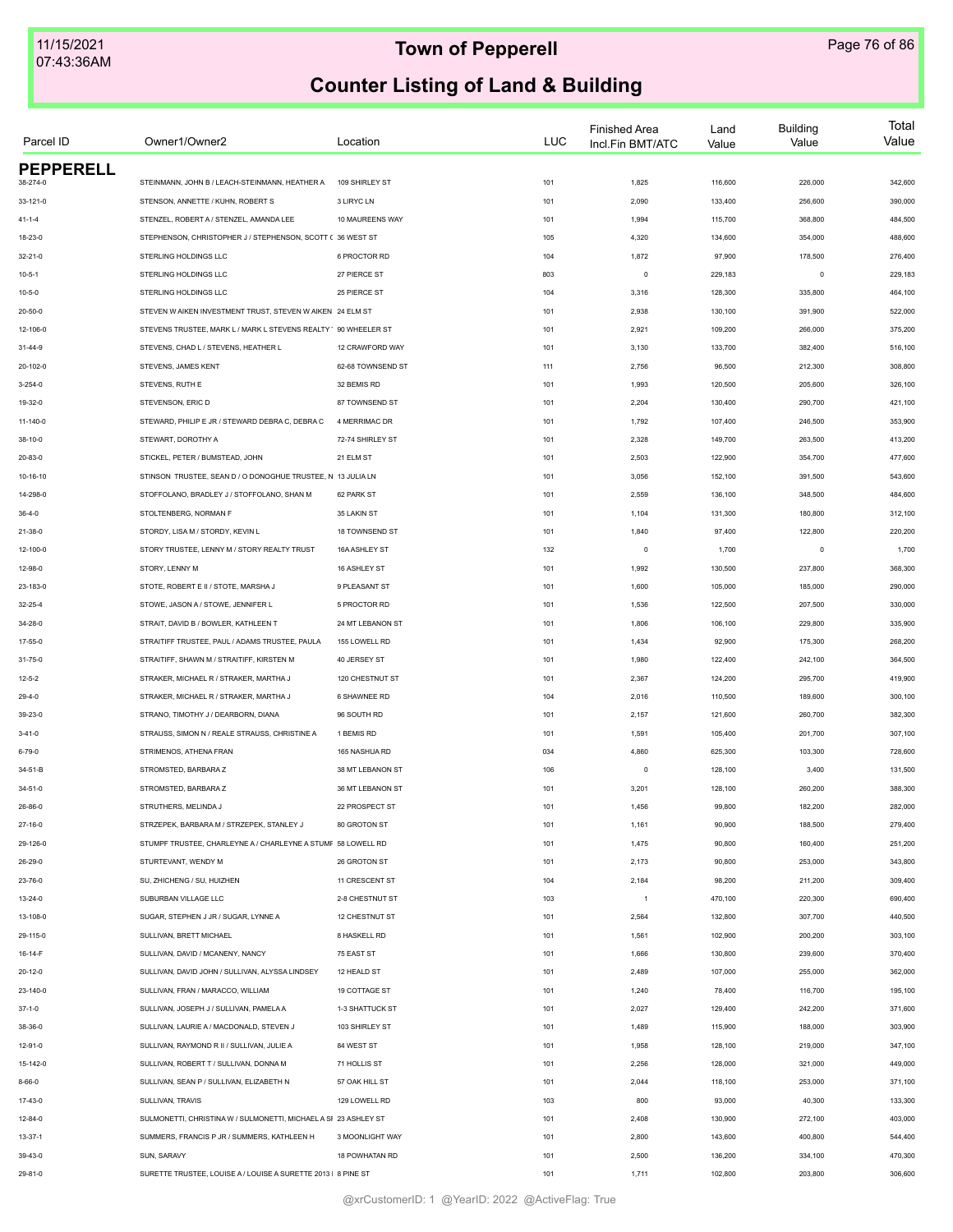# Town of Pepperell

## Counter Listing of Land & Building

| Parcel ID | Owner1/Owner2 | Location | LUC | Finished Area Incl.Fin BMT/ATC | Land Value | Building Value | Total Value |
|---|---|---|---|---|---|---|---|
| **PEPPERELL** | | | | | | | |
| 38-274-0 | STEINMANN, JOHN B / LEACH-STEINMANN, HEATHER A | 109 SHIRLEY ST | 101 | 1,825 | 116,600 | 226,000 | 342,600 |
| 33-121-0 | STENSON, ANNETTE / KUHN, ROBERT S | 3 LIRYC LN | 101 | 2,090 | 133,400 | 256,600 | 390,000 |
| 41-1-4 | STENZEL, ROBERT A / STENZEL, AMANDA LEE | 10 MAUREENS WAY | 101 | 1,994 | 115,700 | 368,800 | 484,500 |
| 18-23-0 | STEPHENSON, CHRISTOPHER J / STEPHENSON, SCOTT ( | 36 WEST ST | 105 | 4,320 | 134,600 | 354,000 | 488,600 |
| 32-21-0 | STERLING HOLDINGS LLC | 6 PROCTOR RD | 104 | 1,872 | 97,900 | 178,500 | 276,400 |
| 10-5-1 | STERLING HOLDINGS LLC | 27 PIERCE ST | 803 | 0 | 229,183 | 0 | 229,183 |
| 10-5-0 | STERLING HOLDINGS LLC | 25 PIERCE ST | 104 | 3,316 | 128,300 | 335,800 | 464,100 |
| 20-50-0 | STEVEN W AIKEN INVESTMENT TRUST, STEVEN W AIKEN | 24 ELM ST | 101 | 2,938 | 130,100 | 391,900 | 522,000 |
| 12-106-0 | STEVENS TRUSTEE, MARK L / MARK L STEVENS REALTY | 90 WHEELER ST | 101 | 2,921 | 109,200 | 266,000 | 375,200 |
| 31-44-9 | STEVENS, CHAD L / STEVENS, HEATHER L | 12 CRAWFORD WAY | 101 | 3,130 | 133,700 | 382,400 | 516,100 |
| 20-102-0 | STEVENS, JAMES KENT | 62-68 TOWNSEND ST | 111 | 2,756 | 96,500 | 212,300 | 308,800 |
| 3-254-0 | STEVENS, RUTH E | 32 BEMIS RD | 101 | 1,993 | 120,500 | 205,600 | 326,100 |
| 19-32-0 | STEVENSON, ERIC D | 87 TOWNSEND ST | 101 | 2,204 | 130,400 | 290,700 | 421,100 |
| 11-140-0 | STEWARD, PHILIP E JR / STEWARD DEBRA C, DEBRA C | 4 MERRIMAC DR | 101 | 1,792 | 107,400 | 246,500 | 353,900 |
| 38-10-0 | STEWART, DOROTHY A | 72-74 SHIRLEY ST | 101 | 2,328 | 149,700 | 263,500 | 413,200 |
| 20-83-0 | STICKEL, PETER / BUMSTEAD, JOHN | 21 ELM ST | 101 | 2,503 | 122,900 | 354,700 | 477,600 |
| 10-16-10 | STINSON TRUSTEE, SEAN D / O DONOGHUE TRUSTEE, N | 13 JULIA LN | 101 | 3,056 | 152,100 | 391,500 | 543,600 |
| 14-298-0 | STOFFOLANO, BRADLEY J / STOFFOLANO, SHAN M | 62 PARK ST | 101 | 2,559 | 136,100 | 348,500 | 484,600 |
| 36-4-0 | STOLTENBERG, NORMAN F | 35 LAKIN ST | 101 | 1,104 | 131,300 | 180,800 | 312,100 |
| 21-38-0 | STORDY, LISA M / STORDY, KEVIN L | 18 TOWNSEND ST | 101 | 1,840 | 97,400 | 122,800 | 220,200 |
| 12-100-0 | STORY TRUSTEE, LENNY M / STORY REALTY TRUST | 16A ASHLEY ST | 132 | 0 | 1,700 | 0 | 1,700 |
| 12-98-0 | STORY, LENNY M | 16 ASHLEY ST | 101 | 1,992 | 130,500 | 237,800 | 368,300 |
| 23-183-0 | STOTE, ROBERT E II / STOTE, MARSHA J | 9 PLEASANT ST | 101 | 1,600 | 105,000 | 185,000 | 290,000 |
| 32-25-4 | STOWE, JASON A / STOWE, JENNIFER L | 5 PROCTOR RD | 101 | 1,536 | 122,500 | 207,500 | 330,000 |
| 34-28-0 | STRAIT, DAVID B / BOWLER, KATHLEEN T | 24 MT LEBANON ST | 101 | 1,806 | 106,100 | 229,800 | 335,900 |
| 17-55-0 | STRAITIFF TRUSTEE, PAUL / ADAMS TRUSTEE, PAULA | 155 LOWELL RD | 101 | 1,434 | 92,900 | 175,300 | 268,200 |
| 31-75-0 | STRAITIFF, SHAWN M / STRAITIFF, KIRSTEN M | 40 JERSEY ST | 101 | 1,980 | 122,400 | 242,100 | 364,500 |
| 12-5-2 | STRAKER, MICHAEL R / STRAKER, MARTHA J | 120 CHESTNUT ST | 101 | 2,367 | 124,200 | 295,700 | 419,900 |
| 29-4-0 | STRAKER, MICHAEL R / STRAKER, MARTHA J | 6 SHAWNEE RD | 104 | 2,016 | 110,500 | 189,600 | 300,100 |
| 39-23-0 | STRANO, TIMOTHY J / DEARBORN, DIANA | 96 SOUTH RD | 101 | 2,157 | 121,600 | 260,700 | 382,300 |
| 3-41-0 | STRAUSS, SIMON N / REALE STRAUSS, CHRISTINE A | 1 BEMIS RD | 101 | 1,591 | 105,400 | 201,700 | 307,100 |
| 6-79-0 | STRIMENOS, ATHENA FRAN | 165 NASHUA RD | 034 | 4,860 | 625,300 | 103,300 | 728,600 |
| 34-51-B | STROMSTED, BARBARA Z | 38 MT LEBANON ST | 106 | 0 | 128,100 | 3,400 | 131,500 |
| 34-51-0 | STROMSTED, BARBARA Z | 36 MT LEBANON ST | 101 | 3,201 | 128,100 | 260,200 | 388,300 |
| 26-86-0 | STRUTHERS, MELINDA J | 22 PROSPECT ST | 101 | 1,456 | 99,800 | 182,200 | 282,000 |
| 27-16-0 | STRZEPEK, BARBARA M / STRZEPEK, STANLEY J | 80 GROTON ST | 101 | 1,161 | 90,900 | 188,500 | 279,400 |
| 29-126-0 | STUMPF TRUSTEE, CHARLEYNE A / CHARLEYNE A STUMF | 58 LOWELL RD | 101 | 1,475 | 90,800 | 160,400 | 251,200 |
| 26-29-0 | STURTEVANT, WENDY M | 26 GROTON ST | 101 | 2,173 | 90,800 | 253,000 | 343,800 |
| 23-76-0 | SU, ZHICHENG / SU, HUIZHEN | 11 CRESCENT ST | 104 | 2,184 | 98,200 | 211,200 | 309,400 |
| 13-24-0 | SUBURBAN VILLAGE LLC | 2-8 CHESTNUT ST | 103 | 1 | 470,100 | 220,300 | 690,400 |
| 13-108-0 | SUGAR, STEPHEN J JR / SUGAR, LYNNE A | 12 CHESTNUT ST | 101 | 2,564 | 132,800 | 307,700 | 440,500 |
| 29-115-0 | SULLIVAN, BRETT MICHAEL | 8 HASKELL RD | 101 | 1,561 | 102,900 | 200,200 | 303,100 |
| 16-14-F | SULLIVAN, DAVID / MCANENY, NANCY | 75 EAST ST | 101 | 1,666 | 130,800 | 239,600 | 370,400 |
| 20-12-0 | SULLIVAN, DAVID JOHN / SULLIVAN, ALYSSA LINDSEY | 12 HEALD ST | 101 | 2,489 | 107,000 | 255,000 | 362,000 |
| 23-140-0 | SULLIVAN, FRAN / MARACCO, WILLIAM | 19 COTTAGE ST | 101 | 1,240 | 78,400 | 116,700 | 195,100 |
| 37-1-0 | SULLIVAN, JOSEPH J / SULLIVAN, PAMELA A | 1-3 SHATTUCK ST | 101 | 2,027 | 129,400 | 242,200 | 371,600 |
| 38-36-0 | SULLIVAN, LAURIE A / MACDONALD, STEVEN J | 103 SHIRLEY ST | 101 | 1,489 | 115,900 | 188,000 | 303,900 |
| 12-91-0 | SULLIVAN, RAYMOND R II / SULLIVAN, JULIE A | 84 WEST ST | 101 | 1,958 | 128,100 | 219,000 | 347,100 |
| 15-142-0 | SULLIVAN, ROBERT T / SULLIVAN, DONNA M | 71 HOLLIS ST | 101 | 2,256 | 128,000 | 321,000 | 449,000 |
| 8-66-0 | SULLIVAN, SEAN P / SULLIVAN, ELIZABETH N | 57 OAK HILL ST | 101 | 2,044 | 118,100 | 253,000 | 371,100 |
| 17-43-0 | SULLIVAN, TRAVIS | 129 LOWELL RD | 103 | 800 | 93,000 | 40,300 | 133,300 |
| 12-84-0 | SULMONETTI, CHRISTINA W / SULMONETTI, MICHAEL A SI | 23 ASHLEY ST | 101 | 2,408 | 130,900 | 272,100 | 403,000 |
| 13-37-1 | SUMMERS, FRANCIS P JR / SUMMERS, KATHLEEN H | 3 MOONLIGHT WAY | 101 | 2,800 | 143,600 | 400,800 | 544,400 |
| 39-43-0 | SUN, SARAVY | 18 POWHATAN RD | 101 | 2,500 | 136,200 | 334,100 | 470,300 |
| 29-81-0 | SURETTE TRUSTEE, LOUISE A / LOUISE A SURETTE 2013 I | 8 PINE ST | 101 | 1,711 | 102,800 | 203,800 | 306,600 |

@xrCustomerID: 1 @YearID: 2022 @ActiveFlag: True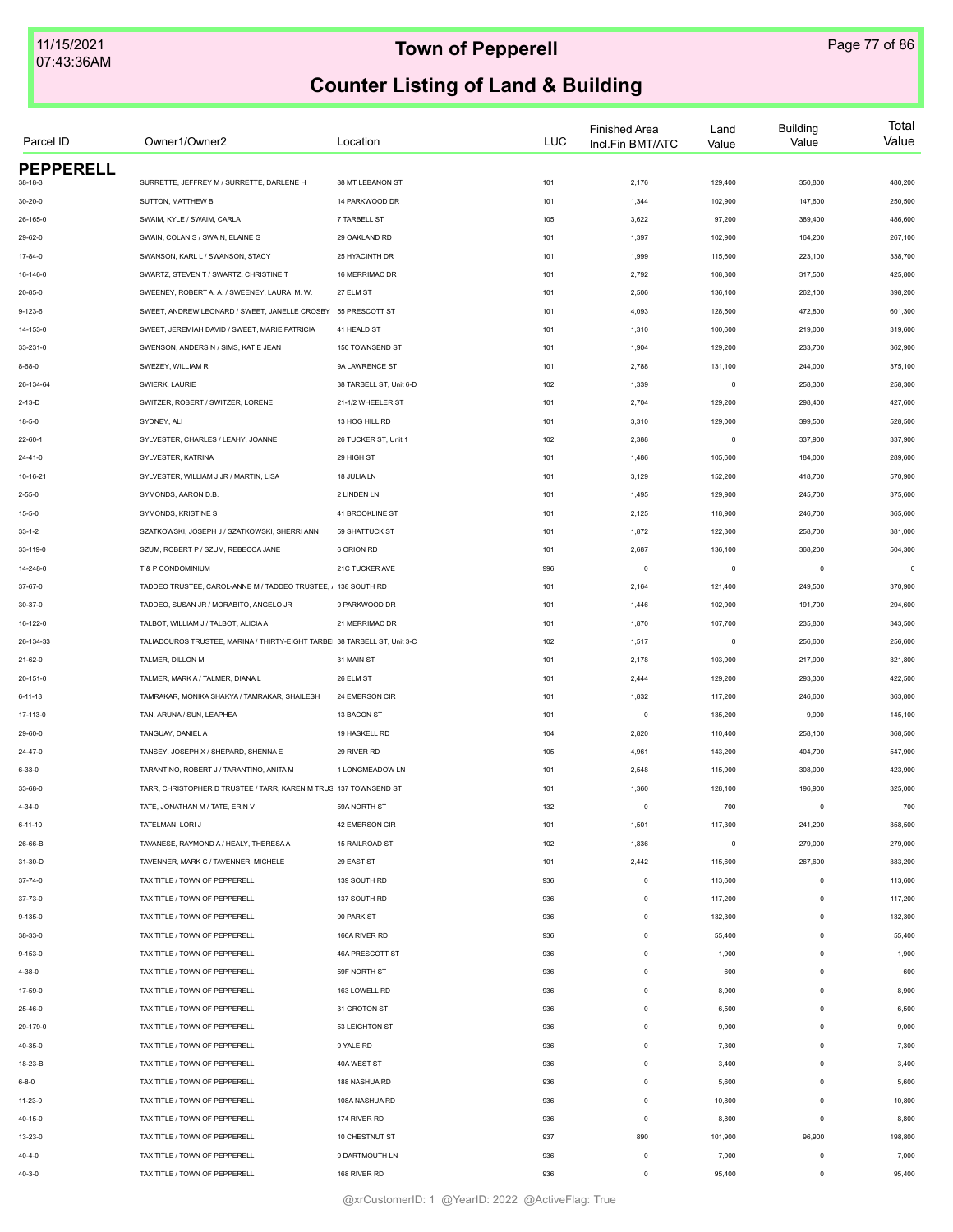# Town of Pepperell

## Counter Listing of Land & Building

| Parcel ID | Owner1/Owner2 | Location | LUC | Finished Area Incl.Fin BMT/ATC | Land Value | Building Value | Total Value |
|---|---|---|---|---|---|---|---|
| **PEPPERELL** | | | | | | | |
| 38-18-3 | SURRETTE, JEFFREY M / SURRETTE, DARLENE H | 88 MT LEBANON ST | 101 | 2,176 | 129,400 | 350,800 | 480,200 |
| 30-20-0 | SUTTON, MATTHEW B | 14 PARKWOOD DR | 101 | 1,344 | 102,900 | 147,600 | 250,500 |
| 26-165-0 | SWAIM, KYLE / SWAIM, CARLA | 7 TARBELL ST | 105 | 3,622 | 97,200 | 389,400 | 486,600 |
| 29-62-0 | SWAIN, COLAN S / SWAIN, ELAINE G | 29 OAKLAND RD | 101 | 1,397 | 102,900 | 164,200 | 267,100 |
| 17-84-0 | SWANSON, KARL L / SWANSON, STACY | 25 HYACINTH DR | 101 | 1,999 | 115,600 | 223,100 | 338,700 |
| 16-146-0 | SWARTZ, STEVEN T / SWARTZ, CHRISTINE T | 16 MERRIMAC DR | 101 | 2,792 | 108,300 | 317,500 | 425,800 |
| 20-85-0 | SWEENEY, ROBERT A. A. / SWEENEY, LAURA M. W. | 27 ELM ST | 101 | 2,506 | 136,100 | 262,100 | 398,200 |
| 9-123-6 | SWEET, ANDREW LEONARD / SWEET, JANELLE CROSBY | 55 PRESCOTT ST | 101 | 4,093 | 128,500 | 472,800 | 601,300 |
| 14-153-0 | SWEET, JEREMIAH DAVID / SWEET, MARIE PATRICIA | 41 HEALD ST | 101 | 1,310 | 100,600 | 219,000 | 319,600 |
| 33-231-0 | SWENSON, ANDERS N / SIMS, KATIE JEAN | 150 TOWNSEND ST | 101 | 1,904 | 129,200 | 233,700 | 362,900 |
| 8-68-0 | SWEZEY, WILLIAM R | 9A LAWRENCE ST | 101 | 2,788 | 131,100 | 244,000 | 375,100 |
| 26-134-64 | SWIERK, LAURIE | 38 TARBELL ST, Unit 6-D | 102 | 1,339 | 0 | 258,300 | 258,300 |
| 2-13-D | SWITZER, ROBERT / SWITZER, LORENE | 21-1/2 WHEELER ST | 101 | 2,704 | 129,200 | 298,400 | 427,600 |
| 18-5-0 | SYDNEY, ALI | 13 HOG HILL RD | 101 | 3,310 | 129,000 | 399,500 | 528,500 |
| 22-60-1 | SYLVESTER, CHARLES / LEAHY, JOANNE | 26 TUCKER ST, Unit 1 | 102 | 2,388 | 0 | 337,900 | 337,900 |
| 24-41-0 | SYLVESTER, KATRINA | 29 HIGH ST | 101 | 1,486 | 105,600 | 184,000 | 289,600 |
| 10-16-21 | SYLVESTER, WILLIAM J JR / MARTIN, LISA | 18 JULIA LN | 101 | 3,129 | 152,200 | 418,700 | 570,900 |
| 2-55-0 | SYMONDS, AARON D.B. | 2 LINDEN LN | 101 | 1,495 | 129,900 | 245,700 | 375,600 |
| 15-5-0 | SYMONDS, KRISTINE S | 41 BROOKLINE ST | 101 | 2,125 | 118,900 | 246,700 | 365,600 |
| 33-1-2 | SZATKOWSKI, JOSEPH J / SZATKOWSKI, SHERRI ANN | 59 SHATTUCK ST | 101 | 1,872 | 122,300 | 258,700 | 381,000 |
| 33-119-0 | SZUM, ROBERT P / SZUM, REBECCA JANE | 6 ORION RD | 101 | 2,687 | 136,100 | 368,200 | 504,300 |
| 14-248-0 | T & P CONDOMINIUM | 21C TUCKER AVE | 996 | 0 | 0 | 0 | 0 |
| 37-67-0 | TADDEO TRUSTEE, CAROL-ANNE M / TADDEO TRUSTEE, / | 138 SOUTH RD | 101 | 2,164 | 121,400 | 249,500 | 370,900 |
| 30-37-0 | TADDEO, SUSAN JR / MORABITO, ANGELO JR | 9 PARKWOOD DR | 101 | 1,446 | 102,900 | 191,700 | 294,600 |
| 16-122-0 | TALBOT, WILLIAM J / TALBOT, ALICIA A | 21 MERRIMAC DR | 101 | 1,870 | 107,700 | 235,800 | 343,500 |
| 26-134-33 | TALIADOUROS TRUSTEE, MARINA / THIRTY-EIGHT TARBE | 38 TARBELL ST, Unit 3-C | 102 | 1,517 | 0 | 256,600 | 256,600 |
| 21-62-0 | TALMER, DILLON M | 31 MAIN ST | 101 | 2,178 | 103,900 | 217,900 | 321,800 |
| 20-151-0 | TALMER, MARK A / TALMER, DIANA L | 26 ELM ST | 101 | 2,444 | 129,200 | 293,300 | 422,500 |
| 6-11-18 | TAMRAKAR, MONIKA SHAKYA / TAMRAKAR, SHAILESH | 24 EMERSON CIR | 101 | 1,832 | 117,200 | 246,600 | 363,800 |
| 17-113-0 | TAN, ARUNA / SUN, LEAPHEA | 13 BACON ST | 101 | 0 | 135,200 | 9,900 | 145,100 |
| 29-60-0 | TANGUAY, DANIEL A | 19 HASKELL RD | 104 | 2,820 | 110,400 | 258,100 | 368,500 |
| 24-47-0 | TANSEY, JOSEPH X / SHEPARD, SHENNA E | 29 RIVER RD | 105 | 4,961 | 143,200 | 404,700 | 547,900 |
| 6-33-0 | TARANTINO, ROBERT J / TARANTINO, ANITA M | 1 LONGMEADOW LN | 101 | 2,548 | 115,900 | 308,000 | 423,900 |
| 33-68-0 | TARR, CHRISTOPHER D TRUSTEE / TARR, KAREN M TRUS | 137 TOWNSEND ST | 101 | 1,360 | 128,100 | 196,900 | 325,000 |
| 4-34-0 | TATE, JONATHAN M / TATE, ERIN V | 59A NORTH ST | 132 | 0 | 700 | 0 | 700 |
| 6-11-10 | TATELMAN, LORI J | 42 EMERSON CIR | 101 | 1,501 | 117,300 | 241,200 | 358,500 |
| 26-66-B | TAVANESE, RAYMOND A / HEALY, THERESA A | 15 RAILROAD ST | 102 | 1,836 | 0 | 279,000 | 279,000 |
| 31-30-D | TAVENNER, MARK C / TAVENNER, MICHELE | 29 EAST ST | 101 | 2,442 | 115,600 | 267,600 | 383,200 |
| 37-74-0 | TAX TITLE / TOWN OF PEPPERELL | 139 SOUTH RD | 936 | 0 | 113,600 | 0 | 113,600 |
| 37-73-0 | TAX TITLE / TOWN OF PEPPERELL | 137 SOUTH RD | 936 | 0 | 117,200 | 0 | 117,200 |
| 9-135-0 | TAX TITLE / TOWN OF PEPPERELL | 90 PARK ST | 936 | 0 | 132,300 | 0 | 132,300 |
| 38-33-0 | TAX TITLE / TOWN OF PEPPERELL | 166A RIVER RD | 936 | 0 | 55,400 | 0 | 55,400 |
| 9-153-0 | TAX TITLE / TOWN OF PEPPERELL | 46A PRESCOTT ST | 936 | 0 | 1,900 | 0 | 1,900 |
| 4-38-0 | TAX TITLE / TOWN OF PEPPERELL | 59F NORTH ST | 936 | 0 | 600 | 0 | 600 |
| 17-59-0 | TAX TITLE / TOWN OF PEPPERELL | 163 LOWELL RD | 936 | 0 | 8,900 | 0 | 8,900 |
| 25-46-0 | TAX TITLE / TOWN OF PEPPERELL | 31 GROTON ST | 936 | 0 | 6,500 | 0 | 6,500 |
| 29-179-0 | TAX TITLE / TOWN OF PEPPERELL | 53 LEIGHTON ST | 936 | 0 | 9,000 | 0 | 9,000 |
| 40-35-0 | TAX TITLE / TOWN OF PEPPERELL | 9 YALE RD | 936 | 0 | 7,300 | 0 | 7,300 |
| 18-23-B | TAX TITLE / TOWN OF PEPPERELL | 40A WEST ST | 936 | 0 | 3,400 | 0 | 3,400 |
| 6-8-0 | TAX TITLE / TOWN OF PEPPERELL | 188 NASHUA RD | 936 | 0 | 5,600 | 0 | 5,600 |
| 11-23-0 | TAX TITLE / TOWN OF PEPPERELL | 108A NASHUA RD | 936 | 0 | 10,800 | 0 | 10,800 |
| 40-15-0 | TAX TITLE / TOWN OF PEPPERELL | 174 RIVER RD | 936 | 0 | 8,800 | 0 | 8,800 |
| 13-23-0 | TAX TITLE / TOWN OF PEPPERELL | 10 CHESTNUT ST | 937 | 890 | 101,900 | 96,900 | 198,800 |
| 40-4-0 | TAX TITLE / TOWN OF PEPPERELL | 9 DARTMOUTH LN | 936 | 0 | 7,000 | 0 | 7,000 |
| 40-3-0 | TAX TITLE / TOWN OF PEPPERELL | 168 RIVER RD | 936 | 0 | 95,400 | 0 | 95,400 |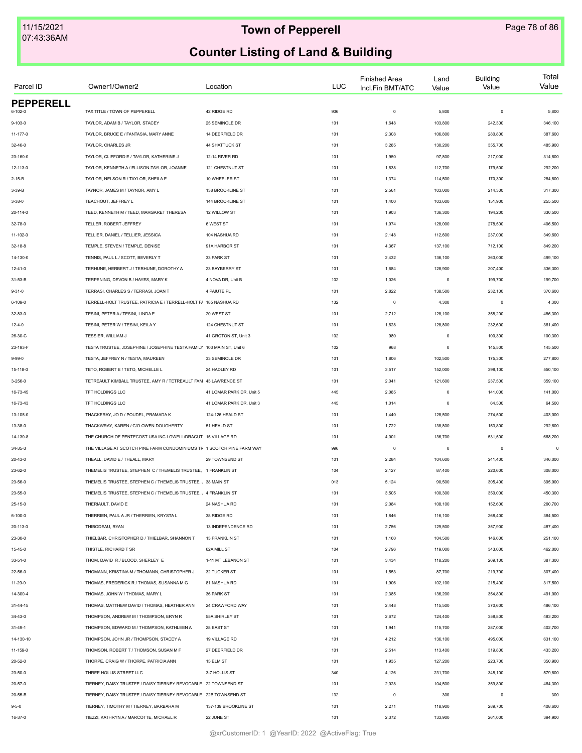# Town of Pepperell

## Counter Listing of Land & Building

| Parcel ID | Owner1/Owner2 | Location | LUC | Finished Area Incl.Fin BMT/ATC | Land Value | Building Value | Total Value |
|---|---|---|---|---|---|---|---|
| **PEPPERELL** | | | | | | | |
| 6-102-0 | TAX TITLE / TOWN OF PEPPERELL | 42 RIDGE RD | 936 | 0 | 5,800 | 0 | 5,800 |
| 9-103-0 | TAYLOR, ADAM B / TAYLOR, STACEY | 25 SEMINOLE DR | 101 | 1,648 | 103,800 | 242,300 | 346,100 |
| 11-177-0 | TAYLOR, BRUCE E / FANTASIA, MARY ANNE | 14 DEERFIELD DR | 101 | 2,308 | 106,800 | 280,800 | 387,600 |
| 32-46-0 | TAYLOR, CHARLES JR | 44 SHATTUCK ST | 101 | 3,285 | 130,200 | 355,700 | 485,900 |
| 23-160-0 | TAYLOR, CLIFFORD E / TAYLOR, KATHERINE J | 12-14 RIVER RD | 101 | 1,950 | 97,800 | 217,000 | 314,800 |
| 12-113-0 | TAYLOR, KENNETH A / ELLISON-TAYLOR, JOANNE | 121 CHESTNUT ST | 101 | 1,638 | 112,700 | 179,500 | 292,200 |
| 2-15-B | TAYLOR, NELSON R / TAYLOR, SHEILA E | 10 WHEELER ST | 101 | 1,374 | 114,500 | 170,300 | 284,800 |
| 3-39-B | TAYNOR, JAMES M / TAYNOR, AMY L | 138 BROOKLINE ST | 101 | 2,561 | 103,000 | 214,300 | 317,300 |
| 3-38-0 | TEACHOUT, JEFFREY L | 144 BROOKLINE ST | 101 | 1,400 | 103,600 | 151,900 | 255,500 |
| 20-114-0 | TEED, KENNETH M / TEED, MARGARET THERESA | 12 WILLOW ST | 101 | 1,903 | 136,300 | 194,200 | 330,500 |
| 32-78-0 | TELLER, ROBERT JEFFREY | 6 WEST ST | 101 | 1,974 | 128,000 | 278,500 | 406,500 |
| 11-102-0 | TELLIER, DANIEL / TELLIER, JESSICA | 104 NASHUA RD | 101 | 2,148 | 112,600 | 237,000 | 349,600 |
| 32-18-8 | TEMPLE, STEVEN / TEMPLE, DENISE | 91A HARBOR ST | 101 | 4,367 | 137,100 | 712,100 | 849,200 |
| 14-130-0 | TENNIS, PAUL L / SCOTT, BEVERLY T | 33 PARK ST | 101 | 2,432 | 136,100 | 363,000 | 499,100 |
| 12-41-0 | TERHUNE, HERBERT J / TERHUNE, DOROTHY A | 23 BAYBERRY ST | 101 | 1,684 | 128,900 | 207,400 | 336,300 |
| 31-53-B | TERPENING, DEVON B / HAYES, MARY K | 4 NOVA DR, Unit B | 102 | 1,026 | 0 | 199,700 | 199,700 |
| 9-31-0 | TERRASI, CHARLES S / TERRASI, JOAN T | 4 PAIUTE PL | 101 | 2,822 | 138,500 | 232,100 | 370,600 |
| 6-109-0 | TERRELL-HOLT TRUSTEE, PATRICIA E / TERRELL-HOLT FA | 185 NASHUA RD | 132 | 0 | 4,300 | 0 | 4,300 |
| 32-83-0 | TESINI, PETER A / TESINI, LINDA E | 20 WEST ST | 101 | 2,712 | 128,100 | 358,200 | 486,300 |
| 12-4-0 | TESINI, PETER W / TESINI, KEILA Y | 124 CHESTNUT ST | 101 | 1,628 | 128,800 | 232,600 | 361,400 |
| 26-30-C | TESSIER, WILLIAM J | 41 GROTON ST, Unit 3 | 102 | 980 | 0 | 100,300 | 100,300 |
| 23-193-F | TESTA TRUSTEE, JOSEPHINE / JOSEPHINE TESTA FAMILY | 103 MAIN ST, Unit 6 | 102 | 968 | 0 | 145,500 | 145,500 |
| 9-99-0 | TESTA, JEFFREY N / TESTA, MAUREEN | 33 SEMINOLE DR | 101 | 1,806 | 102,500 | 175,300 | 277,800 |
| 15-118-0 | TETO, ROBERT E / TETO, MICHELLE L | 24 HADLEY RD | 101 | 3,517 | 152,000 | 398,100 | 550,100 |
| 3-256-0 | TETREAULT KIMBALL TRUSTEE, AMY R / TETREAULT FAM | 43 LAWRENCE ST | 101 | 2,041 | 121,600 | 237,500 | 359,100 |
| 16-73-45 | TFT HOLDINGS LLC | 41 LOMAR PARK DR, Unit 5 | 445 | 2,085 | 0 | 141,000 | 141,000 |
| 16-73-43 | TFT HOLDINGS LLC | 41 LOMAR PARK DR, Unit 3 | 445 | 1,014 | 0 | 64,500 | 64,500 |
| 13-105-0 | THACKERAY, JO D / POUDEL, PRAMADA K | 124-126 HEALD ST | 101 | 1,440 | 128,500 | 274,500 | 403,000 |
| 13-38-0 | THACKWRAY, KAREN / C/O OWEN DOUGHERTY | 51 HEALD ST | 101 | 1,722 | 138,800 | 153,800 | 292,600 |
| 14-130-8 | THE CHURCH OF PENTECOST USA INC LOWELL/DRACUT | 15 VILLAGE RD | 101 | 4,001 | 136,700 | 531,500 | 668,200 |
| 34-35-3 | THE VILLAGE AT SCOTCH PINE FARM CONDOMINIUMS TR | 1 SCOTCH PINE FARM WAY | 996 | 0 | 0 | 0 | 0 |
| 20-43-0 | THEALL, DAVID E / THEALL, MARY | 29 TOWNSEND ST | 101 | 2,284 | 104,600 | 241,400 | 346,000 |
| 23-62-0 | THEMELIS TRUSTEE, STEPHEN C / THEMELIS TRUSTEE, | 1 FRANKLIN ST | 104 | 2,127 | 87,400 | 220,600 | 308,000 |
| 23-56-0 | THEMELIS TRUSTEE, STEPHEN C / THEMELIS TRUSTEE, . | 38 MAIN ST | 013 | 5,124 | 90,500 | 305,400 | 395,900 |
| 23-55-0 | THEMELIS TRUSTEE, STEPHEN C / THEMELIS TRUSTEE, . | 4 FRANKLIN ST | 101 | 3,505 | 100,300 | 350,000 | 450,300 |
| 25-15-0 | THERIAULT, DAVID E | 24 NASHUA RD | 101 | 2,084 | 108,100 | 152,600 | 260,700 |
| 6-100-0 | THERRIEN, PAUL A JR / THERRIEN, KRYSTA L | 38 RIDGE RD | 101 | 1,846 | 116,100 | 268,400 | 384,500 |
| 20-113-0 | THIBODEAU, RYAN | 13 INDEPENDENCE RD | 101 | 2,756 | 129,500 | 357,900 | 487,400 |
| 23-30-0 | THIELBAR, CHRISTOPHER D / THIELBAR, SHANNON T | 13 FRANKLIN ST | 101 | 1,160 | 104,500 | 146,600 | 251,100 |
| 15-45-0 | THISTLE, RICHARD T SR | 62A MILL ST | 104 | 2,796 | 119,000 | 343,000 | 462,000 |
| 33-51-0 | THOM, DAVID R / BLOOD, SHERLEY E | 1-11 MT LEBANON ST | 101 | 3,434 | 118,200 | 269,100 | 387,300 |
| 22-56-0 | THOMANN, KRISTINA M / THOMANN, CHRISTOPHER J | 32 TUCKER ST | 101 | 1,553 | 87,700 | 219,700 | 307,400 |
| 11-29-0 | THOMAS, FREDERICK R / THOMAS, SUSANNA M G | 81 NASHUA RD | 101 | 1,906 | 102,100 | 215,400 | 317,500 |
| 14-300-4 | THOMAS, JOHN W / THOMAS, MARY L | 36 PARK ST | 101 | 2,385 | 136,200 | 354,800 | 491,000 |
| 31-44-15 | THOMAS, MATTHEW DAVID / THOMAS, HEATHER ANN | 24 CRAWFORD WAY | 101 | 2,448 | 115,500 | 370,600 | 486,100 |
| 34-43-0 | THOMPSON, ANDREW M / THOMPSON, ERYN R | 55A SHIRLEY ST | 101 | 2,672 | 124,400 | 358,800 | 483,200 |
| 31-49-1 | THOMPSON, EDWARD M / THOMPSON, KATHLEEN A | 28 EAST ST | 101 | 1,941 | 115,700 | 287,000 | 402,700 |
| 14-130-10 | THOMPSON, JOHN JR / THOMPSON, STACEY A | 19 VILLAGE RD | 101 | 4,212 | 136,100 | 495,000 | 631,100 |
| 11-159-0 | THOMSON, ROBERT T / THOMSON, SUSAN M F | 27 DEERFIELD DR | 101 | 2,514 | 113,400 | 319,800 | 433,200 |
| 20-52-0 | THORPE, CRAIG W / THORPE, PATRICIA ANN | 15 ELM ST | 101 | 1,935 | 127,200 | 223,700 | 350,900 |
| 23-50-0 | THREE HOLLIS STREET LLC | 3-7 HOLLIS ST | 340 | 4,126 | 231,700 | 348,100 | 579,800 |
| 20-57-0 | TIERNEY, DAISY TRUSTEE / DAISY TIERNEY REVOCABLE | 22 TOWNSEND ST | 101 | 2,028 | 104,500 | 359,800 | 464,300 |
| 20-55-B | TIERNEY, DAISY TRUSTEE / DAISY TIERNEY REVOCABLE | 22B TOWNSEND ST | 132 | 0 | 300 | 0 | 300 |
| 9-5-0 | TIERNEY, TIMOTHY M / TIERNEY, BARBARA M | 137-139 BROOKLINE ST | 101 | 2,271 | 118,900 | 289,700 | 408,600 |
| 16-37-0 | TIEZZI, KATHRYN A / MARCOTTE, MICHAEL R | 22 JUNE ST | 101 | 2,372 | 133,900 | 261,000 | 394,900 |

@xrCustomerID: 1 @YearID: 2022 @ActiveFlag: True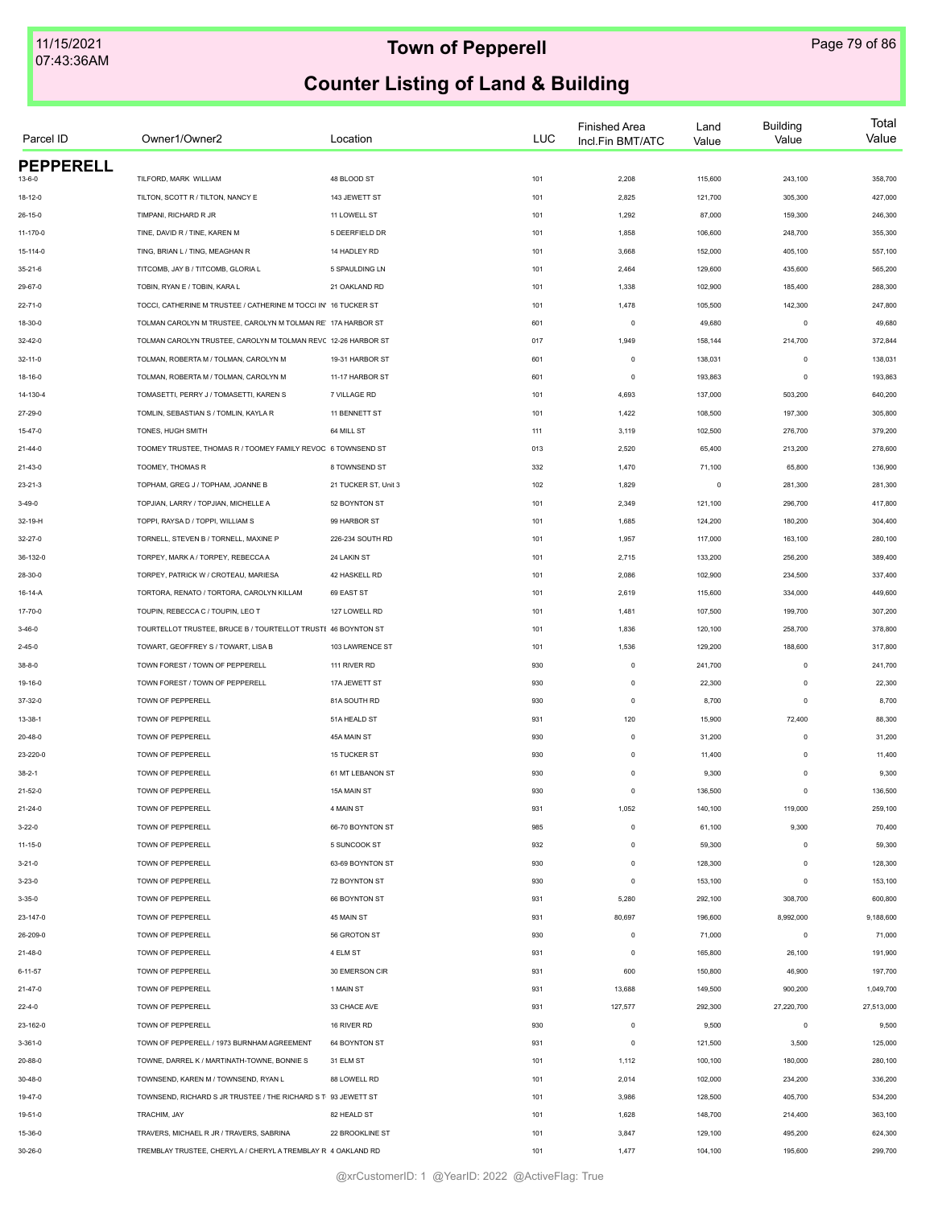# Town of Pepperell

## Counter Listing of Land & Building

| Parcel ID | Owner1/Owner2 | Location | LUC | Finished Area Incl.Fin BMT/ATC | Land Value | Building Value | Total Value |
|---|---|---|---|---|---|---|---|
| **PEPPERELL** | | | | | | | |
| 13-6-0 | TILFORD, MARK WILLIAM | 48 BLOOD ST | 101 | 2,208 | 115,600 | 243,100 | 358,700 |
| 18-12-0 | TILTON, SCOTT R / TILTON, NANCY E | 143 JEWETT ST | 101 | 2,825 | 121,700 | 305,300 | 427,000 |
| 26-15-0 | TIMPANI, RICHARD R JR | 11 LOWELL ST | 101 | 1,292 | 87,000 | 159,300 | 246,300 |
| 11-170-0 | TINE, DAVID R / TINE, KAREN M | 5 DEERFIELD DR | 101 | 1,858 | 106,600 | 248,700 | 355,300 |
| 15-114-0 | TING, BRIAN L / TING, MEAGHAN R | 14 HADLEY RD | 101 | 3,668 | 152,000 | 405,100 | 557,100 |
| 35-21-6 | TITCOMB, JAY B / TITCOMB, GLORIA L | 5 SPAULDING LN | 101 | 2,464 | 129,600 | 435,600 | 565,200 |
| 29-67-0 | TOBIN, RYAN E / TOBIN, KARA L | 21 OAKLAND RD | 101 | 1,338 | 102,900 | 185,400 | 288,300 |
| 22-71-0 | TOCCI, CATHERINE M TRUSTEE / CATHERINE M TOCCI IN' | 16 TUCKER ST | 101 | 1,478 | 105,500 | 142,300 | 247,800 |
| 18-30-0 | TOLMAN CAROLYN M TRUSTEE, CAROLYN M TOLMAN RE' | 17A HARBOR ST | 601 | 0 | 49,680 | 0 | 49,680 |
| 32-42-0 | TOLMAN CAROLYN TRUSTEE, CAROLYN M TOLMAN REVC | 12-26 HARBOR ST | 017 | 1,949 | 158,144 | 214,700 | 372,844 |
| 32-11-0 | TOLMAN, ROBERTA M / TOLMAN, CAROLYN M | 19-31 HARBOR ST | 601 | 0 | 138,031 | 0 | 138,031 |
| 18-16-0 | TOLMAN, ROBERTA M / TOLMAN, CAROLYN M | 11-17 HARBOR ST | 601 | 0 | 193,863 | 0 | 193,863 |
| 14-130-4 | TOMASETTI, PERRY J / TOMASETTI, KAREN S | 7 VILLAGE RD | 101 | 4,693 | 137,000 | 503,200 | 640,200 |
| 27-29-0 | TOMLIN, SEBASTIAN S / TOMLIN, KAYLA R | 11 BENNETT ST | 101 | 1,422 | 108,500 | 197,300 | 305,800 |
| 15-47-0 | TONES, HUGH SMITH | 64 MILL ST | 111 | 3,119 | 102,500 | 276,700 | 379,200 |
| 21-44-0 | TOOMEY TRUSTEE, THOMAS R / TOOMEY FAMILY REVOC | 6 TOWNSEND ST | 013 | 2,520 | 65,400 | 213,200 | 278,600 |
| 21-43-0 | TOOMEY, THOMAS R | 8 TOWNSEND ST | 332 | 1,470 | 71,100 | 65,800 | 136,900 |
| 23-21-3 | TOPHAM, GREG J / TOPHAM, JOANNE B | 21 TUCKER ST, Unit 3 | 102 | 1,829 | 0 | 281,300 | 281,300 |
| 3-49-0 | TOPJIAN, LARRY / TOPJIAN, MICHELLE A | 52 BOYNTON ST | 101 | 2,349 | 121,100 | 296,700 | 417,800 |
| 32-19-H | TOPPI, RAYSA D / TOPPI, WILLIAM S | 99 HARBOR ST | 101 | 1,685 | 124,200 | 180,200 | 304,400 |
| 32-27-0 | TORNELL, STEVEN B / TORNELL, MAXINE P | 226-234 SOUTH RD | 101 | 1,957 | 117,000 | 163,100 | 280,100 |
| 36-132-0 | TORPEY, MARK A / TORPEY, REBECCA A | 24 LAKIN ST | 101 | 2,715 | 133,200 | 256,200 | 389,400 |
| 28-30-0 | TORPEY, PATRICK W / CROTEAU, MARIESA | 42 HASKELL RD | 101 | 2,086 | 102,900 | 234,500 | 337,400 |
| 16-14-A | TORTORA, RENATO / TORTORA, CAROLYN KILLAM | 69 EAST ST | 101 | 2,619 | 115,600 | 334,000 | 449,600 |
| 17-70-0 | TOUPIN, REBECCA C / TOUPIN, LEO T | 127 LOWELL RD | 101 | 1,481 | 107,500 | 199,700 | 307,200 |
| 3-46-0 | TOURTELLOT TRUSTEE, BRUCE B / TOURTELLOT TRUSTI | 46 BOYNTON ST | 101 | 1,836 | 120,100 | 258,700 | 378,800 |
| 2-45-0 | TOWART, GEOFFREY S / TOWART, LISA B | 103 LAWRENCE ST | 101 | 1,536 | 129,200 | 188,600 | 317,800 |
| 38-8-0 | TOWN FOREST / TOWN OF PEPPERELL | 111 RIVER RD | 930 | 0 | 241,700 | 0 | 241,700 |
| 19-16-0 | TOWN FOREST / TOWN OF PEPPERELL | 17A JEWETT ST | 930 | 0 | 22,300 | 0 | 22,300 |
| 37-32-0 | TOWN OF PEPPERELL | 81A SOUTH RD | 930 | 0 | 8,700 | 0 | 8,700 |
| 13-38-1 | TOWN OF PEPPERELL | 51A HEALD ST | 931 | 120 | 15,900 | 72,400 | 88,300 |
| 20-48-0 | TOWN OF PEPPERELL | 45A MAIN ST | 930 | 0 | 31,200 | 0 | 31,200 |
| 23-220-0 | TOWN OF PEPPERELL | 15 TUCKER ST | 930 | 0 | 11,400 | 0 | 11,400 |
| 38-2-1 | TOWN OF PEPPERELL | 61 MT LEBANON ST | 930 | 0 | 9,300 | 0 | 9,300 |
| 21-52-0 | TOWN OF PEPPERELL | 15A MAIN ST | 930 | 0 | 136,500 | 0 | 136,500 |
| 21-24-0 | TOWN OF PEPPERELL | 4 MAIN ST | 931 | 1,052 | 140,100 | 119,000 | 259,100 |
| 3-22-0 | TOWN OF PEPPERELL | 66-70 BOYNTON ST | 985 | 0 | 61,100 | 9,300 | 70,400 |
| 11-15-0 | TOWN OF PEPPERELL | 5 SUNCOOK ST | 932 | 0 | 59,300 | 0 | 59,300 |
| 3-21-0 | TOWN OF PEPPERELL | 63-69 BOYNTON ST | 930 | 0 | 128,300 | 0 | 128,300 |
| 3-23-0 | TOWN OF PEPPERELL | 72 BOYNTON ST | 930 | 0 | 153,100 | 0 | 153,100 |
| 3-35-0 | TOWN OF PEPPERELL | 66 BOYNTON ST | 931 | 5,280 | 292,100 | 308,700 | 600,800 |
| 23-147-0 | TOWN OF PEPPERELL | 45 MAIN ST | 931 | 80,697 | 196,600 | 8,992,000 | 9,188,600 |
| 26-209-0 | TOWN OF PEPPERELL | 56 GROTON ST | 930 | 0 | 71,000 | 0 | 71,000 |
| 21-48-0 | TOWN OF PEPPERELL | 4 ELM ST | 931 | 0 | 165,800 | 26,100 | 191,900 |
| 6-11-57 | TOWN OF PEPPERELL | 30 EMERSON CIR | 931 | 600 | 150,800 | 46,900 | 197,700 |
| 21-47-0 | TOWN OF PEPPERELL | 1 MAIN ST | 931 | 13,688 | 149,500 | 900,200 | 1,049,700 |
| 22-4-0 | TOWN OF PEPPERELL | 33 CHACE AVE | 931 | 127,577 | 292,300 | 27,220,700 | 27,513,000 |
| 23-162-0 | TOWN OF PEPPERELL | 16 RIVER RD | 930 | 0 | 9,500 | 0 | 9,500 |
| 3-361-0 | TOWN OF PEPPERELL / 1973 BURNHAM AGREEMENT | 64 BOYNTON ST | 931 | 0 | 121,500 | 3,500 | 125,000 |
| 20-88-0 | TOWNE, DARREL K / MARTINATH-TOWNE, BONNIE S | 31 ELM ST | 101 | 1,112 | 100,100 | 180,000 | 280,100 |
| 30-48-0 | TOWNSEND, KAREN M / TOWNSEND, RYAN L | 88 LOWELL RD | 101 | 2,014 | 102,000 | 234,200 | 336,200 |
| 19-47-0 | TOWNSEND, RICHARD S JR TRUSTEE / THE RICHARD S T | 93 JEWETT ST | 101 | 3,986 | 128,500 | 405,700 | 534,200 |
| 19-51-0 | TRACHIM, JAY | 82 HEALD ST | 101 | 1,628 | 148,700 | 214,400 | 363,100 |
| 15-36-0 | TRAVERS, MICHAEL R JR / TRAVERS, SABRINA | 22 BROOKLINE ST | 101 | 3,847 | 129,100 | 495,200 | 624,300 |
| 30-26-0 | TREMBLAY TRUSTEE, CHERYL A / CHERYL A TREMBLAY R | 4 OAKLAND RD | 101 | 1,477 | 104,100 | 195,600 | 299,700 |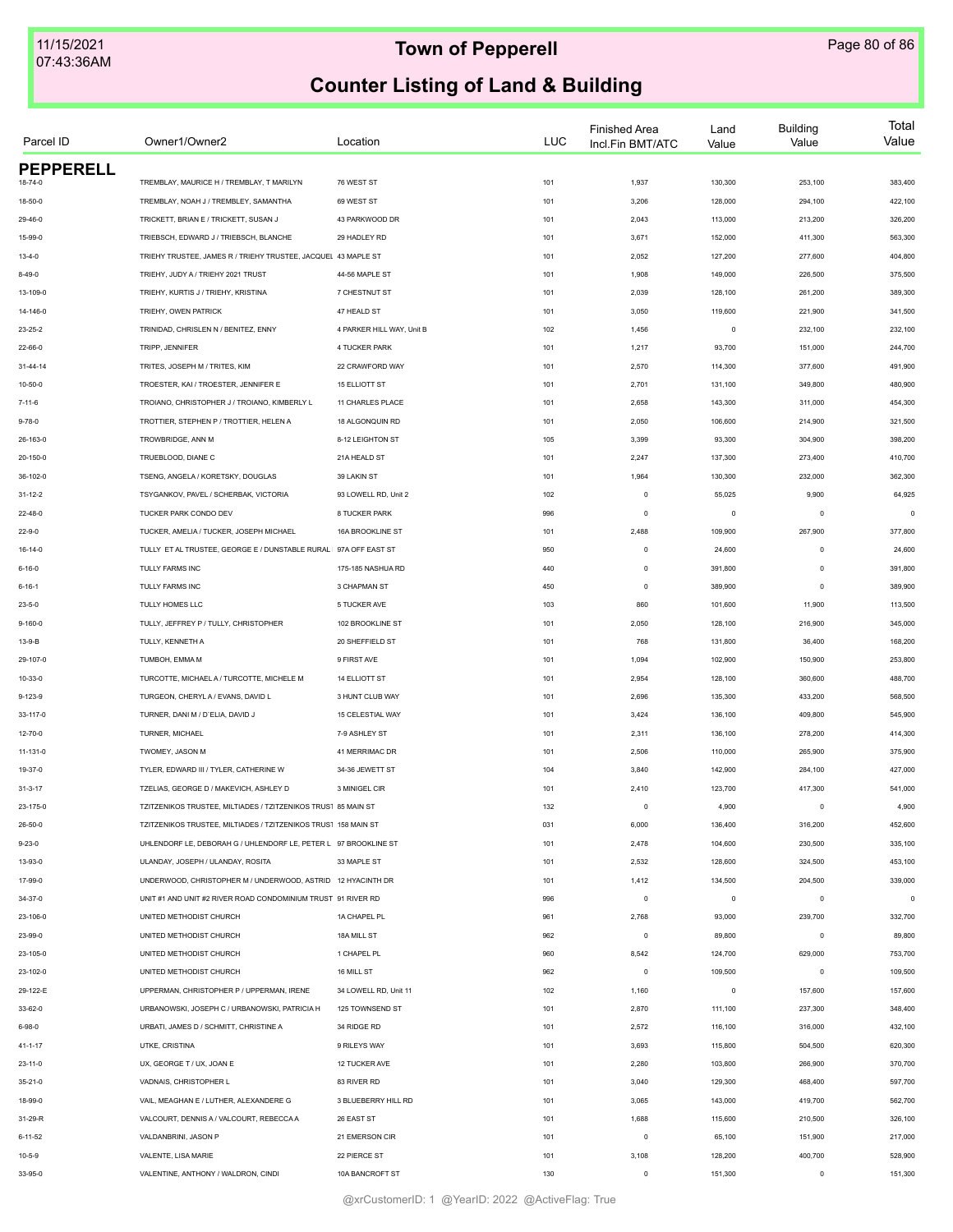# Town of Pepperell

## Counter Listing of Land & Building

| Parcel ID | Owner1/Owner2 | Location | LUC | Finished Area Incl.Fin BMT/ATC | Land Value | Building Value | Total Value |
|---|---|---|---|---|---|---|---|
| **PEPPERELL** | | | | | | | |
| 18-74-0 | TREMBLAY, MAURICE H / TREMBLAY, T MARILYN | 76 WEST ST | 101 | 1,937 | 130,300 | 253,100 | 383,400 |
| 18-50-0 | TREMBLAY, NOAH J / TREMBLEY, SAMANTHA | 69 WEST ST | 101 | 3,206 | 128,000 | 294,100 | 422,100 |
| 29-46-0 | TRICKETT, BRIAN E / TRICKETT, SUSAN J | 43 PARKWOOD DR | 101 | 2,043 | 113,000 | 213,200 | 326,200 |
| 15-99-0 | TRIEBSCH, EDWARD J / TRIEBSCH, BLANCHE | 29 HADLEY RD | 101 | 3,671 | 152,000 | 411,300 | 563,300 |
| 13-4-0 | TRIEHY TRUSTEE, JAMES R / TRIEHY TRUSTEE, JACQUEL | 43 MAPLE ST | 101 | 2,052 | 127,200 | 277,600 | 404,800 |
| 8-49-0 | TRIEHY, JUDY A / TRIEHY 2021 TRUST | 44-56 MAPLE ST | 101 | 1,908 | 149,000 | 226,500 | 375,500 |
| 13-109-0 | TRIEHY, KURTIS J / TRIEHY, KRISTINA | 7 CHESTNUT ST | 101 | 2,039 | 128,100 | 261,200 | 389,300 |
| 14-146-0 | TRIEHY, OWEN PATRICK | 47 HEALD ST | 101 | 3,050 | 119,600 | 221,900 | 341,500 |
| 23-25-2 | TRINIDAD, CHRISLEN N / BENITEZ, ENNY | 4 PARKER HILL WAY, Unit B | 102 | 1,456 | 0 | 232,100 | 232,100 |
| 22-66-0 | TRIPP, JENNIFER | 4 TUCKER PARK | 101 | 1,217 | 93,700 | 151,000 | 244,700 |
| 31-44-14 | TRITES, JOSEPH M / TRITES, KIM | 22 CRAWFORD WAY | 101 | 2,570 | 114,300 | 377,600 | 491,900 |
| 10-50-0 | TROESTER, KAI / TROESTER, JENNIFER E | 15 ELLIOTT ST | 101 | 2,701 | 131,100 | 349,800 | 480,900 |
| 7-11-6 | TROIANO, CHRISTOPHER J / TROIANO, KIMBERLY L | 11 CHARLES PLACE | 101 | 2,658 | 143,300 | 311,000 | 454,300 |
| 9-78-0 | TROTTIER, STEPHEN P / TROTTIER, HELEN A | 18 ALGONQUIN RD | 101 | 2,050 | 106,600 | 214,900 | 321,500 |
| 26-163-0 | TROWBRIDGE, ANN M | 8-12 LEIGHTON ST | 105 | 3,399 | 93,300 | 304,900 | 398,200 |
| 20-150-0 | TRUEBLOOD, DIANE C | 21A HEALD ST | 101 | 2,247 | 137,300 | 273,400 | 410,700 |
| 36-102-0 | TSENG, ANGELA / KORETSKY, DOUGLAS | 39 LAKIN ST | 101 | 1,964 | 130,300 | 232,000 | 362,300 |
| 31-12-2 | TSYGANKOV, PAVEL / SCHERBAK, VICTORIA | 93 LOWELL RD, Unit 2 | 102 | 0 | 55,025 | 9,900 | 64,925 |
| 22-48-0 | TUCKER PARK CONDO DEV | 8 TUCKER PARK | 996 | 0 | 0 | 0 | 0 |
| 22-9-0 | TUCKER, AMELIA / TUCKER, JOSEPH MICHAEL | 16A BROOKLINE ST | 101 | 2,488 | 109,900 | 267,900 | 377,800 |
| 16-14-0 | TULLY ET AL TRUSTEE, GEORGE E / DUNSTABLE RURAL | 97A OFF EAST ST | 950 | 0 | 24,600 | 0 | 24,600 |
| 6-16-0 | TULLY FARMS INC | 175-185 NASHUA RD | 440 | 0 | 391,800 | 0 | 391,800 |
| 6-16-1 | TULLY FARMS INC | 3 CHAPMAN ST | 450 | 0 | 389,900 | 0 | 389,900 |
| 23-5-0 | TULLY HOMES LLC | 5 TUCKER AVE | 103 | 860 | 101,600 | 11,900 | 113,500 |
| 9-160-0 | TULLY, JEFFREY P / TULLY, CHRISTOPHER | 102 BROOKLINE ST | 101 | 2,050 | 128,100 | 216,900 | 345,000 |
| 13-9-B | TULLY, KENNETH A | 20 SHEFFIELD ST | 101 | 768 | 131,800 | 36,400 | 168,200 |
| 29-107-0 | TUMBOH, EMMA M | 9 FIRST AVE | 101 | 1,094 | 102,900 | 150,900 | 253,800 |
| 10-33-0 | TURCOTTE, MICHAEL A / TURCOTTE, MICHELE M | 14 ELLIOTT ST | 101 | 2,954 | 128,100 | 360,600 | 488,700 |
| 9-123-9 | TURGEON, CHERYL A / EVANS, DAVID L | 3 HUNT CLUB WAY | 101 | 2,696 | 135,300 | 433,200 | 568,500 |
| 33-117-0 | TURNER, DANI M / D`ELIA, DAVID J | 15 CELESTIAL WAY | 101 | 3,424 | 136,100 | 409,800 | 545,900 |
| 12-70-0 | TURNER, MICHAEL | 7-9 ASHLEY ST | 101 | 2,311 | 136,100 | 278,200 | 414,300 |
| 11-131-0 | TWOMEY, JASON M | 41 MERRIMAC DR | 101 | 2,506 | 110,000 | 265,900 | 375,900 |
| 19-37-0 | TYLER, EDWARD III / TYLER, CATHERINE W | 34-36 JEWETT ST | 104 | 3,840 | 142,900 | 284,100 | 427,000 |
| 31-3-17 | TZELIAS, GEORGE D / MAKEVICH, ASHLEY D | 3 MINIGEL CIR | 101 | 2,410 | 123,700 | 417,300 | 541,000 |
| 23-175-0 | TZITZENIKOS TRUSTEE, MILTIADES / TZITZENIKOS TRUST | 85 MAIN ST | 132 | 0 | 4,900 | 0 | 4,900 |
| 26-50-0 | TZITZENIKOS TRUSTEE, MILTIADES / TZITZENIKOS TRUST | 158 MAIN ST | 031 | 6,000 | 136,400 | 316,200 | 452,600 |
| 9-23-0 | UHLENDORF LE, DEBORAH G / UHLENDORF LE, PETER L | 97 BROOKLINE ST | 101 | 2,478 | 104,600 | 230,500 | 335,100 |
| 13-93-0 | ULANDAY, JOSEPH / ULANDAY, ROSITA | 33 MAPLE ST | 101 | 2,532 | 128,600 | 324,500 | 453,100 |
| 17-99-0 | UNDERWOOD, CHRISTOPHER M / UNDERWOOD, ASTRID | 12 HYACINTH DR | 101 | 1,412 | 134,500 | 204,500 | 339,000 |
| 34-37-0 | UNIT #1 AND UNIT #2 RIVER ROAD CONDOMINIUM TRUST | 91 RIVER RD | 996 | 0 | 0 | 0 | 0 |
| 23-106-0 | UNITED METHODIST CHURCH | 1A CHAPEL PL | 961 | 2,768 | 93,000 | 239,700 | 332,700 |
| 23-99-0 | UNITED METHODIST CHURCH | 18A MILL ST | 962 | 0 | 89,800 | 0 | 89,800 |
| 23-105-0 | UNITED METHODIST CHURCH | 1 CHAPEL PL | 960 | 8,542 | 124,700 | 629,000 | 753,700 |
| 23-102-0 | UNITED METHODIST CHURCH | 16 MILL ST | 962 | 0 | 109,500 | 0 | 109,500 |
| 29-122-E | UPPERMAN, CHRISTOPHER P / UPPERMAN, IRENE | 34 LOWELL RD, Unit 11 | 102 | 1,160 | 0 | 157,600 | 157,600 |
| 33-62-0 | URBANOWSKI, JOSEPH C / URBANOWSKI, PATRICIA H | 125 TOWNSEND ST | 101 | 2,870 | 111,100 | 237,300 | 348,400 |
| 6-98-0 | URBATI, JAMES D / SCHMITT, CHRISTINE A | 34 RIDGE RD | 101 | 2,572 | 116,100 | 316,000 | 432,100 |
| 41-1-17 | UTKE, CRISTINA | 9 RILEYS WAY | 101 | 3,693 | 115,800 | 504,500 | 620,300 |
| 23-11-0 | UX, GEORGE T / UX, JOAN E | 12 TUCKER AVE | 101 | 2,280 | 103,800 | 266,900 | 370,700 |
| 35-21-0 | VADNAIS, CHRISTOPHER L | 83 RIVER RD | 101 | 3,040 | 129,300 | 468,400 | 597,700 |
| 18-99-0 | VAIL, MEAGHAN E / LUTHER, ALEXANDERE G | 3 BLUEBERRY HILL RD | 101 | 3,065 | 143,000 | 419,700 | 562,700 |
| 31-29-R | VALCOURT, DENNIS A / VALCOURT, REBECCA A | 26 EAST ST | 101 | 1,688 | 115,600 | 210,500 | 326,100 |
| 6-11-52 | VALDANBRINI, JASON P | 21 EMERSON CIR | 101 | 0 | 65,100 | 151,900 | 217,000 |
| 10-5-9 | VALENTE, LISA MARIE | 22 PIERCE ST | 101 | 3,108 | 128,200 | 400,700 | 528,900 |
| 33-95-0 | VALENTINE, ANTHONY / WALDRON, CINDI | 10A BANCROFT ST | 130 | 0 | 151,300 | 0 | 151,300 |

@xrCustomerID: 1 @YearID: 2022 @ActiveFlag: True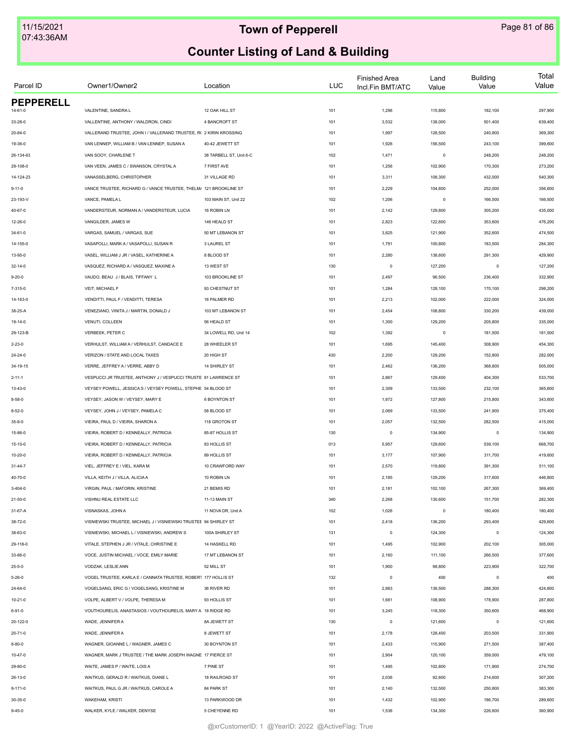# Town of Pepperell

## Counter Listing of Land & Building

| Parcel ID | Owner1/Owner2 | Location | LUC | Finished Area Incl.Fin BMT/ATC | Land Value | Building Value | Total Value |
|---|---|---|---|---|---|---|---|
| **PEPPERELL** | | | | | | | |
| 14-61-0 | VALENTINE, SANDRA L | 12 OAK HILL ST | 101 | 1,296 | 115,800 | 182,100 | 297,900 |
| 33-28-0 | VALLENTINE, ANTHONY / WALDRON, CINDI | 4 BANCROFT ST | 101 | 3,532 | 138,000 | 501,400 | 639,400 |
| 20-84-0 | VALLERAND TRUSTEE, JOHN I / VALLERAND TRUSTEE, R( | 2 KIRIN KROSSING | 101 | 1,997 | 128,500 | 240,800 | 369,300 |
| 19-36-0 | VAN LENNEP, WILLIAM B / VAN LENNEP, SUSAN A | 40-42 JEWETT ST | 101 | 1,926 | 156,500 | 243,100 | 399,600 |
| 26-134-63 | VAN SOOY, CHARLENE T | 38 TARBELL ST, Unit 6-C | 102 | 1,471 | 0 | 248,200 | 248,200 |
| 29-108-0 | VAN VEEN, JAMES C / SWANSON, CRYSTAL A | 7 FIRST AVE | 101 | 1,256 | 102,900 | 170,300 | 273,200 |
| 14-124-23 | VANASSELBERG, CHRISTOPHER | 31 VILLAGE RD | 101 | 3,311 | 108,300 | 432,000 | 540,300 |
| 9-11-0 | VANCE TRUSTEE, RICHARD G / VANCE TRUSTEE, THELM/ | 121 BROOKLINE ST | 101 | 2,229 | 104,600 | 252,000 | 356,600 |
| 23-193-V | VANCE, PAMELA L | 103 MAIN ST, Unit 22 | 102 | 1,206 | 0 | 166,500 | 166,500 |
| 40-67-0 | VANDERSTEUR, NORMAN A / VANDERSTEUR, LUCIA | 16 ROBIN LN | 101 | 2,142 | 129,800 | 305,200 | 435,000 |
| 12-26-0 | VANGILDER, JAMES W | 146 HEALD ST | 101 | 2,823 | 122,600 | 353,600 | 476,200 |
| 34-61-0 | VARGAS, SAMUEL / VARGAS, SUE | 50 MT LEBANON ST | 101 | 3,825 | 121,900 | 352,600 | 474,500 |
| 14-155-0 | VASAPOLLI, MARK A / VASAPOLLI, SUSAN R | 3 LAUREL ST | 101 | 1,791 | 100,800 | 183,500 | 284,300 |
| 13-95-0 | VASEL, WILLIAM J JR / VASEL, KATHERINE A | 8 BLOOD ST | 101 | 2,280 | 138,600 | 291,300 | 429,900 |
| 32-14-0 | VASQUEZ, RICHARD A / VASQUEZ, MAXINE A | 13 WEST ST | 130 | 0 | 127,200 | 0 | 127,200 |
| 9-20-0 | VAUDO, BEAU J / BLAIS, TIFFANY L | 103 BROOKLINE ST | 101 | 2,497 | 96,500 | 236,400 | 332,900 |
| 7-315-0 | VEIT, MICHAEL F | 93 CHESTNUT ST | 101 | 1,284 | 128,100 | 170,100 | 298,200 |
| 14-163-0 | VENDITTI, PAUL F / VENDITTI, TERESA | 16 PALMER RD | 101 | 2,213 | 102,000 | 222,000 | 324,000 |
| 38-25-A | VENEZIANO, VINITA J / MARTIN, DONALD J | 103 MT LEBANON ST | 101 | 2,454 | 108,800 | 330,200 | 439,000 |
| 19-14-0 | VENUTI, COLLEEN | 56 HEALD ST | 101 | 1,300 | 129,200 | 205,800 | 335,000 |
| 29-123-B | VERBEEK, PETER C | 34 LOWELL RD, Unit 14 | 102 | 1,392 | 0 | 181,500 | 181,500 |
| 2-23-0 | VERHULST, WILLIAM A / VERHULST, CANDACE E | 28 WHEELER ST | 101 | 1,695 | 145,400 | 308,900 | 454,300 |
| 24-24-0 | VERIZON / STATE AND LOCAL TAXES | 20 HIGH ST | 430 | 2,200 | 129,200 | 152,800 | 282,000 |
| 34-19-15 | VERRE, JEFFREY A / VERRE, ABBY D | 14 SHIRLEY ST | 101 | 2,462 | 136,200 | 368,800 | 505,000 |
| 2-11-1 | VESPUCCI JR TRUSTEE, ANTHONY J / VESPUCCI TRUSTE | 81 LAWRENCE ST | 101 | 2,867 | 129,400 | 404,300 | 533,700 |
| 13-43-0 | VEYSEY POWELL, JESSICA S / VEYSEY POWELL, STEPHE | 54 BLOOD ST | 101 | 2,309 | 133,500 | 232,100 | 365,600 |
| 8-58-0 | VEYSEY, JASON W / VEYSEY, MARY E | 6 BOYNTON ST | 101 | 1,872 | 127,800 | 215,800 | 343,600 |
| 8-52-0 | VEYSEY, JOHN J / VEYSEY, PAMELA C | 58 BLOOD ST | 101 | 2,069 | 133,500 | 241,900 | 375,400 |
| 35-8-0 | VIEIRA, PAUL D / VIEIRA, SHARON A | 118 GROTON ST | 101 | 2,057 | 132,500 | 282,500 | 415,000 |
| 15-86-0 | VIEIRA, ROBERT D / KENNEALLY, PATRICIA | 85-87 HOLLIS ST | 130 | 0 | 134,900 | 0 | 134,900 |
| 15-10-0 | VIEIRA, ROBERT D / KENNEALLY, PATRICIA | 83 HOLLIS ST | 013 | 5,957 | 129,600 | 539,100 | 668,700 |
| 10-20-0 | VIEIRA, ROBERT D / KENNEALLY, PATRICIA | 89 HOLLIS ST | 101 | 3,177 | 107,900 | 311,700 | 419,600 |
| 31-44-7 | VIEL, JEFFREY E / VIEL, KARA M | 10 CRAWFORD WAY | 101 | 2,570 | 119,800 | 391,300 | 511,100 |
| 40-70-0 | VILLA, KEITH J / VILLA, ALICIA A | 10 ROBIN LN | 101 | 2,185 | 129,200 | 317,600 | 446,800 |
| 3-404-0 | VIRGIN, PAUL / MATORIN, KRISTINE | 21 BEMIS RD | 101 | 2,181 | 102,100 | 267,300 | 369,400 |
| 21-50-0 | VISHNU REAL ESTATE LLC | 11-13 MAIN ST | 340 | 2,268 | 130,600 | 151,700 | 282,300 |
| 31-67-A | VISNASKAS, JOHN A | 11 NOVA DR, Unit A | 102 | 1,026 | 0 | 180,400 | 180,400 |
| 38-72-0 | VISNIEWSKI TRUSTEE, MICHAEL J / VISNIEWSKI TRUSTEE | 94 SHIRLEY ST | 101 | 2,418 | 136,200 | 293,400 | 429,600 |
| 38-63-0 | VISNIEWSKI, MICHAEL L / VISNIEWSKI, ANDREW S | 100A SHIRLEY ST | 131 | 0 | 124,300 | 0 | 124,300 |
| 29-118-0 | VITALE, STEPHEN J JR / VITALE, CHRISTINE E | 14 HASKELL RD | 101 | 1,495 | 102,900 | 202,100 | 305,000 |
| 33-86-0 | VOCE, JUSTIN MICHAEL / VOCE, EMILY MARIE | 17 MT LEBANON ST | 101 | 2,160 | 111,100 | 266,500 | 377,600 |
| 25-5-0 | VODZAK, LESLIE ANN | 52 MILL ST | 101 | 1,900 | 98,800 | 223,900 | 322,700 |
| 5-26-0 | VOGEL TRUSTEE, KARLA E / CANNATA TRUSTEE, ROBERT | 177 HOLLIS ST | 132 | 0 | 400 | 0 | 400 |
| 24-64-0 | VOGELSANG, ERIC G / VOGELSANG, KRISTINE M | 36 RIVER RD | 101 | 2,883 | 136,500 | 288,300 | 424,800 |
| 10-21-0 | VOLPE, ALBERT V / VOLPE, THERESA M | 93 HOLLIS ST | 101 | 1,681 | 108,900 | 178,900 | 287,800 |
| 6-91-0 | VOUTHOURELIS, ANASTASIOS / VOUTHOURELIS, MARY A | 18 RIDGE RD | 101 | 3,245 | 118,300 | 350,600 | 468,900 |
| 20-122-0 | WADE, JENNIFER A | 8A JEWETT ST | 130 | 0 | 121,600 | 0 | 121,600 |
| 20-71-0 | WADE, JENNIFER A | 8 JEWETT ST | 101 | 2,178 | 128,400 | 203,500 | 331,900 |
| 8-80-0 | WAGNER, GIOANNE L / WAGNER, JAMES C | 30 BOYNTON ST | 101 | 2,433 | 115,900 | 271,500 | 387,400 |
| 10-47-0 | WAGNER, MARK J TRUSTEE / THE MARK JOSEPH WAGNE | 17 PIERCE ST | 101 | 2,904 | 120,100 | 359,000 | 479,100 |
| 29-80-0 | WAITE, JAMES P / WAITE, LOIS A | 7 PINE ST | 101 | 1,495 | 102,800 | 171,900 | 274,700 |
| 26-13-0 | WAITKUS, GERALD R / WAITKUS, DIANE L | 18 RAILROAD ST | 101 | 2,036 | 92,600 | 214,600 | 307,200 |
| 9-171-0 | WAITKUS, PAUL G JR / WAITKUS, CAROLE A | 84 PARK ST | 101 | 2,140 | 132,500 | 250,800 | 383,300 |
| 30-35-0 | WAKEHAM, KRISTI | 13 PARKWOOD DR | 101 | 1,432 | 102,900 | 186,700 | 289,600 |
| 9-45-0 | WALKER, KYLE / WALKER, DENYSE | 5 CHEYENNE RD | 101 | 1,536 | 134,300 | 226,600 | 360,900 |

@xrCustomerID: 1 @YearID: 2022 @ActiveFlag: True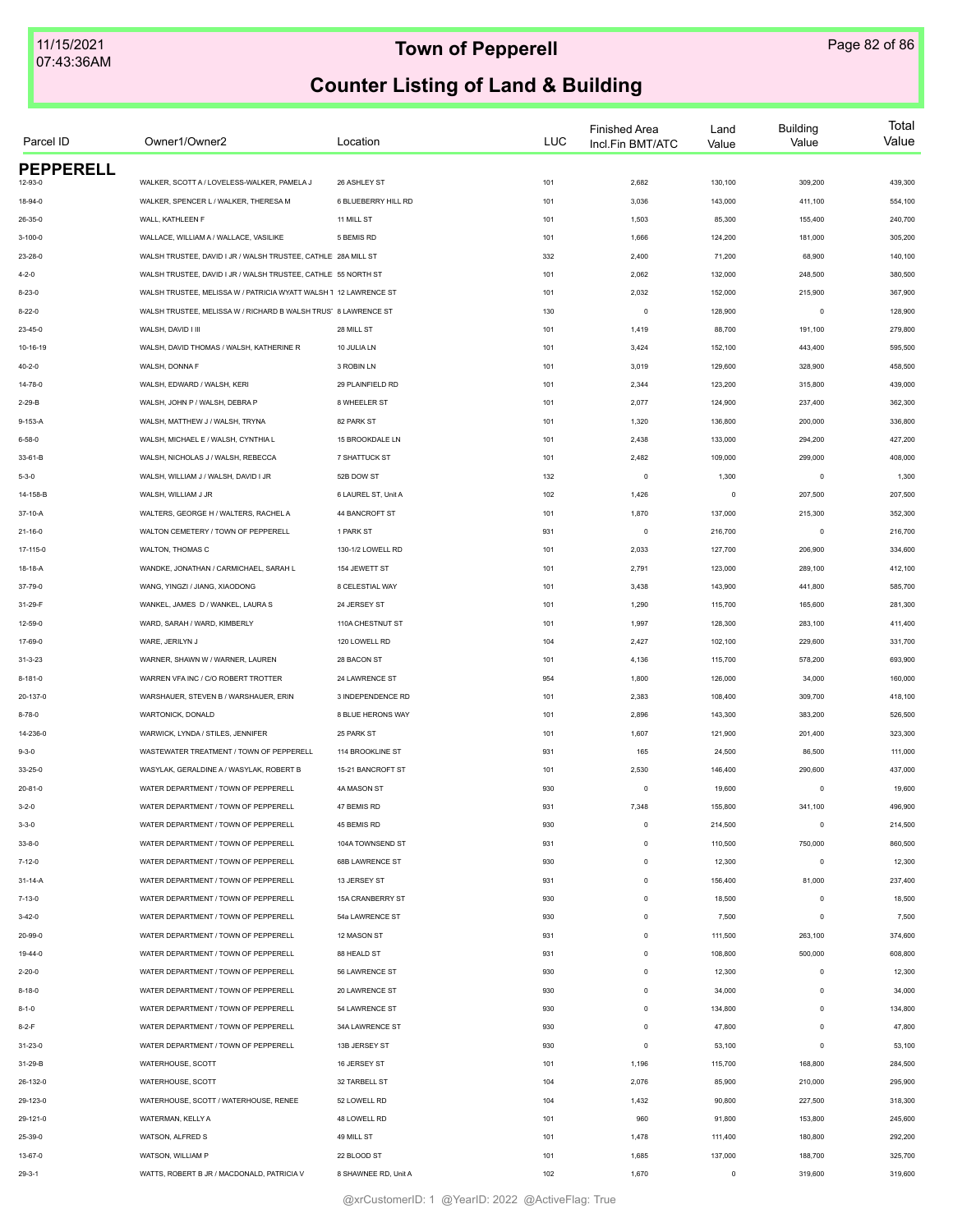# Town of Pepperell

## Counter Listing of Land & Building

| Parcel ID | Owner1/Owner2 | Location | LUC | Finished Area Incl.Fin BMT/ATC | Land Value | Building Value | Total Value |
|---|---|---|---|---|---|---|---|
| **PEPPERELL** | | | | | | | |
| 12-93-0 | WALKER, SCOTT A / LOVELESS-WALKER, PAMELA J | 26 ASHLEY ST | 101 | 2,682 | 130,100 | 309,200 | 439,300 |
| 18-94-0 | WALKER, SPENCER L / WALKER, THERESA M | 6 BLUEBERRY HILL RD | 101 | 3,036 | 143,000 | 411,100 | 554,100 |
| 26-35-0 | WALL, KATHLEEN F | 11 MILL ST | 101 | 1,503 | 85,300 | 155,400 | 240,700 |
| 3-100-0 | WALLACE, WILLIAM A / WALLACE, VASILIKE | 5 BEMIS RD | 101 | 1,666 | 124,200 | 181,000 | 305,200 |
| 23-28-0 | WALSH TRUSTEE, DAVID I JR / WALSH TRUSTEE, CATHLE | 28A MILL ST | 332 | 2,400 | 71,200 | 68,900 | 140,100 |
| 4-2-0 | WALSH TRUSTEE, DAVID I JR / WALSH TRUSTEE, CATHLE | 55 NORTH ST | 101 | 2,062 | 132,000 | 248,500 | 380,500 |
| 8-23-0 | WALSH TRUSTEE, MELISSA W / PATRICIA WYATT WALSH T | 12 LAWRENCE ST | 101 | 2,032 | 152,000 | 215,900 | 367,900 |
| 8-22-0 | WALSH TRUSTEE, MELISSA W / RICHARD B WALSH TRUS | 8 LAWRENCE ST | 130 | 0 | 128,900 | 0 | 128,900 |
| 23-45-0 | WALSH, DAVID I III | 28 MILL ST | 101 | 1,419 | 88,700 | 191,100 | 279,800 |
| 10-16-19 | WALSH, DAVID THOMAS / WALSH, KATHERINE R | 10 JULIA LN | 101 | 3,424 | 152,100 | 443,400 | 595,500 |
| 40-2-0 | WALSH, DONNA F | 3 ROBIN LN | 101 | 3,019 | 129,600 | 328,900 | 458,500 |
| 14-78-0 | WALSH, EDWARD / WALSH, KERI | 29 PLAINFIELD RD | 101 | 2,344 | 123,200 | 315,800 | 439,000 |
| 2-29-B | WALSH, JOHN P / WALSH, DEBRA P | 8 WHEELER ST | 101 | 2,077 | 124,900 | 237,400 | 362,300 |
| 9-153-A | WALSH, MATTHEW J / WALSH, TRYNA | 82 PARK ST | 101 | 1,320 | 136,800 | 200,000 | 336,800 |
| 6-58-0 | WALSH, MICHAEL E / WALSH, CYNTHIA L | 15 BROOKDALE LN | 101 | 2,438 | 133,000 | 294,200 | 427,200 |
| 33-61-B | WALSH, NICHOLAS J / WALSH, REBECCA | 7 SHATTUCK ST | 101 | 2,482 | 109,000 | 299,000 | 408,000 |
| 5-3-0 | WALSH, WILLIAM J / WALSH, DAVID I JR | 52B DOW ST | 132 | 0 | 1,300 | 0 | 1,300 |
| 14-158-B | WALSH, WILLIAM J JR | 6 LAUREL ST, Unit A | 102 | 1,426 | 0 | 207,500 | 207,500 |
| 37-10-A | WALTERS, GEORGE H / WALTERS, RACHEL A | 44 BANCROFT ST | 101 | 1,870 | 137,000 | 215,300 | 352,300 |
| 21-16-0 | WALTON CEMETERY / TOWN OF PEPPERELL | 1 PARK ST | 931 | 0 | 216,700 | 0 | 216,700 |
| 17-115-0 | WALTON, THOMAS C | 130-1/2 LOWELL RD | 101 | 2,033 | 127,700 | 206,900 | 334,600 |
| 18-18-A | WANDKE, JONATHAN / CARMICHAEL, SARAH L | 154 JEWETT ST | 101 | 2,791 | 123,000 | 289,100 | 412,100 |
| 37-79-0 | WANG, YINGZI / JIANG, XIAODONG | 8 CELESTIAL WAY | 101 | 3,438 | 143,900 | 441,800 | 585,700 |
| 31-29-F | WANKEL, JAMES D / WANKEL, LAURA S | 24 JERSEY ST | 101 | 1,290 | 115,700 | 165,600 | 281,300 |
| 12-59-0 | WARD, SARAH / WARD, KIMBERLY | 110A CHESTNUT ST | 101 | 1,997 | 128,300 | 283,100 | 411,400 |
| 17-69-0 | WARE, JERILYN J | 120 LOWELL RD | 104 | 2,427 | 102,100 | 229,600 | 331,700 |
| 31-3-23 | WARNER, SHAWN W / WARNER, LAUREN | 28 BACON ST | 101 | 4,136 | 115,700 | 578,200 | 693,900 |
| 8-181-0 | WARREN VFA INC / C/O ROBERT TROTTER | 24 LAWRENCE ST | 954 | 1,800 | 126,000 | 34,000 | 160,000 |
| 20-137-0 | WARSHAUER, STEVEN B / WARSHAUER, ERIN | 3 INDEPENDENCE RD | 101 | 2,383 | 108,400 | 309,700 | 418,100 |
| 8-78-0 | WARTONICK, DONALD | 8 BLUE HERONS WAY | 101 | 2,896 | 143,300 | 383,200 | 526,500 |
| 14-236-0 | WARWICK, LYNDA / STILES, JENNIFER | 25 PARK ST | 101 | 1,607 | 121,900 | 201,400 | 323,300 |
| 9-3-0 | WASTEWATER TREATMENT / TOWN OF PEPPERELL | 114 BROOKLINE ST | 931 | 165 | 24,500 | 86,500 | 111,000 |
| 33-25-0 | WASYLAK, GERALDINE A / WASYLAK, ROBERT B | 15-21 BANCROFT ST | 101 | 2,530 | 146,400 | 290,600 | 437,000 |
| 20-81-0 | WATER DEPARTMENT / TOWN OF PEPPERELL | 4A MASON ST | 930 | 0 | 19,600 | 0 | 19,600 |
| 3-2-0 | WATER DEPARTMENT / TOWN OF PEPPERELL | 47 BEMIS RD | 931 | 7,348 | 155,800 | 341,100 | 496,900 |
| 3-3-0 | WATER DEPARTMENT / TOWN OF PEPPERELL | 45 BEMIS RD | 930 | 0 | 214,500 | 0 | 214,500 |
| 33-8-0 | WATER DEPARTMENT / TOWN OF PEPPERELL | 104A TOWNSEND ST | 931 | 0 | 110,500 | 750,000 | 860,500 |
| 7-12-0 | WATER DEPARTMENT / TOWN OF PEPPERELL | 68B LAWRENCE ST | 930 | 0 | 12,300 | 0 | 12,300 |
| 31-14-A | WATER DEPARTMENT / TOWN OF PEPPERELL | 13 JERSEY ST | 931 | 0 | 156,400 | 81,000 | 237,400 |
| 7-13-0 | WATER DEPARTMENT / TOWN OF PEPPERELL | 15A CRANBERRY ST | 930 | 0 | 18,500 | 0 | 18,500 |
| 3-42-0 | WATER DEPARTMENT / TOWN OF PEPPERELL | 54a LAWRENCE ST | 930 | 0 | 7,500 | 0 | 7,500 |
| 20-99-0 | WATER DEPARTMENT / TOWN OF PEPPERELL | 12 MASON ST | 931 | 0 | 111,500 | 263,100 | 374,600 |
| 19-44-0 | WATER DEPARTMENT / TOWN OF PEPPERELL | 88 HEALD ST | 931 | 0 | 108,800 | 500,000 | 608,800 |
| 2-20-0 | WATER DEPARTMENT / TOWN OF PEPPERELL | 56 LAWRENCE ST | 930 | 0 | 12,300 | 0 | 12,300 |
| 8-18-0 | WATER DEPARTMENT / TOWN OF PEPPERELL | 20 LAWRENCE ST | 930 | 0 | 34,000 | 0 | 34,000 |
| 8-1-0 | WATER DEPARTMENT / TOWN OF PEPPERELL | 54 LAWRENCE ST | 930 | 0 | 134,800 | 0 | 134,800 |
| 8-2-F | WATER DEPARTMENT / TOWN OF PEPPERELL | 34A LAWRENCE ST | 930 | 0 | 47,800 | 0 | 47,800 |
| 31-23-0 | WATER DEPARTMENT / TOWN OF PEPPERELL | 13B JERSEY ST | 930 | 0 | 53,100 | 0 | 53,100 |
| 31-29-B | WATERHOUSE, SCOTT | 16 JERSEY ST | 101 | 1,196 | 115,700 | 168,800 | 284,500 |
| 26-132-0 | WATERHOUSE, SCOTT | 32 TARBELL ST | 104 | 2,076 | 85,900 | 210,000 | 295,900 |
| 29-123-0 | WATERHOUSE, SCOTT / WATERHOUSE, RENEE | 52 LOWELL RD | 104 | 1,432 | 90,800 | 227,500 | 318,300 |
| 29-121-0 | WATERMAN, KELLY A | 48 LOWELL RD | 101 | 960 | 91,800 | 153,800 | 245,600 |
| 25-39-0 | WATSON, ALFRED S | 49 MILL ST | 101 | 1,478 | 111,400 | 180,800 | 292,200 |
| 13-67-0 | WATSON, WILLIAM P | 22 BLOOD ST | 101 | 1,685 | 137,000 | 188,700 | 325,700 |
| 29-3-1 | WATTS, ROBERT B JR / MACDONALD, PATRICIA V | 8 SHAWNEE RD, Unit A | 102 | 1,670 | 0 | 319,600 | 319,600 |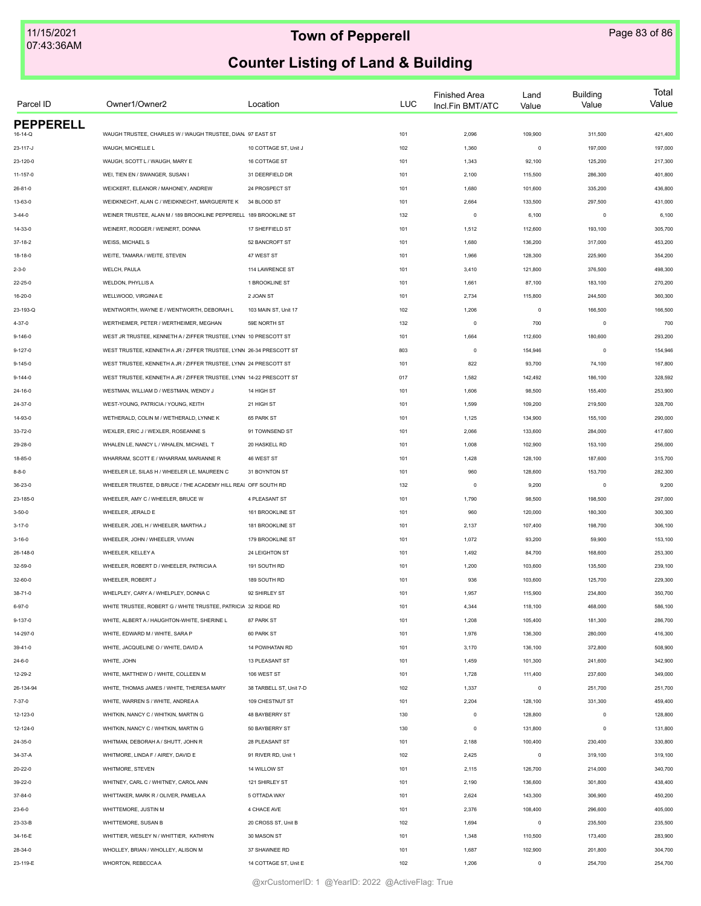# Town of Pepperell

## Counter Listing of Land & Building

| Parcel ID | Owner1/Owner2 | Location | LUC | Finished Area Incl.Fin BMT/ATC | Land Value | Building Value | Total Value |
|---|---|---|---|---|---|---|---|
| **PEPPERELL** | | | | | | | |
| 16-14-Q | WAUGH TRUSTEE, CHARLES W / WAUGH TRUSTEE, DIAN. | 97 EAST ST | 101 | 2,096 | 109,900 | 311,500 | 421,400 |
| 23-117-J | WAUGH, MICHELLE L | 10 COTTAGE ST, Unit J | 102 | 1,360 | 0 | 197,000 | 197,000 |
| 23-120-0 | WAUGH, SCOTT L / WAUGH, MARY E | 16 COTTAGE ST | 101 | 1,343 | 92,100 | 125,200 | 217,300 |
| 11-157-0 | WEI, TIEN EN / SWANGER, SUSAN I | 31 DEERFIELD DR | 101 | 2,100 | 115,500 | 286,300 | 401,800 |
| 26-81-0 | WEICKERT, ELEANOR / MAHONEY, ANDREW | 24 PROSPECT ST | 101 | 1,680 | 101,600 | 335,200 | 436,800 |
| 13-63-0 | WEIDKNECHT, ALAN C / WEIDKNECHT, MARGUERITE K | 34 BLOOD ST | 101 | 2,664 | 133,500 | 297,500 | 431,000 |
| 3-44-0 | WEINER TRUSTEE, ALAN M / 189 BROOKLINE PEPPERELL | 189 BROOKLINE ST | 132 | 0 | 6,100 | 0 | 6,100 |
| 14-33-0 | WEINERT, RODGER / WEINERT, DONNA | 17 SHEFFIELD ST | 101 | 1,512 | 112,600 | 193,100 | 305,700 |
| 37-18-2 | WEISS, MICHAEL S | 52 BANCROFT ST | 101 | 1,680 | 136,200 | 317,000 | 453,200 |
| 18-18-0 | WEITE, TAMARA / WEITE, STEVEN | 47 WEST ST | 101 | 1,966 | 128,300 | 225,900 | 354,200 |
| 2-3-0 | WELCH, PAULA | 114 LAWRENCE ST | 101 | 3,410 | 121,800 | 376,500 | 498,300 |
| 22-25-0 | WELDON, PHYLLIS A | 1 BROOKLINE ST | 101 | 1,661 | 87,100 | 183,100 | 270,200 |
| 16-20-0 | WELLWOOD, VIRGINIA E | 2 JOAN ST | 101 | 2,734 | 115,800 | 244,500 | 360,300 |
| 23-193-Q | WENTWORTH, WAYNE E / WENTWORTH, DEBORAH L | 103 MAIN ST, Unit 17 | 102 | 1,206 | 0 | 166,500 | 166,500 |
| 4-37-0 | WERTHEIMER, PETER / WERTHEIMER, MEGHAN | 59E NORTH ST | 132 | 0 | 700 | 0 | 700 |
| 9-146-0 | WEST JR TRUSTEE, KENNETH A / ZIFFER TRUSTEE, LYNN | 10 PRESCOTT ST | 101 | 1,664 | 112,600 | 180,600 | 293,200 |
| 9-127-0 | WEST TRUSTEE, KENNETH A JR / ZIFFER TRUSTEE, LYNN | 26-34 PRESCOTT ST | 803 | 0 | 154,946 | 0 | 154,946 |
| 9-145-0 | WEST TRUSTEE, KENNETH A JR / ZIFFER TRUSTEE, LYNN | 24 PRESCOTT ST | 101 | 822 | 93,700 | 74,100 | 167,800 |
| 9-144-0 | WEST TRUSTEE, KENNETH A JR / ZIFFER TRUSTEE, LYNN | 14-22 PRESCOTT ST | 017 | 1,582 | 142,492 | 186,100 | 328,592 |
| 24-16-0 | WESTMAN, WILLIAM D / WESTMAN, WENDY J | 14 HIGH ST | 101 | 1,606 | 98,500 | 155,400 | 253,900 |
| 24-37-0 | WEST-YOUNG, PATRICIA / YOUNG, KEITH | 21 HIGH ST | 101 | 1,599 | 109,200 | 219,500 | 328,700 |
| 14-93-0 | WETHERALD, COLIN M / WETHERALD, LYNNE K | 65 PARK ST | 101 | 1,125 | 134,900 | 155,100 | 290,000 |
| 33-72-0 | WEXLER, ERIC J / WEXLER, ROSEANNE S | 91 TOWNSEND ST | 101 | 2,066 | 133,600 | 284,000 | 417,600 |
| 29-28-0 | WHALEN LE, NANCY L / WHALEN, MICHAEL T | 20 HASKELL RD | 101 | 1,008 | 102,900 | 153,100 | 256,000 |
| 18-85-0 | WHARRAM, SCOTT E / WHARRAM, MARIANNE R | 46 WEST ST | 101 | 1,428 | 128,100 | 187,600 | 315,700 |
| 8-8-0 | WHEELER LE, SILAS H / WHEELER LE, MAUREEN C | 31 BOYNTON ST | 101 | 960 | 128,600 | 153,700 | 282,300 |
| 36-23-0 | WHEELER TRUSTEE, D BRUCE / THE ACADEMY HILL REAL | OFF SOUTH RD | 132 | 0 | 9,200 | 0 | 9,200 |
| 23-185-0 | WHEELER, AMY C / WHEELER, BRUCE W | 4 PLEASANT ST | 101 | 1,790 | 98,500 | 198,500 | 297,000 |
| 3-50-0 | WHEELER, JERALD E | 161 BROOKLINE ST | 101 | 960 | 120,000 | 180,300 | 300,300 |
| 3-17-0 | WHEELER, JOEL H / WHEELER, MARTHA J | 181 BROOKLINE ST | 101 | 2,137 | 107,400 | 198,700 | 306,100 |
| 3-16-0 | WHEELER, JOHN / WHEELER, VIVIAN | 179 BROOKLINE ST | 101 | 1,072 | 93,200 | 59,900 | 153,100 |
| 26-148-0 | WHEELER, KELLEY A | 24 LEIGHTON ST | 101 | 1,492 | 84,700 | 168,600 | 253,300 |
| 32-59-0 | WHEELER, ROBERT D / WHEELER, PATRICIA A | 191 SOUTH RD | 101 | 1,200 | 103,600 | 135,500 | 239,100 |
| 32-60-0 | WHEELER, ROBERT J | 189 SOUTH RD | 101 | 936 | 103,600 | 125,700 | 229,300 |
| 38-71-0 | WHELPLEY, CARY A / WHELPLEY, DONNA C | 92 SHIRLEY ST | 101 | 1,957 | 115,900 | 234,800 | 350,700 |
| 6-97-0 | WHITE TRUSTEE, ROBERT G / WHITE TRUSTEE, PATRICIA | 32 RIDGE RD | 101 | 4,344 | 118,100 | 468,000 | 586,100 |
| 9-137-0 | WHITE, ALBERT A / HAUGHTON-WHITE, SHERINE L | 87 PARK ST | 101 | 1,208 | 105,400 | 181,300 | 286,700 |
| 14-297-0 | WHITE, EDWARD M / WHITE, SARA P | 60 PARK ST | 101 | 1,976 | 136,300 | 280,000 | 416,300 |
| 39-41-0 | WHITE, JACQUELINE O / WHITE, DAVID A | 14 POWHATAN RD | 101 | 3,170 | 136,100 | 372,800 | 508,900 |
| 24-6-0 | WHITE, JOHN | 13 PLEASANT ST | 101 | 1,459 | 101,300 | 241,600 | 342,900 |
| 12-29-2 | WHITE, MATTHEW D / WHITE, COLLEEN M | 106 WEST ST | 101 | 1,728 | 111,400 | 237,600 | 349,000 |
| 26-134-94 | WHITE, THOMAS JAMES / WHITE, THERESA MARY | 38 TARBELL ST, Unit 7-D | 102 | 1,337 | 0 | 251,700 | 251,700 |
| 7-37-0 | WHITE, WARREN S / WHITE, ANDREA A | 109 CHESTNUT ST | 101 | 2,204 | 128,100 | 331,300 | 459,400 |
| 12-123-0 | WHITKIN, NANCY C / WHITKIN, MARTIN G | 48 BAYBERRY ST | 130 | 0 | 128,800 | 0 | 128,800 |
| 12-124-0 | WHITKIN, NANCY C / WHITKIN, MARTIN G | 50 BAYBERRY ST | 130 | 0 | 131,800 | 0 | 131,800 |
| 24-35-0 | WHITMAN, DEBORAH A / SHUTT, JOHN R | 28 PLEASANT ST | 101 | 2,188 | 100,400 | 230,400 | 330,800 |
| 34-37-A | WHITMORE, LINDA F / AIREY, DAVID E | 91 RIVER RD, Unit 1 | 102 | 2,425 | 0 | 319,100 | 319,100 |
| 20-22-0 | WHITMORE, STEVEN | 14 WILLOW ST | 101 | 2,115 | 126,700 | 214,000 | 340,700 |
| 39-22-0 | WHITNEY, CARL C / WHITNEY, CAROL ANN | 121 SHIRLEY ST | 101 | 2,190 | 136,600 | 301,800 | 438,400 |
| 37-84-0 | WHITTAKER, MARK R / OLIVER, PAMELA A | 5 OTTADA WAY | 101 | 2,624 | 143,300 | 306,900 | 450,200 |
| 23-6-0 | WHITTEMORE, JUSTIN M | 4 CHACE AVE | 101 | 2,376 | 108,400 | 296,600 | 405,000 |
| 23-33-B | WHITTEMORE, SUSAN B | 20 CROSS ST, Unit B | 102 | 1,694 | 0 | 235,500 | 235,500 |
| 34-16-E | WHITTIER, WESLEY N / WHITTIER, KATHRYN | 30 MASON ST | 101 | 1,348 | 110,500 | 173,400 | 283,900 |
| 28-34-0 | WHOLLEY, BRIAN / WHOLLEY, ALISON M | 37 SHAWNEE RD | 101 | 1,687 | 102,900 | 201,800 | 304,700 |
| 23-119-E | WHORTON, REBECCA A | 14 COTTAGE ST, Unit E | 102 | 1,206 | 0 | 254,700 | 254,700 |

@xrCustomerID: 1 @YearID: 2022 @ActiveFlag: True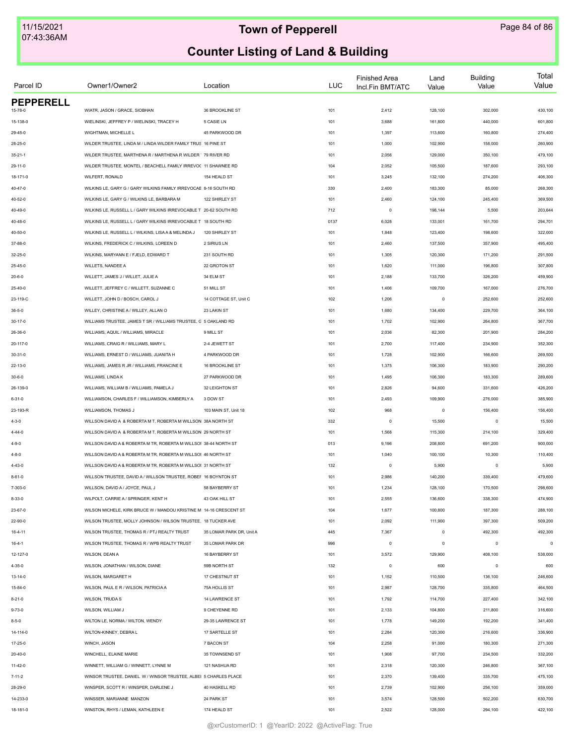# Town of Pepperell

## Counter Listing of Land & Building

| Parcel ID | Owner1/Owner2 | Location | LUC | Finished Area Incl.Fin BMT/ATC | Land Value | Building Value | Total Value |
|---|---|---|---|---|---|---|---|
| **PEPPERELL** | | | | | | | |
| 15-78-0 | WIATR, JASON / GRACE, SIOBHAN | 36 BROOKLINE ST | 101 | 2,412 | 128,100 | 302,000 | 430,100 |
| 15-138-0 | WIELINSKI, JEFFREY P / WIELINSKI, TRACEY H | 5 CASIE LN | 101 | 3,688 | 161,800 | 440,000 | 601,800 |
| 29-45-0 | WIGHTMAN, MICHELLE L | 45 PARKWOOD DR | 101 | 1,397 | 113,600 | 160,800 | 274,400 |
| 28-25-0 | WILDER TRUSTEE, LINDA M / LINDA WILDER FAMILY TRUS | 16 PINE ST | 101 | 1,000 | 102,900 | 158,000 | 260,900 |
| 35-21-1 | WILDER TRUSTEE, MARTHENA R / MARTHENA R WILDER | 79 RIVER RD | 101 | 2,056 | 129,000 | 350,100 | 479,100 |
| 29-11-0 | WILDER TRUSTEE, MONTEL / BEACHELL FAMILY IRREVOC | 11 SHAWNEE RD | 104 | 2,052 | 105,500 | 187,600 | 293,100 |
| 18-171-0 | WILFERT, RONALD | 154 HEALD ST | 101 | 3,245 | 132,100 | 274,200 | 406,300 |
| 40-47-0 | WILKINS LE, GARY G / GARY WILKINS FAMILY IRREVOCAE | 8-16 SOUTH RD | 330 | 2,400 | 183,300 | 85,000 | 268,300 |
| 40-52-0 | WILKINS LE, GARY G / WILKINS LE, BARBARA M | 122 SHIRLEY ST | 101 | 2,460 | 124,100 | 245,400 | 369,500 |
| 40-49-0 | WILKINS LE, RUSSELL L / GARY WILKINS IRREVOCABLE T | 20-62 SOUTH RD | 712 | 0 | 198,144 | 5,500 | 203,644 |
| 40-48-0 | WILKINS LE, RUSSELL L / GARY WILKINS IRREVOCABLE T | 18 SOUTH RD | 0137 | 6,028 | 133,001 | 161,700 | 294,701 |
| 40-50-0 | WILKINS LE, RUSSELL L / WILKINS, LISA A & MELINDA J | 120 SHIRLEY ST | 101 | 1,848 | 123,400 | 198,600 | 322,000 |
| 37-88-0 | WILKINS, FREDERICK C / WILKINS, LOREEN D | 2 SIRIUS LN | 101 | 2,460 | 137,500 | 357,900 | 495,400 |
| 32-25-0 | WILKINS, MARYANN E / FJELD, EDWARD T | 231 SOUTH RD | 101 | 1,305 | 120,300 | 171,200 | 291,500 |
| 25-45-0 | WILLETS, NANDEE A | 22 GROTON ST | 101 | 1,620 | 111,000 | 196,800 | 307,800 |
| 20-6-0 | WILLETT, JAMES J / WILLET, JULIE A | 34 ELM ST | 101 | 2,188 | 133,700 | 326,200 | 459,900 |
| 25-40-0 | WILLETT, JEFFREY C / WILLETT, SUZANNE C | 51 MILL ST | 101 | 1,406 | 109,700 | 167,000 | 276,700 |
| 23-119-C | WILLETT, JOHN D / BOSCH, CAROL J | 14 COTTAGE ST, Unit C | 102 | 1,206 | 0 | 252,600 | 252,600 |
| 36-5-0 | WILLEY, CHRISTINE A / WILLEY, ALLAN O | 23 LAKIN ST | 101 | 1,680 | 134,400 | 229,700 | 364,100 |
| 30-17-0 | WILLIAMS TRUSTEE, JAMES T SR / WILLIAMS TRUSTEE, G | 5 OAKLAND RD | 101 | 1,702 | 102,900 | 264,800 | 367,700 |
| 26-36-0 | WILLIAMS, AQUIL / WILLIAMS, MIRACLE | 9 MILL ST | 101 | 2,036 | 82,300 | 201,900 | 284,200 |
| 20-117-0 | WILLIAMS, CRAIG R / WILLIAMS, MARY L | 2-4 JEWETT ST | 101 | 2,700 | 117,400 | 234,900 | 352,300 |
| 30-31-0 | WILLIAMS, ERNEST D / WILLIAMS, JUANITA H | 4 PARKWOOD DR | 101 | 1,728 | 102,900 | 166,600 | 269,500 |
| 22-13-0 | WILLIAMS, JAMES R JR / WILLIAMS, FRANCINE E | 16 BROOKLINE ST | 101 | 1,375 | 106,300 | 183,900 | 290,200 |
| 30-6-0 | WILLIAMS, LINDA K | 27 PARKWOOD DR | 101 | 1,495 | 106,300 | 183,300 | 289,600 |
| 26-139-0 | WILLIAMS, WILLIAM B / WILLIAMS, PAMELA J | 32 LEIGHTON ST | 101 | 2,826 | 94,600 | 331,600 | 426,200 |
| 6-31-0 | WILLIAMSON, CHARLES F / WILLIAMSON, KIMBERLY A | 3 DOW ST | 101 | 2,493 | 109,900 | 276,000 | 385,900 |
| 23-193-R | WILLIAMSON, THOMAS J | 103 MAIN ST, Unit 18 | 102 | 968 | 0 | 156,400 | 156,400 |
| 4-3-0 | WILLSON DAVID A & ROBERTA M T, ROBERTA M WILLSON | 38A NORTH ST | 332 | 0 | 15,500 | 0 | 15,500 |
| 4-44-0 | WILLSON DAVID A & ROBERTA M T, ROBERTA M WILLSON | 29 NORTH ST | 101 | 1,568 | 115,300 | 214,100 | 329,400 |
| 4-9-0 | WILLSON DAVID A & ROBERTA M TR, ROBERTA M WILLSOI | 38-44 NORTH ST | 013 | 9,196 | 208,800 | 691,200 | 900,000 |
| 4-8-0 | WILLSON DAVID A & ROBERTA M TR, ROBERTA M WILLSOI | 46 NORTH ST | 101 | 1,040 | 100,100 | 10,300 | 110,400 |
| 4-43-0 | WILLSON DAVID A & ROBERTA M TR, ROBERTA M WILLSOI | 31 NORTH ST | 132 | 0 | 5,900 | 0 | 5,900 |
| 8-61-0 | WILLSON TRUSTEE, DAVID A / WILLSON TRUSTEE, ROBEF | 16 BOYNTON ST | 101 | 2,986 | 140,200 | 339,400 | 479,600 |
| 7-303-0 | WILLSON, DAVID A / JOYCE, PAUL J | 58 BAYBERRY ST | 101 | 1,234 | 128,100 | 170,500 | 298,600 |
| 8-33-0 | WILPOLT, CARRIE A / SPRINGER, KENT H | 43 OAK HILL ST | 101 | 2,555 | 136,600 | 338,300 | 474,900 |
| 23-67-0 | WILSON MICHELE, KIRK BRUCE W / MANDOU KRISTINE M | 14-16 CRESCENT ST | 104 | 1,677 | 100,800 | 187,300 | 288,100 |
| 22-90-0 | WILSON TRUSTEE, MOLLY JOHNSON / WILSON TRUSTEE, | 18 TUCKER AVE | 101 | 2,092 | 111,900 | 397,300 | 509,200 |
| 16-4-11 | WILSON TRUSTEE, THOMAS R / PTJ REALTY TRUST | 35 LOMAR PARK DR, Unit A | 445 | 7,367 | 0 | 492,300 | 492,300 |
| 16-4-1 | WILSON TRUSTEE, THOMAS R / WPB REALTY TRUST | 35 LOMAR PARK DR | 996 | 0 | 0 | 0 | 0 |
| 12-127-0 | WILSON, DEAN A | 16 BAYBERRY ST | 101 | 3,572 | 129,900 | 408,100 | 538,000 |
| 4-35-0 | WILSON, JONATHAN / WILSON, DIANE | 59B NORTH ST | 132 | 0 | 600 | 0 | 600 |
| 13-14-0 | WILSON, MARGARET H | 17 CHESTNUT ST | 101 | 1,152 | 110,500 | 136,100 | 246,600 |
| 15-84-0 | WILSON, PAUL E R / WILSON, PATRICIA A | 75A HOLLIS ST | 101 | 2,987 | 128,700 | 335,800 | 464,500 |
| 8-21-0 | WILSON, TRUDA S | 14 LAWRENCE ST | 101 | 1,792 | 114,700 | 227,400 | 342,100 |
| 9-73-0 | WILSON, WILLIAM J | 9 CHEYENNE RD | 101 | 2,133 | 104,800 | 211,800 | 316,600 |
| 8-5-0 | WILTON LE, NORMA / WILTON, WENDY | 29-35 LAWRENCE ST | 101 | 1,778 | 149,200 | 192,200 | 341,400 |
| 14-114-0 | WILTON-KINNEY, DEBRA L | 17 SARTELLE ST | 101 | 2,284 | 120,300 | 216,600 | 336,900 |
| 17-25-0 | WINCH, JASON | 7 BACON ST | 104 | 2,258 | 91,000 | 180,300 | 271,300 |
| 20-40-0 | WINCHELL, ELAINE MARIE | 35 TOWNSEND ST | 101 | 1,908 | 97,700 | 234,500 | 332,200 |
| 11-42-0 | WINNETT, WILLIAM G / WINNETT, LYNNE M | 121 NASHUA RD | 101 | 2,318 | 120,300 | 246,800 | 367,100 |
| 7-11-2 | WINSOR TRUSTEE, DANIEL W / WINSOR TRUSTEE, ALBEI | 5 CHARLES PLACE | 101 | 2,370 | 139,400 | 335,700 | 475,100 |
| 28-29-0 | WINSPER, SCOTT R / WINSPER, DARLENE J | 40 HASKELL RD | 101 | 2,739 | 102,900 | 256,100 | 359,000 |
| 14-233-0 | WINSSER, MARIANNE MANZON | 24 PARK ST | 101 | 3,574 | 128,500 | 502,200 | 630,700 |
| 18-181-0 | WINSTON, RHYS / LEMAN, KATHLEEN E | 174 HEALD ST | 101 | 2,522 | 128,000 | 294,100 | 422,100 |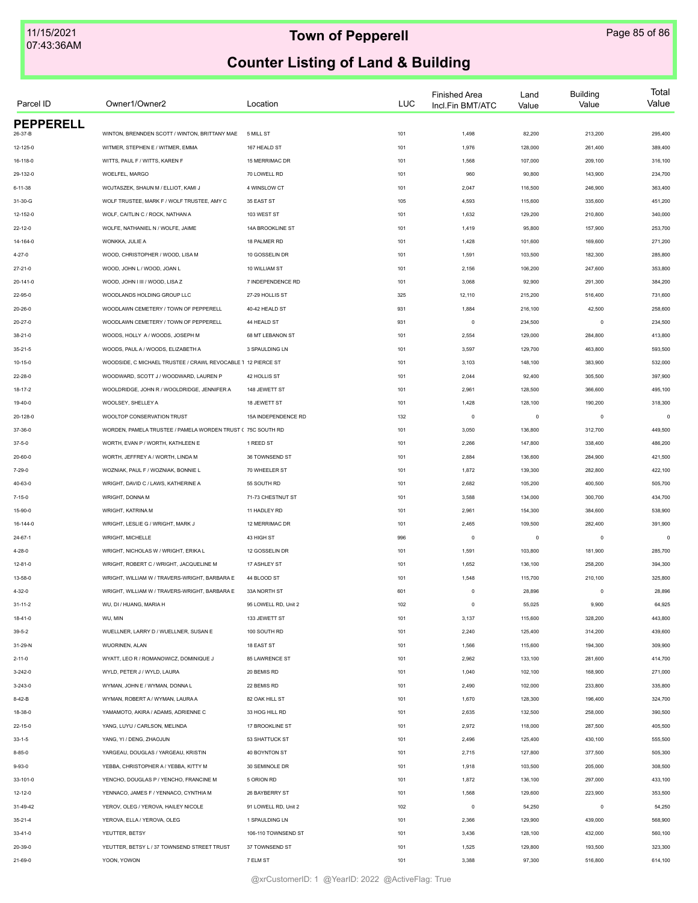# Town of Pepperell

## Counter Listing of Land & Building

| Parcel ID | Owner1/Owner2 | Location | LUC | Finished Area Incl.Fin BMT/ATC | Land Value | Building Value | Total Value |
|---|---|---|---|---|---|---|---|
| **PEPPERELL** | | | | | | | |
| 26-37-B | WINTON, BRENNDEN SCOTT / WINTON, BRITTANY MAE | 5 MILL ST | 101 | 1,498 | 82,200 | 213,200 | 295,400 |
| 12-125-0 | WITMER, STEPHEN E / WITMER, EMMA | 167 HEALD ST | 101 | 1,976 | 128,000 | 261,400 | 389,400 |
| 16-118-0 | WITTS, PAUL F / WITTS, KAREN F | 15 MERRIMAC DR | 101 | 1,568 | 107,000 | 209,100 | 316,100 |
| 29-132-0 | WOELFEL, MARGO | 70 LOWELL RD | 101 | 960 | 90,800 | 143,900 | 234,700 |
| 6-11-38 | WOJTASZEK, SHAUN M / ELLIOT, KAMI J | 4 WINSLOW CT | 101 | 2,047 | 116,500 | 246,900 | 363,400 |
| 31-30-G | WOLF TRUSTEE, MARK F / WOLF TRUSTEE, AMY C | 35 EAST ST | 105 | 4,593 | 115,600 | 335,600 | 451,200 |
| 12-152-0 | WOLF, CAITLIN C / ROCK, NATHAN A | 103 WEST ST | 101 | 1,632 | 129,200 | 210,800 | 340,000 |
| 22-12-0 | WOLFE, NATHANIEL N / WOLFE, JAIME | 14A BROOKLINE ST | 101 | 1,419 | 95,800 | 157,900 | 253,700 |
| 14-164-0 | WONKKA, JULIE A | 18 PALMER RD | 101 | 1,428 | 101,600 | 169,600 | 271,200 |
| 4-27-0 | WOOD, CHRISTOPHER / WOOD, LISA M | 10 GOSSELIN DR | 101 | 1,591 | 103,500 | 182,300 | 285,800 |
| 27-21-0 | WOOD, JOHN L / WOOD, JOAN L | 10 WILLIAM ST | 101 | 2,156 | 106,200 | 247,600 | 353,800 |
| 20-141-0 | WOOD, JOHN I III / WOOD, LISA Z | 7 INDEPENDENCE RD | 101 | 3,068 | 92,900 | 291,300 | 384,200 |
| 22-95-0 | WOODLANDS HOLDING GROUP LLC | 27-29 HOLLIS ST | 325 | 12,110 | 215,200 | 516,400 | 731,600 |
| 20-26-0 | WOODLAWN CEMETERY / TOWN OF PEPPERELL | 40-42 HEALD ST | 931 | 1,884 | 216,100 | 42,500 | 258,600 |
| 20-27-0 | WOODLAWN CEMETERY / TOWN OF PEPPERELL | 44 HEALD ST | 931 | 0 | 234,500 | 0 | 234,500 |
| 38-21-0 | WOODS, HOLLY A / WOODS, JOSEPH M | 68 MT LEBANON ST | 101 | 2,554 | 129,000 | 284,800 | 413,800 |
| 35-21-5 | WOODS, PAUL A / WOODS, ELIZABETH A | 3 SPAULDING LN | 101 | 3,597 | 129,700 | 463,800 | 593,500 |
| 10-15-0 | WOODSIDE, C MICHAEL TRUSTEE / CRAWL REVOCABLE T | 12 PIERCE ST | 101 | 3,103 | 148,100 | 383,900 | 532,000 |
| 22-28-0 | WOODWARD, SCOTT J / WOODWARD, LAUREN P | 42 HOLLIS ST | 101 | 2,044 | 92,400 | 305,500 | 397,900 |
| 18-17-2 | WOOLDRIDGE, JOHN R / WOOLDRIDGE, JENNIFER A | 148 JEWETT ST | 101 | 2,961 | 128,500 | 366,600 | 495,100 |
| 19-40-0 | WOOLSEY, SHELLEY A | 18 JEWETT ST | 101 | 1,428 | 128,100 | 190,200 | 318,300 |
| 20-128-0 | WOOLTOP CONSERVATION TRUST | 15A INDEPENDENCE RD | 132 | 0 | 0 | 0 | 0 |
| 37-36-0 | WORDEN, PAMELA TRUSTEE / PAMELA WORDEN TRUST ( | 75C SOUTH RD | 101 | 3,050 | 136,800 | 312,700 | 449,500 |
| 37-5-0 | WORTH, EVAN P / WORTH, KATHLEEN E | 1 REED ST | 101 | 2,266 | 147,800 | 338,400 | 486,200 |
| 20-60-0 | WORTH, JEFFREY A / WORTH, LINDA M | 36 TOWNSEND ST | 101 | 2,884 | 136,600 | 284,900 | 421,500 |
| 7-29-0 | WOZNIAK, PAUL F / WOZNIAK, BONNIE L | 70 WHEELER ST | 101 | 1,872 | 139,300 | 282,800 | 422,100 |
| 40-63-0 | WRIGHT, DAVID C / LAWS, KATHERINE A | 55 SOUTH RD | 101 | 2,682 | 105,200 | 400,500 | 505,700 |
| 7-15-0 | WRIGHT, DONNA M | 71-73 CHESTNUT ST | 101 | 3,588 | 134,000 | 300,700 | 434,700 |
| 15-90-0 | WRIGHT, KATRINA M | 11 HADLEY RD | 101 | 2,961 | 154,300 | 384,600 | 538,900 |
| 16-144-0 | WRIGHT, LESLIE G / WRIGHT, MARK J | 12 MERRIMAC DR | 101 | 2,465 | 109,500 | 282,400 | 391,900 |
| 24-67-1 | WRIGHT, MICHELLE | 43 HIGH ST | 996 | 0 | 0 | 0 | 0 |
| 4-28-0 | WRIGHT, NICHOLAS W / WRIGHT, ERIKA L | 12 GOSSELIN DR | 101 | 1,591 | 103,800 | 181,900 | 285,700 |
| 12-81-0 | WRIGHT, ROBERT C / WRIGHT, JACQUELINE M | 17 ASHLEY ST | 101 | 1,652 | 136,100 | 258,200 | 394,300 |
| 13-58-0 | WRIGHT, WILLIAM W / TRAVERS-WRIGHT, BARBARA E | 44 BLOOD ST | 101 | 1,548 | 115,700 | 210,100 | 325,800 |
| 4-32-0 | WRIGHT, WILLIAM W / TRAVERS-WRIGHT, BARBARA E | 33A NORTH ST | 601 | 0 | 28,896 | 0 | 28,896 |
| 31-11-2 | WU, DI / HUANG, MARIA H | 95 LOWELL RD, Unit 2 | 102 | 0 | 55,025 | 9,900 | 64,925 |
| 18-41-0 | WU, MIN | 133 JEWETT ST | 101 | 3,137 | 115,600 | 328,200 | 443,800 |
| 39-5-2 | WUELLNER, LARRY D / WUELLNER, SUSAN E | 100 SOUTH RD | 101 | 2,240 | 125,400 | 314,200 | 439,600 |
| 31-29-N | WUORINEN, ALAN | 18 EAST ST | 101 | 1,566 | 115,600 | 194,300 | 309,900 |
| 2-11-0 | WYATT, LEO R / ROMANOWICZ, DOMINIQUE J | 85 LAWRENCE ST | 101 | 2,962 | 133,100 | 281,600 | 414,700 |
| 3-242-0 | WYLD, PETER J / WYLD, LAURA | 20 BEMIS RD | 101 | 1,040 | 102,100 | 168,900 | 271,000 |
| 3-243-0 | WYMAN, JOHN E / WYMAN, DONNA L | 22 BEMIS RD | 101 | 2,490 | 102,000 | 233,800 | 335,800 |
| 8-42-B | WYMAN, ROBERT A / WYMAN, LAURA A | 82 OAK HILL ST | 101 | 1,670 | 128,300 | 196,400 | 324,700 |
| 18-38-0 | YAMAMOTO, AKIRA / ADAMS, ADRIENNE C | 33 HOG HILL RD | 101 | 2,635 | 132,500 | 258,000 | 390,500 |
| 22-15-0 | YANG, LUYU / CARLSON, MELINDA | 17 BROOKLINE ST | 101 | 2,972 | 118,000 | 287,500 | 405,500 |
| 33-1-5 | YANG, YI / DENG, ZHAOJUN | 53 SHATTUCK ST | 101 | 2,496 | 125,400 | 430,100 | 555,500 |
| 8-85-0 | YARGEAU, DOUGLAS / YARGEAU, KRISTIN | 40 BOYNTON ST | 101 | 2,715 | 127,800 | 377,500 | 505,300 |
| 9-93-0 | YEBBA, CHRISTOPHER A / YEBBA, KITTY M | 30 SEMINOLE DR | 101 | 1,918 | 103,500 | 205,000 | 308,500 |
| 33-101-0 | YENCHO, DOUGLAS P / YENCHO, FRANCINE M | 5 ORION RD | 101 | 1,872 | 136,100 | 297,000 | 433,100 |
| 12-12-0 | YENNACO, JAMES F / YENNACO, CYNTHIA M | 26 BAYBERRY ST | 101 | 1,568 | 129,600 | 223,900 | 353,500 |
| 31-49-42 | YEROV, OLEG / YEROVA, HAILEY NICOLE | 91 LOWELL RD, Unit 2 | 102 | 0 | 54,250 | 0 | 54,250 |
| 35-21-4 | YEROVA, ELLA / YEROVA, OLEG | 1 SPAULDING LN | 101 | 2,366 | 129,900 | 439,000 | 568,900 |
| 33-41-0 | YEUTTER, BETSY | 106-110 TOWNSEND ST | 101 | 3,436 | 128,100 | 432,000 | 560,100 |
| 20-39-0 | YEUTTER, BETSY L / 37 TOWNSEND STREET TRUST | 37 TOWNSEND ST | 101 | 1,525 | 129,800 | 193,500 | 323,300 |
| 21-69-0 | YOON, YOWON | 7 ELM ST | 101 | 3,388 | 97,300 | 516,800 | 614,100 |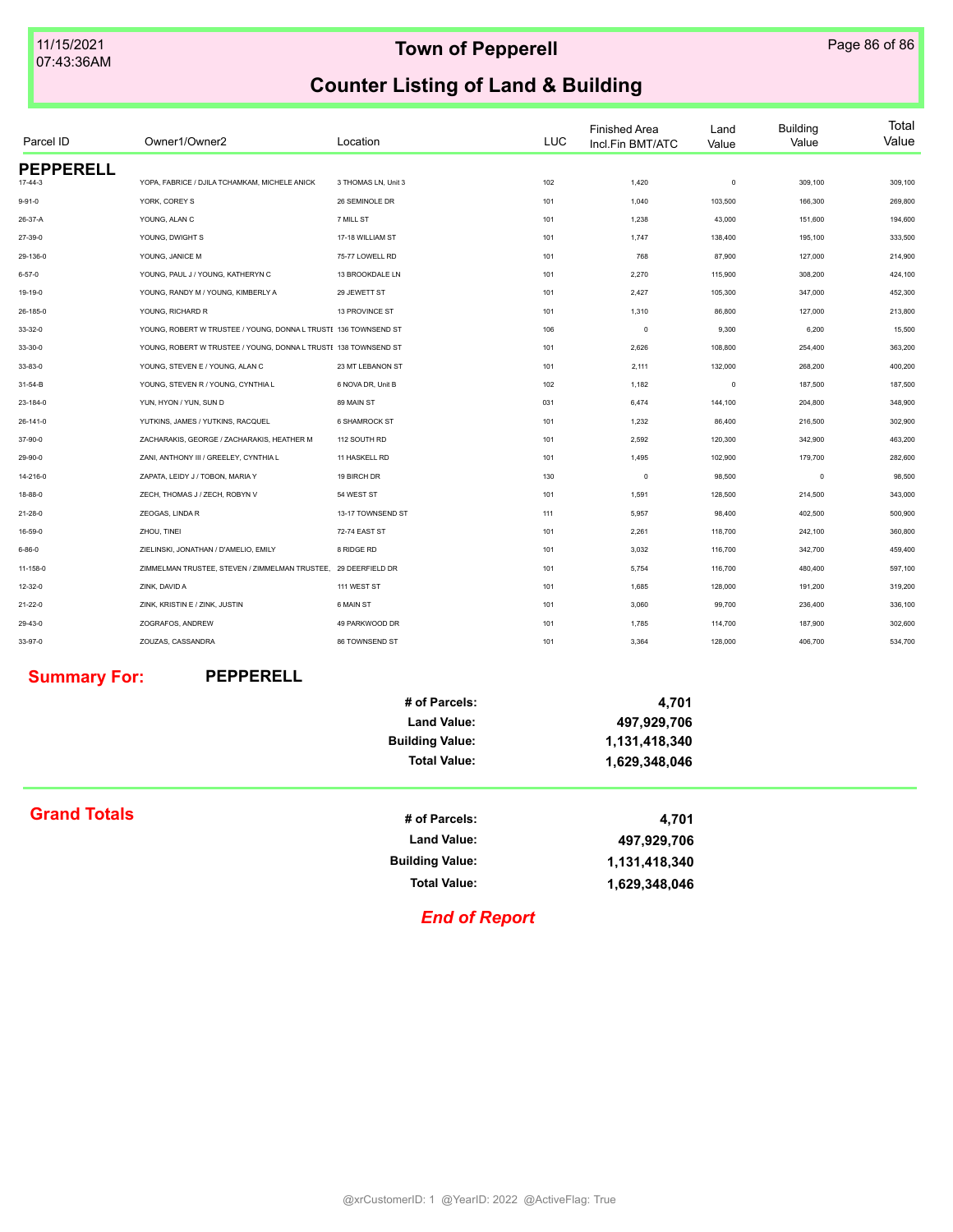# Town of Pepperell

## Counter Listing of Land & Building

11/15/2021
07:43:36AM

| Parcel ID | Owner1/Owner2 | Location | LUC | Finished Area Incl.Fin BMT/ATC | Land Value | Building Value | Total Value |
|---|---|---|---|---|---|---|---|
| **PEPPERELL** | | | | | | | |
| 17-44-3 | YOPA, FABRICE / DJILA TCHAMKAM, MICHELE ANICK | 3 THOMAS LN, Unit 3 | 102 | 1,420 | 0 | 309,100 | 309,100 |
| 9-91-0 | YORK, COREY S | 26 SEMINOLE DR | 101 | 1,040 | 103,500 | 166,300 | 269,800 |
| 26-37-A | YOUNG, ALAN C | 7 MILL ST | 101 | 1,238 | 43,000 | 151,600 | 194,600 |
| 27-39-0 | YOUNG, DWIGHT S | 17-18 WILLIAM ST | 101 | 1,747 | 138,400 | 195,100 | 333,500 |
| 29-136-0 | YOUNG, JANICE M | 75-77 LOWELL RD | 101 | 768 | 87,900 | 127,000 | 214,900 |
| 6-57-0 | YOUNG, PAUL J / YOUNG, KATHERYN C | 13 BROOKDALE LN | 101 | 2,270 | 115,900 | 308,200 | 424,100 |
| 19-19-0 | YOUNG, RANDY M / YOUNG, KIMBERLY A | 29 JEWETT ST | 101 | 2,427 | 105,300 | 347,000 | 452,300 |
| 26-185-0 | YOUNG, RICHARD R | 13 PROVINCE ST | 101 | 1,310 | 86,800 | 127,000 | 213,800 |
| 33-32-0 | YOUNG, ROBERT W TRUSTEE / YOUNG, DONNA L TRUSTE | 136 TOWNSEND ST | 106 | 0 | 9,300 | 6,200 | 15,500 |
| 33-30-0 | YOUNG, ROBERT W TRUSTEE / YOUNG, DONNA L TRUSTE | 138 TOWNSEND ST | 101 | 2,626 | 108,800 | 254,400 | 363,200 |
| 33-83-0 | YOUNG, STEVEN E / YOUNG, ALAN C | 23 MT LEBANON ST | 101 | 2,111 | 132,000 | 268,200 | 400,200 |
| 31-54-B | YOUNG, STEVEN R / YOUNG, CYNTHIA L | 6 NOVA DR, Unit B | 102 | 1,182 | 0 | 187,500 | 187,500 |
| 23-184-0 | YUN, HYON / YUN, SUN D | 89 MAIN ST | 031 | 6,474 | 144,100 | 204,800 | 348,900 |
| 26-141-0 | YUTKINS, JAMES / YUTKINS, RACQUEL | 6 SHAMROCK ST | 101 | 1,232 | 86,400 | 216,500 | 302,900 |
| 37-90-0 | ZACHARAKIS, GEORGE / ZACHARAKIS, HEATHER M | 112 SOUTH RD | 101 | 2,592 | 120,300 | 342,900 | 463,200 |
| 29-90-0 | ZANI, ANTHONY III / GREELEY, CYNTHIA L | 11 HASKELL RD | 101 | 1,495 | 102,900 | 179,700 | 282,600 |
| 14-216-0 | ZAPATA, LEIDY J / TOBON, MARIA Y | 19 BIRCH DR | 130 | 0 | 98,500 | 0 | 98,500 |
| 18-88-0 | ZECH, THOMAS J / ZECH, ROBYN V | 54 WEST ST | 101 | 1,591 | 128,500 | 214,500 | 343,000 |
| 21-28-0 | ZEOGAS, LINDA R | 13-17 TOWNSEND ST | 111 | 5,957 | 98,400 | 402,500 | 500,900 |
| 16-59-0 | ZHOU, TINEI | 72-74 EAST ST | 101 | 2,261 | 118,700 | 242,100 | 360,800 |
| 6-86-0 | ZIELINSKI, JONATHAN / D'AMELIO, EMILY | 8 RIDGE RD | 101 | 3,032 | 116,700 | 342,700 | 459,400 |
| 11-158-0 | ZIMMELMAN TRUSTEE, STEVEN / ZIMMELMAN TRUSTEE, | 29 DEERFIELD DR | 101 | 5,754 | 116,700 | 480,400 | 597,100 |
| 12-32-0 | ZINK, DAVID A | 111 WEST ST | 101 | 1,685 | 128,000 | 191,200 | 319,200 |
| 21-22-0 | ZINK, KRISTIN E / ZINK, JUSTIN | 6 MAIN ST | 101 | 3,060 | 99,700 | 236,400 | 336,100 |
| 29-43-0 | ZOGRAFOS, ANDREW | 49 PARKWOOD DR | 101 | 1,785 | 114,700 | 187,900 | 302,600 |
| 33-97-0 | ZOUZAS, CASSANDRA | 86 TOWNSEND ST | 101 | 3,364 | 128,000 | 406,700 | 534,700 |

**Summary For: PEPPERELL**

| | |
|---|---|
| # of Parcels: | 4,701 |
| Land Value: | 497,929,706 |
| Building Value: | 1,131,418,340 |
| Total Value: | 1,629,348,046 |

**Grand Totals**

| | |
|---|---|
| # of Parcels: | 4,701 |
| Land Value: | 497,929,706 |
| Building Value: | 1,131,418,340 |
| Total Value: | 1,629,348,046 |

***End of Report***

@xrCustomerID: 1 @YearID: 2022 @ActiveFlag: True